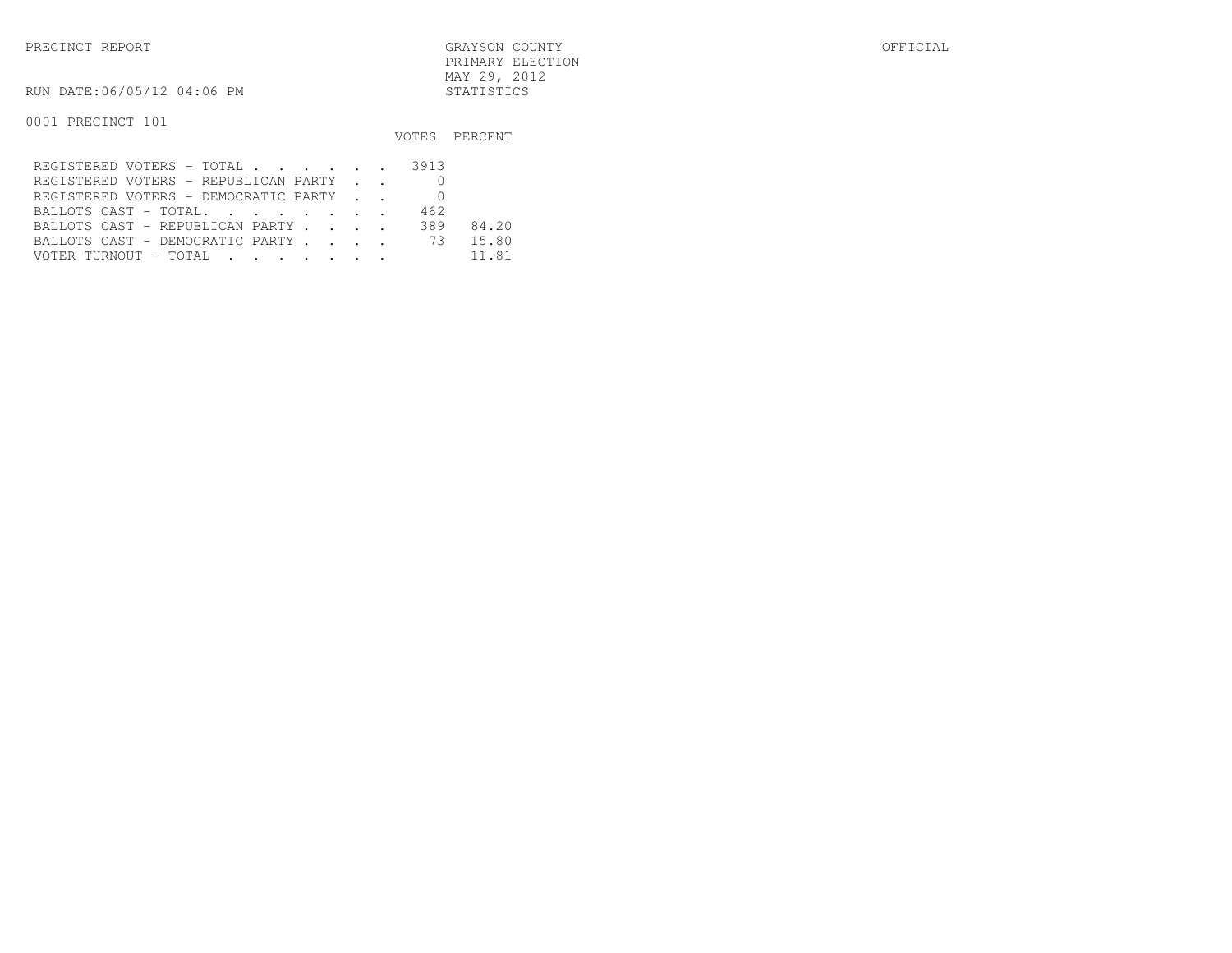PRECINCT REPORT

GRAYSON COUNTY
PRIMARY ELECTION
MAY 29, 2012
STATISTICS

OFFICIAL

RUN DATE:06/05/12 04:06 PM

0001 PRECINCT 101

| | VOTES | PERCENT |
|---|---|---|
| REGISTERED VOTERS - TOTAL . . . . . . | 3913 | |
| REGISTERED VOTERS - REPUBLICAN PARTY . . | 0 | |
| REGISTERED VOTERS - DEMOCRATIC PARTY . . | 0 | |
| BALLOTS CAST - TOTAL. . . . . . . . | 462 | |
| BALLOTS CAST - REPUBLICAN PARTY . . . . | 389 | 84.20 |
| BALLOTS CAST - DEMOCRATIC PARTY . . . . | 73 | 15.80 |
| VOTER TURNOUT - TOTAL . . . . . . . | | 11.81 |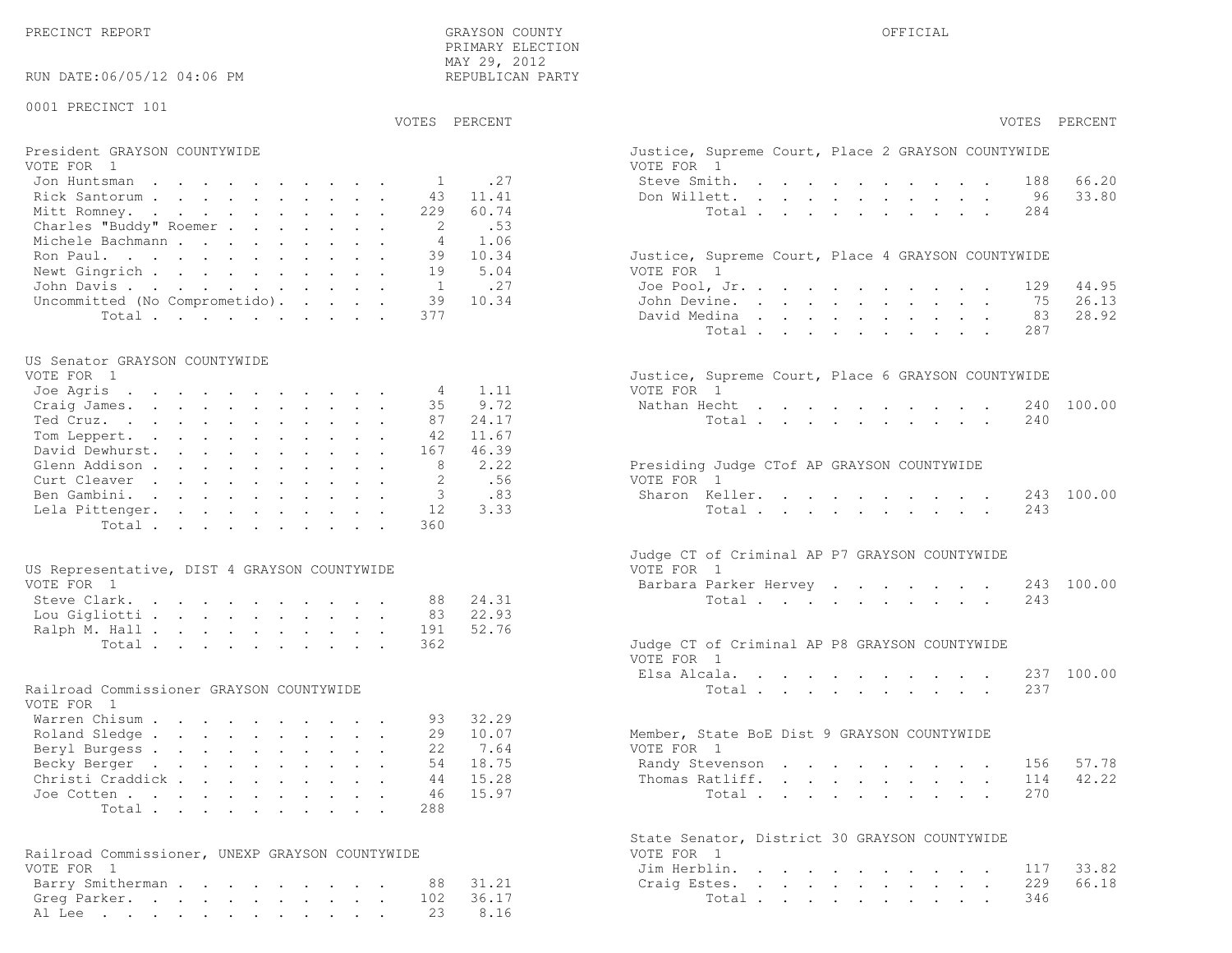PRECINCT REPORT — GRAYSON COUNTY PRIMARY ELECTION — MAY 29, 2012 — REPUBLICAN PARTY — OFFICIAL

RUN DATE:06/05/12 04:06 PM

0001 PRECINCT 101

### President GRAYSON COUNTYWIDE
VOTE FOR 1

| Candidate | VOTES | PERCENT |
|---|---|---|
| Jon Huntsman | 1 | .27 |
| Rick Santorum | 43 | 11.41 |
| Mitt Romney | 229 | 60.74 |
| Charles "Buddy" Roemer | 2 | .53 |
| Michele Bachmann | 4 | 1.06 |
| Ron Paul | 39 | 10.34 |
| Newt Gingrich | 19 | 5.04 |
| John Davis | 1 | .27 |
| Uncommitted (No Comprometido) | 39 | 10.34 |
| Total | 377 | |

### US Senator GRAYSON COUNTYWIDE
VOTE FOR 1

| Candidate | VOTES | PERCENT |
|---|---|---|
| Joe Agris | 4 | 1.11 |
| Craig James | 35 | 9.72 |
| Ted Cruz | 87 | 24.17 |
| Tom Leppert | 42 | 11.67 |
| David Dewhurst | 167 | 46.39 |
| Glenn Addison | 8 | 2.22 |
| Curt Cleaver | 2 | .56 |
| Ben Gambini | 3 | .83 |
| Lela Pittenger | 12 | 3.33 |
| Total | 360 | |

### US Representative, DIST 4 GRAYSON COUNTYWIDE
VOTE FOR 1

| Candidate | VOTES | PERCENT |
|---|---|---|
| Steve Clark | 88 | 24.31 |
| Lou Gigliotti | 83 | 22.93 |
| Ralph M. Hall | 191 | 52.76 |
| Total | 362 | |

### Railroad Commissioner GRAYSON COUNTYWIDE
VOTE FOR 1

| Candidate | VOTES | PERCENT |
|---|---|---|
| Warren Chisum | 93 | 32.29 |
| Roland Sledge | 29 | 10.07 |
| Beryl Burgess | 22 | 7.64 |
| Becky Berger | 54 | 18.75 |
| Christi Craddick | 44 | 15.28 |
| Joe Cotten | 46 | 15.97 |
| Total | 288 | |

### Railroad Commissioner, UNEXP GRAYSON COUNTYWIDE
VOTE FOR 1

| Candidate | VOTES | PERCENT |
|---|---|---|
| Barry Smitherman | 88 | 31.21 |
| Greg Parker | 102 | 36.17 |
| Al Lee | 23 | 8.16 |

### Justice, Supreme Court, Place 2 GRAYSON COUNTYWIDE
VOTE FOR 1

| Candidate | VOTES | PERCENT |
|---|---|---|
| Steve Smith | 188 | 66.20 |
| Don Willett | 96 | 33.80 |
| Total | 284 | |

### Justice, Supreme Court, Place 4 GRAYSON COUNTYWIDE
VOTE FOR 1

| Candidate | VOTES | PERCENT |
|---|---|---|
| Joe Pool, Jr. | 129 | 44.95 |
| John Devine | 75 | 26.13 |
| David Medina | 83 | 28.92 |
| Total | 287 | |

### Justice, Supreme Court, Place 6 GRAYSON COUNTYWIDE
VOTE FOR 1

| Candidate | VOTES | PERCENT |
|---|---|---|
| Nathan Hecht | 240 | 100.00 |
| Total | 240 | |

### Presiding Judge CTof AP GRAYSON COUNTYWIDE
VOTE FOR 1

| Candidate | VOTES | PERCENT |
|---|---|---|
| Sharon Keller | 243 | 100.00 |
| Total | 243 | |

### Judge CT of Criminal AP P7 GRAYSON COUNTYWIDE
VOTE FOR 1

| Candidate | VOTES | PERCENT |
|---|---|---|
| Barbara Parker Hervey | 243 | 100.00 |
| Total | 243 | |

### Judge CT of Criminal AP P8 GRAYSON COUNTYWIDE
VOTE FOR 1

| Candidate | VOTES | PERCENT |
|---|---|---|
| Elsa Alcala | 237 | 100.00 |
| Total | 237 | |

### Member, State BoE Dist 9 GRAYSON COUNTYWIDE
VOTE FOR 1

| Candidate | VOTES | PERCENT |
|---|---|---|
| Randy Stevenson | 156 | 57.78 |
| Thomas Ratliff | 114 | 42.22 |
| Total | 270 | |

### State Senator, District 30 GRAYSON COUNTYWIDE
VOTE FOR 1

| Candidate | VOTES | PERCENT |
|---|---|---|
| Jim Herblin | 117 | 33.82 |
| Craig Estes | 229 | 66.18 |
| Total | 346 | |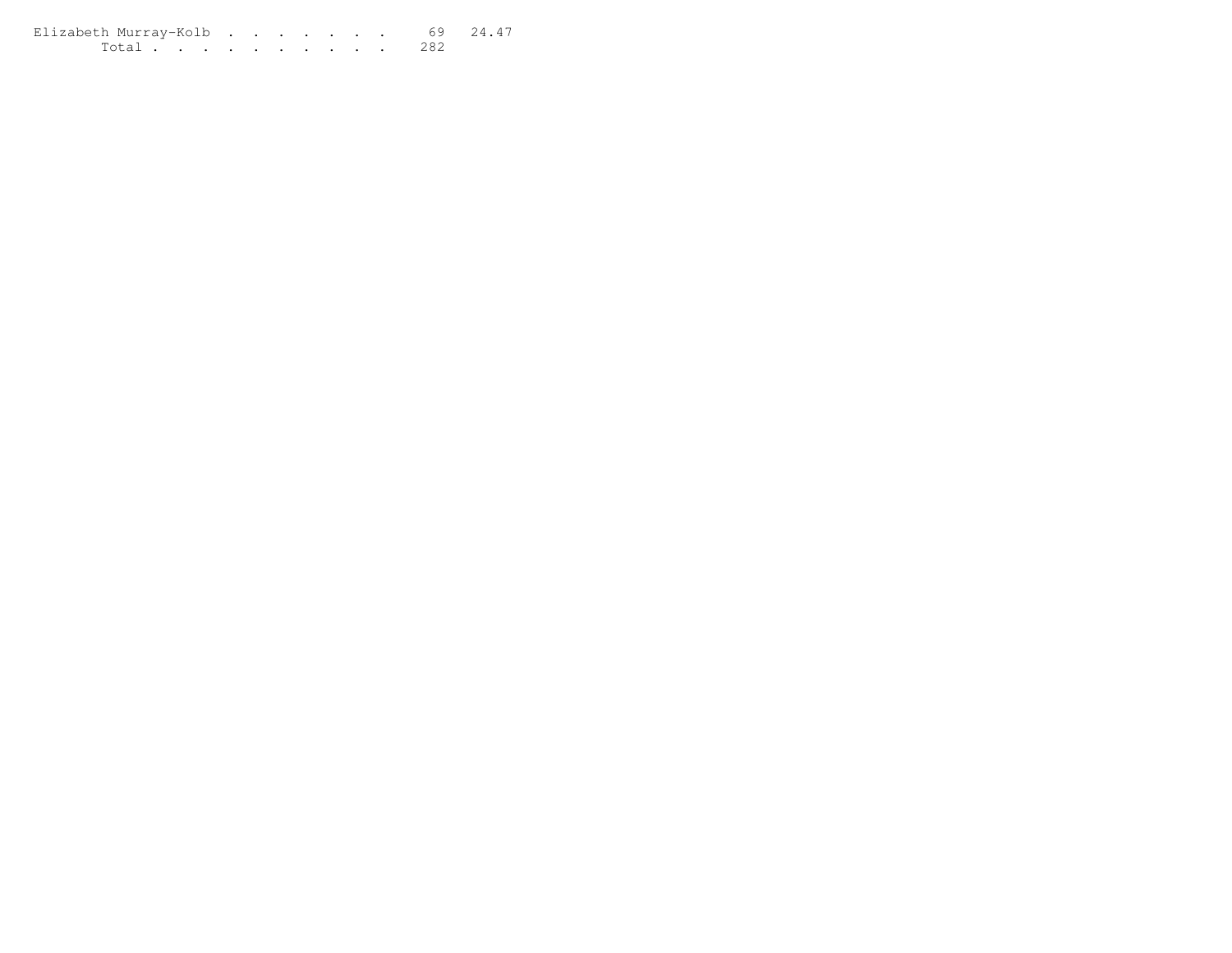| | | |
|---|---|---|
| Elizabeth Murray-Kolb . . . . . . . . | 69 | 24.47 |
| Total . . . . . . . . . . | 282 | |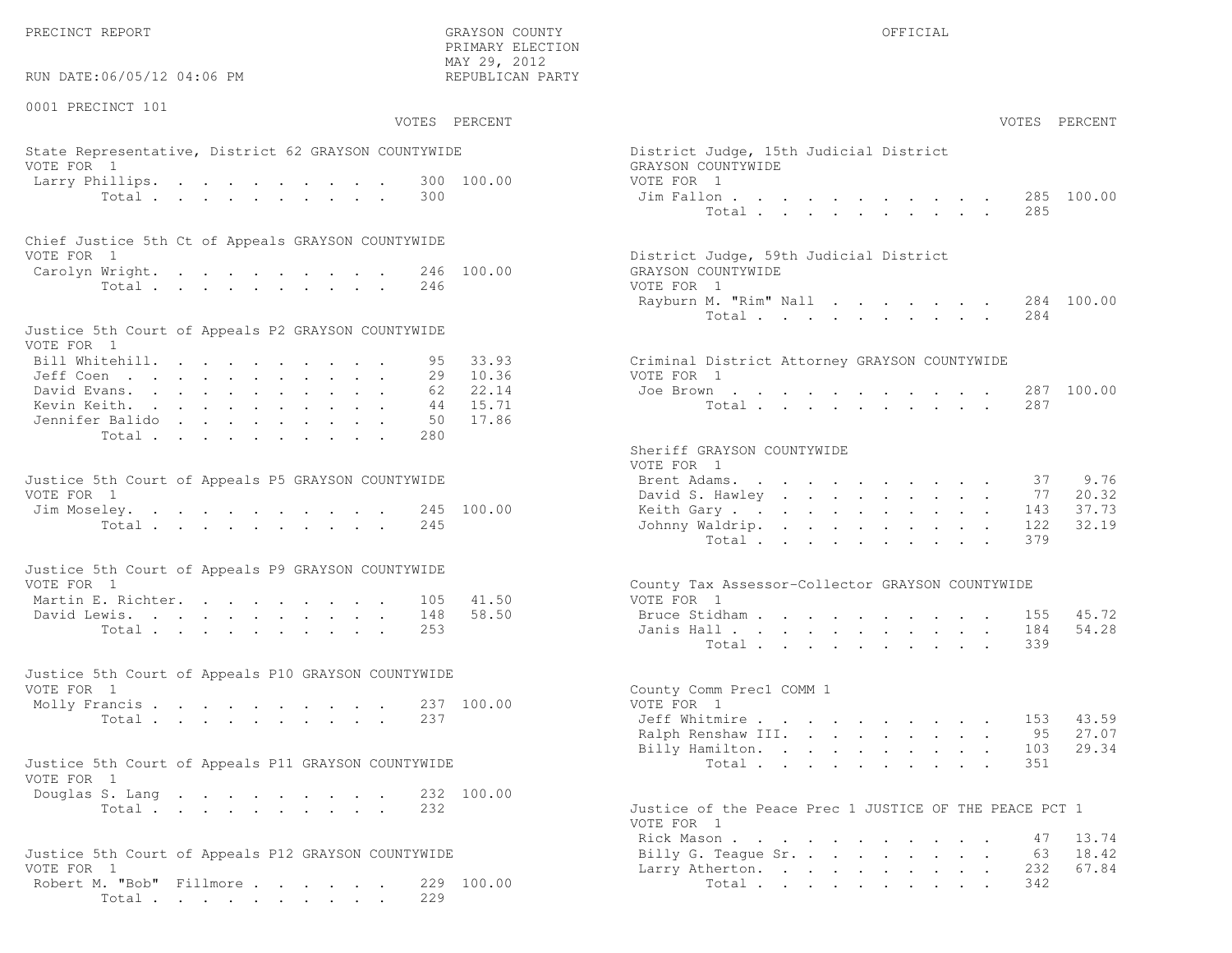PRECINCT REPORT

GRAYSON COUNTY
PRIMARY ELECTION
MAY 29, 2012
REPUBLICAN PARTY

OFFICIAL

RUN DATE:06/05/12 04:06 PM

0001 PRECINCT 101

**State Representative, District 62 GRAYSON COUNTYWIDE**
VOTE FOR 1

| Candidate | VOTES | PERCENT |
|---|---|---|
| Larry Phillips | 300 | 100.00 |
| Total | 300 | |

**Chief Justice 5th Ct of Appeals GRAYSON COUNTYWIDE**
VOTE FOR 1

| Candidate | VOTES | PERCENT |
|---|---|---|
| Carolyn Wright | 246 | 100.00 |
| Total | 246 | |

**Justice 5th Court of Appeals P2 GRAYSON COUNTYWIDE**
VOTE FOR 1

| Candidate | VOTES | PERCENT |
|---|---|---|
| Bill Whitehill | 95 | 33.93 |
| Jeff Coen | 29 | 10.36 |
| David Evans | 62 | 22.14 |
| Kevin Keith | 44 | 15.71 |
| Jennifer Balido | 50 | 17.86 |
| Total | 280 | |

**Justice 5th Court of Appeals P5 GRAYSON COUNTYWIDE**
VOTE FOR 1

| Candidate | VOTES | PERCENT |
|---|---|---|
| Jim Moseley | 245 | 100.00 |
| Total | 245 | |

**Justice 5th Court of Appeals P9 GRAYSON COUNTYWIDE**
VOTE FOR 1

| Candidate | VOTES | PERCENT |
|---|---|---|
| Martin E. Richter | 105 | 41.50 |
| David Lewis | 148 | 58.50 |
| Total | 253 | |

**Justice 5th Court of Appeals P10 GRAYSON COUNTYWIDE**
VOTE FOR 1

| Candidate | VOTES | PERCENT |
|---|---|---|
| Molly Francis | 237 | 100.00 |
| Total | 237 | |

**Justice 5th Court of Appeals P11 GRAYSON COUNTYWIDE**
VOTE FOR 1

| Candidate | VOTES | PERCENT |
|---|---|---|
| Douglas S. Lang | 232 | 100.00 |
| Total | 232 | |

**Justice 5th Court of Appeals P12 GRAYSON COUNTYWIDE**
VOTE FOR 1

| Candidate | VOTES | PERCENT |
|---|---|---|
| Robert M. "Bob" Fillmore | 229 | 100.00 |
| Total | 229 | |

**District Judge, 15th Judicial District GRAYSON COUNTYWIDE**
VOTE FOR 1

| Candidate | VOTES | PERCENT |
|---|---|---|
| Jim Fallon | 285 | 100.00 |
| Total | 285 | |

**District Judge, 59th Judicial District GRAYSON COUNTYWIDE**
VOTE FOR 1

| Candidate | VOTES | PERCENT |
|---|---|---|
| Rayburn M. "Rim" Nall | 284 | 100.00 |
| Total | 284 | |

**Criminal District Attorney GRAYSON COUNTYWIDE**
VOTE FOR 1

| Candidate | VOTES | PERCENT |
|---|---|---|
| Joe Brown | 287 | 100.00 |
| Total | 287 | |

**Sheriff GRAYSON COUNTYWIDE**
VOTE FOR 1

| Candidate | VOTES | PERCENT |
|---|---|---|
| Brent Adams | 37 | 9.76 |
| David S. Hawley | 77 | 20.32 |
| Keith Gary | 143 | 37.73 |
| Johnny Waldrip | 122 | 32.19 |
| Total | 379 | |

**County Tax Assessor-Collector GRAYSON COUNTYWIDE**
VOTE FOR 1

| Candidate | VOTES | PERCENT |
|---|---|---|
| Bruce Stidham | 155 | 45.72 |
| Janis Hall | 184 | 54.28 |
| Total | 339 | |

**County Comm Prec1 COMM 1**
VOTE FOR 1

| Candidate | VOTES | PERCENT |
|---|---|---|
| Jeff Whitmire | 153 | 43.59 |
| Ralph Renshaw III | 95 | 27.07 |
| Billy Hamilton | 103 | 29.34 |
| Total | 351 | |

**Justice of the Peace Prec 1 JUSTICE OF THE PEACE PCT 1**
VOTE FOR 1

| Candidate | VOTES | PERCENT |
|---|---|---|
| Rick Mason | 47 | 13.74 |
| Billy G. Teague Sr. | 63 | 18.42 |
| Larry Atherton | 232 | 67.84 |
| Total | 342 | |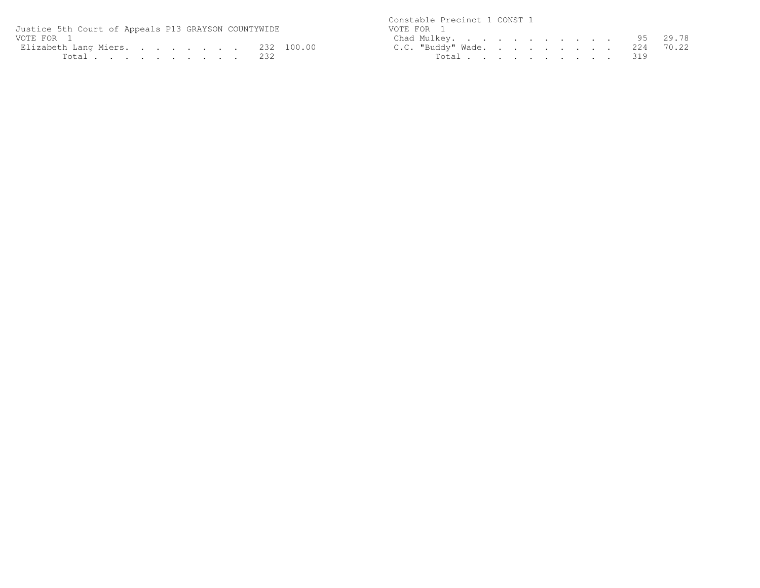Justice 5th Court of Appeals P13 GRAYSON COUNTYWIDE
VOTE FOR 1

| Candidate | Votes | Percent |
|---|---|---|
| Elizabeth Lang Miers | 232 | 100.00 |
| Total | 232 | |

Constable Precinct 1 CONST 1
VOTE FOR 1

| Candidate | Votes | Percent |
|---|---|---|
| Chad Mulkey | 95 | 29.78 |
| C.C. "Buddy" Wade | 224 | 70.22 |
| Total | 319 | |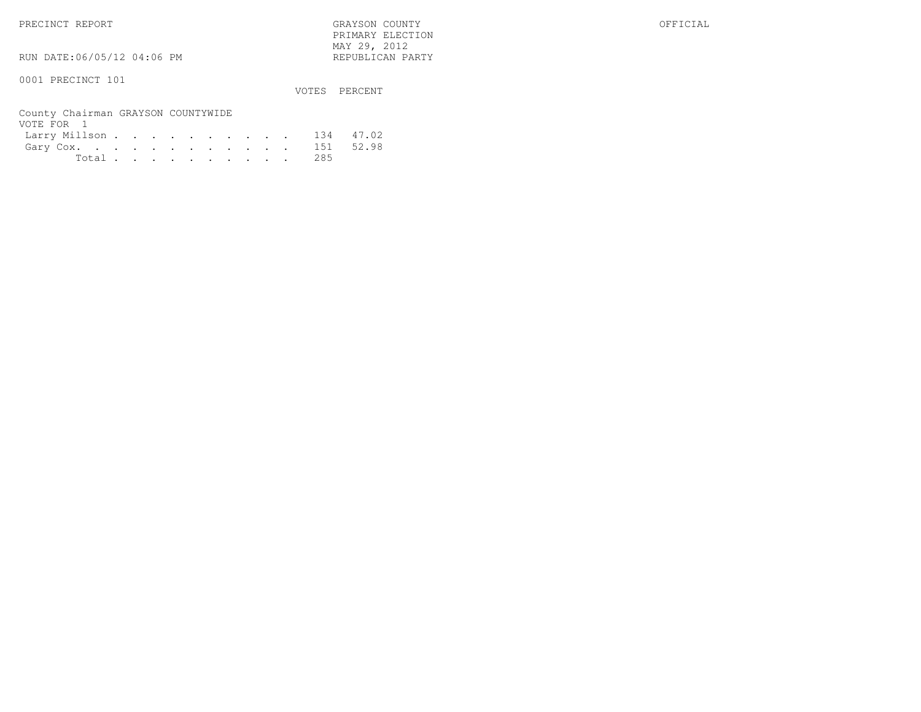PRECINCT REPORT

GRAYSON COUNTY
PRIMARY ELECTION
MAY 29, 2012
REPUBLICAN PARTY

OFFICIAL

RUN DATE:06/05/12 04:06 PM

0001 PRECINCT 101

County Chairman GRAYSON COUNTYWIDE
VOTE FOR 1

| | VOTES | PERCENT |
|---|---|---|
| Larry Millson | 134 | 47.02 |
| Gary Cox | 151 | 52.98 |
| Total | 285 | |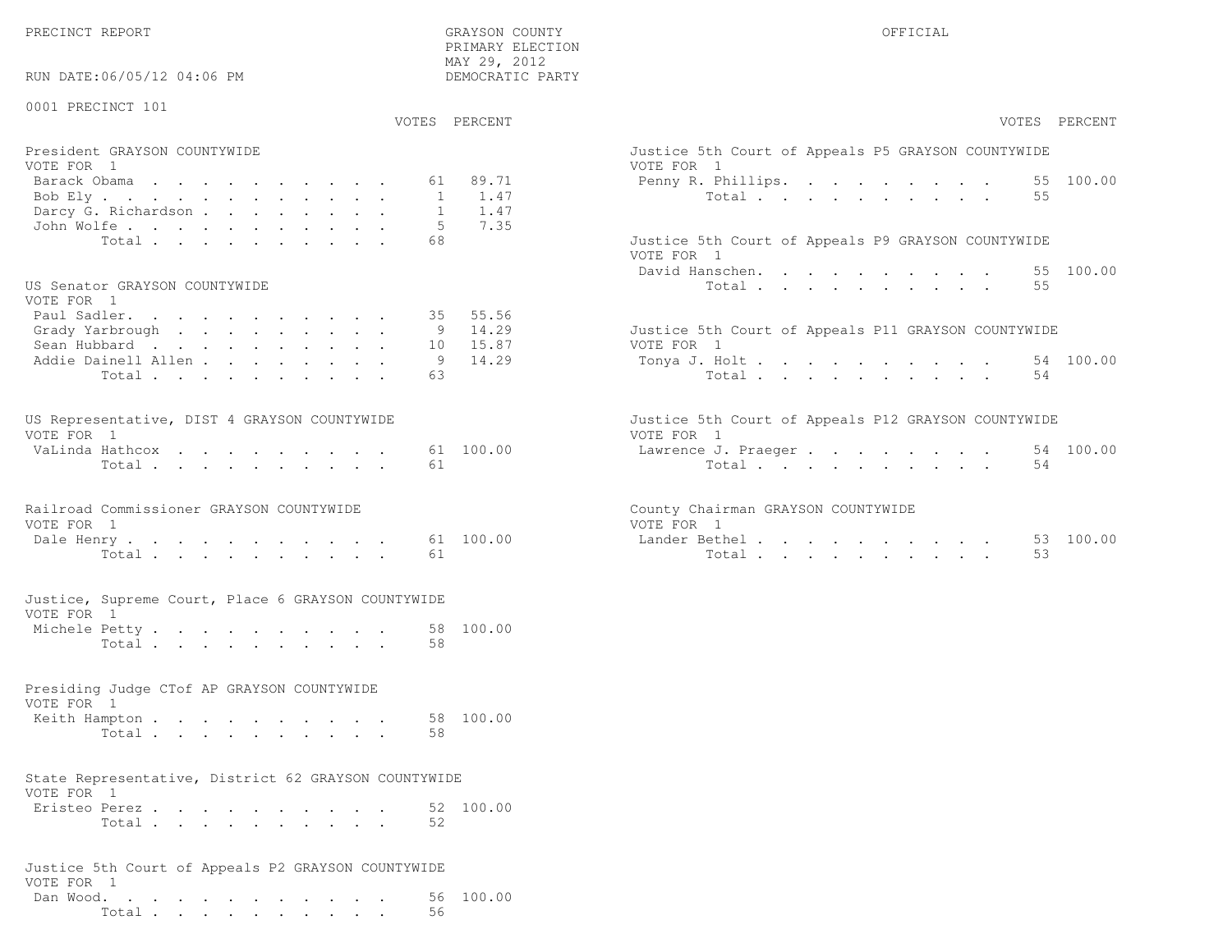PRECINCT REPORT

GRAYSON COUNTY
PRIMARY ELECTION
MAY 29, 2012
DEMOCRATIC PARTY

OFFICIAL

RUN DATE:06/05/12 04:06 PM

0001 PRECINCT 101

**President GRAYSON COUNTYWIDE**
VOTE FOR 1

| Candidate | VOTES | PERCENT |
|---|---|---|
| Barack Obama | 61 | 89.71 |
| Bob Ely | 1 | 1.47 |
| Darcy G. Richardson | 1 | 1.47 |
| John Wolfe | 5 | 7.35 |
| Total | 68 | |

**US Senator GRAYSON COUNTYWIDE**
VOTE FOR 1

| Candidate | VOTES | PERCENT |
|---|---|---|
| Paul Sadler | 35 | 55.56 |
| Grady Yarbrough | 9 | 14.29 |
| Sean Hubbard | 10 | 15.87 |
| Addie Dainell Allen | 9 | 14.29 |
| Total | 63 | |

**US Representative, DIST 4 GRAYSON COUNTYWIDE**
VOTE FOR 1

| Candidate | VOTES | PERCENT |
|---|---|---|
| VaLinda Hathcox | 61 | 100.00 |
| Total | 61 | |

**Railroad Commissioner GRAYSON COUNTYWIDE**
VOTE FOR 1

| Candidate | VOTES | PERCENT |
|---|---|---|
| Dale Henry | 61 | 100.00 |
| Total | 61 | |

**Justice, Supreme Court, Place 6 GRAYSON COUNTYWIDE**
VOTE FOR 1

| Candidate | VOTES | PERCENT |
|---|---|---|
| Michele Petty | 58 | 100.00 |
| Total | 58 | |

**Presiding Judge CTof AP GRAYSON COUNTYWIDE**
VOTE FOR 1

| Candidate | VOTES | PERCENT |
|---|---|---|
| Keith Hampton | 58 | 100.00 |
| Total | 58 | |

**State Representative, District 62 GRAYSON COUNTYWIDE**
VOTE FOR 1

| Candidate | VOTES | PERCENT |
|---|---|---|
| Eristeo Perez | 52 | 100.00 |
| Total | 52 | |

**Justice 5th Court of Appeals P2 GRAYSON COUNTYWIDE**
VOTE FOR 1

| Candidate | VOTES | PERCENT |
|---|---|---|
| Dan Wood | 56 | 100.00 |
| Total | 56 | |

**Justice 5th Court of Appeals P5 GRAYSON COUNTYWIDE**
VOTE FOR 1

| Candidate | VOTES | PERCENT |
|---|---|---|
| Penny R. Phillips | 55 | 100.00 |
| Total | 55 | |

**Justice 5th Court of Appeals P9 GRAYSON COUNTYWIDE**
VOTE FOR 1

| Candidate | VOTES | PERCENT |
|---|---|---|
| David Hanschen | 55 | 100.00 |
| Total | 55 | |

**Justice 5th Court of Appeals P11 GRAYSON COUNTYWIDE**
VOTE FOR 1

| Candidate | VOTES | PERCENT |
|---|---|---|
| Tonya J. Holt | 54 | 100.00 |
| Total | 54 | |

**Justice 5th Court of Appeals P12 GRAYSON COUNTYWIDE**
VOTE FOR 1

| Candidate | VOTES | PERCENT |
|---|---|---|
| Lawrence J. Praeger | 54 | 100.00 |
| Total | 54 | |

**County Chairman GRAYSON COUNTYWIDE**
VOTE FOR 1

| Candidate | VOTES | PERCENT |
|---|---|---|
| Lander Bethel | 53 | 100.00 |
| Total | 53 | |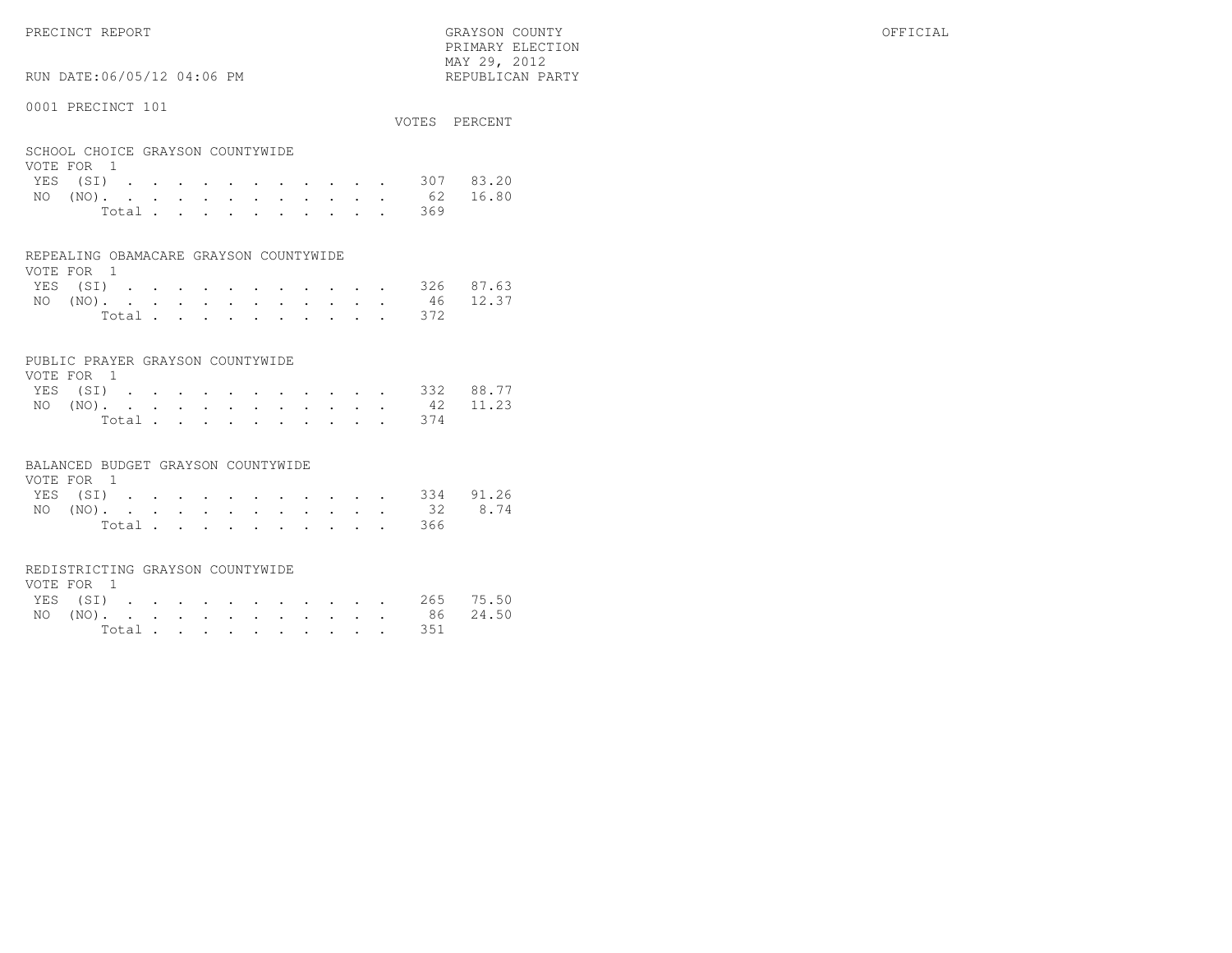PRECINCT REPORT

GRAYSON COUNTY
PRIMARY ELECTION
MAY 29, 2012
REPUBLICAN PARTY

OFFICIAL

RUN DATE:06/05/12 04:06 PM

0001 PRECINCT 101

**SCHOOL CHOICE GRAYSON COUNTYWIDE**
VOTE FOR 1

| | VOTES | PERCENT |
|---|---|---|
| YES (SI) | 307 | 83.20 |
| NO (NO). | 62 | 16.80 |
| Total | 369 | |

**REPEALING OBAMACARE GRAYSON COUNTYWIDE**
VOTE FOR 1

| | VOTES | PERCENT |
|---|---|---|
| YES (SI) | 326 | 87.63 |
| NO (NO). | 46 | 12.37 |
| Total | 372 | |

**PUBLIC PRAYER GRAYSON COUNTYWIDE**
VOTE FOR 1

| | VOTES | PERCENT |
|---|---|---|
| YES (SI) | 332 | 88.77 |
| NO (NO). | 42 | 11.23 |
| Total | 374 | |

**BALANCED BUDGET GRAYSON COUNTYWIDE**
VOTE FOR 1

| | VOTES | PERCENT |
|---|---|---|
| YES (SI) | 334 | 91.26 |
| NO (NO). | 32 | 8.74 |
| Total | 366 | |

**REDISTRICTING GRAYSON COUNTYWIDE**
VOTE FOR 1

| | VOTES | PERCENT |
|---|---|---|
| YES (SI) | 265 | 75.50 |
| NO (NO). | 86 | 24.50 |
| Total | 351 | |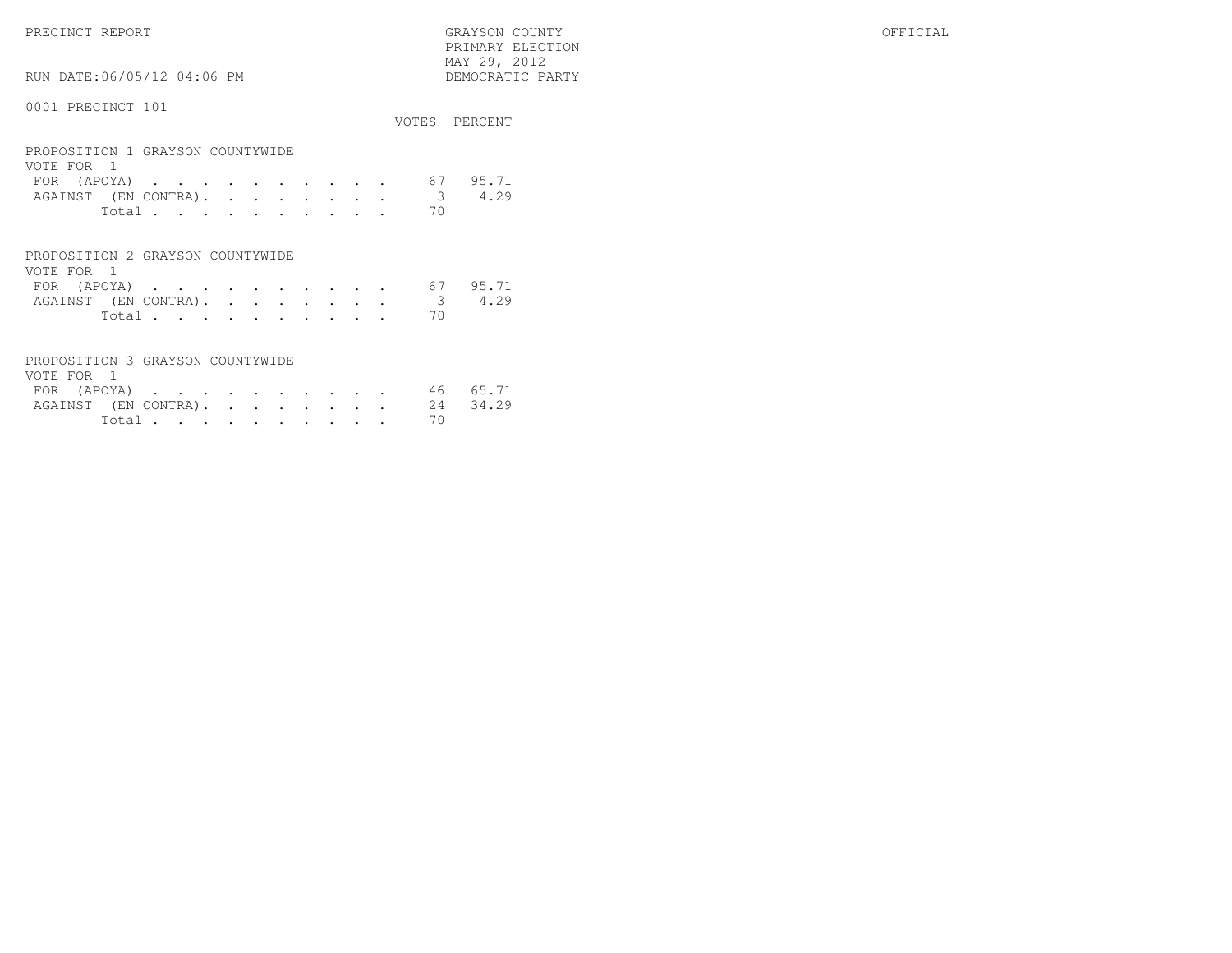PRECINCT REPORT

GRAYSON COUNTY
PRIMARY ELECTION
MAY 29, 2012
DEMOCRATIC PARTY

OFFICIAL

RUN DATE:06/05/12 04:06 PM

## 0001 PRECINCT 101

### PROPOSITION 1 GRAYSON COUNTYWIDE

VOTE FOR 1

| | VOTES | PERCENT |
|---|---|---|
| FOR (APOYA) | 67 | 95.71 |
| AGAINST (EN CONTRA) | 3 | 4.29 |
| Total | 70 | |

### PROPOSITION 2 GRAYSON COUNTYWIDE

VOTE FOR 1

| | VOTES | PERCENT |
|---|---|---|
| FOR (APOYA) | 67 | 95.71 |
| AGAINST (EN CONTRA) | 3 | 4.29 |
| Total | 70 | |

### PROPOSITION 3 GRAYSON COUNTYWIDE

VOTE FOR 1

| | VOTES | PERCENT |
|---|---|---|
| FOR (APOYA) | 46 | 65.71 |
| AGAINST (EN CONTRA) | 24 | 34.29 |
| Total | 70 | |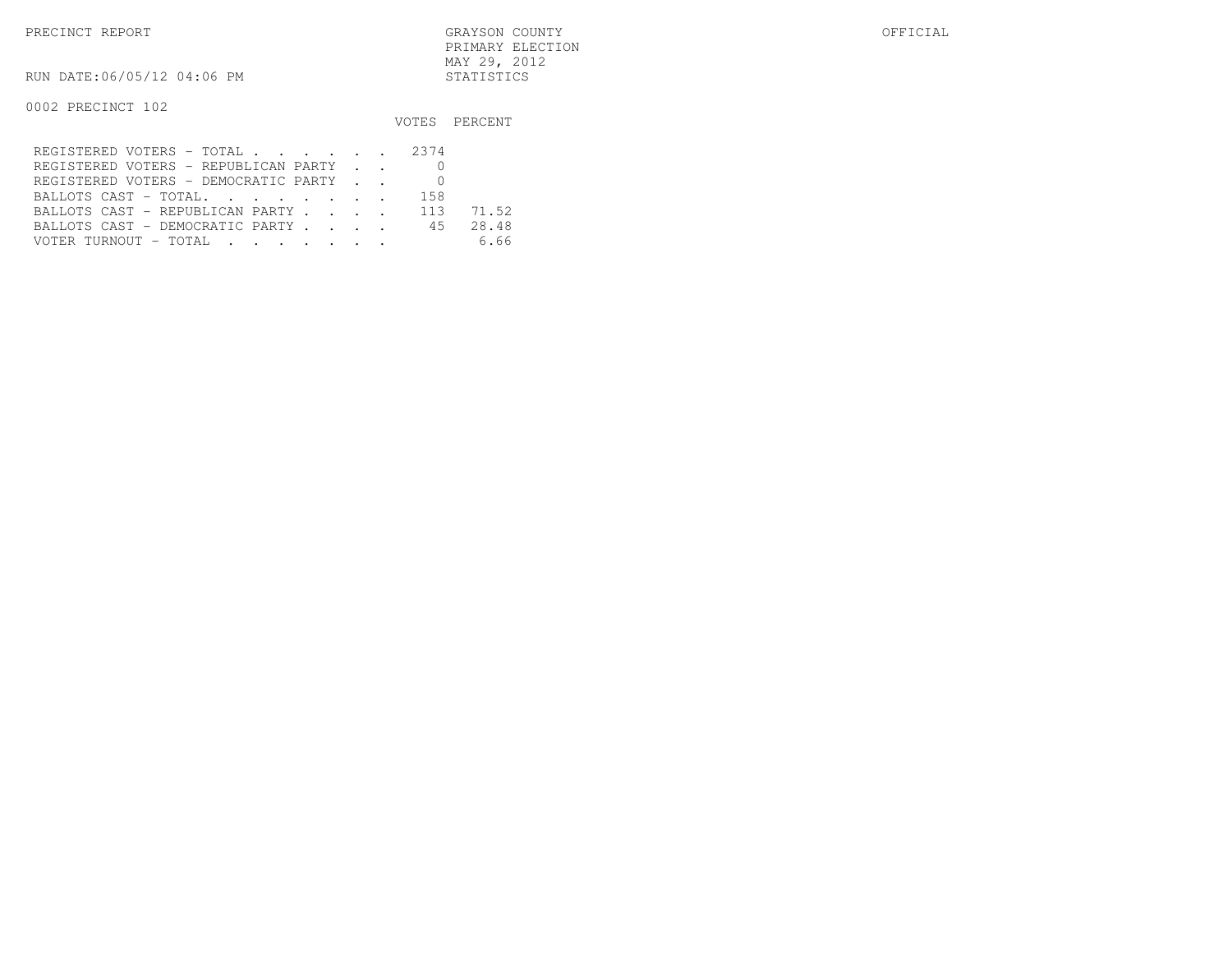PRECINCT REPORT

GRAYSON COUNTY
PRIMARY ELECTION
MAY 29, 2012
STATISTICS

OFFICIAL

RUN DATE:06/05/12 04:06 PM

0002 PRECINCT 102

| | VOTES | PERCENT |
|---|---|---|
| REGISTERED VOTERS - TOTAL . . . . . . | 2374 | |
| REGISTERED VOTERS - REPUBLICAN PARTY . . | 0 | |
| REGISTERED VOTERS - DEMOCRATIC PARTY . . | 0 | |
| BALLOTS CAST - TOTAL. . . . . . . . | 158 | |
| BALLOTS CAST - REPUBLICAN PARTY . . . . | 113 | 71.52 |
| BALLOTS CAST - DEMOCRATIC PARTY . . . . | 45 | 28.48 |
| VOTER TURNOUT - TOTAL . . . . . . . | | 6.66 |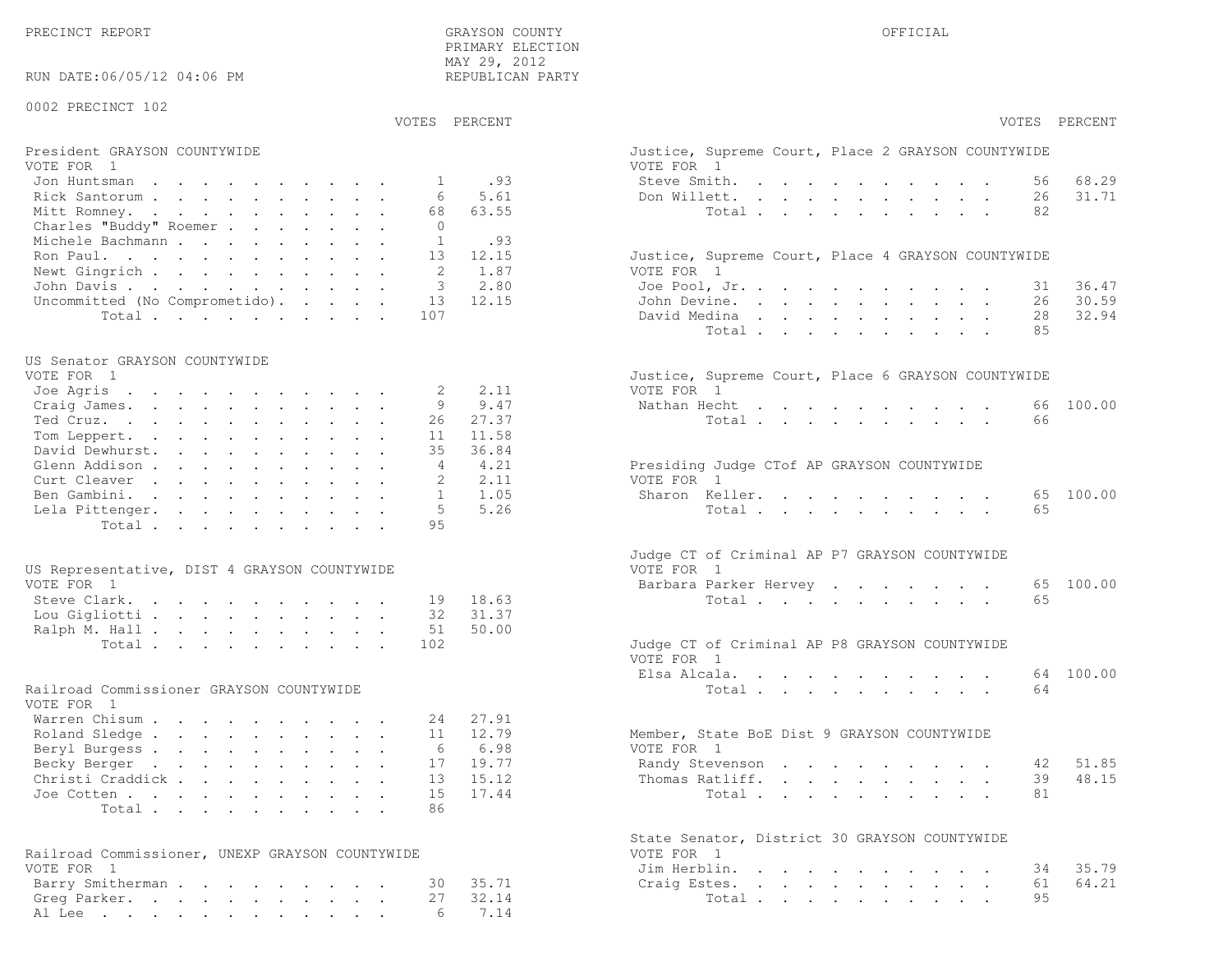PRECINCT REPORT — GRAYSON COUNTY — PRIMARY ELECTION — MAY 29, 2012 — REPUBLICAN PARTY — OFFICIAL

RUN DATE:06/05/12 04:06 PM

0002 PRECINCT 102

### President GRAYSON COUNTYWIDE
VOTE FOR 1

| | VOTES | PERCENT |
|---|---|---|
| Jon Huntsman | 1 | .93 |
| Rick Santorum | 6 | 5.61 |
| Mitt Romney | 68 | 63.55 |
| Charles "Buddy" Roemer | 0 | |
| Michele Bachmann | 1 | .93 |
| Ron Paul | 13 | 12.15 |
| Newt Gingrich | 2 | 1.87 |
| John Davis | 3 | 2.80 |
| Uncommitted (No Comprometido) | 13 | 12.15 |
| Total | 107 | |

### US Senator GRAYSON COUNTYWIDE
VOTE FOR 1

| | VOTES | PERCENT |
|---|---|---|
| Joe Agris | 2 | 2.11 |
| Craig James | 9 | 9.47 |
| Ted Cruz | 26 | 27.37 |
| Tom Leppert | 11 | 11.58 |
| David Dewhurst | 35 | 36.84 |
| Glenn Addison | 4 | 4.21 |
| Curt Cleaver | 2 | 2.11 |
| Ben Gambini | 1 | 1.05 |
| Lela Pittenger | 5 | 5.26 |
| Total | 95 | |

### US Representative, DIST 4 GRAYSON COUNTYWIDE
VOTE FOR 1

| | VOTES | PERCENT |
|---|---|---|
| Steve Clark | 19 | 18.63 |
| Lou Gigliotti | 32 | 31.37 |
| Ralph M. Hall | 51 | 50.00 |
| Total | 102 | |

### Railroad Commissioner GRAYSON COUNTYWIDE
VOTE FOR 1

| | VOTES | PERCENT |
|---|---|---|
| Warren Chisum | 24 | 27.91 |
| Roland Sledge | 11 | 12.79 |
| Beryl Burgess | 6 | 6.98 |
| Becky Berger | 17 | 19.77 |
| Christi Craddick | 13 | 15.12 |
| Joe Cotten | 15 | 17.44 |
| Total | 86 | |

### Railroad Commissioner, UNEXP GRAYSON COUNTYWIDE
VOTE FOR 1

| | VOTES | PERCENT |
|---|---|---|
| Barry Smitherman | 30 | 35.71 |
| Greg Parker | 27 | 32.14 |
| Al Lee | 6 | 7.14 |

### Justice, Supreme Court, Place 2 GRAYSON COUNTYWIDE
VOTE FOR 1

| | VOTES | PERCENT |
|---|---|---|
| Steve Smith | 56 | 68.29 |
| Don Willett | 26 | 31.71 |
| Total | 82 | |

### Justice, Supreme Court, Place 4 GRAYSON COUNTYWIDE
VOTE FOR 1

| | VOTES | PERCENT |
|---|---|---|
| Joe Pool, Jr. | 31 | 36.47 |
| John Devine | 26 | 30.59 |
| David Medina | 28 | 32.94 |
| Total | 85 | |

### Justice, Supreme Court, Place 6 GRAYSON COUNTYWIDE
VOTE FOR 1

| | VOTES | PERCENT |
|---|---|---|
| Nathan Hecht | 66 | 100.00 |
| Total | 66 | |

### Presiding Judge CTof AP GRAYSON COUNTYWIDE
VOTE FOR 1

| | VOTES | PERCENT |
|---|---|---|
| Sharon Keller | 65 | 100.00 |
| Total | 65 | |

### Judge CT of Criminal AP P7 GRAYSON COUNTYWIDE
VOTE FOR 1

| | VOTES | PERCENT |
|---|---|---|
| Barbara Parker Hervey | 65 | 100.00 |
| Total | 65 | |

### Judge CT of Criminal AP P8 GRAYSON COUNTYWIDE
VOTE FOR 1

| | VOTES | PERCENT |
|---|---|---|
| Elsa Alcala | 64 | 100.00 |
| Total | 64 | |

### Member, State BoE Dist 9 GRAYSON COUNTYWIDE
VOTE FOR 1

| | VOTES | PERCENT |
|---|---|---|
| Randy Stevenson | 42 | 51.85 |
| Thomas Ratliff | 39 | 48.15 |
| Total | 81 | |

### State Senator, District 30 GRAYSON COUNTYWIDE
VOTE FOR 1

| | VOTES | PERCENT |
|---|---|---|
| Jim Herblin | 34 | 35.79 |
| Craig Estes | 61 | 64.21 |
| Total | 95 | |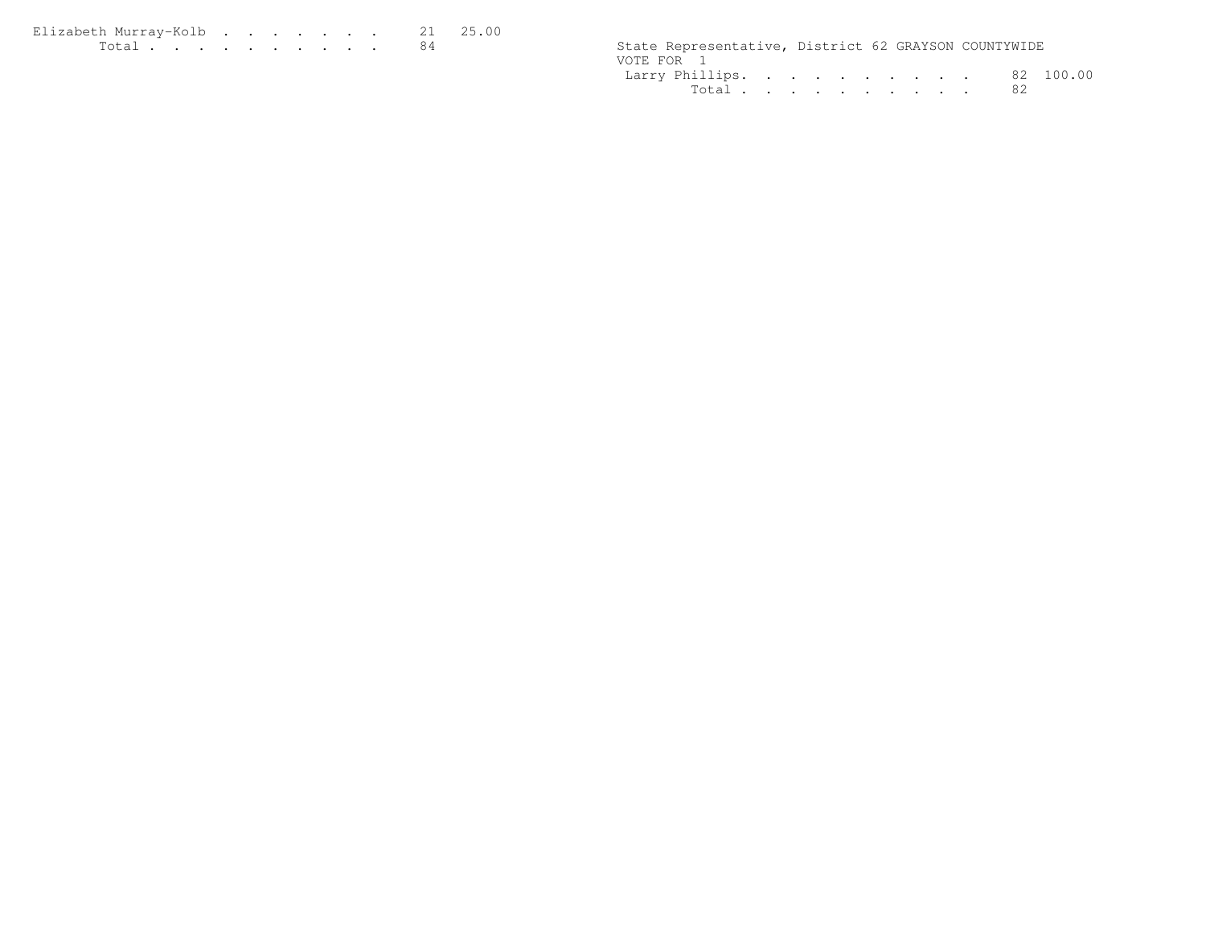| | | |
|---|---|---|
| Elizabeth Murray-Kolb . . . . . . . . | 21 | 25.00 |
| Total . . . . . . . . . . | 84 | |

State Representative, District 62 GRAYSON COUNTYWIDE
VOTE FOR 1

| | | |
|---|---|---|
| Larry Phillips. . . . . . . . . . | 82 | 100.00 |
| Total . . . . . . . . . . | 82 | |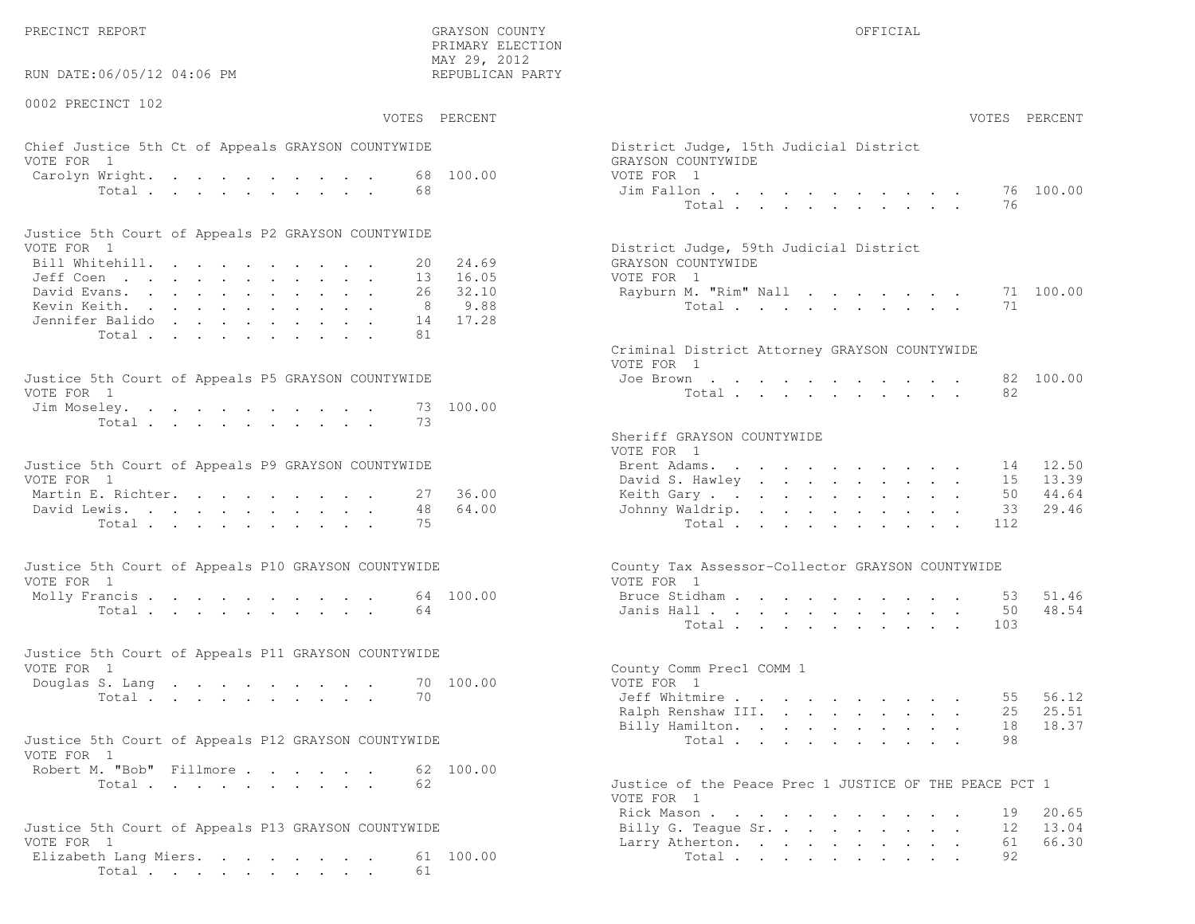PRECINCT REPORT

GRAYSON COUNTY
PRIMARY ELECTION
MAY 29, 2012
REPUBLICAN PARTY

OFFICIAL

RUN DATE:06/05/12 04:06 PM

0002 PRECINCT 102

**Chief Justice 5th Ct of Appeals GRAYSON COUNTYWIDE**
VOTE FOR 1

| | VOTES | PERCENT |
|---|---|---|
| Carolyn Wright | 68 | 100.00 |
| Total | 68 | |

**Justice 5th Court of Appeals P2 GRAYSON COUNTYWIDE**
VOTE FOR 1

| | VOTES | PERCENT |
|---|---|---|
| Bill Whitehill | 20 | 24.69 |
| Jeff Coen | 13 | 16.05 |
| David Evans | 26 | 32.10 |
| Kevin Keith | 8 | 9.88 |
| Jennifer Balido | 14 | 17.28 |
| Total | 81 | |

**Justice 5th Court of Appeals P5 GRAYSON COUNTYWIDE**
VOTE FOR 1

| | VOTES | PERCENT |
|---|---|---|
| Jim Moseley | 73 | 100.00 |
| Total | 73 | |

**Justice 5th Court of Appeals P9 GRAYSON COUNTYWIDE**
VOTE FOR 1

| | VOTES | PERCENT |
|---|---|---|
| Martin E. Richter | 27 | 36.00 |
| David Lewis | 48 | 64.00 |
| Total | 75 | |

**Justice 5th Court of Appeals P10 GRAYSON COUNTYWIDE**
VOTE FOR 1

| | VOTES | PERCENT |
|---|---|---|
| Molly Francis | 64 | 100.00 |
| Total | 64 | |

**Justice 5th Court of Appeals P11 GRAYSON COUNTYWIDE**
VOTE FOR 1

| | VOTES | PERCENT |
|---|---|---|
| Douglas S. Lang | 70 | 100.00 |
| Total | 70 | |

**Justice 5th Court of Appeals P12 GRAYSON COUNTYWIDE**
VOTE FOR 1

| | VOTES | PERCENT |
|---|---|---|
| Robert M. "Bob" Fillmore | 62 | 100.00 |
| Total | 62 | |

**Justice 5th Court of Appeals P13 GRAYSON COUNTYWIDE**
VOTE FOR 1

| | VOTES | PERCENT |
|---|---|---|
| Elizabeth Lang Miers | 61 | 100.00 |
| Total | 61 | |

**District Judge, 15th Judicial District GRAYSON COUNTYWIDE**
VOTE FOR 1

| | VOTES | PERCENT |
|---|---|---|
| Jim Fallon | 76 | 100.00 |
| Total | 76 | |

**District Judge, 59th Judicial District GRAYSON COUNTYWIDE**
VOTE FOR 1

| | VOTES | PERCENT |
|---|---|---|
| Rayburn M. "Rim" Nall | 71 | 100.00 |
| Total | 71 | |

**Criminal District Attorney GRAYSON COUNTYWIDE**
VOTE FOR 1

| | VOTES | PERCENT |
|---|---|---|
| Joe Brown | 82 | 100.00 |
| Total | 82 | |

**Sheriff GRAYSON COUNTYWIDE**
VOTE FOR 1

| | VOTES | PERCENT |
|---|---|---|
| Brent Adams | 14 | 12.50 |
| David S. Hawley | 15 | 13.39 |
| Keith Gary | 50 | 44.64 |
| Johnny Waldrip | 33 | 29.46 |
| Total | 112 | |

**County Tax Assessor-Collector GRAYSON COUNTYWIDE**
VOTE FOR 1

| | VOTES | PERCENT |
|---|---|---|
| Bruce Stidham | 53 | 51.46 |
| Janis Hall | 50 | 48.54 |
| Total | 103 | |

**County Comm Prec1 COMM 1**
VOTE FOR 1

| | VOTES | PERCENT |
|---|---|---|
| Jeff Whitmire | 55 | 56.12 |
| Ralph Renshaw III | 25 | 25.51 |
| Billy Hamilton | 18 | 18.37 |
| Total | 98 | |

**Justice of the Peace Prec 1 JUSTICE OF THE PEACE PCT 1**
VOTE FOR 1

| | VOTES | PERCENT |
|---|---|---|
| Rick Mason | 19 | 20.65 |
| Billy G. Teague Sr. | 12 | 13.04 |
| Larry Atherton | 61 | 66.30 |
| Total | 92 | |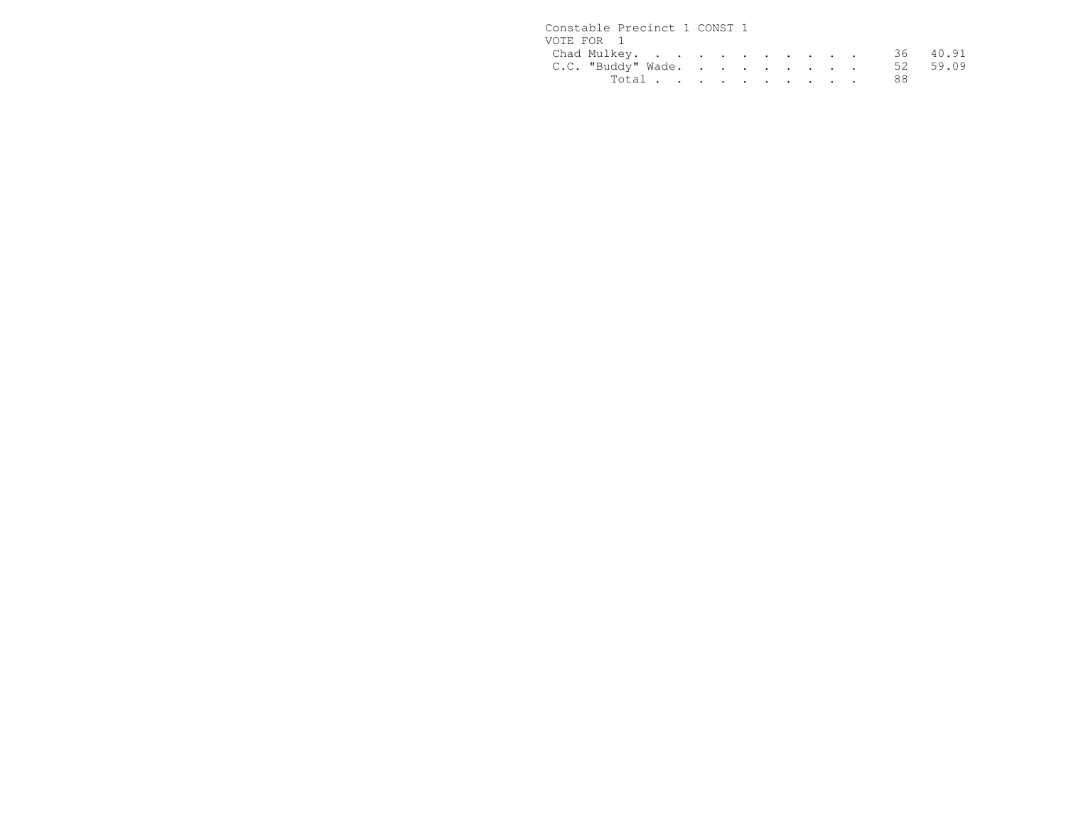Constable Precinct 1 CONST 1

VOTE FOR 1

| Candidate | Votes | Percent |
| --- | --- | --- |
| Chad Mulkey | 36 | 40.91 |
| C.C. "Buddy" Wade | 52 | 59.09 |
| Total | 88 | |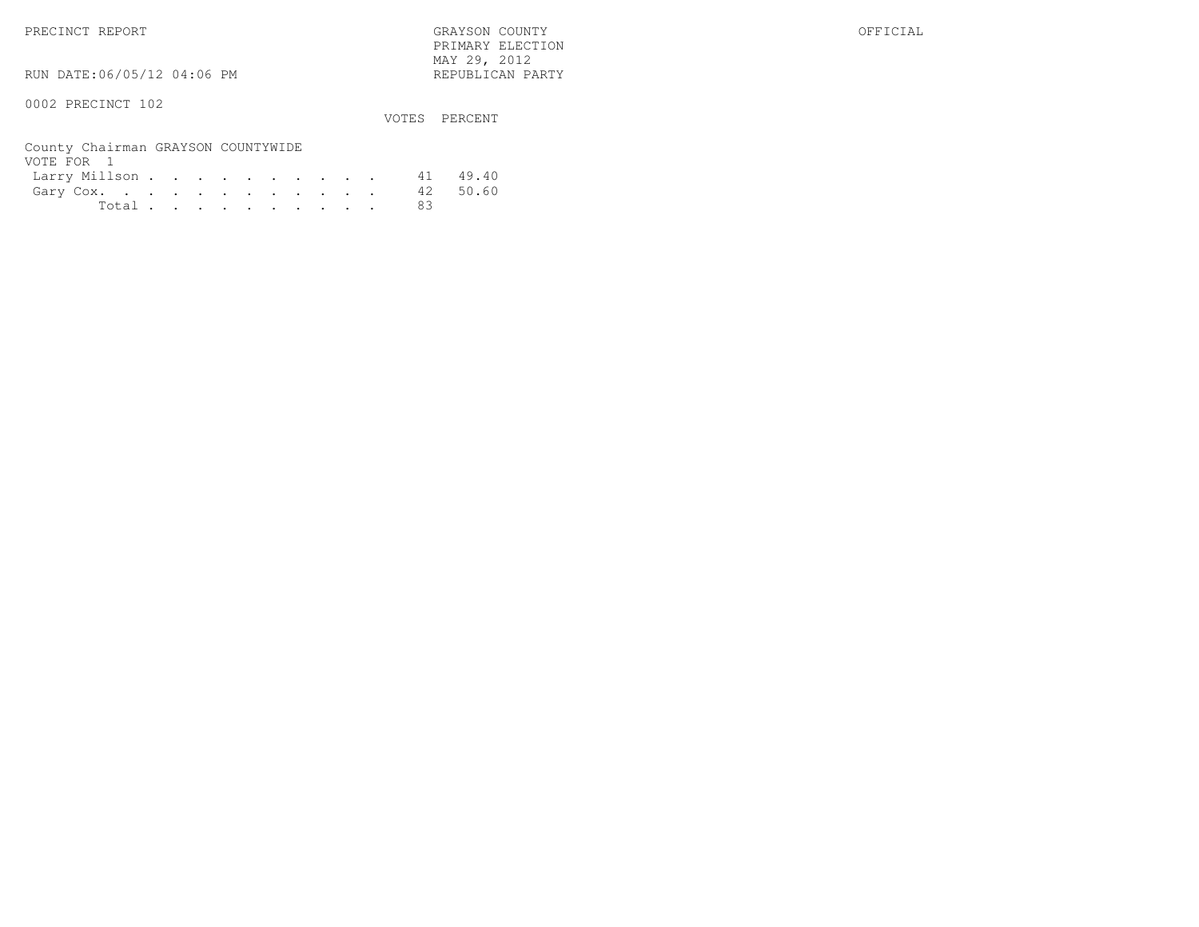PRECINCT REPORT

GRAYSON COUNTY
PRIMARY ELECTION
MAY 29, 2012
REPUBLICAN PARTY

OFFICIAL

RUN DATE:06/05/12 04:06 PM

0002 PRECINCT 102

County Chairman GRAYSON COUNTYWIDE
VOTE FOR 1

| | VOTES | PERCENT |
|---|---|---|
| Larry Millson | 41 | 49.40 |
| Gary Cox | 42 | 50.60 |
| Total | 83 | |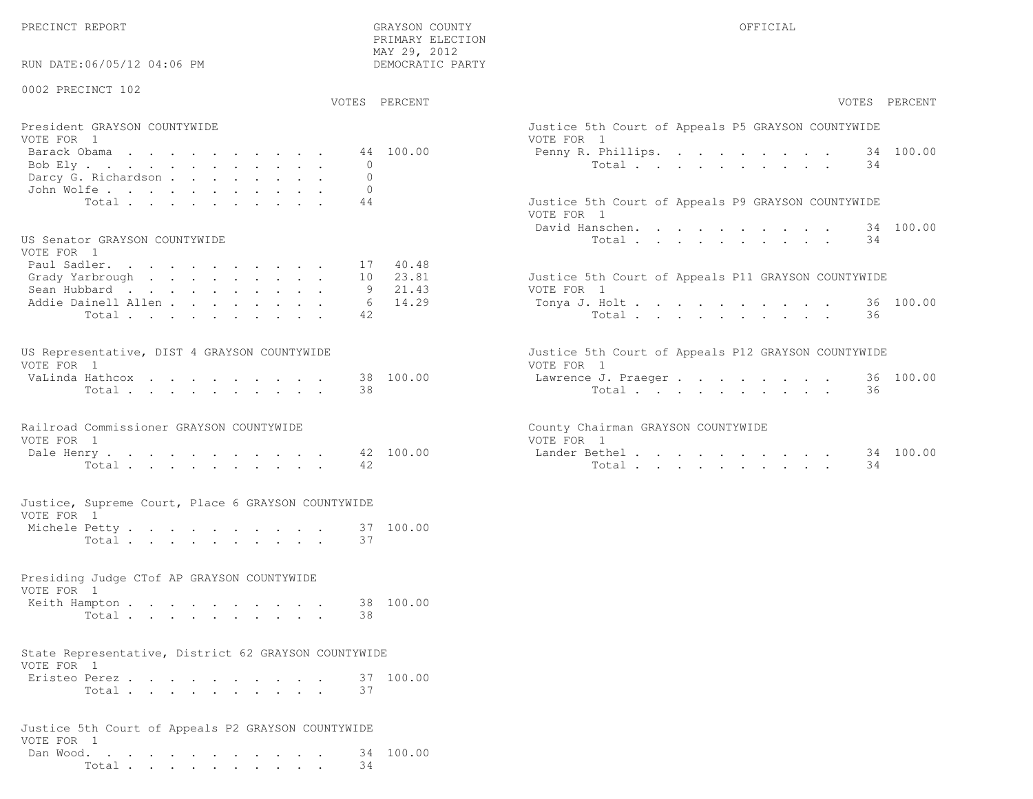PRECINCT REPORT

GRAYSON COUNTY
PRIMARY ELECTION
MAY 29, 2012
DEMOCRATIC PARTY

OFFICIAL

RUN DATE:06/05/12 04:06 PM

0002 PRECINCT 102

### President GRAYSON COUNTYWIDE
VOTE FOR 1

| Candidate | VOTES | PERCENT |
|---|---|---|
| Barack Obama | 44 | 100.00 |
| Bob Ely | 0 | |
| Darcy G. Richardson | 0 | |
| John Wolfe | 0 | |
| Total | 44 | |

### US Senator GRAYSON COUNTYWIDE
VOTE FOR 1

| Candidate | VOTES | PERCENT |
|---|---|---|
| Paul Sadler | 17 | 40.48 |
| Grady Yarbrough | 10 | 23.81 |
| Sean Hubbard | 9 | 21.43 |
| Addie Dainell Allen | 6 | 14.29 |
| Total | 42 | |

### US Representative, DIST 4 GRAYSON COUNTYWIDE
VOTE FOR 1

| Candidate | VOTES | PERCENT |
|---|---|---|
| VaLinda Hathcox | 38 | 100.00 |
| Total | 38 | |

### Railroad Commissioner GRAYSON COUNTYWIDE
VOTE FOR 1

| Candidate | VOTES | PERCENT |
|---|---|---|
| Dale Henry | 42 | 100.00 |
| Total | 42 | |

### Justice, Supreme Court, Place 6 GRAYSON COUNTYWIDE
VOTE FOR 1

| Candidate | VOTES | PERCENT |
|---|---|---|
| Michele Petty | 37 | 100.00 |
| Total | 37 | |

### Presiding Judge CTof AP GRAYSON COUNTYWIDE
VOTE FOR 1

| Candidate | VOTES | PERCENT |
|---|---|---|
| Keith Hampton | 38 | 100.00 |
| Total | 38 | |

### State Representative, District 62 GRAYSON COUNTYWIDE
VOTE FOR 1

| Candidate | VOTES | PERCENT |
|---|---|---|
| Eristeo Perez | 37 | 100.00 |
| Total | 37 | |

### Justice 5th Court of Appeals P2 GRAYSON COUNTYWIDE
VOTE FOR 1

| Candidate | VOTES | PERCENT |
|---|---|---|
| Dan Wood | 34 | 100.00 |
| Total | 34 | |

### Justice 5th Court of Appeals P5 GRAYSON COUNTYWIDE
VOTE FOR 1

| Candidate | VOTES | PERCENT |
|---|---|---|
| Penny R. Phillips | 34 | 100.00 |
| Total | 34 | |

### Justice 5th Court of Appeals P9 GRAYSON COUNTYWIDE
VOTE FOR 1

| Candidate | VOTES | PERCENT |
|---|---|---|
| David Hanschen | 34 | 100.00 |
| Total | 34 | |

### Justice 5th Court of Appeals P11 GRAYSON COUNTYWIDE
VOTE FOR 1

| Candidate | VOTES | PERCENT |
|---|---|---|
| Tonya J. Holt | 36 | 100.00 |
| Total | 36 | |

### Justice 5th Court of Appeals P12 GRAYSON COUNTYWIDE
VOTE FOR 1

| Candidate | VOTES | PERCENT |
|---|---|---|
| Lawrence J. Praeger | 36 | 100.00 |
| Total | 36 | |

### County Chairman GRAYSON COUNTYWIDE
VOTE FOR 1

| Candidate | VOTES | PERCENT |
|---|---|---|
| Lander Bethel | 34 | 100.00 |
| Total | 34 | |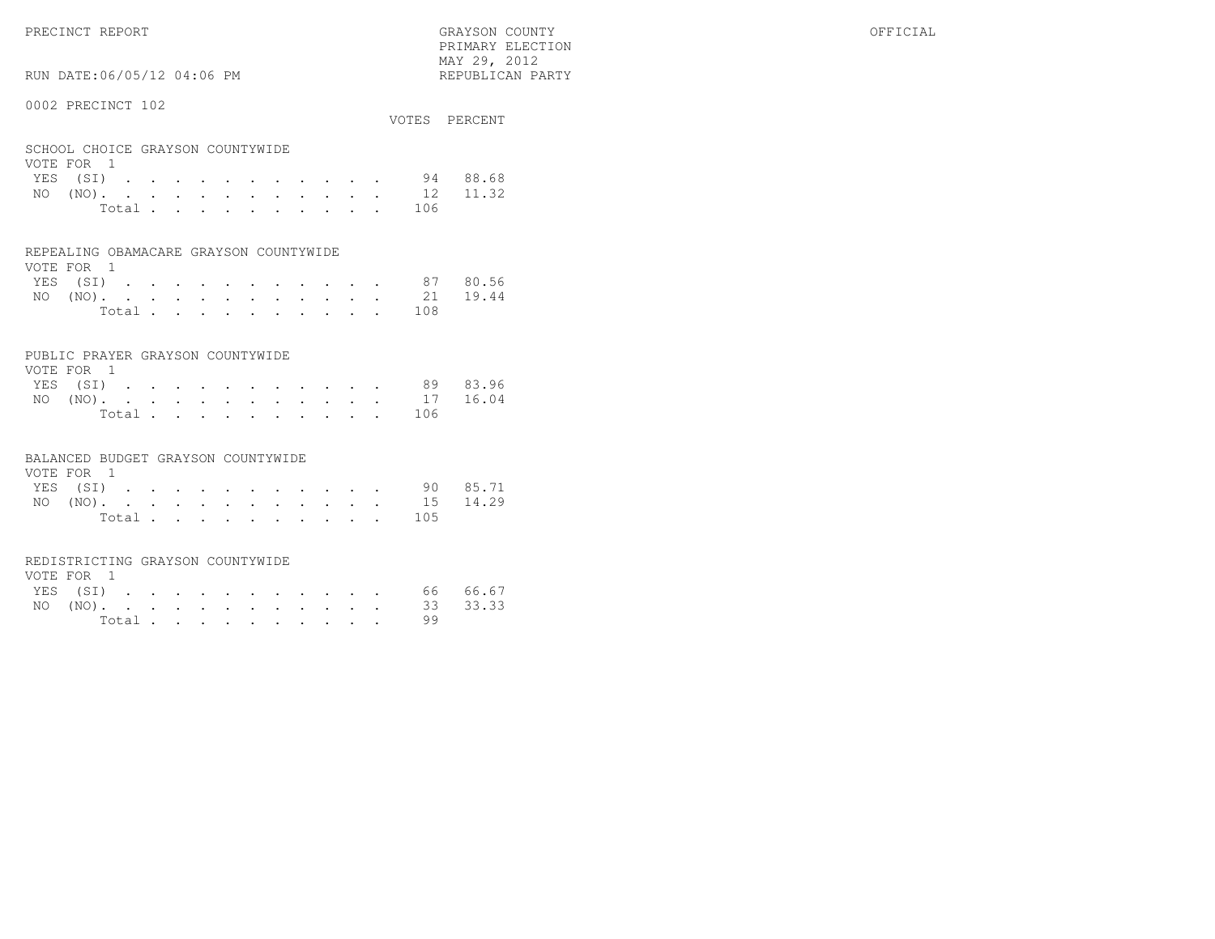PRECINCT REPORT

GRAYSON COUNTY
PRIMARY ELECTION
MAY 29, 2012
REPUBLICAN PARTY

OFFICIAL

RUN DATE:06/05/12 04:06 PM

## 0002 PRECINCT 102

### SCHOOL CHOICE GRAYSON COUNTYWIDE

VOTE FOR 1

| | VOTES | PERCENT |
|---|---|---|
| YES (SI) | 94 | 88.68 |
| NO (NO) | 12 | 11.32 |
| Total | 106 | |

### REPEALING OBAMACARE GRAYSON COUNTYWIDE

VOTE FOR 1

| | VOTES | PERCENT |
|---|---|---|
| YES (SI) | 87 | 80.56 |
| NO (NO) | 21 | 19.44 |
| Total | 108 | |

### PUBLIC PRAYER GRAYSON COUNTYWIDE

VOTE FOR 1

| | VOTES | PERCENT |
|---|---|---|
| YES (SI) | 89 | 83.96 |
| NO (NO) | 17 | 16.04 |
| Total | 106 | |

### BALANCED BUDGET GRAYSON COUNTYWIDE

VOTE FOR 1

| | VOTES | PERCENT |
|---|---|---|
| YES (SI) | 90 | 85.71 |
| NO (NO) | 15 | 14.29 |
| Total | 105 | |

### REDISTRICTING GRAYSON COUNTYWIDE

VOTE FOR 1

| | VOTES | PERCENT |
|---|---|---|
| YES (SI) | 66 | 66.67 |
| NO (NO) | 33 | 33.33 |
| Total | 99 | |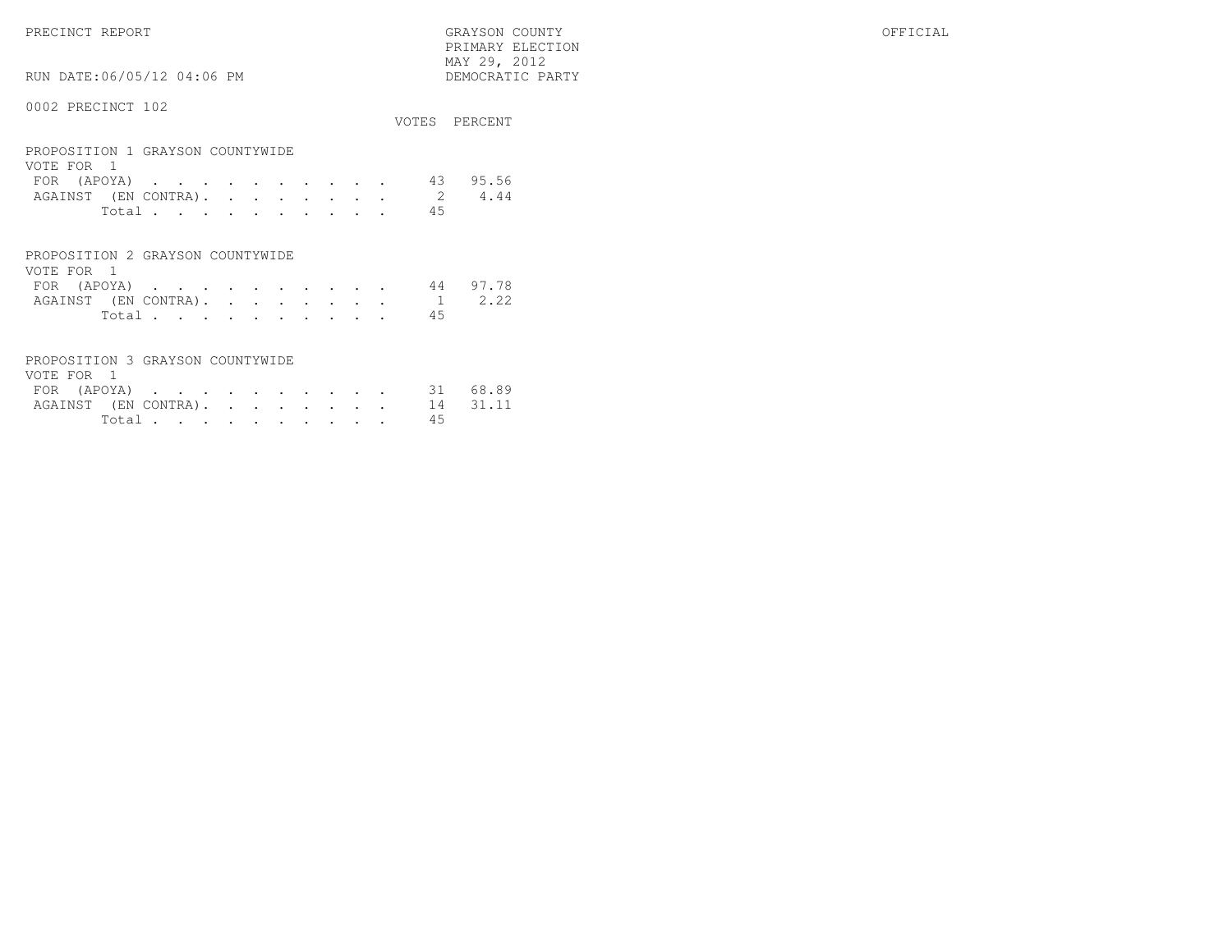PRECINCT REPORT

GRAYSON COUNTY
PRIMARY ELECTION
MAY 29, 2012
DEMOCRATIC PARTY

OFFICIAL

RUN DATE:06/05/12 04:06 PM

0002 PRECINCT 102

### PROPOSITION 1 GRAYSON COUNTYWIDE

VOTE FOR 1

| | VOTES | PERCENT |
|---|---|---|
| FOR (APOYA) | 43 | 95.56 |
| AGAINST (EN CONTRA) | 2 | 4.44 |
| Total | 45 | |

### PROPOSITION 2 GRAYSON COUNTYWIDE

VOTE FOR 1

| | VOTES | PERCENT |
|---|---|---|
| FOR (APOYA) | 44 | 97.78 |
| AGAINST (EN CONTRA) | 1 | 2.22 |
| Total | 45 | |

### PROPOSITION 3 GRAYSON COUNTYWIDE

VOTE FOR 1

| | VOTES | PERCENT |
|---|---|---|
| FOR (APOYA) | 31 | 68.89 |
| AGAINST (EN CONTRA) | 14 | 31.11 |
| Total | 45 | |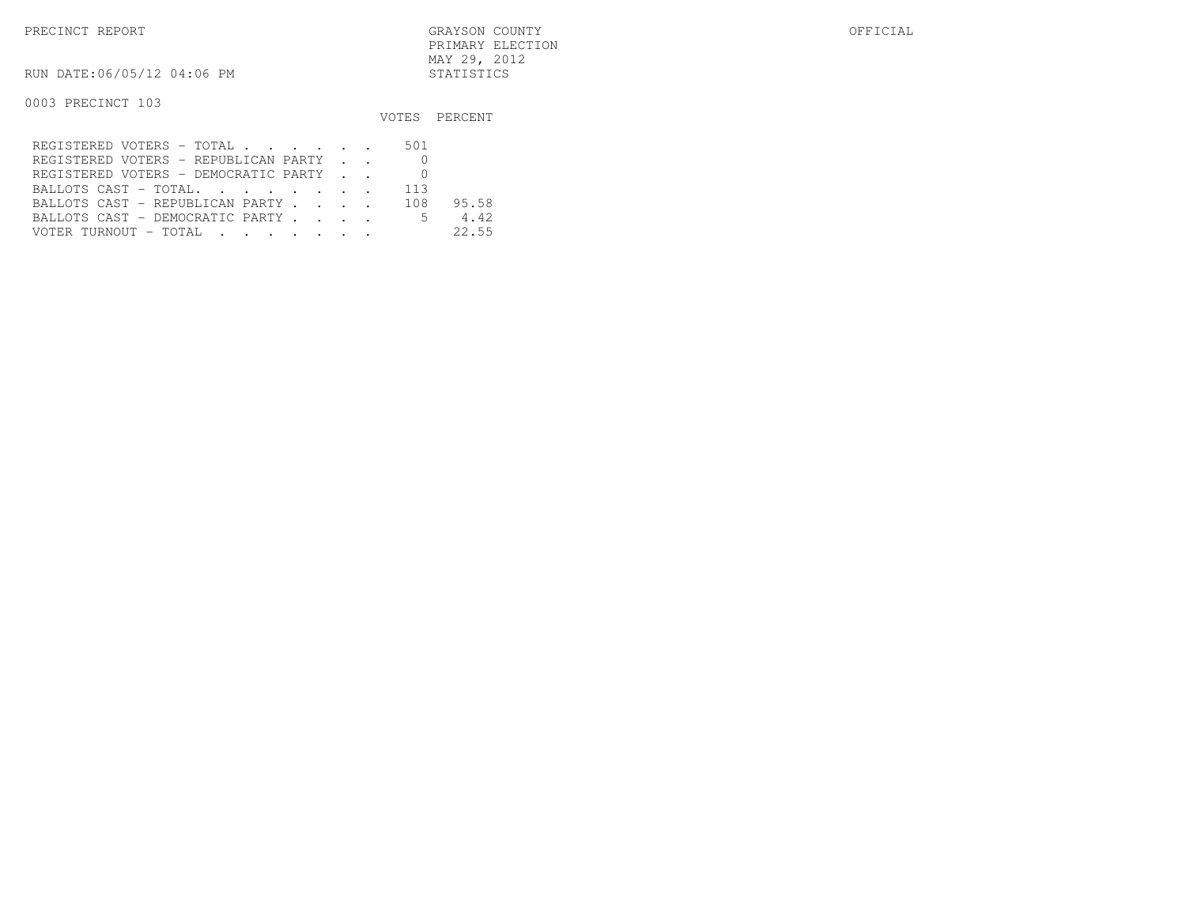PRECINCT REPORT

GRAYSON COUNTY
PRIMARY ELECTION
MAY 29, 2012
STATISTICS

OFFICIAL

RUN DATE:06/05/12 04:06 PM

0003 PRECINCT 103

| | VOTES | PERCENT |
|---|---|---|
| REGISTERED VOTERS - TOTAL . . . . . . | 501 | |
| REGISTERED VOTERS - REPUBLICAN PARTY . . | 0 | |
| REGISTERED VOTERS - DEMOCRATIC PARTY . . | 0 | |
| BALLOTS CAST - TOTAL. . . . . . . . | 113 | |
| BALLOTS CAST - REPUBLICAN PARTY . . . . | 108 | 95.58 |
| BALLOTS CAST - DEMOCRATIC PARTY . . . . | 5 | 4.42 |
| VOTER TURNOUT - TOTAL . . . . . . . | | 22.55 |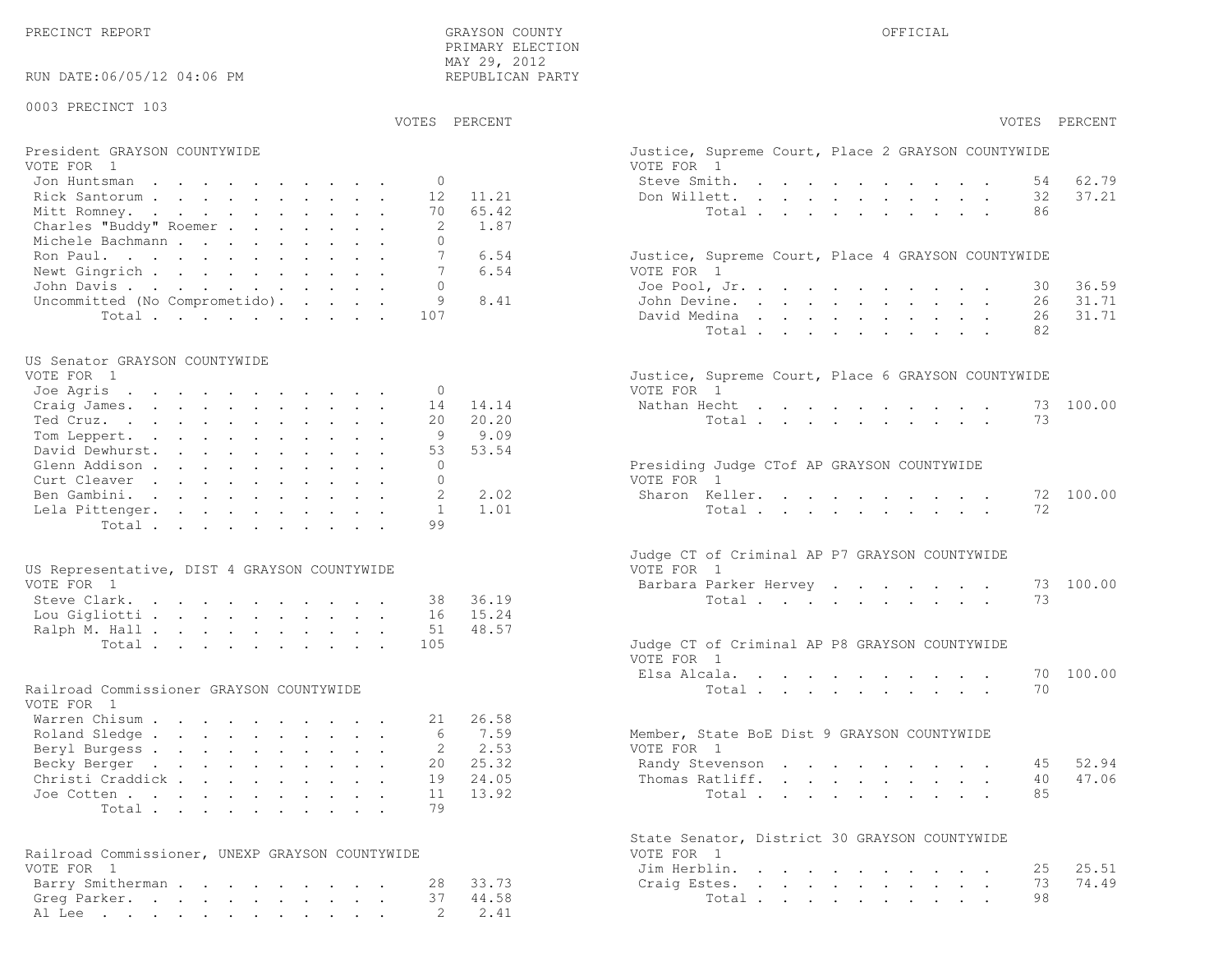PRECINCT REPORT

GRAYSON COUNTY
PRIMARY ELECTION
MAY 29, 2012
REPUBLICAN PARTY

OFFICIAL

RUN DATE:06/05/12 04:06 PM

0003 PRECINCT 103

### President GRAYSON COUNTYWIDE

VOTE FOR 1

| | VOTES | PERCENT |
|---|---|---|
| Jon Huntsman | 0 | |
| Rick Santorum | 12 | 11.21 |
| Mitt Romney | 70 | 65.42 |
| Charles "Buddy" Roemer | 2 | 1.87 |
| Michele Bachmann | 0 | |
| Ron Paul | 7 | 6.54 |
| Newt Gingrich | 7 | 6.54 |
| John Davis | 0 | |
| Uncommitted (No Comprometido) | 9 | 8.41 |
| Total | 107 | |

### US Senator GRAYSON COUNTYWIDE

VOTE FOR 1

| | VOTES | PERCENT |
|---|---|---|
| Joe Agris | 0 | |
| Craig James | 14 | 14.14 |
| Ted Cruz | 20 | 20.20 |
| Tom Leppert | 9 | 9.09 |
| David Dewhurst | 53 | 53.54 |
| Glenn Addison | 0 | |
| Curt Cleaver | 0 | |
| Ben Gambini | 2 | 2.02 |
| Lela Pittenger | 1 | 1.01 |
| Total | 99 | |

### US Representative, DIST 4 GRAYSON COUNTYWIDE

VOTE FOR 1

| | VOTES | PERCENT |
|---|---|---|
| Steve Clark | 38 | 36.19 |
| Lou Gigliotti | 16 | 15.24 |
| Ralph M. Hall | 51 | 48.57 |
| Total | 105 | |

### Railroad Commissioner GRAYSON COUNTYWIDE

VOTE FOR 1

| | VOTES | PERCENT |
|---|---|---|
| Warren Chisum | 21 | 26.58 |
| Roland Sledge | 6 | 7.59 |
| Beryl Burgess | 2 | 2.53 |
| Becky Berger | 20 | 25.32 |
| Christi Craddick | 19 | 24.05 |
| Joe Cotten | 11 | 13.92 |
| Total | 79 | |

### Railroad Commissioner, UNEXP GRAYSON COUNTYWIDE

VOTE FOR 1

| | VOTES | PERCENT |
|---|---|---|
| Barry Smitherman | 28 | 33.73 |
| Greg Parker | 37 | 44.58 |
| Al Lee | 2 | 2.41 |

### Justice, Supreme Court, Place 2 GRAYSON COUNTYWIDE

VOTE FOR 1

| | VOTES | PERCENT |
|---|---|---|
| Steve Smith | 54 | 62.79 |
| Don Willett | 32 | 37.21 |
| Total | 86 | |

### Justice, Supreme Court, Place 4 GRAYSON COUNTYWIDE

VOTE FOR 1

| | VOTES | PERCENT |
|---|---|---|
| Joe Pool, Jr. | 30 | 36.59 |
| John Devine | 26 | 31.71 |
| David Medina | 26 | 31.71 |
| Total | 82 | |

### Justice, Supreme Court, Place 6 GRAYSON COUNTYWIDE

VOTE FOR 1

| | VOTES | PERCENT |
|---|---|---|
| Nathan Hecht | 73 | 100.00 |
| Total | 73 | |

### Presiding Judge CTof AP GRAYSON COUNTYWIDE

VOTE FOR 1

| | VOTES | PERCENT |
|---|---|---|
| Sharon Keller | 72 | 100.00 |
| Total | 72 | |

### Judge CT of Criminal AP P7 GRAYSON COUNTYWIDE

VOTE FOR 1

| | VOTES | PERCENT |
|---|---|---|
| Barbara Parker Hervey | 73 | 100.00 |
| Total | 73 | |

### Judge CT of Criminal AP P8 GRAYSON COUNTYWIDE

VOTE FOR 1

| | VOTES | PERCENT |
|---|---|---|
| Elsa Alcala | 70 | 100.00 |
| Total | 70 | |

### Member, State BoE Dist 9 GRAYSON COUNTYWIDE

VOTE FOR 1

| | VOTES | PERCENT |
|---|---|---|
| Randy Stevenson | 45 | 52.94 |
| Thomas Ratliff | 40 | 47.06 |
| Total | 85 | |

### State Senator, District 30 GRAYSON COUNTYWIDE

VOTE FOR 1

| | VOTES | PERCENT |
|---|---|---|
| Jim Herblin | 25 | 25.51 |
| Craig Estes | 73 | 74.49 |
| Total | 98 | |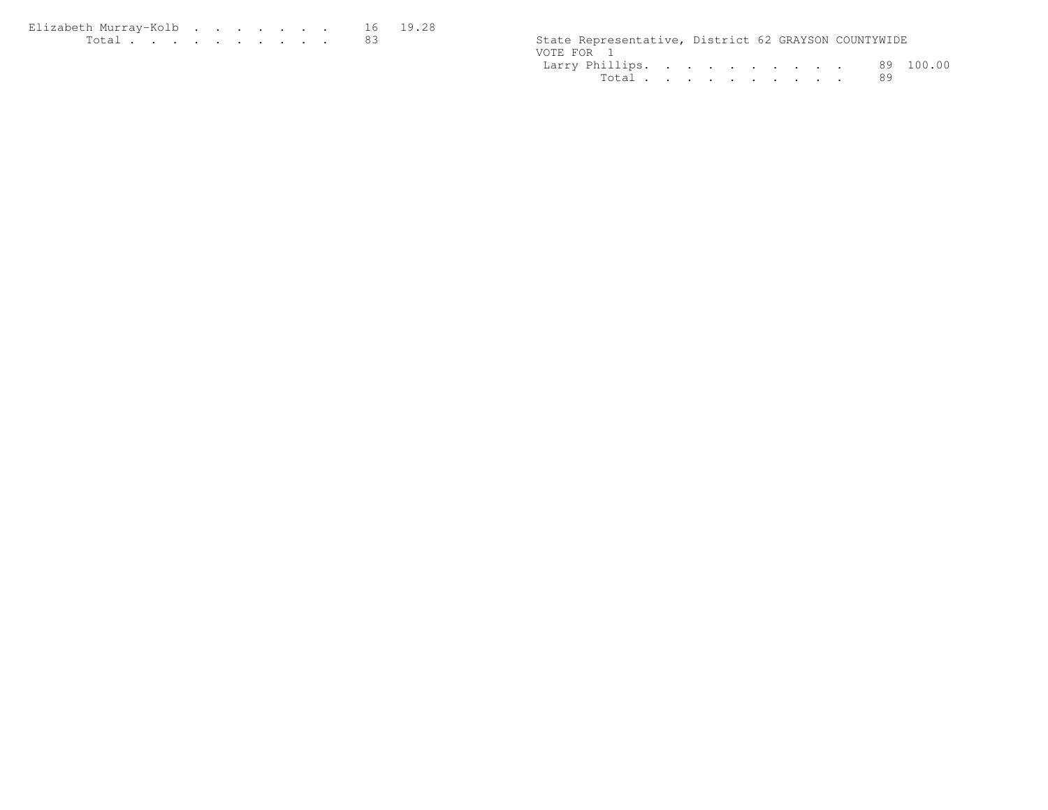| Candidate | Votes | Percent |
|---|---|---|
| Elizabeth Murray-Kolb | 16 | 19.28 |
| Total | 83 | |

State Representative, District 62 GRAYSON COUNTYWIDE

VOTE FOR 1

| Candidate | Votes | Percent |
|---|---|---|
| Larry Phillips | 89 | 100.00 |
| Total | 89 | |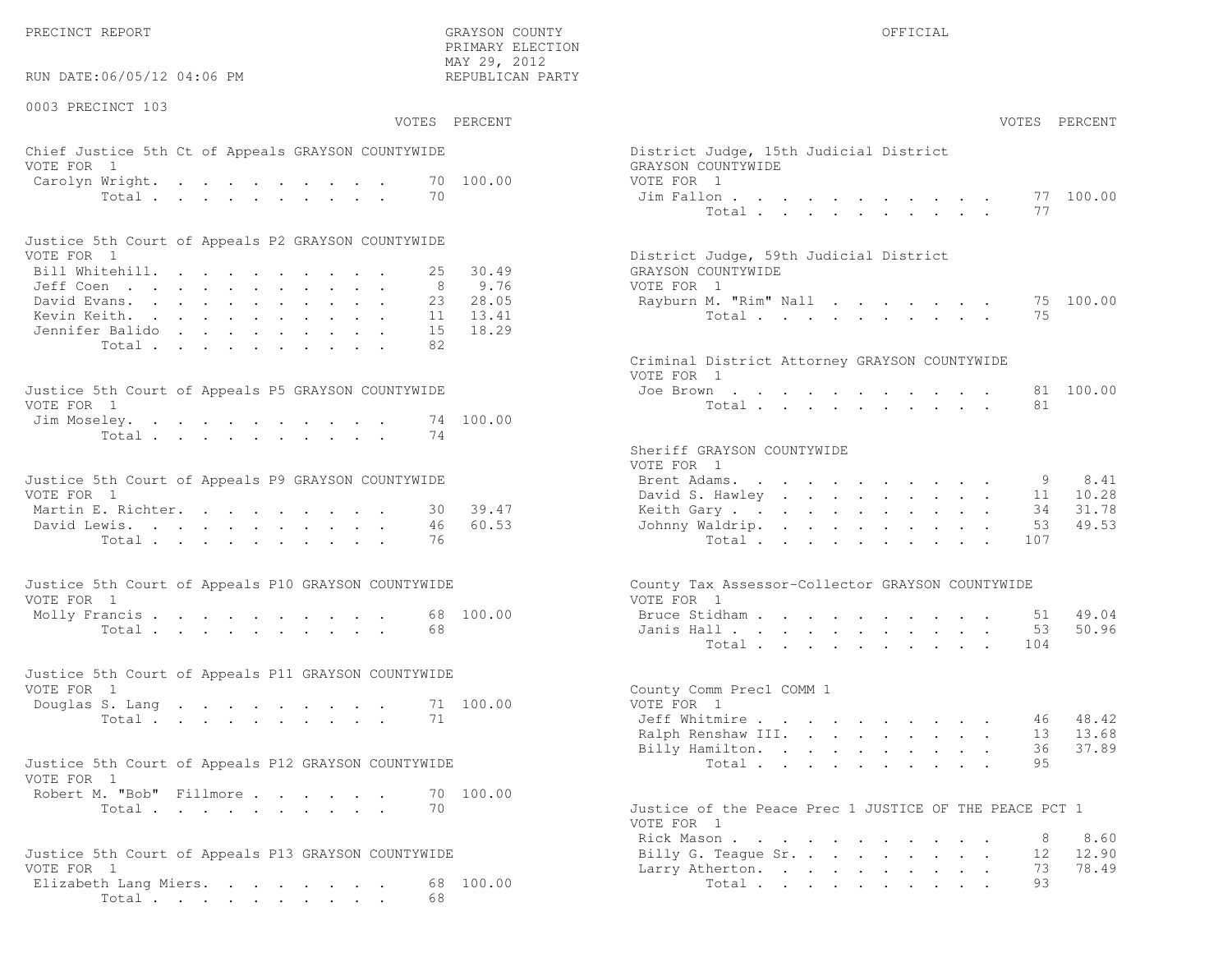PRECINCT REPORT

GRAYSON COUNTY
PRIMARY ELECTION
MAY 29, 2012
REPUBLICAN PARTY

OFFICIAL

RUN DATE:06/05/12 04:06 PM

## 0003 PRECINCT 103

### Chief Justice 5th Ct of Appeals GRAYSON COUNTYWIDE
VOTE FOR 1

| | VOTES | PERCENT |
|---|---|---|
| Carolyn Wright | 70 | 100.00 |
| Total | 70 | |

### Justice 5th Court of Appeals P2 GRAYSON COUNTYWIDE
VOTE FOR 1

| | VOTES | PERCENT |
|---|---|---|
| Bill Whitehill | 25 | 30.49 |
| Jeff Coen | 8 | 9.76 |
| David Evans | 23 | 28.05 |
| Kevin Keith | 11 | 13.41 |
| Jennifer Balido | 15 | 18.29 |
| Total | 82 | |

### Justice 5th Court of Appeals P5 GRAYSON COUNTYWIDE
VOTE FOR 1

| | VOTES | PERCENT |
|---|---|---|
| Jim Moseley | 74 | 100.00 |
| Total | 74 | |

### Justice 5th Court of Appeals P9 GRAYSON COUNTYWIDE
VOTE FOR 1

| | VOTES | PERCENT |
|---|---|---|
| Martin E. Richter | 30 | 39.47 |
| David Lewis | 46 | 60.53 |
| Total | 76 | |

### Justice 5th Court of Appeals P10 GRAYSON COUNTYWIDE
VOTE FOR 1

| | VOTES | PERCENT |
|---|---|---|
| Molly Francis | 68 | 100.00 |
| Total | 68 | |

### Justice 5th Court of Appeals P11 GRAYSON COUNTYWIDE
VOTE FOR 1

| | VOTES | PERCENT |
|---|---|---|
| Douglas S. Lang | 71 | 100.00 |
| Total | 71 | |

### Justice 5th Court of Appeals P12 GRAYSON COUNTYWIDE
VOTE FOR 1

| | VOTES | PERCENT |
|---|---|---|
| Robert M. "Bob" Fillmore | 70 | 100.00 |
| Total | 70 | |

### Justice 5th Court of Appeals P13 GRAYSON COUNTYWIDE
VOTE FOR 1

| | VOTES | PERCENT |
|---|---|---|
| Elizabeth Lang Miers | 68 | 100.00 |
| Total | 68 | |

### District Judge, 15th Judicial District GRAYSON COUNTYWIDE
VOTE FOR 1

| | VOTES | PERCENT |
|---|---|---|
| Jim Fallon | 77 | 100.00 |
| Total | 77 | |

### District Judge, 59th Judicial District GRAYSON COUNTYWIDE
VOTE FOR 1

| | VOTES | PERCENT |
|---|---|---|
| Rayburn M. "Rim" Nall | 75 | 100.00 |
| Total | 75 | |

### Criminal District Attorney GRAYSON COUNTYWIDE
VOTE FOR 1

| | VOTES | PERCENT |
|---|---|---|
| Joe Brown | 81 | 100.00 |
| Total | 81 | |

### Sheriff GRAYSON COUNTYWIDE
VOTE FOR 1

| | VOTES | PERCENT |
|---|---|---|
| Brent Adams | 9 | 8.41 |
| David S. Hawley | 11 | 10.28 |
| Keith Gary | 34 | 31.78 |
| Johnny Waldrip | 53 | 49.53 |
| Total | 107 | |

### County Tax Assessor-Collector GRAYSON COUNTYWIDE
VOTE FOR 1

| | VOTES | PERCENT |
|---|---|---|
| Bruce Stidham | 51 | 49.04 |
| Janis Hall | 53 | 50.96 |
| Total | 104 | |

### County Comm Prec1 COMM 1
VOTE FOR 1

| | VOTES | PERCENT |
|---|---|---|
| Jeff Whitmire | 46 | 48.42 |
| Ralph Renshaw III | 13 | 13.68 |
| Billy Hamilton | 36 | 37.89 |
| Total | 95 | |

### Justice of the Peace Prec 1 JUSTICE OF THE PEACE PCT 1
VOTE FOR 1

| | VOTES | PERCENT |
|---|---|---|
| Rick Mason | 8 | 8.60 |
| Billy G. Teague Sr. | 12 | 12.90 |
| Larry Atherton | 73 | 78.49 |
| Total | 93 | |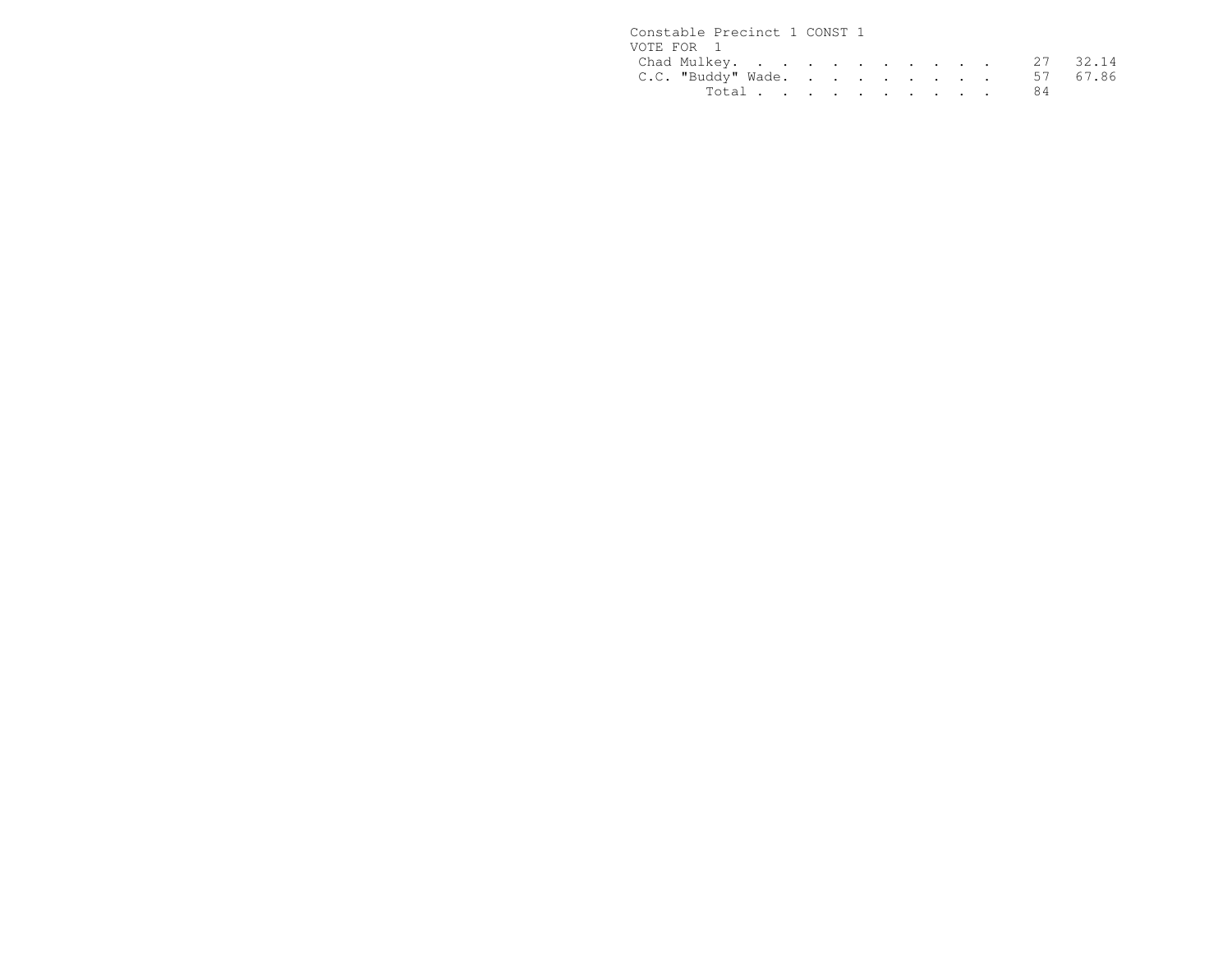Constable Precinct 1 CONST 1

VOTE FOR 1

| Candidate | Votes | Percent |
|---|---|---|
| Chad Mulkey | 27 | 32.14 |
| C.C. "Buddy" Wade | 57 | 67.86 |
| Total | 84 | |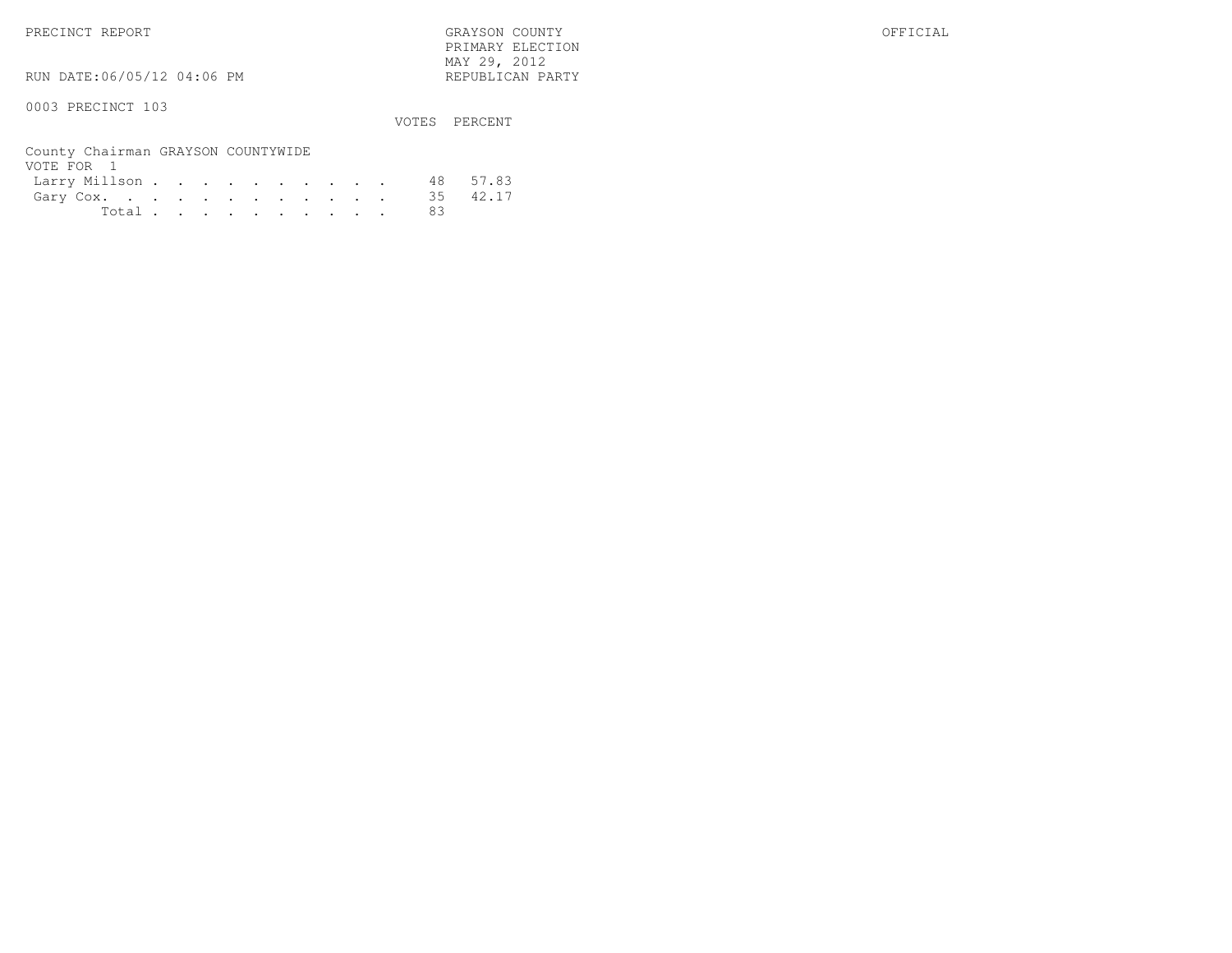PRECINCT REPORT | GRAYSON COUNTY PRIMARY ELECTION MAY 29, 2012 REPUBLICAN PARTY | OFFICIAL

RUN DATE:06/05/12 04:06 PM

0003 PRECINCT 103

County Chairman GRAYSON COUNTYWIDE
VOTE FOR 1

| | VOTES | PERCENT |
|---|---|---|
| Larry Millson | 48 | 57.83 |
| Gary Cox | 35 | 42.17 |
| Total | 83 | |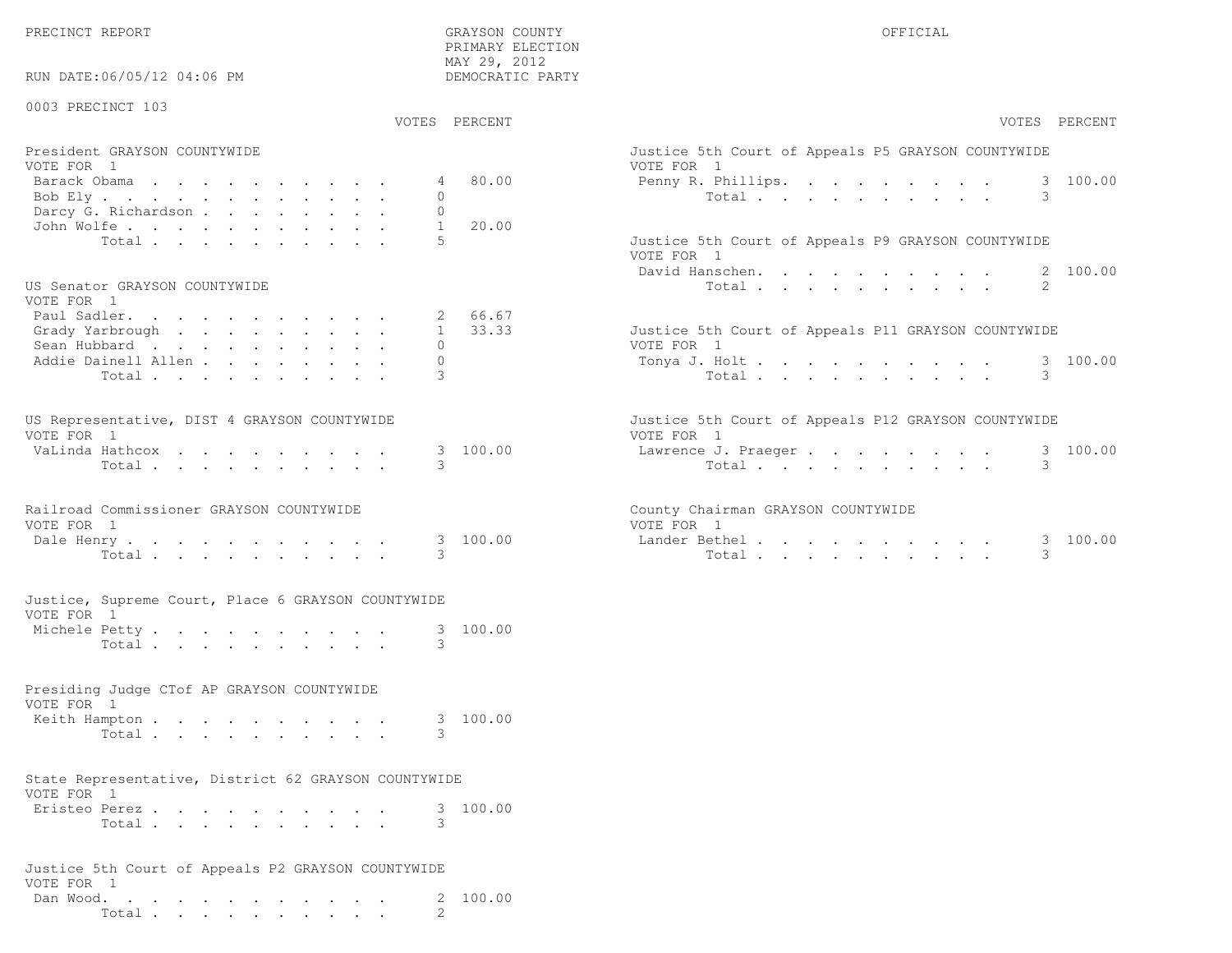PRECINCT REPORT

GRAYSON COUNTY
PRIMARY ELECTION
MAY 29, 2012
DEMOCRATIC PARTY

OFFICIAL

RUN DATE:06/05/12 04:06 PM

0003 PRECINCT 103

**President GRAYSON COUNTYWIDE**
VOTE FOR 1

| Candidate | VOTES | PERCENT |
|---|---|---|
| Barack Obama | 4 | 80.00 |
| Bob Ely | 0 | |
| Darcy G. Richardson | 0 | |
| John Wolfe | 1 | 20.00 |
| Total | 5 | |

**US Senator GRAYSON COUNTYWIDE**
VOTE FOR 1

| Candidate | VOTES | PERCENT |
|---|---|---|
| Paul Sadler. | 2 | 66.67 |
| Grady Yarbrough | 1 | 33.33 |
| Sean Hubbard | 0 | |
| Addie Dainell Allen | 0 | |
| Total | 3 | |

**US Representative, DIST 4 GRAYSON COUNTYWIDE**
VOTE FOR 1

| Candidate | VOTES | PERCENT |
|---|---|---|
| VaLinda Hathcox | 3 | 100.00 |
| Total | 3 | |

**Railroad Commissioner GRAYSON COUNTYWIDE**
VOTE FOR 1

| Candidate | VOTES | PERCENT |
|---|---|---|
| Dale Henry | 3 | 100.00 |
| Total | 3 | |

**Justice, Supreme Court, Place 6 GRAYSON COUNTYWIDE**
VOTE FOR 1

| Candidate | VOTES | PERCENT |
|---|---|---|
| Michele Petty | 3 | 100.00 |
| Total | 3 | |

**Presiding Judge CTof AP GRAYSON COUNTYWIDE**
VOTE FOR 1

| Candidate | VOTES | PERCENT |
|---|---|---|
| Keith Hampton | 3 | 100.00 |
| Total | 3 | |

**State Representative, District 62 GRAYSON COUNTYWIDE**
VOTE FOR 1

| Candidate | VOTES | PERCENT |
|---|---|---|
| Eristeo Perez | 3 | 100.00 |
| Total | 3 | |

**Justice 5th Court of Appeals P2 GRAYSON COUNTYWIDE**
VOTE FOR 1

| Candidate | VOTES | PERCENT |
|---|---|---|
| Dan Wood. | 2 | 100.00 |
| Total | 2 | |

**Justice 5th Court of Appeals P5 GRAYSON COUNTYWIDE**
VOTE FOR 1

| Candidate | VOTES | PERCENT |
|---|---|---|
| Penny R. Phillips. | 3 | 100.00 |
| Total | 3 | |

**Justice 5th Court of Appeals P9 GRAYSON COUNTYWIDE**
VOTE FOR 1

| Candidate | VOTES | PERCENT |
|---|---|---|
| David Hanschen. | 2 | 100.00 |
| Total | 2 | |

**Justice 5th Court of Appeals P11 GRAYSON COUNTYWIDE**
VOTE FOR 1

| Candidate | VOTES | PERCENT |
|---|---|---|
| Tonya J. Holt | 3 | 100.00 |
| Total | 3 | |

**Justice 5th Court of Appeals P12 GRAYSON COUNTYWIDE**
VOTE FOR 1

| Candidate | VOTES | PERCENT |
|---|---|---|
| Lawrence J. Praeger | 3 | 100.00 |
| Total | 3 | |

**County Chairman GRAYSON COUNTYWIDE**
VOTE FOR 1

| Candidate | VOTES | PERCENT |
|---|---|---|
| Lander Bethel | 3 | 100.00 |
| Total | 3 | |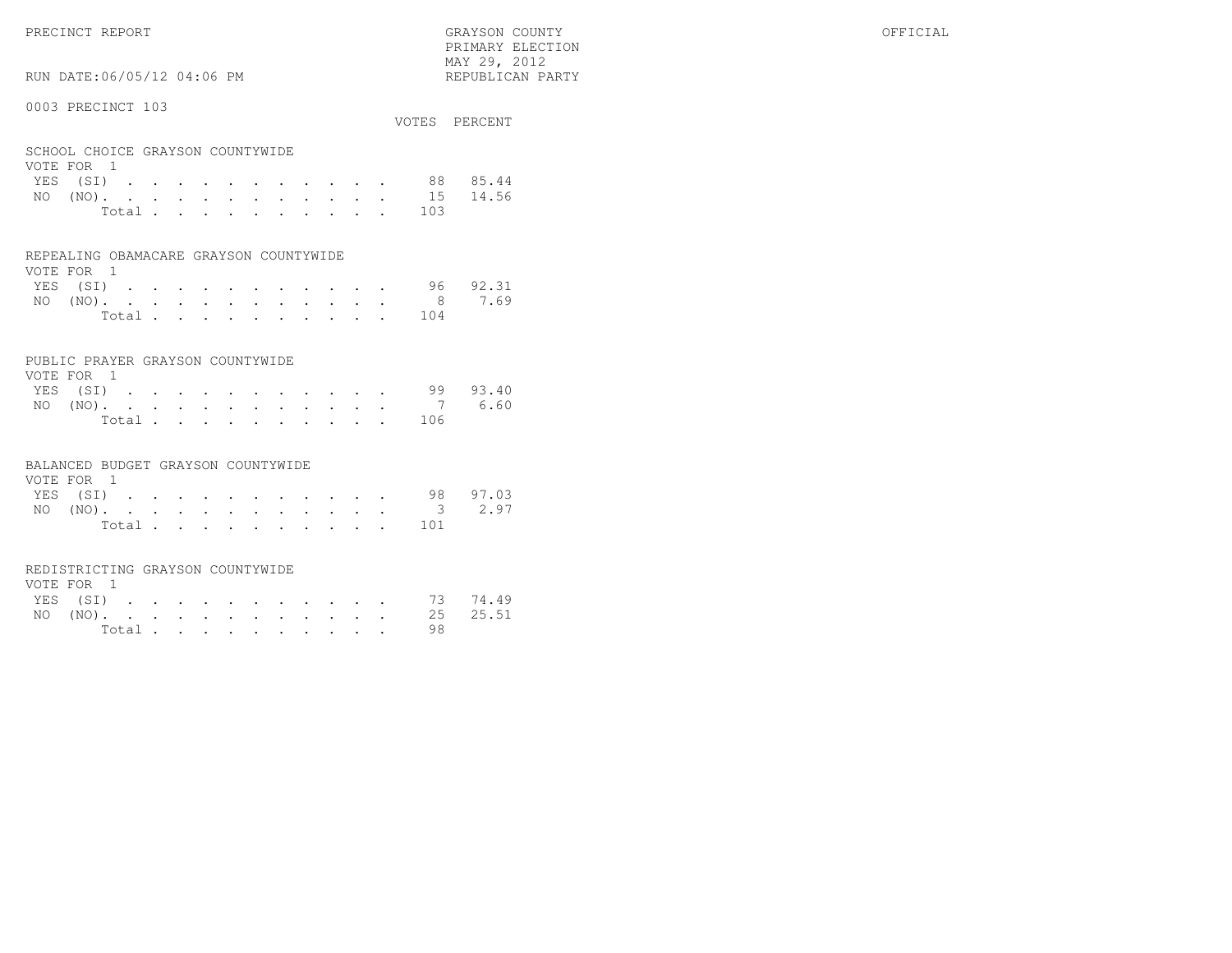PRECINCT REPORT

GRAYSON COUNTY
PRIMARY ELECTION
MAY 29, 2012
REPUBLICAN PARTY

OFFICIAL

RUN DATE:06/05/12 04:06 PM

0003 PRECINCT 103

**SCHOOL CHOICE GRAYSON COUNTYWIDE**
VOTE FOR 1

| | VOTES | PERCENT |
|---|---|---|
| YES (SI) | 88 | 85.44 |
| NO (NO) | 15 | 14.56 |
| Total | 103 | |

**REPEALING OBAMACARE GRAYSON COUNTYWIDE**
VOTE FOR 1

| | VOTES | PERCENT |
|---|---|---|
| YES (SI) | 96 | 92.31 |
| NO (NO) | 8 | 7.69 |
| Total | 104 | |

**PUBLIC PRAYER GRAYSON COUNTYWIDE**
VOTE FOR 1

| | VOTES | PERCENT |
|---|---|---|
| YES (SI) | 99 | 93.40 |
| NO (NO) | 7 | 6.60 |
| Total | 106 | |

**BALANCED BUDGET GRAYSON COUNTYWIDE**
VOTE FOR 1

| | VOTES | PERCENT |
|---|---|---|
| YES (SI) | 98 | 97.03 |
| NO (NO) | 3 | 2.97 |
| Total | 101 | |

**REDISTRICTING GRAYSON COUNTYWIDE**
VOTE FOR 1

| | VOTES | PERCENT |
|---|---|---|
| YES (SI) | 73 | 74.49 |
| NO (NO) | 25 | 25.51 |
| Total | 98 | |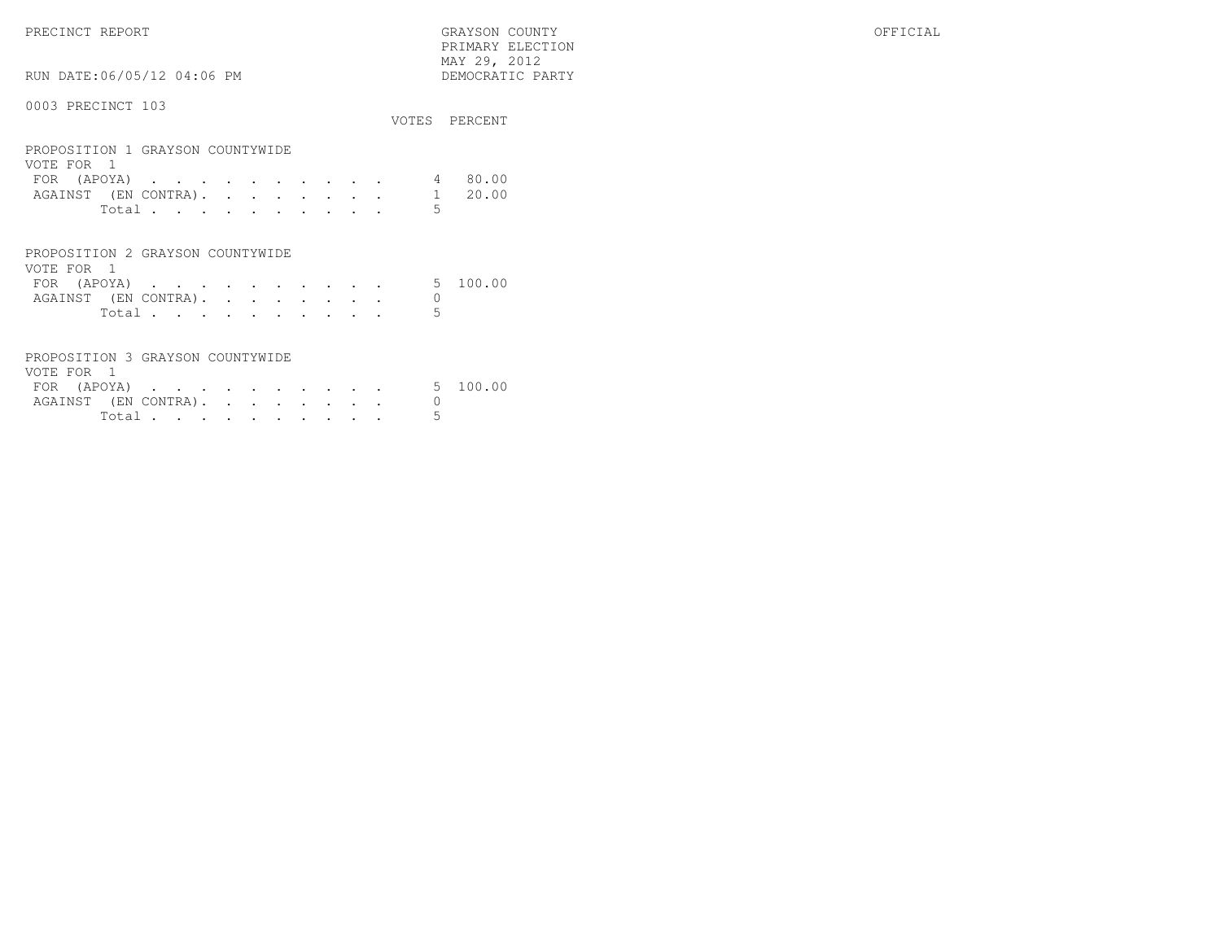PRECINCT REPORT — GRAYSON COUNTY — PRIMARY ELECTION — MAY 29, 2012 — DEMOCRATIC PARTY — OFFICIAL

RUN DATE:06/05/12 04:06 PM

## 0003 PRECINCT 103

### PROPOSITION 1 GRAYSON COUNTYWIDE

VOTE FOR 1

| | VOTES | PERCENT |
|---|---|---|
| FOR (APOYA) | 4 | 80.00 |
| AGAINST (EN CONTRA) | 1 | 20.00 |
| Total | 5 | |

### PROPOSITION 2 GRAYSON COUNTYWIDE

VOTE FOR 1

| | VOTES | PERCENT |
|---|---|---|
| FOR (APOYA) | 5 | 100.00 |
| AGAINST (EN CONTRA) | 0 | |
| Total | 5 | |

### PROPOSITION 3 GRAYSON COUNTYWIDE

VOTE FOR 1

| | VOTES | PERCENT |
|---|---|---|
| FOR (APOYA) | 5 | 100.00 |
| AGAINST (EN CONTRA) | 0 | |
| Total | 5 | |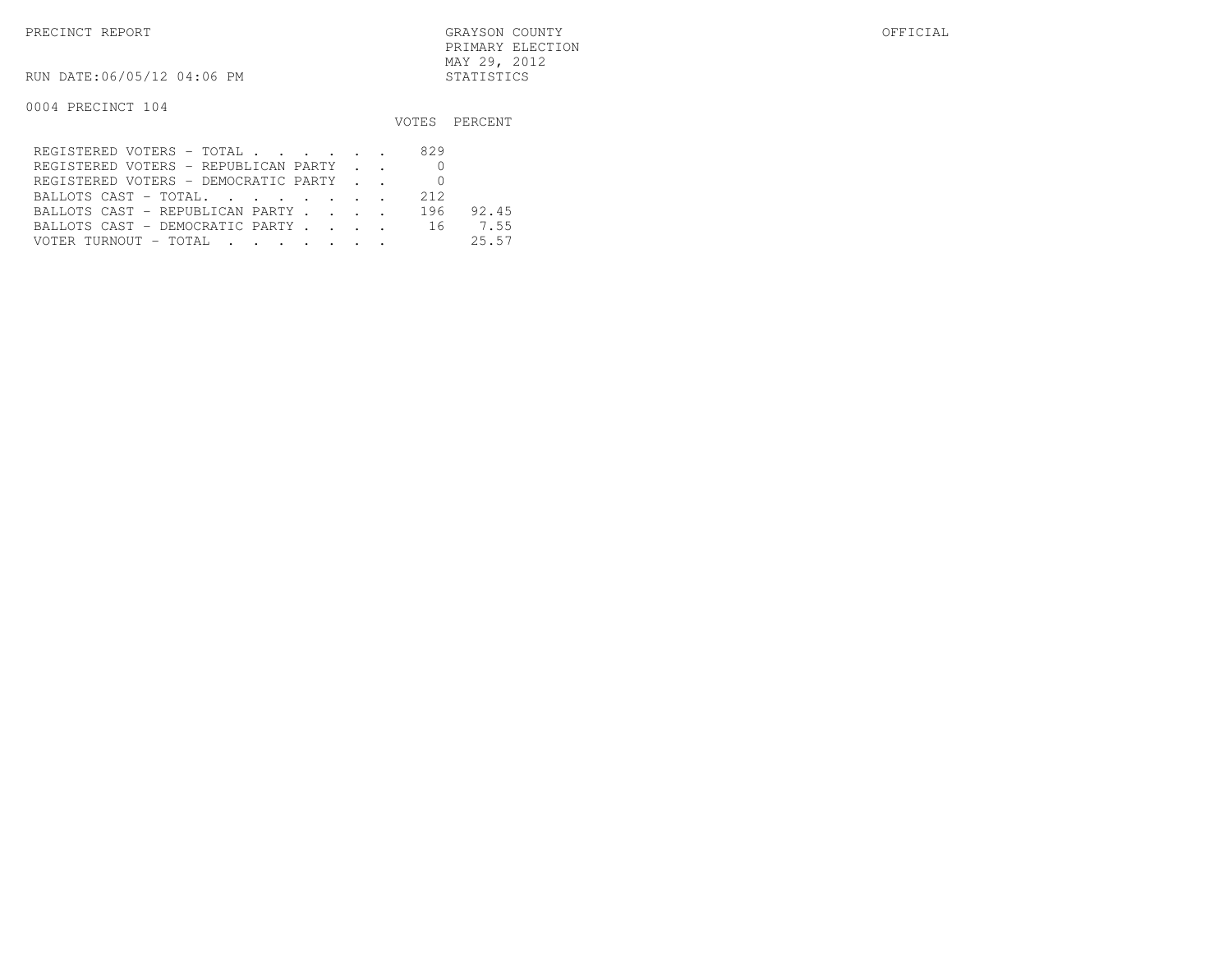PRECINCT REPORT

GRAYSON COUNTY
PRIMARY ELECTION
MAY 29, 2012
STATISTICS

OFFICIAL

RUN DATE:06/05/12 04:06 PM

0004 PRECINCT 104

| | VOTES | PERCENT |
|---|---|---|
| REGISTERED VOTERS - TOTAL . . . . . . | 829 | |
| REGISTERED VOTERS - REPUBLICAN PARTY . . | 0 | |
| REGISTERED VOTERS - DEMOCRATIC PARTY . . | 0 | |
| BALLOTS CAST - TOTAL. . . . . . . . | 212 | |
| BALLOTS CAST - REPUBLICAN PARTY . . . . | 196 | 92.45 |
| BALLOTS CAST - DEMOCRATIC PARTY . . . . | 16 | 7.55 |
| VOTER TURNOUT - TOTAL . . . . . . . | | 25.57 |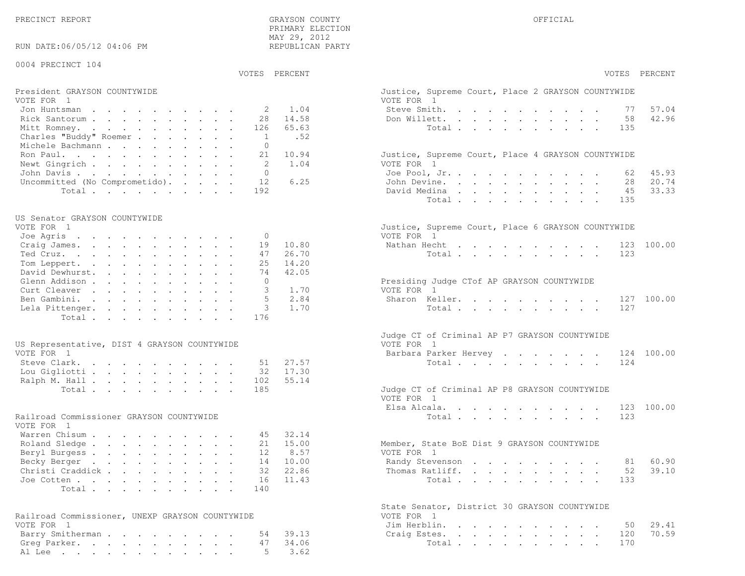PRECINCT REPORT

GRAYSON COUNTY
PRIMARY ELECTION
MAY 29, 2012
REPUBLICAN PARTY

OFFICIAL

RUN DATE:06/05/12 04:06 PM

0004 PRECINCT 104

**President GRAYSON COUNTYWIDE**
VOTE FOR 1

| | VOTES | PERCENT |
|---|---|---|
| Jon Huntsman | 2 | 1.04 |
| Rick Santorum | 28 | 14.58 |
| Mitt Romney | 126 | 65.63 |
| Charles "Buddy" Roemer | 1 | .52 |
| Michele Bachmann | 0 | |
| Ron Paul | 21 | 10.94 |
| Newt Gingrich | 2 | 1.04 |
| John Davis | 0 | |
| Uncommitted (No Comprometido) | 12 | 6.25 |
| Total | 192 | |

**US Senator GRAYSON COUNTYWIDE**
VOTE FOR 1

| | VOTES | PERCENT |
|---|---|---|
| Joe Agris | 0 | |
| Craig James | 19 | 10.80 |
| Ted Cruz | 47 | 26.70 |
| Tom Leppert | 25 | 14.20 |
| David Dewhurst | 74 | 42.05 |
| Glenn Addison | 0 | |
| Curt Cleaver | 3 | 1.70 |
| Ben Gambini | 5 | 2.84 |
| Lela Pittenger | 3 | 1.70 |
| Total | 176 | |

**US Representative, DIST 4 GRAYSON COUNTYWIDE**
VOTE FOR 1

| | VOTES | PERCENT |
|---|---|---|
| Steve Clark | 51 | 27.57 |
| Lou Gigliotti | 32 | 17.30 |
| Ralph M. Hall | 102 | 55.14 |
| Total | 185 | |

**Railroad Commissioner GRAYSON COUNTYWIDE**
VOTE FOR 1

| | VOTES | PERCENT |
|---|---|---|
| Warren Chisum | 45 | 32.14 |
| Roland Sledge | 21 | 15.00 |
| Beryl Burgess | 12 | 8.57 |
| Becky Berger | 14 | 10.00 |
| Christi Craddick | 32 | 22.86 |
| Joe Cotten | 16 | 11.43 |
| Total | 140 | |

**Railroad Commissioner, UNEXP GRAYSON COUNTYWIDE**
VOTE FOR 1

| | VOTES | PERCENT |
|---|---|---|
| Barry Smitherman | 54 | 39.13 |
| Greg Parker | 47 | 34.06 |
| Al Lee | 5 | 3.62 |

**Justice, Supreme Court, Place 2 GRAYSON COUNTYWIDE**
VOTE FOR 1

| | VOTES | PERCENT |
|---|---|---|
| Steve Smith | 77 | 57.04 |
| Don Willett | 58 | 42.96 |
| Total | 135 | |

**Justice, Supreme Court, Place 4 GRAYSON COUNTYWIDE**
VOTE FOR 1

| | VOTES | PERCENT |
|---|---|---|
| Joe Pool, Jr. | 62 | 45.93 |
| John Devine | 28 | 20.74 |
| David Medina | 45 | 33.33 |
| Total | 135 | |

**Justice, Supreme Court, Place 6 GRAYSON COUNTYWIDE**
VOTE FOR 1

| | VOTES | PERCENT |
|---|---|---|
| Nathan Hecht | 123 | 100.00 |
| Total | 123 | |

**Presiding Judge CTof AP GRAYSON COUNTYWIDE**
VOTE FOR 1

| | VOTES | PERCENT |
|---|---|---|
| Sharon Keller | 127 | 100.00 |
| Total | 127 | |

**Judge CT of Criminal AP P7 GRAYSON COUNTYWIDE**
VOTE FOR 1

| | VOTES | PERCENT |
|---|---|---|
| Barbara Parker Hervey | 124 | 100.00 |
| Total | 124 | |

**Judge CT of Criminal AP P8 GRAYSON COUNTYWIDE**
VOTE FOR 1

| | VOTES | PERCENT |
|---|---|---|
| Elsa Alcala | 123 | 100.00 |
| Total | 123 | |

**Member, State BoE Dist 9 GRAYSON COUNTYWIDE**
VOTE FOR 1

| | VOTES | PERCENT |
|---|---|---|
| Randy Stevenson | 81 | 60.90 |
| Thomas Ratliff | 52 | 39.10 |
| Total | 133 | |

**State Senator, District 30 GRAYSON COUNTYWIDE**
VOTE FOR 1

| | VOTES | PERCENT |
|---|---|---|
| Jim Herblin | 50 | 29.41 |
| Craig Estes | 120 | 70.59 |
| Total | 170 | |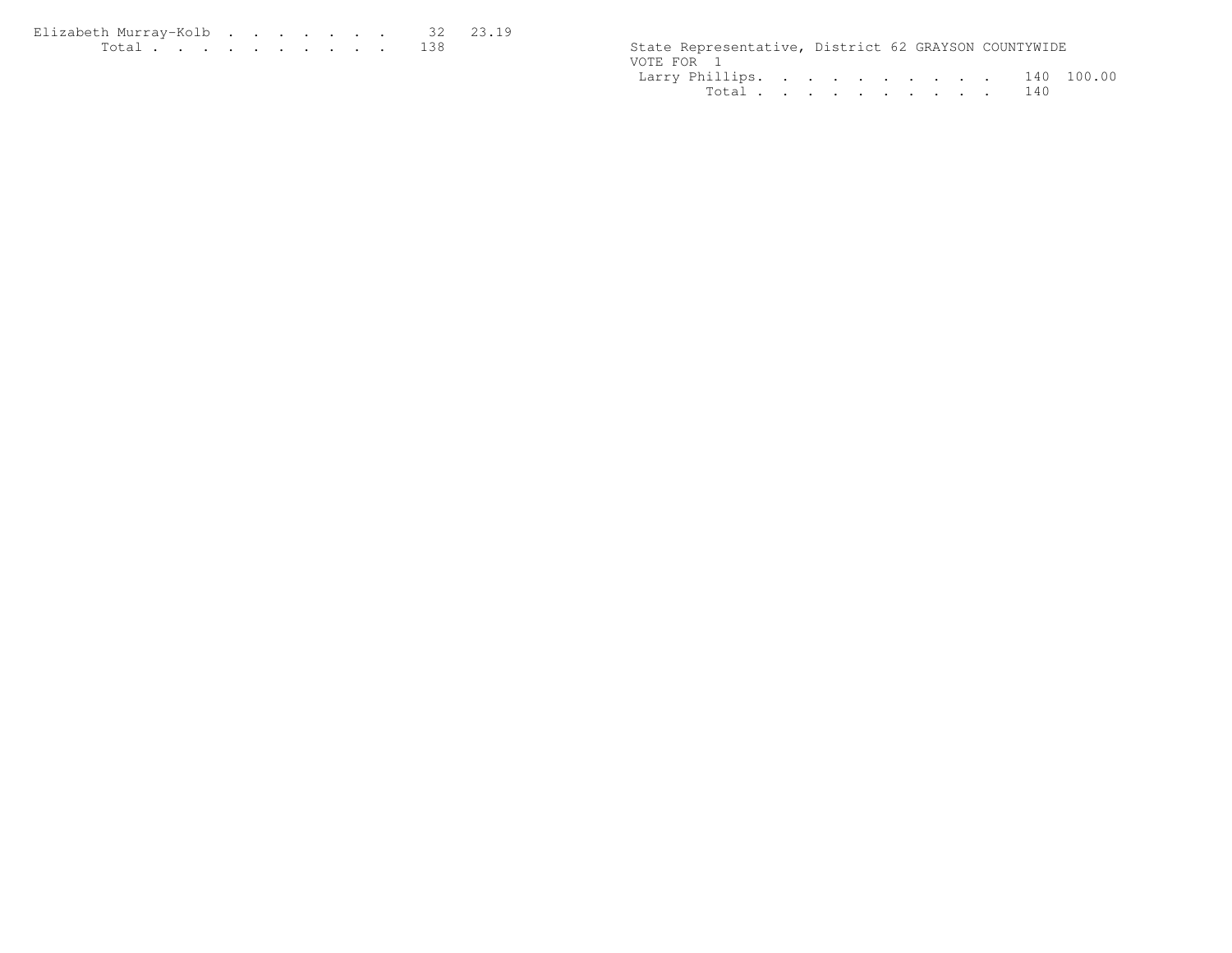| | | |
|---|---|---|
| Elizabeth Murray-Kolb | 32 | 23.19 |
| Total | 138 | |

State Representative, District 62 GRAYSON COUNTYWIDE
VOTE FOR 1

| | | |
|---|---|---|
| Larry Phillips | 140 | 100.00 |
| Total | 140 | |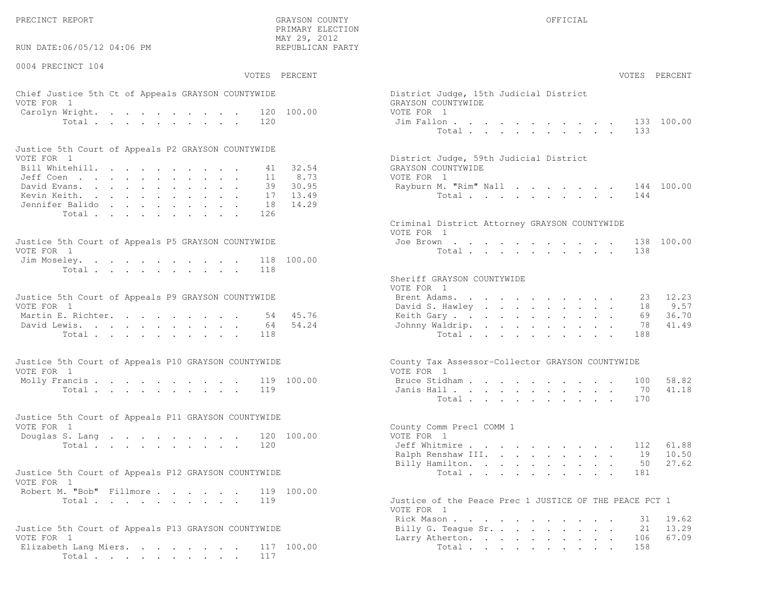PRECINCT REPORT — GRAYSON COUNTY PRIMARY ELECTION, MAY 29, 2012, REPUBLICAN PARTY — OFFICIAL

RUN DATE:06/05/12 04:06 PM

## 0004 PRECINCT 104

### Chief Justice 5th Ct of Appeals GRAYSON COUNTYWIDE
VOTE FOR 1

| Candidate | VOTES | PERCENT |
|---|---|---|
| Carolyn Wright | 120 | 100.00 |
| Total | 120 | |

### Justice 5th Court of Appeals P2 GRAYSON COUNTYWIDE
VOTE FOR 1

| Candidate | VOTES | PERCENT |
|---|---|---|
| Bill Whitehill | 41 | 32.54 |
| Jeff Coen | 11 | 8.73 |
| David Evans | 39 | 30.95 |
| Kevin Keith | 17 | 13.49 |
| Jennifer Balido | 18 | 14.29 |
| Total | 126 | |

### Justice 5th Court of Appeals P5 GRAYSON COUNTYWIDE
VOTE FOR 1

| Candidate | VOTES | PERCENT |
|---|---|---|
| Jim Moseley | 118 | 100.00 |
| Total | 118 | |

### Justice 5th Court of Appeals P9 GRAYSON COUNTYWIDE
VOTE FOR 1

| Candidate | VOTES | PERCENT |
|---|---|---|
| Martin E. Richter | 54 | 45.76 |
| David Lewis | 64 | 54.24 |
| Total | 118 | |

### Justice 5th Court of Appeals P10 GRAYSON COUNTYWIDE
VOTE FOR 1

| Candidate | VOTES | PERCENT |
|---|---|---|
| Molly Francis | 119 | 100.00 |
| Total | 119 | |

### Justice 5th Court of Appeals P11 GRAYSON COUNTYWIDE
VOTE FOR 1

| Candidate | VOTES | PERCENT |
|---|---|---|
| Douglas S. Lang | 120 | 100.00 |
| Total | 120 | |

### Justice 5th Court of Appeals P12 GRAYSON COUNTYWIDE
VOTE FOR 1

| Candidate | VOTES | PERCENT |
|---|---|---|
| Robert M. "Bob" Fillmore | 119 | 100.00 |
| Total | 119 | |

### Justice 5th Court of Appeals P13 GRAYSON COUNTYWIDE
VOTE FOR 1

| Candidate | VOTES | PERCENT |
|---|---|---|
| Elizabeth Lang Miers | 117 | 100.00 |
| Total | 117 | |

### District Judge, 15th Judicial District GRAYSON COUNTYWIDE
VOTE FOR 1

| Candidate | VOTES | PERCENT |
|---|---|---|
| Jim Fallon | 133 | 100.00 |
| Total | 133 | |

### District Judge, 59th Judicial District GRAYSON COUNTYWIDE
VOTE FOR 1

| Candidate | VOTES | PERCENT |
|---|---|---|
| Rayburn M. "Rim" Nall | 144 | 100.00 |
| Total | 144 | |

### Criminal District Attorney GRAYSON COUNTYWIDE
VOTE FOR 1

| Candidate | VOTES | PERCENT |
|---|---|---|
| Joe Brown | 138 | 100.00 |
| Total | 138 | |

### Sheriff GRAYSON COUNTYWIDE
VOTE FOR 1

| Candidate | VOTES | PERCENT |
|---|---|---|
| Brent Adams | 23 | 12.23 |
| David S. Hawley | 18 | 9.57 |
| Keith Gary | 69 | 36.70 |
| Johnny Waldrip | 78 | 41.49 |
| Total | 188 | |

### County Tax Assessor-Collector GRAYSON COUNTYWIDE
VOTE FOR 1

| Candidate | VOTES | PERCENT |
|---|---|---|
| Bruce Stidham | 100 | 58.82 |
| Janis Hall | 70 | 41.18 |
| Total | 170 | |

### County Comm Prec1 COMM 1
VOTE FOR 1

| Candidate | VOTES | PERCENT |
|---|---|---|
| Jeff Whitmire | 112 | 61.88 |
| Ralph Renshaw III. | 19 | 10.50 |
| Billy Hamilton | 50 | 27.62 |
| Total | 181 | |

### Justice of the Peace Prec 1 JUSTICE OF THE PEACE PCT 1
VOTE FOR 1

| Candidate | VOTES | PERCENT |
|---|---|---|
| Rick Mason | 31 | 19.62 |
| Billy G. Teague Sr. | 21 | 13.29 |
| Larry Atherton | 106 | 67.09 |
| Total | 158 | |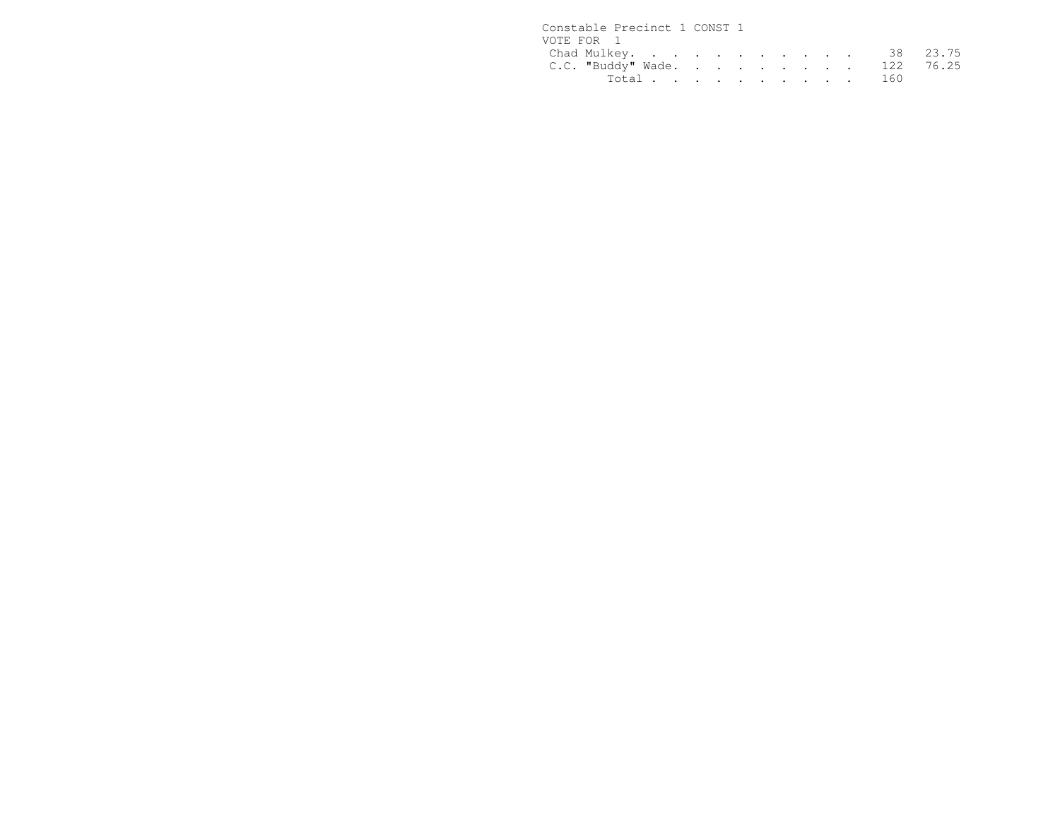Constable Precinct 1 CONST 1

VOTE FOR 1

| Candidate | Votes | Percent |
|---|---|---|
| Chad Mulkey | 38 | 23.75 |
| C.C. "Buddy" Wade | 122 | 76.25 |
| Total | 160 | |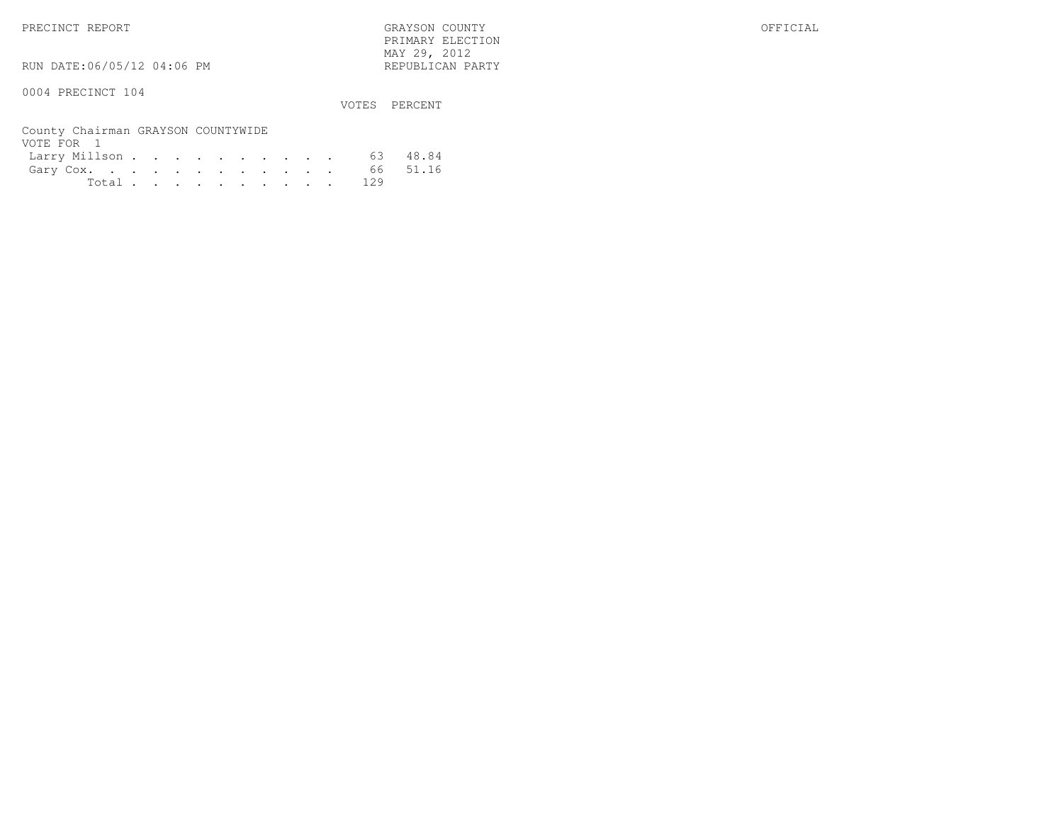PRECINCT REPORT

GRAYSON COUNTY
PRIMARY ELECTION
MAY 29, 2012
REPUBLICAN PARTY

OFFICIAL

RUN DATE:06/05/12 04:06 PM

0004 PRECINCT 104

County Chairman GRAYSON COUNTYWIDE
VOTE FOR 1

| | VOTES | PERCENT |
|---|---|---|
| Larry Millson | 63 | 48.84 |
| Gary Cox | 66 | 51.16 |
| Total | 129 | |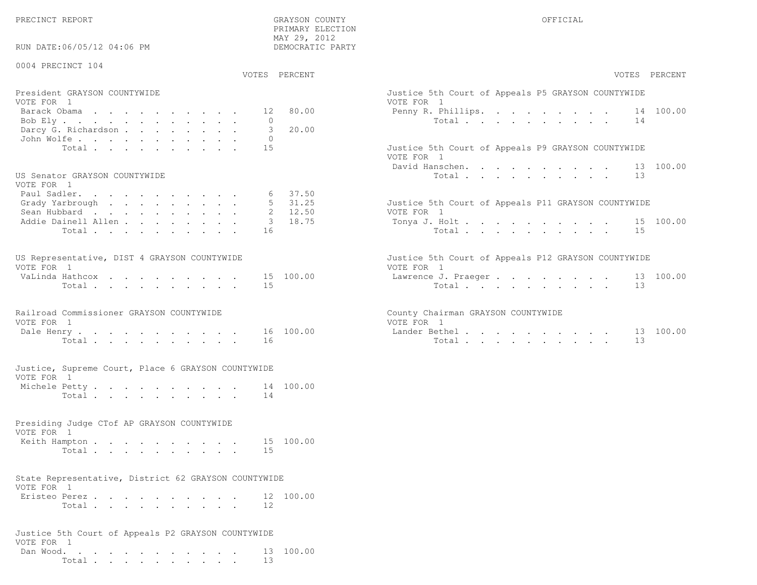PRECINCT REPORT

GRAYSON COUNTY
PRIMARY ELECTION
MAY 29, 2012
DEMOCRATIC PARTY

OFFICIAL

RUN DATE:06/05/12 04:06 PM

0004 PRECINCT 104

**President GRAYSON COUNTYWIDE**
VOTE FOR 1

| Candidate | VOTES | PERCENT |
|---|---|---|
| Barack Obama | 12 | 80.00 |
| Bob Ely | 0 | |
| Darcy G. Richardson | 3 | 20.00 |
| John Wolfe | 0 | |
| Total | 15 | |

**US Senator GRAYSON COUNTYWIDE**
VOTE FOR 1

| Candidate | VOTES | PERCENT |
|---|---|---|
| Paul Sadler. | 6 | 37.50 |
| Grady Yarbrough | 5 | 31.25 |
| Sean Hubbard | 2 | 12.50 |
| Addie Dainell Allen | 3 | 18.75 |
| Total | 16 | |

**US Representative, DIST 4 GRAYSON COUNTYWIDE**
VOTE FOR 1

| Candidate | VOTES | PERCENT |
|---|---|---|
| VaLinda Hathcox | 15 | 100.00 |
| Total | 15 | |

**Railroad Commissioner GRAYSON COUNTYWIDE**
VOTE FOR 1

| Candidate | VOTES | PERCENT |
|---|---|---|
| Dale Henry | 16 | 100.00 |
| Total | 16 | |

**Justice, Supreme Court, Place 6 GRAYSON COUNTYWIDE**
VOTE FOR 1

| Candidate | VOTES | PERCENT |
|---|---|---|
| Michele Petty | 14 | 100.00 |
| Total | 14 | |

**Presiding Judge CTof AP GRAYSON COUNTYWIDE**
VOTE FOR 1

| Candidate | VOTES | PERCENT |
|---|---|---|
| Keith Hampton | 15 | 100.00 |
| Total | 15 | |

**State Representative, District 62 GRAYSON COUNTYWIDE**
VOTE FOR 1

| Candidate | VOTES | PERCENT |
|---|---|---|
| Eristeo Perez | 12 | 100.00 |
| Total | 12 | |

**Justice 5th Court of Appeals P2 GRAYSON COUNTYWIDE**
VOTE FOR 1

| Candidate | VOTES | PERCENT |
|---|---|---|
| Dan Wood. | 13 | 100.00 |
| Total | 13 | |

**Justice 5th Court of Appeals P5 GRAYSON COUNTYWIDE**
VOTE FOR 1

| Candidate | VOTES | PERCENT |
|---|---|---|
| Penny R. Phillips. | 14 | 100.00 |
| Total | 14 | |

**Justice 5th Court of Appeals P9 GRAYSON COUNTYWIDE**
VOTE FOR 1

| Candidate | VOTES | PERCENT |
|---|---|---|
| David Hanschen. | 13 | 100.00 |
| Total | 13 | |

**Justice 5th Court of Appeals P11 GRAYSON COUNTYWIDE**
VOTE FOR 1

| Candidate | VOTES | PERCENT |
|---|---|---|
| Tonya J. Holt | 15 | 100.00 |
| Total | 15 | |

**Justice 5th Court of Appeals P12 GRAYSON COUNTYWIDE**
VOTE FOR 1

| Candidate | VOTES | PERCENT |
|---|---|---|
| Lawrence J. Praeger | 13 | 100.00 |
| Total | 13 | |

**County Chairman GRAYSON COUNTYWIDE**
VOTE FOR 1

| Candidate | VOTES | PERCENT |
|---|---|---|
| Lander Bethel | 13 | 100.00 |
| Total | 13 | |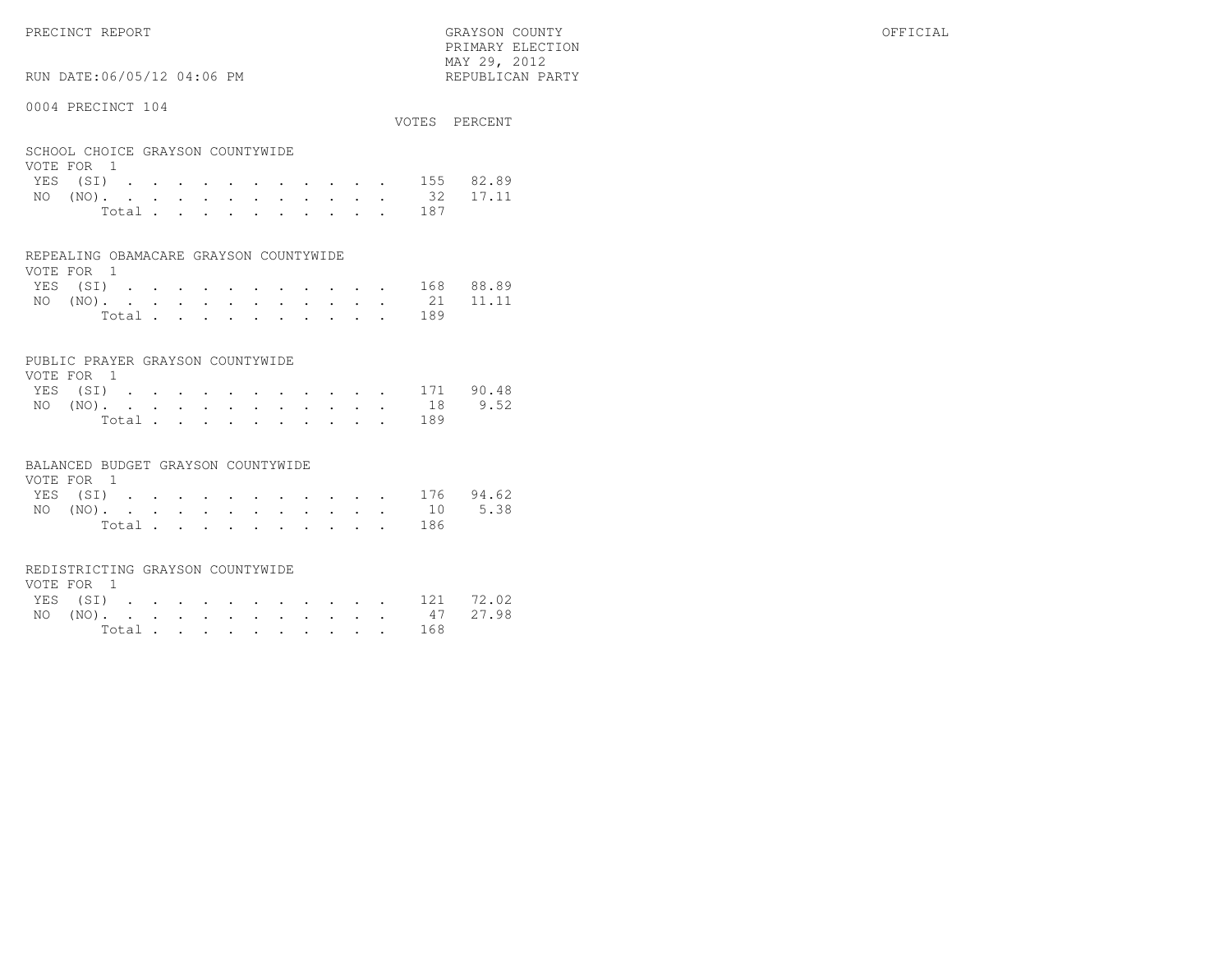PRECINCT REPORT

GRAYSON COUNTY
PRIMARY ELECTION
MAY 29, 2012
REPUBLICAN PARTY

OFFICIAL

RUN DATE:06/05/12 04:06 PM

0004 PRECINCT 104

## SCHOOL CHOICE GRAYSON COUNTYWIDE

VOTE FOR 1

| | VOTES | PERCENT |
|---|---|---|
| YES (SI) | 155 | 82.89 |
| NO (NO) | 32 | 17.11 |
| Total | 187 | |

## REPEALING OBAMACARE GRAYSON COUNTYWIDE

VOTE FOR 1

| | VOTES | PERCENT |
|---|---|---|
| YES (SI) | 168 | 88.89 |
| NO (NO) | 21 | 11.11 |
| Total | 189 | |

## PUBLIC PRAYER GRAYSON COUNTYWIDE

VOTE FOR 1

| | VOTES | PERCENT |
|---|---|---|
| YES (SI) | 171 | 90.48 |
| NO (NO) | 18 | 9.52 |
| Total | 189 | |

## BALANCED BUDGET GRAYSON COUNTYWIDE

VOTE FOR 1

| | VOTES | PERCENT |
|---|---|---|
| YES (SI) | 176 | 94.62 |
| NO (NO) | 10 | 5.38 |
| Total | 186 | |

## REDISTRICTING GRAYSON COUNTYWIDE

VOTE FOR 1

| | VOTES | PERCENT |
|---|---|---|
| YES (SI) | 121 | 72.02 |
| NO (NO) | 47 | 27.98 |
| Total | 168 | |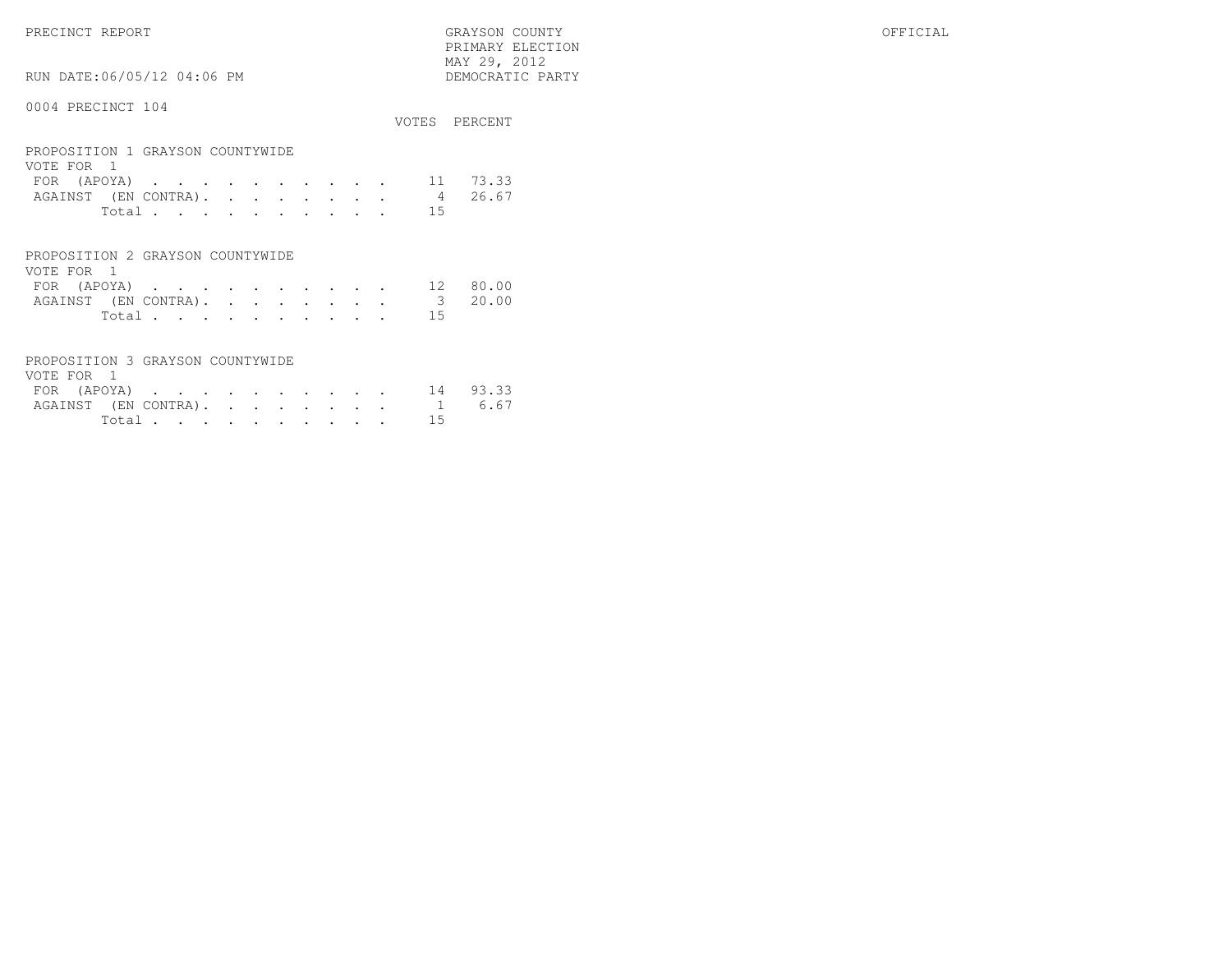PRECINCT REPORT

GRAYSON COUNTY
PRIMARY ELECTION
MAY 29, 2012
DEMOCRATIC PARTY

OFFICIAL

RUN DATE:06/05/12 04:06 PM

0004 PRECINCT 104

**PROPOSITION 1 GRAYSON COUNTYWIDE**
VOTE FOR 1

| | VOTES | PERCENT |
|---|---|---|
| FOR (APOYA) | 11 | 73.33 |
| AGAINST (EN CONTRA) | 4 | 26.67 |
| Total | 15 | |

**PROPOSITION 2 GRAYSON COUNTYWIDE**
VOTE FOR 1

| | VOTES | PERCENT |
|---|---|---|
| FOR (APOYA) | 12 | 80.00 |
| AGAINST (EN CONTRA) | 3 | 20.00 |
| Total | 15 | |

**PROPOSITION 3 GRAYSON COUNTYWIDE**
VOTE FOR 1

| | VOTES | PERCENT |
|---|---|---|
| FOR (APOYA) | 14 | 93.33 |
| AGAINST (EN CONTRA) | 1 | 6.67 |
| Total | 15 | |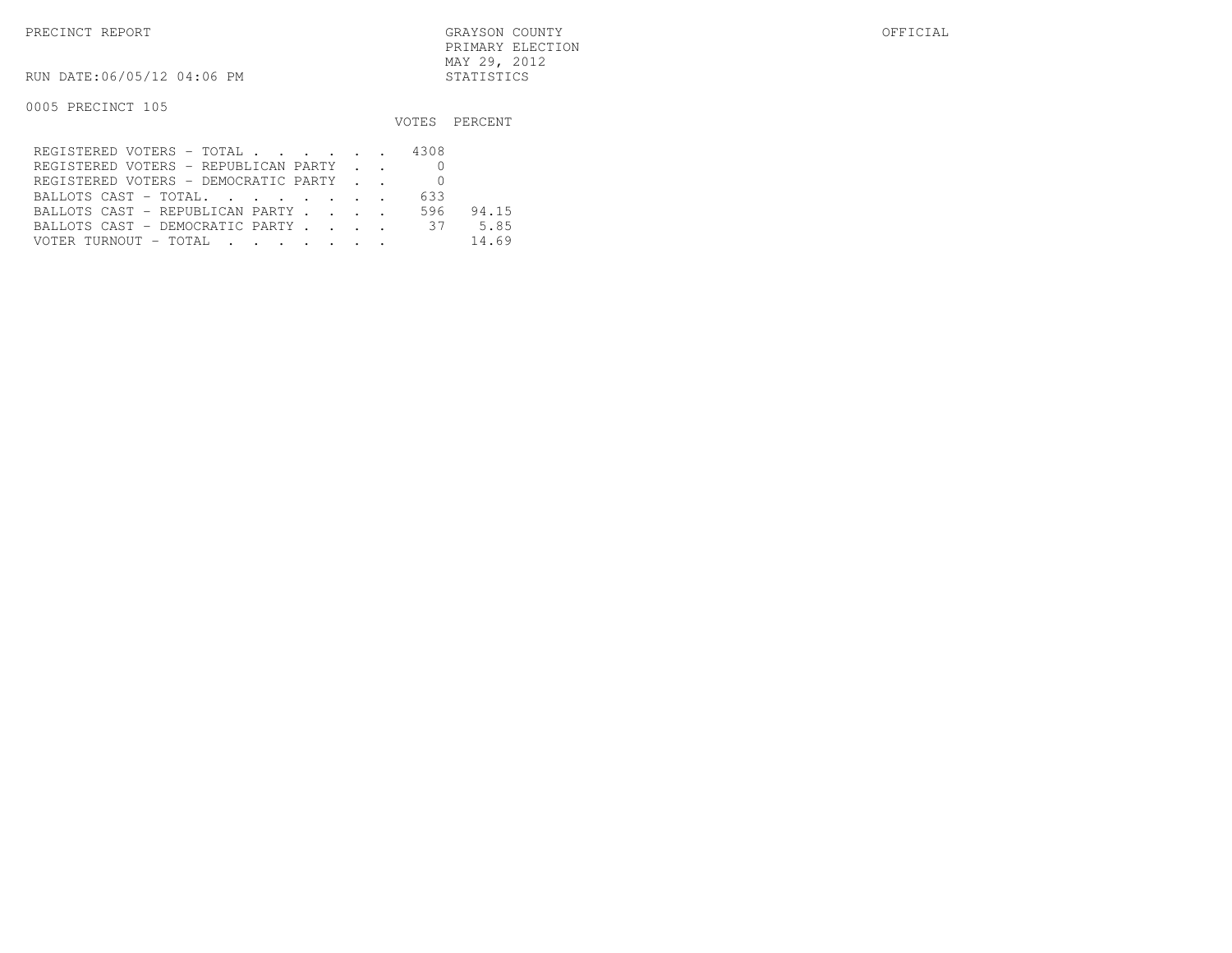PRECINCT REPORT

GRAYSON COUNTY
PRIMARY ELECTION
MAY 29, 2012
STATISTICS

OFFICIAL

RUN DATE:06/05/12 04:06 PM

0005 PRECINCT 105

| | VOTES | PERCENT |
|---|---|---|
| REGISTERED VOTERS - TOTAL . . . . . . | 4308 | |
| REGISTERED VOTERS - REPUBLICAN PARTY . . | 0 | |
| REGISTERED VOTERS - DEMOCRATIC PARTY . . | 0 | |
| BALLOTS CAST - TOTAL. . . . . . . . | 633 | |
| BALLOTS CAST - REPUBLICAN PARTY . . . . | 596 | 94.15 |
| BALLOTS CAST - DEMOCRATIC PARTY . . . . | 37 | 5.85 |
| VOTER TURNOUT - TOTAL . . . . . . . | | 14.69 |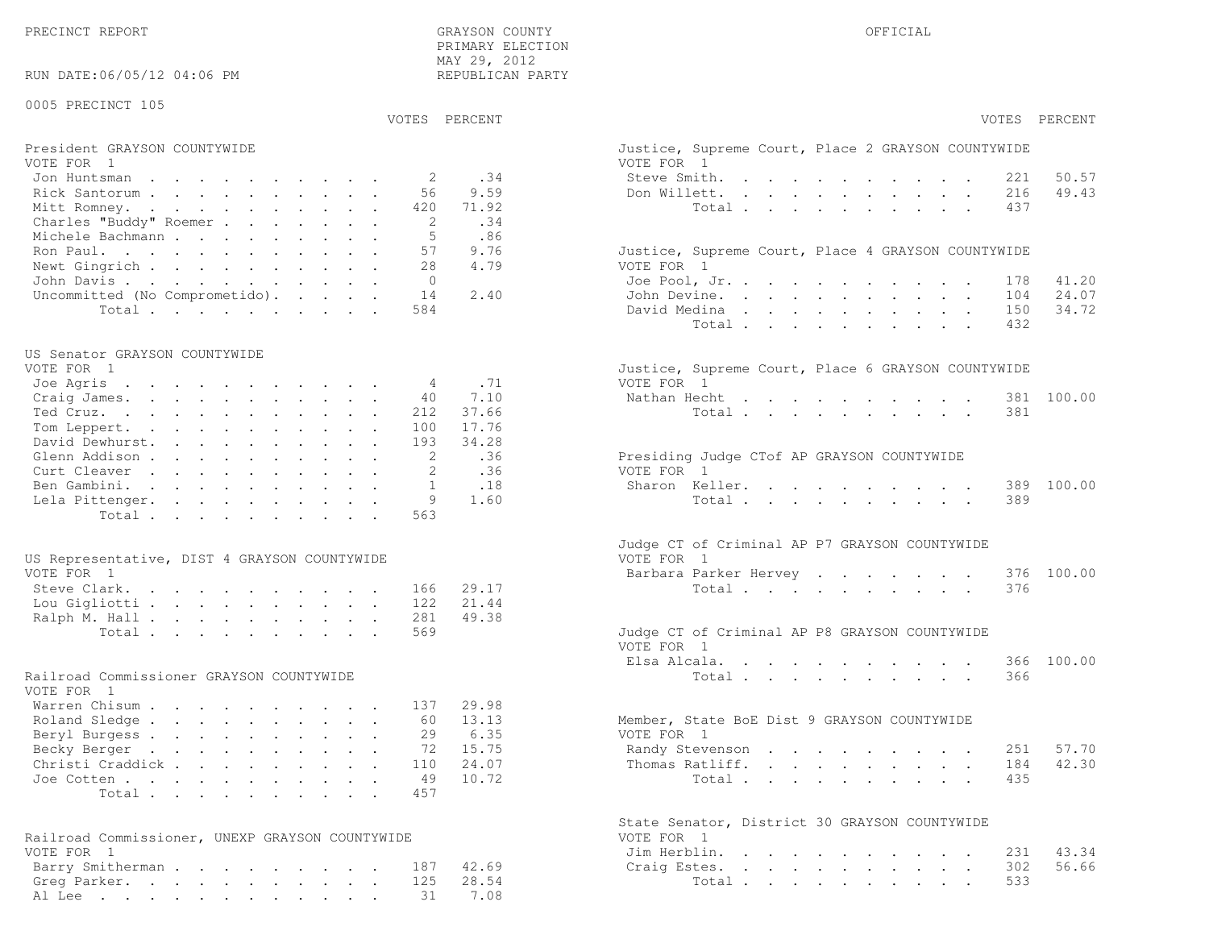PRECINCT REPORT

GRAYSON COUNTY
PRIMARY ELECTION
MAY 29, 2012
REPUBLICAN PARTY

OFFICIAL

RUN DATE:06/05/12 04:06 PM

0005 PRECINCT 105

**President GRAYSON COUNTYWIDE**
VOTE FOR 1

| | VOTES | PERCENT |
|---|---|---|
| Jon Huntsman | 2 | .34 |
| Rick Santorum | 56 | 9.59 |
| Mitt Romney | 420 | 71.92 |
| Charles "Buddy" Roemer | 2 | .34 |
| Michele Bachmann | 5 | .86 |
| Ron Paul | 57 | 9.76 |
| Newt Gingrich | 28 | 4.79 |
| John Davis | 0 | |
| Uncommitted (No Comprometido) | 14 | 2.40 |
| Total | 584 | |

**US Senator GRAYSON COUNTYWIDE**
VOTE FOR 1

| | VOTES | PERCENT |
|---|---|---|
| Joe Agris | 4 | .71 |
| Craig James | 40 | 7.10 |
| Ted Cruz | 212 | 37.66 |
| Tom Leppert | 100 | 17.76 |
| David Dewhurst | 193 | 34.28 |
| Glenn Addison | 2 | .36 |
| Curt Cleaver | 2 | .36 |
| Ben Gambini | 1 | .18 |
| Lela Pittenger | 9 | 1.60 |
| Total | 563 | |

**US Representative, DIST 4 GRAYSON COUNTYWIDE**
VOTE FOR 1

| | VOTES | PERCENT |
|---|---|---|
| Steve Clark | 166 | 29.17 |
| Lou Gigliotti | 122 | 21.44 |
| Ralph M. Hall | 281 | 49.38 |
| Total | 569 | |

**Railroad Commissioner GRAYSON COUNTYWIDE**
VOTE FOR 1

| | VOTES | PERCENT |
|---|---|---|
| Warren Chisum | 137 | 29.98 |
| Roland Sledge | 60 | 13.13 |
| Beryl Burgess | 29 | 6.35 |
| Becky Berger | 72 | 15.75 |
| Christi Craddick | 110 | 24.07 |
| Joe Cotten | 49 | 10.72 |
| Total | 457 | |

**Railroad Commissioner, UNEXP GRAYSON COUNTYWIDE**
VOTE FOR 1

| | VOTES | PERCENT |
|---|---|---|
| Barry Smitherman | 187 | 42.69 |
| Greg Parker | 125 | 28.54 |
| Al Lee | 31 | 7.08 |

**Justice, Supreme Court, Place 2 GRAYSON COUNTYWIDE**
VOTE FOR 1

| | VOTES | PERCENT |
|---|---|---|
| Steve Smith | 221 | 50.57 |
| Don Willett | 216 | 49.43 |
| Total | 437 | |

**Justice, Supreme Court, Place 4 GRAYSON COUNTYWIDE**
VOTE FOR 1

| | VOTES | PERCENT |
|---|---|---|
| Joe Pool, Jr. | 178 | 41.20 |
| John Devine | 104 | 24.07 |
| David Medina | 150 | 34.72 |
| Total | 432 | |

**Justice, Supreme Court, Place 6 GRAYSON COUNTYWIDE**
VOTE FOR 1

| | VOTES | PERCENT |
|---|---|---|
| Nathan Hecht | 381 | 100.00 |
| Total | 381 | |

**Presiding Judge CTof AP GRAYSON COUNTYWIDE**
VOTE FOR 1

| | VOTES | PERCENT |
|---|---|---|
| Sharon Keller | 389 | 100.00 |
| Total | 389 | |

**Judge CT of Criminal AP P7 GRAYSON COUNTYWIDE**
VOTE FOR 1

| | VOTES | PERCENT |
|---|---|---|
| Barbara Parker Hervey | 376 | 100.00 |
| Total | 376 | |

**Judge CT of Criminal AP P8 GRAYSON COUNTYWIDE**
VOTE FOR 1

| | VOTES | PERCENT |
|---|---|---|
| Elsa Alcala | 366 | 100.00 |
| Total | 366 | |

**Member, State BoE Dist 9 GRAYSON COUNTYWIDE**
VOTE FOR 1

| | VOTES | PERCENT |
|---|---|---|
| Randy Stevenson | 251 | 57.70 |
| Thomas Ratliff | 184 | 42.30 |
| Total | 435 | |

**State Senator, District 30 GRAYSON COUNTYWIDE**
VOTE FOR 1

| | VOTES | PERCENT |
|---|---|---|
| Jim Herblin | 231 | 43.34 |
| Craig Estes | 302 | 56.66 |
| Total | 533 | |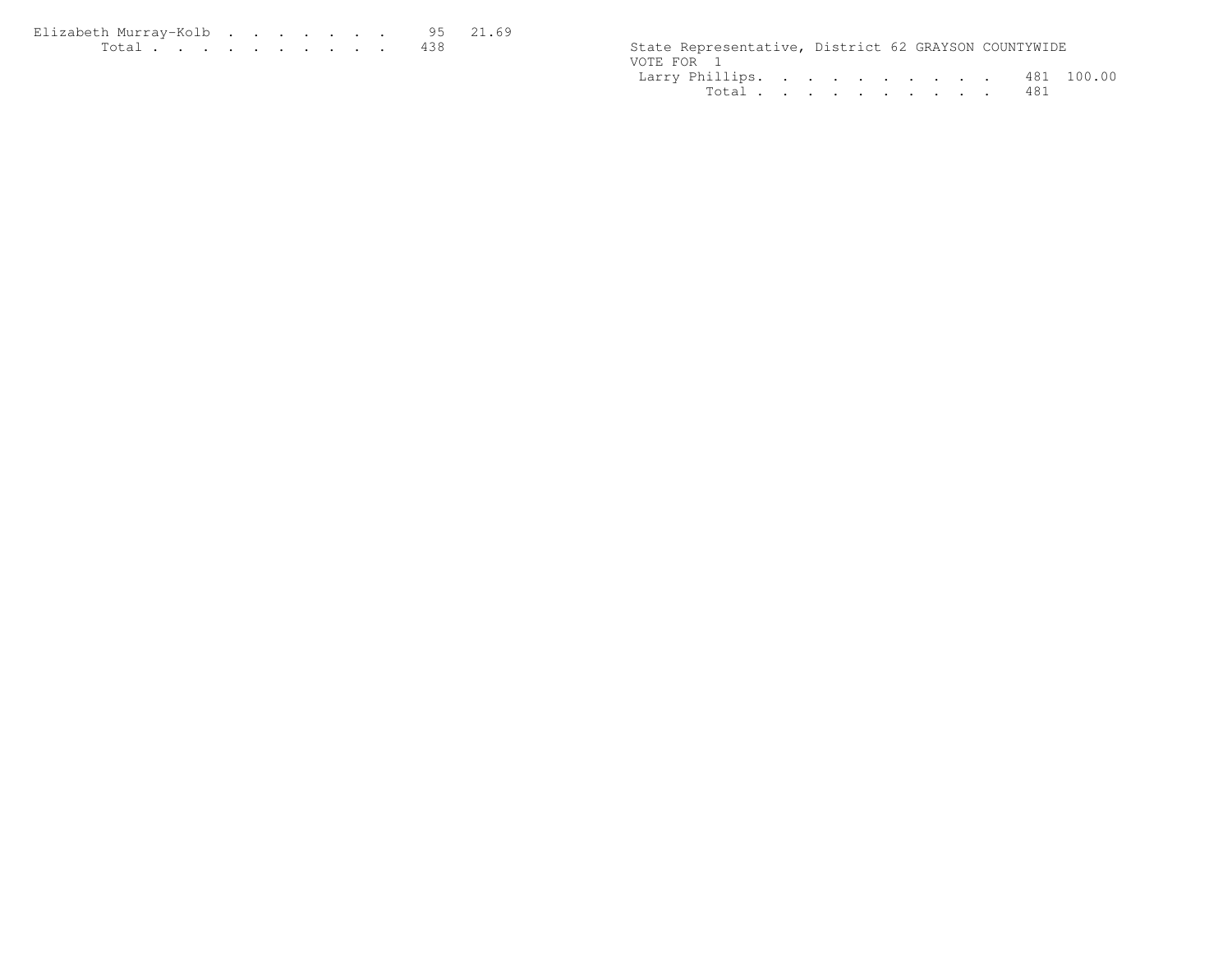| | | |
|---|---|---|
| Elizabeth Murray-Kolb | 95 | 21.69 |
| Total | 438 | |

State Representative, District 62 GRAYSON COUNTYWIDE

VOTE FOR 1

| | | |
|---|---|---|
| Larry Phillips | 481 | 100.00 |
| Total | 481 | |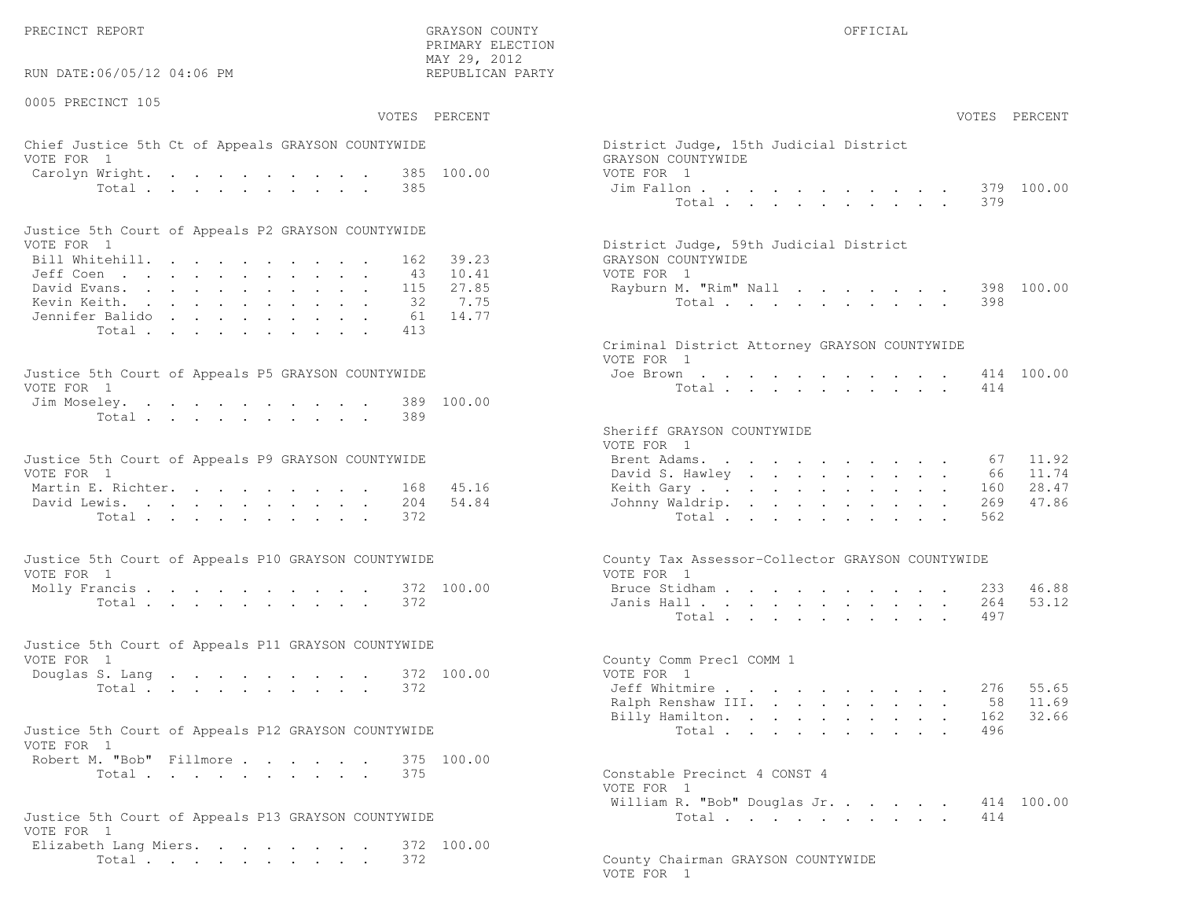PRECINCT REPORT

GRAYSON COUNTY
PRIMARY ELECTION
MAY 29, 2012
REPUBLICAN PARTY

OFFICIAL

RUN DATE:06/05/12 04:06 PM

0005 PRECINCT 105

### Chief Justice 5th Ct of Appeals GRAYSON COUNTYWIDE
VOTE FOR 1

| | VOTES | PERCENT |
|---|---|---|
| Carolyn Wright | 385 | 100.00 |
| Total | 385 | |

### Justice 5th Court of Appeals P2 GRAYSON COUNTYWIDE
VOTE FOR 1

| | VOTES | PERCENT |
|---|---|---|
| Bill Whitehill | 162 | 39.23 |
| Jeff Coen | 43 | 10.41 |
| David Evans | 115 | 27.85 |
| Kevin Keith | 32 | 7.75 |
| Jennifer Balido | 61 | 14.77 |
| Total | 413 | |

### Justice 5th Court of Appeals P5 GRAYSON COUNTYWIDE
VOTE FOR 1

| | VOTES | PERCENT |
|---|---|---|
| Jim Moseley | 389 | 100.00 |
| Total | 389 | |

### Justice 5th Court of Appeals P9 GRAYSON COUNTYWIDE
VOTE FOR 1

| | VOTES | PERCENT |
|---|---|---|
| Martin E. Richter | 168 | 45.16 |
| David Lewis | 204 | 54.84 |
| Total | 372 | |

### Justice 5th Court of Appeals P10 GRAYSON COUNTYWIDE
VOTE FOR 1

| | VOTES | PERCENT |
|---|---|---|
| Molly Francis | 372 | 100.00 |
| Total | 372 | |

### Justice 5th Court of Appeals P11 GRAYSON COUNTYWIDE
VOTE FOR 1

| | VOTES | PERCENT |
|---|---|---|
| Douglas S. Lang | 372 | 100.00 |
| Total | 372 | |

### Justice 5th Court of Appeals P12 GRAYSON COUNTYWIDE
VOTE FOR 1

| | VOTES | PERCENT |
|---|---|---|
| Robert M. "Bob" Fillmore | 375 | 100.00 |
| Total | 375 | |

### Justice 5th Court of Appeals P13 GRAYSON COUNTYWIDE
VOTE FOR 1

| | VOTES | PERCENT |
|---|---|---|
| Elizabeth Lang Miers | 372 | 100.00 |
| Total | 372 | |

### District Judge, 15th Judicial District GRAYSON COUNTYWIDE
VOTE FOR 1

| | VOTES | PERCENT |
|---|---|---|
| Jim Fallon | 379 | 100.00 |
| Total | 379 | |

### District Judge, 59th Judicial District GRAYSON COUNTYWIDE
VOTE FOR 1

| | VOTES | PERCENT |
|---|---|---|
| Rayburn M. "Rim" Nall | 398 | 100.00 |
| Total | 398 | |

### Criminal District Attorney GRAYSON COUNTYWIDE
VOTE FOR 1

| | VOTES | PERCENT |
|---|---|---|
| Joe Brown | 414 | 100.00 |
| Total | 414 | |

### Sheriff GRAYSON COUNTYWIDE
VOTE FOR 1

| | VOTES | PERCENT |
|---|---|---|
| Brent Adams | 67 | 11.92 |
| David S. Hawley | 66 | 11.74 |
| Keith Gary | 160 | 28.47 |
| Johnny Waldrip | 269 | 47.86 |
| Total | 562 | |

### County Tax Assessor-Collector GRAYSON COUNTYWIDE
VOTE FOR 1

| | VOTES | PERCENT |
|---|---|---|
| Bruce Stidham | 233 | 46.88 |
| Janis Hall | 264 | 53.12 |
| Total | 497 | |

### County Comm Prec1 COMM 1
VOTE FOR 1

| | VOTES | PERCENT |
|---|---|---|
| Jeff Whitmire | 276 | 55.65 |
| Ralph Renshaw III | 58 | 11.69 |
| Billy Hamilton | 162 | 32.66 |
| Total | 496 | |

### Constable Precinct 4 CONST 4
VOTE FOR 1

| | VOTES | PERCENT |
|---|---|---|
| William R. "Bob" Douglas Jr. | 414 | 100.00 |
| Total | 414 | |

### County Chairman GRAYSON COUNTYWIDE
VOTE FOR 1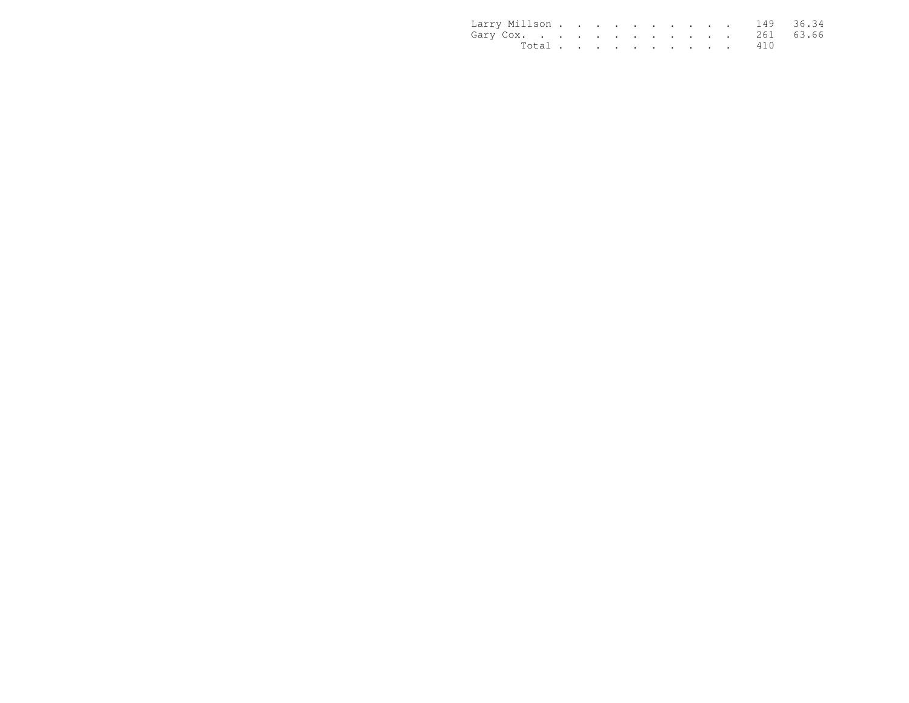| Candidate | Votes | Percent |
|---|---|---|
| Larry Millson | 149 | 36.34 |
| Gary Cox | 261 | 63.66 |
| Total | 410 | |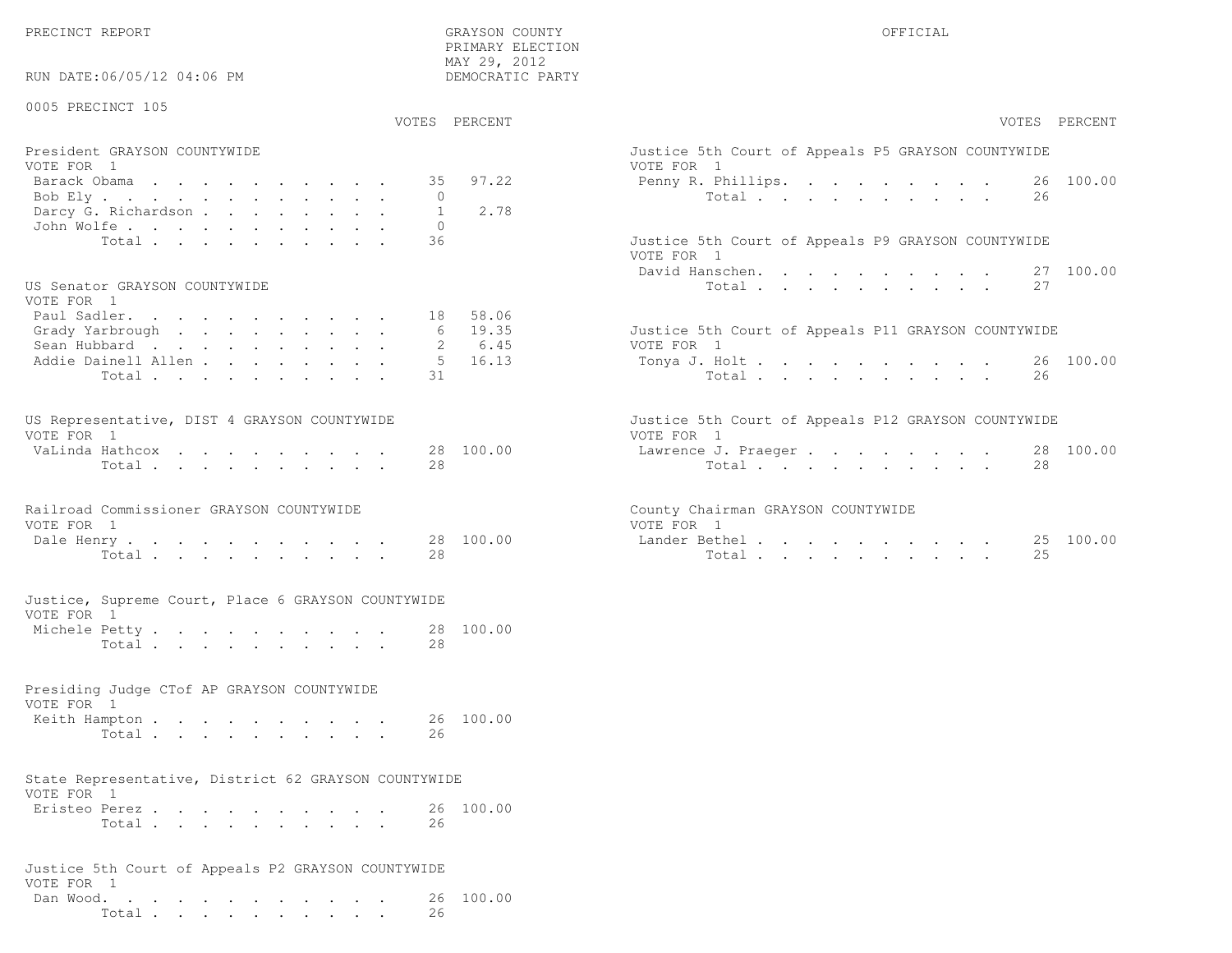PRECINCT REPORT

GRAYSON COUNTY
PRIMARY ELECTION
MAY 29, 2012
DEMOCRATIC PARTY

OFFICIAL

RUN DATE:06/05/12 04:06 PM

0005 PRECINCT 105

**President GRAYSON COUNTYWIDE**
VOTE FOR 1

| Candidate | VOTES | PERCENT |
|---|---|---|
| Barack Obama | 35 | 97.22 |
| Bob Ely | 0 | |
| Darcy G. Richardson | 1 | 2.78 |
| John Wolfe | 0 | |
| Total | 36 | |

**US Senator GRAYSON COUNTYWIDE**
VOTE FOR 1

| Candidate | VOTES | PERCENT |
|---|---|---|
| Paul Sadler | 18 | 58.06 |
| Grady Yarbrough | 6 | 19.35 |
| Sean Hubbard | 2 | 6.45 |
| Addie Dainell Allen | 5 | 16.13 |
| Total | 31 | |

**US Representative, DIST 4 GRAYSON COUNTYWIDE**
VOTE FOR 1

| Candidate | VOTES | PERCENT |
|---|---|---|
| VaLinda Hathcox | 28 | 100.00 |
| Total | 28 | |

**Railroad Commissioner GRAYSON COUNTYWIDE**
VOTE FOR 1

| Candidate | VOTES | PERCENT |
|---|---|---|
| Dale Henry | 28 | 100.00 |
| Total | 28 | |

**Justice, Supreme Court, Place 6 GRAYSON COUNTYWIDE**
VOTE FOR 1

| Candidate | VOTES | PERCENT |
|---|---|---|
| Michele Petty | 28 | 100.00 |
| Total | 28 | |

**Presiding Judge CTof AP GRAYSON COUNTYWIDE**
VOTE FOR 1

| Candidate | VOTES | PERCENT |
|---|---|---|
| Keith Hampton | 26 | 100.00 |
| Total | 26 | |

**State Representative, District 62 GRAYSON COUNTYWIDE**
VOTE FOR 1

| Candidate | VOTES | PERCENT |
|---|---|---|
| Eristeo Perez | 26 | 100.00 |
| Total | 26 | |

**Justice 5th Court of Appeals P2 GRAYSON COUNTYWIDE**
VOTE FOR 1

| Candidate | VOTES | PERCENT |
|---|---|---|
| Dan Wood | 26 | 100.00 |
| Total | 26 | |

**Justice 5th Court of Appeals P5 GRAYSON COUNTYWIDE**
VOTE FOR 1

| Candidate | VOTES | PERCENT |
|---|---|---|
| Penny R. Phillips | 26 | 100.00 |
| Total | 26 | |

**Justice 5th Court of Appeals P9 GRAYSON COUNTYWIDE**
VOTE FOR 1

| Candidate | VOTES | PERCENT |
|---|---|---|
| David Hanschen | 27 | 100.00 |
| Total | 27 | |

**Justice 5th Court of Appeals P11 GRAYSON COUNTYWIDE**
VOTE FOR 1

| Candidate | VOTES | PERCENT |
|---|---|---|
| Tonya J. Holt | 26 | 100.00 |
| Total | 26 | |

**Justice 5th Court of Appeals P12 GRAYSON COUNTYWIDE**
VOTE FOR 1

| Candidate | VOTES | PERCENT |
|---|---|---|
| Lawrence J. Praeger | 28 | 100.00 |
| Total | 28 | |

**County Chairman GRAYSON COUNTYWIDE**
VOTE FOR 1

| Candidate | VOTES | PERCENT |
|---|---|---|
| Lander Bethel | 25 | 100.00 |
| Total | 25 | |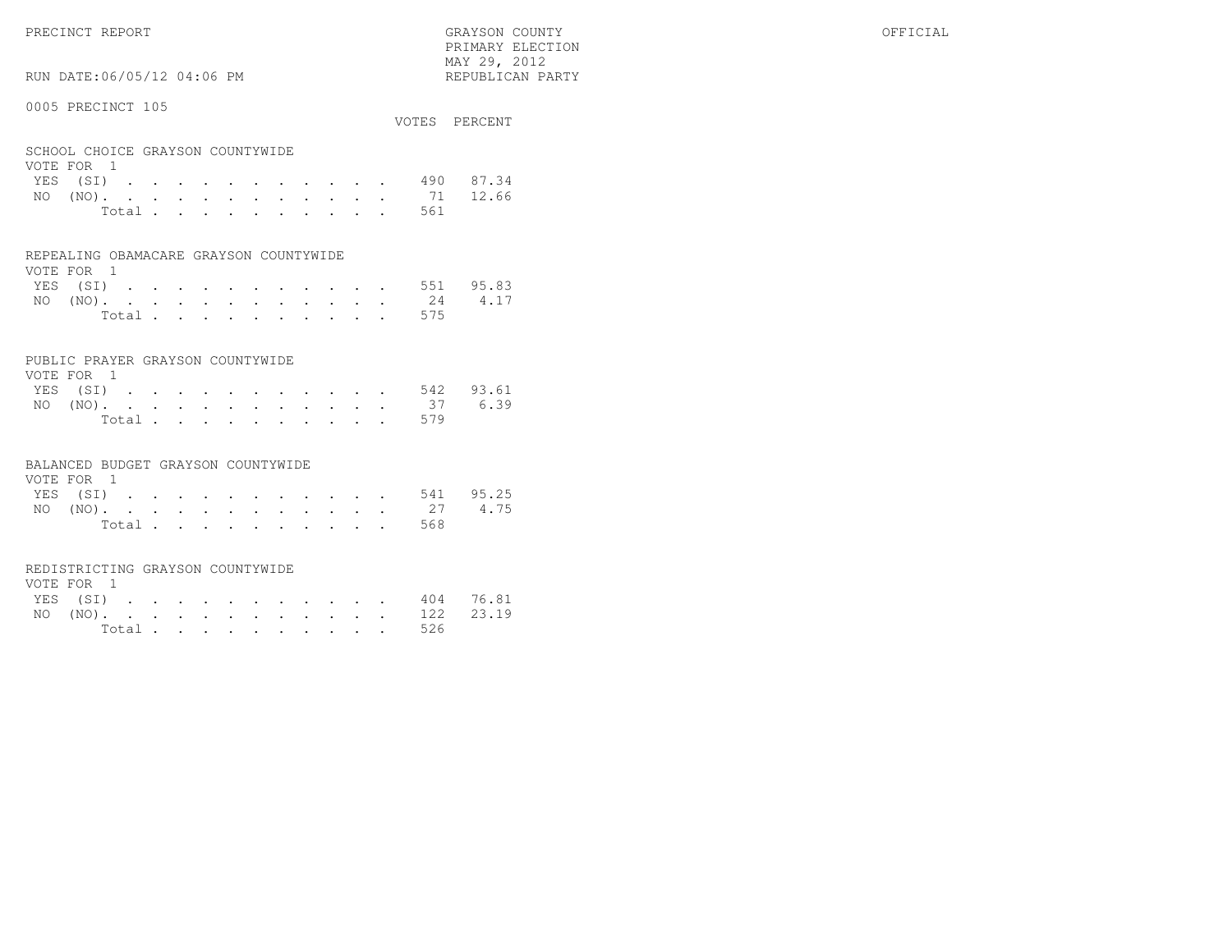PRECINCT REPORT — GRAYSON COUNTY — PRIMARY ELECTION — MAY 29, 2012 — REPUBLICAN PARTY — OFFICIAL

RUN DATE:06/05/12 04:06 PM

## 0005 PRECINCT 105

### SCHOOL CHOICE GRAYSON COUNTYWIDE
VOTE FOR 1

| | VOTES | PERCENT |
|---|---|---|
| YES (SI) | 490 | 87.34 |
| NO (NO) | 71 | 12.66 |
| Total | 561 | |

### REPEALING OBAMACARE GRAYSON COUNTYWIDE
VOTE FOR 1

| | VOTES | PERCENT |
|---|---|---|
| YES (SI) | 551 | 95.83 |
| NO (NO) | 24 | 4.17 |
| Total | 575 | |

### PUBLIC PRAYER GRAYSON COUNTYWIDE
VOTE FOR 1

| | VOTES | PERCENT |
|---|---|---|
| YES (SI) | 542 | 93.61 |
| NO (NO) | 37 | 6.39 |
| Total | 579 | |

### BALANCED BUDGET GRAYSON COUNTYWIDE
VOTE FOR 1

| | VOTES | PERCENT |
|---|---|---|
| YES (SI) | 541 | 95.25 |
| NO (NO) | 27 | 4.75 |
| Total | 568 | |

### REDISTRICTING GRAYSON COUNTYWIDE
VOTE FOR 1

| | VOTES | PERCENT |
|---|---|---|
| YES (SI) | 404 | 76.81 |
| NO (NO) | 122 | 23.19 |
| Total | 526 | |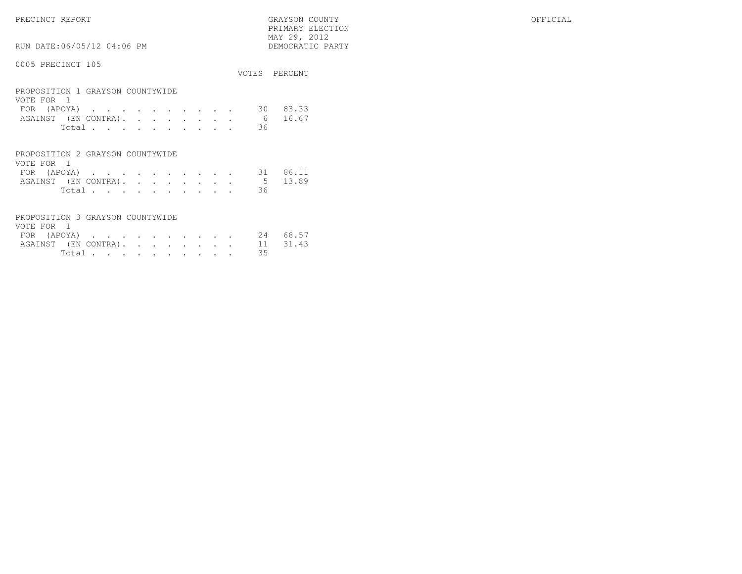PRECINCT REPORT — GRAYSON COUNTY — OFFICIAL

PRIMARY ELECTION
MAY 29, 2012
DEMOCRATIC PARTY

RUN DATE:06/05/12 04:06 PM

0005 PRECINCT 105

**PROPOSITION 1 GRAYSON COUNTYWIDE**
VOTE FOR 1

| | VOTES | PERCENT |
|---|---|---|
| FOR (APOYA) | 30 | 83.33 |
| AGAINST (EN CONTRA) | 6 | 16.67 |
| Total | 36 | |

**PROPOSITION 2 GRAYSON COUNTYWIDE**
VOTE FOR 1

| | VOTES | PERCENT |
|---|---|---|
| FOR (APOYA) | 31 | 86.11 |
| AGAINST (EN CONTRA) | 5 | 13.89 |
| Total | 36 | |

**PROPOSITION 3 GRAYSON COUNTYWIDE**
VOTE FOR 1

| | VOTES | PERCENT |
|---|---|---|
| FOR (APOYA) | 24 | 68.57 |
| AGAINST (EN CONTRA) | 11 | 31.43 |
| Total | 35 | |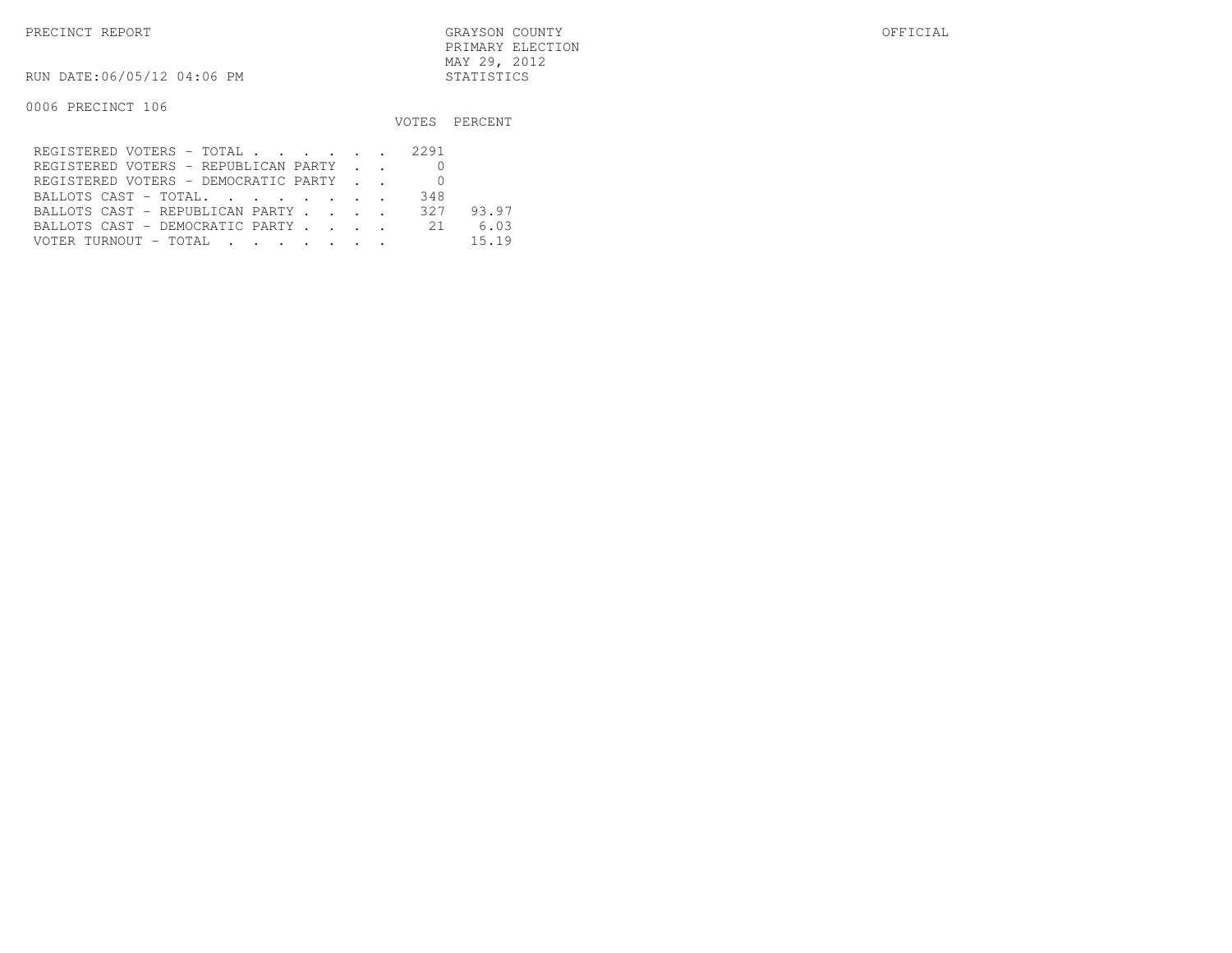PRECINCT REPORT

GRAYSON COUNTY
PRIMARY ELECTION
MAY 29, 2012
STATISTICS

OFFICIAL

RUN DATE:06/05/12 04:06 PM

0006 PRECINCT 106

| | VOTES | PERCENT |
|---|---|---|
| REGISTERED VOTERS - TOTAL . . . . . . | 2291 | |
| REGISTERED VOTERS - REPUBLICAN PARTY . . | 0 | |
| REGISTERED VOTERS - DEMOCRATIC PARTY . . | 0 | |
| BALLOTS CAST - TOTAL. . . . . . . . | 348 | |
| BALLOTS CAST - REPUBLICAN PARTY . . . . | 327 | 93.97 |
| BALLOTS CAST - DEMOCRATIC PARTY . . . . | 21 | 6.03 |
| VOTER TURNOUT - TOTAL . . . . . . . | | 15.19 |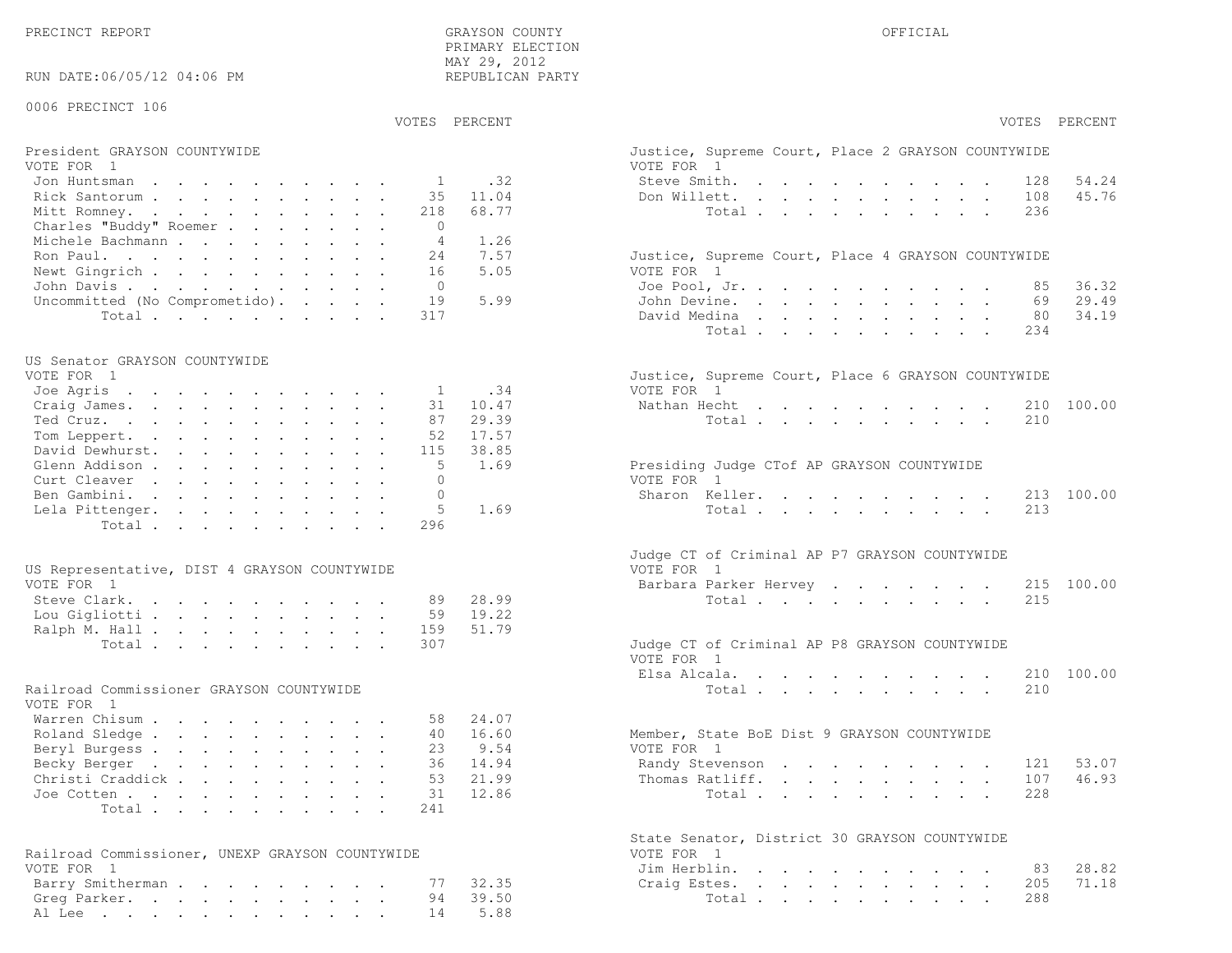PRECINCT REPORT

GRAYSON COUNTY
PRIMARY ELECTION
MAY 29, 2012
REPUBLICAN PARTY

OFFICIAL

RUN DATE:06/05/12 04:06 PM

0006 PRECINCT 106

**President GRAYSON COUNTYWIDE**
VOTE FOR 1

| Candidate | VOTES | PERCENT |
|---|---|---|
| Jon Huntsman | 1 | .32 |
| Rick Santorum | 35 | 11.04 |
| Mitt Romney | 218 | 68.77 |
| Charles "Buddy" Roemer | 0 | |
| Michele Bachmann | 4 | 1.26 |
| Ron Paul | 24 | 7.57 |
| Newt Gingrich | 16 | 5.05 |
| John Davis | 0 | |
| Uncommitted (No Comprometido) | 19 | 5.99 |
| Total | 317 | |

**US Senator GRAYSON COUNTYWIDE**
VOTE FOR 1

| Candidate | VOTES | PERCENT |
|---|---|---|
| Joe Agris | 1 | .34 |
| Craig James | 31 | 10.47 |
| Ted Cruz | 87 | 29.39 |
| Tom Leppert | 52 | 17.57 |
| David Dewhurst | 115 | 38.85 |
| Glenn Addison | 5 | 1.69 |
| Curt Cleaver | 0 | |
| Ben Gambini | 0 | |
| Lela Pittenger | 5 | 1.69 |
| Total | 296 | |

**US Representative, DIST 4 GRAYSON COUNTYWIDE**
VOTE FOR 1

| Candidate | VOTES | PERCENT |
|---|---|---|
| Steve Clark | 89 | 28.99 |
| Lou Gigliotti | 59 | 19.22 |
| Ralph M. Hall | 159 | 51.79 |
| Total | 307 | |

**Railroad Commissioner GRAYSON COUNTYWIDE**
VOTE FOR 1

| Candidate | VOTES | PERCENT |
|---|---|---|
| Warren Chisum | 58 | 24.07 |
| Roland Sledge | 40 | 16.60 |
| Beryl Burgess | 23 | 9.54 |
| Becky Berger | 36 | 14.94 |
| Christi Craddick | 53 | 21.99 |
| Joe Cotten | 31 | 12.86 |
| Total | 241 | |

**Railroad Commissioner, UNEXP GRAYSON COUNTYWIDE**
VOTE FOR 1

| Candidate | VOTES | PERCENT |
|---|---|---|
| Barry Smitherman | 77 | 32.35 |
| Greg Parker | 94 | 39.50 |
| Al Lee | 14 | 5.88 |

**Justice, Supreme Court, Place 2 GRAYSON COUNTYWIDE**
VOTE FOR 1

| Candidate | VOTES | PERCENT |
|---|---|---|
| Steve Smith | 128 | 54.24 |
| Don Willett | 108 | 45.76 |
| Total | 236 | |

**Justice, Supreme Court, Place 4 GRAYSON COUNTYWIDE**
VOTE FOR 1

| Candidate | VOTES | PERCENT |
|---|---|---|
| Joe Pool, Jr. | 85 | 36.32 |
| John Devine | 69 | 29.49 |
| David Medina | 80 | 34.19 |
| Total | 234 | |

**Justice, Supreme Court, Place 6 GRAYSON COUNTYWIDE**
VOTE FOR 1

| Candidate | VOTES | PERCENT |
|---|---|---|
| Nathan Hecht | 210 | 100.00 |
| Total | 210 | |

**Presiding Judge CTof AP GRAYSON COUNTYWIDE**
VOTE FOR 1

| Candidate | VOTES | PERCENT |
|---|---|---|
| Sharon Keller | 213 | 100.00 |
| Total | 213 | |

**Judge CT of Criminal AP P7 GRAYSON COUNTYWIDE**
VOTE FOR 1

| Candidate | VOTES | PERCENT |
|---|---|---|
| Barbara Parker Hervey | 215 | 100.00 |
| Total | 215 | |

**Judge CT of Criminal AP P8 GRAYSON COUNTYWIDE**
VOTE FOR 1

| Candidate | VOTES | PERCENT |
|---|---|---|
| Elsa Alcala | 210 | 100.00 |
| Total | 210 | |

**Member, State BoE Dist 9 GRAYSON COUNTYWIDE**
VOTE FOR 1

| Candidate | VOTES | PERCENT |
|---|---|---|
| Randy Stevenson | 121 | 53.07 |
| Thomas Ratliff | 107 | 46.93 |
| Total | 228 | |

**State Senator, District 30 GRAYSON COUNTYWIDE**
VOTE FOR 1

| Candidate | VOTES | PERCENT |
|---|---|---|
| Jim Herblin | 83 | 28.82 |
| Craig Estes | 205 | 71.18 |
| Total | 288 | |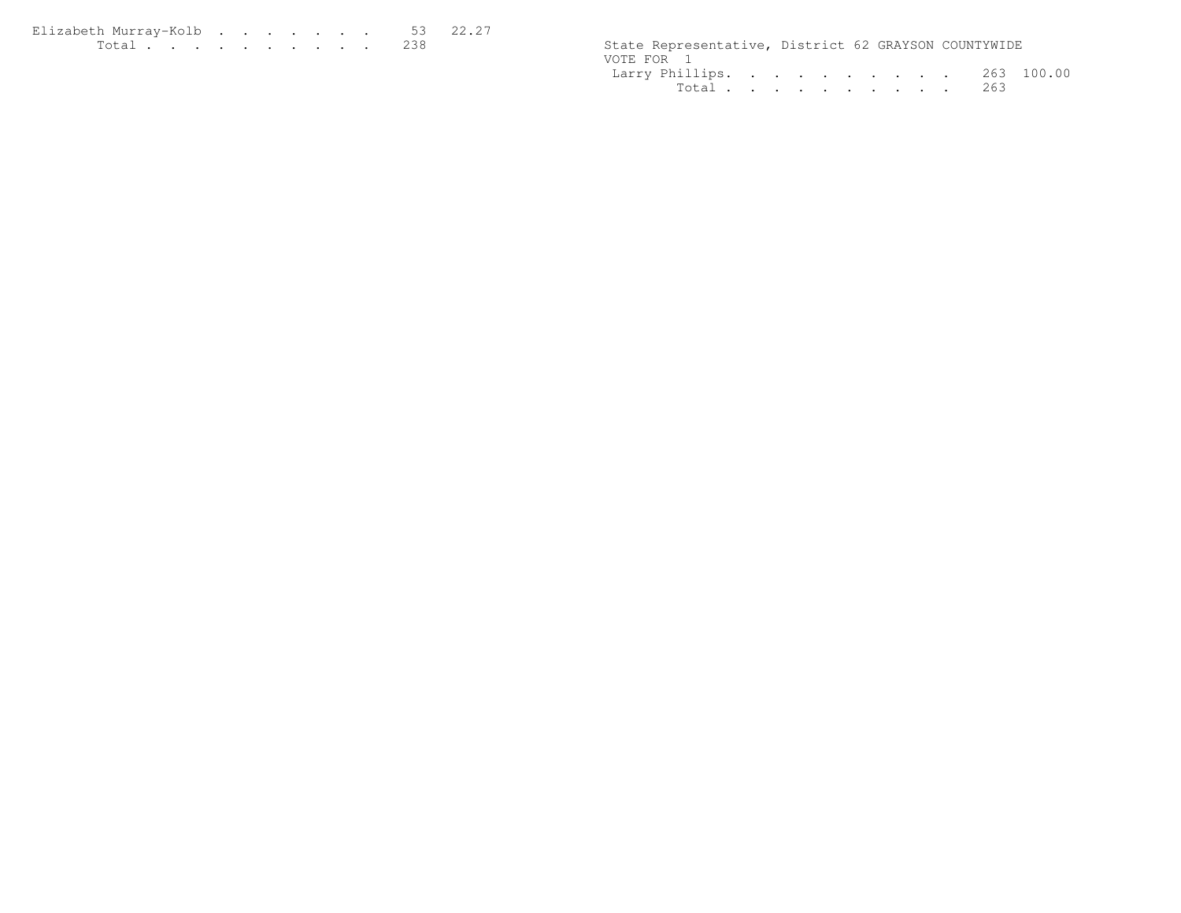| | | |
|---|---|---|
| Elizabeth Murray-Kolb | 53 | 22.27 |
| Total | 238 | |

State Representative, District 62 GRAYSON COUNTYWIDE
VOTE FOR 1

| | | |
|---|---|---|
| Larry Phillips | 263 | 100.00 |
| Total | 263 | |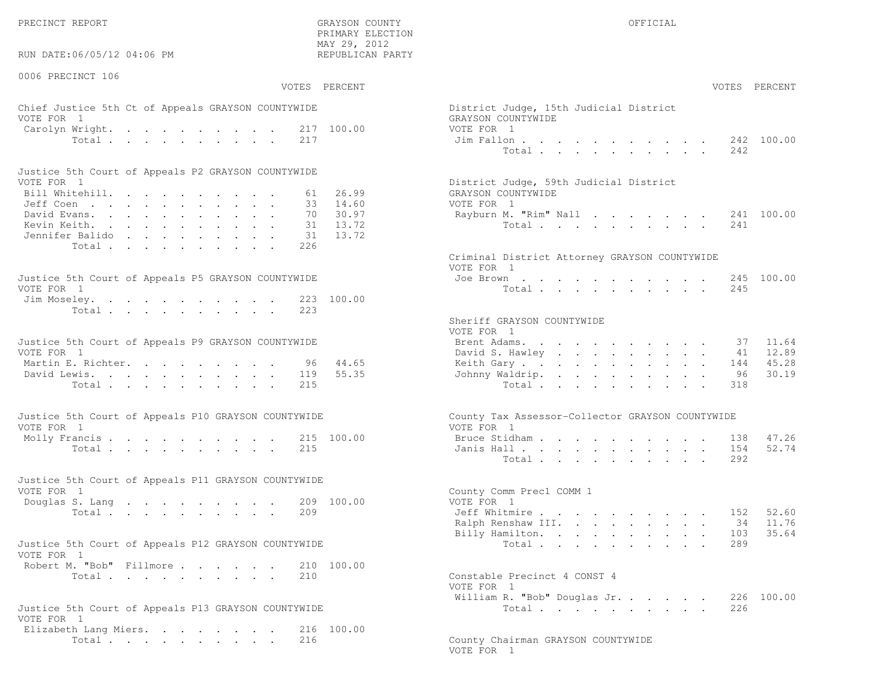PRECINCT REPORT

GRAYSON COUNTY
PRIMARY ELECTION
MAY 29, 2012
REPUBLICAN PARTY

OFFICIAL

RUN DATE:06/05/12 04:06 PM

0006 PRECINCT 106

### Chief Justice 5th Ct of Appeals GRAYSON COUNTYWIDE

VOTE FOR 1

| Candidate | VOTES | PERCENT |
|---|---|---|
| Carolyn Wright | 217 | 100.00 |
| Total | 217 | |

### Justice 5th Court of Appeals P2 GRAYSON COUNTYWIDE

VOTE FOR 1

| Candidate | VOTES | PERCENT |
|---|---|---|
| Bill Whitehill | 61 | 26.99 |
| Jeff Coen | 33 | 14.60 |
| David Evans | 70 | 30.97 |
| Kevin Keith | 31 | 13.72 |
| Jennifer Balido | 31 | 13.72 |
| Total | 226 | |

### Justice 5th Court of Appeals P5 GRAYSON COUNTYWIDE

VOTE FOR 1

| Candidate | VOTES | PERCENT |
|---|---|---|
| Jim Moseley | 223 | 100.00 |
| Total | 223 | |

### Justice 5th Court of Appeals P9 GRAYSON COUNTYWIDE

VOTE FOR 1

| Candidate | VOTES | PERCENT |
|---|---|---|
| Martin E. Richter | 96 | 44.65 |
| David Lewis | 119 | 55.35 |
| Total | 215 | |

### Justice 5th Court of Appeals P10 GRAYSON COUNTYWIDE

VOTE FOR 1

| Candidate | VOTES | PERCENT |
|---|---|---|
| Molly Francis | 215 | 100.00 |
| Total | 215 | |

### Justice 5th Court of Appeals P11 GRAYSON COUNTYWIDE

VOTE FOR 1

| Candidate | VOTES | PERCENT |
|---|---|---|
| Douglas S. Lang | 209 | 100.00 |
| Total | 209 | |

### Justice 5th Court of Appeals P12 GRAYSON COUNTYWIDE

VOTE FOR 1

| Candidate | VOTES | PERCENT |
|---|---|---|
| Robert M. "Bob" Fillmore | 210 | 100.00 |
| Total | 210 | |

### Justice 5th Court of Appeals P13 GRAYSON COUNTYWIDE

VOTE FOR 1

| Candidate | VOTES | PERCENT |
|---|---|---|
| Elizabeth Lang Miers | 216 | 100.00 |
| Total | 216 | |

### District Judge, 15th Judicial District GRAYSON COUNTYWIDE

VOTE FOR 1

| Candidate | VOTES | PERCENT |
|---|---|---|
| Jim Fallon | 242 | 100.00 |
| Total | 242 | |

### District Judge, 59th Judicial District GRAYSON COUNTYWIDE

VOTE FOR 1

| Candidate | VOTES | PERCENT |
|---|---|---|
| Rayburn M. "Rim" Nall | 241 | 100.00 |
| Total | 241 | |

### Criminal District Attorney GRAYSON COUNTYWIDE

VOTE FOR 1

| Candidate | VOTES | PERCENT |
|---|---|---|
| Joe Brown | 245 | 100.00 |
| Total | 245 | |

### Sheriff GRAYSON COUNTYWIDE

VOTE FOR 1

| Candidate | VOTES | PERCENT |
|---|---|---|
| Brent Adams | 37 | 11.64 |
| David S. Hawley | 41 | 12.89 |
| Keith Gary | 144 | 45.28 |
| Johnny Waldrip | 96 | 30.19 |
| Total | 318 | |

### County Tax Assessor-Collector GRAYSON COUNTYWIDE

VOTE FOR 1

| Candidate | VOTES | PERCENT |
|---|---|---|
| Bruce Stidham | 138 | 47.26 |
| Janis Hall | 154 | 52.74 |
| Total | 292 | |

### County Comm Prec1 COMM 1

VOTE FOR 1

| Candidate | VOTES | PERCENT |
|---|---|---|
| Jeff Whitmire | 152 | 52.60 |
| Ralph Renshaw III | 34 | 11.76 |
| Billy Hamilton | 103 | 35.64 |
| Total | 289 | |

### Constable Precinct 4 CONST 4

VOTE FOR 1

| Candidate | VOTES | PERCENT |
|---|---|---|
| William R. "Bob" Douglas Jr. | 226 | 100.00 |
| Total | 226 | |

### County Chairman GRAYSON COUNTYWIDE

VOTE FOR 1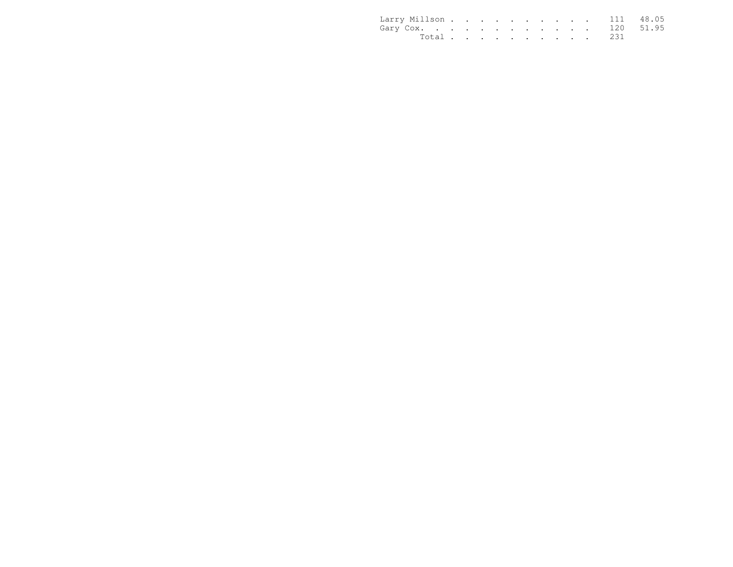| | | |
|---|---|---|
| Larry Millson | 111 | 48.05 |
| Gary Cox. | 120 | 51.95 |
| Total | 231 | |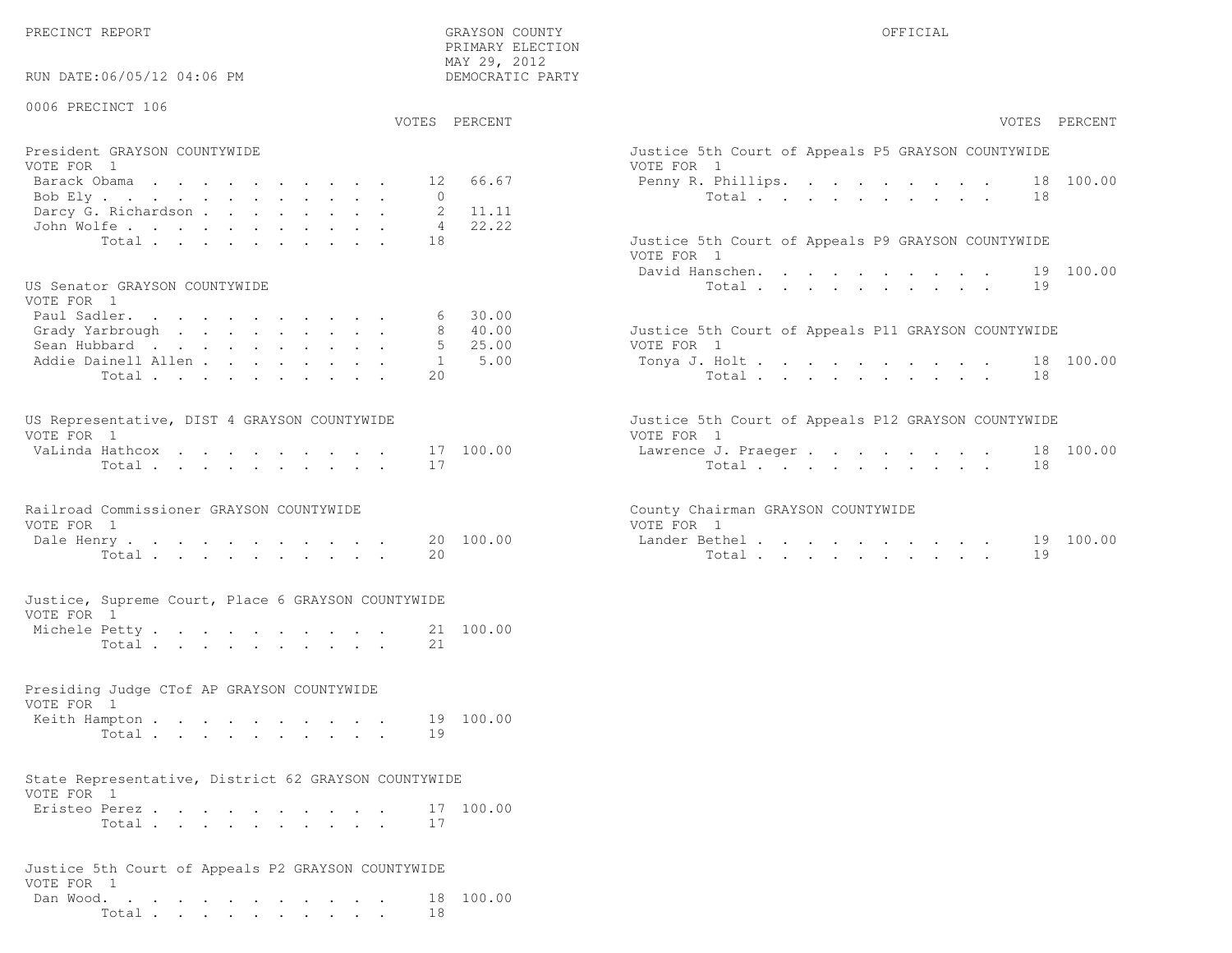PRECINCT REPORT

GRAYSON COUNTY
PRIMARY ELECTION
MAY 29, 2012
DEMOCRATIC PARTY

OFFICIAL

RUN DATE:06/05/12 04:06 PM

0006 PRECINCT 106

### President GRAYSON COUNTYWIDE
VOTE FOR 1

| Candidate | VOTES | PERCENT |
|---|---|---|
| Barack Obama | 12 | 66.67 |
| Bob Ely | 0 | |
| Darcy G. Richardson | 2 | 11.11 |
| John Wolfe | 4 | 22.22 |
| Total | 18 | |

### US Senator GRAYSON COUNTYWIDE
VOTE FOR 1

| Candidate | VOTES | PERCENT |
|---|---|---|
| Paul Sadler. | 6 | 30.00 |
| Grady Yarbrough | 8 | 40.00 |
| Sean Hubbard | 5 | 25.00 |
| Addie Dainell Allen | 1 | 5.00 |
| Total | 20 | |

### US Representative, DIST 4 GRAYSON COUNTYWIDE
VOTE FOR 1

| Candidate | VOTES | PERCENT |
|---|---|---|
| VaLinda Hathcox | 17 | 100.00 |
| Total | 17 | |

### Railroad Commissioner GRAYSON COUNTYWIDE
VOTE FOR 1

| Candidate | VOTES | PERCENT |
|---|---|---|
| Dale Henry | 20 | 100.00 |
| Total | 20 | |

### Justice, Supreme Court, Place 6 GRAYSON COUNTYWIDE
VOTE FOR 1

| Candidate | VOTES | PERCENT |
|---|---|---|
| Michele Petty | 21 | 100.00 |
| Total | 21 | |

### Presiding Judge CTof AP GRAYSON COUNTYWIDE
VOTE FOR 1

| Candidate | VOTES | PERCENT |
|---|---|---|
| Keith Hampton | 19 | 100.00 |
| Total | 19 | |

### State Representative, District 62 GRAYSON COUNTYWIDE
VOTE FOR 1

| Candidate | VOTES | PERCENT |
|---|---|---|
| Eristeo Perez | 17 | 100.00 |
| Total | 17 | |

### Justice 5th Court of Appeals P2 GRAYSON COUNTYWIDE
VOTE FOR 1

| Candidate | VOTES | PERCENT |
|---|---|---|
| Dan Wood. | 18 | 100.00 |
| Total | 18 | |

### Justice 5th Court of Appeals P5 GRAYSON COUNTYWIDE
VOTE FOR 1

| Candidate | VOTES | PERCENT |
|---|---|---|
| Penny R. Phillips. | 18 | 100.00 |
| Total | 18 | |

### Justice 5th Court of Appeals P9 GRAYSON COUNTYWIDE
VOTE FOR 1

| Candidate | VOTES | PERCENT |
|---|---|---|
| David Hanschen. | 19 | 100.00 |
| Total | 19 | |

### Justice 5th Court of Appeals P11 GRAYSON COUNTYWIDE
VOTE FOR 1

| Candidate | VOTES | PERCENT |
|---|---|---|
| Tonya J. Holt | 18 | 100.00 |
| Total | 18 | |

### Justice 5th Court of Appeals P12 GRAYSON COUNTYWIDE
VOTE FOR 1

| Candidate | VOTES | PERCENT |
|---|---|---|
| Lawrence J. Praeger | 18 | 100.00 |
| Total | 18 | |

### County Chairman GRAYSON COUNTYWIDE
VOTE FOR 1

| Candidate | VOTES | PERCENT |
|---|---|---|
| Lander Bethel | 19 | 100.00 |
| Total | 19 | |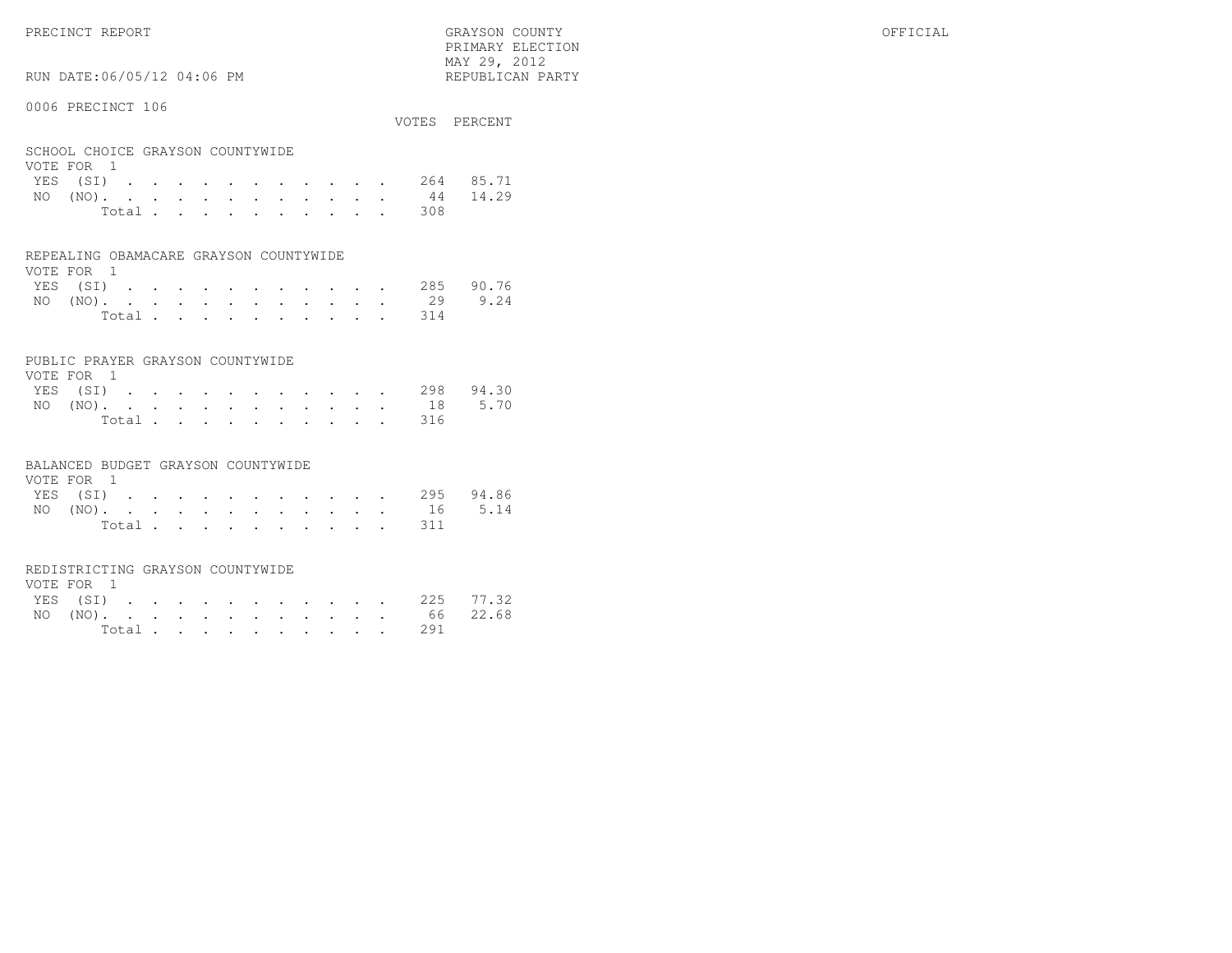PRECINCT REPORT

GRAYSON COUNTY
PRIMARY ELECTION
MAY 29, 2012
REPUBLICAN PARTY

OFFICIAL

RUN DATE:06/05/12 04:06 PM

0006 PRECINCT 106

**SCHOOL CHOICE GRAYSON COUNTYWIDE**
VOTE FOR 1

| | VOTES | PERCENT |
|---|---|---|
| YES (SI) | 264 | 85.71 |
| NO (NO). | 44 | 14.29 |
| Total | 308 | |

**REPEALING OBAMACARE GRAYSON COUNTYWIDE**
VOTE FOR 1

| | VOTES | PERCENT |
|---|---|---|
| YES (SI) | 285 | 90.76 |
| NO (NO). | 29 | 9.24 |
| Total | 314 | |

**PUBLIC PRAYER GRAYSON COUNTYWIDE**
VOTE FOR 1

| | VOTES | PERCENT |
|---|---|---|
| YES (SI) | 298 | 94.30 |
| NO (NO). | 18 | 5.70 |
| Total | 316 | |

**BALANCED BUDGET GRAYSON COUNTYWIDE**
VOTE FOR 1

| | VOTES | PERCENT |
|---|---|---|
| YES (SI) | 295 | 94.86 |
| NO (NO). | 16 | 5.14 |
| Total | 311 | |

**REDISTRICTING GRAYSON COUNTYWIDE**
VOTE FOR 1

| | VOTES | PERCENT |
|---|---|---|
| YES (SI) | 225 | 77.32 |
| NO (NO). | 66 | 22.68 |
| Total | 291 | |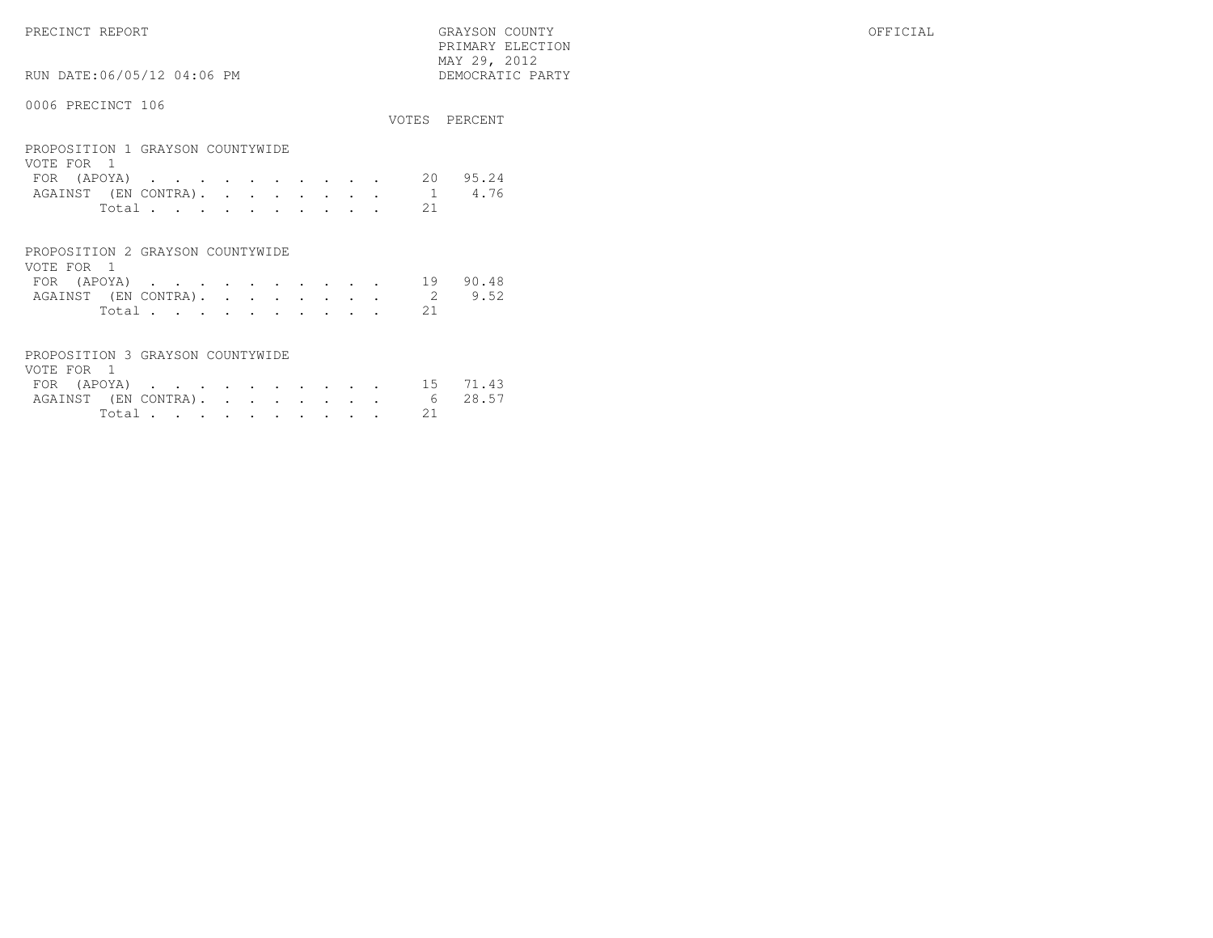PRECINCT REPORT — GRAYSON COUNTY — PRIMARY ELECTION — MAY 29, 2012 — DEMOCRATIC PARTY — OFFICIAL

RUN DATE:06/05/12 04:06 PM

## 0006 PRECINCT 106

### PROPOSITION 1 GRAYSON COUNTYWIDE

VOTE FOR 1

| | VOTES | PERCENT |
|---|---|---|
| FOR (APOYA) | 20 | 95.24 |
| AGAINST (EN CONTRA) | 1 | 4.76 |
| Total | 21 | |

### PROPOSITION 2 GRAYSON COUNTYWIDE

VOTE FOR 1

| | VOTES | PERCENT |
|---|---|---|
| FOR (APOYA) | 19 | 90.48 |
| AGAINST (EN CONTRA) | 2 | 9.52 |
| Total | 21 | |

### PROPOSITION 3 GRAYSON COUNTYWIDE

VOTE FOR 1

| | VOTES | PERCENT |
|---|---|---|
| FOR (APOYA) | 15 | 71.43 |
| AGAINST (EN CONTRA) | 6 | 28.57 |
| Total | 21 | |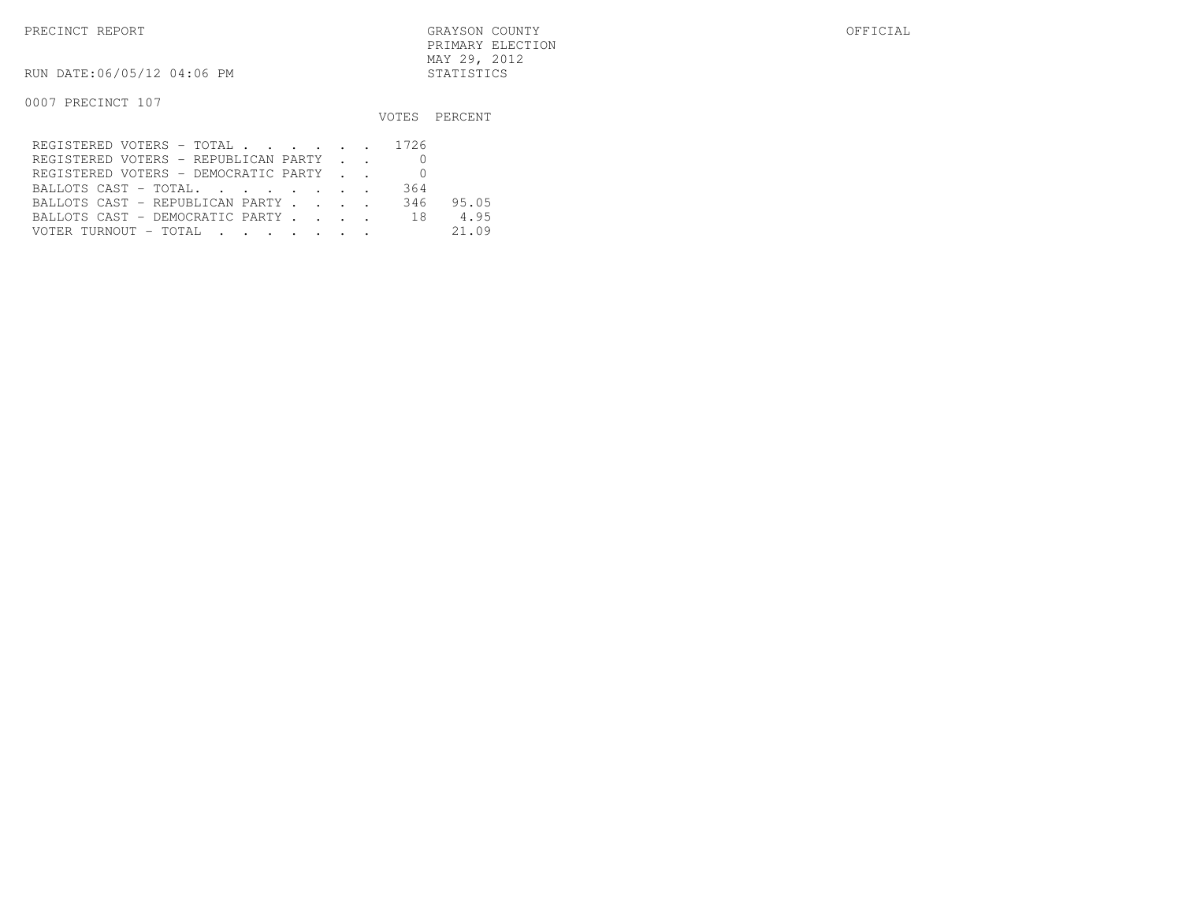PRECINCT REPORT — GRAYSON COUNTY — PRIMARY ELECTION — MAY 29, 2012 — STATISTICS — OFFICIAL

RUN DATE:06/05/12 04:06 PM

0007 PRECINCT 107

| | VOTES | PERCENT |
|---|---|---|
| REGISTERED VOTERS - TOTAL | 1726 | |
| REGISTERED VOTERS - REPUBLICAN PARTY | 0 | |
| REGISTERED VOTERS - DEMOCRATIC PARTY | 0 | |
| BALLOTS CAST - TOTAL. | 364 | |
| BALLOTS CAST - REPUBLICAN PARTY | 346 | 95.05 |
| BALLOTS CAST - DEMOCRATIC PARTY | 18 | 4.95 |
| VOTER TURNOUT - TOTAL | | 21.09 |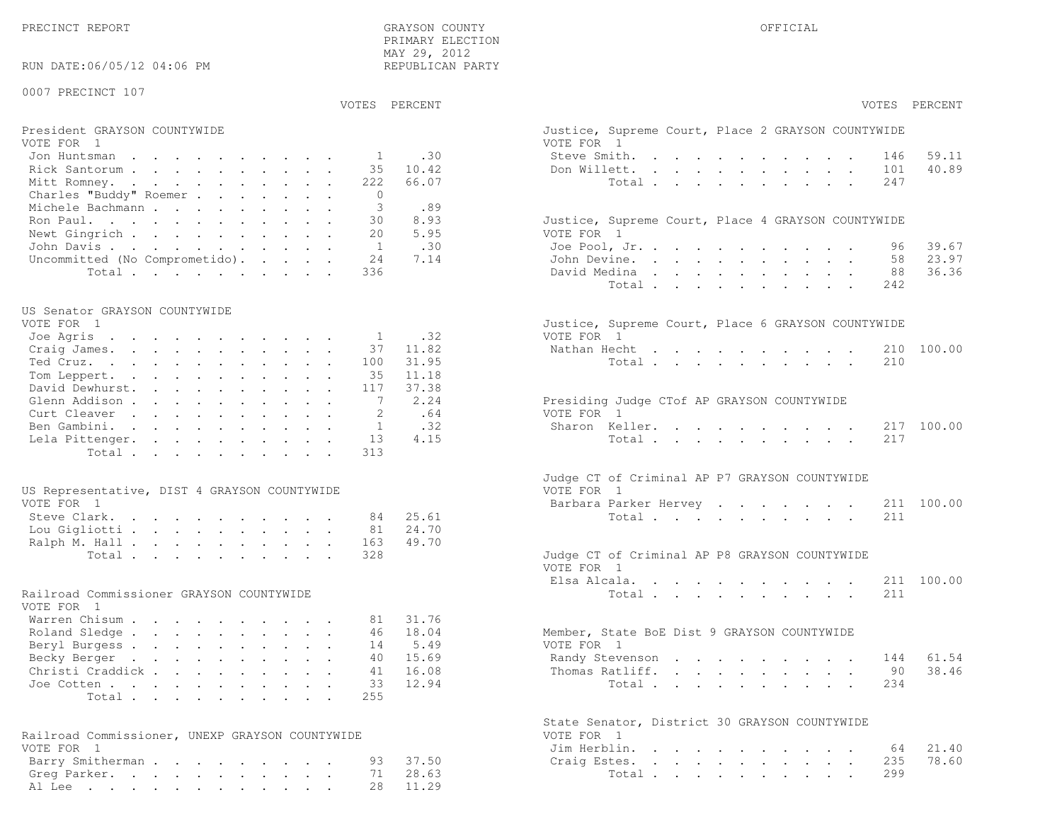PRECINCT REPORT

GRAYSON COUNTY
PRIMARY ELECTION
MAY 29, 2012
REPUBLICAN PARTY

OFFICIAL

RUN DATE:06/05/12 04:06 PM

0007 PRECINCT 107

**President GRAYSON COUNTYWIDE**
VOTE FOR 1

| Candidate | VOTES | PERCENT |
|---|---|---|
| Jon Huntsman | 1 | .30 |
| Rick Santorum | 35 | 10.42 |
| Mitt Romney | 222 | 66.07 |
| Charles "Buddy" Roemer | 0 | |
| Michele Bachmann | 3 | .89 |
| Ron Paul | 30 | 8.93 |
| Newt Gingrich | 20 | 5.95 |
| John Davis | 1 | .30 |
| Uncommitted (No Comprometido) | 24 | 7.14 |
| Total | 336 | |

**US Senator GRAYSON COUNTYWIDE**
VOTE FOR 1

| Candidate | VOTES | PERCENT |
|---|---|---|
| Joe Agris | 1 | .32 |
| Craig James | 37 | 11.82 |
| Ted Cruz | 100 | 31.95 |
| Tom Leppert | 35 | 11.18 |
| David Dewhurst | 117 | 37.38 |
| Glenn Addison | 7 | 2.24 |
| Curt Cleaver | 2 | .64 |
| Ben Gambini | 1 | .32 |
| Lela Pittenger | 13 | 4.15 |
| Total | 313 | |

**US Representative, DIST 4 GRAYSON COUNTYWIDE**
VOTE FOR 1

| Candidate | VOTES | PERCENT |
|---|---|---|
| Steve Clark | 84 | 25.61 |
| Lou Gigliotti | 81 | 24.70 |
| Ralph M. Hall | 163 | 49.70 |
| Total | 328 | |

**Railroad Commissioner GRAYSON COUNTYWIDE**
VOTE FOR 1

| Candidate | VOTES | PERCENT |
|---|---|---|
| Warren Chisum | 81 | 31.76 |
| Roland Sledge | 46 | 18.04 |
| Beryl Burgess | 14 | 5.49 |
| Becky Berger | 40 | 15.69 |
| Christi Craddick | 41 | 16.08 |
| Joe Cotten | 33 | 12.94 |
| Total | 255 | |

**Railroad Commissioner, UNEXP GRAYSON COUNTYWIDE**
VOTE FOR 1

| Candidate | VOTES | PERCENT |
|---|---|---|
| Barry Smitherman | 93 | 37.50 |
| Greg Parker | 71 | 28.63 |
| Al Lee | 28 | 11.29 |

**Justice, Supreme Court, Place 2 GRAYSON COUNTYWIDE**
VOTE FOR 1

| Candidate | VOTES | PERCENT |
|---|---|---|
| Steve Smith | 146 | 59.11 |
| Don Willett | 101 | 40.89 |
| Total | 247 | |

**Justice, Supreme Court, Place 4 GRAYSON COUNTYWIDE**
VOTE FOR 1

| Candidate | VOTES | PERCENT |
|---|---|---|
| Joe Pool, Jr. | 96 | 39.67 |
| John Devine | 58 | 23.97 |
| David Medina | 88 | 36.36 |
| Total | 242 | |

**Justice, Supreme Court, Place 6 GRAYSON COUNTYWIDE**
VOTE FOR 1

| Candidate | VOTES | PERCENT |
|---|---|---|
| Nathan Hecht | 210 | 100.00 |
| Total | 210 | |

**Presiding Judge CTof AP GRAYSON COUNTYWIDE**
VOTE FOR 1

| Candidate | VOTES | PERCENT |
|---|---|---|
| Sharon Keller | 217 | 100.00 |
| Total | 217 | |

**Judge CT of Criminal AP P7 GRAYSON COUNTYWIDE**
VOTE FOR 1

| Candidate | VOTES | PERCENT |
|---|---|---|
| Barbara Parker Hervey | 211 | 100.00 |
| Total | 211 | |

**Judge CT of Criminal AP P8 GRAYSON COUNTYWIDE**
VOTE FOR 1

| Candidate | VOTES | PERCENT |
|---|---|---|
| Elsa Alcala | 211 | 100.00 |
| Total | 211 | |

**Member, State BoE Dist 9 GRAYSON COUNTYWIDE**
VOTE FOR 1

| Candidate | VOTES | PERCENT |
|---|---|---|
| Randy Stevenson | 144 | 61.54 |
| Thomas Ratliff | 90 | 38.46 |
| Total | 234 | |

**State Senator, District 30 GRAYSON COUNTYWIDE**
VOTE FOR 1

| Candidate | VOTES | PERCENT |
|---|---|---|
| Jim Herblin | 64 | 21.40 |
| Craig Estes | 235 | 78.60 |
| Total | 299 | |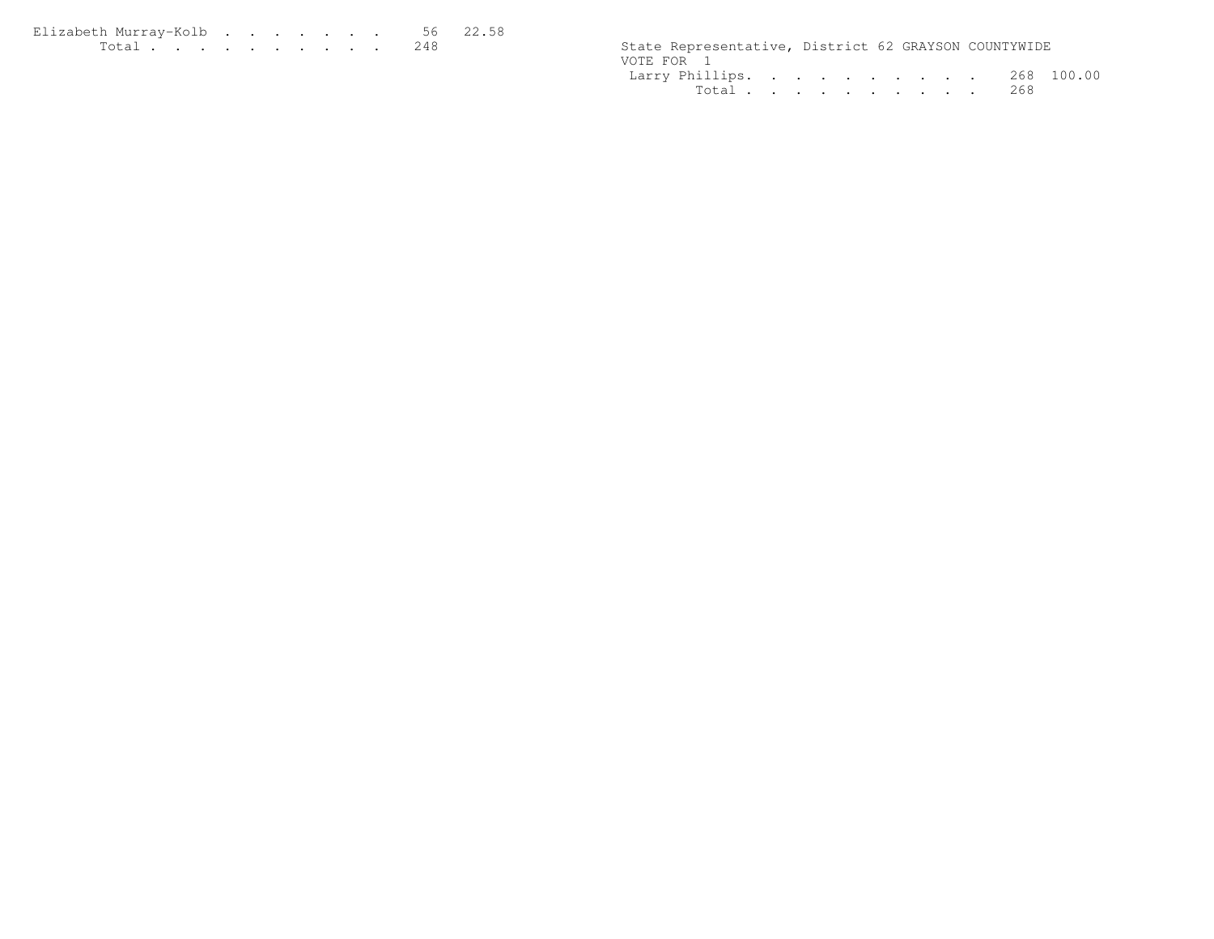| Candidate | Votes | Percent |
|---|---|---|
| Elizabeth Murray-Kolb | 56 | 22.58 |
| Total | 248 | |

State Representative, District 62 GRAYSON COUNTYWIDE
VOTE FOR 1

| Candidate | Votes | Percent |
|---|---|---|
| Larry Phillips | 268 | 100.00 |
| Total | 268 | |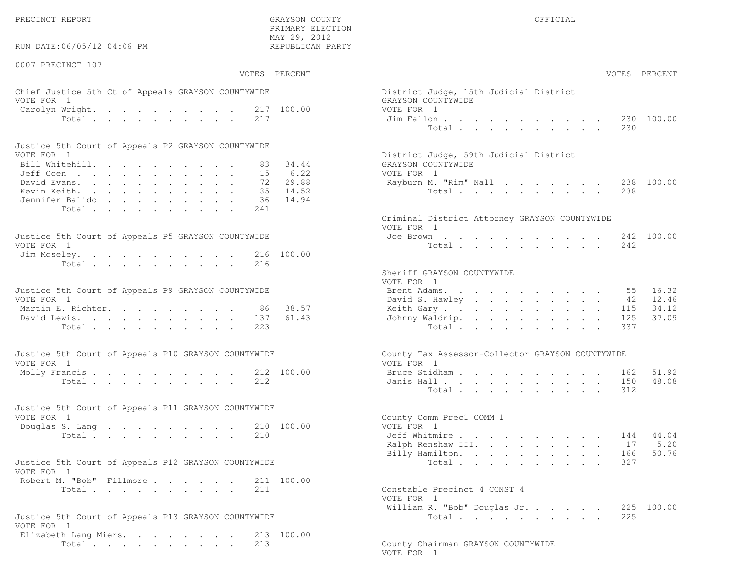PRECINCT REPORT — GRAYSON COUNTY — PRIMARY ELECTION — MAY 29, 2012 — REPUBLICAN PARTY — OFFICIAL

RUN DATE:06/05/12 04:06 PM

0007 PRECINCT 107

**Chief Justice 5th Ct of Appeals GRAYSON COUNTYWIDE**
VOTE FOR 1

| Candidate | VOTES | PERCENT |
|---|---|---|
| Carolyn Wright | 217 | 100.00 |
| Total | 217 | |

**Justice 5th Court of Appeals P2 GRAYSON COUNTYWIDE**
VOTE FOR 1

| Candidate | VOTES | PERCENT |
|---|---|---|
| Bill Whitehill | 83 | 34.44 |
| Jeff Coen | 15 | 6.22 |
| David Evans | 72 | 29.88 |
| Kevin Keith | 35 | 14.52 |
| Jennifer Balido | 36 | 14.94 |
| Total | 241 | |

**Justice 5th Court of Appeals P5 GRAYSON COUNTYWIDE**
VOTE FOR 1

| Candidate | VOTES | PERCENT |
|---|---|---|
| Jim Moseley | 216 | 100.00 |
| Total | 216 | |

**Justice 5th Court of Appeals P9 GRAYSON COUNTYWIDE**
VOTE FOR 1

| Candidate | VOTES | PERCENT |
|---|---|---|
| Martin E. Richter | 86 | 38.57 |
| David Lewis | 137 | 61.43 |
| Total | 223 | |

**Justice 5th Court of Appeals P10 GRAYSON COUNTYWIDE**
VOTE FOR 1

| Candidate | VOTES | PERCENT |
|---|---|---|
| Molly Francis | 212 | 100.00 |
| Total | 212 | |

**Justice 5th Court of Appeals P11 GRAYSON COUNTYWIDE**
VOTE FOR 1

| Candidate | VOTES | PERCENT |
|---|---|---|
| Douglas S. Lang | 210 | 100.00 |
| Total | 210 | |

**Justice 5th Court of Appeals P12 GRAYSON COUNTYWIDE**
VOTE FOR 1

| Candidate | VOTES | PERCENT |
|---|---|---|
| Robert M. "Bob" Fillmore | 211 | 100.00 |
| Total | 211 | |

**Justice 5th Court of Appeals P13 GRAYSON COUNTYWIDE**
VOTE FOR 1

| Candidate | VOTES | PERCENT |
|---|---|---|
| Elizabeth Lang Miers | 213 | 100.00 |
| Total | 213 | |

**District Judge, 15th Judicial District GRAYSON COUNTYWIDE**
VOTE FOR 1

| Candidate | VOTES | PERCENT |
|---|---|---|
| Jim Fallon | 230 | 100.00 |
| Total | 230 | |

**District Judge, 59th Judicial District GRAYSON COUNTYWIDE**
VOTE FOR 1

| Candidate | VOTES | PERCENT |
|---|---|---|
| Rayburn M. "Rim" Nall | 238 | 100.00 |
| Total | 238 | |

**Criminal District Attorney GRAYSON COUNTYWIDE**
VOTE FOR 1

| Candidate | VOTES | PERCENT |
|---|---|---|
| Joe Brown | 242 | 100.00 |
| Total | 242 | |

**Sheriff GRAYSON COUNTYWIDE**
VOTE FOR 1

| Candidate | VOTES | PERCENT |
|---|---|---|
| Brent Adams | 55 | 16.32 |
| David S. Hawley | 42 | 12.46 |
| Keith Gary | 115 | 34.12 |
| Johnny Waldrip | 125 | 37.09 |
| Total | 337 | |

**County Tax Assessor-Collector GRAYSON COUNTYWIDE**
VOTE FOR 1

| Candidate | VOTES | PERCENT |
|---|---|---|
| Bruce Stidham | 162 | 51.92 |
| Janis Hall | 150 | 48.08 |
| Total | 312 | |

**County Comm Prec1 COMM 1**
VOTE FOR 1

| Candidate | VOTES | PERCENT |
|---|---|---|
| Jeff Whitmire | 144 | 44.04 |
| Ralph Renshaw III. | 17 | 5.20 |
| Billy Hamilton | 166 | 50.76 |
| Total | 327 | |

**Constable Precinct 4 CONST 4**
VOTE FOR 1

| Candidate | VOTES | PERCENT |
|---|---|---|
| William R. "Bob" Douglas Jr. | 225 | 100.00 |
| Total | 225 | |

**County Chairman GRAYSON COUNTYWIDE**
VOTE FOR 1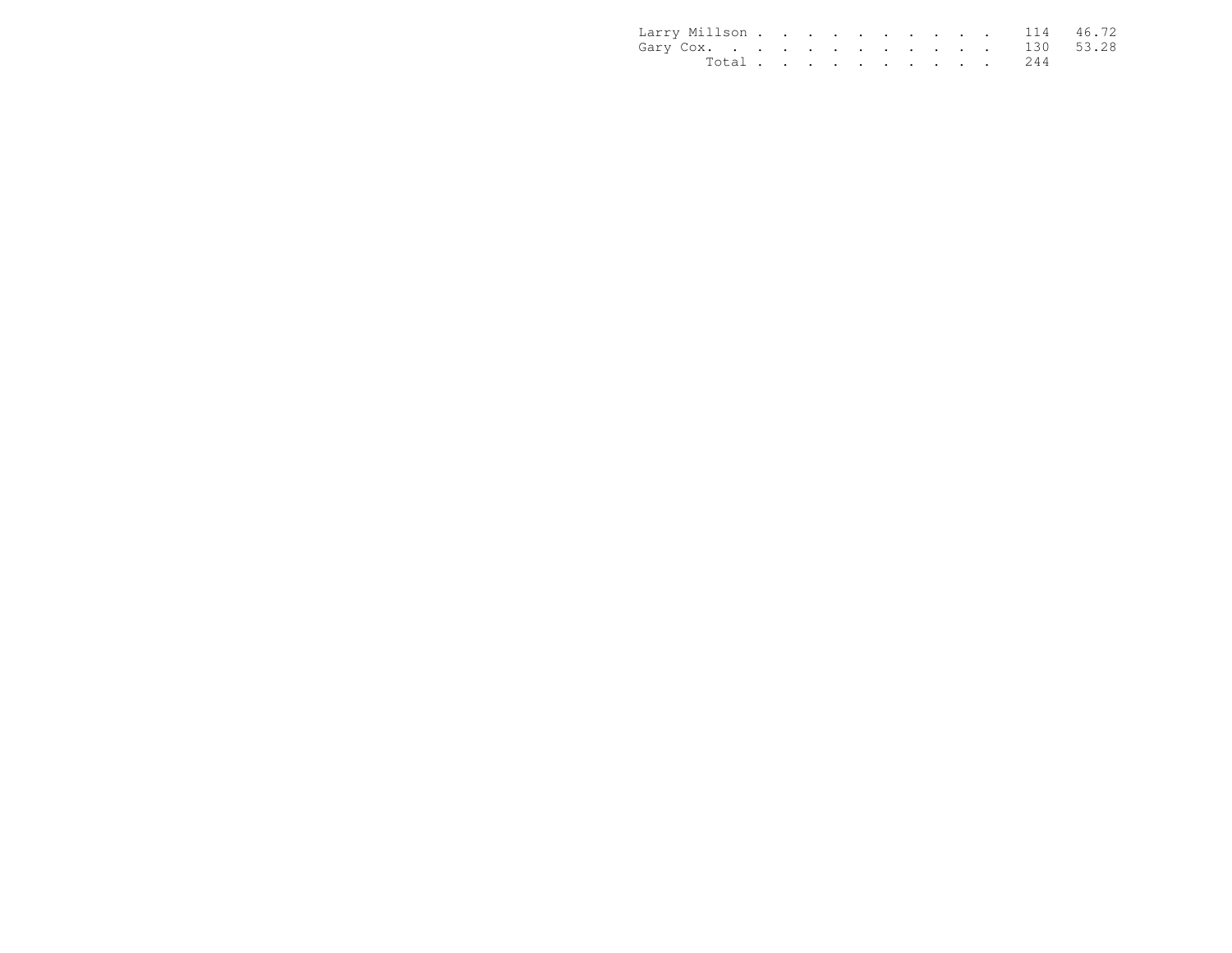| | | |
|---|---|---|
| Larry Millson | 114 | 46.72 |
| Gary Cox. | 130 | 53.28 |
| Total | 244 | |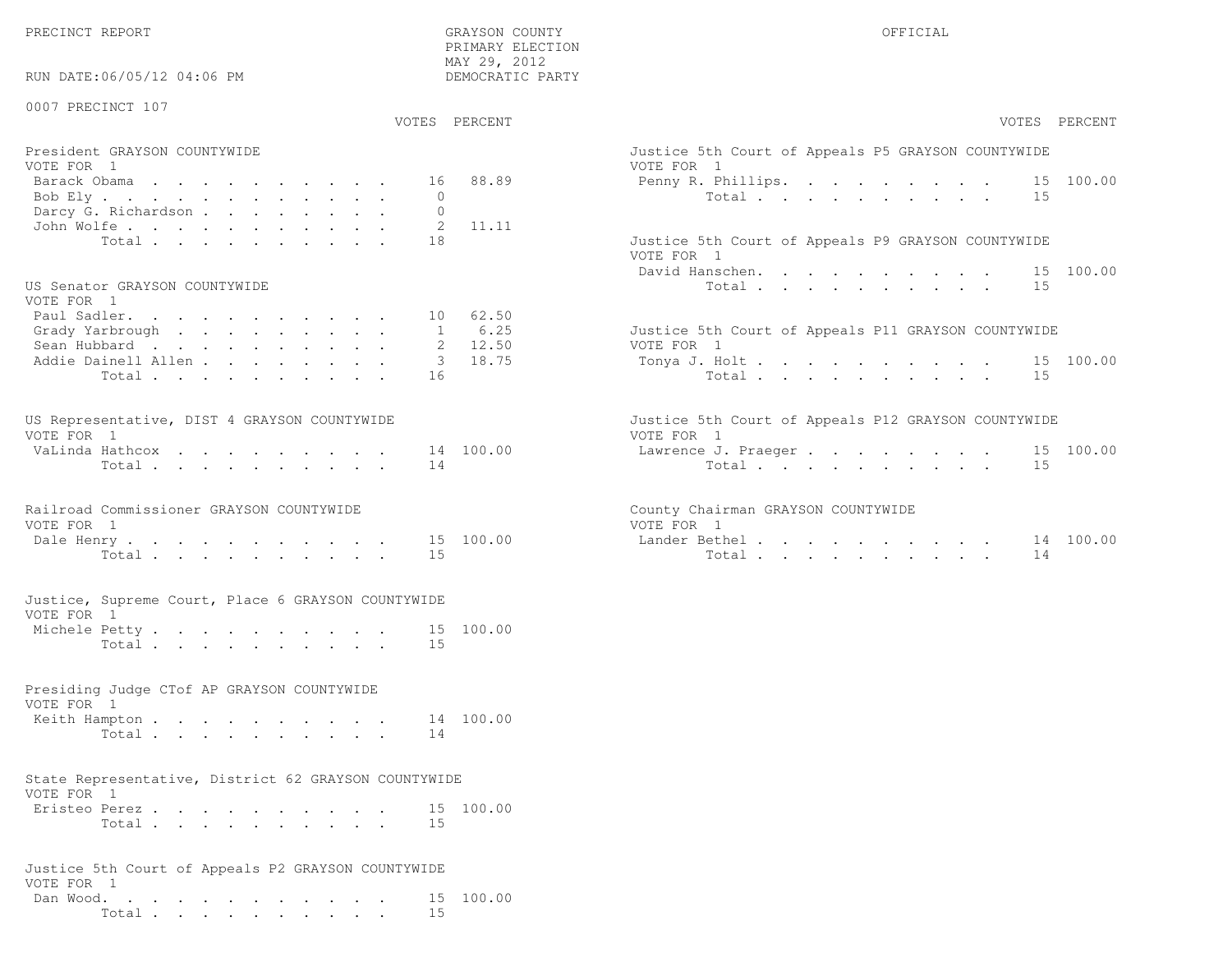PRECINCT REPORT

GRAYSON COUNTY
PRIMARY ELECTION
MAY 29, 2012
DEMOCRATIC PARTY

OFFICIAL

RUN DATE:06/05/12 04:06 PM

0007 PRECINCT 107

**President GRAYSON COUNTYWIDE**
VOTE FOR 1

| Candidate | VOTES | PERCENT |
|---|---|---|
| Barack Obama | 16 | 88.89 |
| Bob Ely | 0 | |
| Darcy G. Richardson | 0 | |
| John Wolfe | 2 | 11.11 |
| Total | 18 | |

**US Senator GRAYSON COUNTYWIDE**
VOTE FOR 1

| Candidate | VOTES | PERCENT |
|---|---|---|
| Paul Sadler. | 10 | 62.50 |
| Grady Yarbrough | 1 | 6.25 |
| Sean Hubbard | 2 | 12.50 |
| Addie Dainell Allen | 3 | 18.75 |
| Total | 16 | |

**US Representative, DIST 4 GRAYSON COUNTYWIDE**
VOTE FOR 1

| Candidate | VOTES | PERCENT |
|---|---|---|
| VaLinda Hathcox | 14 | 100.00 |
| Total | 14 | |

**Railroad Commissioner GRAYSON COUNTYWIDE**
VOTE FOR 1

| Candidate | VOTES | PERCENT |
|---|---|---|
| Dale Henry | 15 | 100.00 |
| Total | 15 | |

**Justice, Supreme Court, Place 6 GRAYSON COUNTYWIDE**
VOTE FOR 1

| Candidate | VOTES | PERCENT |
|---|---|---|
| Michele Petty | 15 | 100.00 |
| Total | 15 | |

**Presiding Judge CTof AP GRAYSON COUNTYWIDE**
VOTE FOR 1

| Candidate | VOTES | PERCENT |
|---|---|---|
| Keith Hampton | 14 | 100.00 |
| Total | 14 | |

**State Representative, District 62 GRAYSON COUNTYWIDE**
VOTE FOR 1

| Candidate | VOTES | PERCENT |
|---|---|---|
| Eristeo Perez | 15 | 100.00 |
| Total | 15 | |

**Justice 5th Court of Appeals P2 GRAYSON COUNTYWIDE**
VOTE FOR 1

| Candidate | VOTES | PERCENT |
|---|---|---|
| Dan Wood. | 15 | 100.00 |
| Total | 15 | |

**Justice 5th Court of Appeals P5 GRAYSON COUNTYWIDE**
VOTE FOR 1

| Candidate | VOTES | PERCENT |
|---|---|---|
| Penny R. Phillips. | 15 | 100.00 |
| Total | 15 | |

**Justice 5th Court of Appeals P9 GRAYSON COUNTYWIDE**
VOTE FOR 1

| Candidate | VOTES | PERCENT |
|---|---|---|
| David Hanschen. | 15 | 100.00 |
| Total | 15 | |

**Justice 5th Court of Appeals P11 GRAYSON COUNTYWIDE**
VOTE FOR 1

| Candidate | VOTES | PERCENT |
|---|---|---|
| Tonya J. Holt | 15 | 100.00 |
| Total | 15 | |

**Justice 5th Court of Appeals P12 GRAYSON COUNTYWIDE**
VOTE FOR 1

| Candidate | VOTES | PERCENT |
|---|---|---|
| Lawrence J. Praeger | 15 | 100.00 |
| Total | 15 | |

**County Chairman GRAYSON COUNTYWIDE**
VOTE FOR 1

| Candidate | VOTES | PERCENT |
|---|---|---|
| Lander Bethel | 14 | 100.00 |
| Total | 14 | |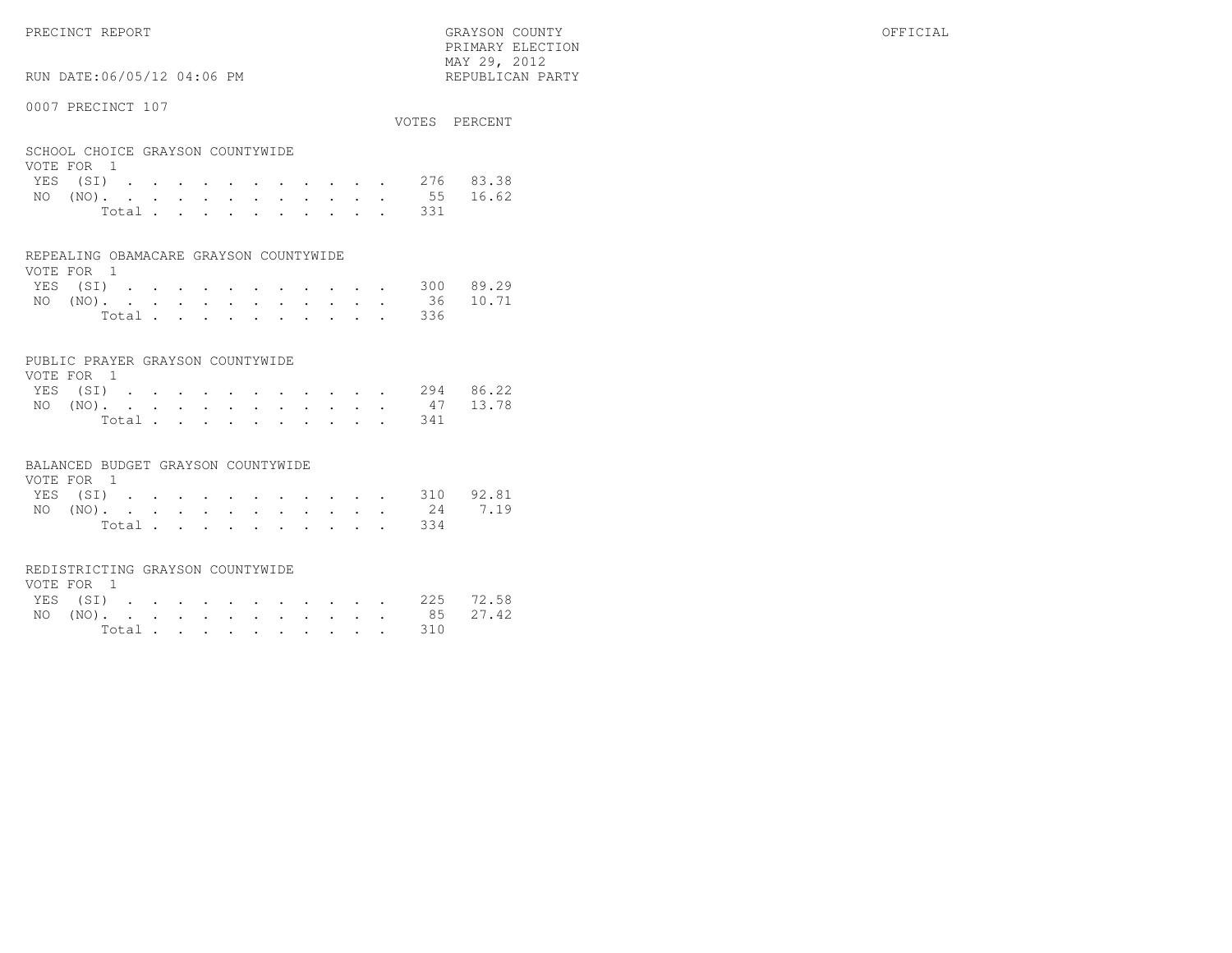PRECINCT REPORT

GRAYSON COUNTY
PRIMARY ELECTION
MAY 29, 2012
REPUBLICAN PARTY

OFFICIAL

RUN DATE:06/05/12 04:06 PM

0007 PRECINCT 107

## SCHOOL CHOICE GRAYSON COUNTYWIDE

VOTE FOR 1

| | VOTES | PERCENT |
|---|---|---|
| YES (SI) | 276 | 83.38 |
| NO (NO) | 55 | 16.62 |
| Total | 331 | |

## REPEALING OBAMACARE GRAYSON COUNTYWIDE

VOTE FOR 1

| | VOTES | PERCENT |
|---|---|---|
| YES (SI) | 300 | 89.29 |
| NO (NO) | 36 | 10.71 |
| Total | 336 | |

## PUBLIC PRAYER GRAYSON COUNTYWIDE

VOTE FOR 1

| | VOTES | PERCENT |
|---|---|---|
| YES (SI) | 294 | 86.22 |
| NO (NO) | 47 | 13.78 |
| Total | 341 | |

## BALANCED BUDGET GRAYSON COUNTYWIDE

VOTE FOR 1

| | VOTES | PERCENT |
|---|---|---|
| YES (SI) | 310 | 92.81 |
| NO (NO) | 24 | 7.19 |
| Total | 334 | |

## REDISTRICTING GRAYSON COUNTYWIDE

VOTE FOR 1

| | VOTES | PERCENT |
|---|---|---|
| YES (SI) | 225 | 72.58 |
| NO (NO) | 85 | 27.42 |
| Total | 310 | |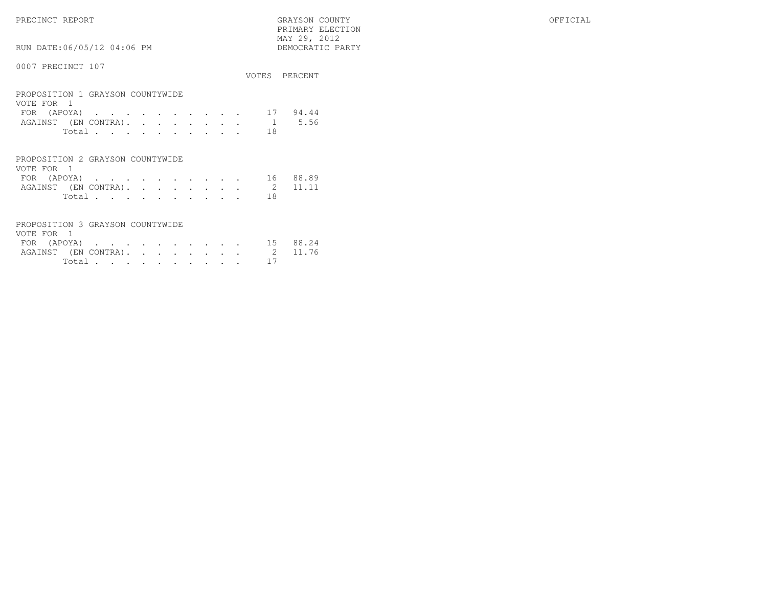PRECINCT REPORT

GRAYSON COUNTY
PRIMARY ELECTION
MAY 29, 2012
DEMOCRATIC PARTY

OFFICIAL

RUN DATE:06/05/12 04:06 PM

0007 PRECINCT 107

## PROPOSITION 1 GRAYSON COUNTYWIDE

VOTE FOR 1

| | VOTES | PERCENT |
|---|---|---|
| FOR (APOYA) | 17 | 94.44 |
| AGAINST (EN CONTRA) | 1 | 5.56 |
| Total | 18 | |

## PROPOSITION 2 GRAYSON COUNTYWIDE

VOTE FOR 1

| | VOTES | PERCENT |
|---|---|---|
| FOR (APOYA) | 16 | 88.89 |
| AGAINST (EN CONTRA) | 2 | 11.11 |
| Total | 18 | |

## PROPOSITION 3 GRAYSON COUNTYWIDE

VOTE FOR 1

| | VOTES | PERCENT |
|---|---|---|
| FOR (APOYA) | 15 | 88.24 |
| AGAINST (EN CONTRA) | 2 | 11.76 |
| Total | 17 | |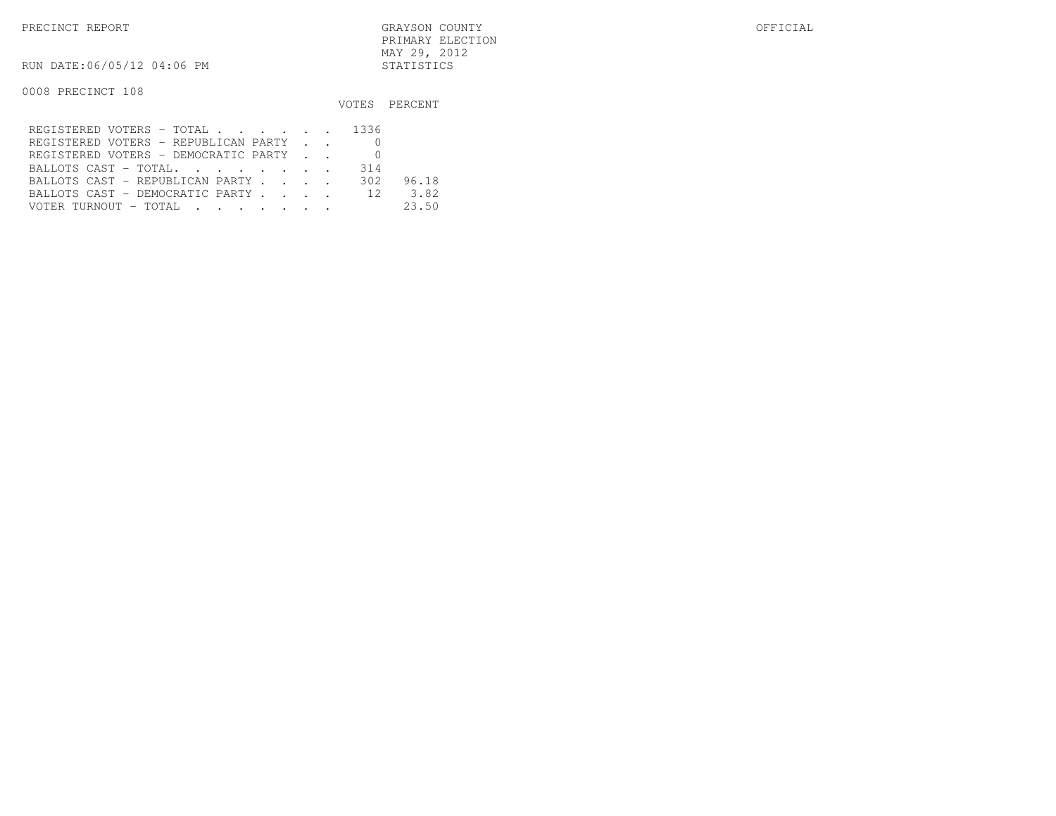PRECINCT REPORT

GRAYSON COUNTY
PRIMARY ELECTION
MAY 29, 2012
STATISTICS

OFFICIAL

RUN DATE:06/05/12 04:06 PM

0008 PRECINCT 108

| | VOTES | PERCENT |
|---|---|---|
| REGISTERED VOTERS - TOTAL | 1336 | |
| REGISTERED VOTERS - REPUBLICAN PARTY | 0 | |
| REGISTERED VOTERS - DEMOCRATIC PARTY | 0 | |
| BALLOTS CAST - TOTAL. | 314 | |
| BALLOTS CAST - REPUBLICAN PARTY | 302 | 96.18 |
| BALLOTS CAST - DEMOCRATIC PARTY | 12 | 3.82 |
| VOTER TURNOUT - TOTAL | | 23.50 |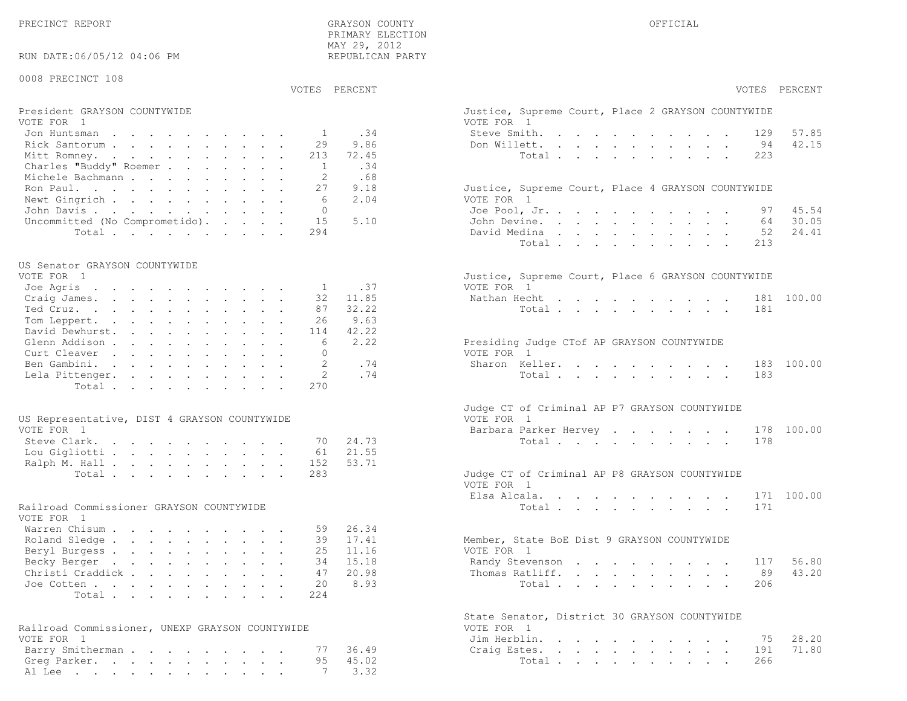PRECINCT REPORT

GRAYSON COUNTY
PRIMARY ELECTION
MAY 29, 2012
REPUBLICAN PARTY

OFFICIAL

RUN DATE:06/05/12 04:06 PM

0008 PRECINCT 108

**President GRAYSON COUNTYWIDE**
VOTE FOR 1

| Candidate | VOTES | PERCENT |
|---|---|---|
| Jon Huntsman | 1 | .34 |
| Rick Santorum | 29 | 9.86 |
| Mitt Romney | 213 | 72.45 |
| Charles "Buddy" Roemer | 1 | .34 |
| Michele Bachmann | 2 | .68 |
| Ron Paul | 27 | 9.18 |
| Newt Gingrich | 6 | 2.04 |
| John Davis | 0 | |
| Uncommitted (No Comprometido) | 15 | 5.10 |
| Total | 294 | |

**US Senator GRAYSON COUNTYWIDE**
VOTE FOR 1

| Candidate | VOTES | PERCENT |
|---|---|---|
| Joe Agris | 1 | .37 |
| Craig James | 32 | 11.85 |
| Ted Cruz | 87 | 32.22 |
| Tom Leppert | 26 | 9.63 |
| David Dewhurst | 114 | 42.22 |
| Glenn Addison | 6 | 2.22 |
| Curt Cleaver | 0 | |
| Ben Gambini | 2 | .74 |
| Lela Pittenger | 2 | .74 |
| Total | 270 | |

**US Representative, DIST 4 GRAYSON COUNTYWIDE**
VOTE FOR 1

| Candidate | VOTES | PERCENT |
|---|---|---|
| Steve Clark | 70 | 24.73 |
| Lou Gigliotti | 61 | 21.55 |
| Ralph M. Hall | 152 | 53.71 |
| Total | 283 | |

**Railroad Commissioner GRAYSON COUNTYWIDE**
VOTE FOR 1

| Candidate | VOTES | PERCENT |
|---|---|---|
| Warren Chisum | 59 | 26.34 |
| Roland Sledge | 39 | 17.41 |
| Beryl Burgess | 25 | 11.16 |
| Becky Berger | 34 | 15.18 |
| Christi Craddick | 47 | 20.98 |
| Joe Cotten | 20 | 8.93 |
| Total | 224 | |

**Railroad Commissioner, UNEXP GRAYSON COUNTYWIDE**
VOTE FOR 1

| Candidate | VOTES | PERCENT |
|---|---|---|
| Barry Smitherman | 77 | 36.49 |
| Greg Parker | 95 | 45.02 |
| Al Lee | 7 | 3.32 |

**Justice, Supreme Court, Place 2 GRAYSON COUNTYWIDE**
VOTE FOR 1

| Candidate | VOTES | PERCENT |
|---|---|---|
| Steve Smith | 129 | 57.85 |
| Don Willett | 94 | 42.15 |
| Total | 223 | |

**Justice, Supreme Court, Place 4 GRAYSON COUNTYWIDE**
VOTE FOR 1

| Candidate | VOTES | PERCENT |
|---|---|---|
| Joe Pool, Jr. | 97 | 45.54 |
| John Devine | 64 | 30.05 |
| David Medina | 52 | 24.41 |
| Total | 213 | |

**Justice, Supreme Court, Place 6 GRAYSON COUNTYWIDE**
VOTE FOR 1

| Candidate | VOTES | PERCENT |
|---|---|---|
| Nathan Hecht | 181 | 100.00 |
| Total | 181 | |

**Presiding Judge CTof AP GRAYSON COUNTYWIDE**
VOTE FOR 1

| Candidate | VOTES | PERCENT |
|---|---|---|
| Sharon Keller | 183 | 100.00 |
| Total | 183 | |

**Judge CT of Criminal AP P7 GRAYSON COUNTYWIDE**
VOTE FOR 1

| Candidate | VOTES | PERCENT |
|---|---|---|
| Barbara Parker Hervey | 178 | 100.00 |
| Total | 178 | |

**Judge CT of Criminal AP P8 GRAYSON COUNTYWIDE**
VOTE FOR 1

| Candidate | VOTES | PERCENT |
|---|---|---|
| Elsa Alcala | 171 | 100.00 |
| Total | 171 | |

**Member, State BoE Dist 9 GRAYSON COUNTYWIDE**
VOTE FOR 1

| Candidate | VOTES | PERCENT |
|---|---|---|
| Randy Stevenson | 117 | 56.80 |
| Thomas Ratliff | 89 | 43.20 |
| Total | 206 | |

**State Senator, District 30 GRAYSON COUNTYWIDE**
VOTE FOR 1

| Candidate | VOTES | PERCENT |
|---|---|---|
| Jim Herblin | 75 | 28.20 |
| Craig Estes | 191 | 71.80 |
| Total | 266 | |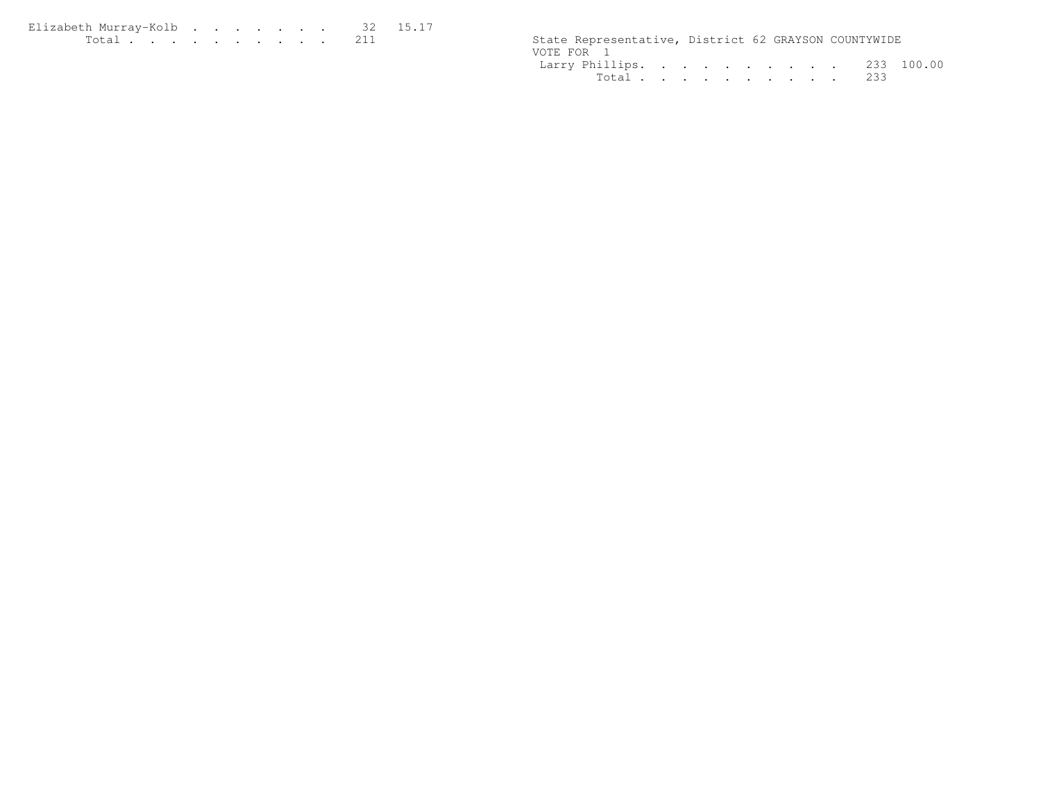| Candidate | Votes | Percent |
|---|---|---|
| Elizabeth Murray-Kolb | 32 | 15.17 |
| Total | 211 | |

State Representative, District 62 GRAYSON COUNTYWIDE
VOTE FOR 1

| Candidate | Votes | Percent |
|---|---|---|
| Larry Phillips | 233 | 100.00 |
| Total | 233 | |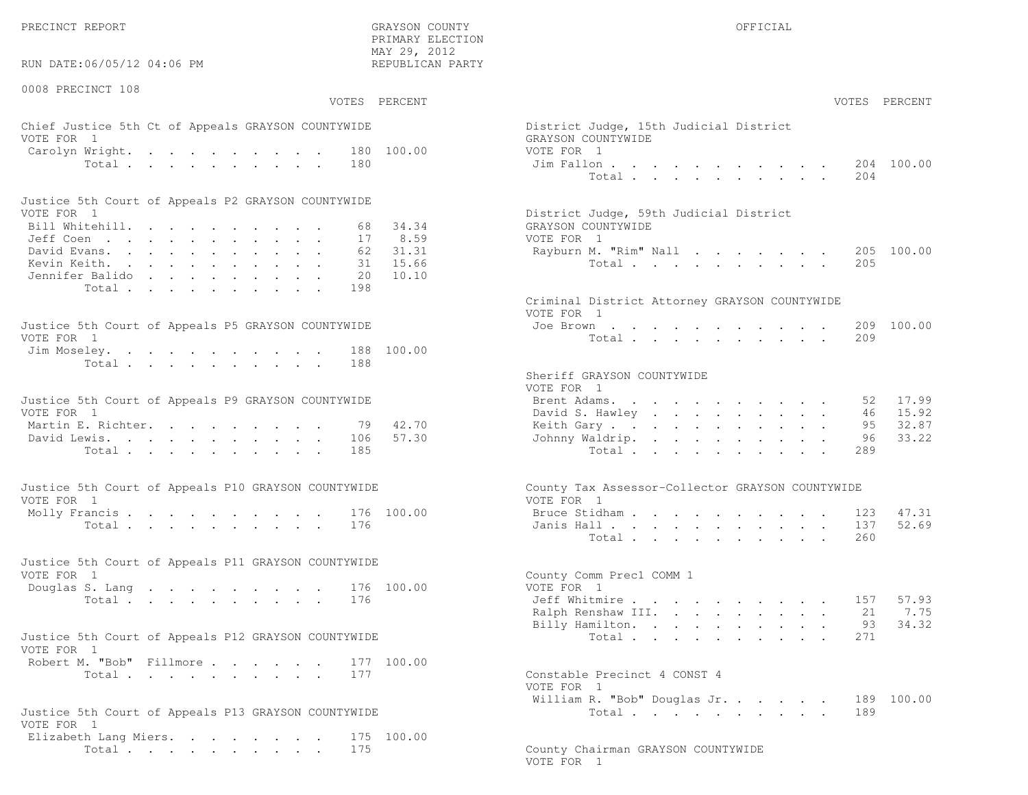PRECINCT REPORT

GRAYSON COUNTY
PRIMARY ELECTION
MAY 29, 2012
REPUBLICAN PARTY

OFFICIAL

RUN DATE:06/05/12 04:06 PM

0008 PRECINCT 108

**Chief Justice 5th Ct of Appeals GRAYSON COUNTYWIDE**
VOTE FOR 1

| Candidate | VOTES | PERCENT |
|---|---|---|
| Carolyn Wright | 180 | 100.00 |
| Total | 180 | |

**Justice 5th Court of Appeals P2 GRAYSON COUNTYWIDE**
VOTE FOR 1

| Candidate | VOTES | PERCENT |
|---|---|---|
| Bill Whitehill | 68 | 34.34 |
| Jeff Coen | 17 | 8.59 |
| David Evans | 62 | 31.31 |
| Kevin Keith | 31 | 15.66 |
| Jennifer Balido | 20 | 10.10 |
| Total | 198 | |

**Justice 5th Court of Appeals P5 GRAYSON COUNTYWIDE**
VOTE FOR 1

| Candidate | VOTES | PERCENT |
|---|---|---|
| Jim Moseley | 188 | 100.00 |
| Total | 188 | |

**Justice 5th Court of Appeals P9 GRAYSON COUNTYWIDE**
VOTE FOR 1

| Candidate | VOTES | PERCENT |
|---|---|---|
| Martin E. Richter | 79 | 42.70 |
| David Lewis | 106 | 57.30 |
| Total | 185 | |

**Justice 5th Court of Appeals P10 GRAYSON COUNTYWIDE**
VOTE FOR 1

| Candidate | VOTES | PERCENT |
|---|---|---|
| Molly Francis | 176 | 100.00 |
| Total | 176 | |

**Justice 5th Court of Appeals P11 GRAYSON COUNTYWIDE**
VOTE FOR 1

| Candidate | VOTES | PERCENT |
|---|---|---|
| Douglas S. Lang | 176 | 100.00 |
| Total | 176 | |

**Justice 5th Court of Appeals P12 GRAYSON COUNTYWIDE**
VOTE FOR 1

| Candidate | VOTES | PERCENT |
|---|---|---|
| Robert M. "Bob" Fillmore | 177 | 100.00 |
| Total | 177 | |

**Justice 5th Court of Appeals P13 GRAYSON COUNTYWIDE**
VOTE FOR 1

| Candidate | VOTES | PERCENT |
|---|---|---|
| Elizabeth Lang Miers | 175 | 100.00 |
| Total | 175 | |

**District Judge, 15th Judicial District GRAYSON COUNTYWIDE**
VOTE FOR 1

| Candidate | VOTES | PERCENT |
|---|---|---|
| Jim Fallon | 204 | 100.00 |
| Total | 204 | |

**District Judge, 59th Judicial District GRAYSON COUNTYWIDE**
VOTE FOR 1

| Candidate | VOTES | PERCENT |
|---|---|---|
| Rayburn M. "Rim" Nall | 205 | 100.00 |
| Total | 205 | |

**Criminal District Attorney GRAYSON COUNTYWIDE**
VOTE FOR 1

| Candidate | VOTES | PERCENT |
|---|---|---|
| Joe Brown | 209 | 100.00 |
| Total | 209 | |

**Sheriff GRAYSON COUNTYWIDE**
VOTE FOR 1

| Candidate | VOTES | PERCENT |
|---|---|---|
| Brent Adams | 52 | 17.99 |
| David S. Hawley | 46 | 15.92 |
| Keith Gary | 95 | 32.87 |
| Johnny Waldrip | 96 | 33.22 |
| Total | 289 | |

**County Tax Assessor-Collector GRAYSON COUNTYWIDE**
VOTE FOR 1

| Candidate | VOTES | PERCENT |
|---|---|---|
| Bruce Stidham | 123 | 47.31 |
| Janis Hall | 137 | 52.69 |
| Total | 260 | |

**County Comm Prec1 COMM 1**
VOTE FOR 1

| Candidate | VOTES | PERCENT |
|---|---|---|
| Jeff Whitmire | 157 | 57.93 |
| Ralph Renshaw III | 21 | 7.75 |
| Billy Hamilton | 93 | 34.32 |
| Total | 271 | |

**Constable Precinct 4 CONST 4**
VOTE FOR 1

| Candidate | VOTES | PERCENT |
|---|---|---|
| William R. "Bob" Douglas Jr. | 189 | 100.00 |
| Total | 189 | |

**County Chairman GRAYSON COUNTYWIDE**
VOTE FOR 1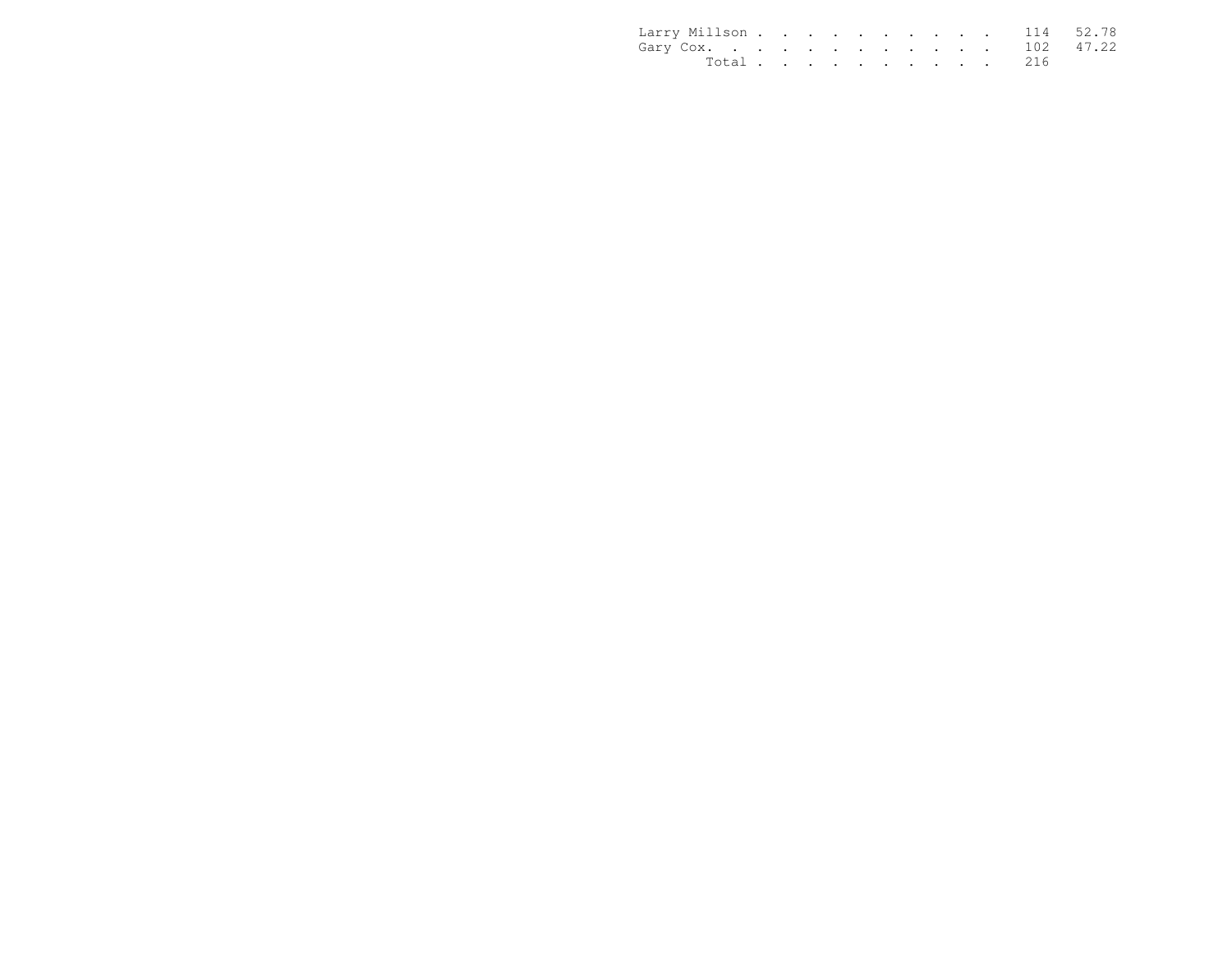| | | |
|---|---|---|
| Larry Millson . . . . . . . . . . | 114 | 52.78 |
| Gary Cox. . . . . . . . . . . . | 102 | 47.22 |
| Total . . . . . . . . . . | 216 | |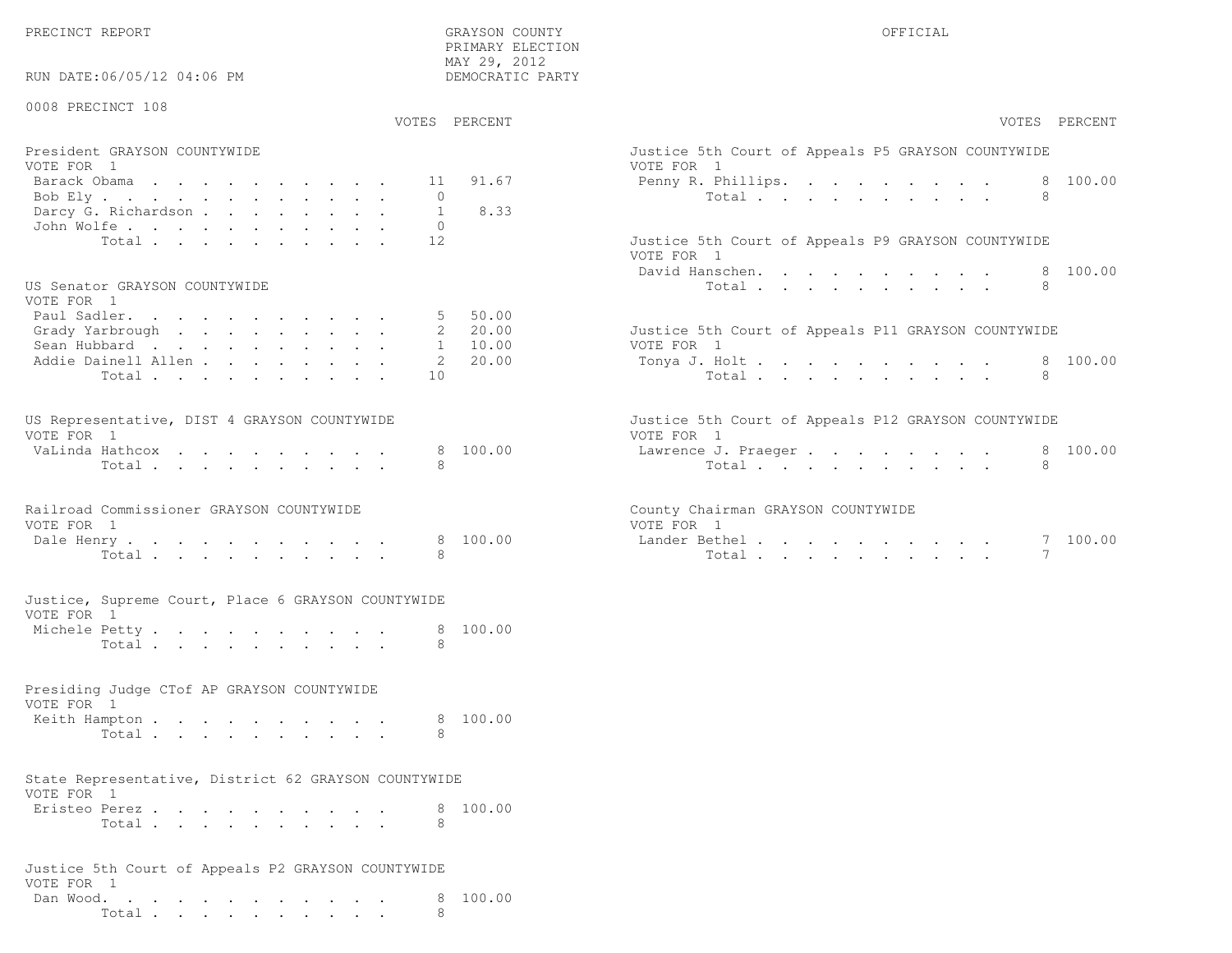PRECINCT REPORT

GRAYSON COUNTY
PRIMARY ELECTION
MAY 29, 2012
DEMOCRATIC PARTY

OFFICIAL

RUN DATE:06/05/12 04:06 PM

0008 PRECINCT 108

**President GRAYSON COUNTYWIDE**
VOTE FOR 1

| Candidate | VOTES | PERCENT |
|---|---|---|
| Barack Obama | 11 | 91.67 |
| Bob Ely | 0 | |
| Darcy G. Richardson | 1 | 8.33 |
| John Wolfe | 0 | |
| Total | 12 | |

**US Senator GRAYSON COUNTYWIDE**
VOTE FOR 1

| Candidate | VOTES | PERCENT |
|---|---|---|
| Paul Sadler | 5 | 50.00 |
| Grady Yarbrough | 2 | 20.00 |
| Sean Hubbard | 1 | 10.00 |
| Addie Dainell Allen | 2 | 20.00 |
| Total | 10 | |

**US Representative, DIST 4 GRAYSON COUNTYWIDE**
VOTE FOR 1

| Candidate | VOTES | PERCENT |
|---|---|---|
| VaLinda Hathcox | 8 | 100.00 |
| Total | 8 | |

**Railroad Commissioner GRAYSON COUNTYWIDE**
VOTE FOR 1

| Candidate | VOTES | PERCENT |
|---|---|---|
| Dale Henry | 8 | 100.00 |
| Total | 8 | |

**Justice, Supreme Court, Place 6 GRAYSON COUNTYWIDE**
VOTE FOR 1

| Candidate | VOTES | PERCENT |
|---|---|---|
| Michele Petty | 8 | 100.00 |
| Total | 8 | |

**Presiding Judge CTof AP GRAYSON COUNTYWIDE**
VOTE FOR 1

| Candidate | VOTES | PERCENT |
|---|---|---|
| Keith Hampton | 8 | 100.00 |
| Total | 8 | |

**State Representative, District 62 GRAYSON COUNTYWIDE**
VOTE FOR 1

| Candidate | VOTES | PERCENT |
|---|---|---|
| Eristeo Perez | 8 | 100.00 |
| Total | 8 | |

**Justice 5th Court of Appeals P2 GRAYSON COUNTYWIDE**
VOTE FOR 1

| Candidate | VOTES | PERCENT |
|---|---|---|
| Dan Wood | 8 | 100.00 |
| Total | 8 | |

**Justice 5th Court of Appeals P5 GRAYSON COUNTYWIDE**
VOTE FOR 1

| Candidate | VOTES | PERCENT |
|---|---|---|
| Penny R. Phillips | 8 | 100.00 |
| Total | 8 | |

**Justice 5th Court of Appeals P9 GRAYSON COUNTYWIDE**
VOTE FOR 1

| Candidate | VOTES | PERCENT |
|---|---|---|
| David Hanschen | 8 | 100.00 |
| Total | 8 | |

**Justice 5th Court of Appeals P11 GRAYSON COUNTYWIDE**
VOTE FOR 1

| Candidate | VOTES | PERCENT |
|---|---|---|
| Tonya J. Holt | 8 | 100.00 |
| Total | 8 | |

**Justice 5th Court of Appeals P12 GRAYSON COUNTYWIDE**
VOTE FOR 1

| Candidate | VOTES | PERCENT |
|---|---|---|
| Lawrence J. Praeger | 8 | 100.00 |
| Total | 8 | |

**County Chairman GRAYSON COUNTYWIDE**
VOTE FOR 1

| Candidate | VOTES | PERCENT |
|---|---|---|
| Lander Bethel | 7 | 100.00 |
| Total | 7 | |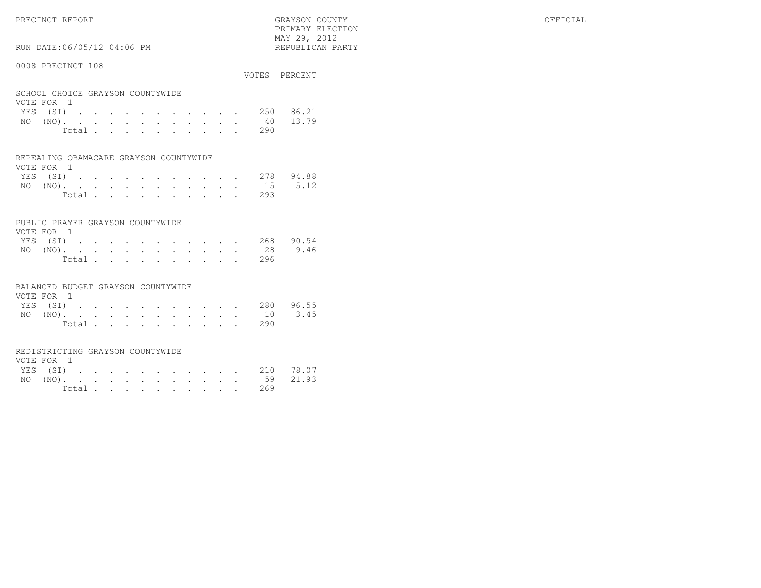PRECINCT REPORT

GRAYSON COUNTY
PRIMARY ELECTION
MAY 29, 2012
REPUBLICAN PARTY

OFFICIAL

RUN DATE:06/05/12 04:06 PM

0008 PRECINCT 108

**SCHOOL CHOICE GRAYSON COUNTYWIDE**
VOTE FOR 1

| | VOTES | PERCENT |
|---|---|---|
| YES (SI) | 250 | 86.21 |
| NO (NO) | 40 | 13.79 |
| Total | 290 | |

**REPEALING OBAMACARE GRAYSON COUNTYWIDE**
VOTE FOR 1

| | VOTES | PERCENT |
|---|---|---|
| YES (SI) | 278 | 94.88 |
| NO (NO) | 15 | 5.12 |
| Total | 293 | |

**PUBLIC PRAYER GRAYSON COUNTYWIDE**
VOTE FOR 1

| | VOTES | PERCENT |
|---|---|---|
| YES (SI) | 268 | 90.54 |
| NO (NO) | 28 | 9.46 |
| Total | 296 | |

**BALANCED BUDGET GRAYSON COUNTYWIDE**
VOTE FOR 1

| | VOTES | PERCENT |
|---|---|---|
| YES (SI) | 280 | 96.55 |
| NO (NO) | 10 | 3.45 |
| Total | 290 | |

**REDISTRICTING GRAYSON COUNTYWIDE**
VOTE FOR 1

| | VOTES | PERCENT |
|---|---|---|
| YES (SI) | 210 | 78.07 |
| NO (NO) | 59 | 21.93 |
| Total | 269 | |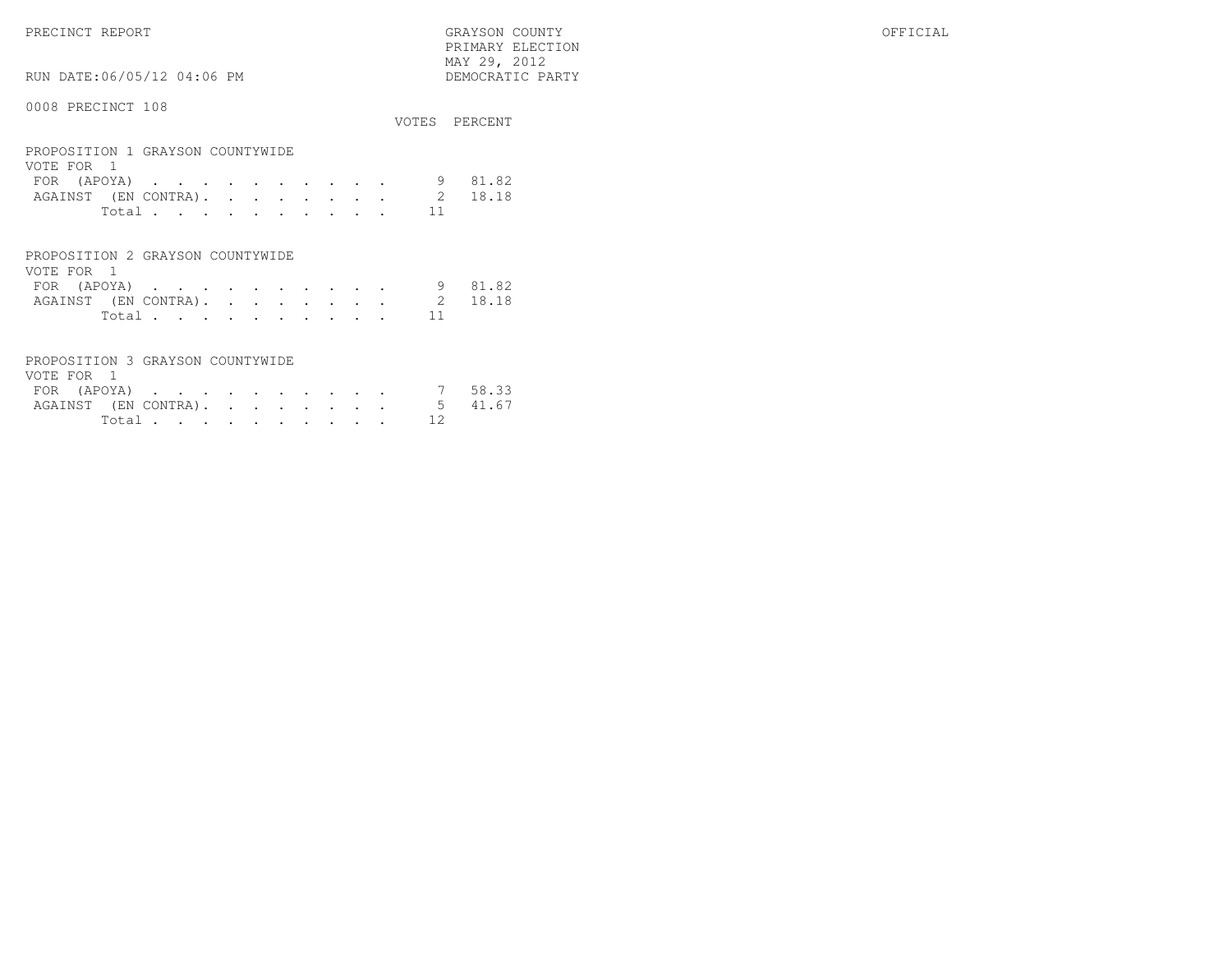PRECINCT REPORT

GRAYSON COUNTY
PRIMARY ELECTION
MAY 29, 2012
DEMOCRATIC PARTY

OFFICIAL

RUN DATE:06/05/12 04:06 PM

0008 PRECINCT 108

## PROPOSITION 1 GRAYSON COUNTYWIDE

VOTE FOR 1

| | VOTES | PERCENT |
|---|---|---|
| FOR (APOYA) | 9 | 81.82 |
| AGAINST (EN CONTRA) | 2 | 18.18 |
| Total | 11 | |

## PROPOSITION 2 GRAYSON COUNTYWIDE

VOTE FOR 1

| | VOTES | PERCENT |
|---|---|---|
| FOR (APOYA) | 9 | 81.82 |
| AGAINST (EN CONTRA) | 2 | 18.18 |
| Total | 11 | |

## PROPOSITION 3 GRAYSON COUNTYWIDE

VOTE FOR 1

| | VOTES | PERCENT |
|---|---|---|
| FOR (APOYA) | 7 | 58.33 |
| AGAINST (EN CONTRA) | 5 | 41.67 |
| Total | 12 | |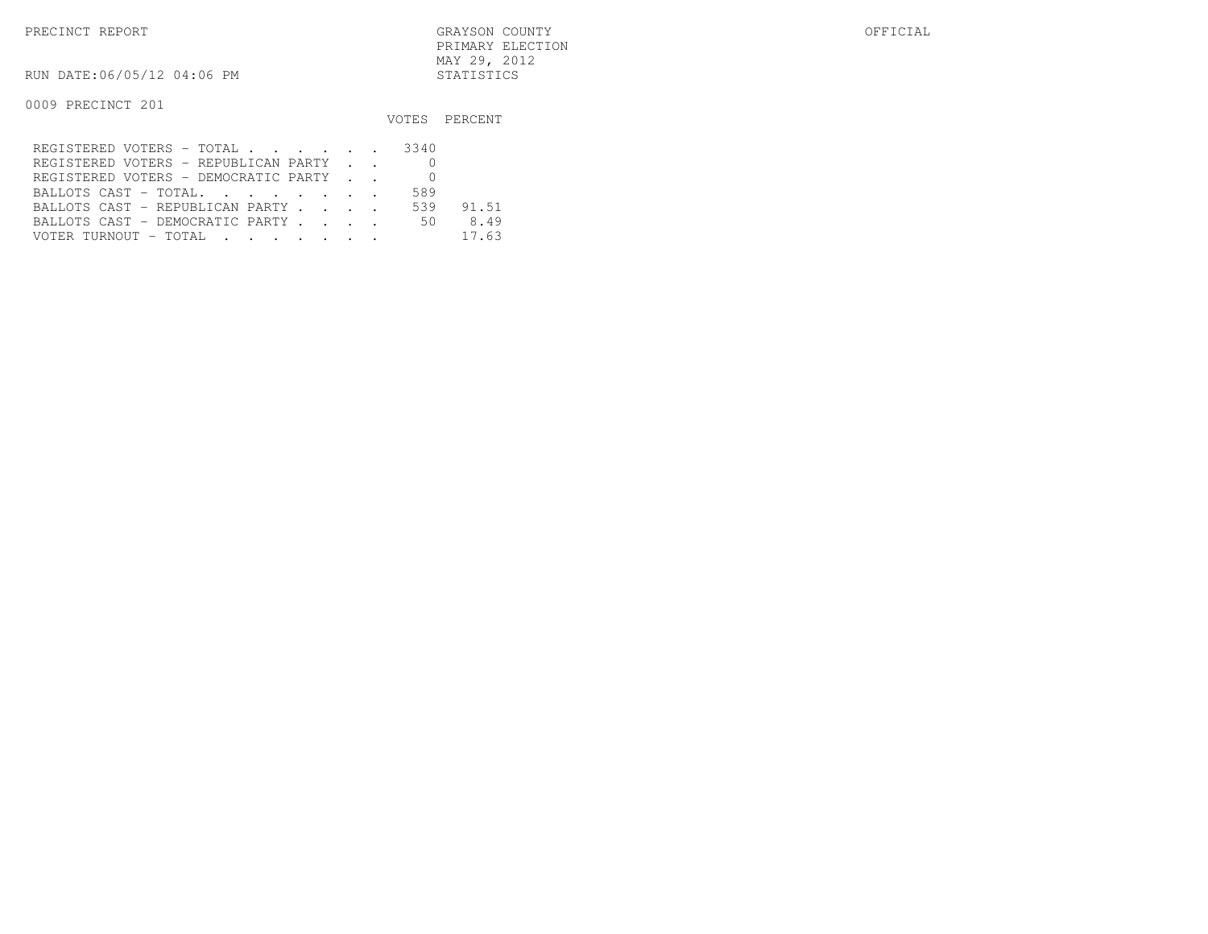PRECINCT REPORT — GRAYSON COUNTY — PRIMARY ELECTION — MAY 29, 2012 — STATISTICS — OFFICIAL

RUN DATE:06/05/12 04:06 PM

0009 PRECINCT 201

| | VOTES | PERCENT |
|---|---|---|
| REGISTERED VOTERS - TOTAL | 3340 | |
| REGISTERED VOTERS - REPUBLICAN PARTY | 0 | |
| REGISTERED VOTERS - DEMOCRATIC PARTY | 0 | |
| BALLOTS CAST - TOTAL. | 589 | |
| BALLOTS CAST - REPUBLICAN PARTY | 539 | 91.51 |
| BALLOTS CAST - DEMOCRATIC PARTY | 50 | 8.49 |
| VOTER TURNOUT - TOTAL | | 17.63 |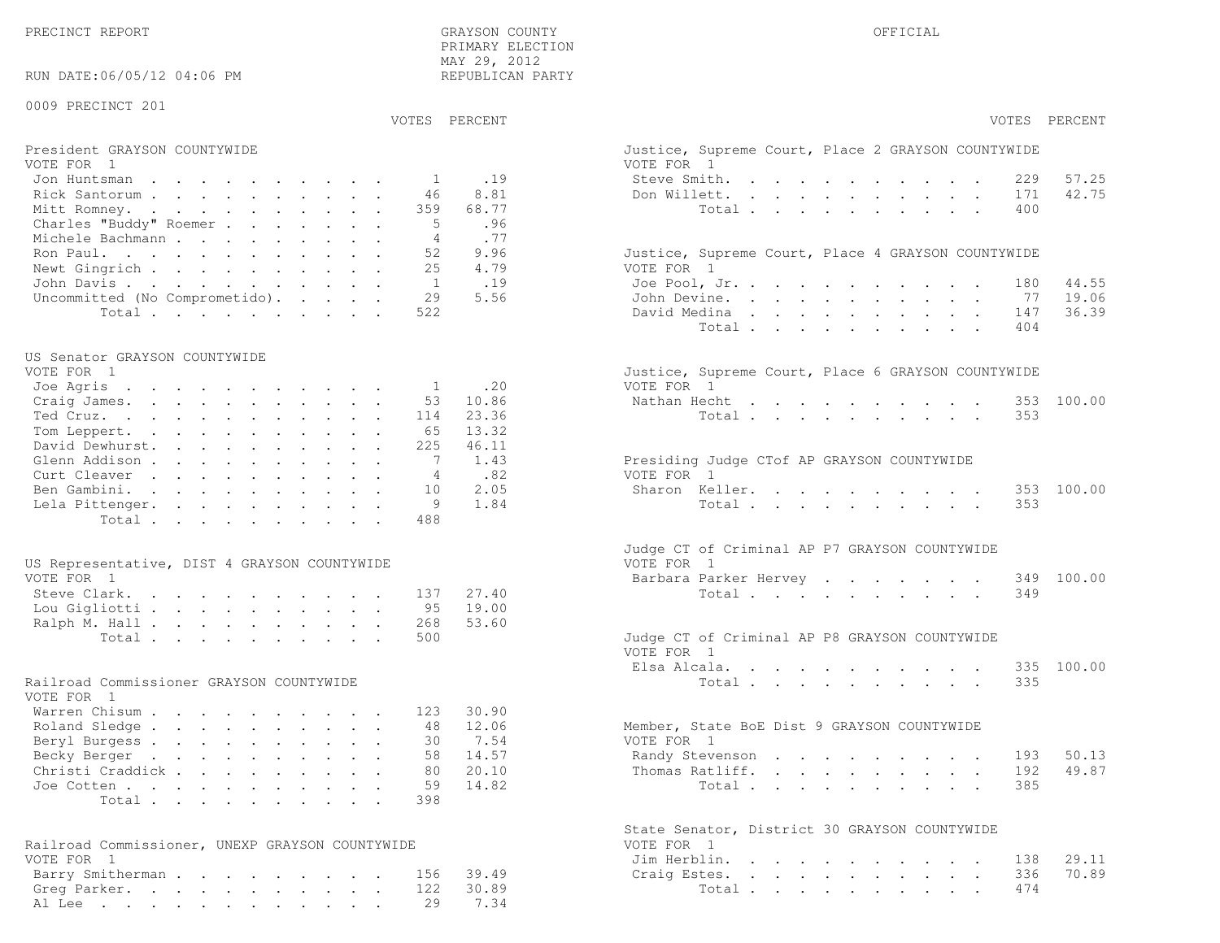PRECINCT REPORT

GRAYSON COUNTY
PRIMARY ELECTION
MAY 29, 2012
REPUBLICAN PARTY

OFFICIAL

RUN DATE:06/05/12 04:06 PM

0009 PRECINCT 201

**President GRAYSON COUNTYWIDE**
VOTE FOR 1

| Candidate | VOTES | PERCENT |
|---|---|---|
| Jon Huntsman | 1 | .19 |
| Rick Santorum | 46 | 8.81 |
| Mitt Romney | 359 | 68.77 |
| Charles "Buddy" Roemer | 5 | .96 |
| Michele Bachmann | 4 | .77 |
| Ron Paul | 52 | 9.96 |
| Newt Gingrich | 25 | 4.79 |
| John Davis | 1 | .19 |
| Uncommitted (No Comprometido) | 29 | 5.56 |
| Total | 522 | |

**US Senator GRAYSON COUNTYWIDE**
VOTE FOR 1

| Candidate | VOTES | PERCENT |
|---|---|---|
| Joe Agris | 1 | .20 |
| Craig James | 53 | 10.86 |
| Ted Cruz | 114 | 23.36 |
| Tom Leppert | 65 | 13.32 |
| David Dewhurst | 225 | 46.11 |
| Glenn Addison | 7 | 1.43 |
| Curt Cleaver | 4 | .82 |
| Ben Gambini | 10 | 2.05 |
| Lela Pittenger | 9 | 1.84 |
| Total | 488 | |

**US Representative, DIST 4 GRAYSON COUNTYWIDE**
VOTE FOR 1

| Candidate | VOTES | PERCENT |
|---|---|---|
| Steve Clark | 137 | 27.40 |
| Lou Gigliotti | 95 | 19.00 |
| Ralph M. Hall | 268 | 53.60 |
| Total | 500 | |

**Railroad Commissioner GRAYSON COUNTYWIDE**
VOTE FOR 1

| Candidate | VOTES | PERCENT |
|---|---|---|
| Warren Chisum | 123 | 30.90 |
| Roland Sledge | 48 | 12.06 |
| Beryl Burgess | 30 | 7.54 |
| Becky Berger | 58 | 14.57 |
| Christi Craddick | 80 | 20.10 |
| Joe Cotten | 59 | 14.82 |
| Total | 398 | |

**Railroad Commissioner, UNEXP GRAYSON COUNTYWIDE**
VOTE FOR 1

| Candidate | VOTES | PERCENT |
|---|---|---|
| Barry Smitherman | 156 | 39.49 |
| Greg Parker | 122 | 30.89 |
| Al Lee | 29 | 7.34 |

**Justice, Supreme Court, Place 2 GRAYSON COUNTYWIDE**
VOTE FOR 1

| Candidate | VOTES | PERCENT |
|---|---|---|
| Steve Smith | 229 | 57.25 |
| Don Willett | 171 | 42.75 |
| Total | 400 | |

**Justice, Supreme Court, Place 4 GRAYSON COUNTYWIDE**
VOTE FOR 1

| Candidate | VOTES | PERCENT |
|---|---|---|
| Joe Pool, Jr. | 180 | 44.55 |
| John Devine | 77 | 19.06 |
| David Medina | 147 | 36.39 |
| Total | 404 | |

**Justice, Supreme Court, Place 6 GRAYSON COUNTYWIDE**
VOTE FOR 1

| Candidate | VOTES | PERCENT |
|---|---|---|
| Nathan Hecht | 353 | 100.00 |
| Total | 353 | |

**Presiding Judge CTof AP GRAYSON COUNTYWIDE**
VOTE FOR 1

| Candidate | VOTES | PERCENT |
|---|---|---|
| Sharon Keller | 353 | 100.00 |
| Total | 353 | |

**Judge CT of Criminal AP P7 GRAYSON COUNTYWIDE**
VOTE FOR 1

| Candidate | VOTES | PERCENT |
|---|---|---|
| Barbara Parker Hervey | 349 | 100.00 |
| Total | 349 | |

**Judge CT of Criminal AP P8 GRAYSON COUNTYWIDE**
VOTE FOR 1

| Candidate | VOTES | PERCENT |
|---|---|---|
| Elsa Alcala | 335 | 100.00 |
| Total | 335 | |

**Member, State BoE Dist 9 GRAYSON COUNTYWIDE**
VOTE FOR 1

| Candidate | VOTES | PERCENT |
|---|---|---|
| Randy Stevenson | 193 | 50.13 |
| Thomas Ratliff | 192 | 49.87 |
| Total | 385 | |

**State Senator, District 30 GRAYSON COUNTYWIDE**
VOTE FOR 1

| Candidate | VOTES | PERCENT |
|---|---|---|
| Jim Herblin | 138 | 29.11 |
| Craig Estes | 336 | 70.89 |
| Total | 474 | |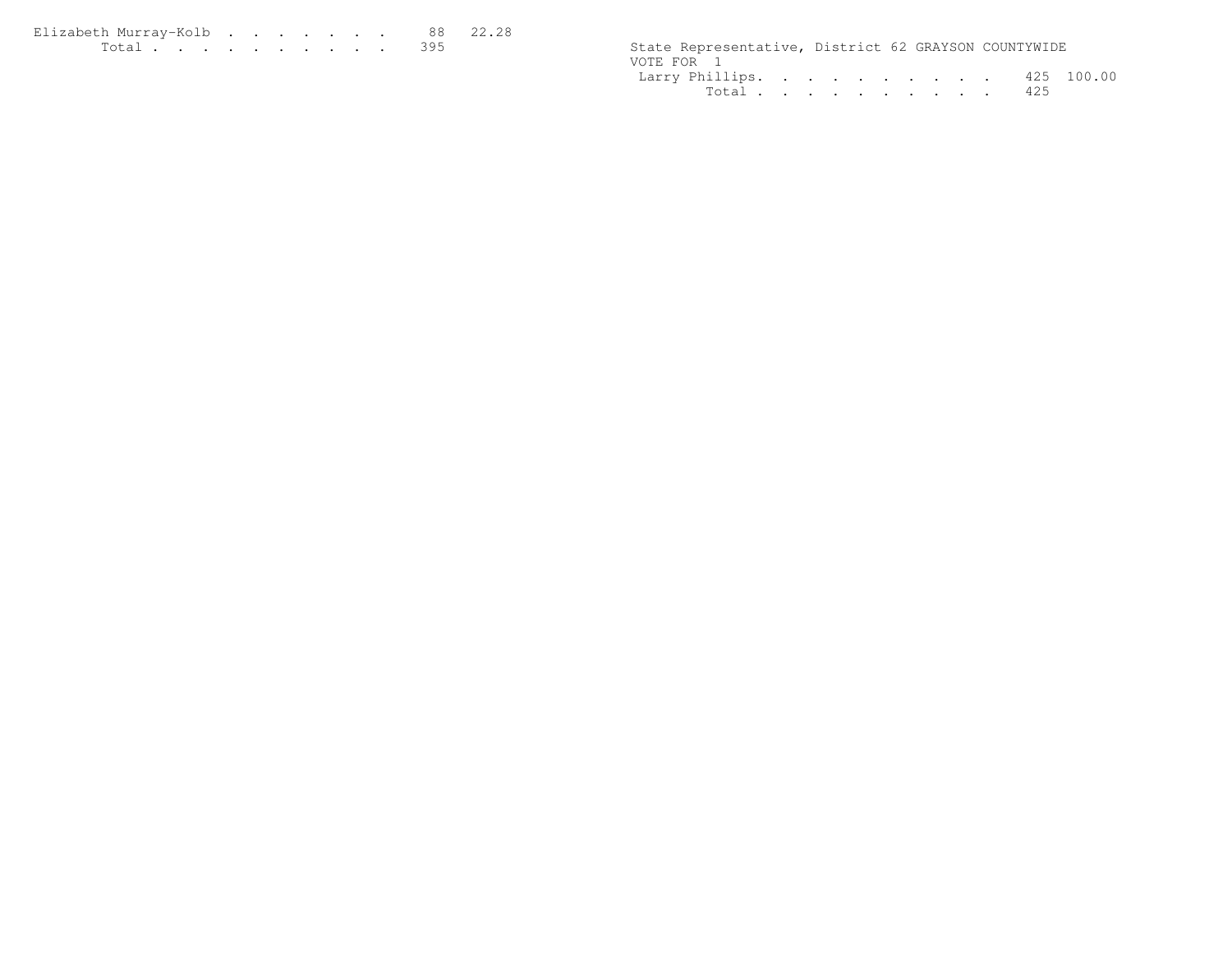| | | |
|---|---|---|
| Elizabeth Murray-Kolb | 88 | 22.28 |
| Total | 395 | |

State Representative, District 62 GRAYSON COUNTYWIDE
VOTE FOR 1

| | | |
|---|---|---|
| Larry Phillips | 425 | 100.00 |
| Total | 425 | |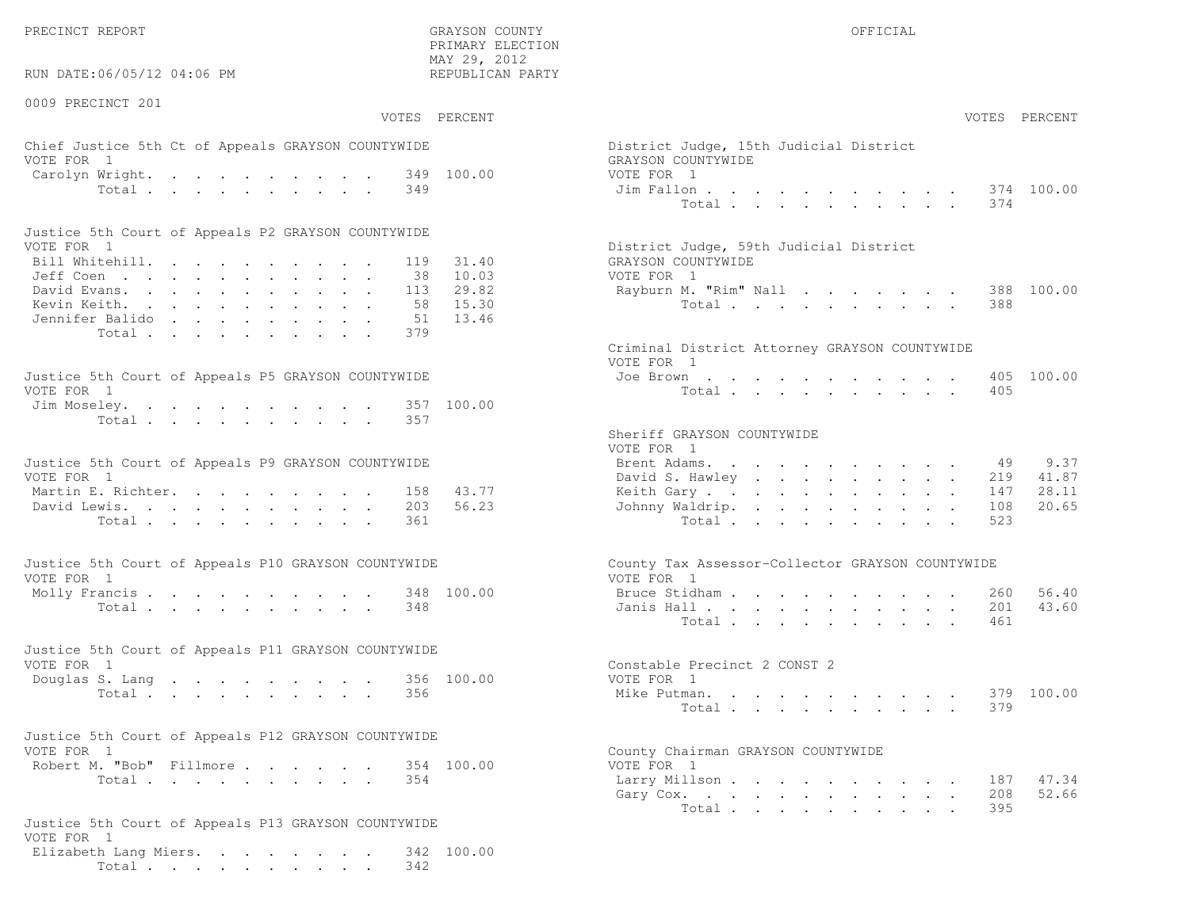PRECINCT REPORT

GRAYSON COUNTY
PRIMARY ELECTION
MAY 29, 2012
REPUBLICAN PARTY

OFFICIAL

RUN DATE:06/05/12 04:06 PM

0009 PRECINCT 201

### Chief Justice 5th Ct of Appeals GRAYSON COUNTYWIDE

VOTE FOR 1

| Candidate | VOTES | PERCENT |
|---|---|---|
| Carolyn Wright | 349 | 100.00 |
| Total | 349 | |

### Justice 5th Court of Appeals P2 GRAYSON COUNTYWIDE

VOTE FOR 1

| Candidate | VOTES | PERCENT |
|---|---|---|
| Bill Whitehill | 119 | 31.40 |
| Jeff Coen | 38 | 10.03 |
| David Evans | 113 | 29.82 |
| Kevin Keith | 58 | 15.30 |
| Jennifer Balido | 51 | 13.46 |
| Total | 379 | |

### Justice 5th Court of Appeals P5 GRAYSON COUNTYWIDE

VOTE FOR 1

| Candidate | VOTES | PERCENT |
|---|---|---|
| Jim Moseley | 357 | 100.00 |
| Total | 357 | |

### Justice 5th Court of Appeals P9 GRAYSON COUNTYWIDE

VOTE FOR 1

| Candidate | VOTES | PERCENT |
|---|---|---|
| Martin E. Richter | 158 | 43.77 |
| David Lewis | 203 | 56.23 |
| Total | 361 | |

### Justice 5th Court of Appeals P10 GRAYSON COUNTYWIDE

VOTE FOR 1

| Candidate | VOTES | PERCENT |
|---|---|---|
| Molly Francis | 348 | 100.00 |
| Total | 348 | |

### Justice 5th Court of Appeals P11 GRAYSON COUNTYWIDE

VOTE FOR 1

| Candidate | VOTES | PERCENT |
|---|---|---|
| Douglas S. Lang | 356 | 100.00 |
| Total | 356 | |

### Justice 5th Court of Appeals P12 GRAYSON COUNTYWIDE

VOTE FOR 1

| Candidate | VOTES | PERCENT |
|---|---|---|
| Robert M. "Bob" Fillmore | 354 | 100.00 |
| Total | 354 | |

### Justice 5th Court of Appeals P13 GRAYSON COUNTYWIDE

VOTE FOR 1

| Candidate | VOTES | PERCENT |
|---|---|---|
| Elizabeth Lang Miers | 342 | 100.00 |
| Total | 342 | |

### District Judge, 15th Judicial District GRAYSON COUNTYWIDE

VOTE FOR 1

| Candidate | VOTES | PERCENT |
|---|---|---|
| Jim Fallon | 374 | 100.00 |
| Total | 374 | |

### District Judge, 59th Judicial District GRAYSON COUNTYWIDE

VOTE FOR 1

| Candidate | VOTES | PERCENT |
|---|---|---|
| Rayburn M. "Rim" Nall | 388 | 100.00 |
| Total | 388 | |

### Criminal District Attorney GRAYSON COUNTYWIDE

VOTE FOR 1

| Candidate | VOTES | PERCENT |
|---|---|---|
| Joe Brown | 405 | 100.00 |
| Total | 405 | |

### Sheriff GRAYSON COUNTYWIDE

VOTE FOR 1

| Candidate | VOTES | PERCENT |
|---|---|---|
| Brent Adams | 49 | 9.37 |
| David S. Hawley | 219 | 41.87 |
| Keith Gary | 147 | 28.11 |
| Johnny Waldrip | 108 | 20.65 |
| Total | 523 | |

### County Tax Assessor-Collector GRAYSON COUNTYWIDE

VOTE FOR 1

| Candidate | VOTES | PERCENT |
|---|---|---|
| Bruce Stidham | 260 | 56.40 |
| Janis Hall | 201 | 43.60 |
| Total | 461 | |

### Constable Precinct 2 CONST 2

VOTE FOR 1

| Candidate | VOTES | PERCENT |
|---|---|---|
| Mike Putman | 379 | 100.00 |
| Total | 379 | |

### County Chairman GRAYSON COUNTYWIDE

VOTE FOR 1

| Candidate | VOTES | PERCENT |
|---|---|---|
| Larry Millson | 187 | 47.34 |
| Gary Cox | 208 | 52.66 |
| Total | 395 | |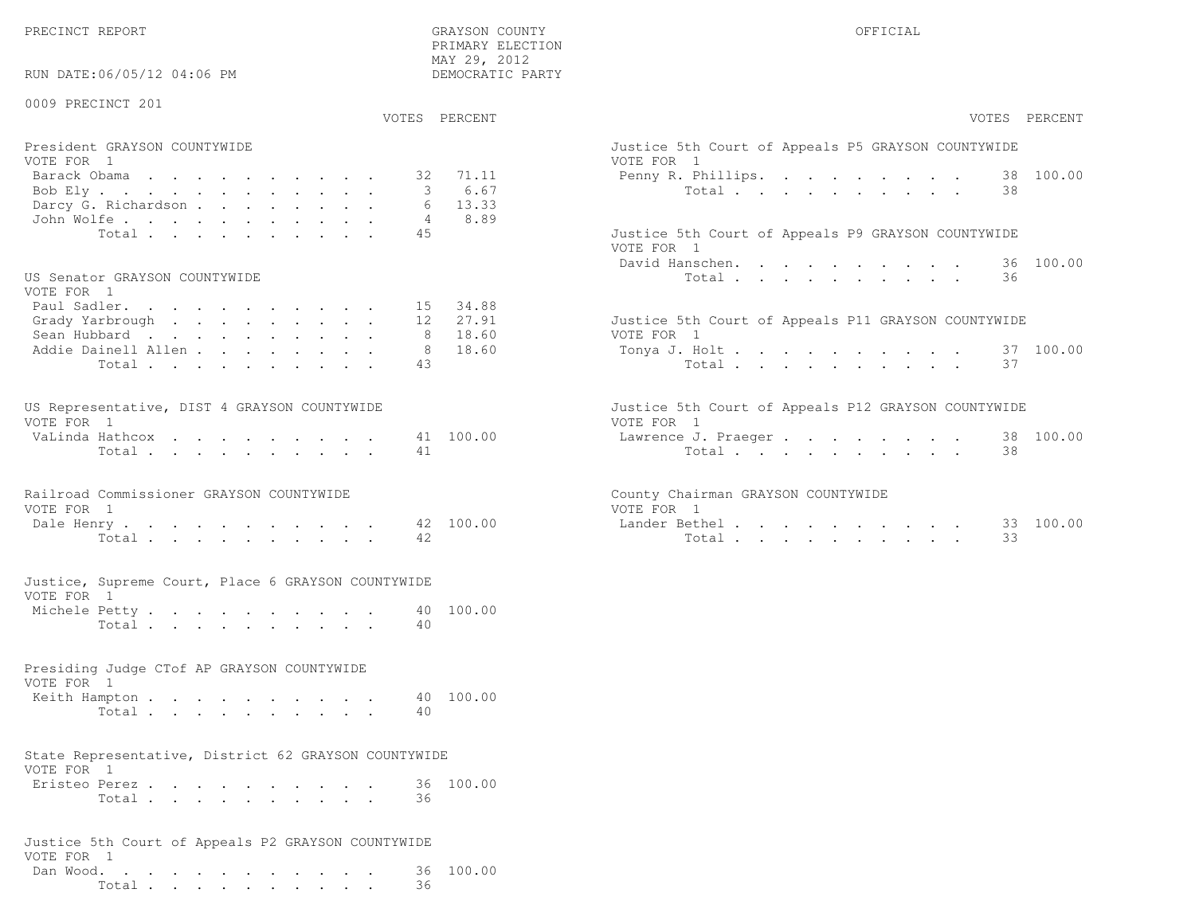PRECINCT REPORT

GRAYSON COUNTY
PRIMARY ELECTION
MAY 29, 2012
DEMOCRATIC PARTY

OFFICIAL

RUN DATE:06/05/12 04:06 PM

0009 PRECINCT 201

**President GRAYSON COUNTYWIDE**
VOTE FOR 1

| Candidate | VOTES | PERCENT |
|---|---|---|
| Barack Obama | 32 | 71.11 |
| Bob Ely | 3 | 6.67 |
| Darcy G. Richardson | 6 | 13.33 |
| John Wolfe | 4 | 8.89 |
| Total | 45 | |

**US Senator GRAYSON COUNTYWIDE**
VOTE FOR 1

| Candidate | VOTES | PERCENT |
|---|---|---|
| Paul Sadler | 15 | 34.88 |
| Grady Yarbrough | 12 | 27.91 |
| Sean Hubbard | 8 | 18.60 |
| Addie Dainell Allen | 8 | 18.60 |
| Total | 43 | |

**US Representative, DIST 4 GRAYSON COUNTYWIDE**
VOTE FOR 1

| Candidate | VOTES | PERCENT |
|---|---|---|
| VaLinda Hathcox | 41 | 100.00 |
| Total | 41 | |

**Railroad Commissioner GRAYSON COUNTYWIDE**
VOTE FOR 1

| Candidate | VOTES | PERCENT |
|---|---|---|
| Dale Henry | 42 | 100.00 |
| Total | 42 | |

**Justice, Supreme Court, Place 6 GRAYSON COUNTYWIDE**
VOTE FOR 1

| Candidate | VOTES | PERCENT |
|---|---|---|
| Michele Petty | 40 | 100.00 |
| Total | 40 | |

**Presiding Judge CTof AP GRAYSON COUNTYWIDE**
VOTE FOR 1

| Candidate | VOTES | PERCENT |
|---|---|---|
| Keith Hampton | 40 | 100.00 |
| Total | 40 | |

**State Representative, District 62 GRAYSON COUNTYWIDE**
VOTE FOR 1

| Candidate | VOTES | PERCENT |
|---|---|---|
| Eristeo Perez | 36 | 100.00 |
| Total | 36 | |

**Justice 5th Court of Appeals P2 GRAYSON COUNTYWIDE**
VOTE FOR 1

| Candidate | VOTES | PERCENT |
|---|---|---|
| Dan Wood | 36 | 100.00 |
| Total | 36 | |

**Justice 5th Court of Appeals P5 GRAYSON COUNTYWIDE**
VOTE FOR 1

| Candidate | VOTES | PERCENT |
|---|---|---|
| Penny R. Phillips | 38 | 100.00 |
| Total | 38 | |

**Justice 5th Court of Appeals P9 GRAYSON COUNTYWIDE**
VOTE FOR 1

| Candidate | VOTES | PERCENT |
|---|---|---|
| David Hanschen | 36 | 100.00 |
| Total | 36 | |

**Justice 5th Court of Appeals P11 GRAYSON COUNTYWIDE**
VOTE FOR 1

| Candidate | VOTES | PERCENT |
|---|---|---|
| Tonya J. Holt | 37 | 100.00 |
| Total | 37 | |

**Justice 5th Court of Appeals P12 GRAYSON COUNTYWIDE**
VOTE FOR 1

| Candidate | VOTES | PERCENT |
|---|---|---|
| Lawrence J. Praeger | 38 | 100.00 |
| Total | 38 | |

**County Chairman GRAYSON COUNTYWIDE**
VOTE FOR 1

| Candidate | VOTES | PERCENT |
|---|---|---|
| Lander Bethel | 33 | 100.00 |
| Total | 33 | |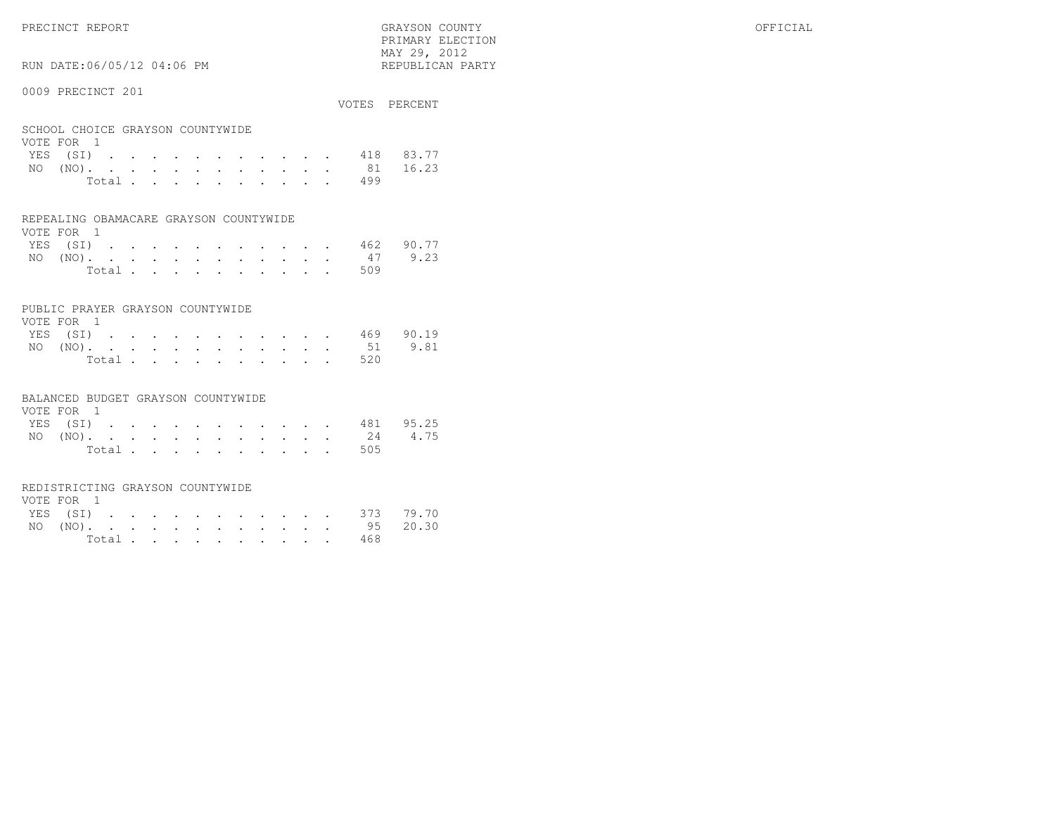PRECINCT REPORT

GRAYSON COUNTY
PRIMARY ELECTION
MAY 29, 2012
REPUBLICAN PARTY

OFFICIAL

RUN DATE:06/05/12 04:06 PM

0009 PRECINCT 201

SCHOOL CHOICE GRAYSON COUNTYWIDE
VOTE FOR 1

| | VOTES | PERCENT |
|---|---|---|
| YES (SI) | 418 | 83.77 |
| NO (NO) | 81 | 16.23 |
| Total | 499 | |

REPEALING OBAMACARE GRAYSON COUNTYWIDE
VOTE FOR 1

| | VOTES | PERCENT |
|---|---|---|
| YES (SI) | 462 | 90.77 |
| NO (NO) | 47 | 9.23 |
| Total | 509 | |

PUBLIC PRAYER GRAYSON COUNTYWIDE
VOTE FOR 1

| | VOTES | PERCENT |
|---|---|---|
| YES (SI) | 469 | 90.19 |
| NO (NO) | 51 | 9.81 |
| Total | 520 | |

BALANCED BUDGET GRAYSON COUNTYWIDE
VOTE FOR 1

| | VOTES | PERCENT |
|---|---|---|
| YES (SI) | 481 | 95.25 |
| NO (NO) | 24 | 4.75 |
| Total | 505 | |

REDISTRICTING GRAYSON COUNTYWIDE
VOTE FOR 1

| | VOTES | PERCENT |
|---|---|---|
| YES (SI) | 373 | 79.70 |
| NO (NO) | 95 | 20.30 |
| Total | 468 | |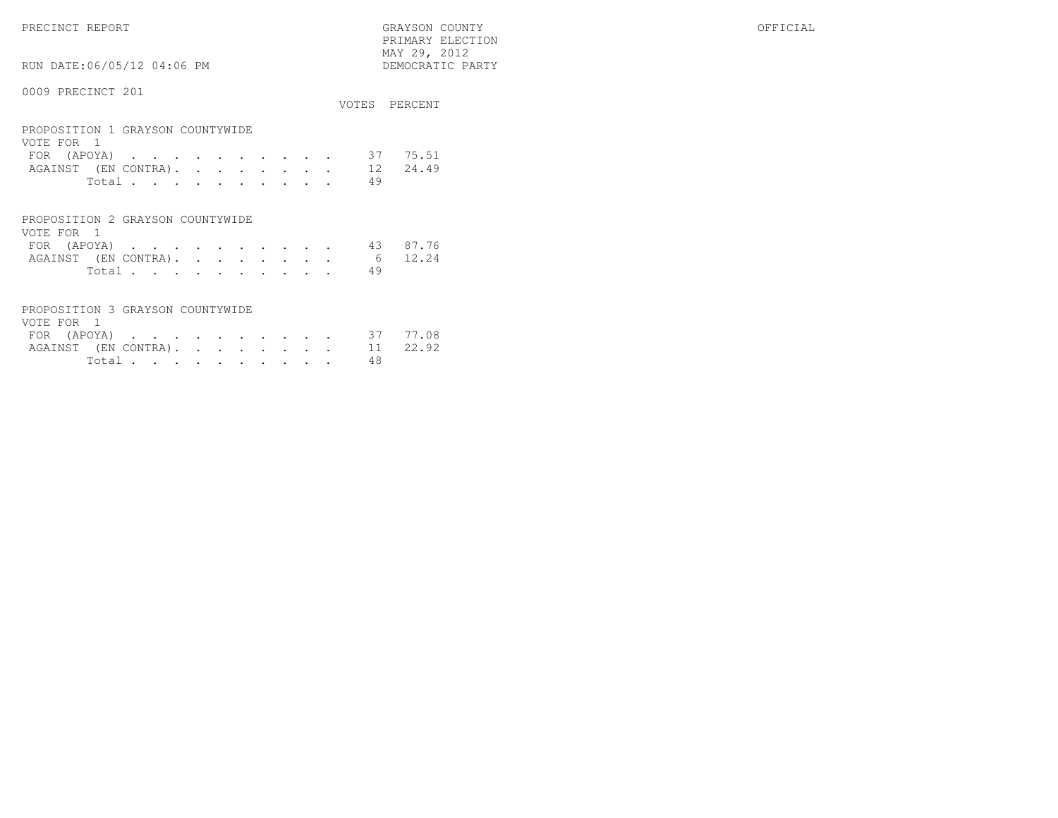PRECINCT REPORT

GRAYSON COUNTY
PRIMARY ELECTION
MAY 29, 2012
DEMOCRATIC PARTY

OFFICIAL

RUN DATE:06/05/12 04:06 PM

0009 PRECINCT 201

## PROPOSITION 1 GRAYSON COUNTYWIDE

VOTE FOR 1

| | VOTES | PERCENT |
|---|---|---|
| FOR (APOYA) | 37 | 75.51 |
| AGAINST (EN CONTRA) | 12 | 24.49 |
| Total | 49 | |

## PROPOSITION 2 GRAYSON COUNTYWIDE

VOTE FOR 1

| | VOTES | PERCENT |
|---|---|---|
| FOR (APOYA) | 43 | 87.76 |
| AGAINST (EN CONTRA) | 6 | 12.24 |
| Total | 49 | |

## PROPOSITION 3 GRAYSON COUNTYWIDE

VOTE FOR 1

| | VOTES | PERCENT |
|---|---|---|
| FOR (APOYA) | 37 | 77.08 |
| AGAINST (EN CONTRA) | 11 | 22.92 |
| Total | 48 | |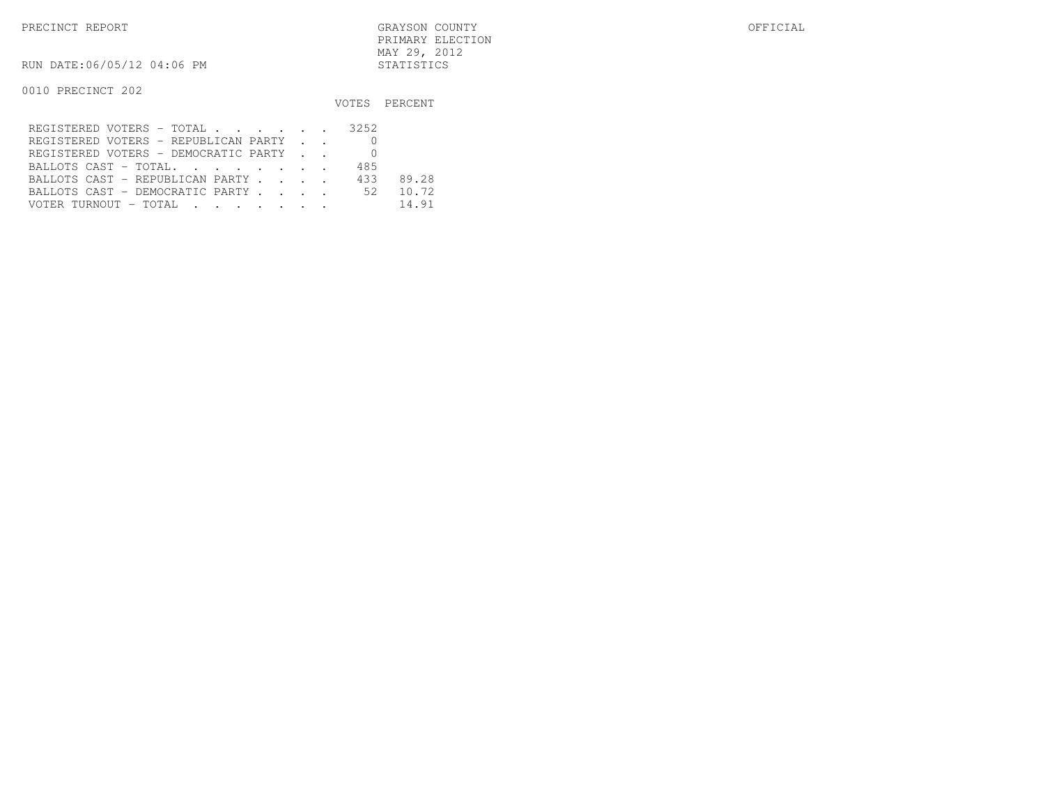PRECINCT REPORT

GRAYSON COUNTY
PRIMARY ELECTION
MAY 29, 2012
STATISTICS

OFFICIAL

RUN DATE:06/05/12 04:06 PM

0010 PRECINCT 202

| | VOTES | PERCENT |
|---|---|---|
| REGISTERED VOTERS - TOTAL . . . . . . | 3252 | |
| REGISTERED VOTERS - REPUBLICAN PARTY . . | 0 | |
| REGISTERED VOTERS - DEMOCRATIC PARTY . . | 0 | |
| BALLOTS CAST - TOTAL. . . . . . . . | 485 | |
| BALLOTS CAST - REPUBLICAN PARTY . . . . | 433 | 89.28 |
| BALLOTS CAST - DEMOCRATIC PARTY . . . . | 52 | 10.72 |
| VOTER TURNOUT - TOTAL . . . . . . . | | 14.91 |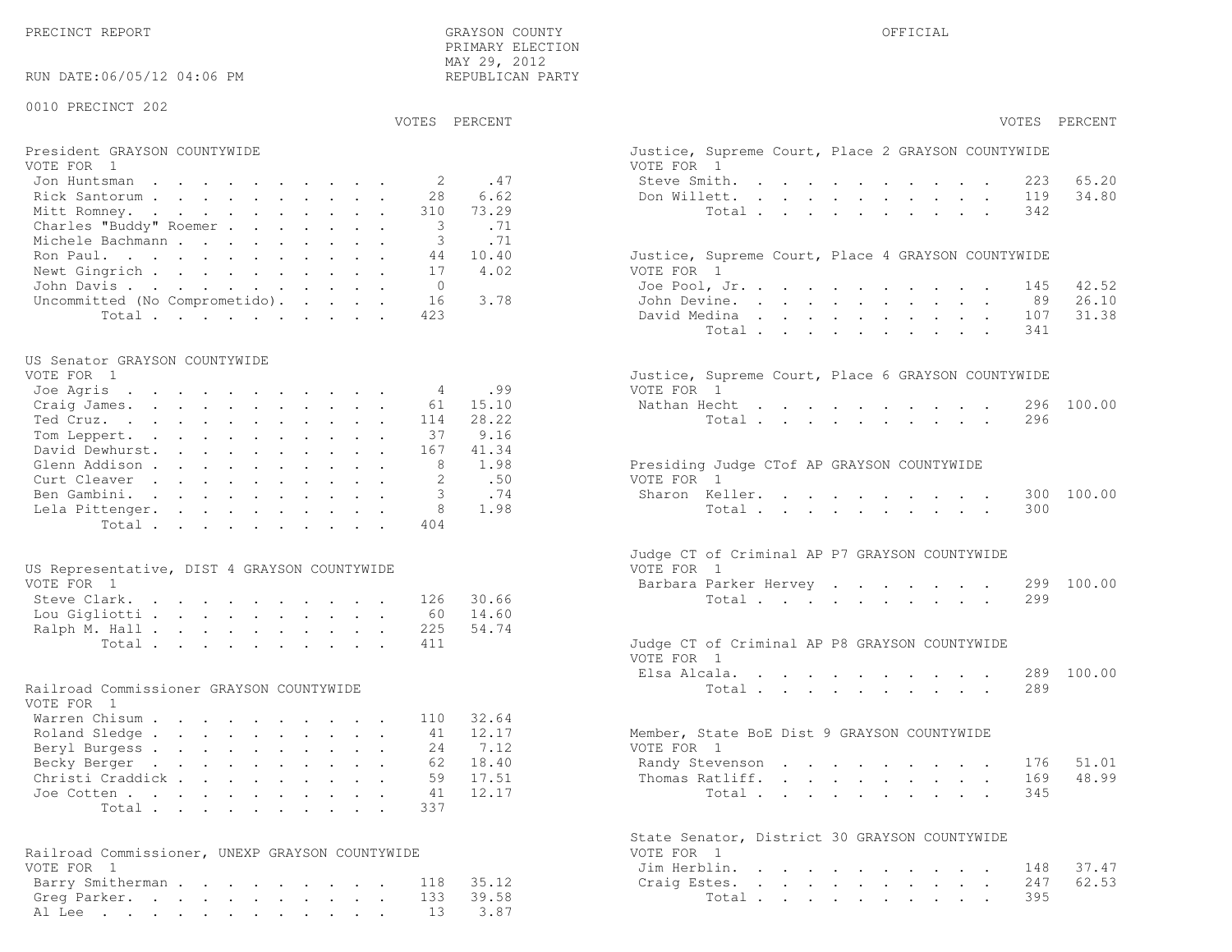PRECINCT REPORT

GRAYSON COUNTY
PRIMARY ELECTION
MAY 29, 2012
REPUBLICAN PARTY

OFFICIAL

RUN DATE:06/05/12 04:06 PM

0010 PRECINCT 202

**President GRAYSON COUNTYWIDE**
VOTE FOR 1

| Candidate | VOTES | PERCENT |
|---|---|---|
| Jon Huntsman | 2 | .47 |
| Rick Santorum | 28 | 6.62 |
| Mitt Romney | 310 | 73.29 |
| Charles "Buddy" Roemer | 3 | .71 |
| Michele Bachmann | 3 | .71 |
| Ron Paul | 44 | 10.40 |
| Newt Gingrich | 17 | 4.02 |
| John Davis | 0 | |
| Uncommitted (No Comprometido) | 16 | 3.78 |
| Total | 423 | |

**US Senator GRAYSON COUNTYWIDE**
VOTE FOR 1

| Candidate | VOTES | PERCENT |
|---|---|---|
| Joe Agris | 4 | .99 |
| Craig James | 61 | 15.10 |
| Ted Cruz | 114 | 28.22 |
| Tom Leppert | 37 | 9.16 |
| David Dewhurst | 167 | 41.34 |
| Glenn Addison | 8 | 1.98 |
| Curt Cleaver | 2 | .50 |
| Ben Gambini | 3 | .74 |
| Lela Pittenger | 8 | 1.98 |
| Total | 404 | |

**US Representative, DIST 4 GRAYSON COUNTYWIDE**
VOTE FOR 1

| Candidate | VOTES | PERCENT |
|---|---|---|
| Steve Clark | 126 | 30.66 |
| Lou Gigliotti | 60 | 14.60 |
| Ralph M. Hall | 225 | 54.74 |
| Total | 411 | |

**Railroad Commissioner GRAYSON COUNTYWIDE**
VOTE FOR 1

| Candidate | VOTES | PERCENT |
|---|---|---|
| Warren Chisum | 110 | 32.64 |
| Roland Sledge | 41 | 12.17 |
| Beryl Burgess | 24 | 7.12 |
| Becky Berger | 62 | 18.40 |
| Christi Craddick | 59 | 17.51 |
| Joe Cotten | 41 | 12.17 |
| Total | 337 | |

**Railroad Commissioner, UNEXP GRAYSON COUNTYWIDE**
VOTE FOR 1

| Candidate | VOTES | PERCENT |
|---|---|---|
| Barry Smitherman | 118 | 35.12 |
| Greg Parker | 133 | 39.58 |
| Al Lee | 13 | 3.87 |

**Justice, Supreme Court, Place 2 GRAYSON COUNTYWIDE**
VOTE FOR 1

| Candidate | VOTES | PERCENT |
|---|---|---|
| Steve Smith | 223 | 65.20 |
| Don Willett | 119 | 34.80 |
| Total | 342 | |

**Justice, Supreme Court, Place 4 GRAYSON COUNTYWIDE**
VOTE FOR 1

| Candidate | VOTES | PERCENT |
|---|---|---|
| Joe Pool, Jr. | 145 | 42.52 |
| John Devine | 89 | 26.10 |
| David Medina | 107 | 31.38 |
| Total | 341 | |

**Justice, Supreme Court, Place 6 GRAYSON COUNTYWIDE**
VOTE FOR 1

| Candidate | VOTES | PERCENT |
|---|---|---|
| Nathan Hecht | 296 | 100.00 |
| Total | 296 | |

**Presiding Judge CTof AP GRAYSON COUNTYWIDE**
VOTE FOR 1

| Candidate | VOTES | PERCENT |
|---|---|---|
| Sharon Keller | 300 | 100.00 |
| Total | 300 | |

**Judge CT of Criminal AP P7 GRAYSON COUNTYWIDE**
VOTE FOR 1

| Candidate | VOTES | PERCENT |
|---|---|---|
| Barbara Parker Hervey | 299 | 100.00 |
| Total | 299 | |

**Judge CT of Criminal AP P8 GRAYSON COUNTYWIDE**
VOTE FOR 1

| Candidate | VOTES | PERCENT |
|---|---|---|
| Elsa Alcala | 289 | 100.00 |
| Total | 289 | |

**Member, State BoE Dist 9 GRAYSON COUNTYWIDE**
VOTE FOR 1

| Candidate | VOTES | PERCENT |
|---|---|---|
| Randy Stevenson | 176 | 51.01 |
| Thomas Ratliff | 169 | 48.99 |
| Total | 345 | |

**State Senator, District 30 GRAYSON COUNTYWIDE**
VOTE FOR 1

| Candidate | VOTES | PERCENT |
|---|---|---|
| Jim Herblin | 148 | 37.47 |
| Craig Estes | 247 | 62.53 |
| Total | 395 | |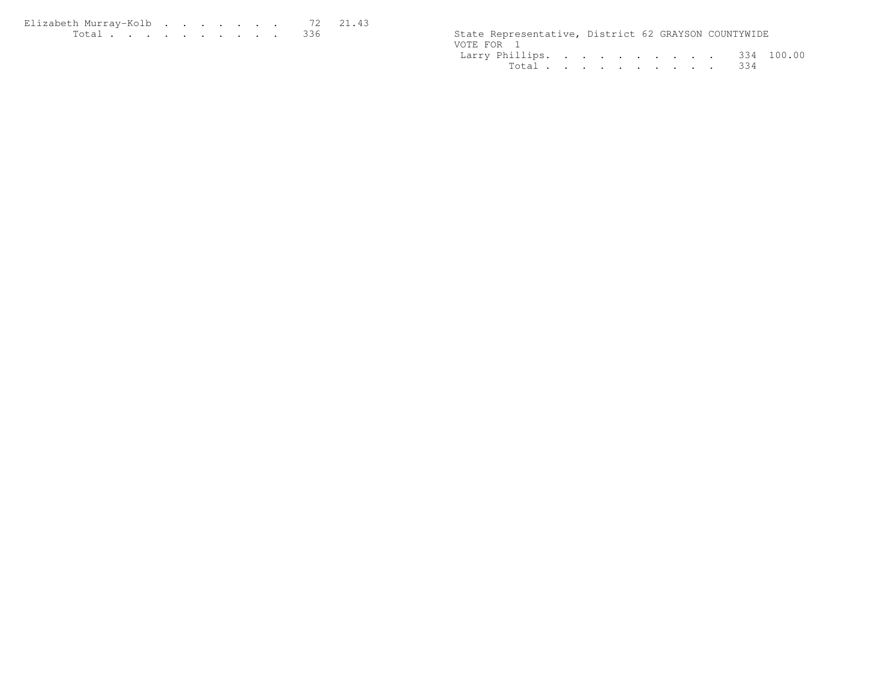| | | |
|---|---|---|
| Elizabeth Murray-Kolb | 72 | 21.43 |
| Total | 336 | |

State Representative, District 62 GRAYSON COUNTYWIDE

VOTE FOR 1

| | | |
|---|---|---|
| Larry Phillips | 334 | 100.00 |
| Total | 334 | |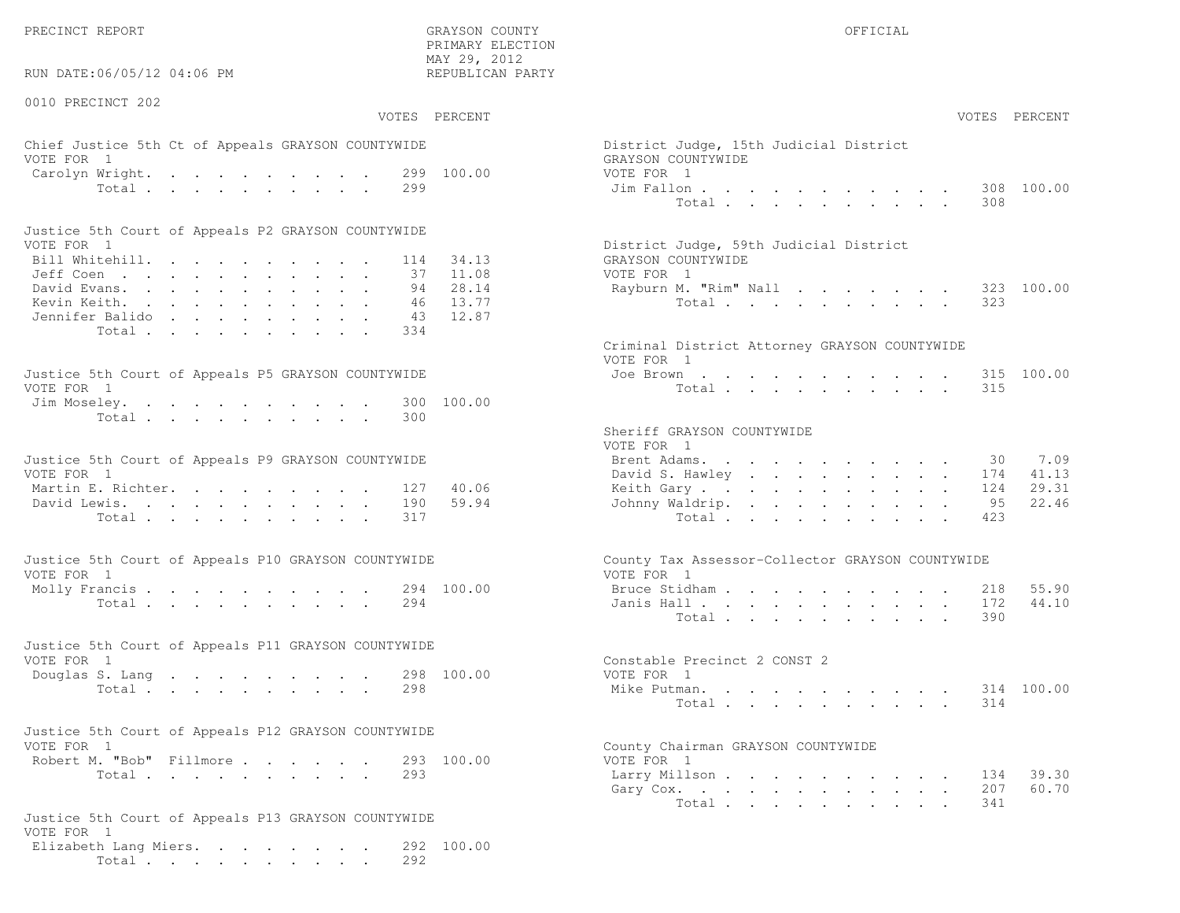PRECINCT REPORT — GRAYSON COUNTY — PRIMARY ELECTION — MAY 29, 2012 — REPUBLICAN PARTY — OFFICIAL

RUN DATE:06/05/12 04:06 PM

0010 PRECINCT 202

**Chief Justice 5th Ct of Appeals GRAYSON COUNTYWIDE**
VOTE FOR 1

| | VOTES | PERCENT |
|---|---|---|
| Carolyn Wright | 299 | 100.00 |
| Total | 299 | |

**Justice 5th Court of Appeals P2 GRAYSON COUNTYWIDE**
VOTE FOR 1

| | VOTES | PERCENT |
|---|---|---|
| Bill Whitehill | 114 | 34.13 |
| Jeff Coen | 37 | 11.08 |
| David Evans | 94 | 28.14 |
| Kevin Keith | 46 | 13.77 |
| Jennifer Balido | 43 | 12.87 |
| Total | 334 | |

**Justice 5th Court of Appeals P5 GRAYSON COUNTYWIDE**
VOTE FOR 1

| | VOTES | PERCENT |
|---|---|---|
| Jim Moseley | 300 | 100.00 |
| Total | 300 | |

**Justice 5th Court of Appeals P9 GRAYSON COUNTYWIDE**
VOTE FOR 1

| | VOTES | PERCENT |
|---|---|---|
| Martin E. Richter | 127 | 40.06 |
| David Lewis | 190 | 59.94 |
| Total | 317 | |

**Justice 5th Court of Appeals P10 GRAYSON COUNTYWIDE**
VOTE FOR 1

| | VOTES | PERCENT |
|---|---|---|
| Molly Francis | 294 | 100.00 |
| Total | 294 | |

**Justice 5th Court of Appeals P11 GRAYSON COUNTYWIDE**
VOTE FOR 1

| | VOTES | PERCENT |
|---|---|---|
| Douglas S. Lang | 298 | 100.00 |
| Total | 298 | |

**Justice 5th Court of Appeals P12 GRAYSON COUNTYWIDE**
VOTE FOR 1

| | VOTES | PERCENT |
|---|---|---|
| Robert M. "Bob" Fillmore | 293 | 100.00 |
| Total | 293 | |

**Justice 5th Court of Appeals P13 GRAYSON COUNTYWIDE**
VOTE FOR 1

| | VOTES | PERCENT |
|---|---|---|
| Elizabeth Lang Miers | 292 | 100.00 |
| Total | 292 | |

**District Judge, 15th Judicial District GRAYSON COUNTYWIDE**
VOTE FOR 1

| | VOTES | PERCENT |
|---|---|---|
| Jim Fallon | 308 | 100.00 |
| Total | 308 | |

**District Judge, 59th Judicial District GRAYSON COUNTYWIDE**
VOTE FOR 1

| | VOTES | PERCENT |
|---|---|---|
| Rayburn M. "Rim" Nall | 323 | 100.00 |
| Total | 323 | |

**Criminal District Attorney GRAYSON COUNTYWIDE**
VOTE FOR 1

| | VOTES | PERCENT |
|---|---|---|
| Joe Brown | 315 | 100.00 |
| Total | 315 | |

**Sheriff GRAYSON COUNTYWIDE**
VOTE FOR 1

| | VOTES | PERCENT |
|---|---|---|
| Brent Adams | 30 | 7.09 |
| David S. Hawley | 174 | 41.13 |
| Keith Gary | 124 | 29.31 |
| Johnny Waldrip | 95 | 22.46 |
| Total | 423 | |

**County Tax Assessor-Collector GRAYSON COUNTYWIDE**
VOTE FOR 1

| | VOTES | PERCENT |
|---|---|---|
| Bruce Stidham | 218 | 55.90 |
| Janis Hall | 172 | 44.10 |
| Total | 390 | |

**Constable Precinct 2 CONST 2**
VOTE FOR 1

| | VOTES | PERCENT |
|---|---|---|
| Mike Putman | 314 | 100.00 |
| Total | 314 | |

**County Chairman GRAYSON COUNTYWIDE**
VOTE FOR 1

| | VOTES | PERCENT |
|---|---|---|
| Larry Millson | 134 | 39.30 |
| Gary Cox | 207 | 60.70 |
| Total | 341 | |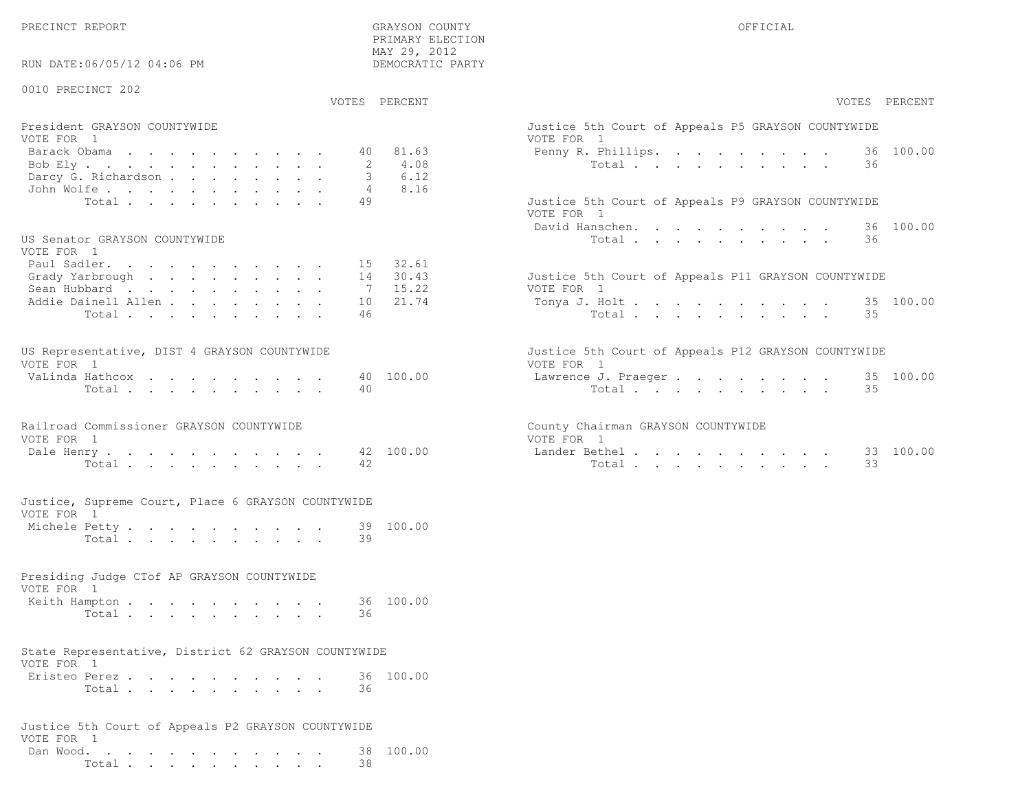PRECINCT REPORT

GRAYSON COUNTY
PRIMARY ELECTION
MAY 29, 2012
DEMOCRATIC PARTY

OFFICIAL

RUN DATE:06/05/12 04:06 PM

0010 PRECINCT 202

### President GRAYSON COUNTYWIDE
VOTE FOR 1

| | VOTES | PERCENT |
|---|---|---|
| Barack Obama | 40 | 81.63 |
| Bob Ely | 2 | 4.08 |
| Darcy G. Richardson | 3 | 6.12 |
| John Wolfe | 4 | 8.16 |
| Total | 49 | |

### US Senator GRAYSON COUNTYWIDE
VOTE FOR 1

| | VOTES | PERCENT |
|---|---|---|
| Paul Sadler | 15 | 32.61 |
| Grady Yarbrough | 14 | 30.43 |
| Sean Hubbard | 7 | 15.22 |
| Addie Dainell Allen | 10 | 21.74 |
| Total | 46 | |

### US Representative, DIST 4 GRAYSON COUNTYWIDE
VOTE FOR 1

| | VOTES | PERCENT |
|---|---|---|
| VaLinda Hathcox | 40 | 100.00 |
| Total | 40 | |

### Railroad Commissioner GRAYSON COUNTYWIDE
VOTE FOR 1

| | VOTES | PERCENT |
|---|---|---|
| Dale Henry | 42 | 100.00 |
| Total | 42 | |

### Justice, Supreme Court, Place 6 GRAYSON COUNTYWIDE
VOTE FOR 1

| | VOTES | PERCENT |
|---|---|---|
| Michele Petty | 39 | 100.00 |
| Total | 39 | |

### Presiding Judge CTof AP GRAYSON COUNTYWIDE
VOTE FOR 1

| | VOTES | PERCENT |
|---|---|---|
| Keith Hampton | 36 | 100.00 |
| Total | 36 | |

### State Representative, District 62 GRAYSON COUNTYWIDE
VOTE FOR 1

| | VOTES | PERCENT |
|---|---|---|
| Eristeo Perez | 36 | 100.00 |
| Total | 36 | |

### Justice 5th Court of Appeals P2 GRAYSON COUNTYWIDE
VOTE FOR 1

| | VOTES | PERCENT |
|---|---|---|
| Dan Wood | 38 | 100.00 |
| Total | 38 | |

### Justice 5th Court of Appeals P5 GRAYSON COUNTYWIDE
VOTE FOR 1

| | VOTES | PERCENT |
|---|---|---|
| Penny R. Phillips | 36 | 100.00 |
| Total | 36 | |

### Justice 5th Court of Appeals P9 GRAYSON COUNTYWIDE
VOTE FOR 1

| | VOTES | PERCENT |
|---|---|---|
| David Hanschen | 36 | 100.00 |
| Total | 36 | |

### Justice 5th Court of Appeals P11 GRAYSON COUNTYWIDE
VOTE FOR 1

| | VOTES | PERCENT |
|---|---|---|
| Tonya J. Holt | 35 | 100.00 |
| Total | 35 | |

### Justice 5th Court of Appeals P12 GRAYSON COUNTYWIDE
VOTE FOR 1

| | VOTES | PERCENT |
|---|---|---|
| Lawrence J. Praeger | 35 | 100.00 |
| Total | 35 | |

### County Chairman GRAYSON COUNTYWIDE
VOTE FOR 1

| | VOTES | PERCENT |
|---|---|---|
| Lander Bethel | 33 | 100.00 |
| Total | 33 | |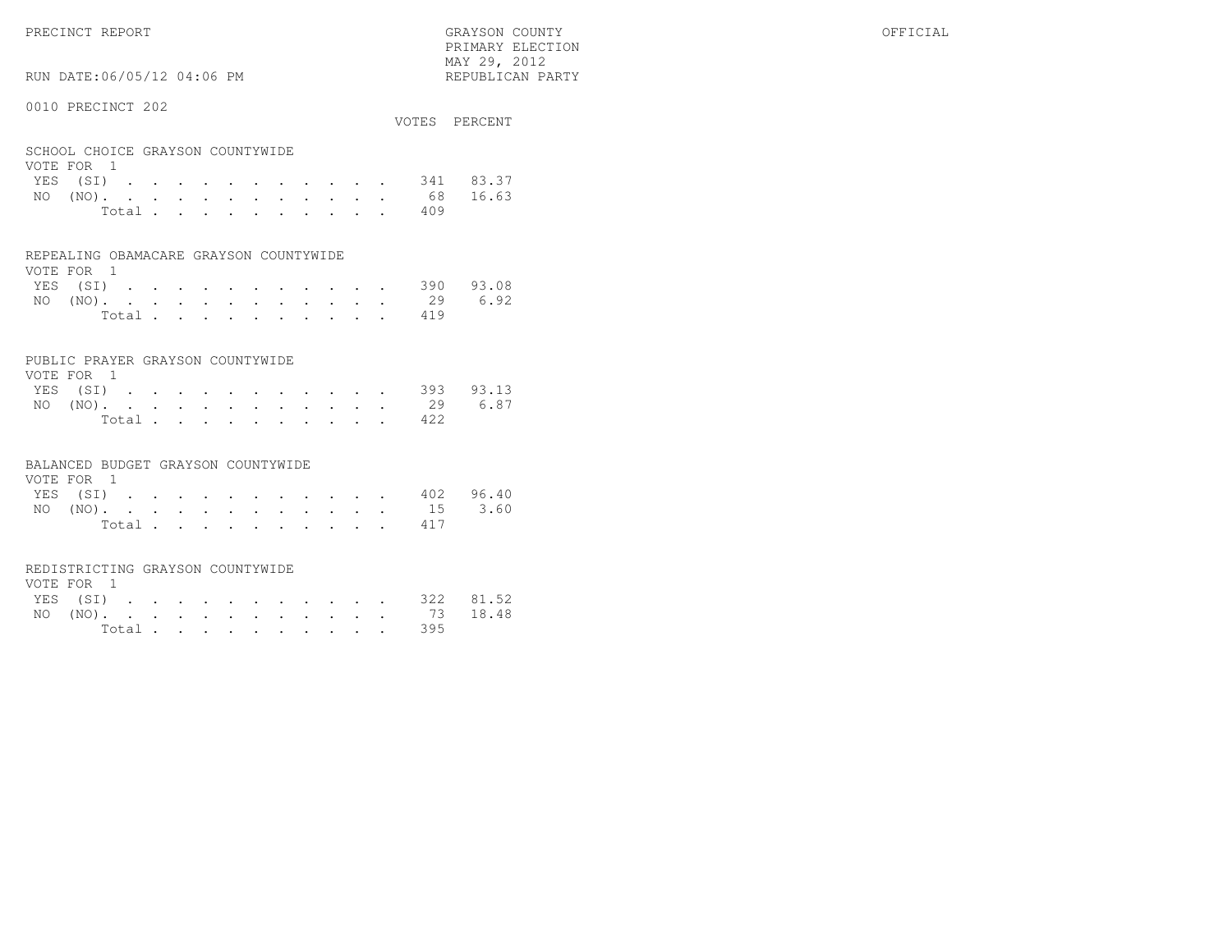PRECINCT REPORT

GRAYSON COUNTY
PRIMARY ELECTION
MAY 29, 2012
REPUBLICAN PARTY

OFFICIAL

RUN DATE:06/05/12 04:06 PM

## 0010 PRECINCT 202

### SCHOOL CHOICE GRAYSON COUNTYWIDE

VOTE FOR 1

| | VOTES | PERCENT |
|---|---|---|
| YES (SI) | 341 | 83.37 |
| NO (NO) | 68 | 16.63 |
| Total | 409 | |

### REPEALING OBAMACARE GRAYSON COUNTYWIDE

VOTE FOR 1

| | VOTES | PERCENT |
|---|---|---|
| YES (SI) | 390 | 93.08 |
| NO (NO) | 29 | 6.92 |
| Total | 419 | |

### PUBLIC PRAYER GRAYSON COUNTYWIDE

VOTE FOR 1

| | VOTES | PERCENT |
|---|---|---|
| YES (SI) | 393 | 93.13 |
| NO (NO) | 29 | 6.87 |
| Total | 422 | |

### BALANCED BUDGET GRAYSON COUNTYWIDE

VOTE FOR 1

| | VOTES | PERCENT |
|---|---|---|
| YES (SI) | 402 | 96.40 |
| NO (NO) | 15 | 3.60 |
| Total | 417 | |

### REDISTRICTING GRAYSON COUNTYWIDE

VOTE FOR 1

| | VOTES | PERCENT |
|---|---|---|
| YES (SI) | 322 | 81.52 |
| NO (NO) | 73 | 18.48 |
| Total | 395 | |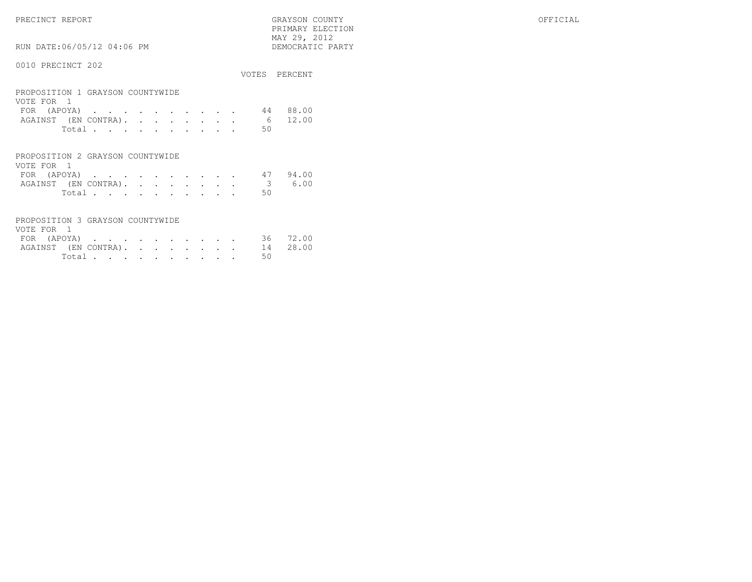PRECINCT REPORT

GRAYSON COUNTY
PRIMARY ELECTION
MAY 29, 2012
DEMOCRATIC PARTY

OFFICIAL

RUN DATE:06/05/12 04:06 PM

0010 PRECINCT 202

**PROPOSITION 1 GRAYSON COUNTYWIDE**
VOTE FOR 1

| | VOTES | PERCENT |
|---|---|---|
| FOR (APOYA) | 44 | 88.00 |
| AGAINST (EN CONTRA) | 6 | 12.00 |
| Total | 50 | |

**PROPOSITION 2 GRAYSON COUNTYWIDE**
VOTE FOR 1

| | VOTES | PERCENT |
|---|---|---|
| FOR (APOYA) | 47 | 94.00 |
| AGAINST (EN CONTRA) | 3 | 6.00 |
| Total | 50 | |

**PROPOSITION 3 GRAYSON COUNTYWIDE**
VOTE FOR 1

| | VOTES | PERCENT |
|---|---|---|
| FOR (APOYA) | 36 | 72.00 |
| AGAINST (EN CONTRA) | 14 | 28.00 |
| Total | 50 | |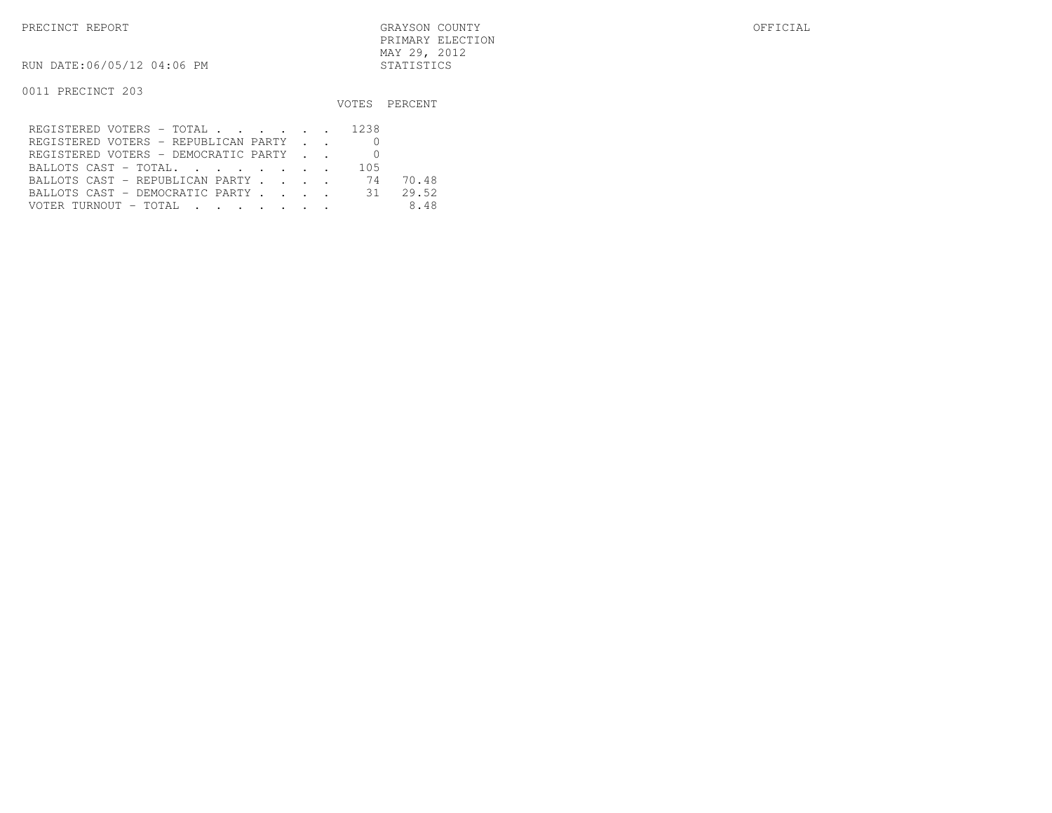PRECINCT REPORT

GRAYSON COUNTY
PRIMARY ELECTION
MAY 29, 2012
STATISTICS

OFFICIAL

RUN DATE:06/05/12 04:06 PM

0011 PRECINCT 203

| | VOTES | PERCENT |
|---|---|---|
| REGISTERED VOTERS - TOTAL . . . . . . | 1238 | |
| REGISTERED VOTERS - REPUBLICAN PARTY . . | 0 | |
| REGISTERED VOTERS - DEMOCRATIC PARTY . . | 0 | |
| BALLOTS CAST - TOTAL. . . . . . . . | 105 | |
| BALLOTS CAST - REPUBLICAN PARTY . . . . | 74 | 70.48 |
| BALLOTS CAST - DEMOCRATIC PARTY . . . . | 31 | 29.52 |
| VOTER TURNOUT - TOTAL . . . . . . . | | 8.48 |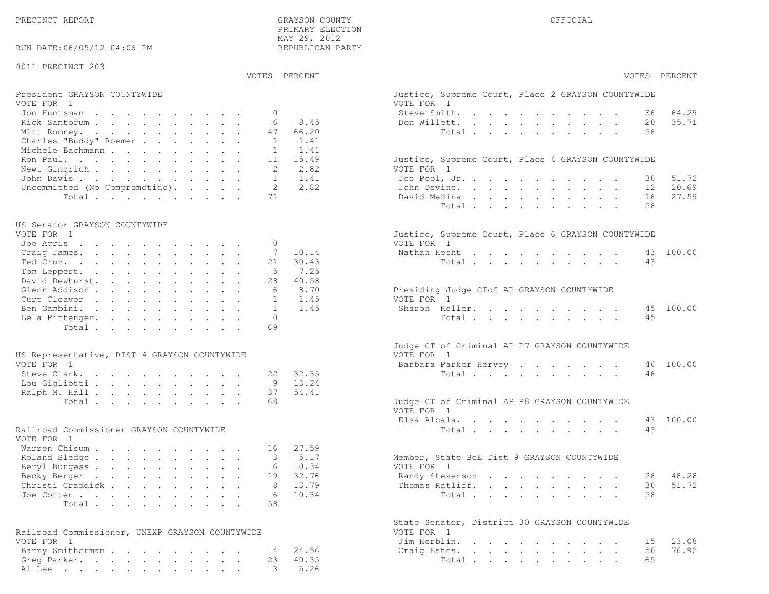PRECINCT REPORT | GRAYSON COUNTY | PRIMARY ELECTION | MAY 29, 2012 | REPUBLICAN PARTY | OFFICIAL

RUN DATE:06/05/12 04:06 PM

0011 PRECINCT 203

**President GRAYSON COUNTYWIDE**
VOTE FOR 1

| Candidate | VOTES | PERCENT |
|---|---|---|
| Jon Huntsman | 0 | |
| Rick Santorum | 6 | 8.45 |
| Mitt Romney | 47 | 66.20 |
| Charles "Buddy" Roemer | 1 | 1.41 |
| Michele Bachmann | 1 | 1.41 |
| Ron Paul | 11 | 15.49 |
| Newt Gingrich | 2 | 2.82 |
| John Davis | 1 | 1.41 |
| Uncommitted (No Comprometido) | 2 | 2.82 |
| Total | 71 | |

**US Senator GRAYSON COUNTYWIDE**
VOTE FOR 1

| Candidate | VOTES | PERCENT |
|---|---|---|
| Joe Agris | 0 | |
| Craig James | 7 | 10.14 |
| Ted Cruz | 21 | 30.43 |
| Tom Leppert | 5 | 7.25 |
| David Dewhurst | 28 | 40.58 |
| Glenn Addison | 6 | 8.70 |
| Curt Cleaver | 1 | 1.45 |
| Ben Gambini | 1 | 1.45 |
| Lela Pittenger | 0 | |
| Total | 69 | |

**US Representative, DIST 4 GRAYSON COUNTYWIDE**
VOTE FOR 1

| Candidate | VOTES | PERCENT |
|---|---|---|
| Steve Clark | 22 | 32.35 |
| Lou Gigliotti | 9 | 13.24 |
| Ralph M. Hall | 37 | 54.41 |
| Total | 68 | |

**Railroad Commissioner GRAYSON COUNTYWIDE**
VOTE FOR 1

| Candidate | VOTES | PERCENT |
|---|---|---|
| Warren Chisum | 16 | 27.59 |
| Roland Sledge | 3 | 5.17 |
| Beryl Burgess | 6 | 10.34 |
| Becky Berger | 19 | 32.76 |
| Christi Craddick | 8 | 13.79 |
| Joe Cotten | 6 | 10.34 |
| Total | 58 | |

**Railroad Commissioner, UNEXP GRAYSON COUNTYWIDE**
VOTE FOR 1

| Candidate | VOTES | PERCENT |
|---|---|---|
| Barry Smitherman | 14 | 24.56 |
| Greg Parker | 23 | 40.35 |
| Al Lee | 3 | 5.26 |

**Justice, Supreme Court, Place 2 GRAYSON COUNTYWIDE**
VOTE FOR 1

| Candidate | VOTES | PERCENT |
|---|---|---|
| Steve Smith | 36 | 64.29 |
| Don Willett | 20 | 35.71 |
| Total | 56 | |

**Justice, Supreme Court, Place 4 GRAYSON COUNTYWIDE**
VOTE FOR 1

| Candidate | VOTES | PERCENT |
|---|---|---|
| Joe Pool, Jr. | 30 | 51.72 |
| John Devine | 12 | 20.69 |
| David Medina | 16 | 27.59 |
| Total | 58 | |

**Justice, Supreme Court, Place 6 GRAYSON COUNTYWIDE**
VOTE FOR 1

| Candidate | VOTES | PERCENT |
|---|---|---|
| Nathan Hecht | 43 | 100.00 |
| Total | 43 | |

**Presiding Judge CTof AP GRAYSON COUNTYWIDE**
VOTE FOR 1

| Candidate | VOTES | PERCENT |
|---|---|---|
| Sharon Keller | 45 | 100.00 |
| Total | 45 | |

**Judge CT of Criminal AP P7 GRAYSON COUNTYWIDE**
VOTE FOR 1

| Candidate | VOTES | PERCENT |
|---|---|---|
| Barbara Parker Hervey | 46 | 100.00 |
| Total | 46 | |

**Judge CT of Criminal AP P8 GRAYSON COUNTYWIDE**
VOTE FOR 1

| Candidate | VOTES | PERCENT |
|---|---|---|
| Elsa Alcala | 43 | 100.00 |
| Total | 43 | |

**Member, State BoE Dist 9 GRAYSON COUNTYWIDE**
VOTE FOR 1

| Candidate | VOTES | PERCENT |
|---|---|---|
| Randy Stevenson | 28 | 48.28 |
| Thomas Ratliff | 30 | 51.72 |
| Total | 58 | |

**State Senator, District 30 GRAYSON COUNTYWIDE**
VOTE FOR 1

| Candidate | VOTES | PERCENT |
|---|---|---|
| Jim Herblin | 15 | 23.08 |
| Craig Estes | 50 | 76.92 |
| Total | 65 | |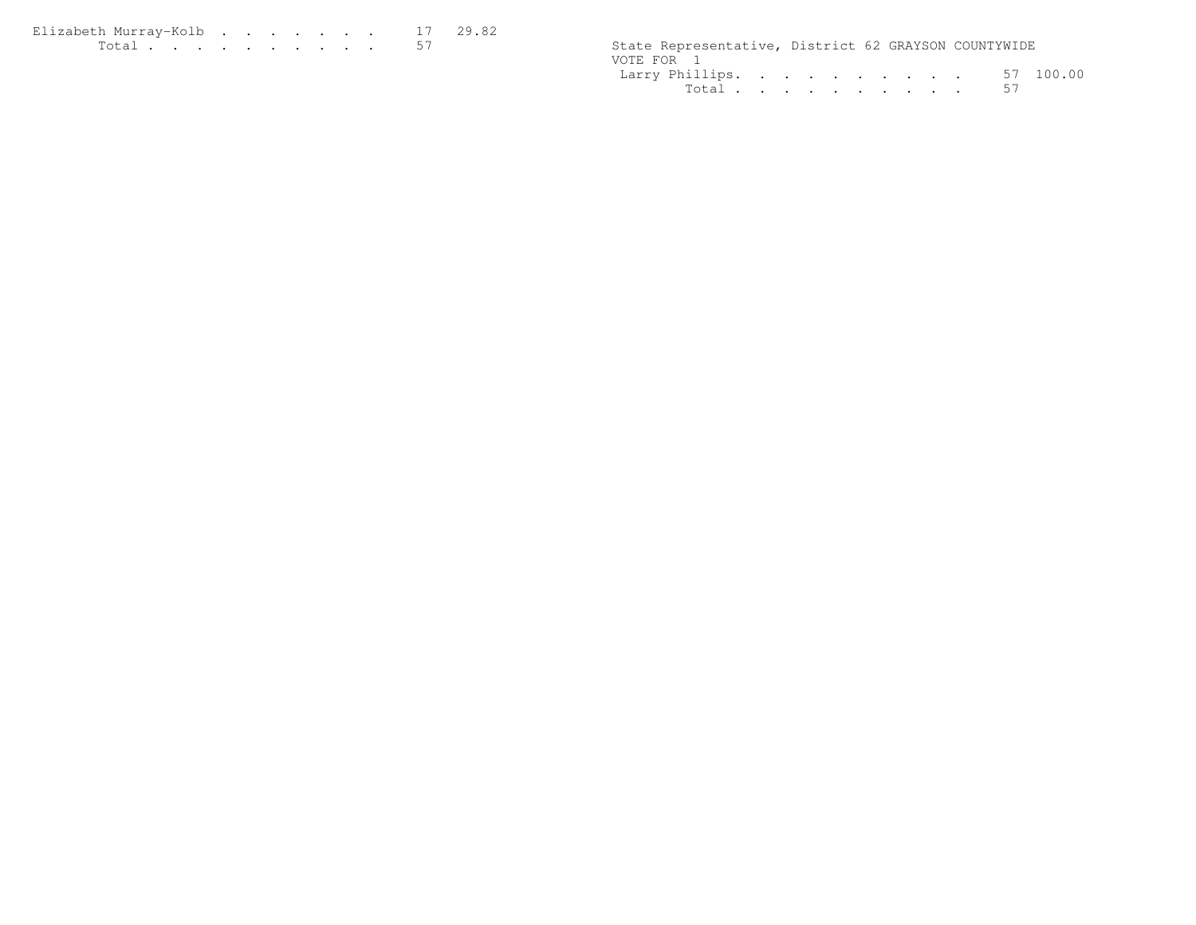| | | |
|---|---|---|
| Elizabeth Murray-Kolb | 17 | 29.82 |
| Total | 57 | |

State Representative, District 62 GRAYSON COUNTYWIDE
VOTE FOR 1

| | | |
|---|---|---|
| Larry Phillips | 57 | 100.00 |
| Total | 57 | |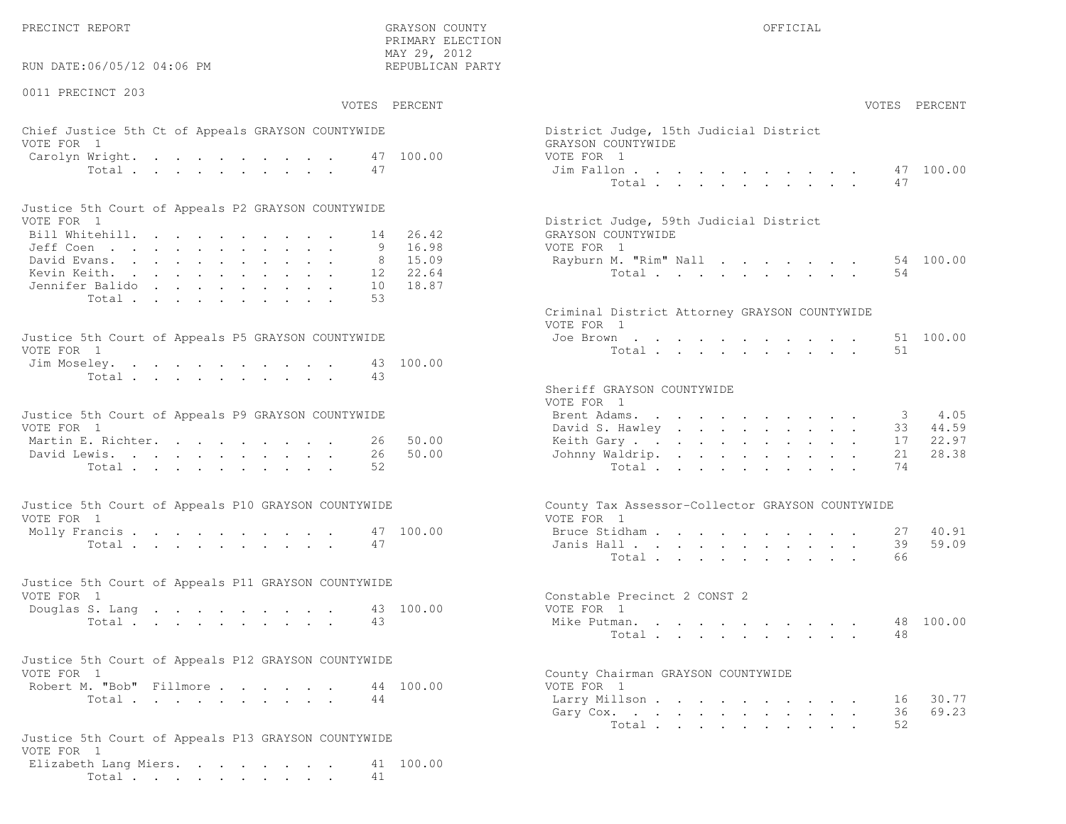PRECINCT REPORT

GRAYSON COUNTY
PRIMARY ELECTION
MAY 29, 2012
REPUBLICAN PARTY

OFFICIAL

RUN DATE:06/05/12 04:06 PM

0011 PRECINCT 203

**Chief Justice 5th Ct of Appeals GRAYSON COUNTYWIDE**
VOTE FOR 1

| | VOTES | PERCENT |
|---|---|---|
| Carolyn Wright | 47 | 100.00 |
| Total | 47 | |

**Justice 5th Court of Appeals P2 GRAYSON COUNTYWIDE**
VOTE FOR 1

| | VOTES | PERCENT |
|---|---|---|
| Bill Whitehill | 14 | 26.42 |
| Jeff Coen | 9 | 16.98 |
| David Evans | 8 | 15.09 |
| Kevin Keith | 12 | 22.64 |
| Jennifer Balido | 10 | 18.87 |
| Total | 53 | |

**Justice 5th Court of Appeals P5 GRAYSON COUNTYWIDE**
VOTE FOR 1

| | VOTES | PERCENT |
|---|---|---|
| Jim Moseley | 43 | 100.00 |
| Total | 43 | |

**Justice 5th Court of Appeals P9 GRAYSON COUNTYWIDE**
VOTE FOR 1

| | VOTES | PERCENT |
|---|---|---|
| Martin E. Richter | 26 | 50.00 |
| David Lewis | 26 | 50.00 |
| Total | 52 | |

**Justice 5th Court of Appeals P10 GRAYSON COUNTYWIDE**
VOTE FOR 1

| | VOTES | PERCENT |
|---|---|---|
| Molly Francis | 47 | 100.00 |
| Total | 47 | |

**Justice 5th Court of Appeals P11 GRAYSON COUNTYWIDE**
VOTE FOR 1

| | VOTES | PERCENT |
|---|---|---|
| Douglas S. Lang | 43 | 100.00 |
| Total | 43 | |

**Justice 5th Court of Appeals P12 GRAYSON COUNTYWIDE**
VOTE FOR 1

| | VOTES | PERCENT |
|---|---|---|
| Robert M. "Bob" Fillmore | 44 | 100.00 |
| Total | 44 | |

**Justice 5th Court of Appeals P13 GRAYSON COUNTYWIDE**
VOTE FOR 1

| | VOTES | PERCENT |
|---|---|---|
| Elizabeth Lang Miers | 41 | 100.00 |
| Total | 41 | |

**District Judge, 15th Judicial District GRAYSON COUNTYWIDE**
VOTE FOR 1

| | VOTES | PERCENT |
|---|---|---|
| Jim Fallon | 47 | 100.00 |
| Total | 47 | |

**District Judge, 59th Judicial District GRAYSON COUNTYWIDE**
VOTE FOR 1

| | VOTES | PERCENT |
|---|---|---|
| Rayburn M. "Rim" Nall | 54 | 100.00 |
| Total | 54 | |

**Criminal District Attorney GRAYSON COUNTYWIDE**
VOTE FOR 1

| | VOTES | PERCENT |
|---|---|---|
| Joe Brown | 51 | 100.00 |
| Total | 51 | |

**Sheriff GRAYSON COUNTYWIDE**
VOTE FOR 1

| | VOTES | PERCENT |
|---|---|---|
| Brent Adams | 3 | 4.05 |
| David S. Hawley | 33 | 44.59 |
| Keith Gary | 17 | 22.97 |
| Johnny Waldrip | 21 | 28.38 |
| Total | 74 | |

**County Tax Assessor-Collector GRAYSON COUNTYWIDE**
VOTE FOR 1

| | VOTES | PERCENT |
|---|---|---|
| Bruce Stidham | 27 | 40.91 |
| Janis Hall | 39 | 59.09 |
| Total | 66 | |

**Constable Precinct 2 CONST 2**
VOTE FOR 1

| | VOTES | PERCENT |
|---|---|---|
| Mike Putman | 48 | 100.00 |
| Total | 48 | |

**County Chairman GRAYSON COUNTYWIDE**
VOTE FOR 1

| | VOTES | PERCENT |
|---|---|---|
| Larry Millson | 16 | 30.77 |
| Gary Cox | 36 | 69.23 |
| Total | 52 | |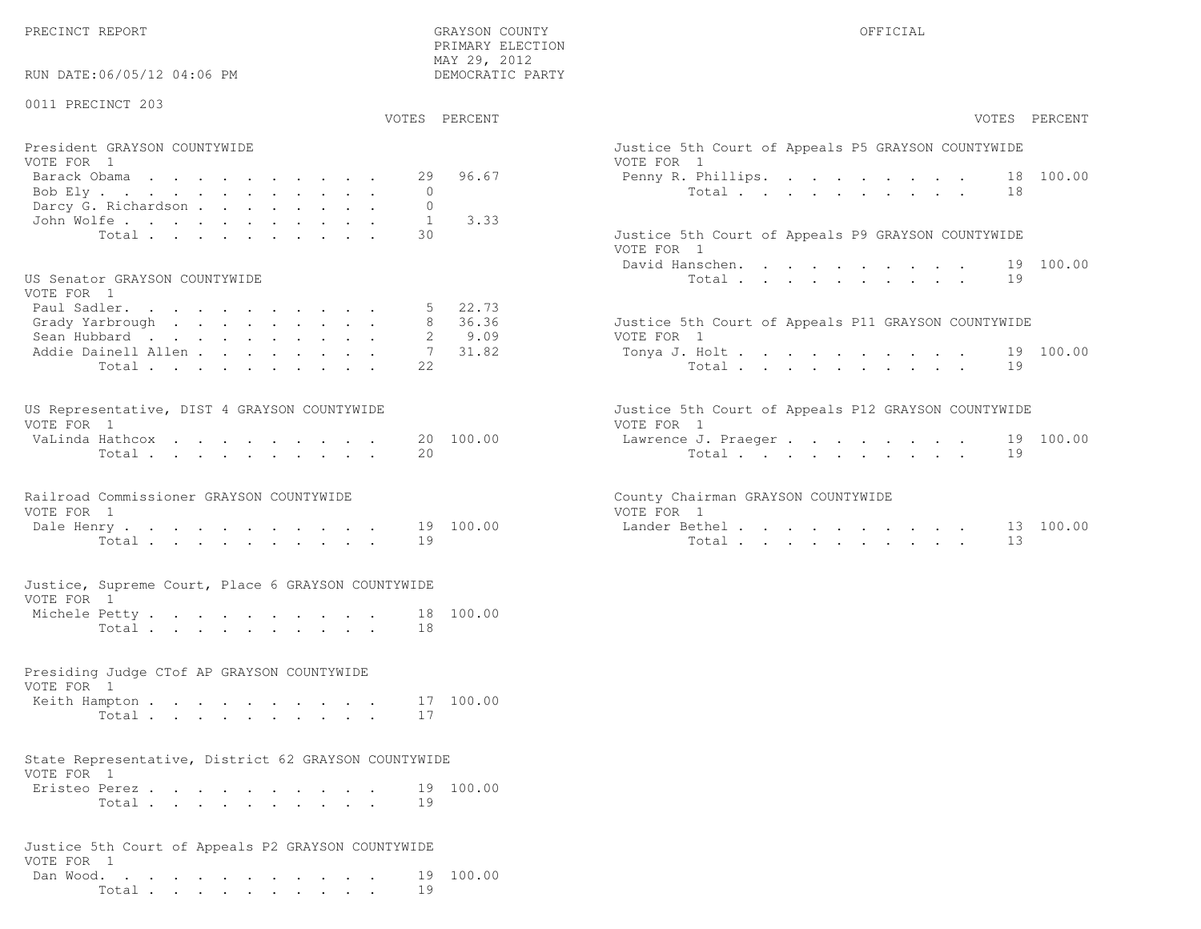PRECINCT REPORT

GRAYSON COUNTY
PRIMARY ELECTION
MAY 29, 2012
DEMOCRATIC PARTY

OFFICIAL

RUN DATE:06/05/12 04:06 PM

0011 PRECINCT 203

**President GRAYSON COUNTYWIDE**
VOTE FOR 1

| Candidate | VOTES | PERCENT |
|---|---|---|
| Barack Obama | 29 | 96.67 |
| Bob Ely | 0 | |
| Darcy G. Richardson | 0 | |
| John Wolfe | 1 | 3.33 |
| Total | 30 | |

**US Senator GRAYSON COUNTYWIDE**
VOTE FOR 1

| Candidate | VOTES | PERCENT |
|---|---|---|
| Paul Sadler | 5 | 22.73 |
| Grady Yarbrough | 8 | 36.36 |
| Sean Hubbard | 2 | 9.09 |
| Addie Dainell Allen | 7 | 31.82 |
| Total | 22 | |

**US Representative, DIST 4 GRAYSON COUNTYWIDE**
VOTE FOR 1

| Candidate | VOTES | PERCENT |
|---|---|---|
| VaLinda Hathcox | 20 | 100.00 |
| Total | 20 | |

**Railroad Commissioner GRAYSON COUNTYWIDE**
VOTE FOR 1

| Candidate | VOTES | PERCENT |
|---|---|---|
| Dale Henry | 19 | 100.00 |
| Total | 19 | |

**Justice, Supreme Court, Place 6 GRAYSON COUNTYWIDE**
VOTE FOR 1

| Candidate | VOTES | PERCENT |
|---|---|---|
| Michele Petty | 18 | 100.00 |
| Total | 18 | |

**Presiding Judge CTof AP GRAYSON COUNTYWIDE**
VOTE FOR 1

| Candidate | VOTES | PERCENT |
|---|---|---|
| Keith Hampton | 17 | 100.00 |
| Total | 17 | |

**State Representative, District 62 GRAYSON COUNTYWIDE**
VOTE FOR 1

| Candidate | VOTES | PERCENT |
|---|---|---|
| Eristeo Perez | 19 | 100.00 |
| Total | 19 | |

**Justice 5th Court of Appeals P2 GRAYSON COUNTYWIDE**
VOTE FOR 1

| Candidate | VOTES | PERCENT |
|---|---|---|
| Dan Wood | 19 | 100.00 |
| Total | 19 | |

**Justice 5th Court of Appeals P5 GRAYSON COUNTYWIDE**
VOTE FOR 1

| Candidate | VOTES | PERCENT |
|---|---|---|
| Penny R. Phillips | 18 | 100.00 |
| Total | 18 | |

**Justice 5th Court of Appeals P9 GRAYSON COUNTYWIDE**
VOTE FOR 1

| Candidate | VOTES | PERCENT |
|---|---|---|
| David Hanschen | 19 | 100.00 |
| Total | 19 | |

**Justice 5th Court of Appeals P11 GRAYSON COUNTYWIDE**
VOTE FOR 1

| Candidate | VOTES | PERCENT |
|---|---|---|
| Tonya J. Holt | 19 | 100.00 |
| Total | 19 | |

**Justice 5th Court of Appeals P12 GRAYSON COUNTYWIDE**
VOTE FOR 1

| Candidate | VOTES | PERCENT |
|---|---|---|
| Lawrence J. Praeger | 19 | 100.00 |
| Total | 19 | |

**County Chairman GRAYSON COUNTYWIDE**
VOTE FOR 1

| Candidate | VOTES | PERCENT |
|---|---|---|
| Lander Bethel | 13 | 100.00 |
| Total | 13 | |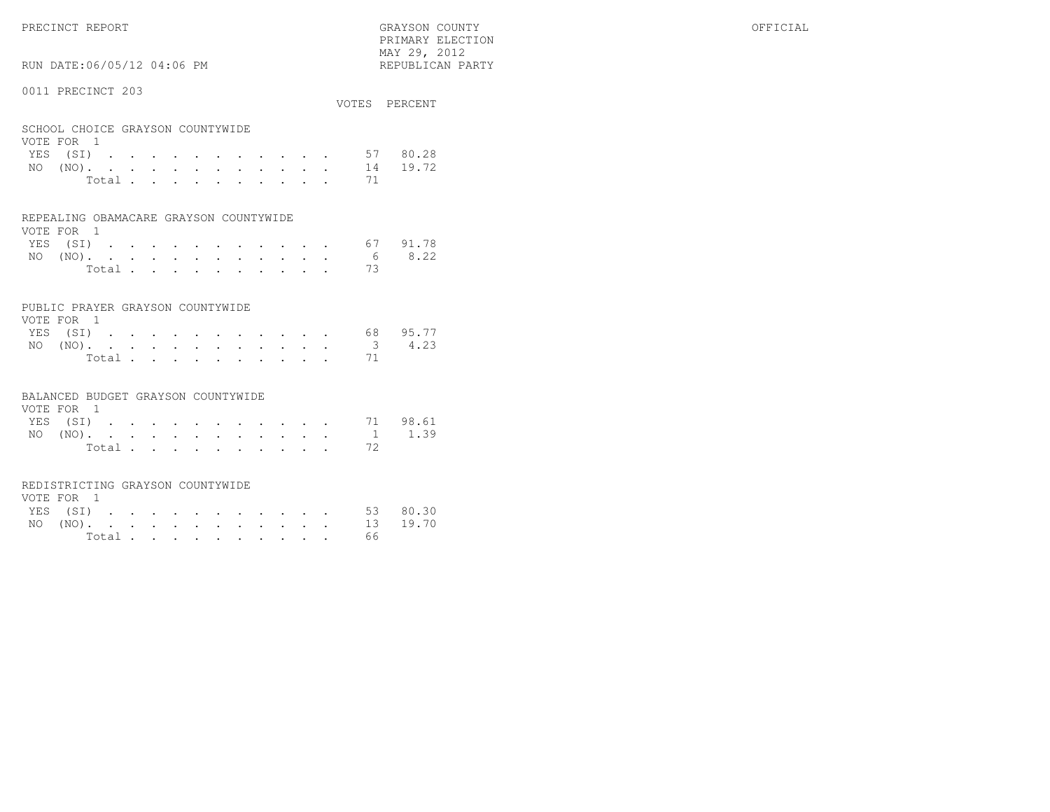PRECINCT REPORT

GRAYSON COUNTY
PRIMARY ELECTION
MAY 29, 2012
REPUBLICAN PARTY

OFFICIAL

RUN DATE:06/05/12 04:06 PM

0011 PRECINCT 203

### SCHOOL CHOICE GRAYSON COUNTYWIDE
VOTE FOR 1

| | VOTES | PERCENT |
|---|---|---|
| YES (SI) | 57 | 80.28 |
| NO (NO) | 14 | 19.72 |
| Total | 71 | |

### REPEALING OBAMACARE GRAYSON COUNTYWIDE
VOTE FOR 1

| | VOTES | PERCENT |
|---|---|---|
| YES (SI) | 67 | 91.78 |
| NO (NO) | 6 | 8.22 |
| Total | 73 | |

### PUBLIC PRAYER GRAYSON COUNTYWIDE
VOTE FOR 1

| | VOTES | PERCENT |
|---|---|---|
| YES (SI) | 68 | 95.77 |
| NO (NO) | 3 | 4.23 |
| Total | 71 | |

### BALANCED BUDGET GRAYSON COUNTYWIDE
VOTE FOR 1

| | VOTES | PERCENT |
|---|---|---|
| YES (SI) | 71 | 98.61 |
| NO (NO) | 1 | 1.39 |
| Total | 72 | |

### REDISTRICTING GRAYSON COUNTYWIDE
VOTE FOR 1

| | VOTES | PERCENT |
|---|---|---|
| YES (SI) | 53 | 80.30 |
| NO (NO) | 13 | 19.70 |
| Total | 66 | |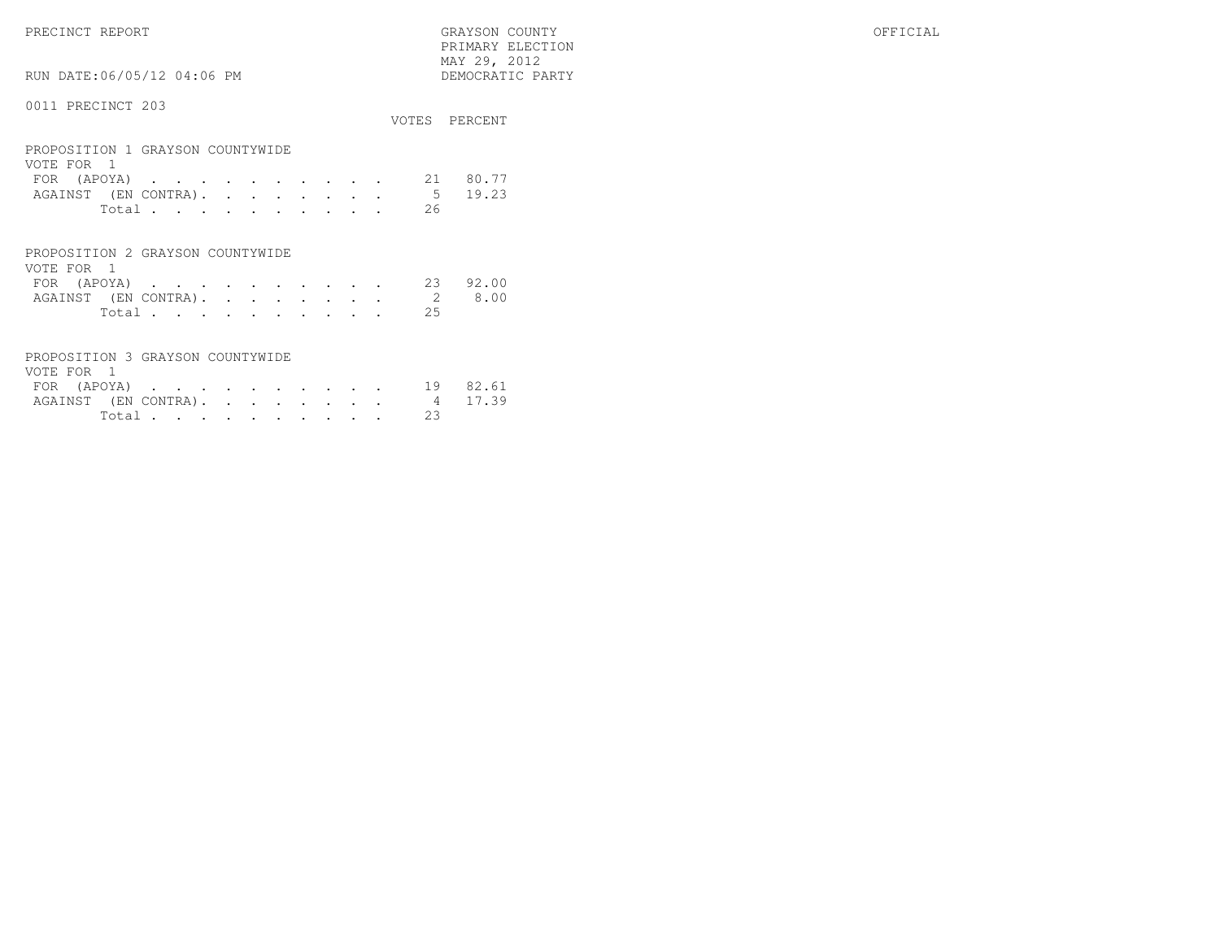PRECINCT REPORT

GRAYSON COUNTY
PRIMARY ELECTION
MAY 29, 2012
DEMOCRATIC PARTY

OFFICIAL

RUN DATE:06/05/12 04:06 PM

0011 PRECINCT 203

## PROPOSITION 1 GRAYSON COUNTYWIDE

VOTE FOR 1

| | VOTES | PERCENT |
|---|---|---|
| FOR (APOYA) | 21 | 80.77 |
| AGAINST (EN CONTRA) | 5 | 19.23 |
| Total | 26 | |

## PROPOSITION 2 GRAYSON COUNTYWIDE

VOTE FOR 1

| | VOTES | PERCENT |
|---|---|---|
| FOR (APOYA) | 23 | 92.00 |
| AGAINST (EN CONTRA) | 2 | 8.00 |
| Total | 25 | |

## PROPOSITION 3 GRAYSON COUNTYWIDE

VOTE FOR 1

| | VOTES | PERCENT |
|---|---|---|
| FOR (APOYA) | 19 | 82.61 |
| AGAINST (EN CONTRA) | 4 | 17.39 |
| Total | 23 | |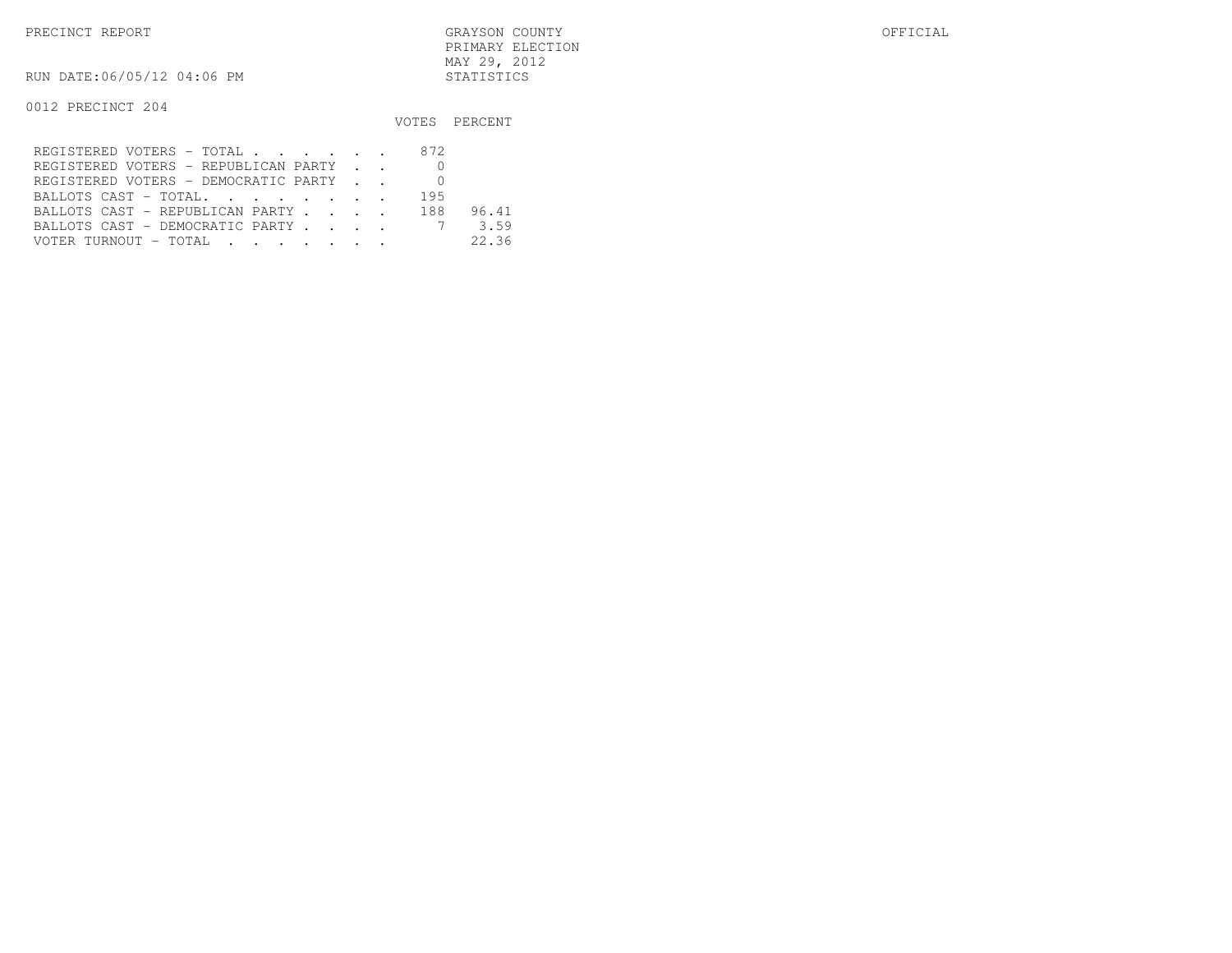PRECINCT REPORT

GRAYSON COUNTY
PRIMARY ELECTION
MAY 29, 2012
STATISTICS

OFFICIAL

RUN DATE:06/05/12 04:06 PM

0012 PRECINCT 204

| | VOTES | PERCENT |
|---|---|---|
| REGISTERED VOTERS - TOTAL . . . . . . | 872 | |
| REGISTERED VOTERS - REPUBLICAN PARTY . . | 0 | |
| REGISTERED VOTERS - DEMOCRATIC PARTY . . | 0 | |
| BALLOTS CAST - TOTAL. . . . . . . . | 195 | |
| BALLOTS CAST - REPUBLICAN PARTY . . . . | 188 | 96.41 |
| BALLOTS CAST - DEMOCRATIC PARTY . . . . | 7 | 3.59 |
| VOTER TURNOUT - TOTAL . . . . . . . | | 22.36 |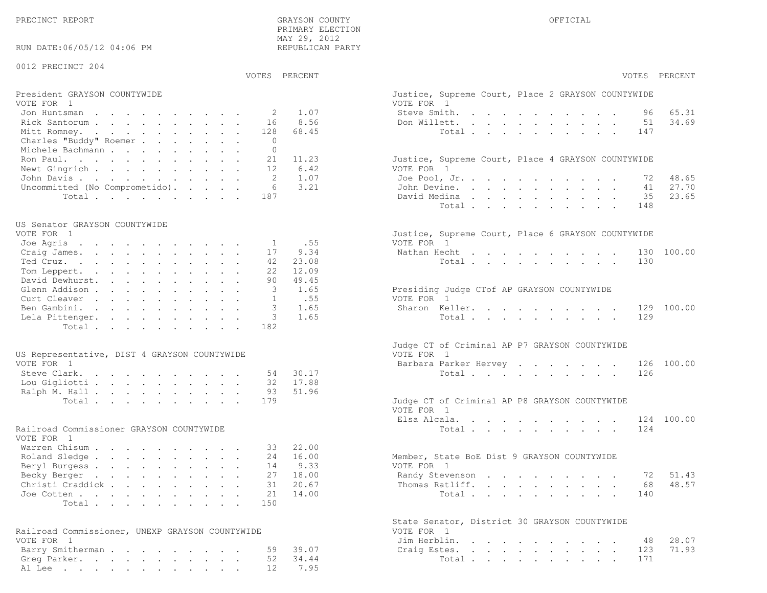PRECINCT REPORT

GRAYSON COUNTY
PRIMARY ELECTION
MAY 29, 2012
REPUBLICAN PARTY

OFFICIAL

RUN DATE:06/05/12 04:06 PM

0012 PRECINCT 204

**President GRAYSON COUNTYWIDE**
VOTE FOR 1

| Candidate | VOTES | PERCENT |
|---|---|---|
| Jon Huntsman | 2 | 1.07 |
| Rick Santorum | 16 | 8.56 |
| Mitt Romney | 128 | 68.45 |
| Charles "Buddy" Roemer | 0 | |
| Michele Bachmann | 0 | |
| Ron Paul | 21 | 11.23 |
| Newt Gingrich | 12 | 6.42 |
| John Davis | 2 | 1.07 |
| Uncommitted (No Comprometido) | 6 | 3.21 |
| Total | 187 | |

**US Senator GRAYSON COUNTYWIDE**
VOTE FOR 1

| Candidate | VOTES | PERCENT |
|---|---|---|
| Joe Agris | 1 | .55 |
| Craig James | 17 | 9.34 |
| Ted Cruz | 42 | 23.08 |
| Tom Leppert | 22 | 12.09 |
| David Dewhurst | 90 | 49.45 |
| Glenn Addison | 3 | 1.65 |
| Curt Cleaver | 1 | .55 |
| Ben Gambini | 3 | 1.65 |
| Lela Pittenger | 3 | 1.65 |
| Total | 182 | |

**US Representative, DIST 4 GRAYSON COUNTYWIDE**
VOTE FOR 1

| Candidate | VOTES | PERCENT |
|---|---|---|
| Steve Clark | 54 | 30.17 |
| Lou Gigliotti | 32 | 17.88 |
| Ralph M. Hall | 93 | 51.96 |
| Total | 179 | |

**Railroad Commissioner GRAYSON COUNTYWIDE**
VOTE FOR 1

| Candidate | VOTES | PERCENT |
|---|---|---|
| Warren Chisum | 33 | 22.00 |
| Roland Sledge | 24 | 16.00 |
| Beryl Burgess | 14 | 9.33 |
| Becky Berger | 27 | 18.00 |
| Christi Craddick | 31 | 20.67 |
| Joe Cotten | 21 | 14.00 |
| Total | 150 | |

**Railroad Commissioner, UNEXP GRAYSON COUNTYWIDE**
VOTE FOR 1

| Candidate | VOTES | PERCENT |
|---|---|---|
| Barry Smitherman | 59 | 39.07 |
| Greg Parker | 52 | 34.44 |
| Al Lee | 12 | 7.95 |

**Justice, Supreme Court, Place 2 GRAYSON COUNTYWIDE**
VOTE FOR 1

| Candidate | VOTES | PERCENT |
|---|---|---|
| Steve Smith | 96 | 65.31 |
| Don Willett | 51 | 34.69 |
| Total | 147 | |

**Justice, Supreme Court, Place 4 GRAYSON COUNTYWIDE**
VOTE FOR 1

| Candidate | VOTES | PERCENT |
|---|---|---|
| Joe Pool, Jr. | 72 | 48.65 |
| John Devine | 41 | 27.70 |
| David Medina | 35 | 23.65 |
| Total | 148 | |

**Justice, Supreme Court, Place 6 GRAYSON COUNTYWIDE**
VOTE FOR 1

| Candidate | VOTES | PERCENT |
|---|---|---|
| Nathan Hecht | 130 | 100.00 |
| Total | 130 | |

**Presiding Judge CTof AP GRAYSON COUNTYWIDE**
VOTE FOR 1

| Candidate | VOTES | PERCENT |
|---|---|---|
| Sharon Keller | 129 | 100.00 |
| Total | 129 | |

**Judge CT of Criminal AP P7 GRAYSON COUNTYWIDE**
VOTE FOR 1

| Candidate | VOTES | PERCENT |
|---|---|---|
| Barbara Parker Hervey | 126 | 100.00 |
| Total | 126 | |

**Judge CT of Criminal AP P8 GRAYSON COUNTYWIDE**
VOTE FOR 1

| Candidate | VOTES | PERCENT |
|---|---|---|
| Elsa Alcala | 124 | 100.00 |
| Total | 124 | |

**Member, State BoE Dist 9 GRAYSON COUNTYWIDE**
VOTE FOR 1

| Candidate | VOTES | PERCENT |
|---|---|---|
| Randy Stevenson | 72 | 51.43 |
| Thomas Ratliff | 68 | 48.57 |
| Total | 140 | |

**State Senator, District 30 GRAYSON COUNTYWIDE**
VOTE FOR 1

| Candidate | VOTES | PERCENT |
|---|---|---|
| Jim Herblin | 48 | 28.07 |
| Craig Estes | 123 | 71.93 |
| Total | 171 | |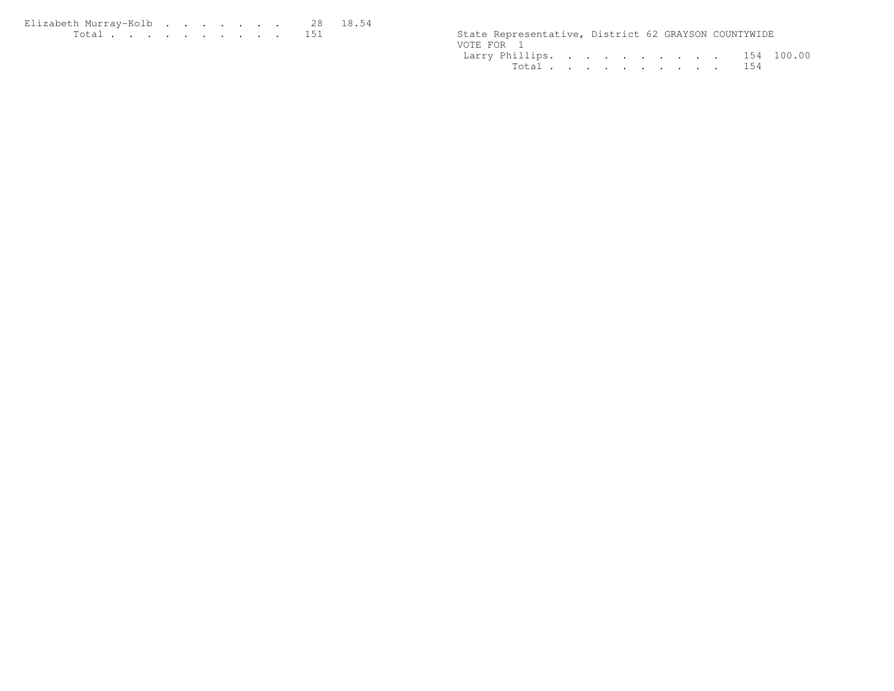| | | |
|---|---|---|
| Elizabeth Murray-Kolb | 28 | 18.54 |
| Total | 151 | |

State Representative, District 62 GRAYSON COUNTYWIDE
VOTE FOR 1

| | | |
|---|---|---|
| Larry Phillips | 154 | 100.00 |
| Total | 154 | |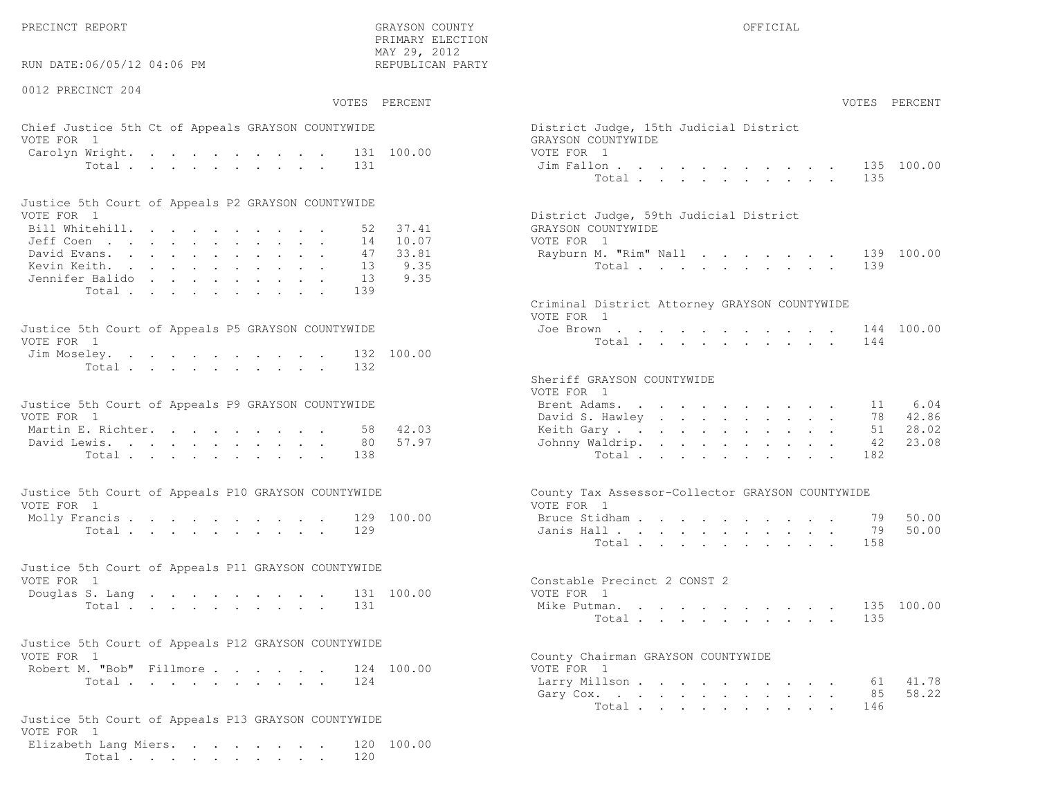PRECINCT REPORT

GRAYSON COUNTY
PRIMARY ELECTION
MAY 29, 2012
REPUBLICAN PARTY

OFFICIAL

RUN DATE:06/05/12 04:06 PM

0012 PRECINCT 204

**Chief Justice 5th Ct of Appeals GRAYSON COUNTYWIDE**
VOTE FOR 1

| Candidate | VOTES | PERCENT |
|---|---|---|
| Carolyn Wright | 131 | 100.00 |
| Total | 131 | |

**Justice 5th Court of Appeals P2 GRAYSON COUNTYWIDE**
VOTE FOR 1

| Candidate | VOTES | PERCENT |
|---|---|---|
| Bill Whitehill | 52 | 37.41 |
| Jeff Coen | 14 | 10.07 |
| David Evans | 47 | 33.81 |
| Kevin Keith | 13 | 9.35 |
| Jennifer Balido | 13 | 9.35 |
| Total | 139 | |

**Justice 5th Court of Appeals P5 GRAYSON COUNTYWIDE**
VOTE FOR 1

| Candidate | VOTES | PERCENT |
|---|---|---|
| Jim Moseley | 132 | 100.00 |
| Total | 132 | |

**Justice 5th Court of Appeals P9 GRAYSON COUNTYWIDE**
VOTE FOR 1

| Candidate | VOTES | PERCENT |
|---|---|---|
| Martin E. Richter | 58 | 42.03 |
| David Lewis | 80 | 57.97 |
| Total | 138 | |

**Justice 5th Court of Appeals P10 GRAYSON COUNTYWIDE**
VOTE FOR 1

| Candidate | VOTES | PERCENT |
|---|---|---|
| Molly Francis | 129 | 100.00 |
| Total | 129 | |

**Justice 5th Court of Appeals P11 GRAYSON COUNTYWIDE**
VOTE FOR 1

| Candidate | VOTES | PERCENT |
|---|---|---|
| Douglas S. Lang | 131 | 100.00 |
| Total | 131 | |

**Justice 5th Court of Appeals P12 GRAYSON COUNTYWIDE**
VOTE FOR 1

| Candidate | VOTES | PERCENT |
|---|---|---|
| Robert M. "Bob" Fillmore | 124 | 100.00 |
| Total | 124 | |

**Justice 5th Court of Appeals P13 GRAYSON COUNTYWIDE**
VOTE FOR 1

| Candidate | VOTES | PERCENT |
|---|---|---|
| Elizabeth Lang Miers | 120 | 100.00 |
| Total | 120 | |

**District Judge, 15th Judicial District GRAYSON COUNTYWIDE**
VOTE FOR 1

| Candidate | VOTES | PERCENT |
|---|---|---|
| Jim Fallon | 135 | 100.00 |
| Total | 135 | |

**District Judge, 59th Judicial District GRAYSON COUNTYWIDE**
VOTE FOR 1

| Candidate | VOTES | PERCENT |
|---|---|---|
| Rayburn M. "Rim" Nall | 139 | 100.00 |
| Total | 139 | |

**Criminal District Attorney GRAYSON COUNTYWIDE**
VOTE FOR 1

| Candidate | VOTES | PERCENT |
|---|---|---|
| Joe Brown | 144 | 100.00 |
| Total | 144 | |

**Sheriff GRAYSON COUNTYWIDE**
VOTE FOR 1

| Candidate | VOTES | PERCENT |
|---|---|---|
| Brent Adams | 11 | 6.04 |
| David S. Hawley | 78 | 42.86 |
| Keith Gary | 51 | 28.02 |
| Johnny Waldrip | 42 | 23.08 |
| Total | 182 | |

**County Tax Assessor-Collector GRAYSON COUNTYWIDE**
VOTE FOR 1

| Candidate | VOTES | PERCENT |
|---|---|---|
| Bruce Stidham | 79 | 50.00 |
| Janis Hall | 79 | 50.00 |
| Total | 158 | |

**Constable Precinct 2 CONST 2**
VOTE FOR 1

| Candidate | VOTES | PERCENT |
|---|---|---|
| Mike Putman | 135 | 100.00 |
| Total | 135 | |

**County Chairman GRAYSON COUNTYWIDE**
VOTE FOR 1

| Candidate | VOTES | PERCENT |
|---|---|---|
| Larry Millson | 61 | 41.78 |
| Gary Cox | 85 | 58.22 |
| Total | 146 | |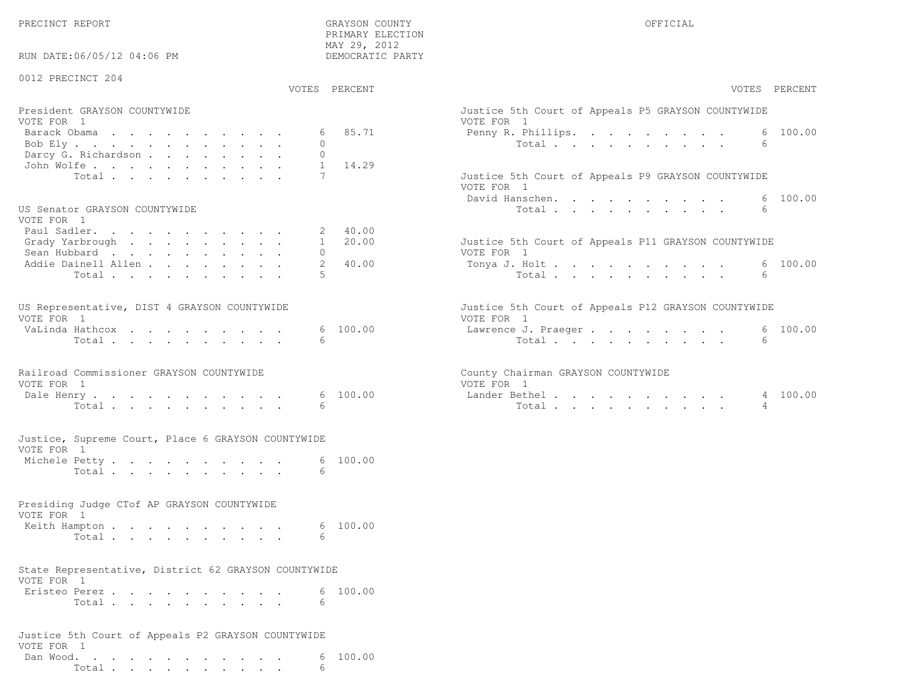PRECINCT REPORT

GRAYSON COUNTY
PRIMARY ELECTION
MAY 29, 2012
DEMOCRATIC PARTY

OFFICIAL

RUN DATE:06/05/12 04:06 PM

0012 PRECINCT 204

**President GRAYSON COUNTYWIDE**
VOTE FOR 1

| Candidate | VOTES | PERCENT |
|---|---|---|
| Barack Obama | 6 | 85.71 |
| Bob Ely | 0 | |
| Darcy G. Richardson | 0 | |
| John Wolfe | 1 | 14.29 |
| Total | 7 | |

**US Senator GRAYSON COUNTYWIDE**
VOTE FOR 1

| Candidate | VOTES | PERCENT |
|---|---|---|
| Paul Sadler | 2 | 40.00 |
| Grady Yarbrough | 1 | 20.00 |
| Sean Hubbard | 0 | |
| Addie Dainell Allen | 2 | 40.00 |
| Total | 5 | |

**US Representative, DIST 4 GRAYSON COUNTYWIDE**
VOTE FOR 1

| Candidate | VOTES | PERCENT |
|---|---|---|
| VaLinda Hathcox | 6 | 100.00 |
| Total | 6 | |

**Railroad Commissioner GRAYSON COUNTYWIDE**
VOTE FOR 1

| Candidate | VOTES | PERCENT |
|---|---|---|
| Dale Henry | 6 | 100.00 |
| Total | 6 | |

**Justice, Supreme Court, Place 6 GRAYSON COUNTYWIDE**
VOTE FOR 1

| Candidate | VOTES | PERCENT |
|---|---|---|
| Michele Petty | 6 | 100.00 |
| Total | 6 | |

**Presiding Judge CTof AP GRAYSON COUNTYWIDE**
VOTE FOR 1

| Candidate | VOTES | PERCENT |
|---|---|---|
| Keith Hampton | 6 | 100.00 |
| Total | 6 | |

**State Representative, District 62 GRAYSON COUNTYWIDE**
VOTE FOR 1

| Candidate | VOTES | PERCENT |
|---|---|---|
| Eristeo Perez | 6 | 100.00 |
| Total | 6 | |

**Justice 5th Court of Appeals P2 GRAYSON COUNTYWIDE**
VOTE FOR 1

| Candidate | VOTES | PERCENT |
|---|---|---|
| Dan Wood | 6 | 100.00 |
| Total | 6 | |

**Justice 5th Court of Appeals P5 GRAYSON COUNTYWIDE**
VOTE FOR 1

| Candidate | VOTES | PERCENT |
|---|---|---|
| Penny R. Phillips | 6 | 100.00 |
| Total | 6 | |

**Justice 5th Court of Appeals P9 GRAYSON COUNTYWIDE**
VOTE FOR 1

| Candidate | VOTES | PERCENT |
|---|---|---|
| David Hanschen | 6 | 100.00 |
| Total | 6 | |

**Justice 5th Court of Appeals P11 GRAYSON COUNTYWIDE**
VOTE FOR 1

| Candidate | VOTES | PERCENT |
|---|---|---|
| Tonya J. Holt | 6 | 100.00 |
| Total | 6 | |

**Justice 5th Court of Appeals P12 GRAYSON COUNTYWIDE**
VOTE FOR 1

| Candidate | VOTES | PERCENT |
|---|---|---|
| Lawrence J. Praeger | 6 | 100.00 |
| Total | 6 | |

**County Chairman GRAYSON COUNTYWIDE**
VOTE FOR 1

| Candidate | VOTES | PERCENT |
|---|---|---|
| Lander Bethel | 4 | 100.00 |
| Total | 4 | |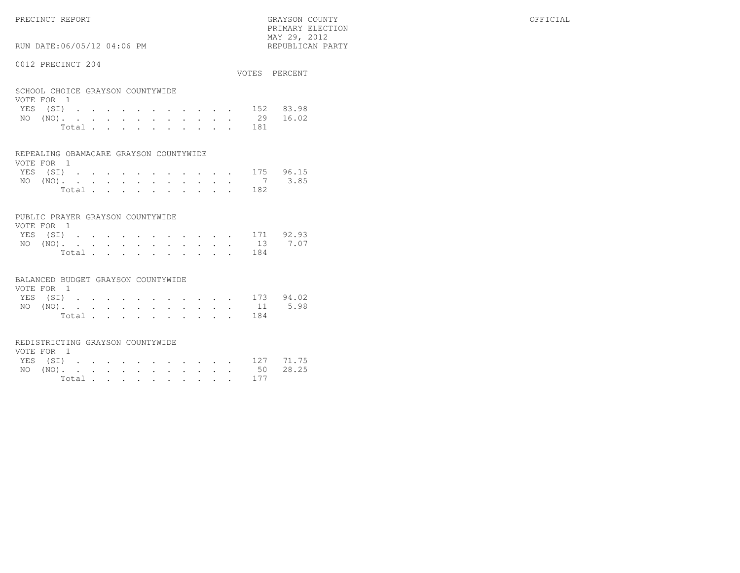PRECINCT REPORT — GRAYSON COUNTY — PRIMARY ELECTION — MAY 29, 2012 — REPUBLICAN PARTY — OFFICIAL

RUN DATE:06/05/12 04:06 PM

## 0012 PRECINCT 204

### SCHOOL CHOICE GRAYSON COUNTYWIDE

VOTE FOR 1

| | VOTES | PERCENT |
|---|---|---|
| YES (SI) | 152 | 83.98 |
| NO (NO) | 29 | 16.02 |
| Total | 181 | |

### REPEALING OBAMACARE GRAYSON COUNTYWIDE

VOTE FOR 1

| | VOTES | PERCENT |
|---|---|---|
| YES (SI) | 175 | 96.15 |
| NO (NO) | 7 | 3.85 |
| Total | 182 | |

### PUBLIC PRAYER GRAYSON COUNTYWIDE

VOTE FOR 1

| | VOTES | PERCENT |
|---|---|---|
| YES (SI) | 171 | 92.93 |
| NO (NO) | 13 | 7.07 |
| Total | 184 | |

### BALANCED BUDGET GRAYSON COUNTYWIDE

VOTE FOR 1

| | VOTES | PERCENT |
|---|---|---|
| YES (SI) | 173 | 94.02 |
| NO (NO) | 11 | 5.98 |
| Total | 184 | |

### REDISTRICTING GRAYSON COUNTYWIDE

VOTE FOR 1

| | VOTES | PERCENT |
|---|---|---|
| YES (SI) | 127 | 71.75 |
| NO (NO) | 50 | 28.25 |
| Total | 177 | |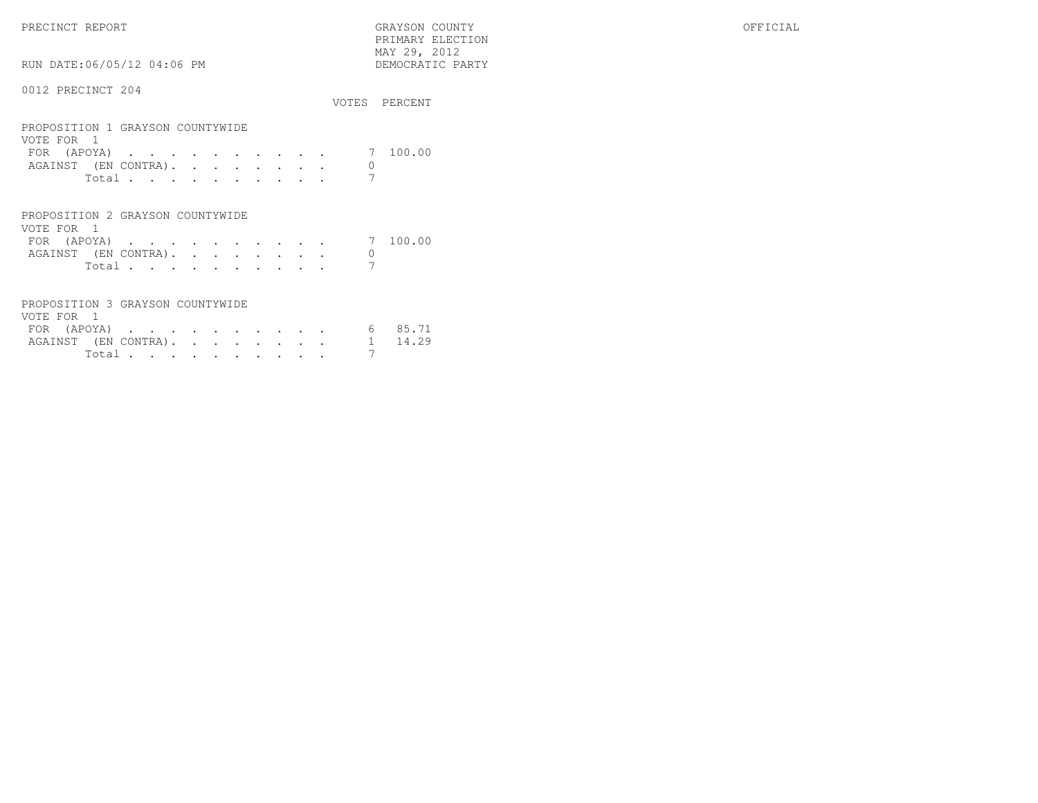PRECINCT REPORT

GRAYSON COUNTY
PRIMARY ELECTION
MAY 29, 2012
DEMOCRATIC PARTY

OFFICIAL

RUN DATE:06/05/12 04:06 PM

0012 PRECINCT 204

### PROPOSITION 1 GRAYSON COUNTYWIDE

VOTE FOR 1

| | VOTES | PERCENT |
|---|---|---|
| FOR (APOYA) | 7 | 100.00 |
| AGAINST (EN CONTRA) | 0 | |
| Total | 7 | |

### PROPOSITION 2 GRAYSON COUNTYWIDE

VOTE FOR 1

| | VOTES | PERCENT |
|---|---|---|
| FOR (APOYA) | 7 | 100.00 |
| AGAINST (EN CONTRA) | 0 | |
| Total | 7 | |

### PROPOSITION 3 GRAYSON COUNTYWIDE

VOTE FOR 1

| | VOTES | PERCENT |
|---|---|---|
| FOR (APOYA) | 6 | 85.71 |
| AGAINST (EN CONTRA) | 1 | 14.29 |
| Total | 7 | |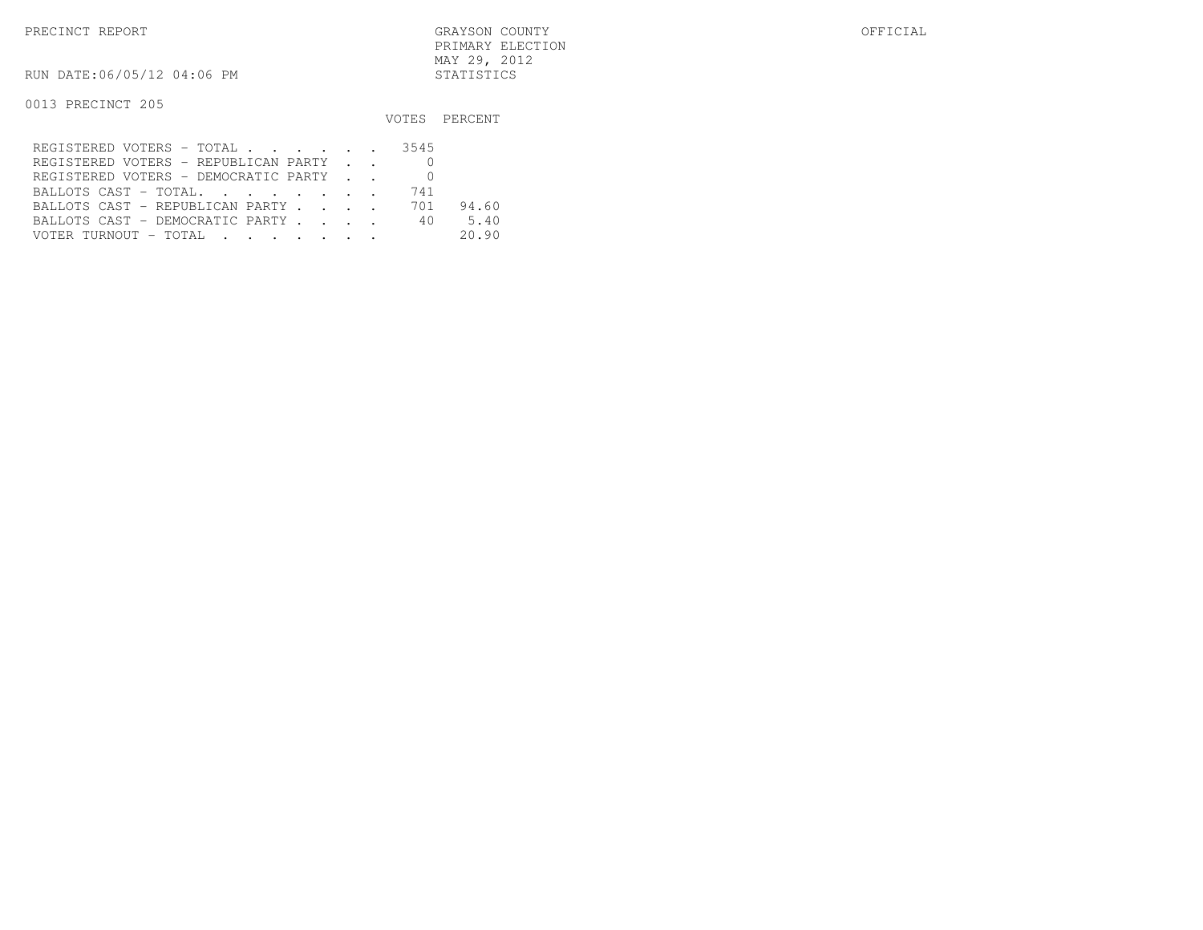PRECINCT REPORT

GRAYSON COUNTY
PRIMARY ELECTION
MAY 29, 2012
STATISTICS

OFFICIAL

RUN DATE:06/05/12 04:06 PM

0013 PRECINCT 205

| | VOTES | PERCENT |
|---|---|---|
| REGISTERED VOTERS - TOTAL . . . . . . | 3545 | |
| REGISTERED VOTERS - REPUBLICAN PARTY . . | 0 | |
| REGISTERED VOTERS - DEMOCRATIC PARTY . . | 0 | |
| BALLOTS CAST - TOTAL. . . . . . . . | 741 | |
| BALLOTS CAST - REPUBLICAN PARTY . . . . | 701 | 94.60 |
| BALLOTS CAST - DEMOCRATIC PARTY . . . . | 40 | 5.40 |
| VOTER TURNOUT - TOTAL . . . . . . . | | 20.90 |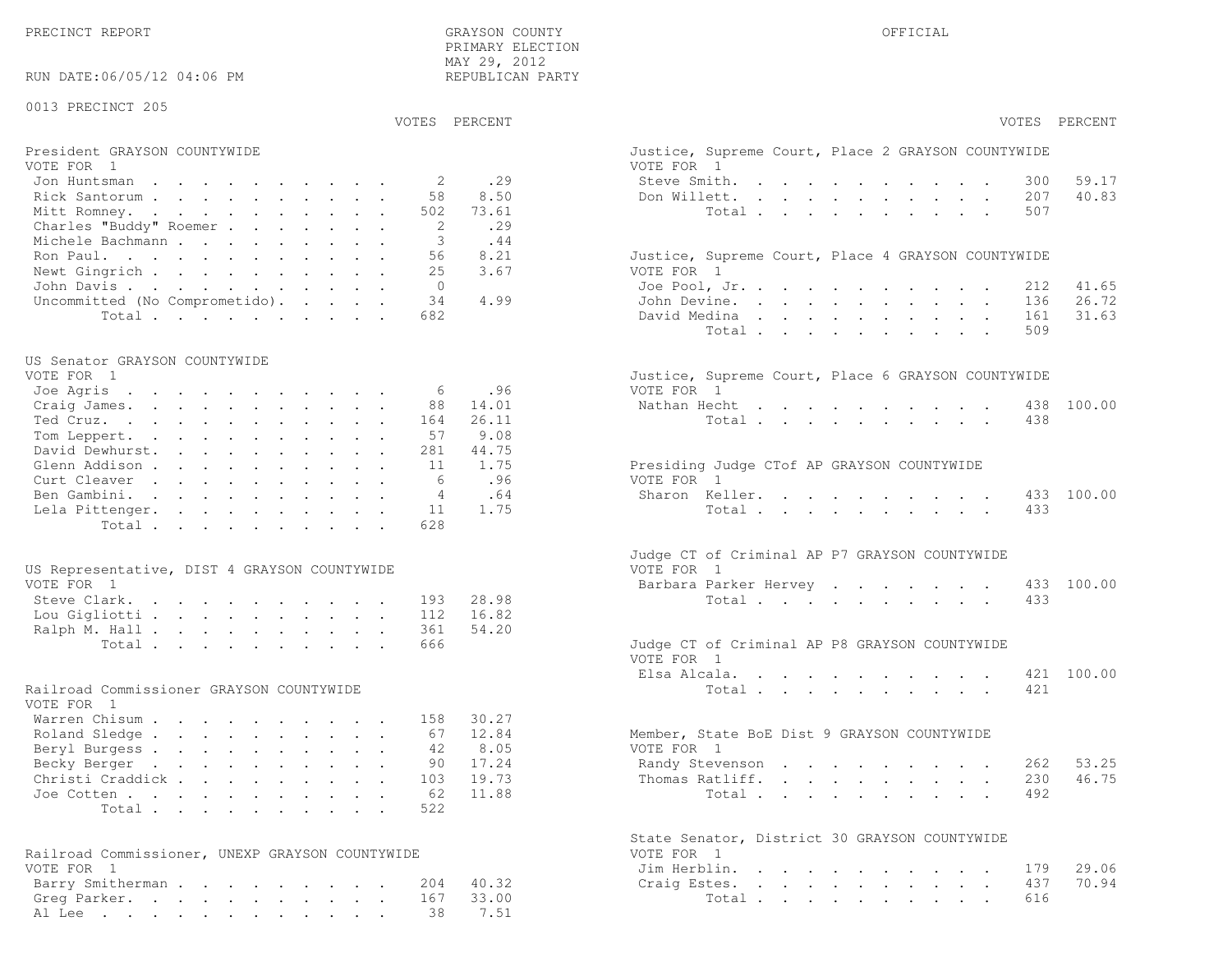PRECINCT REPORT

GRAYSON COUNTY
PRIMARY ELECTION
MAY 29, 2012
REPUBLICAN PARTY

OFFICIAL

RUN DATE:06/05/12 04:06 PM

0013 PRECINCT 205

### President GRAYSON COUNTYWIDE
VOTE FOR 1

| | VOTES | PERCENT |
|---|---|---|
| Jon Huntsman | 2 | .29 |
| Rick Santorum | 58 | 8.50 |
| Mitt Romney | 502 | 73.61 |
| Charles "Buddy" Roemer | 2 | .29 |
| Michele Bachmann | 3 | .44 |
| Ron Paul | 56 | 8.21 |
| Newt Gingrich | 25 | 3.67 |
| John Davis | 0 | |
| Uncommitted (No Comprometido) | 34 | 4.99 |
| Total | 682 | |

### US Senator GRAYSON COUNTYWIDE
VOTE FOR 1

| | VOTES | PERCENT |
|---|---|---|
| Joe Agris | 6 | .96 |
| Craig James | 88 | 14.01 |
| Ted Cruz | 164 | 26.11 |
| Tom Leppert | 57 | 9.08 |
| David Dewhurst | 281 | 44.75 |
| Glenn Addison | 11 | 1.75 |
| Curt Cleaver | 6 | .96 |
| Ben Gambini | 4 | .64 |
| Lela Pittenger | 11 | 1.75 |
| Total | 628 | |

### US Representative, DIST 4 GRAYSON COUNTYWIDE
VOTE FOR 1

| | VOTES | PERCENT |
|---|---|---|
| Steve Clark | 193 | 28.98 |
| Lou Gigliotti | 112 | 16.82 |
| Ralph M. Hall | 361 | 54.20 |
| Total | 666 | |

### Railroad Commissioner GRAYSON COUNTYWIDE
VOTE FOR 1

| | VOTES | PERCENT |
|---|---|---|
| Warren Chisum | 158 | 30.27 |
| Roland Sledge | 67 | 12.84 |
| Beryl Burgess | 42 | 8.05 |
| Becky Berger | 90 | 17.24 |
| Christi Craddick | 103 | 19.73 |
| Joe Cotten | 62 | 11.88 |
| Total | 522 | |

### Railroad Commissioner, UNEXP GRAYSON COUNTYWIDE
VOTE FOR 1

| | VOTES | PERCENT |
|---|---|---|
| Barry Smitherman | 204 | 40.32 |
| Greg Parker | 167 | 33.00 |
| Al Lee | 38 | 7.51 |

### Justice, Supreme Court, Place 2 GRAYSON COUNTYWIDE
VOTE FOR 1

| | VOTES | PERCENT |
|---|---|---|
| Steve Smith | 300 | 59.17 |
| Don Willett | 207 | 40.83 |
| Total | 507 | |

### Justice, Supreme Court, Place 4 GRAYSON COUNTYWIDE
VOTE FOR 1

| | VOTES | PERCENT |
|---|---|---|
| Joe Pool, Jr. | 212 | 41.65 |
| John Devine | 136 | 26.72 |
| David Medina | 161 | 31.63 |
| Total | 509 | |

### Justice, Supreme Court, Place 6 GRAYSON COUNTYWIDE
VOTE FOR 1

| | VOTES | PERCENT |
|---|---|---|
| Nathan Hecht | 438 | 100.00 |
| Total | 438 | |

### Presiding Judge CTof AP GRAYSON COUNTYWIDE
VOTE FOR 1

| | VOTES | PERCENT |
|---|---|---|
| Sharon Keller | 433 | 100.00 |
| Total | 433 | |

### Judge CT of Criminal AP P7 GRAYSON COUNTYWIDE
VOTE FOR 1

| | VOTES | PERCENT |
|---|---|---|
| Barbara Parker Hervey | 433 | 100.00 |
| Total | 433 | |

### Judge CT of Criminal AP P8 GRAYSON COUNTYWIDE
VOTE FOR 1

| | VOTES | PERCENT |
|---|---|---|
| Elsa Alcala | 421 | 100.00 |
| Total | 421 | |

### Member, State BoE Dist 9 GRAYSON COUNTYWIDE
VOTE FOR 1

| | VOTES | PERCENT |
|---|---|---|
| Randy Stevenson | 262 | 53.25 |
| Thomas Ratliff | 230 | 46.75 |
| Total | 492 | |

### State Senator, District 30 GRAYSON COUNTYWIDE
VOTE FOR 1

| | VOTES | PERCENT |
|---|---|---|
| Jim Herblin | 179 | 29.06 |
| Craig Estes | 437 | 70.94 |
| Total | 616 | |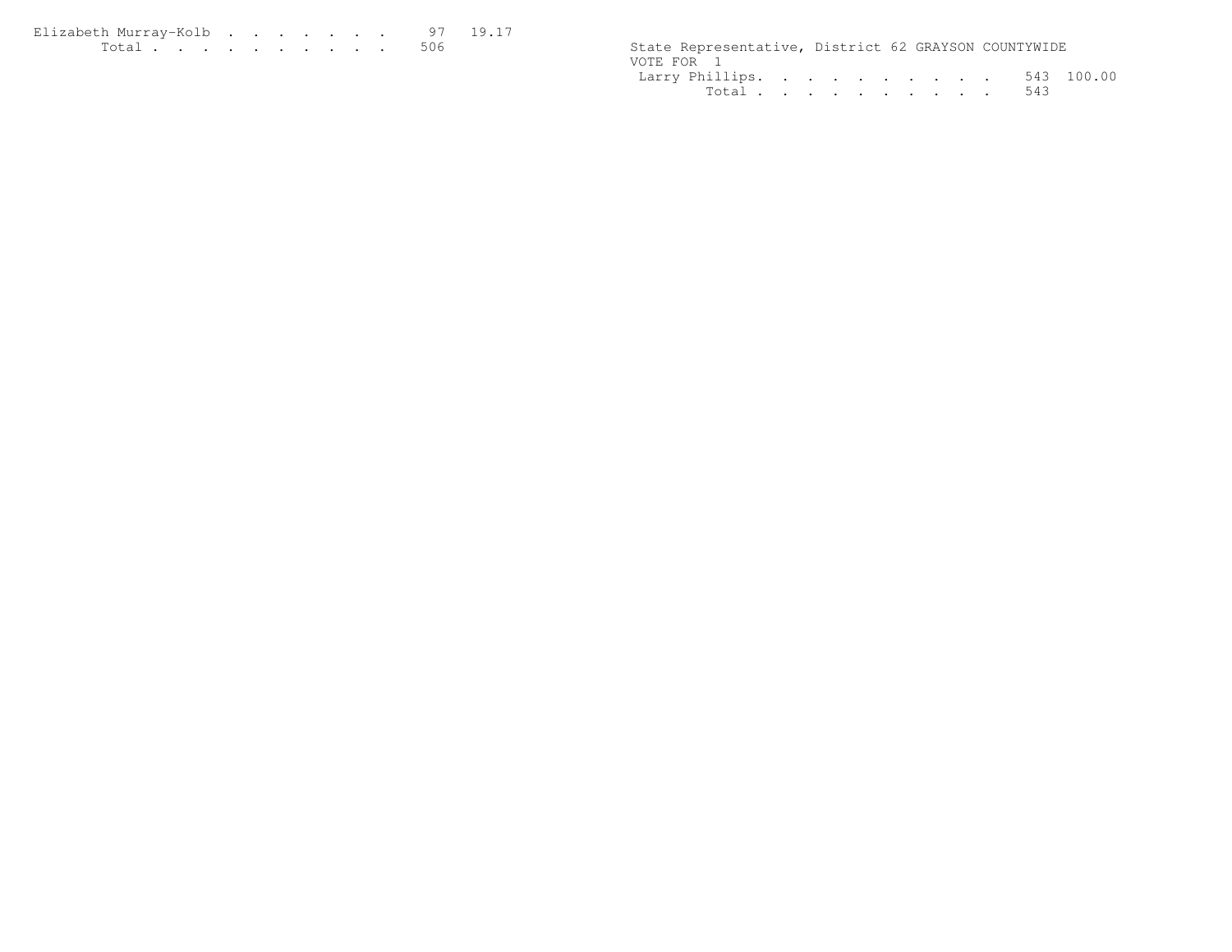| | | |
|---|---|---|
| Elizabeth Murray-Kolb | 97 | 19.17 |
| Total | 506 | |

State Representative, District 62 GRAYSON COUNTYWIDE
VOTE FOR 1

| | | |
|---|---|---|
| Larry Phillips | 543 | 100.00 |
| Total | 543 | |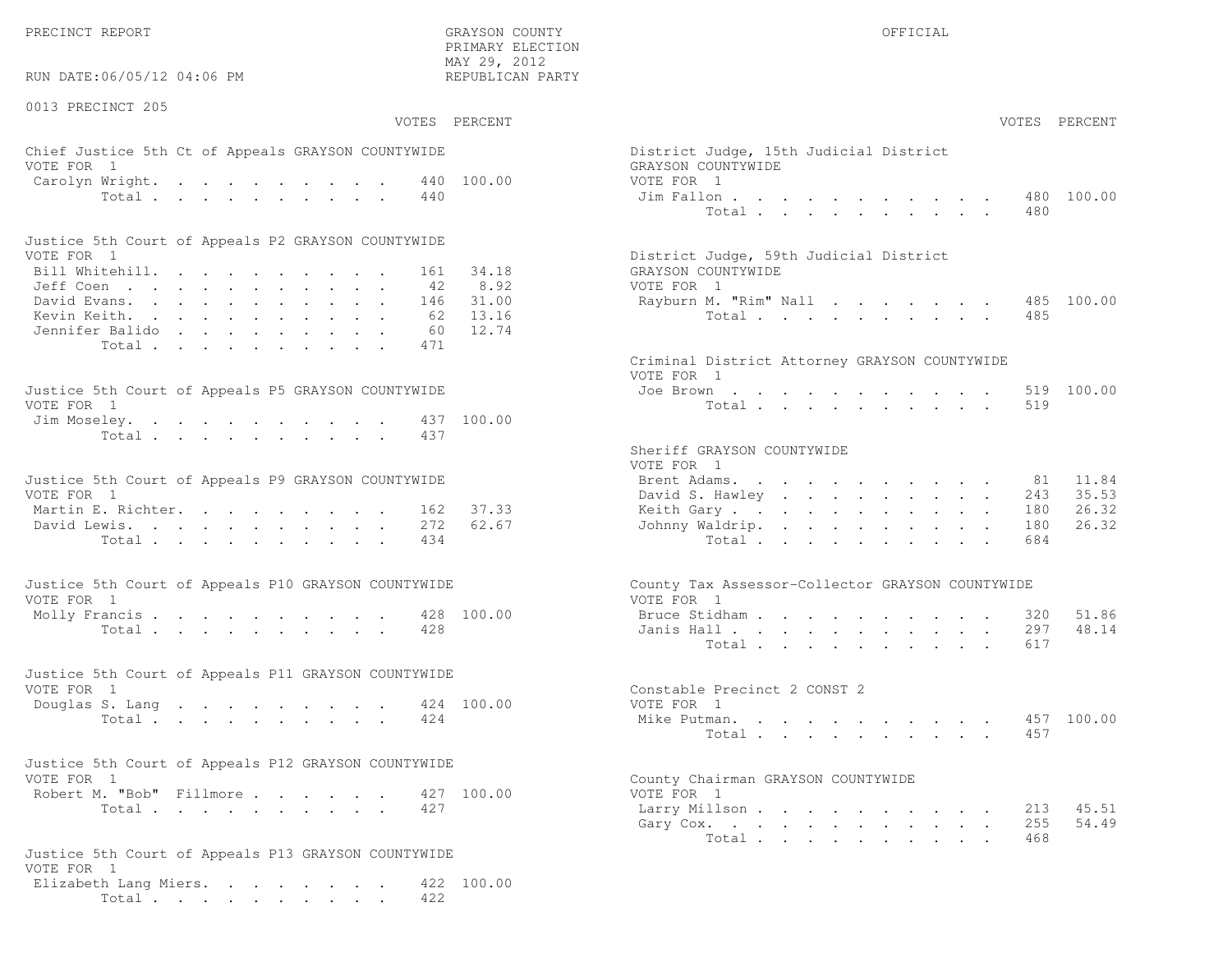PRECINCT REPORT — GRAYSON COUNTY — PRIMARY ELECTION — MAY 29, 2012 — REPUBLICAN PARTY — OFFICIAL

RUN DATE:06/05/12 04:06 PM

## 0013 PRECINCT 205

### Chief Justice 5th Ct of Appeals GRAYSON COUNTYWIDE
VOTE FOR 1

| Candidate | VOTES | PERCENT |
|---|---|---|
| Carolyn Wright | 440 | 100.00 |
| Total | 440 | |

### Justice 5th Court of Appeals P2 GRAYSON COUNTYWIDE
VOTE FOR 1

| Candidate | VOTES | PERCENT |
|---|---|---|
| Bill Whitehill | 161 | 34.18 |
| Jeff Coen | 42 | 8.92 |
| David Evans | 146 | 31.00 |
| Kevin Keith | 62 | 13.16 |
| Jennifer Balido | 60 | 12.74 |
| Total | 471 | |

### Justice 5th Court of Appeals P5 GRAYSON COUNTYWIDE
VOTE FOR 1

| Candidate | VOTES | PERCENT |
|---|---|---|
| Jim Moseley | 437 | 100.00 |
| Total | 437 | |

### Justice 5th Court of Appeals P9 GRAYSON COUNTYWIDE
VOTE FOR 1

| Candidate | VOTES | PERCENT |
|---|---|---|
| Martin E. Richter | 162 | 37.33 |
| David Lewis | 272 | 62.67 |
| Total | 434 | |

### Justice 5th Court of Appeals P10 GRAYSON COUNTYWIDE
VOTE FOR 1

| Candidate | VOTES | PERCENT |
|---|---|---|
| Molly Francis | 428 | 100.00 |
| Total | 428 | |

### Justice 5th Court of Appeals P11 GRAYSON COUNTYWIDE
VOTE FOR 1

| Candidate | VOTES | PERCENT |
|---|---|---|
| Douglas S. Lang | 424 | 100.00 |
| Total | 424 | |

### Justice 5th Court of Appeals P12 GRAYSON COUNTYWIDE
VOTE FOR 1

| Candidate | VOTES | PERCENT |
|---|---|---|
| Robert M. "Bob" Fillmore | 427 | 100.00 |
| Total | 427 | |

### Justice 5th Court of Appeals P13 GRAYSON COUNTYWIDE
VOTE FOR 1

| Candidate | VOTES | PERCENT |
|---|---|---|
| Elizabeth Lang Miers | 422 | 100.00 |
| Total | 422 | |

### District Judge, 15th Judicial District GRAYSON COUNTYWIDE
VOTE FOR 1

| Candidate | VOTES | PERCENT |
|---|---|---|
| Jim Fallon | 480 | 100.00 |
| Total | 480 | |

### District Judge, 59th Judicial District GRAYSON COUNTYWIDE
VOTE FOR 1

| Candidate | VOTES | PERCENT |
|---|---|---|
| Rayburn M. "Rim" Nall | 485 | 100.00 |
| Total | 485 | |

### Criminal District Attorney GRAYSON COUNTYWIDE
VOTE FOR 1

| Candidate | VOTES | PERCENT |
|---|---|---|
| Joe Brown | 519 | 100.00 |
| Total | 519 | |

### Sheriff GRAYSON COUNTYWIDE
VOTE FOR 1

| Candidate | VOTES | PERCENT |
|---|---|---|
| Brent Adams | 81 | 11.84 |
| David S. Hawley | 243 | 35.53 |
| Keith Gary | 180 | 26.32 |
| Johnny Waldrip | 180 | 26.32 |
| Total | 684 | |

### County Tax Assessor-Collector GRAYSON COUNTYWIDE
VOTE FOR 1

| Candidate | VOTES | PERCENT |
|---|---|---|
| Bruce Stidham | 320 | 51.86 |
| Janis Hall | 297 | 48.14 |
| Total | 617 | |

### Constable Precinct 2 CONST 2
VOTE FOR 1

| Candidate | VOTES | PERCENT |
|---|---|---|
| Mike Putman | 457 | 100.00 |
| Total | 457 | |

### County Chairman GRAYSON COUNTYWIDE
VOTE FOR 1

| Candidate | VOTES | PERCENT |
|---|---|---|
| Larry Millson | 213 | 45.51 |
| Gary Cox | 255 | 54.49 |
| Total | 468 | |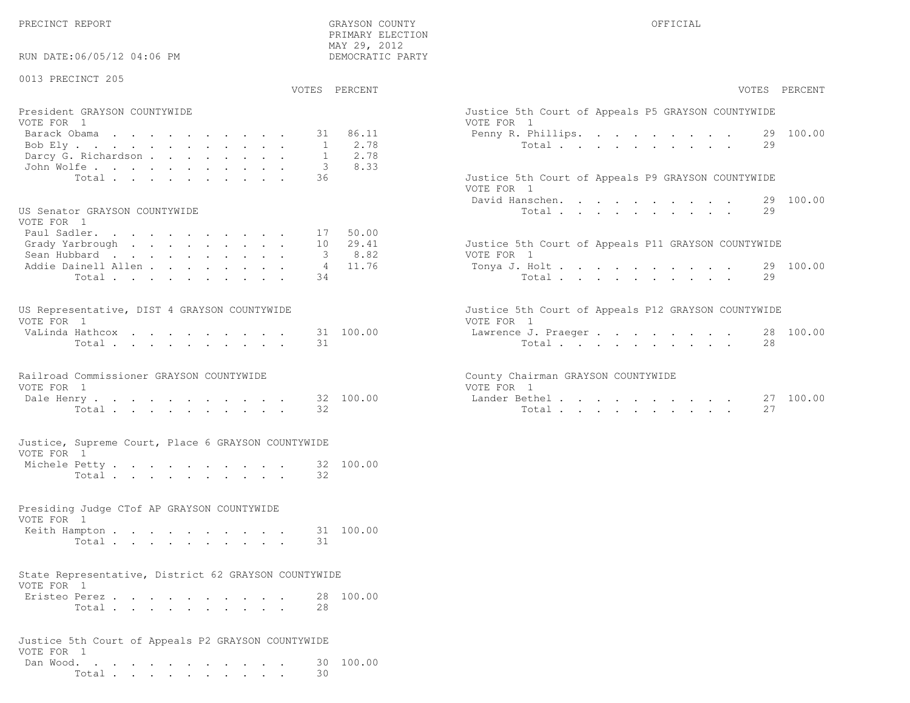PRECINCT REPORT

GRAYSON COUNTY
PRIMARY ELECTION
MAY 29, 2012
DEMOCRATIC PARTY

OFFICIAL

RUN DATE:06/05/12 04:06 PM

0013 PRECINCT 205

### President GRAYSON COUNTYWIDE
VOTE FOR 1

| Candidate | VOTES | PERCENT |
|---|---|---|
| Barack Obama | 31 | 86.11 |
| Bob Ely | 1 | 2.78 |
| Darcy G. Richardson | 1 | 2.78 |
| John Wolfe | 3 | 8.33 |
| Total | 36 | |

### US Senator GRAYSON COUNTYWIDE
VOTE FOR 1

| Candidate | VOTES | PERCENT |
|---|---|---|
| Paul Sadler | 17 | 50.00 |
| Grady Yarbrough | 10 | 29.41 |
| Sean Hubbard | 3 | 8.82 |
| Addie Dainell Allen | 4 | 11.76 |
| Total | 34 | |

### US Representative, DIST 4 GRAYSON COUNTYWIDE
VOTE FOR 1

| Candidate | VOTES | PERCENT |
|---|---|---|
| VaLinda Hathcox | 31 | 100.00 |
| Total | 31 | |

### Railroad Commissioner GRAYSON COUNTYWIDE
VOTE FOR 1

| Candidate | VOTES | PERCENT |
|---|---|---|
| Dale Henry | 32 | 100.00 |
| Total | 32 | |

### Justice, Supreme Court, Place 6 GRAYSON COUNTYWIDE
VOTE FOR 1

| Candidate | VOTES | PERCENT |
|---|---|---|
| Michele Petty | 32 | 100.00 |
| Total | 32 | |

### Presiding Judge CTof AP GRAYSON COUNTYWIDE
VOTE FOR 1

| Candidate | VOTES | PERCENT |
|---|---|---|
| Keith Hampton | 31 | 100.00 |
| Total | 31 | |

### State Representative, District 62 GRAYSON COUNTYWIDE
VOTE FOR 1

| Candidate | VOTES | PERCENT |
|---|---|---|
| Eristeo Perez | 28 | 100.00 |
| Total | 28 | |

### Justice 5th Court of Appeals P2 GRAYSON COUNTYWIDE
VOTE FOR 1

| Candidate | VOTES | PERCENT |
|---|---|---|
| Dan Wood | 30 | 100.00 |
| Total | 30 | |

### Justice 5th Court of Appeals P5 GRAYSON COUNTYWIDE
VOTE FOR 1

| Candidate | VOTES | PERCENT |
|---|---|---|
| Penny R. Phillips | 29 | 100.00 |
| Total | 29 | |

### Justice 5th Court of Appeals P9 GRAYSON COUNTYWIDE
VOTE FOR 1

| Candidate | VOTES | PERCENT |
|---|---|---|
| David Hanschen | 29 | 100.00 |
| Total | 29 | |

### Justice 5th Court of Appeals P11 GRAYSON COUNTYWIDE
VOTE FOR 1

| Candidate | VOTES | PERCENT |
|---|---|---|
| Tonya J. Holt | 29 | 100.00 |
| Total | 29 | |

### Justice 5th Court of Appeals P12 GRAYSON COUNTYWIDE
VOTE FOR 1

| Candidate | VOTES | PERCENT |
|---|---|---|
| Lawrence J. Praeger | 28 | 100.00 |
| Total | 28 | |

### County Chairman GRAYSON COUNTYWIDE
VOTE FOR 1

| Candidate | VOTES | PERCENT |
|---|---|---|
| Lander Bethel | 27 | 100.00 |
| Total | 27 | |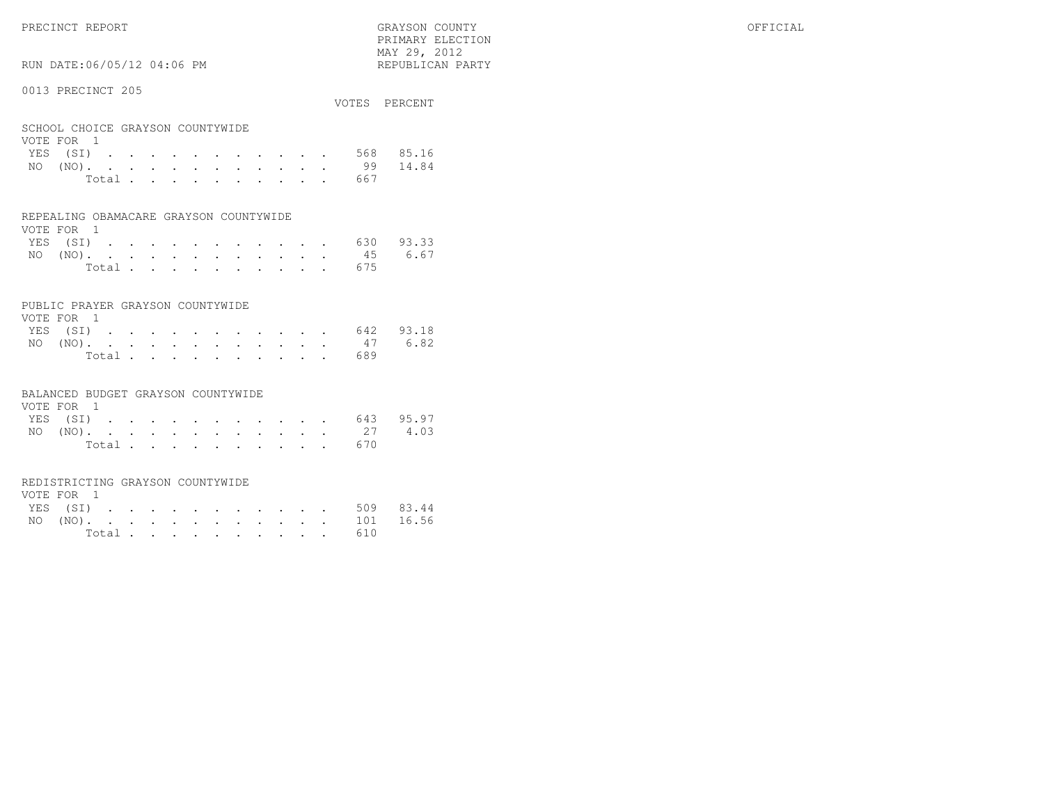PRECINCT REPORT

GRAYSON COUNTY
PRIMARY ELECTION
MAY 29, 2012
REPUBLICAN PARTY

OFFICIAL

RUN DATE:06/05/12 04:06 PM

## 0013 PRECINCT 205

### SCHOOL CHOICE GRAYSON COUNTYWIDE

VOTE FOR 1

| | VOTES | PERCENT |
|---|---|---|
| YES (SI) | 568 | 85.16 |
| NO (NO) | 99 | 14.84 |
| Total | 667 | |

### REPEALING OBAMACARE GRAYSON COUNTYWIDE

VOTE FOR 1

| | VOTES | PERCENT |
|---|---|---|
| YES (SI) | 630 | 93.33 |
| NO (NO) | 45 | 6.67 |
| Total | 675 | |

### PUBLIC PRAYER GRAYSON COUNTYWIDE

VOTE FOR 1

| | VOTES | PERCENT |
|---|---|---|
| YES (SI) | 642 | 93.18 |
| NO (NO) | 47 | 6.82 |
| Total | 689 | |

### BALANCED BUDGET GRAYSON COUNTYWIDE

VOTE FOR 1

| | VOTES | PERCENT |
|---|---|---|
| YES (SI) | 643 | 95.97 |
| NO (NO) | 27 | 4.03 |
| Total | 670 | |

### REDISTRICTING GRAYSON COUNTYWIDE

VOTE FOR 1

| | VOTES | PERCENT |
|---|---|---|
| YES (SI) | 509 | 83.44 |
| NO (NO) | 101 | 16.56 |
| Total | 610 | |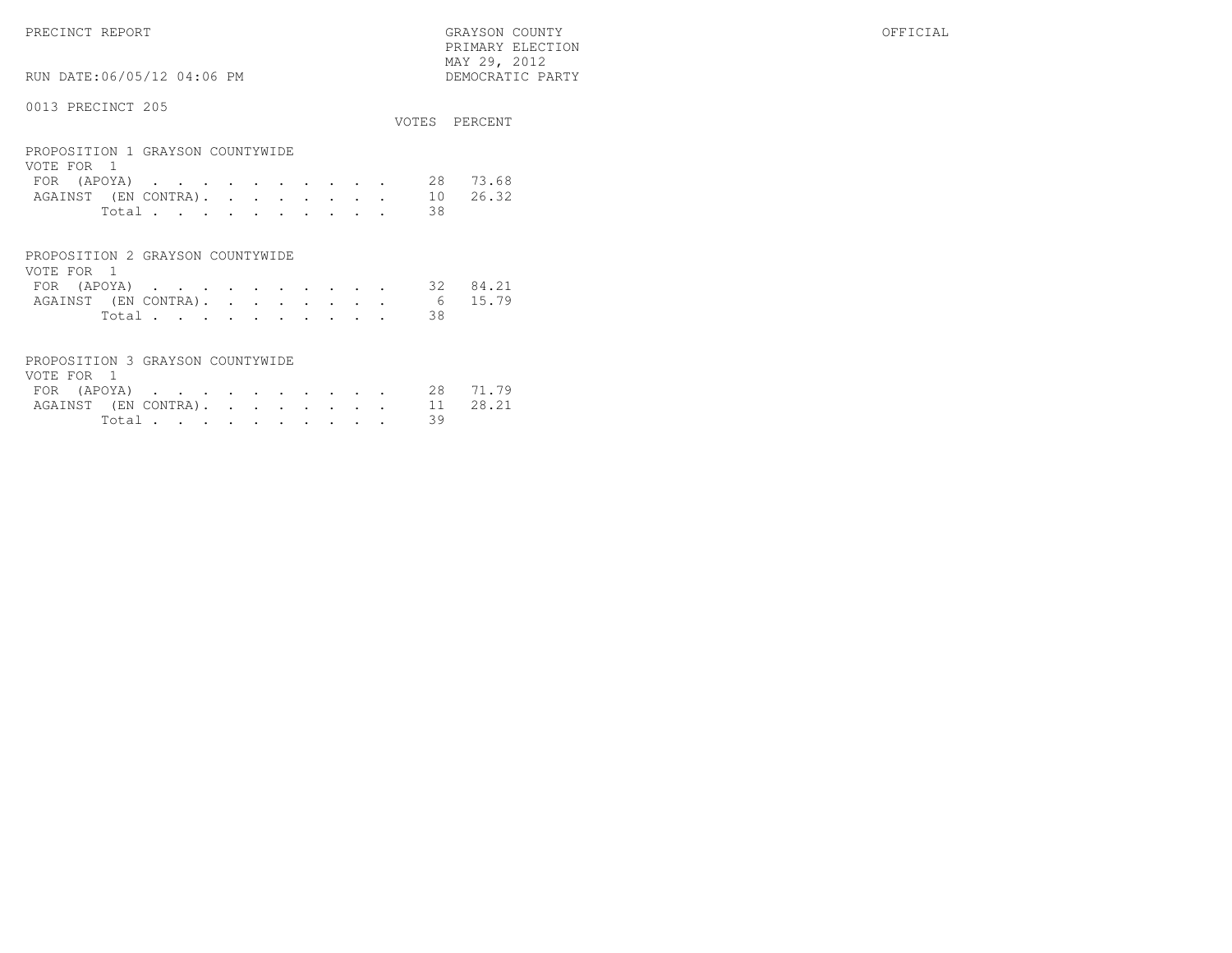PRECINCT REPORT — GRAYSON COUNTY — PRIMARY ELECTION — MAY 29, 2012 — DEMOCRATIC PARTY — OFFICIAL

RUN DATE:06/05/12 04:06 PM

0013 PRECINCT 205

### PROPOSITION 1 GRAYSON COUNTYWIDE

VOTE FOR 1

| | VOTES | PERCENT |
|---|---|---|
| FOR (APOYA) | 28 | 73.68 |
| AGAINST (EN CONTRA) | 10 | 26.32 |
| Total | 38 | |

### PROPOSITION 2 GRAYSON COUNTYWIDE

VOTE FOR 1

| | VOTES | PERCENT |
|---|---|---|
| FOR (APOYA) | 32 | 84.21 |
| AGAINST (EN CONTRA) | 6 | 15.79 |
| Total | 38 | |

### PROPOSITION 3 GRAYSON COUNTYWIDE

VOTE FOR 1

| | VOTES | PERCENT |
|---|---|---|
| FOR (APOYA) | 28 | 71.79 |
| AGAINST (EN CONTRA) | 11 | 28.21 |
| Total | 39 | |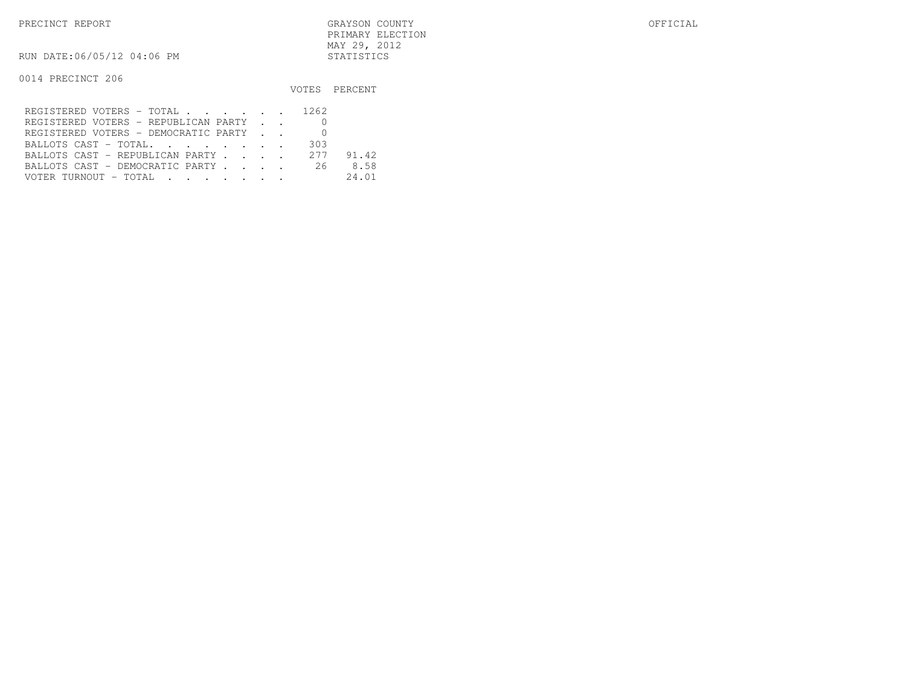PRECINCT REPORT

GRAYSON COUNTY
PRIMARY ELECTION
MAY 29, 2012
STATISTICS

OFFICIAL

RUN DATE:06/05/12 04:06 PM

0014 PRECINCT 206

| | VOTES | PERCENT |
|---|---|---|
| REGISTERED VOTERS - TOTAL . . . . . . | 1262 | |
| REGISTERED VOTERS - REPUBLICAN PARTY . . | 0 | |
| REGISTERED VOTERS - DEMOCRATIC PARTY . . | 0 | |
| BALLOTS CAST - TOTAL. . . . . . . . | 303 | |
| BALLOTS CAST - REPUBLICAN PARTY . . . . | 277 | 91.42 |
| BALLOTS CAST - DEMOCRATIC PARTY . . . . | 26 | 8.58 |
| VOTER TURNOUT - TOTAL . . . . . . . | | 24.01 |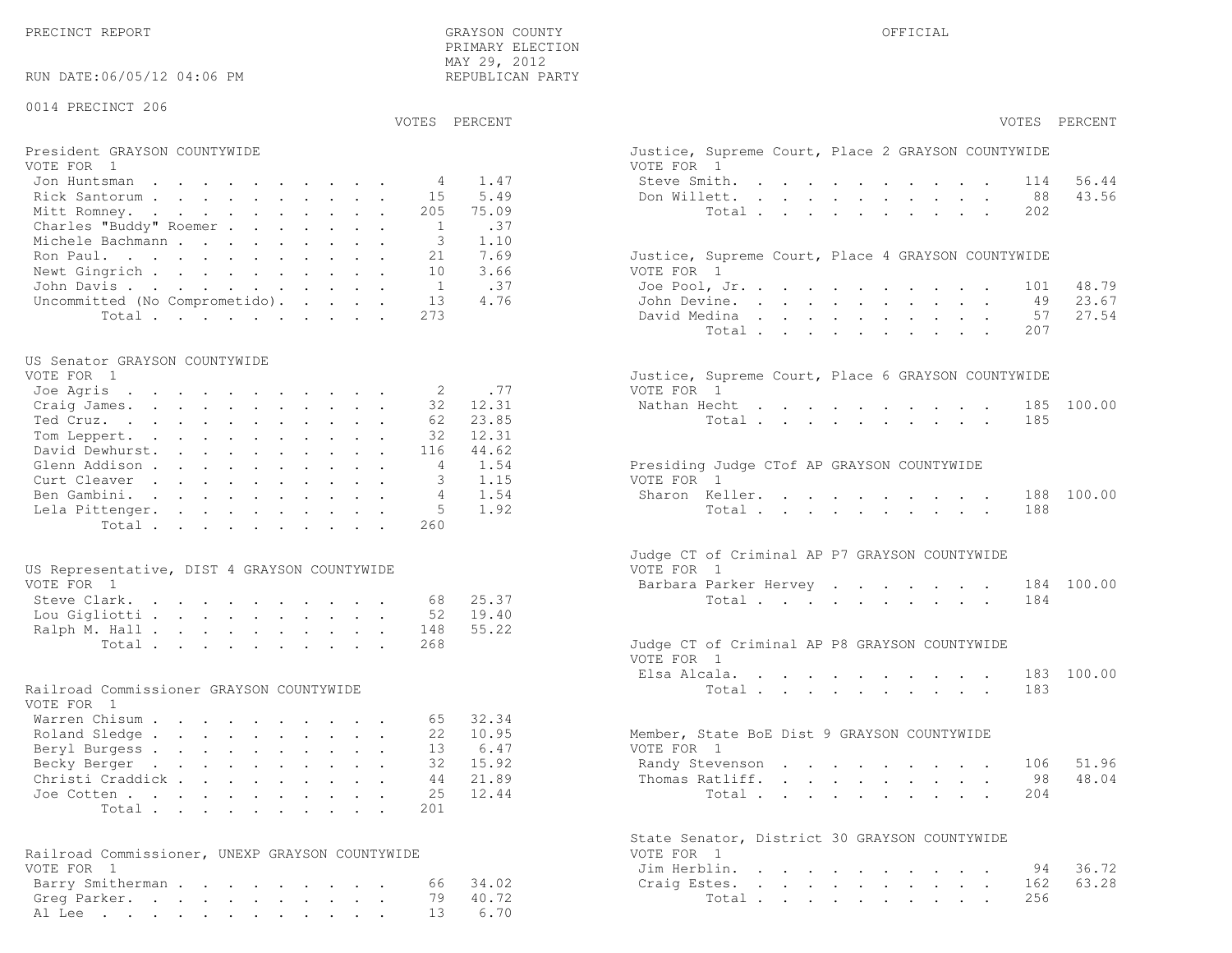PRECINCT REPORT

GRAYSON COUNTY
PRIMARY ELECTION
MAY 29, 2012
REPUBLICAN PARTY

OFFICIAL

RUN DATE:06/05/12 04:06 PM

0014 PRECINCT 206

**President GRAYSON COUNTYWIDE**
VOTE FOR 1

| Candidate | VOTES | PERCENT |
|---|---|---|
| Jon Huntsman | 4 | 1.47 |
| Rick Santorum | 15 | 5.49 |
| Mitt Romney | 205 | 75.09 |
| Charles "Buddy" Roemer | 1 | .37 |
| Michele Bachmann | 3 | 1.10 |
| Ron Paul | 21 | 7.69 |
| Newt Gingrich | 10 | 3.66 |
| John Davis | 1 | .37 |
| Uncommitted (No Comprometido) | 13 | 4.76 |
| Total | 273 | |

**US Senator GRAYSON COUNTYWIDE**
VOTE FOR 1

| Candidate | VOTES | PERCENT |
|---|---|---|
| Joe Agris | 2 | .77 |
| Craig James | 32 | 12.31 |
| Ted Cruz | 62 | 23.85 |
| Tom Leppert | 32 | 12.31 |
| David Dewhurst | 116 | 44.62 |
| Glenn Addison | 4 | 1.54 |
| Curt Cleaver | 3 | 1.15 |
| Ben Gambini | 4 | 1.54 |
| Lela Pittenger | 5 | 1.92 |
| Total | 260 | |

**US Representative, DIST 4 GRAYSON COUNTYWIDE**
VOTE FOR 1

| Candidate | VOTES | PERCENT |
|---|---|---|
| Steve Clark | 68 | 25.37 |
| Lou Gigliotti | 52 | 19.40 |
| Ralph M. Hall | 148 | 55.22 |
| Total | 268 | |

**Railroad Commissioner GRAYSON COUNTYWIDE**
VOTE FOR 1

| Candidate | VOTES | PERCENT |
|---|---|---|
| Warren Chisum | 65 | 32.34 |
| Roland Sledge | 22 | 10.95 |
| Beryl Burgess | 13 | 6.47 |
| Becky Berger | 32 | 15.92 |
| Christi Craddick | 44 | 21.89 |
| Joe Cotten | 25 | 12.44 |
| Total | 201 | |

**Railroad Commissioner, UNEXP GRAYSON COUNTYWIDE**
VOTE FOR 1

| Candidate | VOTES | PERCENT |
|---|---|---|
| Barry Smitherman | 66 | 34.02 |
| Greg Parker | 79 | 40.72 |
| Al Lee | 13 | 6.70 |

**Justice, Supreme Court, Place 2 GRAYSON COUNTYWIDE**
VOTE FOR 1

| Candidate | VOTES | PERCENT |
|---|---|---|
| Steve Smith | 114 | 56.44 |
| Don Willett | 88 | 43.56 |
| Total | 202 | |

**Justice, Supreme Court, Place 4 GRAYSON COUNTYWIDE**
VOTE FOR 1

| Candidate | VOTES | PERCENT |
|---|---|---|
| Joe Pool, Jr. | 101 | 48.79 |
| John Devine | 49 | 23.67 |
| David Medina | 57 | 27.54 |
| Total | 207 | |

**Justice, Supreme Court, Place 6 GRAYSON COUNTYWIDE**
VOTE FOR 1

| Candidate | VOTES | PERCENT |
|---|---|---|
| Nathan Hecht | 185 | 100.00 |
| Total | 185 | |

**Presiding Judge CTof AP GRAYSON COUNTYWIDE**
VOTE FOR 1

| Candidate | VOTES | PERCENT |
|---|---|---|
| Sharon Keller | 188 | 100.00 |
| Total | 188 | |

**Judge CT of Criminal AP P7 GRAYSON COUNTYWIDE**
VOTE FOR 1

| Candidate | VOTES | PERCENT |
|---|---|---|
| Barbara Parker Hervey | 184 | 100.00 |
| Total | 184 | |

**Judge CT of Criminal AP P8 GRAYSON COUNTYWIDE**
VOTE FOR 1

| Candidate | VOTES | PERCENT |
|---|---|---|
| Elsa Alcala | 183 | 100.00 |
| Total | 183 | |

**Member, State BoE Dist 9 GRAYSON COUNTYWIDE**
VOTE FOR 1

| Candidate | VOTES | PERCENT |
|---|---|---|
| Randy Stevenson | 106 | 51.96 |
| Thomas Ratliff | 98 | 48.04 |
| Total | 204 | |

**State Senator, District 30 GRAYSON COUNTYWIDE**
VOTE FOR 1

| Candidate | VOTES | PERCENT |
|---|---|---|
| Jim Herblin | 94 | 36.72 |
| Craig Estes | 162 | 63.28 |
| Total | 256 | |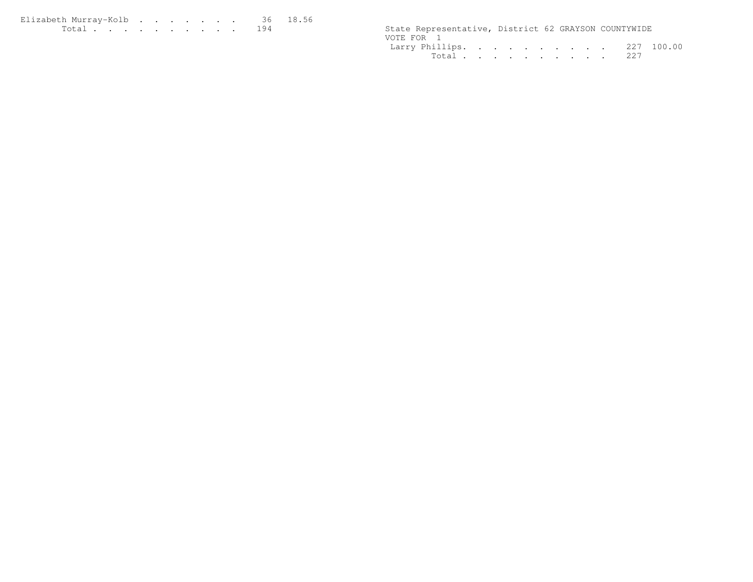| | | |
|---|---|---|
| Elizabeth Murray-Kolb | 36 | 18.56 |
| Total | 194 | |

State Representative, District 62 GRAYSON COUNTYWIDE
VOTE FOR 1

| | | |
|---|---|---|
| Larry Phillips | 227 | 100.00 |
| Total | 227 | |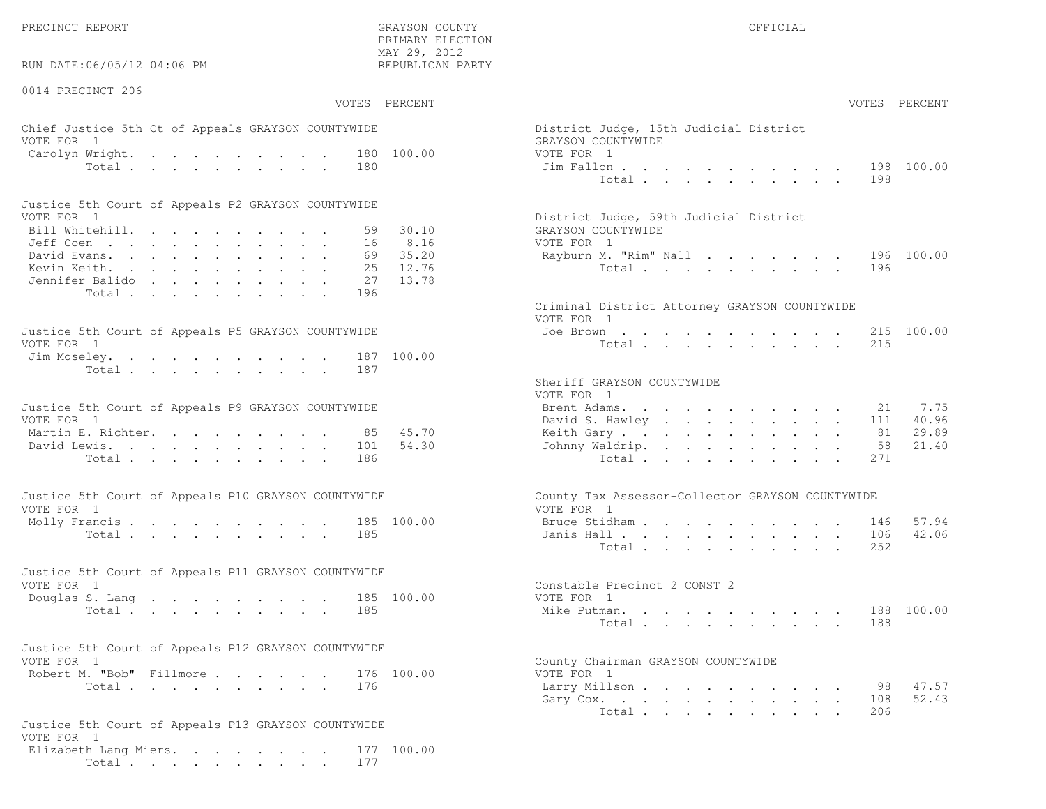PRECINCT REPORT — GRAYSON COUNTY — PRIMARY ELECTION — MAY 29, 2012 — REPUBLICAN PARTY — OFFICIAL

RUN DATE:06/05/12 04:06 PM

## 0014 PRECINCT 206

### Chief Justice 5th Ct of Appeals GRAYSON COUNTYWIDE
VOTE FOR 1

| | VOTES | PERCENT |
|---|---|---|
| Carolyn Wright | 180 | 100.00 |
| Total | 180 | |

### Justice 5th Court of Appeals P2 GRAYSON COUNTYWIDE
VOTE FOR 1

| | VOTES | PERCENT |
|---|---|---|
| Bill Whitehill | 59 | 30.10 |
| Jeff Coen | 16 | 8.16 |
| David Evans | 69 | 35.20 |
| Kevin Keith | 25 | 12.76 |
| Jennifer Balido | 27 | 13.78 |
| Total | 196 | |

### Justice 5th Court of Appeals P5 GRAYSON COUNTYWIDE
VOTE FOR 1

| | VOTES | PERCENT |
|---|---|---|
| Jim Moseley | 187 | 100.00 |
| Total | 187 | |

### Justice 5th Court of Appeals P9 GRAYSON COUNTYWIDE
VOTE FOR 1

| | VOTES | PERCENT |
|---|---|---|
| Martin E. Richter | 85 | 45.70 |
| David Lewis | 101 | 54.30 |
| Total | 186 | |

### Justice 5th Court of Appeals P10 GRAYSON COUNTYWIDE
VOTE FOR 1

| | VOTES | PERCENT |
|---|---|---|
| Molly Francis | 185 | 100.00 |
| Total | 185 | |

### Justice 5th Court of Appeals P11 GRAYSON COUNTYWIDE
VOTE FOR 1

| | VOTES | PERCENT |
|---|---|---|
| Douglas S. Lang | 185 | 100.00 |
| Total | 185 | |

### Justice 5th Court of Appeals P12 GRAYSON COUNTYWIDE
VOTE FOR 1

| | VOTES | PERCENT |
|---|---|---|
| Robert M. "Bob" Fillmore | 176 | 100.00 |
| Total | 176 | |

### Justice 5th Court of Appeals P13 GRAYSON COUNTYWIDE
VOTE FOR 1

| | VOTES | PERCENT |
|---|---|---|
| Elizabeth Lang Miers | 177 | 100.00 |
| Total | 177 | |

### District Judge, 15th Judicial District GRAYSON COUNTYWIDE
VOTE FOR 1

| | VOTES | PERCENT |
|---|---|---|
| Jim Fallon | 198 | 100.00 |
| Total | 198 | |

### District Judge, 59th Judicial District GRAYSON COUNTYWIDE
VOTE FOR 1

| | VOTES | PERCENT |
|---|---|---|
| Rayburn M. "Rim" Nall | 196 | 100.00 |
| Total | 196 | |

### Criminal District Attorney GRAYSON COUNTYWIDE
VOTE FOR 1

| | VOTES | PERCENT |
|---|---|---|
| Joe Brown | 215 | 100.00 |
| Total | 215 | |

### Sheriff GRAYSON COUNTYWIDE
VOTE FOR 1

| | VOTES | PERCENT |
|---|---|---|
| Brent Adams | 21 | 7.75 |
| David S. Hawley | 111 | 40.96 |
| Keith Gary | 81 | 29.89 |
| Johnny Waldrip | 58 | 21.40 |
| Total | 271 | |

### County Tax Assessor-Collector GRAYSON COUNTYWIDE
VOTE FOR 1

| | VOTES | PERCENT |
|---|---|---|
| Bruce Stidham | 146 | 57.94 |
| Janis Hall | 106 | 42.06 |
| Total | 252 | |

### Constable Precinct 2 CONST 2
VOTE FOR 1

| | VOTES | PERCENT |
|---|---|---|
| Mike Putman | 188 | 100.00 |
| Total | 188 | |

### County Chairman GRAYSON COUNTYWIDE
VOTE FOR 1

| | VOTES | PERCENT |
|---|---|---|
| Larry Millson | 98 | 47.57 |
| Gary Cox | 108 | 52.43 |
| Total | 206 | |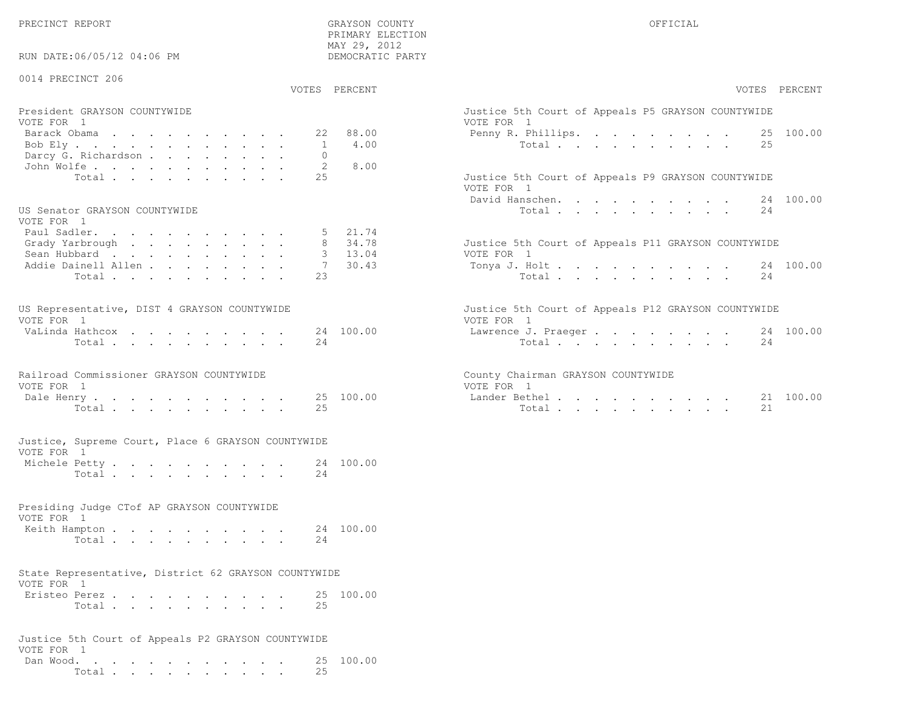PRECINCT REPORT

GRAYSON COUNTY
PRIMARY ELECTION
MAY 29, 2012
DEMOCRATIC PARTY

OFFICIAL

RUN DATE:06/05/12 04:06 PM

0014 PRECINCT 206

**President GRAYSON COUNTYWIDE**
VOTE FOR 1

| | VOTES | PERCENT |
|---|---|---|
| Barack Obama | 22 | 88.00 |
| Bob Ely | 1 | 4.00 |
| Darcy G. Richardson | 0 | |
| John Wolfe | 2 | 8.00 |
| Total | 25 | |

**US Senator GRAYSON COUNTYWIDE**
VOTE FOR 1

| | VOTES | PERCENT |
|---|---|---|
| Paul Sadler | 5 | 21.74 |
| Grady Yarbrough | 8 | 34.78 |
| Sean Hubbard | 3 | 13.04 |
| Addie Dainell Allen | 7 | 30.43 |
| Total | 23 | |

**US Representative, DIST 4 GRAYSON COUNTYWIDE**
VOTE FOR 1

| | VOTES | PERCENT |
|---|---|---|
| VaLinda Hathcox | 24 | 100.00 |
| Total | 24 | |

**Railroad Commissioner GRAYSON COUNTYWIDE**
VOTE FOR 1

| | VOTES | PERCENT |
|---|---|---|
| Dale Henry | 25 | 100.00 |
| Total | 25 | |

**Justice, Supreme Court, Place 6 GRAYSON COUNTYWIDE**
VOTE FOR 1

| | VOTES | PERCENT |
|---|---|---|
| Michele Petty | 24 | 100.00 |
| Total | 24 | |

**Presiding Judge CTof AP GRAYSON COUNTYWIDE**
VOTE FOR 1

| | VOTES | PERCENT |
|---|---|---|
| Keith Hampton | 24 | 100.00 |
| Total | 24 | |

**State Representative, District 62 GRAYSON COUNTYWIDE**
VOTE FOR 1

| | VOTES | PERCENT |
|---|---|---|
| Eristeo Perez | 25 | 100.00 |
| Total | 25 | |

**Justice 5th Court of Appeals P2 GRAYSON COUNTYWIDE**
VOTE FOR 1

| | VOTES | PERCENT |
|---|---|---|
| Dan Wood | 25 | 100.00 |
| Total | 25 | |

**Justice 5th Court of Appeals P5 GRAYSON COUNTYWIDE**
VOTE FOR 1

| | VOTES | PERCENT |
|---|---|---|
| Penny R. Phillips | 25 | 100.00 |
| Total | 25 | |

**Justice 5th Court of Appeals P9 GRAYSON COUNTYWIDE**
VOTE FOR 1

| | VOTES | PERCENT |
|---|---|---|
| David Hanschen | 24 | 100.00 |
| Total | 24 | |

**Justice 5th Court of Appeals P11 GRAYSON COUNTYWIDE**
VOTE FOR 1

| | VOTES | PERCENT |
|---|---|---|
| Tonya J. Holt | 24 | 100.00 |
| Total | 24 | |

**Justice 5th Court of Appeals P12 GRAYSON COUNTYWIDE**
VOTE FOR 1

| | VOTES | PERCENT |
|---|---|---|
| Lawrence J. Praeger | 24 | 100.00 |
| Total | 24 | |

**County Chairman GRAYSON COUNTYWIDE**
VOTE FOR 1

| | VOTES | PERCENT |
|---|---|---|
| Lander Bethel | 21 | 100.00 |
| Total | 21 | |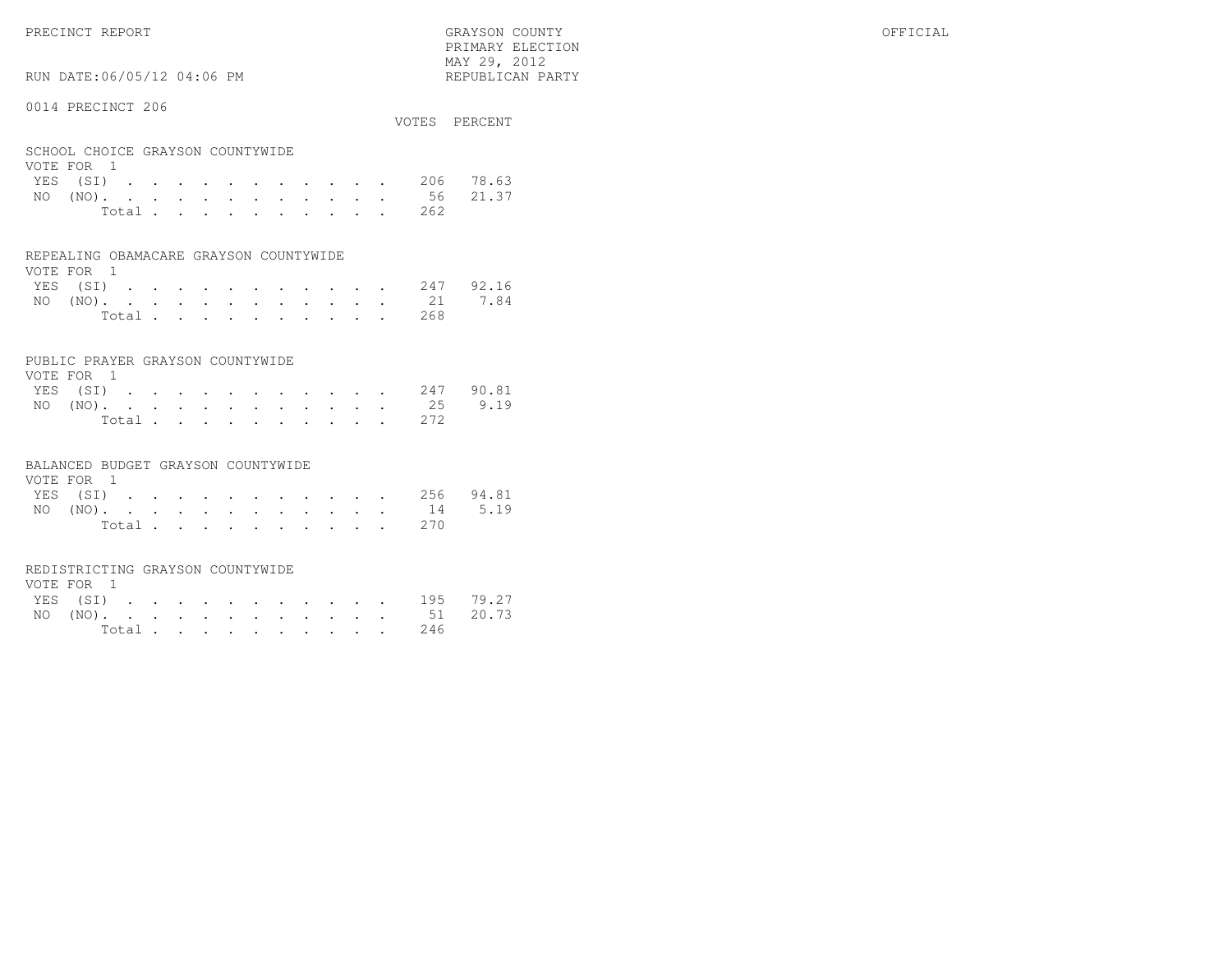PRECINCT REPORT

GRAYSON COUNTY
PRIMARY ELECTION
MAY 29, 2012
REPUBLICAN PARTY

OFFICIAL

RUN DATE:06/05/12 04:06 PM

0014 PRECINCT 206

### SCHOOL CHOICE GRAYSON COUNTYWIDE

VOTE FOR 1

| | VOTES | PERCENT |
|---|---|---|
| YES (SI) | 206 | 78.63 |
| NO (NO) | 56 | 21.37 |
| Total | 262 | |

### REPEALING OBAMACARE GRAYSON COUNTYWIDE

VOTE FOR 1

| | VOTES | PERCENT |
|---|---|---|
| YES (SI) | 247 | 92.16 |
| NO (NO) | 21 | 7.84 |
| Total | 268 | |

### PUBLIC PRAYER GRAYSON COUNTYWIDE

VOTE FOR 1

| | VOTES | PERCENT |
|---|---|---|
| YES (SI) | 247 | 90.81 |
| NO (NO) | 25 | 9.19 |
| Total | 272 | |

### BALANCED BUDGET GRAYSON COUNTYWIDE

VOTE FOR 1

| | VOTES | PERCENT |
|---|---|---|
| YES (SI) | 256 | 94.81 |
| NO (NO) | 14 | 5.19 |
| Total | 270 | |

### REDISTRICTING GRAYSON COUNTYWIDE

VOTE FOR 1

| | VOTES | PERCENT |
|---|---|---|
| YES (SI) | 195 | 79.27 |
| NO (NO) | 51 | 20.73 |
| Total | 246 | |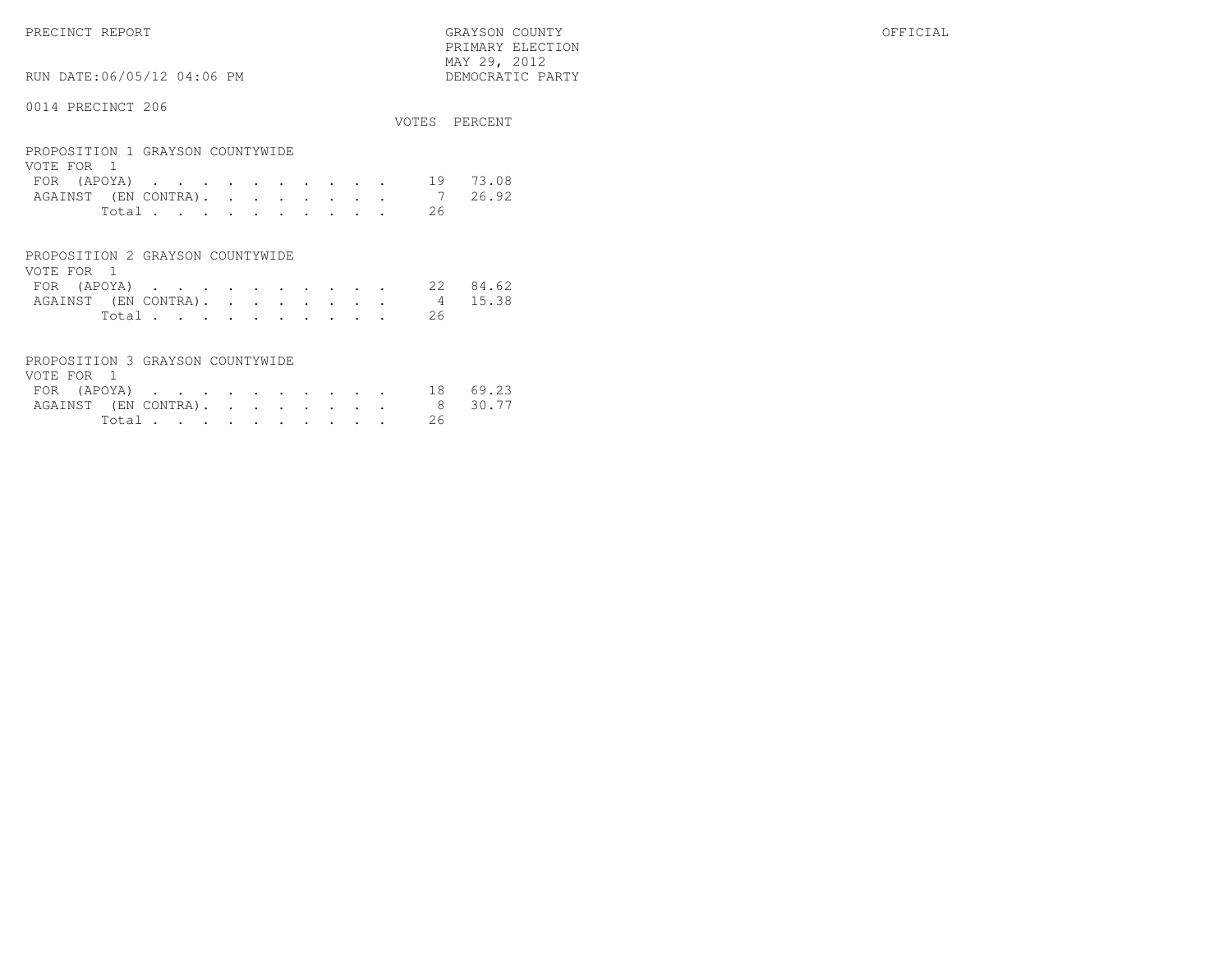PRECINCT REPORT

GRAYSON COUNTY
PRIMARY ELECTION
MAY 29, 2012
DEMOCRATIC PARTY

OFFICIAL

RUN DATE:06/05/12 04:06 PM

0014 PRECINCT 206

PROPOSITION 1 GRAYSON COUNTYWIDE
VOTE FOR 1

| | VOTES | PERCENT |
|---|---|---|
| FOR (APOYA) | 19 | 73.08 |
| AGAINST (EN CONTRA) | 7 | 26.92 |
| Total | 26 | |

PROPOSITION 2 GRAYSON COUNTYWIDE
VOTE FOR 1

| | VOTES | PERCENT |
|---|---|---|
| FOR (APOYA) | 22 | 84.62 |
| AGAINST (EN CONTRA) | 4 | 15.38 |
| Total | 26 | |

PROPOSITION 3 GRAYSON COUNTYWIDE
VOTE FOR 1

| | VOTES | PERCENT |
|---|---|---|
| FOR (APOYA) | 18 | 69.23 |
| AGAINST (EN CONTRA) | 8 | 30.77 |
| Total | 26 | |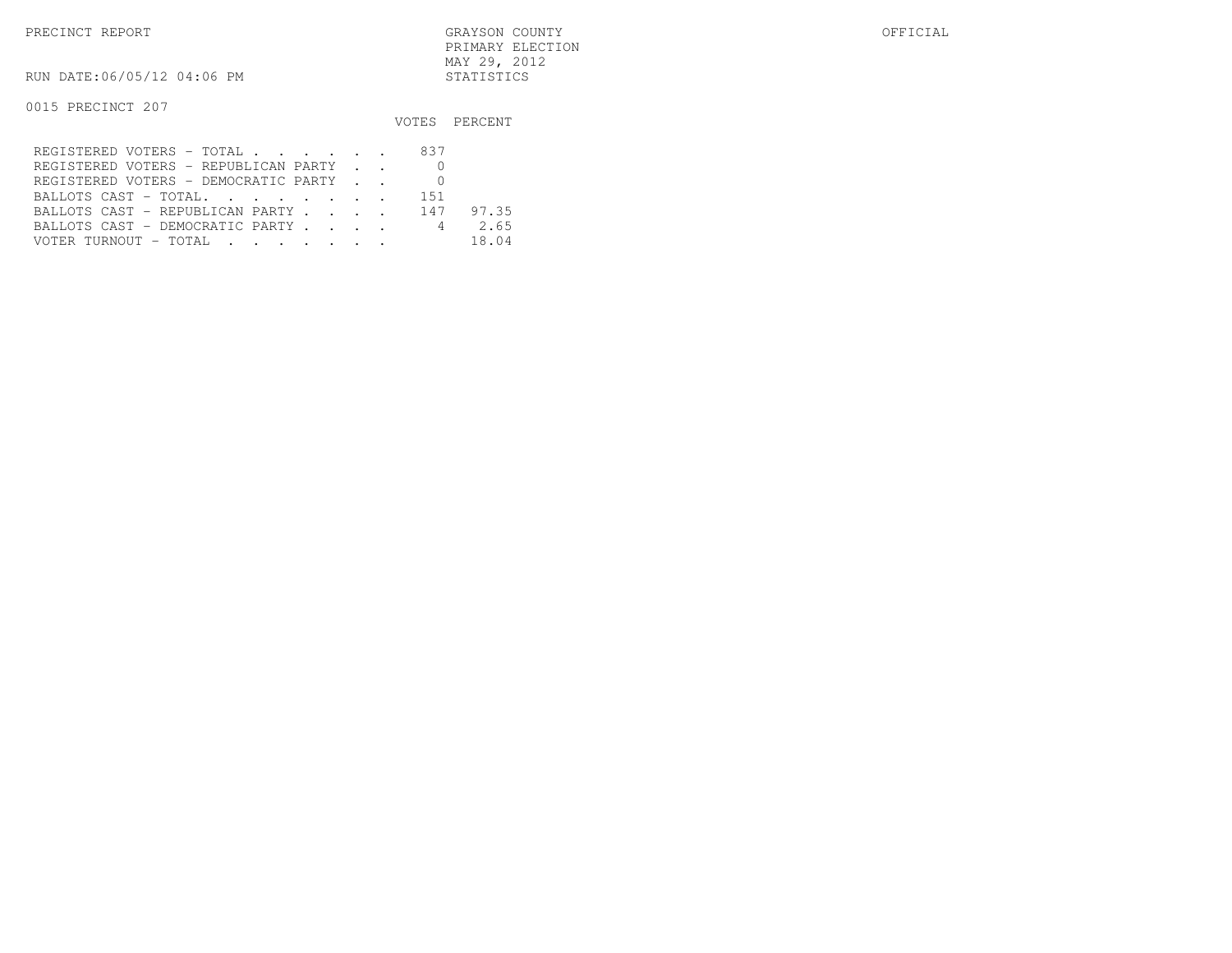PRECINCT REPORT

GRAYSON COUNTY
PRIMARY ELECTION
MAY 29, 2012
STATISTICS

OFFICIAL

RUN DATE:06/05/12 04:06 PM

0015 PRECINCT 207

| | VOTES | PERCENT |
|---|---|---|
| REGISTERED VOTERS - TOTAL . . . . . . | 837 | |
| REGISTERED VOTERS - REPUBLICAN PARTY . . | 0 | |
| REGISTERED VOTERS - DEMOCRATIC PARTY . . | 0 | |
| BALLOTS CAST - TOTAL. . . . . . . . | 151 | |
| BALLOTS CAST - REPUBLICAN PARTY . . . . | 147 | 97.35 |
| BALLOTS CAST - DEMOCRATIC PARTY . . . . | 4 | 2.65 |
| VOTER TURNOUT - TOTAL . . . . . . . | | 18.04 |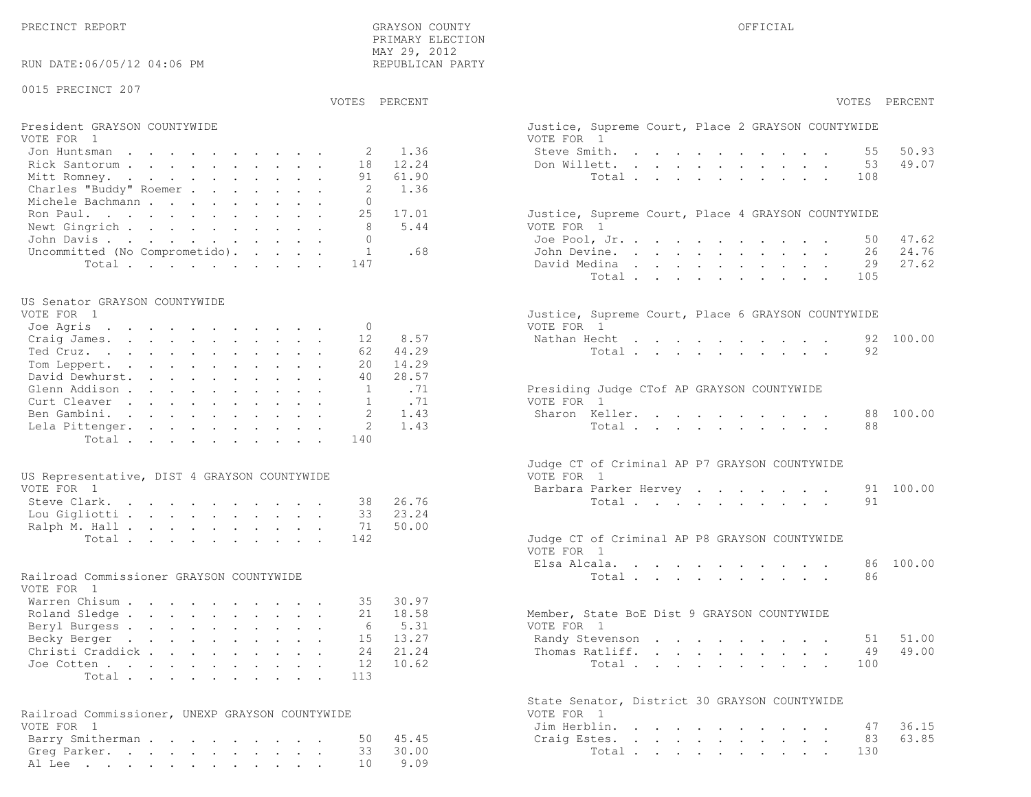PRECINCT REPORT

RUN DATE:06/05/12 04:06 PM

GRAYSON COUNTY
PRIMARY ELECTION
MAY 29, 2012
REPUBLICAN PARTY

OFFICIAL

0015 PRECINCT 207

**President GRAYSON COUNTYWIDE**
VOTE FOR 1

| Candidate | VOTES | PERCENT |
|---|---|---|
| Jon Huntsman | 2 | 1.36 |
| Rick Santorum | 18 | 12.24 |
| Mitt Romney | 91 | 61.90 |
| Charles "Buddy" Roemer | 2 | 1.36 |
| Michele Bachmann | 0 | |
| Ron Paul | 25 | 17.01 |
| Newt Gingrich | 8 | 5.44 |
| John Davis | 0 | |
| Uncommitted (No Comprometido) | 1 | .68 |
| Total | 147 | |

**US Senator GRAYSON COUNTYWIDE**
VOTE FOR 1

| Candidate | VOTES | PERCENT |
|---|---|---|
| Joe Agris | 0 | |
| Craig James | 12 | 8.57 |
| Ted Cruz | 62 | 44.29 |
| Tom Leppert | 20 | 14.29 |
| David Dewhurst | 40 | 28.57 |
| Glenn Addison | 1 | .71 |
| Curt Cleaver | 1 | .71 |
| Ben Gambini | 2 | 1.43 |
| Lela Pittenger | 2 | 1.43 |
| Total | 140 | |

**US Representative, DIST 4 GRAYSON COUNTYWIDE**
VOTE FOR 1

| Candidate | VOTES | PERCENT |
|---|---|---|
| Steve Clark | 38 | 26.76 |
| Lou Gigliotti | 33 | 23.24 |
| Ralph M. Hall | 71 | 50.00 |
| Total | 142 | |

**Railroad Commissioner GRAYSON COUNTYWIDE**
VOTE FOR 1

| Candidate | VOTES | PERCENT |
|---|---|---|
| Warren Chisum | 35 | 30.97 |
| Roland Sledge | 21 | 18.58 |
| Beryl Burgess | 6 | 5.31 |
| Becky Berger | 15 | 13.27 |
| Christi Craddick | 24 | 21.24 |
| Joe Cotten | 12 | 10.62 |
| Total | 113 | |

**Railroad Commissioner, UNEXP GRAYSON COUNTYWIDE**
VOTE FOR 1

| Candidate | VOTES | PERCENT |
|---|---|---|
| Barry Smitherman | 50 | 45.45 |
| Greg Parker | 33 | 30.00 |
| Al Lee | 10 | 9.09 |

**Justice, Supreme Court, Place 2 GRAYSON COUNTYWIDE**
VOTE FOR 1

| Candidate | VOTES | PERCENT |
|---|---|---|
| Steve Smith | 55 | 50.93 |
| Don Willett | 53 | 49.07 |
| Total | 108 | |

**Justice, Supreme Court, Place 4 GRAYSON COUNTYWIDE**
VOTE FOR 1

| Candidate | VOTES | PERCENT |
|---|---|---|
| Joe Pool, Jr. | 50 | 47.62 |
| John Devine | 26 | 24.76 |
| David Medina | 29 | 27.62 |
| Total | 105 | |

**Justice, Supreme Court, Place 6 GRAYSON COUNTYWIDE**
VOTE FOR 1

| Candidate | VOTES | PERCENT |
|---|---|---|
| Nathan Hecht | 92 | 100.00 |
| Total | 92 | |

**Presiding Judge CTof AP GRAYSON COUNTYWIDE**
VOTE FOR 1

| Candidate | VOTES | PERCENT |
|---|---|---|
| Sharon Keller | 88 | 100.00 |
| Total | 88 | |

**Judge CT of Criminal AP P7 GRAYSON COUNTYWIDE**
VOTE FOR 1

| Candidate | VOTES | PERCENT |
|---|---|---|
| Barbara Parker Hervey | 91 | 100.00 |
| Total | 91 | |

**Judge CT of Criminal AP P8 GRAYSON COUNTYWIDE**
VOTE FOR 1

| Candidate | VOTES | PERCENT |
|---|---|---|
| Elsa Alcala | 86 | 100.00 |
| Total | 86 | |

**Member, State BoE Dist 9 GRAYSON COUNTYWIDE**
VOTE FOR 1

| Candidate | VOTES | PERCENT |
|---|---|---|
| Randy Stevenson | 51 | 51.00 |
| Thomas Ratliff | 49 | 49.00 |
| Total | 100 | |

**State Senator, District 30 GRAYSON COUNTYWIDE**
VOTE FOR 1

| Candidate | VOTES | PERCENT |
|---|---|---|
| Jim Herblin | 47 | 36.15 |
| Craig Estes | 83 | 63.85 |
| Total | 130 | |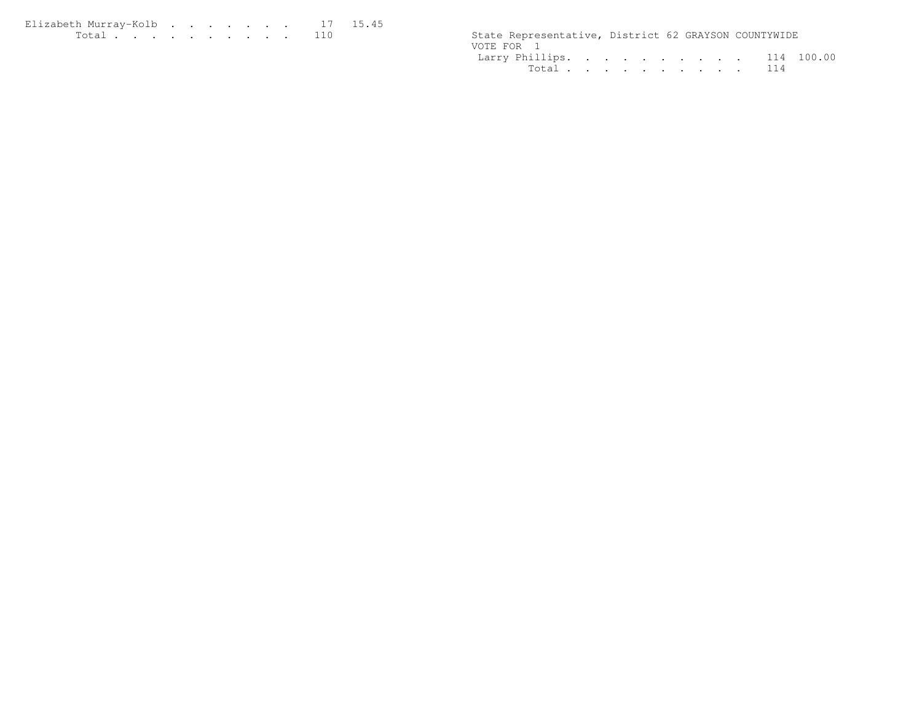| | | |
|---|---|---|
| Elizabeth Murray-Kolb | 17 | 15.45 |
| Total | 110 | |

State Representative, District 62 GRAYSON COUNTYWIDE

VOTE FOR 1

| | | |
|---|---|---|
| Larry Phillips | 114 | 100.00 |
| Total | 114 | |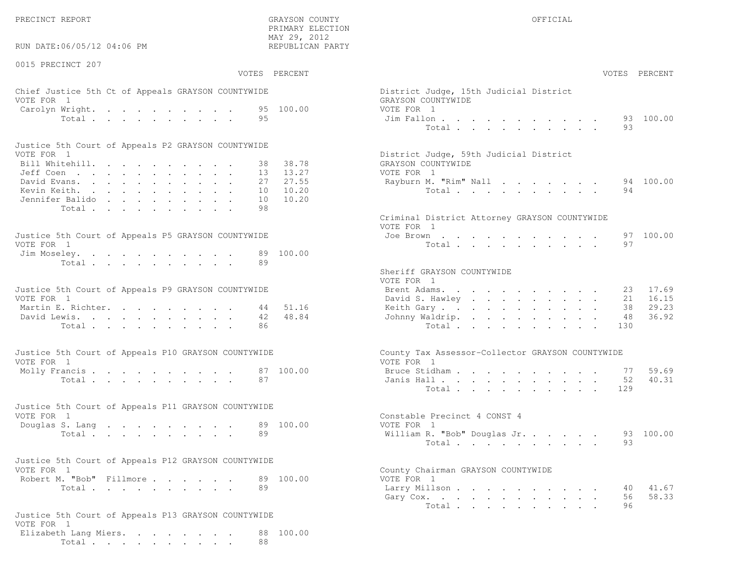PRECINCT REPORT

GRAYSON COUNTY
PRIMARY ELECTION
MAY 29, 2012
REPUBLICAN PARTY

OFFICIAL

RUN DATE:06/05/12 04:06 PM

## 0015 PRECINCT 207

### Chief Justice 5th Ct of Appeals GRAYSON COUNTYWIDE

VOTE FOR 1

| Candidate | VOTES | PERCENT |
|---|---|---|
| Carolyn Wright | 95 | 100.00 |
| Total | 95 | |

### Justice 5th Court of Appeals P2 GRAYSON COUNTYWIDE

VOTE FOR 1

| Candidate | VOTES | PERCENT |
|---|---|---|
| Bill Whitehill | 38 | 38.78 |
| Jeff Coen | 13 | 13.27 |
| David Evans | 27 | 27.55 |
| Kevin Keith | 10 | 10.20 |
| Jennifer Balido | 10 | 10.20 |
| Total | 98 | |

### Justice 5th Court of Appeals P5 GRAYSON COUNTYWIDE

VOTE FOR 1

| Candidate | VOTES | PERCENT |
|---|---|---|
| Jim Moseley | 89 | 100.00 |
| Total | 89 | |

### Justice 5th Court of Appeals P9 GRAYSON COUNTYWIDE

VOTE FOR 1

| Candidate | VOTES | PERCENT |
|---|---|---|
| Martin E. Richter | 44 | 51.16 |
| David Lewis | 42 | 48.84 |
| Total | 86 | |

### Justice 5th Court of Appeals P10 GRAYSON COUNTYWIDE

VOTE FOR 1

| Candidate | VOTES | PERCENT |
|---|---|---|
| Molly Francis | 87 | 100.00 |
| Total | 87 | |

### Justice 5th Court of Appeals P11 GRAYSON COUNTYWIDE

VOTE FOR 1

| Candidate | VOTES | PERCENT |
|---|---|---|
| Douglas S. Lang | 89 | 100.00 |
| Total | 89 | |

### Justice 5th Court of Appeals P12 GRAYSON COUNTYWIDE

VOTE FOR 1

| Candidate | VOTES | PERCENT |
|---|---|---|
| Robert M. "Bob" Fillmore | 89 | 100.00 |
| Total | 89 | |

### Justice 5th Court of Appeals P13 GRAYSON COUNTYWIDE

VOTE FOR 1

| Candidate | VOTES | PERCENT |
|---|---|---|
| Elizabeth Lang Miers | 88 | 100.00 |
| Total | 88 | |

### District Judge, 15th Judicial District GRAYSON COUNTYWIDE

VOTE FOR 1

| Candidate | VOTES | PERCENT |
|---|---|---|
| Jim Fallon | 93 | 100.00 |
| Total | 93 | |

### District Judge, 59th Judicial District GRAYSON COUNTYWIDE

VOTE FOR 1

| Candidate | VOTES | PERCENT |
|---|---|---|
| Rayburn M. "Rim" Nall | 94 | 100.00 |
| Total | 94 | |

### Criminal District Attorney GRAYSON COUNTYWIDE

VOTE FOR 1

| Candidate | VOTES | PERCENT |
|---|---|---|
| Joe Brown | 97 | 100.00 |
| Total | 97 | |

### Sheriff GRAYSON COUNTYWIDE

VOTE FOR 1

| Candidate | VOTES | PERCENT |
|---|---|---|
| Brent Adams | 23 | 17.69 |
| David S. Hawley | 21 | 16.15 |
| Keith Gary | 38 | 29.23 |
| Johnny Waldrip | 48 | 36.92 |
| Total | 130 | |

### County Tax Assessor-Collector GRAYSON COUNTYWIDE

VOTE FOR 1

| Candidate | VOTES | PERCENT |
|---|---|---|
| Bruce Stidham | 77 | 59.69 |
| Janis Hall | 52 | 40.31 |
| Total | 129 | |

### Constable Precinct 4 CONST 4

VOTE FOR 1

| Candidate | VOTES | PERCENT |
|---|---|---|
| William R. "Bob" Douglas Jr. | 93 | 100.00 |
| Total | 93 | |

### County Chairman GRAYSON COUNTYWIDE

VOTE FOR 1

| Candidate | VOTES | PERCENT |
|---|---|---|
| Larry Millson | 40 | 41.67 |
| Gary Cox | 56 | 58.33 |
| Total | 96 | |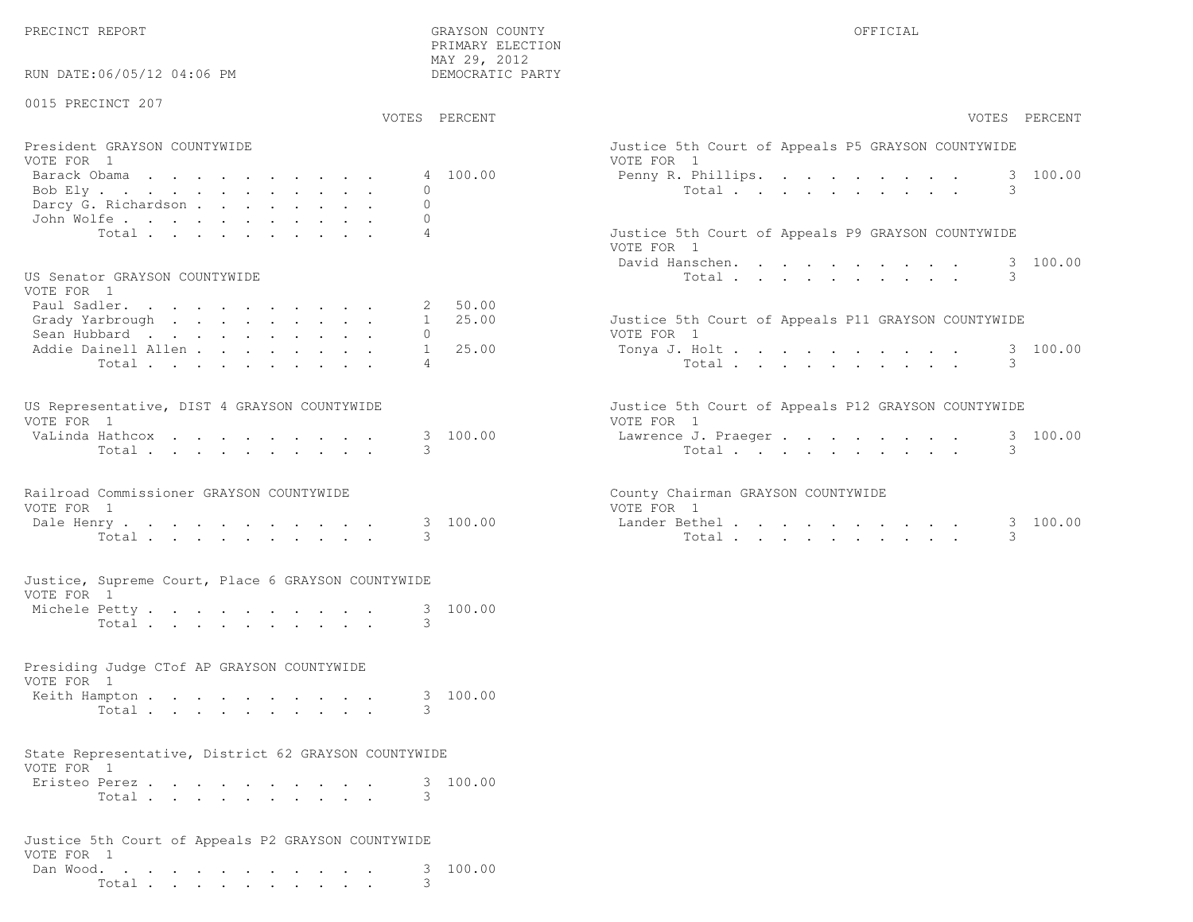PRECINCT REPORT | GRAYSON COUNTY | OFFICIAL

PRIMARY ELECTION
MAY 29, 2012
DEMOCRATIC PARTY

RUN DATE:06/05/12 04:06 PM

0015 PRECINCT 207

### President GRAYSON COUNTYWIDE
VOTE FOR 1

| Candidate | VOTES | PERCENT |
|---|---|---|
| Barack Obama | 4 | 100.00 |
| Bob Ely | 0 | |
| Darcy G. Richardson | 0 | |
| John Wolfe | 0 | |
| Total | 4 | |

### US Senator GRAYSON COUNTYWIDE
VOTE FOR 1

| Candidate | VOTES | PERCENT |
|---|---|---|
| Paul Sadler | 2 | 50.00 |
| Grady Yarbrough | 1 | 25.00 |
| Sean Hubbard | 0 | |
| Addie Dainell Allen | 1 | 25.00 |
| Total | 4 | |

### US Representative, DIST 4 GRAYSON COUNTYWIDE
VOTE FOR 1

| Candidate | VOTES | PERCENT |
|---|---|---|
| VaLinda Hathcox | 3 | 100.00 |
| Total | 3 | |

### Railroad Commissioner GRAYSON COUNTYWIDE
VOTE FOR 1

| Candidate | VOTES | PERCENT |
|---|---|---|
| Dale Henry | 3 | 100.00 |
| Total | 3 | |

### Justice, Supreme Court, Place 6 GRAYSON COUNTYWIDE
VOTE FOR 1

| Candidate | VOTES | PERCENT |
|---|---|---|
| Michele Petty | 3 | 100.00 |
| Total | 3 | |

### Presiding Judge CTof AP GRAYSON COUNTYWIDE
VOTE FOR 1

| Candidate | VOTES | PERCENT |
|---|---|---|
| Keith Hampton | 3 | 100.00 |
| Total | 3 | |

### State Representative, District 62 GRAYSON COUNTYWIDE
VOTE FOR 1

| Candidate | VOTES | PERCENT |
|---|---|---|
| Eristeo Perez | 3 | 100.00 |
| Total | 3 | |

### Justice 5th Court of Appeals P2 GRAYSON COUNTYWIDE
VOTE FOR 1

| Candidate | VOTES | PERCENT |
|---|---|---|
| Dan Wood | 3 | 100.00 |
| Total | 3 | |

### Justice 5th Court of Appeals P5 GRAYSON COUNTYWIDE
VOTE FOR 1

| Candidate | VOTES | PERCENT |
|---|---|---|
| Penny R. Phillips | 3 | 100.00 |
| Total | 3 | |

### Justice 5th Court of Appeals P9 GRAYSON COUNTYWIDE
VOTE FOR 1

| Candidate | VOTES | PERCENT |
|---|---|---|
| David Hanschen | 3 | 100.00 |
| Total | 3 | |

### Justice 5th Court of Appeals P11 GRAYSON COUNTYWIDE
VOTE FOR 1

| Candidate | VOTES | PERCENT |
|---|---|---|
| Tonya J. Holt | 3 | 100.00 |
| Total | 3 | |

### Justice 5th Court of Appeals P12 GRAYSON COUNTYWIDE
VOTE FOR 1

| Candidate | VOTES | PERCENT |
|---|---|---|
| Lawrence J. Praeger | 3 | 100.00 |
| Total | 3 | |

### County Chairman GRAYSON COUNTYWIDE
VOTE FOR 1

| Candidate | VOTES | PERCENT |
|---|---|---|
| Lander Bethel | 3 | 100.00 |
| Total | 3 | |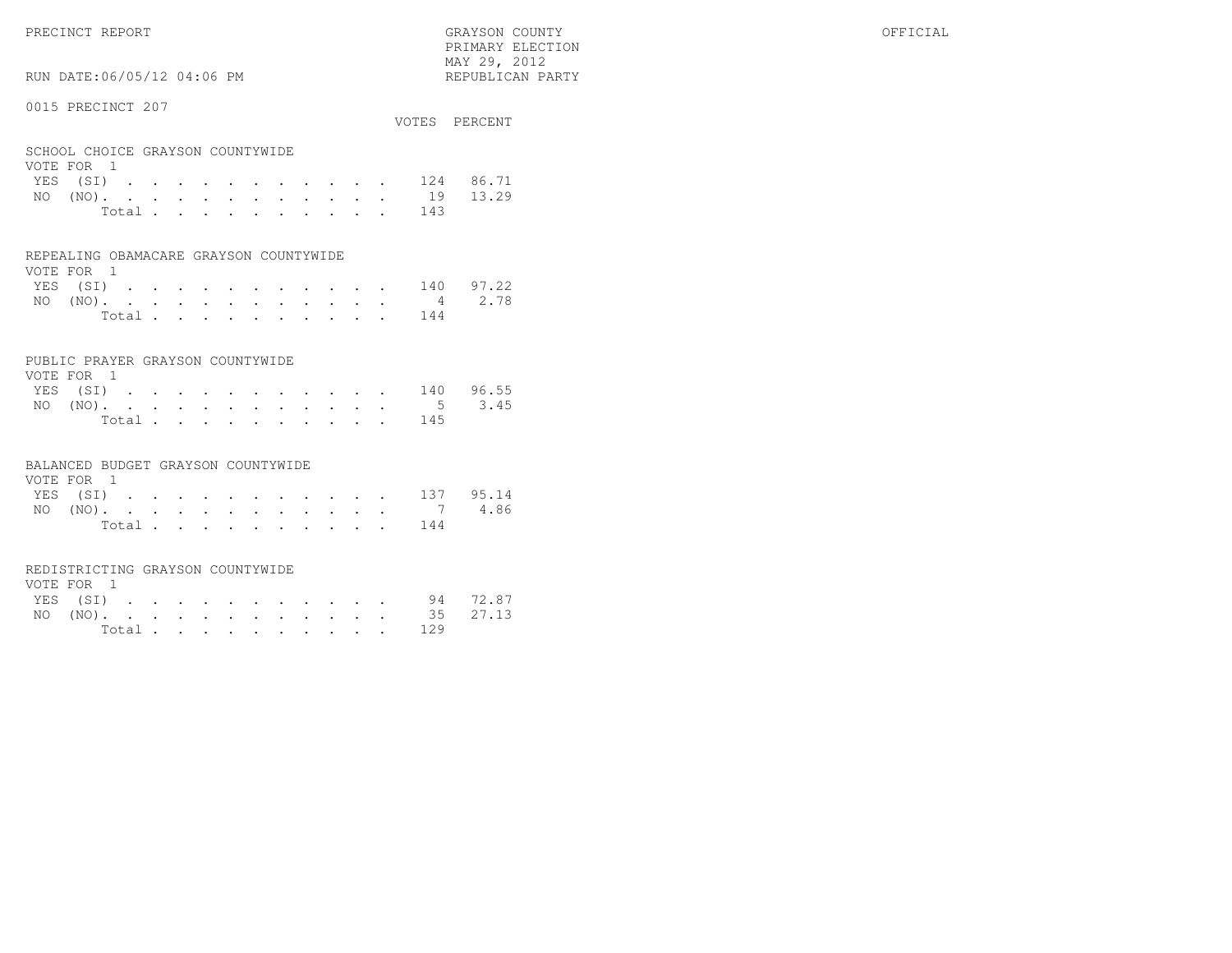PRECINCT REPORT

GRAYSON COUNTY
PRIMARY ELECTION
MAY 29, 2012
REPUBLICAN PARTY

OFFICIAL

RUN DATE:06/05/12 04:06 PM

0015 PRECINCT 207

### SCHOOL CHOICE GRAYSON COUNTYWIDE

VOTE FOR 1

| | VOTES | PERCENT |
|---|---|---|
| YES (SI) | 124 | 86.71 |
| NO (NO) | 19 | 13.29 |
| Total | 143 | |

### REPEALING OBAMACARE GRAYSON COUNTYWIDE

VOTE FOR 1

| | VOTES | PERCENT |
|---|---|---|
| YES (SI) | 140 | 97.22 |
| NO (NO) | 4 | 2.78 |
| Total | 144 | |

### PUBLIC PRAYER GRAYSON COUNTYWIDE

VOTE FOR 1

| | VOTES | PERCENT |
|---|---|---|
| YES (SI) | 140 | 96.55 |
| NO (NO) | 5 | 3.45 |
| Total | 145 | |

### BALANCED BUDGET GRAYSON COUNTYWIDE

VOTE FOR 1

| | VOTES | PERCENT |
|---|---|---|
| YES (SI) | 137 | 95.14 |
| NO (NO) | 7 | 4.86 |
| Total | 144 | |

### REDISTRICTING GRAYSON COUNTYWIDE

VOTE FOR 1

| | VOTES | PERCENT |
|---|---|---|
| YES (SI) | 94 | 72.87 |
| NO (NO) | 35 | 27.13 |
| Total | 129 | |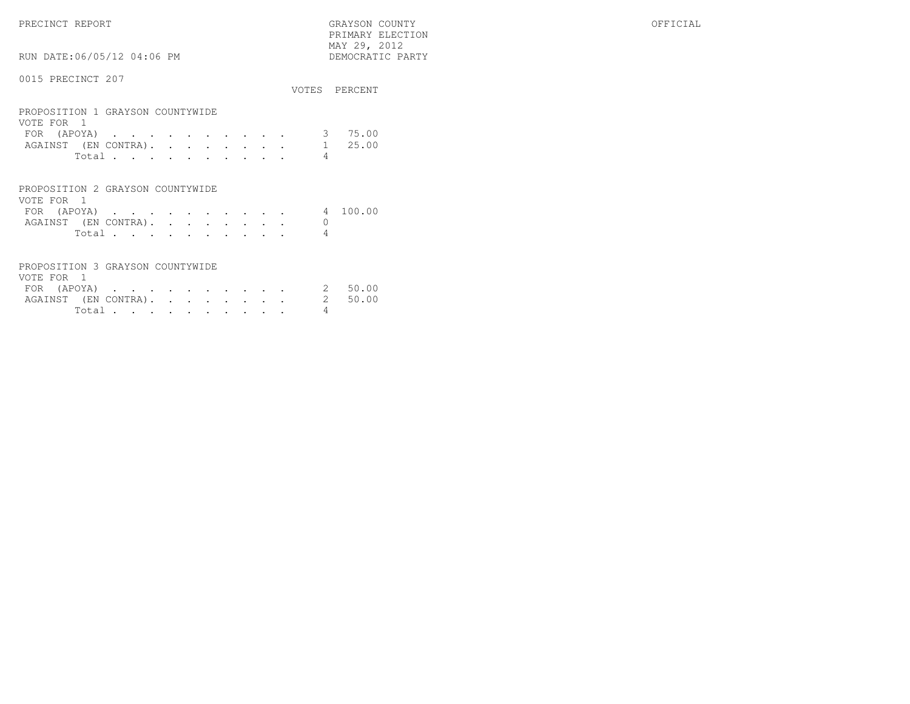PRECINCT REPORT

GRAYSON COUNTY
PRIMARY ELECTION
MAY 29, 2012
DEMOCRATIC PARTY

OFFICIAL

RUN DATE:06/05/12 04:06 PM

0015 PRECINCT 207

## PROPOSITION 1 GRAYSON COUNTYWIDE

VOTE FOR 1

| | VOTES | PERCENT |
|---|---|---|
| FOR (APOYA) | 3 | 75.00 |
| AGAINST (EN CONTRA) | 1 | 25.00 |
| Total | 4 | |

## PROPOSITION 2 GRAYSON COUNTYWIDE

VOTE FOR 1

| | VOTES | PERCENT |
|---|---|---|
| FOR (APOYA) | 4 | 100.00 |
| AGAINST (EN CONTRA) | 0 | |
| Total | 4 | |

## PROPOSITION 3 GRAYSON COUNTYWIDE

VOTE FOR 1

| | VOTES | PERCENT |
|---|---|---|
| FOR (APOYA) | 2 | 50.00 |
| AGAINST (EN CONTRA) | 2 | 50.00 |
| Total | 4 | |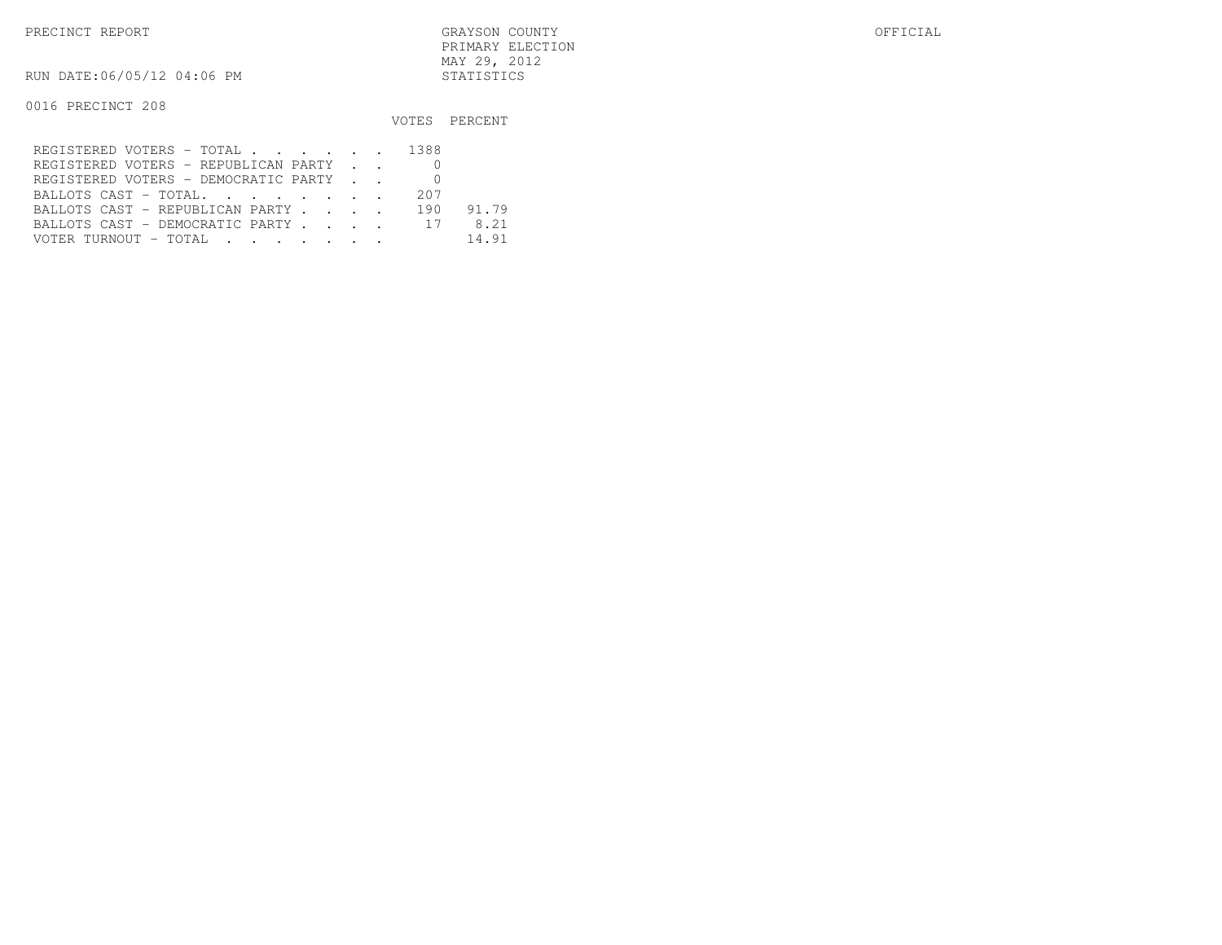PRECINCT REPORT

GRAYSON COUNTY
PRIMARY ELECTION
MAY 29, 2012
STATISTICS

OFFICIAL

RUN DATE:06/05/12 04:06 PM

0016 PRECINCT 208

| | VOTES | PERCENT |
|---|---|---|
| REGISTERED VOTERS - TOTAL . . . . . . | 1388 | |
| REGISTERED VOTERS - REPUBLICAN PARTY . . | 0 | |
| REGISTERED VOTERS - DEMOCRATIC PARTY . . | 0 | |
| BALLOTS CAST - TOTAL. . . . . . . . | 207 | |
| BALLOTS CAST - REPUBLICAN PARTY . . . . | 190 | 91.79 |
| BALLOTS CAST - DEMOCRATIC PARTY . . . . | 17 | 8.21 |
| VOTER TURNOUT - TOTAL . . . . . . . | | 14.91 |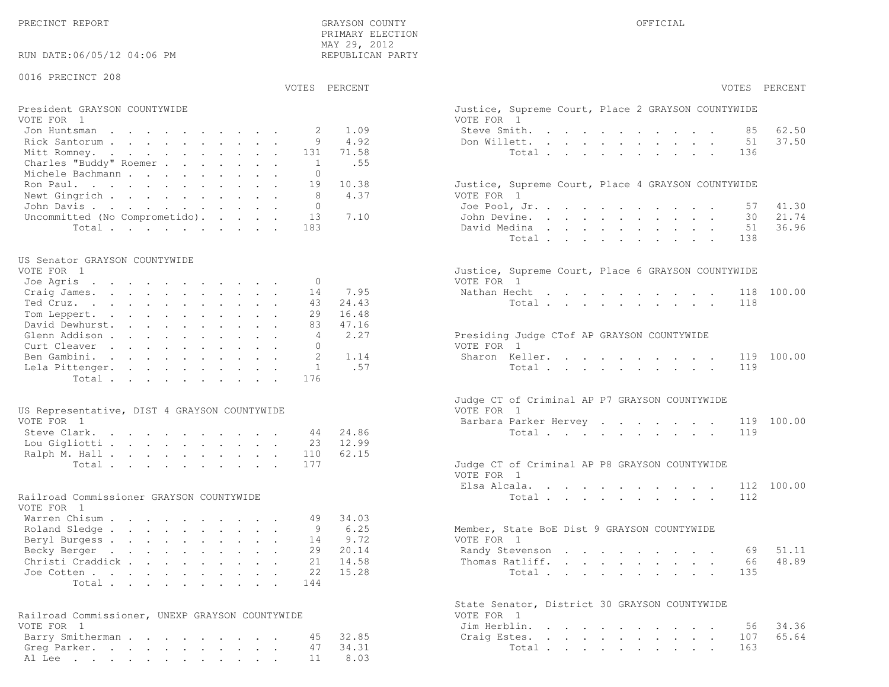PRECINCT REPORT

GRAYSON COUNTY
PRIMARY ELECTION
MAY 29, 2012
REPUBLICAN PARTY

OFFICIAL

RUN DATE:06/05/12 04:06 PM

0016 PRECINCT 208

**President GRAYSON COUNTYWIDE**
VOTE FOR 1

| Candidate | VOTES | PERCENT |
|---|---|---|
| Jon Huntsman | 2 | 1.09 |
| Rick Santorum | 9 | 4.92 |
| Mitt Romney | 131 | 71.58 |
| Charles "Buddy" Roemer | 1 | .55 |
| Michele Bachmann | 0 | |
| Ron Paul | 19 | 10.38 |
| Newt Gingrich | 8 | 4.37 |
| John Davis | 0 | |
| Uncommitted (No Comprometido) | 13 | 7.10 |
| Total | 183 | |

**US Senator GRAYSON COUNTYWIDE**
VOTE FOR 1

| Candidate | VOTES | PERCENT |
|---|---|---|
| Joe Agris | 0 | |
| Craig James | 14 | 7.95 |
| Ted Cruz | 43 | 24.43 |
| Tom Leppert | 29 | 16.48 |
| David Dewhurst | 83 | 47.16 |
| Glenn Addison | 4 | 2.27 |
| Curt Cleaver | 0 | |
| Ben Gambini | 2 | 1.14 |
| Lela Pittenger | 1 | .57 |
| Total | 176 | |

**US Representative, DIST 4 GRAYSON COUNTYWIDE**
VOTE FOR 1

| Candidate | VOTES | PERCENT |
|---|---|---|
| Steve Clark | 44 | 24.86 |
| Lou Gigliotti | 23 | 12.99 |
| Ralph M. Hall | 110 | 62.15 |
| Total | 177 | |

**Railroad Commissioner GRAYSON COUNTYWIDE**
VOTE FOR 1

| Candidate | VOTES | PERCENT |
|---|---|---|
| Warren Chisum | 49 | 34.03 |
| Roland Sledge | 9 | 6.25 |
| Beryl Burgess | 14 | 9.72 |
| Becky Berger | 29 | 20.14 |
| Christi Craddick | 21 | 14.58 |
| Joe Cotten | 22 | 15.28 |
| Total | 144 | |

**Railroad Commissioner, UNEXP GRAYSON COUNTYWIDE**
VOTE FOR 1

| Candidate | VOTES | PERCENT |
|---|---|---|
| Barry Smitherman | 45 | 32.85 |
| Greg Parker | 47 | 34.31 |
| Al Lee | 11 | 8.03 |

**Justice, Supreme Court, Place 2 GRAYSON COUNTYWIDE**
VOTE FOR 1

| Candidate | VOTES | PERCENT |
|---|---|---|
| Steve Smith | 85 | 62.50 |
| Don Willett | 51 | 37.50 |
| Total | 136 | |

**Justice, Supreme Court, Place 4 GRAYSON COUNTYWIDE**
VOTE FOR 1

| Candidate | VOTES | PERCENT |
|---|---|---|
| Joe Pool, Jr. | 57 | 41.30 |
| John Devine | 30 | 21.74 |
| David Medina | 51 | 36.96 |
| Total | 138 | |

**Justice, Supreme Court, Place 6 GRAYSON COUNTYWIDE**
VOTE FOR 1

| Candidate | VOTES | PERCENT |
|---|---|---|
| Nathan Hecht | 118 | 100.00 |
| Total | 118 | |

**Presiding Judge CTof AP GRAYSON COUNTYWIDE**
VOTE FOR 1

| Candidate | VOTES | PERCENT |
|---|---|---|
| Sharon Keller | 119 | 100.00 |
| Total | 119 | |

**Judge CT of Criminal AP P7 GRAYSON COUNTYWIDE**
VOTE FOR 1

| Candidate | VOTES | PERCENT |
|---|---|---|
| Barbara Parker Hervey | 119 | 100.00 |
| Total | 119 | |

**Judge CT of Criminal AP P8 GRAYSON COUNTYWIDE**
VOTE FOR 1

| Candidate | VOTES | PERCENT |
|---|---|---|
| Elsa Alcala | 112 | 100.00 |
| Total | 112 | |

**Member, State BoE Dist 9 GRAYSON COUNTYWIDE**
VOTE FOR 1

| Candidate | VOTES | PERCENT |
|---|---|---|
| Randy Stevenson | 69 | 51.11 |
| Thomas Ratliff | 66 | 48.89 |
| Total | 135 | |

**State Senator, District 30 GRAYSON COUNTYWIDE**
VOTE FOR 1

| Candidate | VOTES | PERCENT |
|---|---|---|
| Jim Herblin | 56 | 34.36 |
| Craig Estes | 107 | 65.64 |
| Total | 163 | |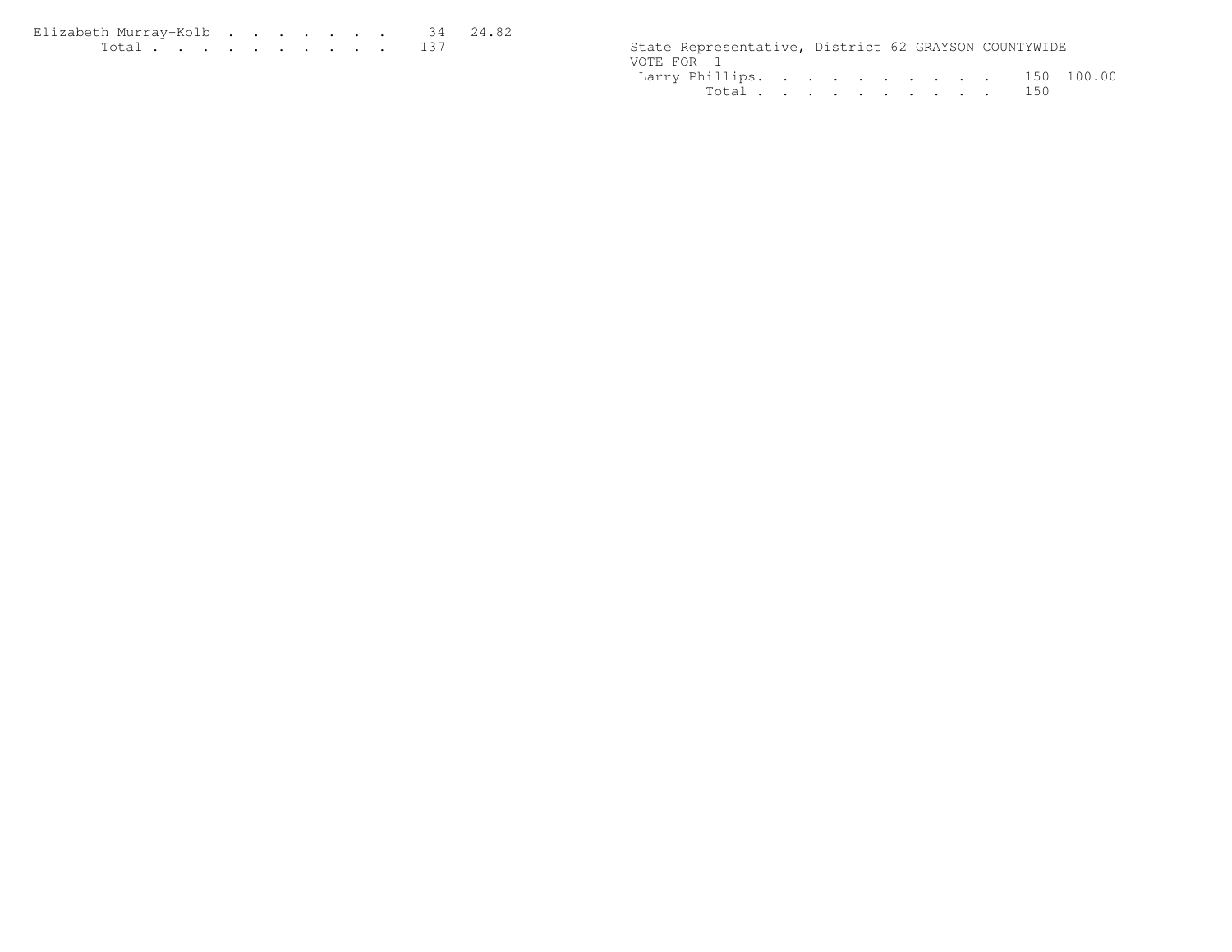| | | |
|---|---|---|
| Elizabeth Murray-Kolb | 34 | 24.82 |
| Total | 137 | |

State Representative, District 62 GRAYSON COUNTYWIDE
VOTE FOR 1

| | | |
|---|---|---|
| Larry Phillips | 150 | 100.00 |
| Total | 150 | |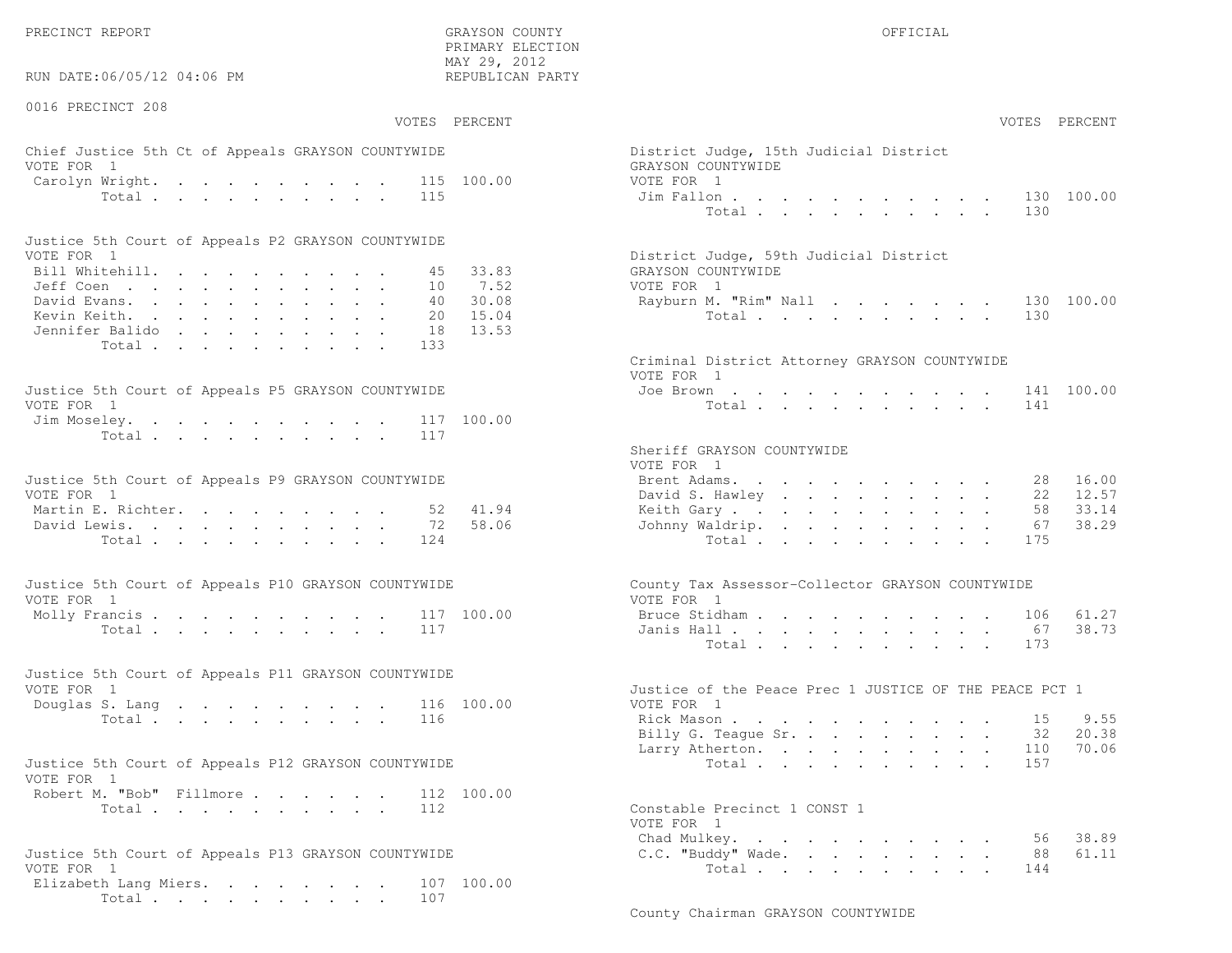PRECINCT REPORT

GRAYSON COUNTY
PRIMARY ELECTION
MAY 29, 2012
REPUBLICAN PARTY

OFFICIAL

RUN DATE:06/05/12 04:06 PM

0016 PRECINCT 208

**Chief Justice 5th Ct of Appeals GRAYSON COUNTYWIDE**
VOTE FOR 1

| Candidate | VOTES | PERCENT |
|---|---|---|
| Carolyn Wright | 115 | 100.00 |
| Total | 115 | |

**Justice 5th Court of Appeals P2 GRAYSON COUNTYWIDE**
VOTE FOR 1

| Candidate | VOTES | PERCENT |
|---|---|---|
| Bill Whitehill | 45 | 33.83 |
| Jeff Coen | 10 | 7.52 |
| David Evans | 40 | 30.08 |
| Kevin Keith | 20 | 15.04 |
| Jennifer Balido | 18 | 13.53 |
| Total | 133 | |

**Justice 5th Court of Appeals P5 GRAYSON COUNTYWIDE**
VOTE FOR 1

| Candidate | VOTES | PERCENT |
|---|---|---|
| Jim Moseley | 117 | 100.00 |
| Total | 117 | |

**Justice 5th Court of Appeals P9 GRAYSON COUNTYWIDE**
VOTE FOR 1

| Candidate | VOTES | PERCENT |
|---|---|---|
| Martin E. Richter | 52 | 41.94 |
| David Lewis | 72 | 58.06 |
| Total | 124 | |

**Justice 5th Court of Appeals P10 GRAYSON COUNTYWIDE**
VOTE FOR 1

| Candidate | VOTES | PERCENT |
|---|---|---|
| Molly Francis | 117 | 100.00 |
| Total | 117 | |

**Justice 5th Court of Appeals P11 GRAYSON COUNTYWIDE**
VOTE FOR 1

| Candidate | VOTES | PERCENT |
|---|---|---|
| Douglas S. Lang | 116 | 100.00 |
| Total | 116 | |

**Justice 5th Court of Appeals P12 GRAYSON COUNTYWIDE**
VOTE FOR 1

| Candidate | VOTES | PERCENT |
|---|---|---|
| Robert M. "Bob" Fillmore | 112 | 100.00 |
| Total | 112 | |

**Justice 5th Court of Appeals P13 GRAYSON COUNTYWIDE**
VOTE FOR 1

| Candidate | VOTES | PERCENT |
|---|---|---|
| Elizabeth Lang Miers | 107 | 100.00 |
| Total | 107 | |

**District Judge, 15th Judicial District GRAYSON COUNTYWIDE**
VOTE FOR 1

| Candidate | VOTES | PERCENT |
|---|---|---|
| Jim Fallon | 130 | 100.00 |
| Total | 130 | |

**District Judge, 59th Judicial District GRAYSON COUNTYWIDE**
VOTE FOR 1

| Candidate | VOTES | PERCENT |
|---|---|---|
| Rayburn M. "Rim" Nall | 130 | 100.00 |
| Total | 130 | |

**Criminal District Attorney GRAYSON COUNTYWIDE**
VOTE FOR 1

| Candidate | VOTES | PERCENT |
|---|---|---|
| Joe Brown | 141 | 100.00 |
| Total | 141 | |

**Sheriff GRAYSON COUNTYWIDE**
VOTE FOR 1

| Candidate | VOTES | PERCENT |
|---|---|---|
| Brent Adams | 28 | 16.00 |
| David S. Hawley | 22 | 12.57 |
| Keith Gary | 58 | 33.14 |
| Johnny Waldrip | 67 | 38.29 |
| Total | 175 | |

**County Tax Assessor-Collector GRAYSON COUNTYWIDE**
VOTE FOR 1

| Candidate | VOTES | PERCENT |
|---|---|---|
| Bruce Stidham | 106 | 61.27 |
| Janis Hall | 67 | 38.73 |
| Total | 173 | |

**Justice of the Peace Prec 1 JUSTICE OF THE PEACE PCT 1**
VOTE FOR 1

| Candidate | VOTES | PERCENT |
|---|---|---|
| Rick Mason | 15 | 9.55 |
| Billy G. Teague Sr. | 32 | 20.38 |
| Larry Atherton | 110 | 70.06 |
| Total | 157 | |

**Constable Precinct 1 CONST 1**
VOTE FOR 1

| Candidate | VOTES | PERCENT |
|---|---|---|
| Chad Mulkey | 56 | 38.89 |
| C.C. "Buddy" Wade | 88 | 61.11 |
| Total | 144 | |

**County Chairman GRAYSON COUNTYWIDE**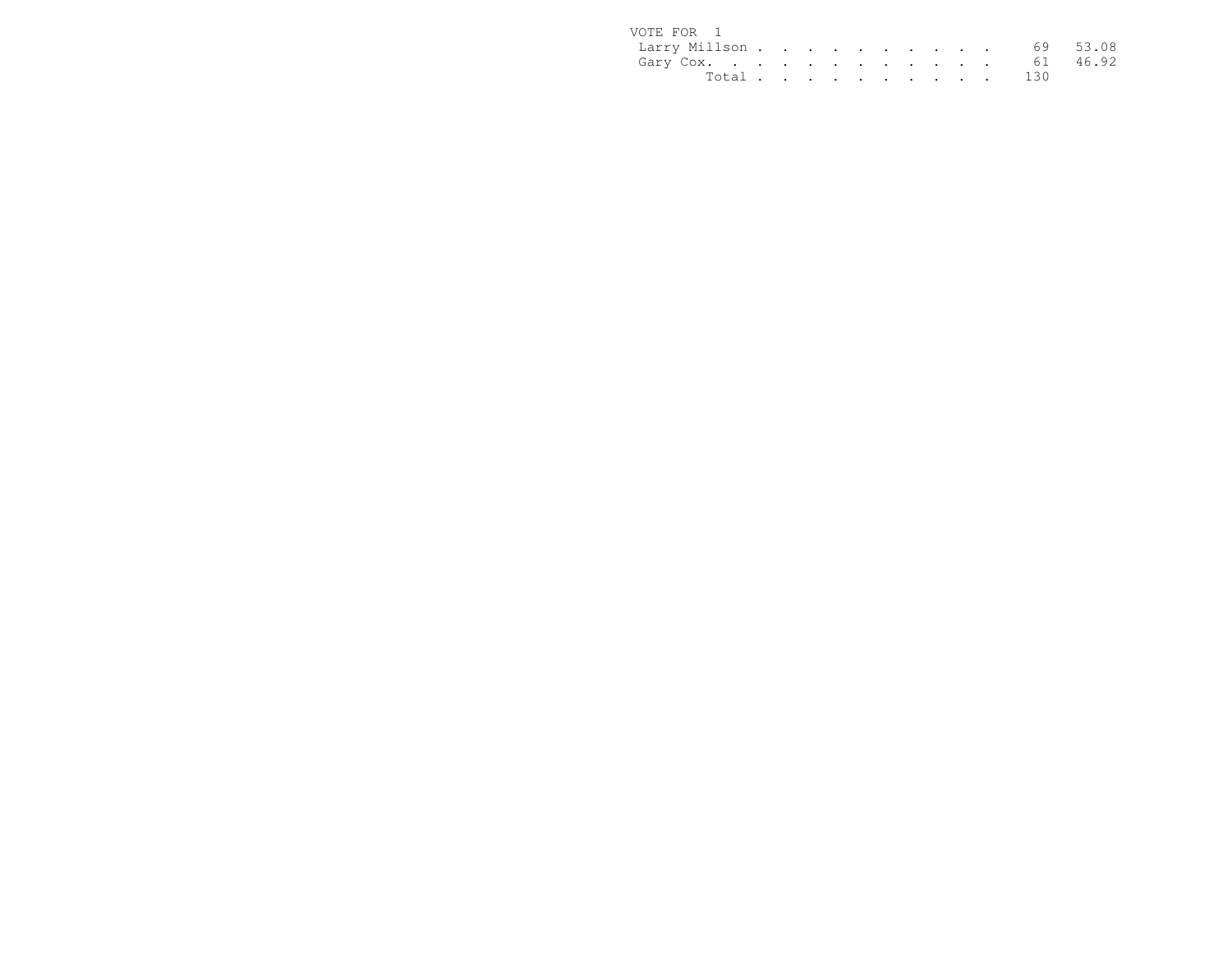VOTE FOR 1

| | | |
|---|---|---|
| Larry Millson | 69 | 53.08 |
| Gary Cox. | 61 | 46.92 |
| Total | 130 | |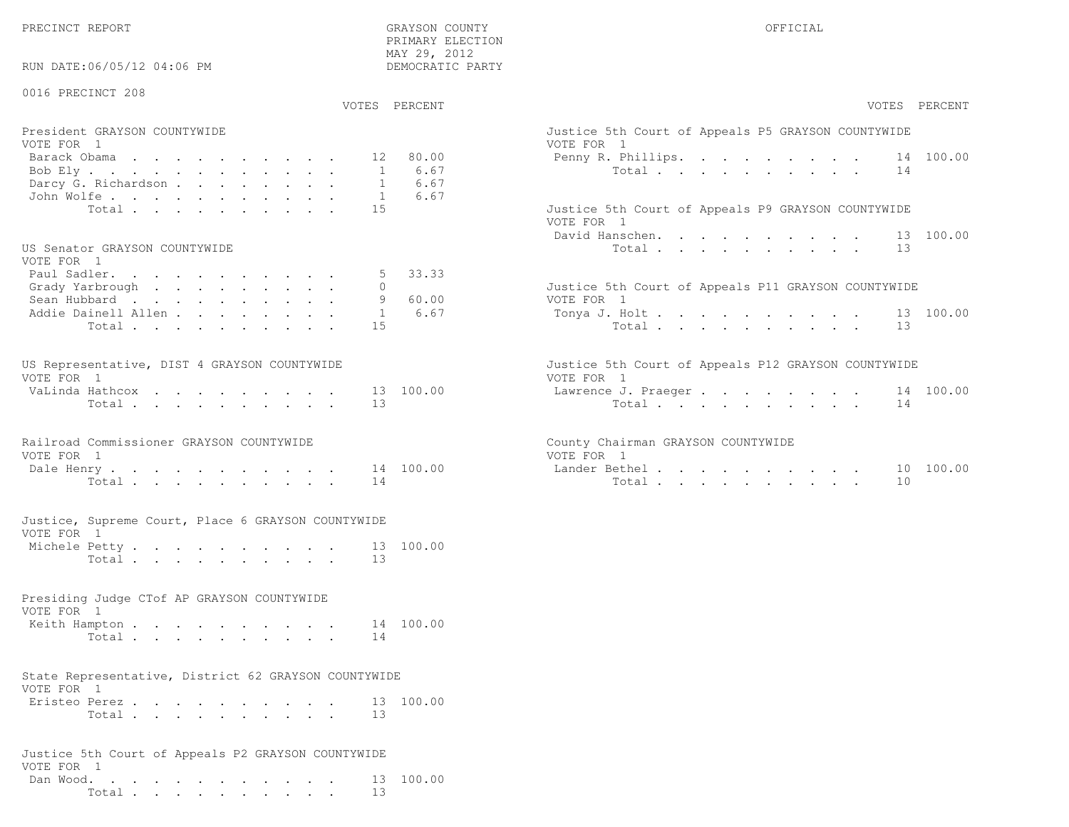PRECINCT REPORT

GRAYSON COUNTY
PRIMARY ELECTION
MAY 29, 2012
DEMOCRATIC PARTY

OFFICIAL

RUN DATE:06/05/12 04:06 PM

0016 PRECINCT 208

**President GRAYSON COUNTYWIDE**
VOTE FOR 1

| | VOTES | PERCENT |
|---|---|---|
| Barack Obama | 12 | 80.00 |
| Bob Ely | 1 | 6.67 |
| Darcy G. Richardson | 1 | 6.67 |
| John Wolfe | 1 | 6.67 |
| Total | 15 | |

**US Senator GRAYSON COUNTYWIDE**
VOTE FOR 1

| | VOTES | PERCENT |
|---|---|---|
| Paul Sadler | 5 | 33.33 |
| Grady Yarbrough | 0 | |
| Sean Hubbard | 9 | 60.00 |
| Addie Dainell Allen | 1 | 6.67 |
| Total | 15 | |

**US Representative, DIST 4 GRAYSON COUNTYWIDE**
VOTE FOR 1

| | VOTES | PERCENT |
|---|---|---|
| VaLinda Hathcox | 13 | 100.00 |
| Total | 13 | |

**Railroad Commissioner GRAYSON COUNTYWIDE**
VOTE FOR 1

| | VOTES | PERCENT |
|---|---|---|
| Dale Henry | 14 | 100.00 |
| Total | 14 | |

**Justice, Supreme Court, Place 6 GRAYSON COUNTYWIDE**
VOTE FOR 1

| | VOTES | PERCENT |
|---|---|---|
| Michele Petty | 13 | 100.00 |
| Total | 13 | |

**Presiding Judge CTof AP GRAYSON COUNTYWIDE**
VOTE FOR 1

| | VOTES | PERCENT |
|---|---|---|
| Keith Hampton | 14 | 100.00 |
| Total | 14 | |

**State Representative, District 62 GRAYSON COUNTYWIDE**
VOTE FOR 1

| | VOTES | PERCENT |
|---|---|---|
| Eristeo Perez | 13 | 100.00 |
| Total | 13 | |

**Justice 5th Court of Appeals P2 GRAYSON COUNTYWIDE**
VOTE FOR 1

| | VOTES | PERCENT |
|---|---|---|
| Dan Wood | 13 | 100.00 |
| Total | 13 | |

**Justice 5th Court of Appeals P5 GRAYSON COUNTYWIDE**
VOTE FOR 1

| | VOTES | PERCENT |
|---|---|---|
| Penny R. Phillips | 14 | 100.00 |
| Total | 14 | |

**Justice 5th Court of Appeals P9 GRAYSON COUNTYWIDE**
VOTE FOR 1

| | VOTES | PERCENT |
|---|---|---|
| David Hanschen | 13 | 100.00 |
| Total | 13 | |

**Justice 5th Court of Appeals P11 GRAYSON COUNTYWIDE**
VOTE FOR 1

| | VOTES | PERCENT |
|---|---|---|
| Tonya J. Holt | 13 | 100.00 |
| Total | 13 | |

**Justice 5th Court of Appeals P12 GRAYSON COUNTYWIDE**
VOTE FOR 1

| | VOTES | PERCENT |
|---|---|---|
| Lawrence J. Praeger | 14 | 100.00 |
| Total | 14 | |

**County Chairman GRAYSON COUNTYWIDE**
VOTE FOR 1

| | VOTES | PERCENT |
|---|---|---|
| Lander Bethel | 10 | 100.00 |
| Total | 10 | |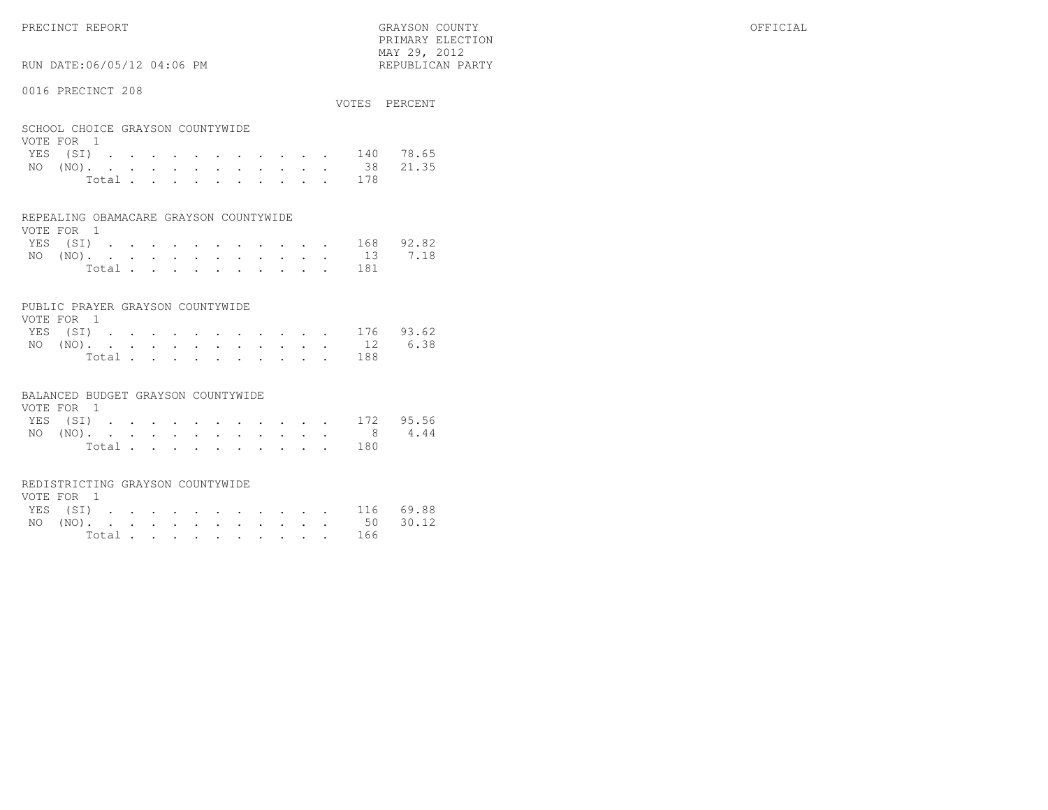PRECINCT REPORT — GRAYSON COUNTY — PRIMARY ELECTION — MAY 29, 2012 — REPUBLICAN PARTY — OFFICIAL

RUN DATE:06/05/12 04:06 PM

## 0016 PRECINCT 208

### SCHOOL CHOICE GRAYSON COUNTYWIDE

VOTE FOR 1

| | VOTES | PERCENT |
|---|---|---|
| YES (SI) | 140 | 78.65 |
| NO (NO) | 38 | 21.35 |
| Total | 178 | |

### REPEALING OBAMACARE GRAYSON COUNTYWIDE

VOTE FOR 1

| | VOTES | PERCENT |
|---|---|---|
| YES (SI) | 168 | 92.82 |
| NO (NO) | 13 | 7.18 |
| Total | 181 | |

### PUBLIC PRAYER GRAYSON COUNTYWIDE

VOTE FOR 1

| | VOTES | PERCENT |
|---|---|---|
| YES (SI) | 176 | 93.62 |
| NO (NO) | 12 | 6.38 |
| Total | 188 | |

### BALANCED BUDGET GRAYSON COUNTYWIDE

VOTE FOR 1

| | VOTES | PERCENT |
|---|---|---|
| YES (SI) | 172 | 95.56 |
| NO (NO) | 8 | 4.44 |
| Total | 180 | |

### REDISTRICTING GRAYSON COUNTYWIDE

VOTE FOR 1

| | VOTES | PERCENT |
|---|---|---|
| YES (SI) | 116 | 69.88 |
| NO (NO) | 50 | 30.12 |
| Total | 166 | |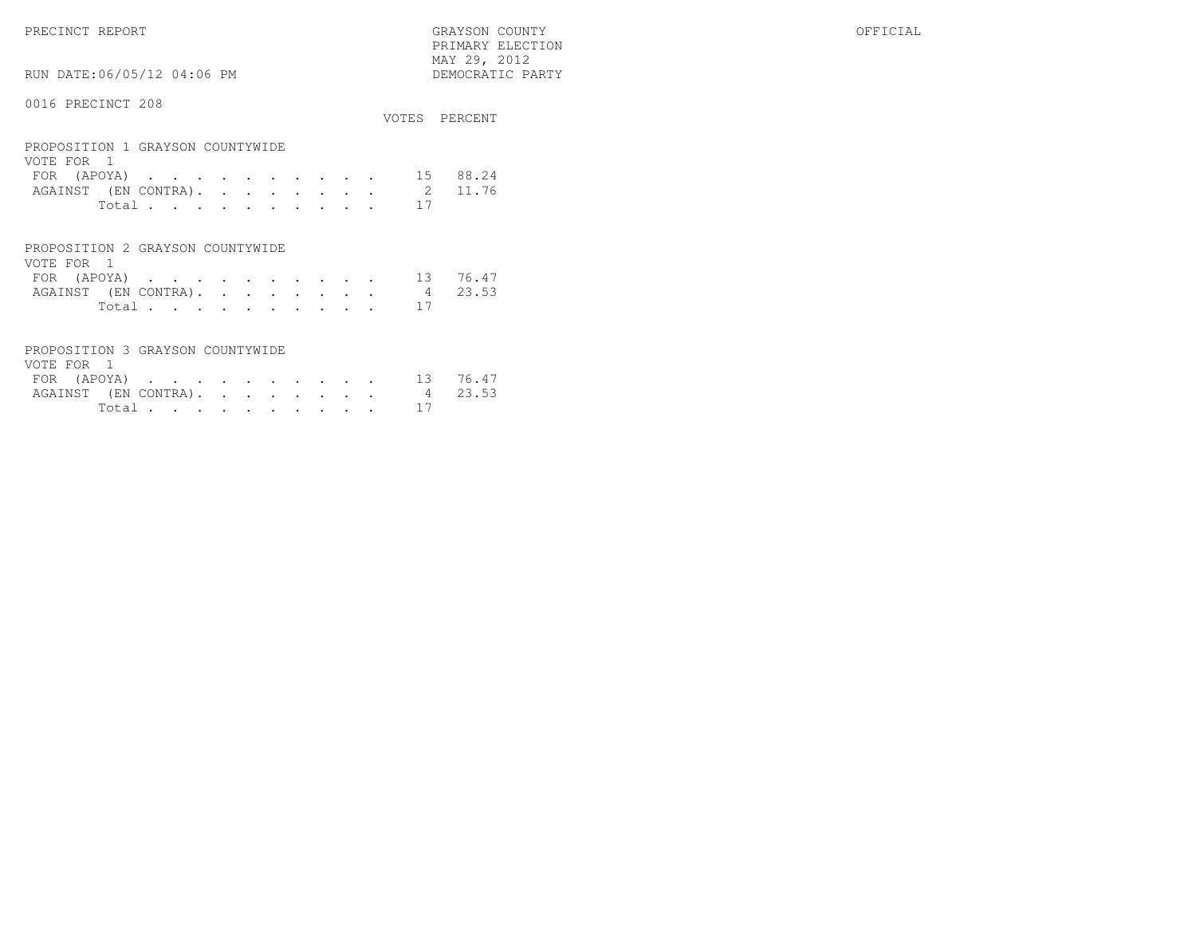PRECINCT REPORT

GRAYSON COUNTY
PRIMARY ELECTION
MAY 29, 2012
DEMOCRATIC PARTY

OFFICIAL

RUN DATE:06/05/12 04:06 PM

0016 PRECINCT 208

**PROPOSITION 1 GRAYSON COUNTYWIDE**
VOTE FOR 1

| | VOTES | PERCENT |
|---|---|---|
| FOR (APOYA) | 15 | 88.24 |
| AGAINST (EN CONTRA) | 2 | 11.76 |
| Total | 17 | |

**PROPOSITION 2 GRAYSON COUNTYWIDE**
VOTE FOR 1

| | VOTES | PERCENT |
|---|---|---|
| FOR (APOYA) | 13 | 76.47 |
| AGAINST (EN CONTRA) | 4 | 23.53 |
| Total | 17 | |

**PROPOSITION 3 GRAYSON COUNTYWIDE**
VOTE FOR 1

| | VOTES | PERCENT |
|---|---|---|
| FOR (APOYA) | 13 | 76.47 |
| AGAINST (EN CONTRA) | 4 | 23.53 |
| Total | 17 | |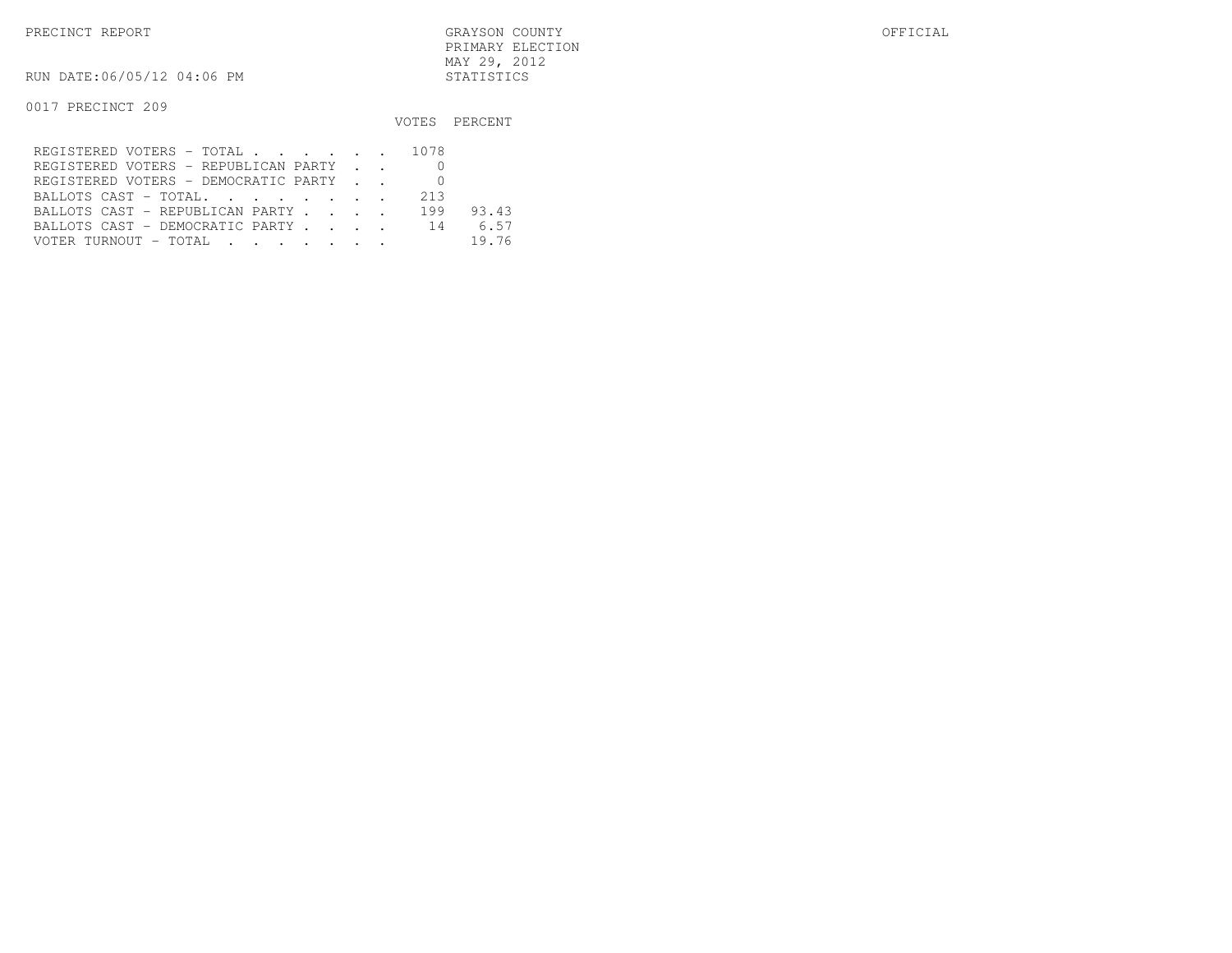PRECINCT REPORT | GRAYSON COUNTY | OFFICIAL

PRIMARY ELECTION

MAY 29, 2012

RUN DATE:06/05/12 04:06 PM | STATISTICS

0017 PRECINCT 209

| | VOTES | PERCENT |
|---|---|---|
| REGISTERED VOTERS - TOTAL . . . . . . | 1078 | |
| REGISTERED VOTERS - REPUBLICAN PARTY . . | 0 | |
| REGISTERED VOTERS - DEMOCRATIC PARTY . . | 0 | |
| BALLOTS CAST - TOTAL. . . . . . . . | 213 | |
| BALLOTS CAST - REPUBLICAN PARTY . . . . | 199 | 93.43 |
| BALLOTS CAST - DEMOCRATIC PARTY . . . . | 14 | 6.57 |
| VOTER TURNOUT - TOTAL . . . . . . . | | 19.76 |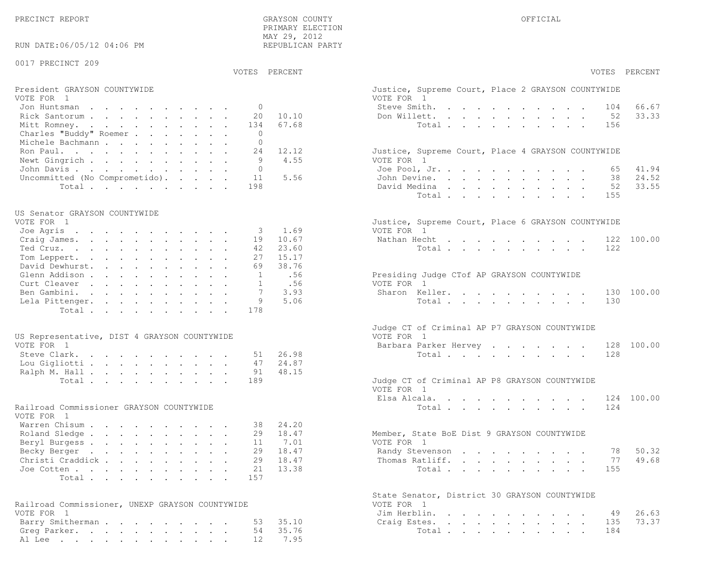PRECINCT REPORT

GRAYSON COUNTY
PRIMARY ELECTION
MAY 29, 2012
REPUBLICAN PARTY

OFFICIAL

RUN DATE:06/05/12 04:06 PM

0017 PRECINCT 209

**President GRAYSON COUNTYWIDE**
VOTE FOR 1

| Candidate | VOTES | PERCENT |
|---|---|---|
| Jon Huntsman | 0 | |
| Rick Santorum | 20 | 10.10 |
| Mitt Romney | 134 | 67.68 |
| Charles "Buddy" Roemer | 0 | |
| Michele Bachmann | 0 | |
| Ron Paul | 24 | 12.12 |
| Newt Gingrich | 9 | 4.55 |
| John Davis | 0 | |
| Uncommitted (No Comprometido) | 11 | 5.56 |
| Total | 198 | |

**US Senator GRAYSON COUNTYWIDE**
VOTE FOR 1

| Candidate | VOTES | PERCENT |
|---|---|---|
| Joe Agris | 3 | 1.69 |
| Craig James | 19 | 10.67 |
| Ted Cruz | 42 | 23.60 |
| Tom Leppert | 27 | 15.17 |
| David Dewhurst | 69 | 38.76 |
| Glenn Addison | 1 | .56 |
| Curt Cleaver | 1 | .56 |
| Ben Gambini | 7 | 3.93 |
| Lela Pittenger | 9 | 5.06 |
| Total | 178 | |

**US Representative, DIST 4 GRAYSON COUNTYWIDE**
VOTE FOR 1

| Candidate | VOTES | PERCENT |
|---|---|---|
| Steve Clark | 51 | 26.98 |
| Lou Gigliotti | 47 | 24.87 |
| Ralph M. Hall | 91 | 48.15 |
| Total | 189 | |

**Railroad Commissioner GRAYSON COUNTYWIDE**
VOTE FOR 1

| Candidate | VOTES | PERCENT |
|---|---|---|
| Warren Chisum | 38 | 24.20 |
| Roland Sledge | 29 | 18.47 |
| Beryl Burgess | 11 | 7.01 |
| Becky Berger | 29 | 18.47 |
| Christi Craddick | 29 | 18.47 |
| Joe Cotten | 21 | 13.38 |
| Total | 157 | |

**Railroad Commissioner, UNEXP GRAYSON COUNTYWIDE**
VOTE FOR 1

| Candidate | VOTES | PERCENT |
|---|---|---|
| Barry Smitherman | 53 | 35.10 |
| Greg Parker | 54 | 35.76 |
| Al Lee | 12 | 7.95 |

**Justice, Supreme Court, Place 2 GRAYSON COUNTYWIDE**
VOTE FOR 1

| Candidate | VOTES | PERCENT |
|---|---|---|
| Steve Smith | 104 | 66.67 |
| Don Willett | 52 | 33.33 |
| Total | 156 | |

**Justice, Supreme Court, Place 4 GRAYSON COUNTYWIDE**
VOTE FOR 1

| Candidate | VOTES | PERCENT |
|---|---|---|
| Joe Pool, Jr. | 65 | 41.94 |
| John Devine | 38 | 24.52 |
| David Medina | 52 | 33.55 |
| Total | 155 | |

**Justice, Supreme Court, Place 6 GRAYSON COUNTYWIDE**
VOTE FOR 1

| Candidate | VOTES | PERCENT |
|---|---|---|
| Nathan Hecht | 122 | 100.00 |
| Total | 122 | |

**Presiding Judge CTof AP GRAYSON COUNTYWIDE**
VOTE FOR 1

| Candidate | VOTES | PERCENT |
|---|---|---|
| Sharon Keller | 130 | 100.00 |
| Total | 130 | |

**Judge CT of Criminal AP P7 GRAYSON COUNTYWIDE**
VOTE FOR 1

| Candidate | VOTES | PERCENT |
|---|---|---|
| Barbara Parker Hervey | 128 | 100.00 |
| Total | 128 | |

**Judge CT of Criminal AP P8 GRAYSON COUNTYWIDE**
VOTE FOR 1

| Candidate | VOTES | PERCENT |
|---|---|---|
| Elsa Alcala | 124 | 100.00 |
| Total | 124 | |

**Member, State BoE Dist 9 GRAYSON COUNTYWIDE**
VOTE FOR 1

| Candidate | VOTES | PERCENT |
|---|---|---|
| Randy Stevenson | 78 | 50.32 |
| Thomas Ratliff | 77 | 49.68 |
| Total | 155 | |

**State Senator, District 30 GRAYSON COUNTYWIDE**
VOTE FOR 1

| Candidate | VOTES | PERCENT |
|---|---|---|
| Jim Herblin | 49 | 26.63 |
| Craig Estes | 135 | 73.37 |
| Total | 184 | |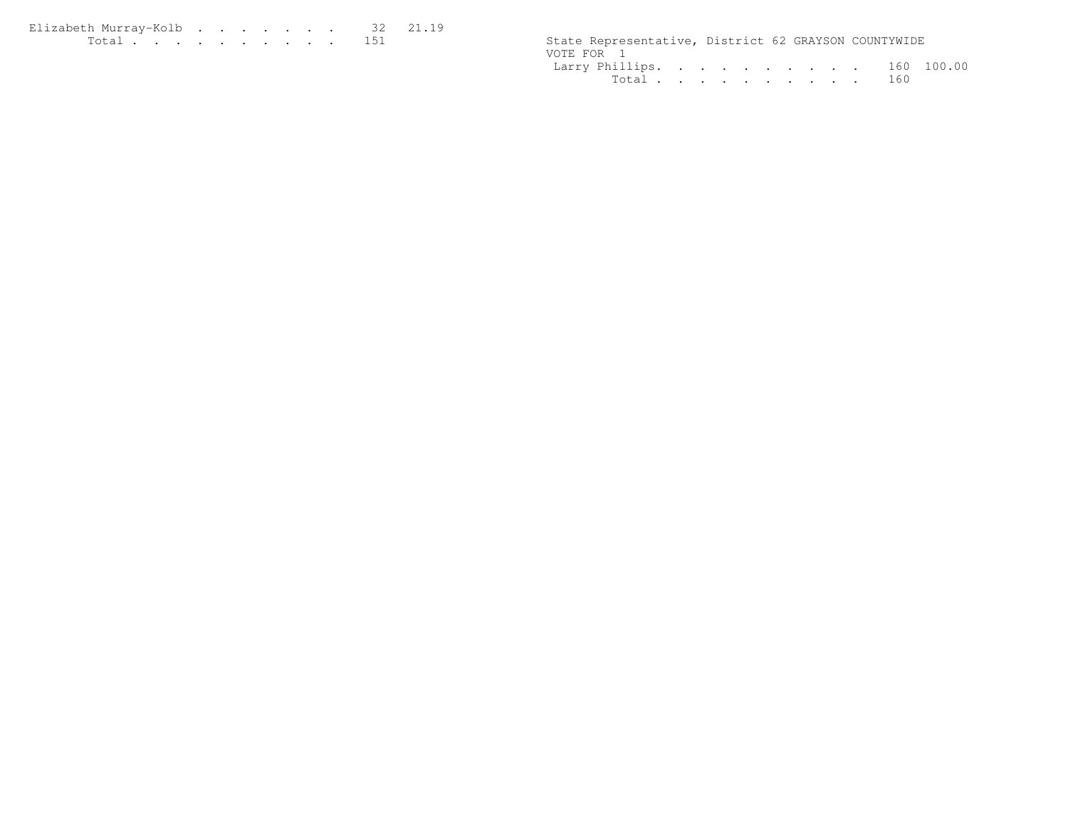| | | |
|---|---|---|
| Elizabeth Murray-Kolb | 32 | 21.19 |
| Total | 151 | |

State Representative, District 62 GRAYSON COUNTYWIDE
VOTE FOR 1

| | | |
|---|---|---|
| Larry Phillips | 160 | 100.00 |
| Total | 160 | |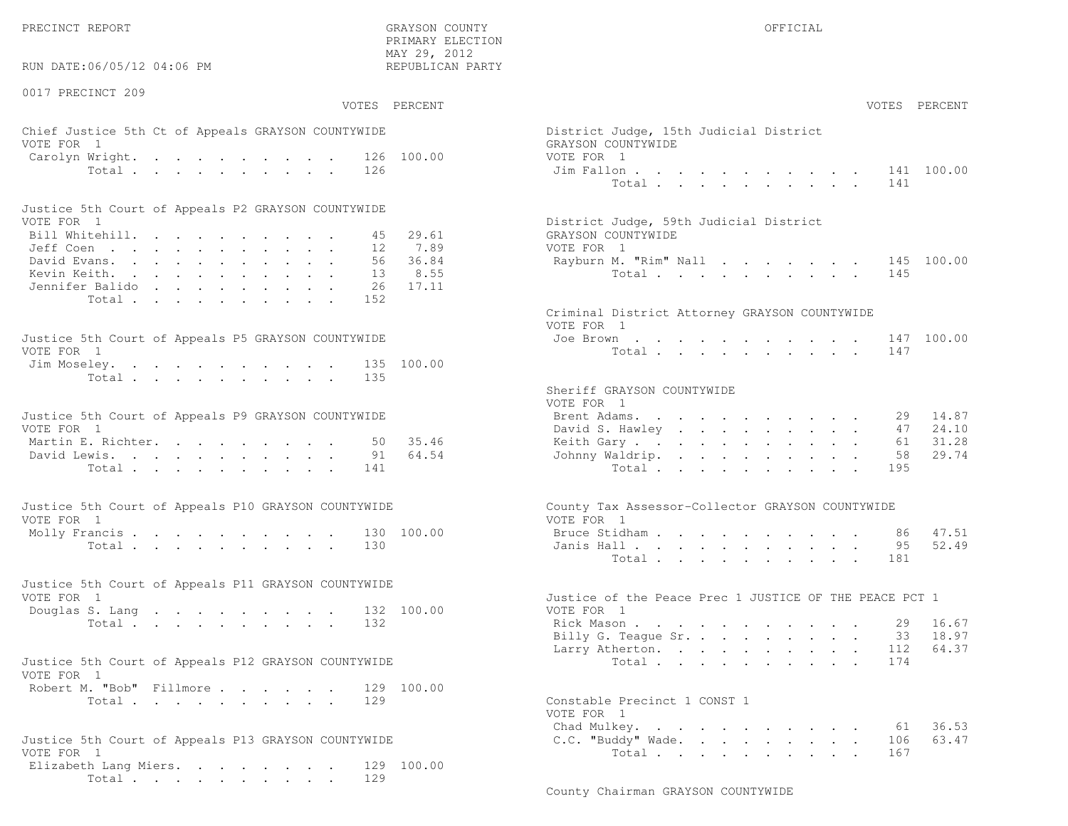PRECINCT REPORT

GRAYSON COUNTY
PRIMARY ELECTION
MAY 29, 2012
REPUBLICAN PARTY

OFFICIAL

RUN DATE:06/05/12 04:06 PM

0017 PRECINCT 209

### Chief Justice 5th Ct of Appeals GRAYSON COUNTYWIDE
VOTE FOR 1

| Candidate | VOTES | PERCENT |
|---|---|---|
| Carolyn Wright | 126 | 100.00 |
| Total | 126 | |

### Justice 5th Court of Appeals P2 GRAYSON COUNTYWIDE
VOTE FOR 1

| Candidate | VOTES | PERCENT |
|---|---|---|
| Bill Whitehill | 45 | 29.61 |
| Jeff Coen | 12 | 7.89 |
| David Evans | 56 | 36.84 |
| Kevin Keith | 13 | 8.55 |
| Jennifer Balido | 26 | 17.11 |
| Total | 152 | |

### Justice 5th Court of Appeals P5 GRAYSON COUNTYWIDE
VOTE FOR 1

| Candidate | VOTES | PERCENT |
|---|---|---|
| Jim Moseley | 135 | 100.00 |
| Total | 135 | |

### Justice 5th Court of Appeals P9 GRAYSON COUNTYWIDE
VOTE FOR 1

| Candidate | VOTES | PERCENT |
|---|---|---|
| Martin E. Richter | 50 | 35.46 |
| David Lewis | 91 | 64.54 |
| Total | 141 | |

### Justice 5th Court of Appeals P10 GRAYSON COUNTYWIDE
VOTE FOR 1

| Candidate | VOTES | PERCENT |
|---|---|---|
| Molly Francis | 130 | 100.00 |
| Total | 130 | |

### Justice 5th Court of Appeals P11 GRAYSON COUNTYWIDE
VOTE FOR 1

| Candidate | VOTES | PERCENT |
|---|---|---|
| Douglas S. Lang | 132 | 100.00 |
| Total | 132 | |

### Justice 5th Court of Appeals P12 GRAYSON COUNTYWIDE
VOTE FOR 1

| Candidate | VOTES | PERCENT |
|---|---|---|
| Robert M. "Bob" Fillmore | 129 | 100.00 |
| Total | 129 | |

### Justice 5th Court of Appeals P13 GRAYSON COUNTYWIDE
VOTE FOR 1

| Candidate | VOTES | PERCENT |
|---|---|---|
| Elizabeth Lang Miers | 129 | 100.00 |
| Total | 129 | |

### District Judge, 15th Judicial District GRAYSON COUNTYWIDE
VOTE FOR 1

| Candidate | VOTES | PERCENT |
|---|---|---|
| Jim Fallon | 141 | 100.00 |
| Total | 141 | |

### District Judge, 59th Judicial District GRAYSON COUNTYWIDE
VOTE FOR 1

| Candidate | VOTES | PERCENT |
|---|---|---|
| Rayburn M. "Rim" Nall | 145 | 100.00 |
| Total | 145 | |

### Criminal District Attorney GRAYSON COUNTYWIDE
VOTE FOR 1

| Candidate | VOTES | PERCENT |
|---|---|---|
| Joe Brown | 147 | 100.00 |
| Total | 147 | |

### Sheriff GRAYSON COUNTYWIDE
VOTE FOR 1

| Candidate | VOTES | PERCENT |
|---|---|---|
| Brent Adams | 29 | 14.87 |
| David S. Hawley | 47 | 24.10 |
| Keith Gary | 61 | 31.28 |
| Johnny Waldrip | 58 | 29.74 |
| Total | 195 | |

### County Tax Assessor-Collector GRAYSON COUNTYWIDE
VOTE FOR 1

| Candidate | VOTES | PERCENT |
|---|---|---|
| Bruce Stidham | 86 | 47.51 |
| Janis Hall | 95 | 52.49 |
| Total | 181 | |

### Justice of the Peace Prec 1 JUSTICE OF THE PEACE PCT 1
VOTE FOR 1

| Candidate | VOTES | PERCENT |
|---|---|---|
| Rick Mason | 29 | 16.67 |
| Billy G. Teague Sr. | 33 | 18.97 |
| Larry Atherton | 112 | 64.37 |
| Total | 174 | |

### Constable Precinct 1 CONST 1
VOTE FOR 1

| Candidate | VOTES | PERCENT |
|---|---|---|
| Chad Mulkey | 61 | 36.53 |
| C.C. "Buddy" Wade | 106 | 63.47 |
| Total | 167 | |

### County Chairman GRAYSON COUNTYWIDE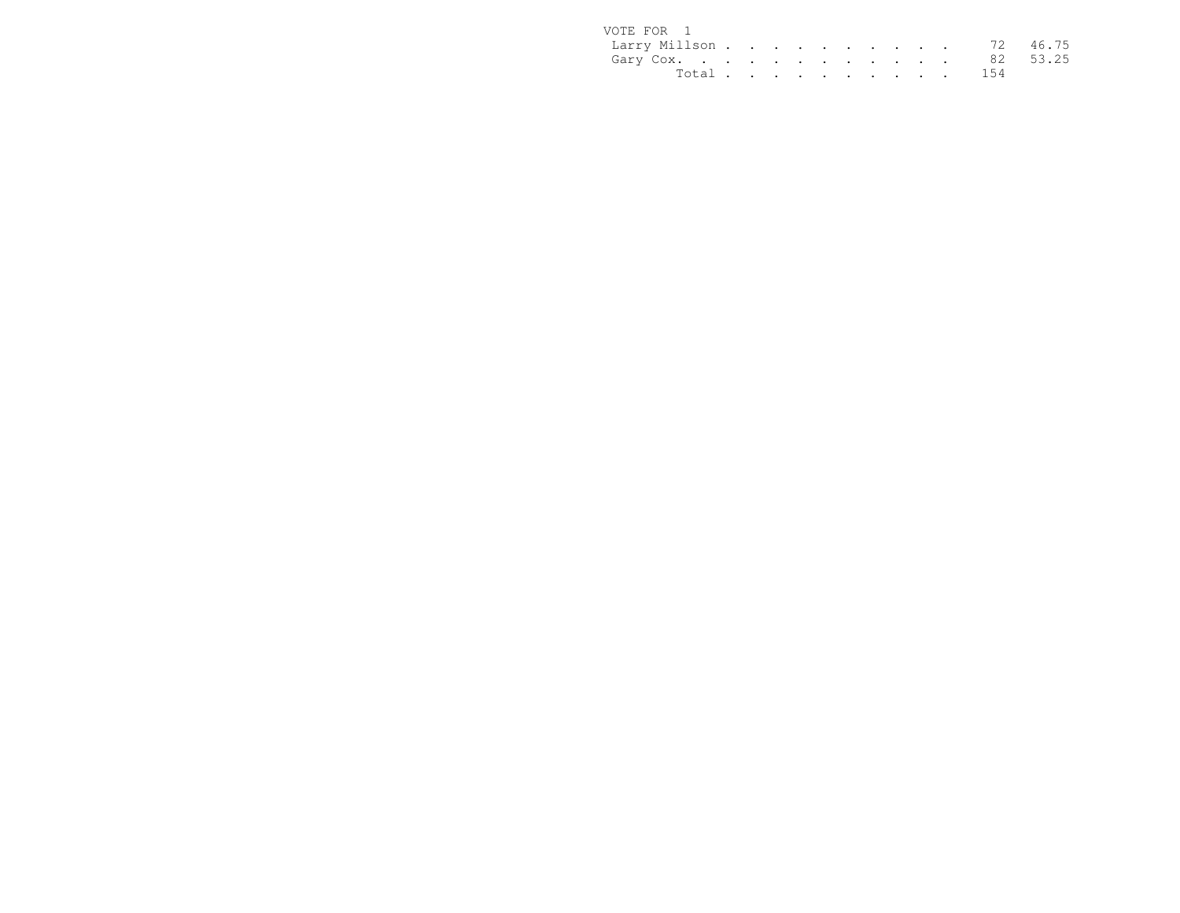VOTE FOR 1

| Candidate | Votes | Percent |
| --- | --- | --- |
| Larry Millson | 72 | 46.75 |
| Gary Cox | 82 | 53.25 |
| Total | 154 | |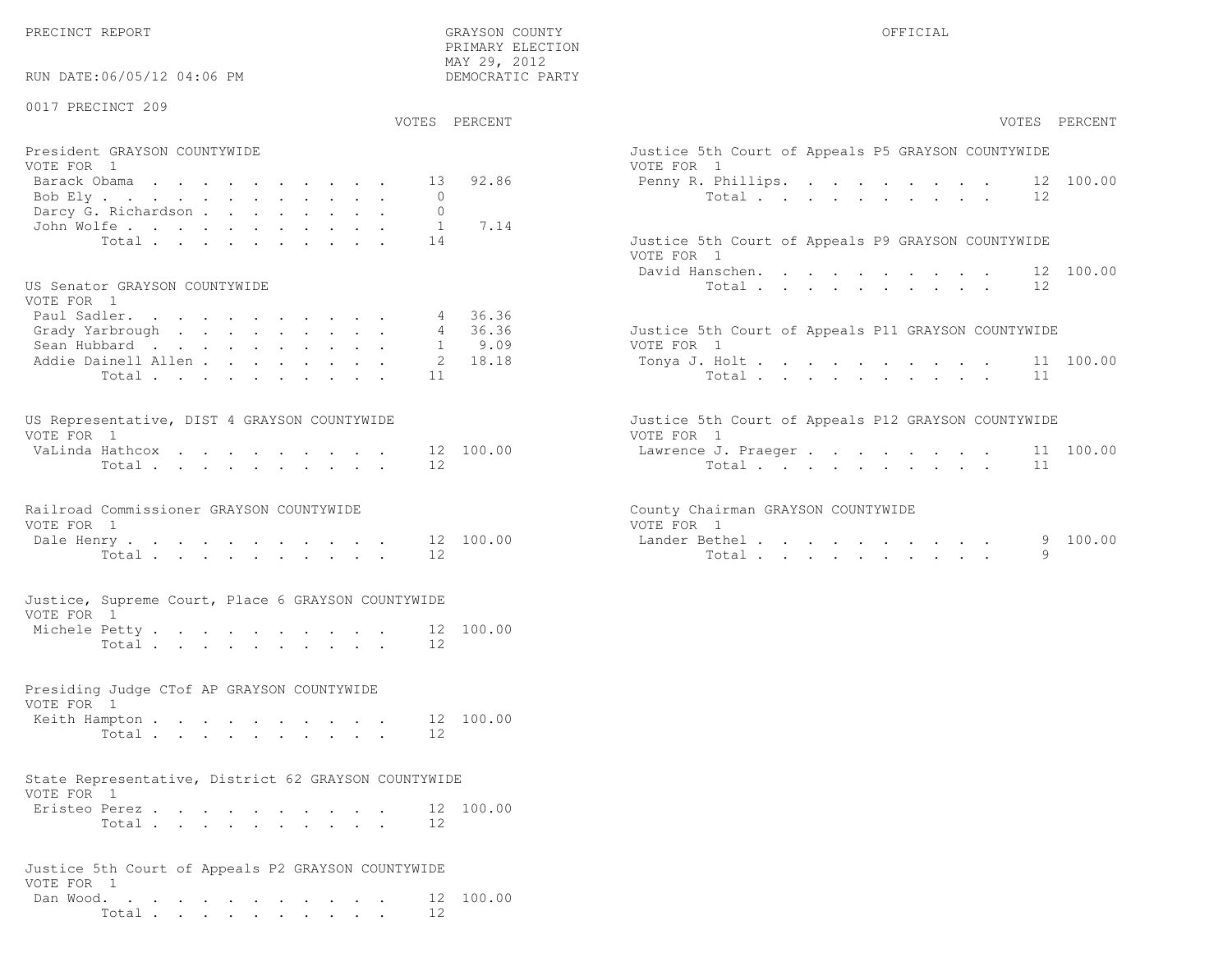PRECINCT REPORT

GRAYSON COUNTY
PRIMARY ELECTION
MAY 29, 2012
DEMOCRATIC PARTY

OFFICIAL

RUN DATE:06/05/12 04:06 PM

0017 PRECINCT 209

**President GRAYSON COUNTYWIDE**
VOTE FOR 1

| Candidate | VOTES | PERCENT |
|---|---|---|
| Barack Obama | 13 | 92.86 |
| Bob Ely | 0 | |
| Darcy G. Richardson | 0 | |
| John Wolfe | 1 | 7.14 |
| Total | 14 | |

**US Senator GRAYSON COUNTYWIDE**
VOTE FOR 1

| Candidate | VOTES | PERCENT |
|---|---|---|
| Paul Sadler | 4 | 36.36 |
| Grady Yarbrough | 4 | 36.36 |
| Sean Hubbard | 1 | 9.09 |
| Addie Dainell Allen | 2 | 18.18 |
| Total | 11 | |

**US Representative, DIST 4 GRAYSON COUNTYWIDE**
VOTE FOR 1

| Candidate | VOTES | PERCENT |
|---|---|---|
| VaLinda Hathcox | 12 | 100.00 |
| Total | 12 | |

**Railroad Commissioner GRAYSON COUNTYWIDE**
VOTE FOR 1

| Candidate | VOTES | PERCENT |
|---|---|---|
| Dale Henry | 12 | 100.00 |
| Total | 12 | |

**Justice, Supreme Court, Place 6 GRAYSON COUNTYWIDE**
VOTE FOR 1

| Candidate | VOTES | PERCENT |
|---|---|---|
| Michele Petty | 12 | 100.00 |
| Total | 12 | |

**Presiding Judge CTof AP GRAYSON COUNTYWIDE**
VOTE FOR 1

| Candidate | VOTES | PERCENT |
|---|---|---|
| Keith Hampton | 12 | 100.00 |
| Total | 12 | |

**State Representative, District 62 GRAYSON COUNTYWIDE**
VOTE FOR 1

| Candidate | VOTES | PERCENT |
|---|---|---|
| Eristeo Perez | 12 | 100.00 |
| Total | 12 | |

**Justice 5th Court of Appeals P2 GRAYSON COUNTYWIDE**
VOTE FOR 1

| Candidate | VOTES | PERCENT |
|---|---|---|
| Dan Wood | 12 | 100.00 |
| Total | 12 | |

**Justice 5th Court of Appeals P5 GRAYSON COUNTYWIDE**
VOTE FOR 1

| Candidate | VOTES | PERCENT |
|---|---|---|
| Penny R. Phillips | 12 | 100.00 |
| Total | 12 | |

**Justice 5th Court of Appeals P9 GRAYSON COUNTYWIDE**
VOTE FOR 1

| Candidate | VOTES | PERCENT |
|---|---|---|
| David Hanschen | 12 | 100.00 |
| Total | 12 | |

**Justice 5th Court of Appeals P11 GRAYSON COUNTYWIDE**
VOTE FOR 1

| Candidate | VOTES | PERCENT |
|---|---|---|
| Tonya J. Holt | 11 | 100.00 |
| Total | 11 | |

**Justice 5th Court of Appeals P12 GRAYSON COUNTYWIDE**
VOTE FOR 1

| Candidate | VOTES | PERCENT |
|---|---|---|
| Lawrence J. Praeger | 11 | 100.00 |
| Total | 11 | |

**County Chairman GRAYSON COUNTYWIDE**
VOTE FOR 1

| Candidate | VOTES | PERCENT |
|---|---|---|
| Lander Bethel | 9 | 100.00 |
| Total | 9 | |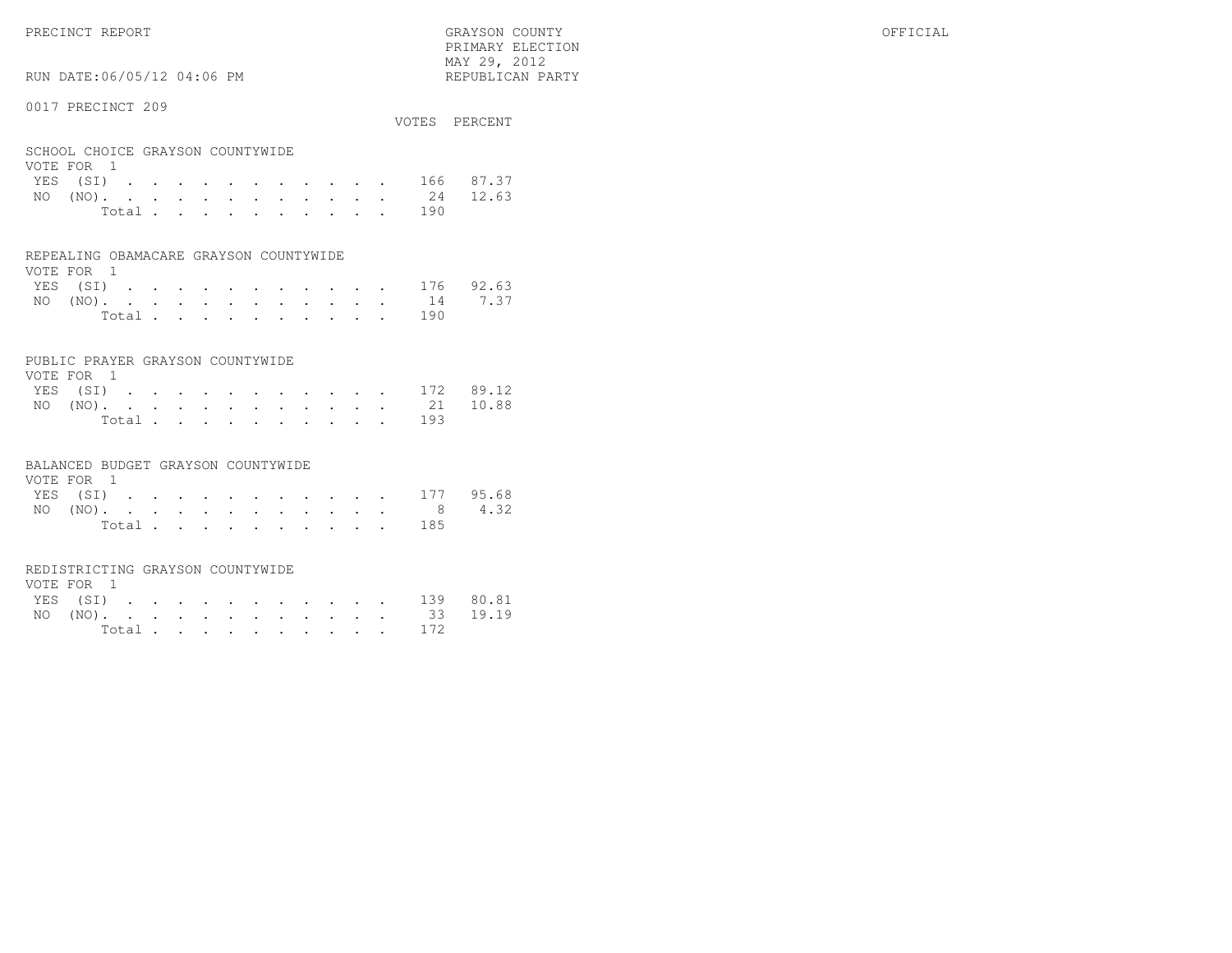PRECINCT REPORT

GRAYSON COUNTY
PRIMARY ELECTION
MAY 29, 2012
REPUBLICAN PARTY

OFFICIAL

RUN DATE:06/05/12 04:06 PM

## 0017 PRECINCT 209

### SCHOOL CHOICE GRAYSON COUNTYWIDE
VOTE FOR 1

| | VOTES | PERCENT |
|---|---|---|
| YES (SI) | 166 | 87.37 |
| NO (NO) | 24 | 12.63 |
| Total | 190 | |

### REPEALING OBAMACARE GRAYSON COUNTYWIDE
VOTE FOR 1

| | VOTES | PERCENT |
|---|---|---|
| YES (SI) | 176 | 92.63 |
| NO (NO) | 14 | 7.37 |
| Total | 190 | |

### PUBLIC PRAYER GRAYSON COUNTYWIDE
VOTE FOR 1

| | VOTES | PERCENT |
|---|---|---|
| YES (SI) | 172 | 89.12 |
| NO (NO) | 21 | 10.88 |
| Total | 193 | |

### BALANCED BUDGET GRAYSON COUNTYWIDE
VOTE FOR 1

| | VOTES | PERCENT |
|---|---|---|
| YES (SI) | 177 | 95.68 |
| NO (NO) | 8 | 4.32 |
| Total | 185 | |

### REDISTRICTING GRAYSON COUNTYWIDE
VOTE FOR 1

| | VOTES | PERCENT |
|---|---|---|
| YES (SI) | 139 | 80.81 |
| NO (NO) | 33 | 19.19 |
| Total | 172 | |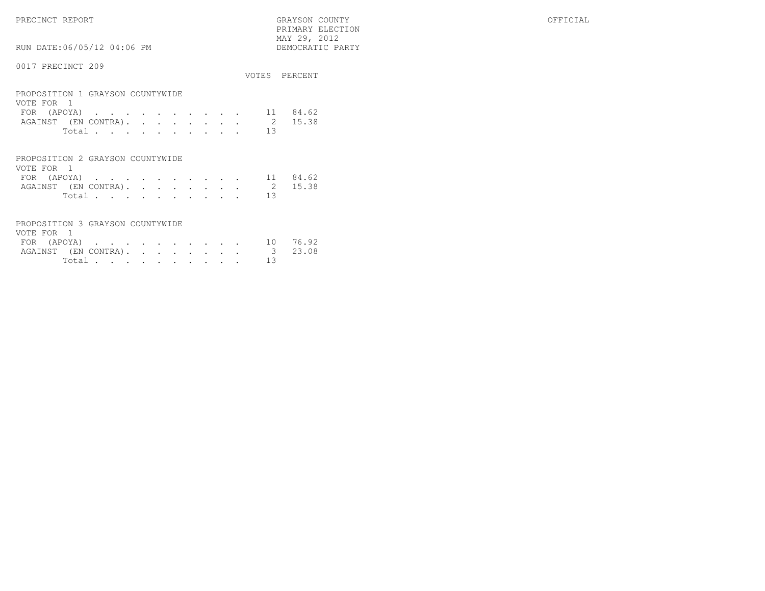PRECINCT REPORT

GRAYSON COUNTY
PRIMARY ELECTION
MAY 29, 2012
DEMOCRATIC PARTY

OFFICIAL

RUN DATE:06/05/12 04:06 PM

0017 PRECINCT 209

## PROPOSITION 1 GRAYSON COUNTYWIDE

VOTE FOR 1

| | VOTES | PERCENT |
|---|---|---|
| FOR (APOYA) | 11 | 84.62 |
| AGAINST (EN CONTRA) | 2 | 15.38 |
| Total | 13 | |

## PROPOSITION 2 GRAYSON COUNTYWIDE

VOTE FOR 1

| | VOTES | PERCENT |
|---|---|---|
| FOR (APOYA) | 11 | 84.62 |
| AGAINST (EN CONTRA) | 2 | 15.38 |
| Total | 13 | |

## PROPOSITION 3 GRAYSON COUNTYWIDE

VOTE FOR 1

| | VOTES | PERCENT |
|---|---|---|
| FOR (APOYA) | 10 | 76.92 |
| AGAINST (EN CONTRA) | 3 | 23.08 |
| Total | 13 | |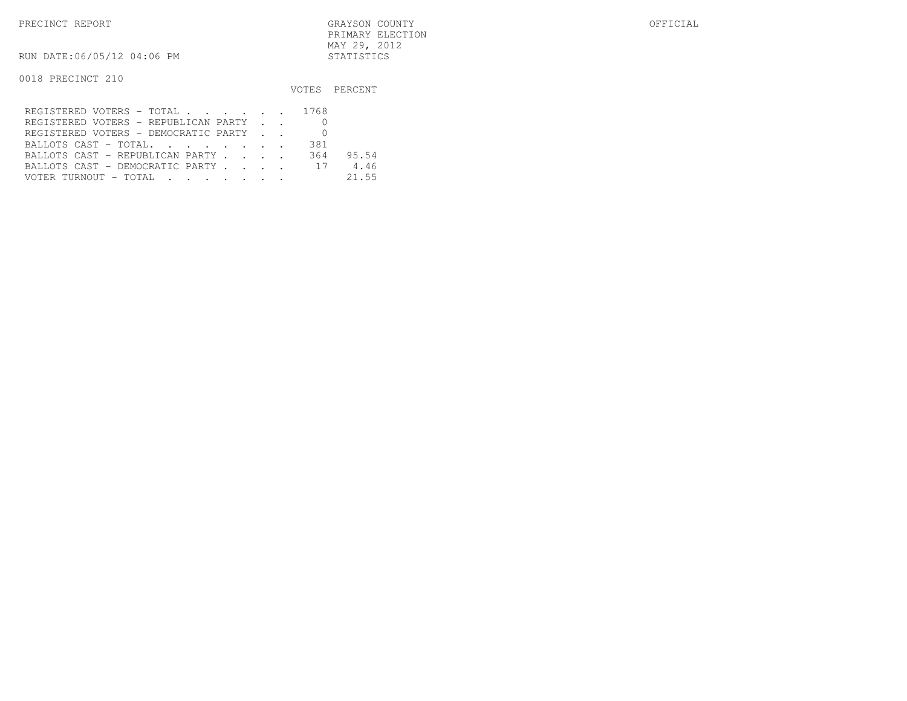PRECINCT REPORT — GRAYSON COUNTY — OFFICIAL

PRIMARY ELECTION
MAY 29, 2012
STATISTICS

RUN DATE:06/05/12 04:06 PM

0018 PRECINCT 210

| | VOTES | PERCENT |
|---|---|---|
| REGISTERED VOTERS - TOTAL . . . . . . | 1768 | |
| REGISTERED VOTERS - REPUBLICAN PARTY . . | 0 | |
| REGISTERED VOTERS - DEMOCRATIC PARTY . . | 0 | |
| BALLOTS CAST - TOTAL. . . . . . . . | 381 | |
| BALLOTS CAST - REPUBLICAN PARTY . . . . | 364 | 95.54 |
| BALLOTS CAST - DEMOCRATIC PARTY . . . . | 17 | 4.46 |
| VOTER TURNOUT - TOTAL . . . . . . . | | 21.55 |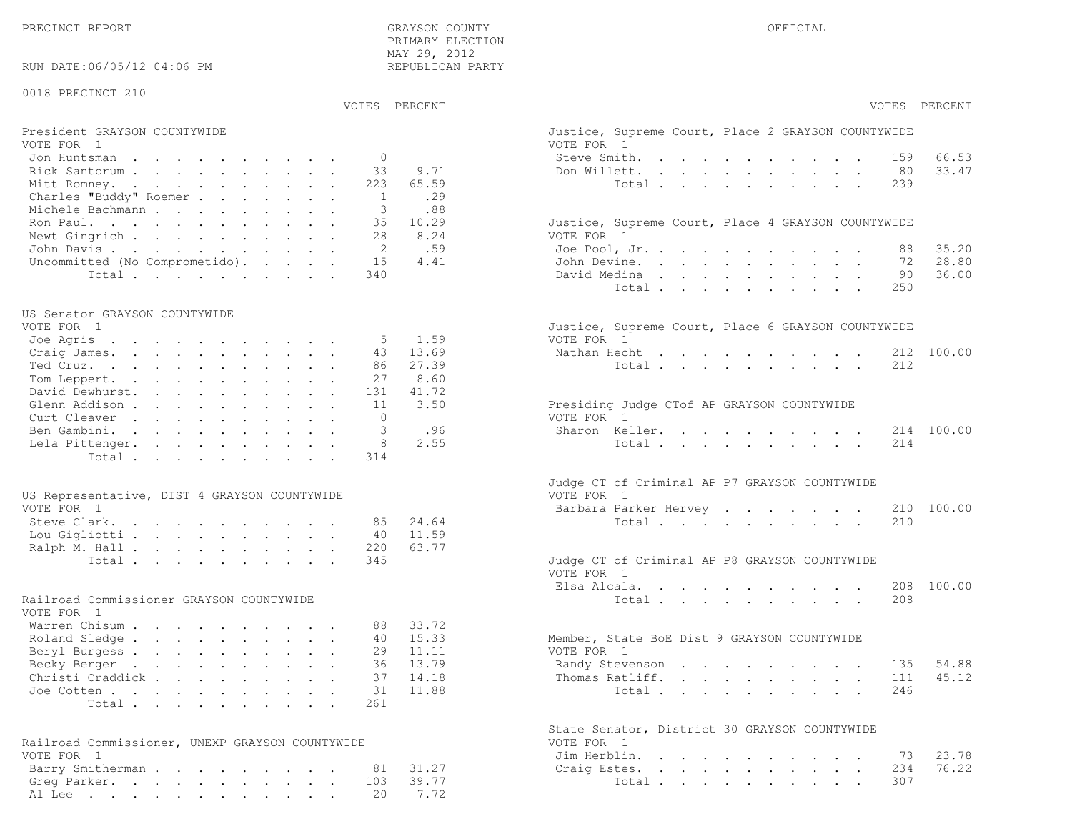PRECINCT REPORT

GRAYSON COUNTY
PRIMARY ELECTION
MAY 29, 2012
REPUBLICAN PARTY

OFFICIAL

RUN DATE:06/05/12 04:06 PM

0018 PRECINCT 210

**President GRAYSON COUNTYWIDE**
VOTE FOR 1

| Candidate | VOTES | PERCENT |
|---|---|---|
| Jon Huntsman | 0 | |
| Rick Santorum | 33 | 9.71 |
| Mitt Romney | 223 | 65.59 |
| Charles "Buddy" Roemer | 1 | .29 |
| Michele Bachmann | 3 | .88 |
| Ron Paul | 35 | 10.29 |
| Newt Gingrich | 28 | 8.24 |
| John Davis | 2 | .59 |
| Uncommitted (No Comprometido) | 15 | 4.41 |
| Total | 340 | |

**US Senator GRAYSON COUNTYWIDE**
VOTE FOR 1

| Candidate | VOTES | PERCENT |
|---|---|---|
| Joe Agris | 5 | 1.59 |
| Craig James | 43 | 13.69 |
| Ted Cruz | 86 | 27.39 |
| Tom Leppert | 27 | 8.60 |
| David Dewhurst | 131 | 41.72 |
| Glenn Addison | 11 | 3.50 |
| Curt Cleaver | 0 | |
| Ben Gambini | 3 | .96 |
| Lela Pittenger | 8 | 2.55 |
| Total | 314 | |

**US Representative, DIST 4 GRAYSON COUNTYWIDE**
VOTE FOR 1

| Candidate | VOTES | PERCENT |
|---|---|---|
| Steve Clark | 85 | 24.64 |
| Lou Gigliotti | 40 | 11.59 |
| Ralph M. Hall | 220 | 63.77 |
| Total | 345 | |

**Railroad Commissioner GRAYSON COUNTYWIDE**
VOTE FOR 1

| Candidate | VOTES | PERCENT |
|---|---|---|
| Warren Chisum | 88 | 33.72 |
| Roland Sledge | 40 | 15.33 |
| Beryl Burgess | 29 | 11.11 |
| Becky Berger | 36 | 13.79 |
| Christi Craddick | 37 | 14.18 |
| Joe Cotten | 31 | 11.88 |
| Total | 261 | |

**Railroad Commissioner, UNEXP GRAYSON COUNTYWIDE**
VOTE FOR 1

| Candidate | VOTES | PERCENT |
|---|---|---|
| Barry Smitherman | 81 | 31.27 |
| Greg Parker | 103 | 39.77 |
| Al Lee | 20 | 7.72 |

**Justice, Supreme Court, Place 2 GRAYSON COUNTYWIDE**
VOTE FOR 1

| Candidate | VOTES | PERCENT |
|---|---|---|
| Steve Smith | 159 | 66.53 |
| Don Willett | 80 | 33.47 |
| Total | 239 | |

**Justice, Supreme Court, Place 4 GRAYSON COUNTYWIDE**
VOTE FOR 1

| Candidate | VOTES | PERCENT |
|---|---|---|
| Joe Pool, Jr. | 88 | 35.20 |
| John Devine | 72 | 28.80 |
| David Medina | 90 | 36.00 |
| Total | 250 | |

**Justice, Supreme Court, Place 6 GRAYSON COUNTYWIDE**
VOTE FOR 1

| Candidate | VOTES | PERCENT |
|---|---|---|
| Nathan Hecht | 212 | 100.00 |
| Total | 212 | |

**Presiding Judge CTof AP GRAYSON COUNTYWIDE**
VOTE FOR 1

| Candidate | VOTES | PERCENT |
|---|---|---|
| Sharon Keller | 214 | 100.00 |
| Total | 214 | |

**Judge CT of Criminal AP P7 GRAYSON COUNTYWIDE**
VOTE FOR 1

| Candidate | VOTES | PERCENT |
|---|---|---|
| Barbara Parker Hervey | 210 | 100.00 |
| Total | 210 | |

**Judge CT of Criminal AP P8 GRAYSON COUNTYWIDE**
VOTE FOR 1

| Candidate | VOTES | PERCENT |
|---|---|---|
| Elsa Alcala | 208 | 100.00 |
| Total | 208 | |

**Member, State BoE Dist 9 GRAYSON COUNTYWIDE**
VOTE FOR 1

| Candidate | VOTES | PERCENT |
|---|---|---|
| Randy Stevenson | 135 | 54.88 |
| Thomas Ratliff | 111 | 45.12 |
| Total | 246 | |

**State Senator, District 30 GRAYSON COUNTYWIDE**
VOTE FOR 1

| Candidate | VOTES | PERCENT |
|---|---|---|
| Jim Herblin | 73 | 23.78 |
| Craig Estes | 234 | 76.22 |
| Total | 307 | |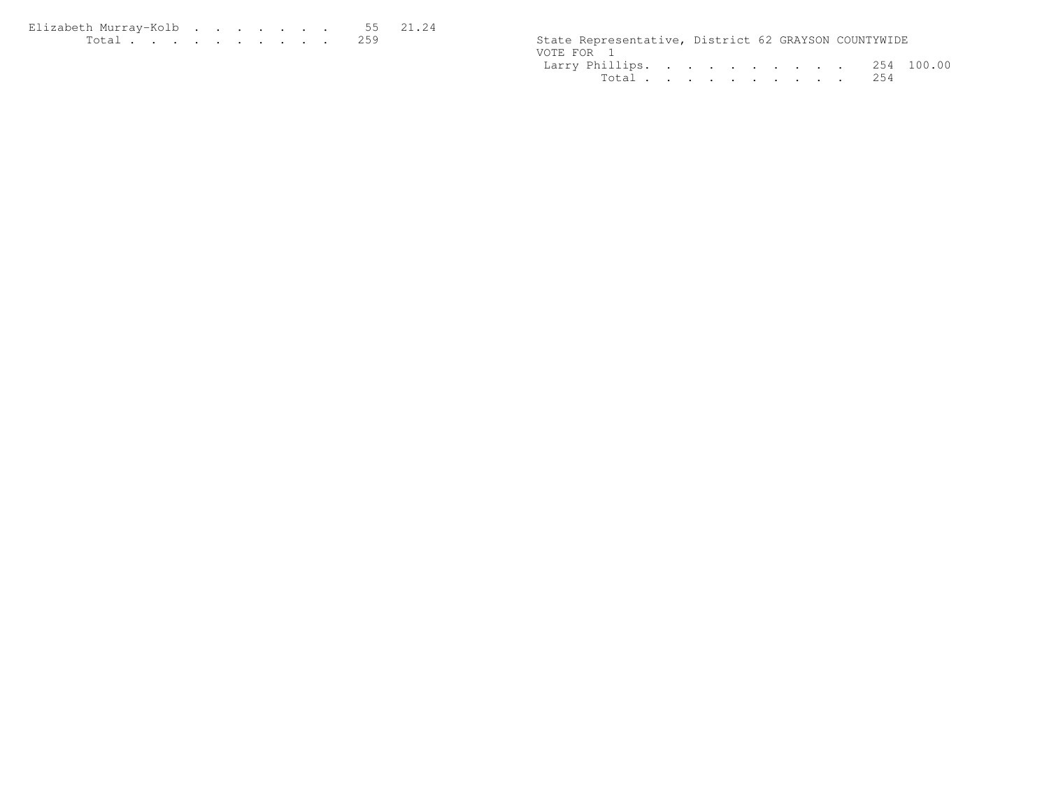| | | |
|---|---|---|
| Elizabeth Murray-Kolb | 55 | 21.24 |
| Total | 259 | |

State Representative, District 62 GRAYSON COUNTYWIDE
VOTE FOR 1

| | | |
|---|---|---|
| Larry Phillips | 254 | 100.00 |
| Total | 254 | |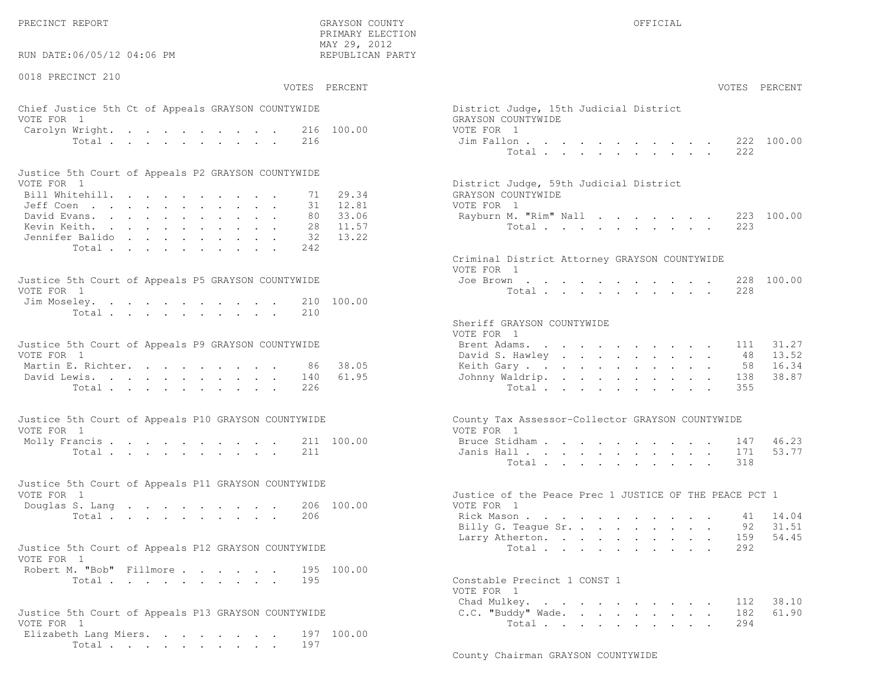PRECINCT REPORT

GRAYSON COUNTY
PRIMARY ELECTION
MAY 29, 2012
REPUBLICAN PARTY

OFFICIAL

RUN DATE:06/05/12 04:06 PM

0018 PRECINCT 210

### Chief Justice 5th Ct of Appeals GRAYSON COUNTYWIDE
VOTE FOR 1

| | VOTES | PERCENT |
|---|---|---|
| Carolyn Wright | 216 | 100.00 |
| Total | 216 | |

### Justice 5th Court of Appeals P2 GRAYSON COUNTYWIDE
VOTE FOR 1

| | VOTES | PERCENT |
|---|---|---|
| Bill Whitehill | 71 | 29.34 |
| Jeff Coen | 31 | 12.81 |
| David Evans | 80 | 33.06 |
| Kevin Keith | 28 | 11.57 |
| Jennifer Balido | 32 | 13.22 |
| Total | 242 | |

### Justice 5th Court of Appeals P5 GRAYSON COUNTYWIDE
VOTE FOR 1

| | VOTES | PERCENT |
|---|---|---|
| Jim Moseley | 210 | 100.00 |
| Total | 210 | |

### Justice 5th Court of Appeals P9 GRAYSON COUNTYWIDE
VOTE FOR 1

| | VOTES | PERCENT |
|---|---|---|
| Martin E. Richter | 86 | 38.05 |
| David Lewis | 140 | 61.95 |
| Total | 226 | |

### Justice 5th Court of Appeals P10 GRAYSON COUNTYWIDE
VOTE FOR 1

| | VOTES | PERCENT |
|---|---|---|
| Molly Francis | 211 | 100.00 |
| Total | 211 | |

### Justice 5th Court of Appeals P11 GRAYSON COUNTYWIDE
VOTE FOR 1

| | VOTES | PERCENT |
|---|---|---|
| Douglas S. Lang | 206 | 100.00 |
| Total | 206 | |

### Justice 5th Court of Appeals P12 GRAYSON COUNTYWIDE
VOTE FOR 1

| | VOTES | PERCENT |
|---|---|---|
| Robert M. "Bob" Fillmore | 195 | 100.00 |
| Total | 195 | |

### Justice 5th Court of Appeals P13 GRAYSON COUNTYWIDE
VOTE FOR 1

| | VOTES | PERCENT |
|---|---|---|
| Elizabeth Lang Miers | 197 | 100.00 |
| Total | 197 | |

### District Judge, 15th Judicial District GRAYSON COUNTYWIDE
VOTE FOR 1

| | VOTES | PERCENT |
|---|---|---|
| Jim Fallon | 222 | 100.00 |
| Total | 222 | |

### District Judge, 59th Judicial District GRAYSON COUNTYWIDE
VOTE FOR 1

| | VOTES | PERCENT |
|---|---|---|
| Rayburn M. "Rim" Nall | 223 | 100.00 |
| Total | 223 | |

### Criminal District Attorney GRAYSON COUNTYWIDE
VOTE FOR 1

| | VOTES | PERCENT |
|---|---|---|
| Joe Brown | 228 | 100.00 |
| Total | 228 | |

### Sheriff GRAYSON COUNTYWIDE
VOTE FOR 1

| | VOTES | PERCENT |
|---|---|---|
| Brent Adams | 111 | 31.27 |
| David S. Hawley | 48 | 13.52 |
| Keith Gary | 58 | 16.34 |
| Johnny Waldrip | 138 | 38.87 |
| Total | 355 | |

### County Tax Assessor-Collector GRAYSON COUNTYWIDE
VOTE FOR 1

| | VOTES | PERCENT |
|---|---|---|
| Bruce Stidham | 147 | 46.23 |
| Janis Hall | 171 | 53.77 |
| Total | 318 | |

### Justice of the Peace Prec 1 JUSTICE OF THE PEACE PCT 1
VOTE FOR 1

| | VOTES | PERCENT |
|---|---|---|
| Rick Mason | 41 | 14.04 |
| Billy G. Teague Sr. | 92 | 31.51 |
| Larry Atherton | 159 | 54.45 |
| Total | 292 | |

### Constable Precinct 1 CONST 1
VOTE FOR 1

| | VOTES | PERCENT |
|---|---|---|
| Chad Mulkey | 112 | 38.10 |
| C.C. "Buddy" Wade | 182 | 61.90 |
| Total | 294 | |

### County Chairman GRAYSON COUNTYWIDE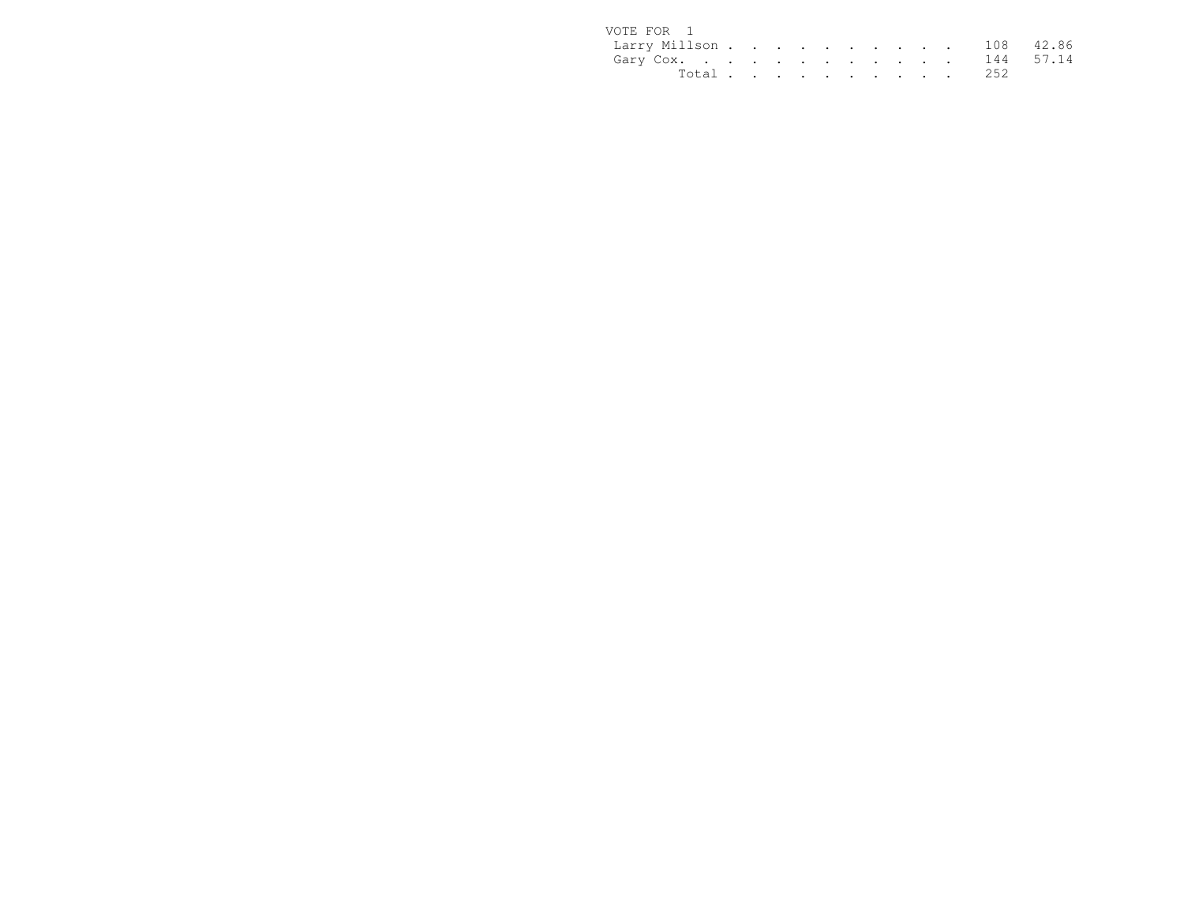VOTE FOR 1

| | | |
|---|---|---|
| Larry Millson | 108 | 42.86 |
| Gary Cox | 144 | 57.14 |
| Total | 252 | |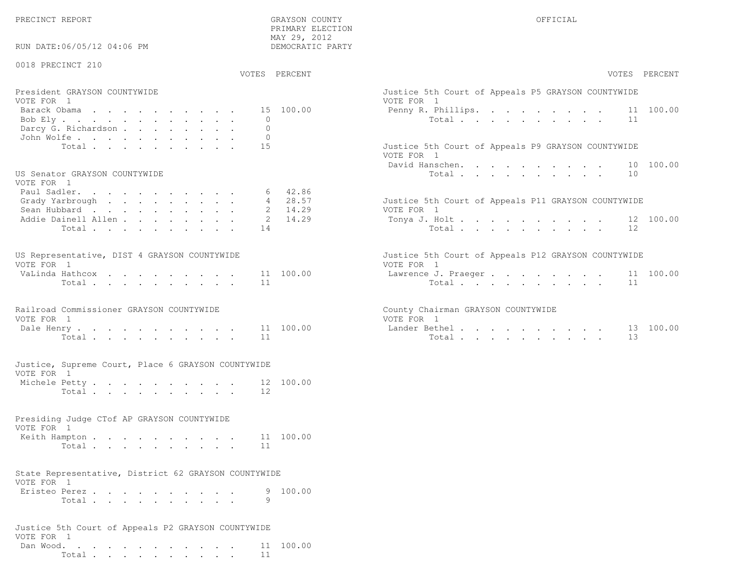PRECINCT REPORT

GRAYSON COUNTY
PRIMARY ELECTION
MAY 29, 2012
DEMOCRATIC PARTY

OFFICIAL

RUN DATE:06/05/12 04:06 PM

0018 PRECINCT 210

### President GRAYSON COUNTYWIDE
VOTE FOR 1

| | VOTES | PERCENT |
|---|---|---|
| Barack Obama | 15 | 100.00 |
| Bob Ely | 0 | |
| Darcy G. Richardson | 0 | |
| John Wolfe | 0 | |
| Total | 15 | |

### US Senator GRAYSON COUNTYWIDE
VOTE FOR 1

| | VOTES | PERCENT |
|---|---|---|
| Paul Sadler | 6 | 42.86 |
| Grady Yarbrough | 4 | 28.57 |
| Sean Hubbard | 2 | 14.29 |
| Addie Dainell Allen | 2 | 14.29 |
| Total | 14 | |

### US Representative, DIST 4 GRAYSON COUNTYWIDE
VOTE FOR 1

| | VOTES | PERCENT |
|---|---|---|
| VaLinda Hathcox | 11 | 100.00 |
| Total | 11 | |

### Railroad Commissioner GRAYSON COUNTYWIDE
VOTE FOR 1

| | VOTES | PERCENT |
|---|---|---|
| Dale Henry | 11 | 100.00 |
| Total | 11 | |

### Justice, Supreme Court, Place 6 GRAYSON COUNTYWIDE
VOTE FOR 1

| | VOTES | PERCENT |
|---|---|---|
| Michele Petty | 12 | 100.00 |
| Total | 12 | |

### Presiding Judge CTof AP GRAYSON COUNTYWIDE
VOTE FOR 1

| | VOTES | PERCENT |
|---|---|---|
| Keith Hampton | 11 | 100.00 |
| Total | 11 | |

### State Representative, District 62 GRAYSON COUNTYWIDE
VOTE FOR 1

| | VOTES | PERCENT |
|---|---|---|
| Eristeo Perez | 9 | 100.00 |
| Total | 9 | |

### Justice 5th Court of Appeals P2 GRAYSON COUNTYWIDE
VOTE FOR 1

| | VOTES | PERCENT |
|---|---|---|
| Dan Wood | 11 | 100.00 |
| Total | 11 | |

### Justice 5th Court of Appeals P5 GRAYSON COUNTYWIDE
VOTE FOR 1

| | VOTES | PERCENT |
|---|---|---|
| Penny R. Phillips | 11 | 100.00 |
| Total | 11 | |

### Justice 5th Court of Appeals P9 GRAYSON COUNTYWIDE
VOTE FOR 1

| | VOTES | PERCENT |
|---|---|---|
| David Hanschen | 10 | 100.00 |
| Total | 10 | |

### Justice 5th Court of Appeals P11 GRAYSON COUNTYWIDE
VOTE FOR 1

| | VOTES | PERCENT |
|---|---|---|
| Tonya J. Holt | 12 | 100.00 |
| Total | 12 | |

### Justice 5th Court of Appeals P12 GRAYSON COUNTYWIDE
VOTE FOR 1

| | VOTES | PERCENT |
|---|---|---|
| Lawrence J. Praeger | 11 | 100.00 |
| Total | 11 | |

### County Chairman GRAYSON COUNTYWIDE
VOTE FOR 1

| | VOTES | PERCENT |
|---|---|---|
| Lander Bethel | 13 | 100.00 |
| Total | 13 | |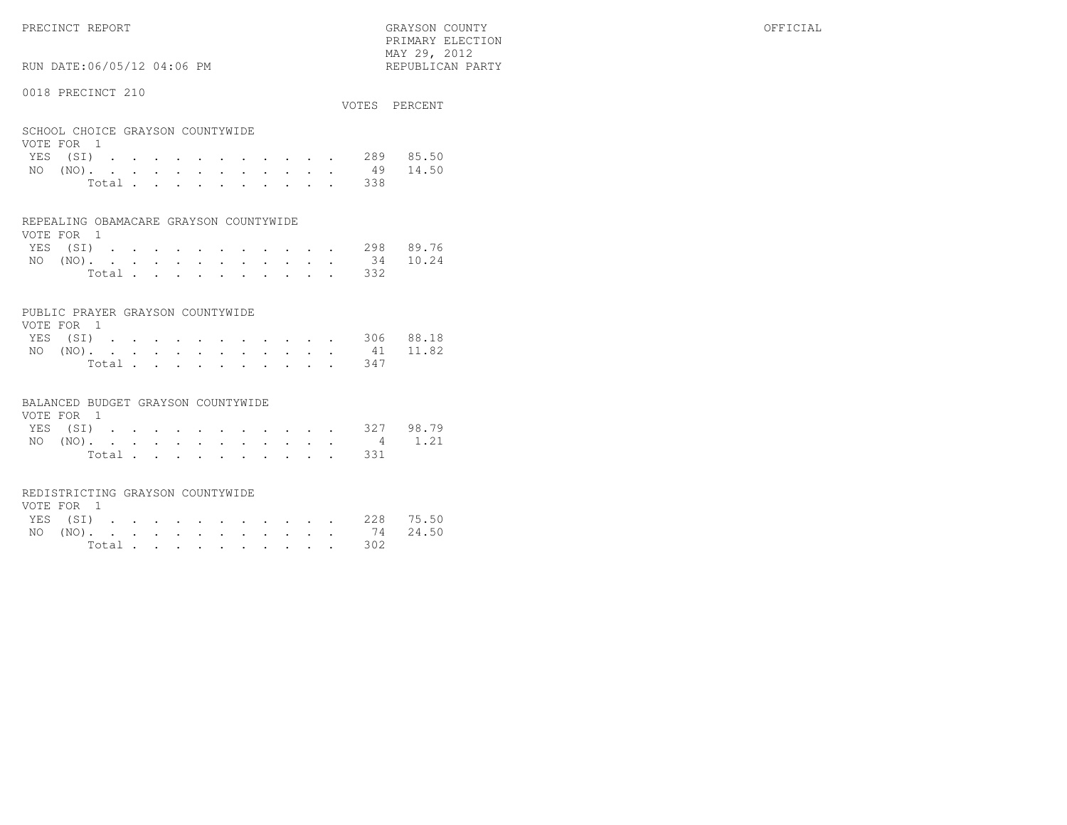PRECINCT REPORT

GRAYSON COUNTY
PRIMARY ELECTION
MAY 29, 2012
REPUBLICAN PARTY

OFFICIAL

RUN DATE:06/05/12 04:06 PM

0018 PRECINCT 210

### SCHOOL CHOICE GRAYSON COUNTYWIDE

VOTE FOR 1

| | VOTES | PERCENT |
|---|---|---|
| YES (SI) | 289 | 85.50 |
| NO (NO) | 49 | 14.50 |
| Total | 338 | |

### REPEALING OBAMACARE GRAYSON COUNTYWIDE

VOTE FOR 1

| | VOTES | PERCENT |
|---|---|---|
| YES (SI) | 298 | 89.76 |
| NO (NO) | 34 | 10.24 |
| Total | 332 | |

### PUBLIC PRAYER GRAYSON COUNTYWIDE

VOTE FOR 1

| | VOTES | PERCENT |
|---|---|---|
| YES (SI) | 306 | 88.18 |
| NO (NO) | 41 | 11.82 |
| Total | 347 | |

### BALANCED BUDGET GRAYSON COUNTYWIDE

VOTE FOR 1

| | VOTES | PERCENT |
|---|---|---|
| YES (SI) | 327 | 98.79 |
| NO (NO) | 4 | 1.21 |
| Total | 331 | |

### REDISTRICTING GRAYSON COUNTYWIDE

VOTE FOR 1

| | VOTES | PERCENT |
|---|---|---|
| YES (SI) | 228 | 75.50 |
| NO (NO) | 74 | 24.50 |
| Total | 302 | |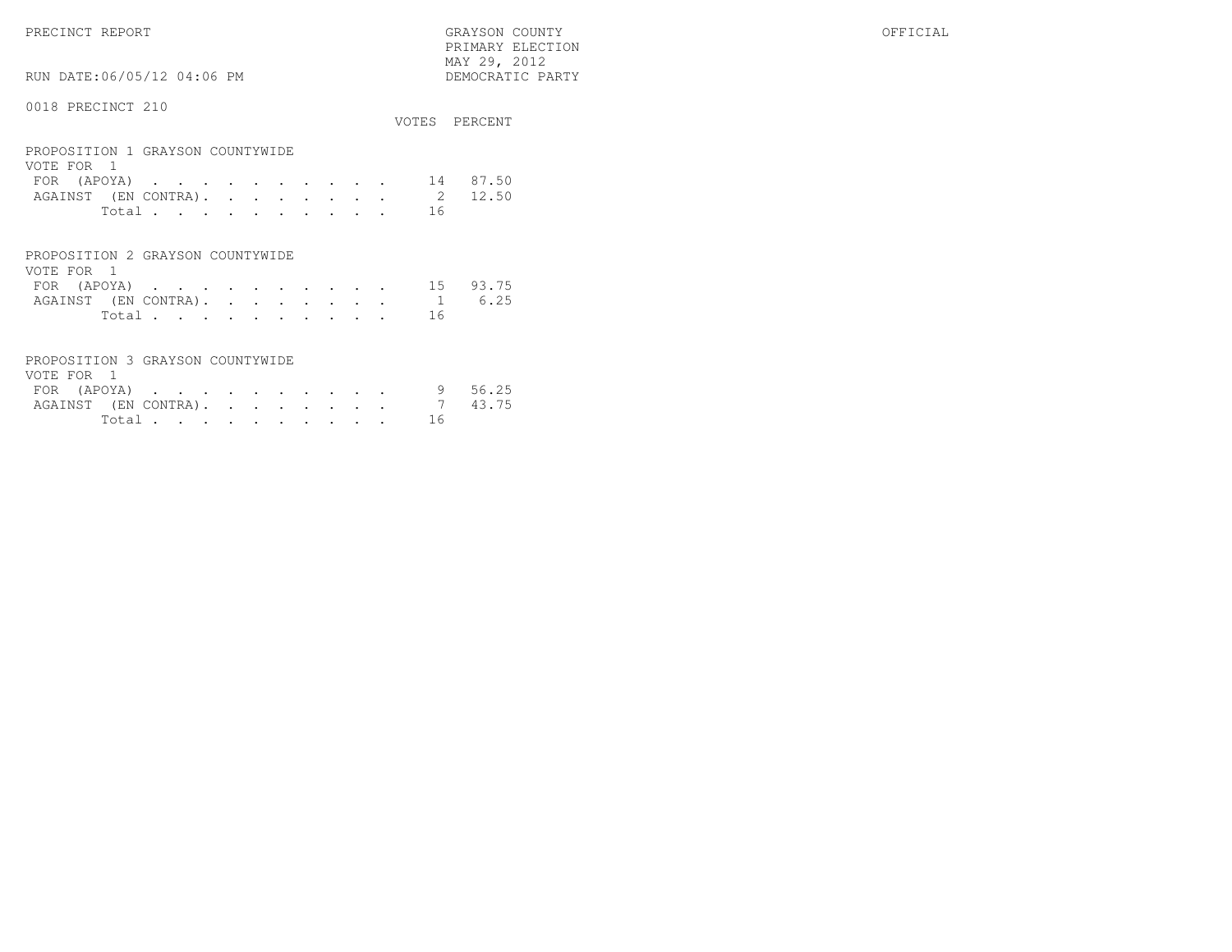PRECINCT REPORT — GRAYSON COUNTY — PRIMARY ELECTION — MAY 29, 2012 — DEMOCRATIC PARTY — OFFICIAL

RUN DATE:06/05/12 04:06 PM

## 0018 PRECINCT 210

### PROPOSITION 1 GRAYSON COUNTYWIDE
VOTE FOR 1

| | VOTES | PERCENT |
|---|---|---|
| FOR (APOYA) | 14 | 87.50 |
| AGAINST (EN CONTRA) | 2 | 12.50 |
| Total | 16 | |

### PROPOSITION 2 GRAYSON COUNTYWIDE
VOTE FOR 1

| | VOTES | PERCENT |
|---|---|---|
| FOR (APOYA) | 15 | 93.75 |
| AGAINST (EN CONTRA) | 1 | 6.25 |
| Total | 16 | |

### PROPOSITION 3 GRAYSON COUNTYWIDE
VOTE FOR 1

| | VOTES | PERCENT |
|---|---|---|
| FOR (APOYA) | 9 | 56.25 |
| AGAINST (EN CONTRA) | 7 | 43.75 |
| Total | 16 | |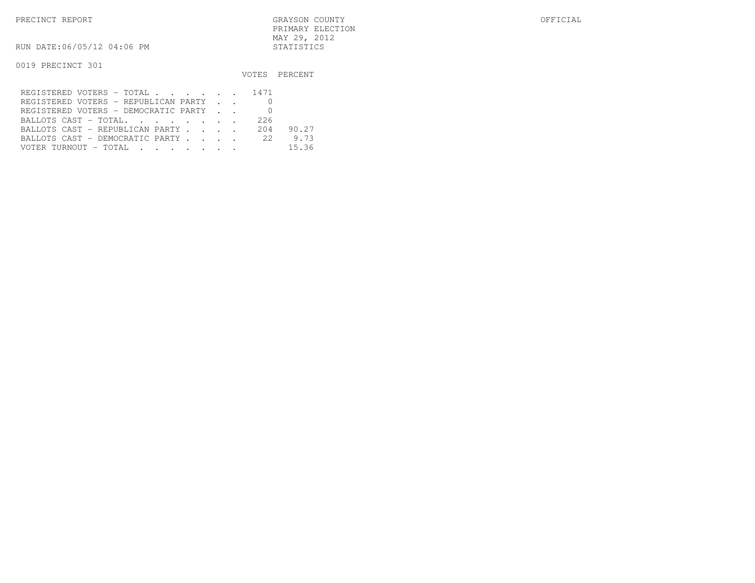PRECINCT REPORT — GRAYSON COUNTY — OFFICIAL

PRIMARY ELECTION
MAY 29, 2012
STATISTICS

RUN DATE:06/05/12 04:06 PM

0019 PRECINCT 301

| | VOTES | PERCENT |
|---|---|---|
| REGISTERED VOTERS - TOTAL | 1471 | |
| REGISTERED VOTERS - REPUBLICAN PARTY | 0 | |
| REGISTERED VOTERS - DEMOCRATIC PARTY | 0 | |
| BALLOTS CAST - TOTAL. | 226 | |
| BALLOTS CAST - REPUBLICAN PARTY | 204 | 90.27 |
| BALLOTS CAST - DEMOCRATIC PARTY | 22 | 9.73 |
| VOTER TURNOUT - TOTAL | | 15.36 |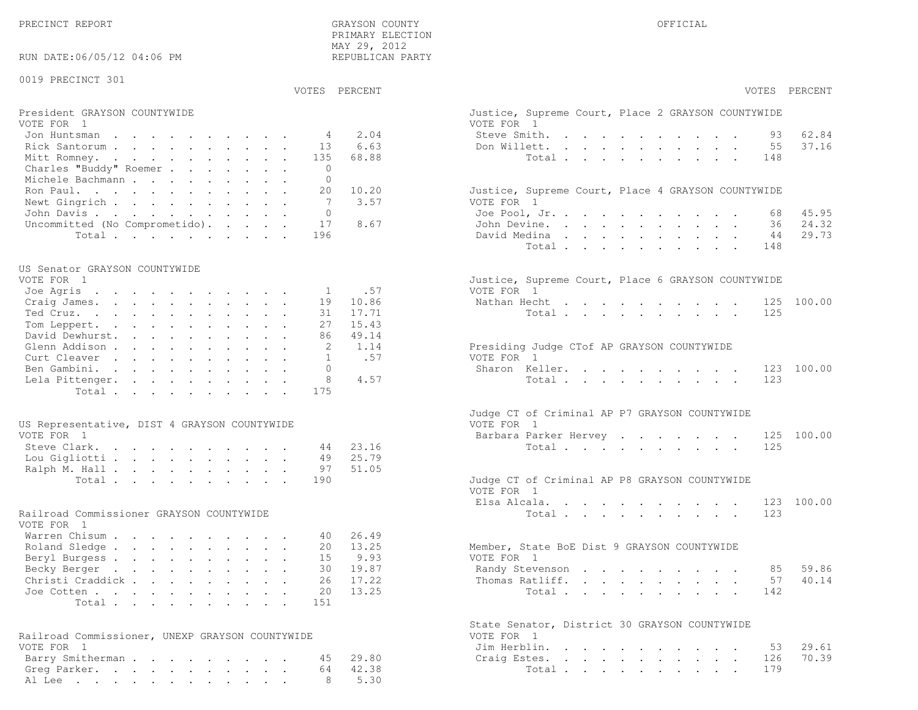PRECINCT REPORT

GRAYSON COUNTY
PRIMARY ELECTION
MAY 29, 2012
REPUBLICAN PARTY

OFFICIAL

RUN DATE:06/05/12 04:06 PM

0019 PRECINCT 301

### President GRAYSON COUNTYWIDE

VOTE FOR 1

| | VOTES | PERCENT |
|---|---|---|
| Jon Huntsman | 4 | 2.04 |
| Rick Santorum | 13 | 6.63 |
| Mitt Romney | 135 | 68.88 |
| Charles "Buddy" Roemer | 0 | |
| Michele Bachmann | 0 | |
| Ron Paul | 20 | 10.20 |
| Newt Gingrich | 7 | 3.57 |
| John Davis | 0 | |
| Uncommitted (No Comprometido) | 17 | 8.67 |
| Total | 196 | |

### US Senator GRAYSON COUNTYWIDE

VOTE FOR 1

| | VOTES | PERCENT |
|---|---|---|
| Joe Agris | 1 | .57 |
| Craig James | 19 | 10.86 |
| Ted Cruz | 31 | 17.71 |
| Tom Leppert | 27 | 15.43 |
| David Dewhurst | 86 | 49.14 |
| Glenn Addison | 2 | 1.14 |
| Curt Cleaver | 1 | .57 |
| Ben Gambini | 0 | |
| Lela Pittenger | 8 | 4.57 |
| Total | 175 | |

### US Representative, DIST 4 GRAYSON COUNTYWIDE

VOTE FOR 1

| | VOTES | PERCENT |
|---|---|---|
| Steve Clark | 44 | 23.16 |
| Lou Gigliotti | 49 | 25.79 |
| Ralph M. Hall | 97 | 51.05 |
| Total | 190 | |

### Railroad Commissioner GRAYSON COUNTYWIDE

VOTE FOR 1

| | VOTES | PERCENT |
|---|---|---|
| Warren Chisum | 40 | 26.49 |
| Roland Sledge | 20 | 13.25 |
| Beryl Burgess | 15 | 9.93 |
| Becky Berger | 30 | 19.87 |
| Christi Craddick | 26 | 17.22 |
| Joe Cotten | 20 | 13.25 |
| Total | 151 | |

### Railroad Commissioner, UNEXP GRAYSON COUNTYWIDE

VOTE FOR 1

| | VOTES | PERCENT |
|---|---|---|
| Barry Smitherman | 45 | 29.80 |
| Greg Parker | 64 | 42.38 |
| Al Lee | 8 | 5.30 |

### Justice, Supreme Court, Place 2 GRAYSON COUNTYWIDE

VOTE FOR 1

| | VOTES | PERCENT |
|---|---|---|
| Steve Smith | 93 | 62.84 |
| Don Willett | 55 | 37.16 |
| Total | 148 | |

### Justice, Supreme Court, Place 4 GRAYSON COUNTYWIDE

VOTE FOR 1

| | VOTES | PERCENT |
|---|---|---|
| Joe Pool, Jr. | 68 | 45.95 |
| John Devine | 36 | 24.32 |
| David Medina | 44 | 29.73 |
| Total | 148 | |

### Justice, Supreme Court, Place 6 GRAYSON COUNTYWIDE

VOTE FOR 1

| | VOTES | PERCENT |
|---|---|---|
| Nathan Hecht | 125 | 100.00 |
| Total | 125 | |

### Presiding Judge CTof AP GRAYSON COUNTYWIDE

VOTE FOR 1

| | VOTES | PERCENT |
|---|---|---|
| Sharon Keller | 123 | 100.00 |
| Total | 123 | |

### Judge CT of Criminal AP P7 GRAYSON COUNTYWIDE

VOTE FOR 1

| | VOTES | PERCENT |
|---|---|---|
| Barbara Parker Hervey | 125 | 100.00 |
| Total | 125 | |

### Judge CT of Criminal AP P8 GRAYSON COUNTYWIDE

VOTE FOR 1

| | VOTES | PERCENT |
|---|---|---|
| Elsa Alcala | 123 | 100.00 |
| Total | 123 | |

### Member, State BoE Dist 9 GRAYSON COUNTYWIDE

VOTE FOR 1

| | VOTES | PERCENT |
|---|---|---|
| Randy Stevenson | 85 | 59.86 |
| Thomas Ratliff | 57 | 40.14 |
| Total | 142 | |

### State Senator, District 30 GRAYSON COUNTYWIDE

VOTE FOR 1

| | VOTES | PERCENT |
|---|---|---|
| Jim Herblin | 53 | 29.61 |
| Craig Estes | 126 | 70.39 |
| Total | 179 | |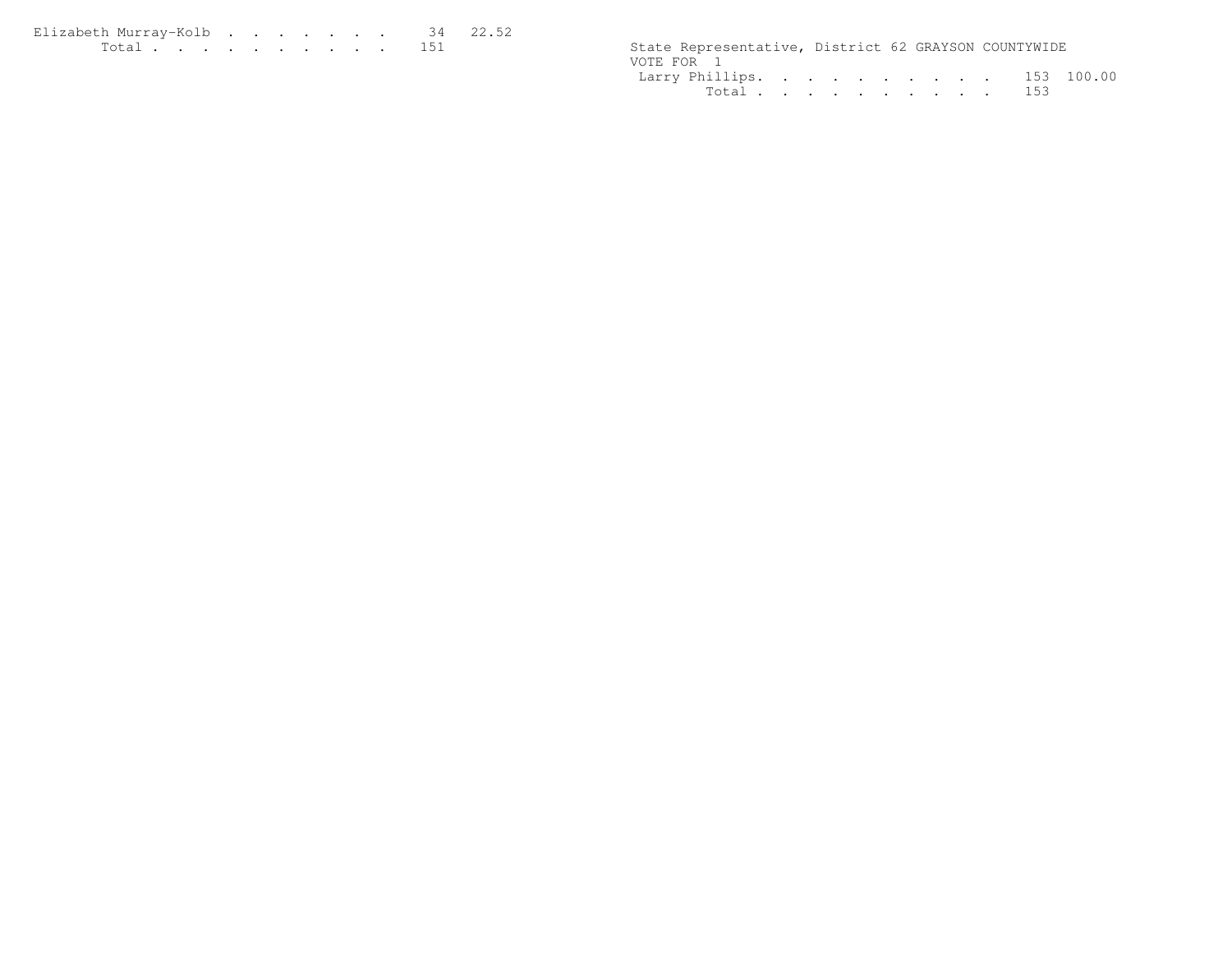| Elizabeth Murray-Kolb | 34 | 22.52 |
|---|---|---|
| Total | 151 | |

State Representative, District 62 GRAYSON COUNTYWIDE
VOTE FOR 1

| Larry Phillips | 153 | 100.00 |
|---|---|---|
| Total | 153 | |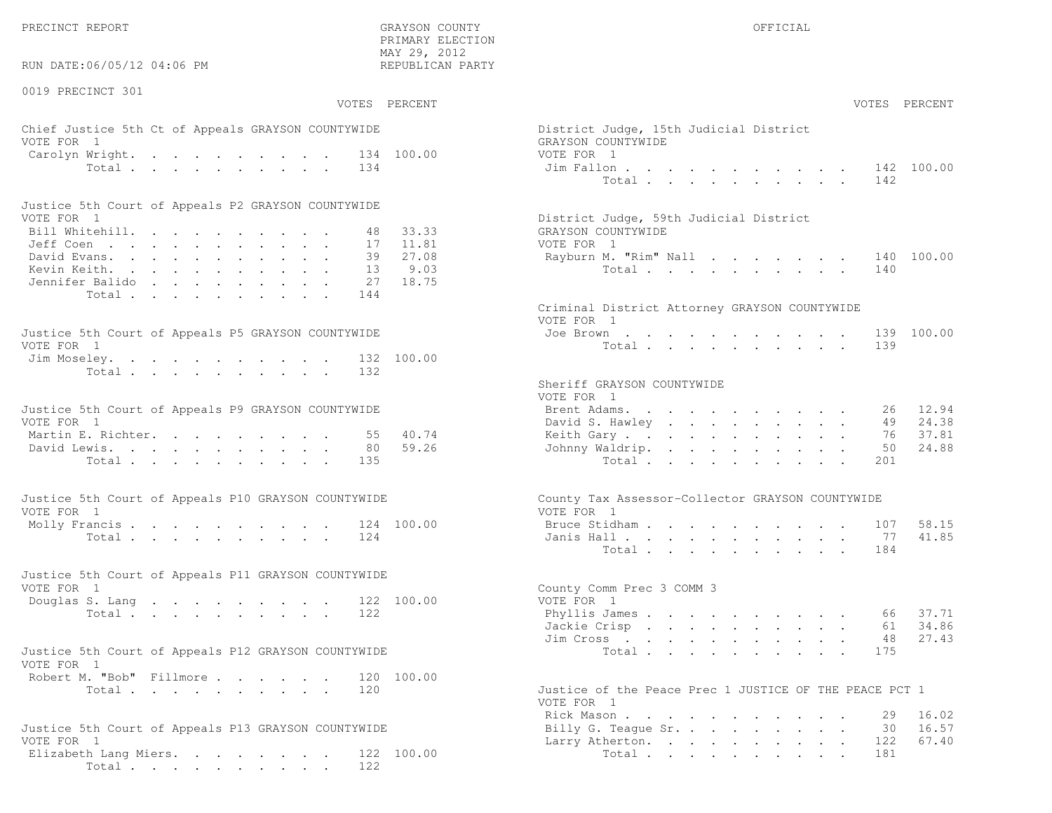PRECINCT REPORT

GRAYSON COUNTY
PRIMARY ELECTION
MAY 29, 2012
REPUBLICAN PARTY

OFFICIAL

RUN DATE:06/05/12 04:06 PM

0019 PRECINCT 301

**Chief Justice 5th Ct of Appeals GRAYSON COUNTYWIDE**
VOTE FOR 1

| Candidate | VOTES | PERCENT |
|---|---|---|
| Carolyn Wright | 134 | 100.00 |
| Total | 134 | |

**Justice 5th Court of Appeals P2 GRAYSON COUNTYWIDE**
VOTE FOR 1

| Candidate | VOTES | PERCENT |
|---|---|---|
| Bill Whitehill | 48 | 33.33 |
| Jeff Coen | 17 | 11.81 |
| David Evans | 39 | 27.08 |
| Kevin Keith | 13 | 9.03 |
| Jennifer Balido | 27 | 18.75 |
| Total | 144 | |

**Justice 5th Court of Appeals P5 GRAYSON COUNTYWIDE**
VOTE FOR 1

| Candidate | VOTES | PERCENT |
|---|---|---|
| Jim Moseley | 132 | 100.00 |
| Total | 132 | |

**Justice 5th Court of Appeals P9 GRAYSON COUNTYWIDE**
VOTE FOR 1

| Candidate | VOTES | PERCENT |
|---|---|---|
| Martin E. Richter | 55 | 40.74 |
| David Lewis | 80 | 59.26 |
| Total | 135 | |

**Justice 5th Court of Appeals P10 GRAYSON COUNTYWIDE**
VOTE FOR 1

| Candidate | VOTES | PERCENT |
|---|---|---|
| Molly Francis | 124 | 100.00 |
| Total | 124 | |

**Justice 5th Court of Appeals P11 GRAYSON COUNTYWIDE**
VOTE FOR 1

| Candidate | VOTES | PERCENT |
|---|---|---|
| Douglas S. Lang | 122 | 100.00 |
| Total | 122 | |

**Justice 5th Court of Appeals P12 GRAYSON COUNTYWIDE**
VOTE FOR 1

| Candidate | VOTES | PERCENT |
|---|---|---|
| Robert M. "Bob" Fillmore | 120 | 100.00 |
| Total | 120 | |

**Justice 5th Court of Appeals P13 GRAYSON COUNTYWIDE**
VOTE FOR 1

| Candidate | VOTES | PERCENT |
|---|---|---|
| Elizabeth Lang Miers | 122 | 100.00 |
| Total | 122 | |

**District Judge, 15th Judicial District GRAYSON COUNTYWIDE**
VOTE FOR 1

| Candidate | VOTES | PERCENT |
|---|---|---|
| Jim Fallon | 142 | 100.00 |
| Total | 142 | |

**District Judge, 59th Judicial District GRAYSON COUNTYWIDE**
VOTE FOR 1

| Candidate | VOTES | PERCENT |
|---|---|---|
| Rayburn M. "Rim" Nall | 140 | 100.00 |
| Total | 140 | |

**Criminal District Attorney GRAYSON COUNTYWIDE**
VOTE FOR 1

| Candidate | VOTES | PERCENT |
|---|---|---|
| Joe Brown | 139 | 100.00 |
| Total | 139 | |

**Sheriff GRAYSON COUNTYWIDE**
VOTE FOR 1

| Candidate | VOTES | PERCENT |
|---|---|---|
| Brent Adams | 26 | 12.94 |
| David S. Hawley | 49 | 24.38 |
| Keith Gary | 76 | 37.81 |
| Johnny Waldrip | 50 | 24.88 |
| Total | 201 | |

**County Tax Assessor-Collector GRAYSON COUNTYWIDE**
VOTE FOR 1

| Candidate | VOTES | PERCENT |
|---|---|---|
| Bruce Stidham | 107 | 58.15 |
| Janis Hall | 77 | 41.85 |
| Total | 184 | |

**County Comm Prec 3 COMM 3**
VOTE FOR 1

| Candidate | VOTES | PERCENT |
|---|---|---|
| Phyllis James | 66 | 37.71 |
| Jackie Crisp | 61 | 34.86 |
| Jim Cross | 48 | 27.43 |
| Total | 175 | |

**Justice of the Peace Prec 1 JUSTICE OF THE PEACE PCT 1**
VOTE FOR 1

| Candidate | VOTES | PERCENT |
|---|---|---|
| Rick Mason | 29 | 16.02 |
| Billy G. Teague Sr. | 30 | 16.57 |
| Larry Atherton | 122 | 67.40 |
| Total | 181 | |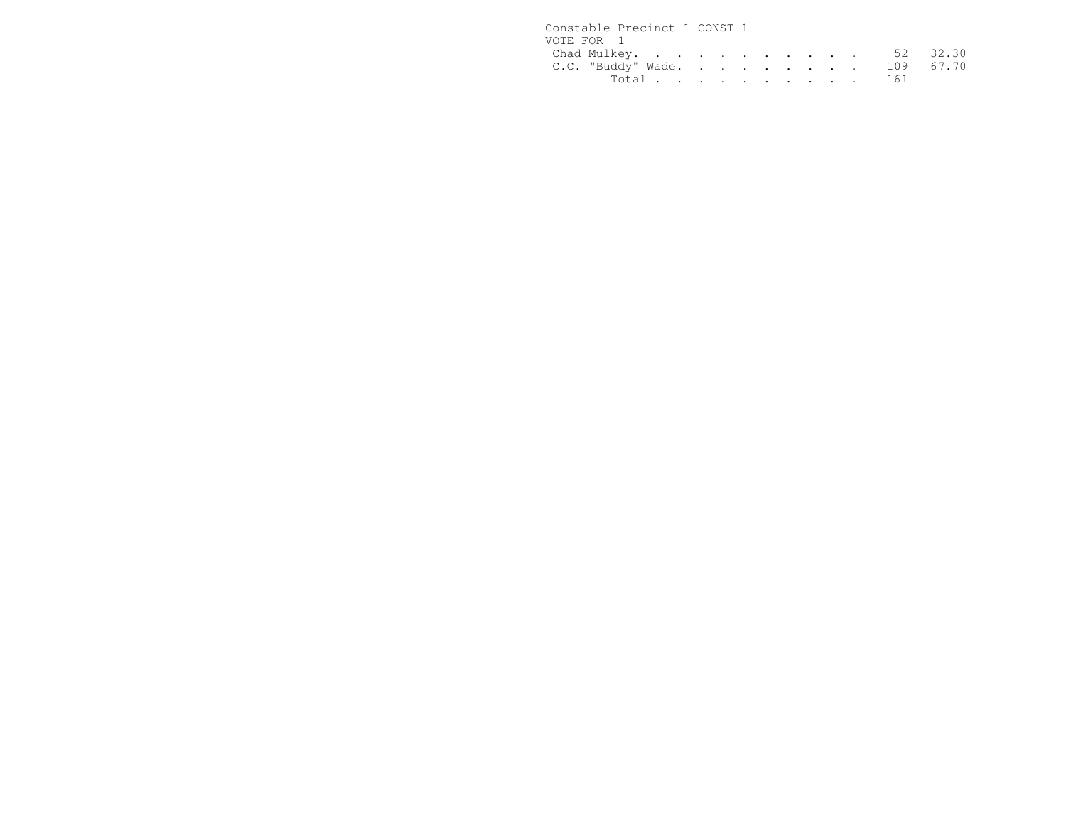Constable Precinct 1 CONST 1

VOTE FOR 1

| Candidate | Votes | Percent |
| --- | --- | --- |
| Chad Mulkey | 52 | 32.30 |
| C.C. "Buddy" Wade | 109 | 67.70 |
| Total | 161 | |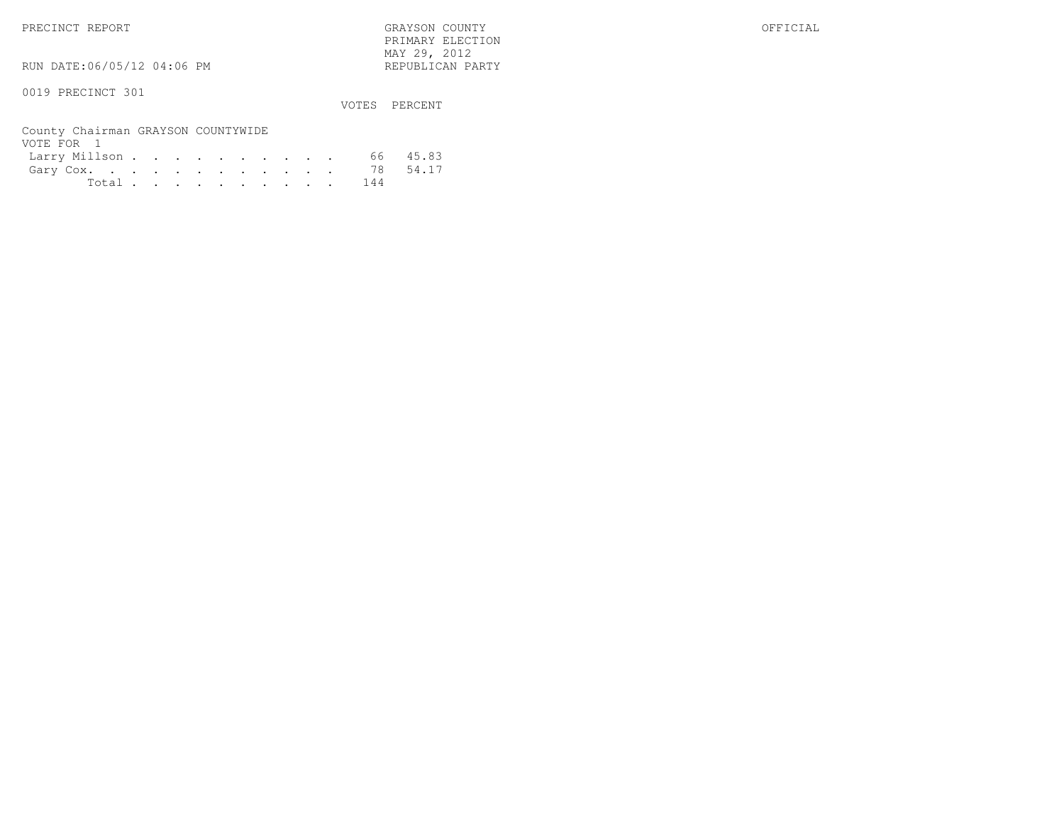PRECINCT REPORT

GRAYSON COUNTY
PRIMARY ELECTION
MAY 29, 2012
REPUBLICAN PARTY

OFFICIAL

RUN DATE:06/05/12 04:06 PM

0019 PRECINCT 301

County Chairman GRAYSON COUNTYWIDE
VOTE FOR 1

| | VOTES | PERCENT |
|---|---|---|
| Larry Millson | 66 | 45.83 |
| Gary Cox | 78 | 54.17 |
| Total | 144 | |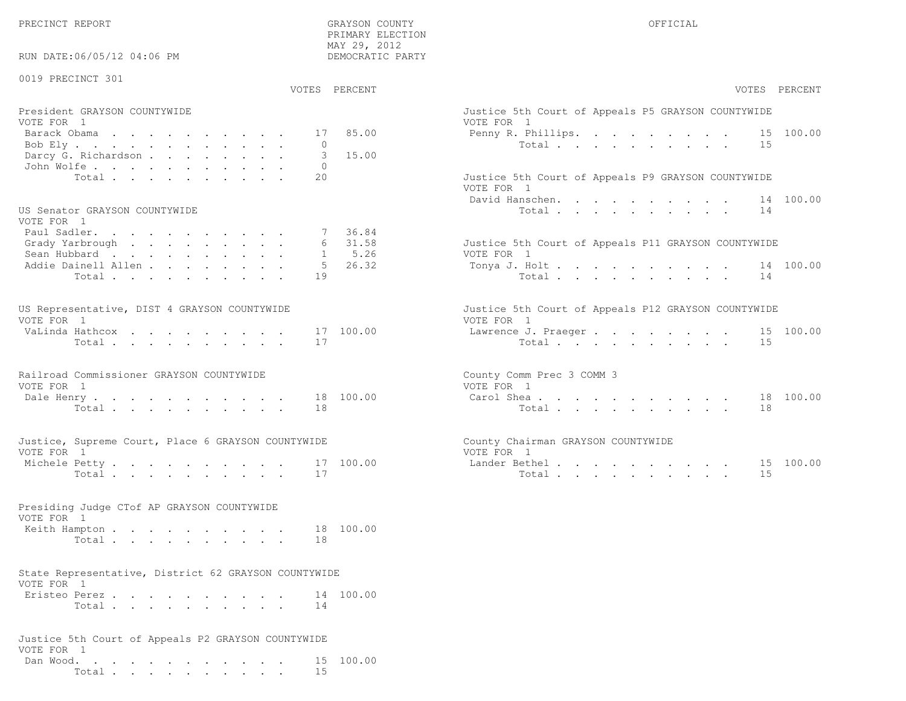PRECINCT REPORT

GRAYSON COUNTY
PRIMARY ELECTION
MAY 29, 2012
DEMOCRATIC PARTY

OFFICIAL

RUN DATE:06/05/12 04:06 PM

0019 PRECINCT 301

**President GRAYSON COUNTYWIDE**
VOTE FOR 1

| Candidate | VOTES | PERCENT |
|---|---|---|
| Barack Obama | 17 | 85.00 |
| Bob Ely | 0 | |
| Darcy G. Richardson | 3 | 15.00 |
| John Wolfe | 0 | |
| Total | 20 | |

**US Senator GRAYSON COUNTYWIDE**
VOTE FOR 1

| Candidate | VOTES | PERCENT |
|---|---|---|
| Paul Sadler | 7 | 36.84 |
| Grady Yarbrough | 6 | 31.58 |
| Sean Hubbard | 1 | 5.26 |
| Addie Dainell Allen | 5 | 26.32 |
| Total | 19 | |

**US Representative, DIST 4 GRAYSON COUNTYWIDE**
VOTE FOR 1

| Candidate | VOTES | PERCENT |
|---|---|---|
| VaLinda Hathcox | 17 | 100.00 |
| Total | 17 | |

**Railroad Commissioner GRAYSON COUNTYWIDE**
VOTE FOR 1

| Candidate | VOTES | PERCENT |
|---|---|---|
| Dale Henry | 18 | 100.00 |
| Total | 18 | |

**Justice, Supreme Court, Place 6 GRAYSON COUNTYWIDE**
VOTE FOR 1

| Candidate | VOTES | PERCENT |
|---|---|---|
| Michele Petty | 17 | 100.00 |
| Total | 17 | |

**Presiding Judge CTof AP GRAYSON COUNTYWIDE**
VOTE FOR 1

| Candidate | VOTES | PERCENT |
|---|---|---|
| Keith Hampton | 18 | 100.00 |
| Total | 18 | |

**State Representative, District 62 GRAYSON COUNTYWIDE**
VOTE FOR 1

| Candidate | VOTES | PERCENT |
|---|---|---|
| Eristeo Perez | 14 | 100.00 |
| Total | 14 | |

**Justice 5th Court of Appeals P2 GRAYSON COUNTYWIDE**
VOTE FOR 1

| Candidate | VOTES | PERCENT |
|---|---|---|
| Dan Wood | 15 | 100.00 |
| Total | 15 | |

**Justice 5th Court of Appeals P5 GRAYSON COUNTYWIDE**
VOTE FOR 1

| Candidate | VOTES | PERCENT |
|---|---|---|
| Penny R. Phillips | 15 | 100.00 |
| Total | 15 | |

**Justice 5th Court of Appeals P9 GRAYSON COUNTYWIDE**
VOTE FOR 1

| Candidate | VOTES | PERCENT |
|---|---|---|
| David Hanschen | 14 | 100.00 |
| Total | 14 | |

**Justice 5th Court of Appeals P11 GRAYSON COUNTYWIDE**
VOTE FOR 1

| Candidate | VOTES | PERCENT |
|---|---|---|
| Tonya J. Holt | 14 | 100.00 |
| Total | 14 | |

**Justice 5th Court of Appeals P12 GRAYSON COUNTYWIDE**
VOTE FOR 1

| Candidate | VOTES | PERCENT |
|---|---|---|
| Lawrence J. Praeger | 15 | 100.00 |
| Total | 15 | |

**County Comm Prec 3 COMM 3**
VOTE FOR 1

| Candidate | VOTES | PERCENT |
|---|---|---|
| Carol Shea | 18 | 100.00 |
| Total | 18 | |

**County Chairman GRAYSON COUNTYWIDE**
VOTE FOR 1

| Candidate | VOTES | PERCENT |
|---|---|---|
| Lander Bethel | 15 | 100.00 |
| Total | 15 | |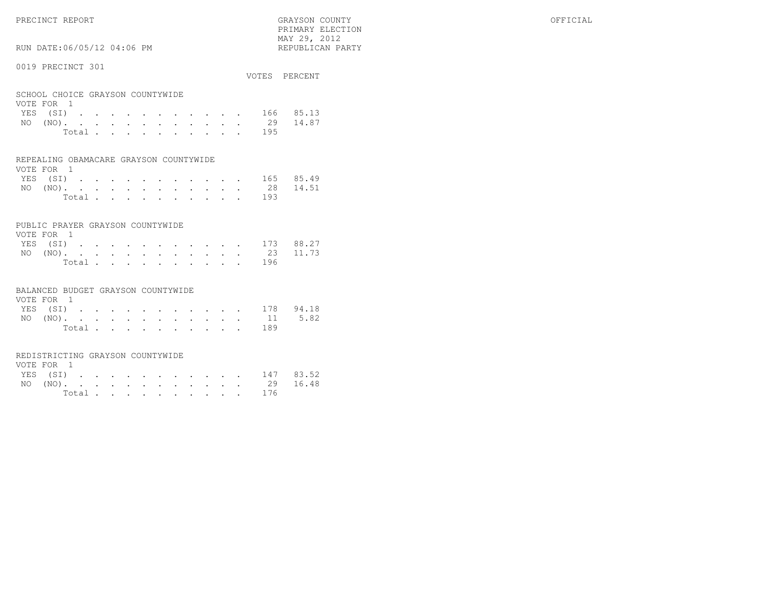PRECINCT REPORT

GRAYSON COUNTY
PRIMARY ELECTION
MAY 29, 2012
REPUBLICAN PARTY

OFFICIAL

RUN DATE:06/05/12 04:06 PM

0019 PRECINCT 301

### SCHOOL CHOICE GRAYSON COUNTYWIDE

VOTE FOR 1

| | VOTES | PERCENT |
|---|---|---|
| YES (SI) | 166 | 85.13 |
| NO (NO) | 29 | 14.87 |
| Total | 195 | |

### REPEALING OBAMACARE GRAYSON COUNTYWIDE

VOTE FOR 1

| | VOTES | PERCENT |
|---|---|---|
| YES (SI) | 165 | 85.49 |
| NO (NO) | 28 | 14.51 |
| Total | 193 | |

### PUBLIC PRAYER GRAYSON COUNTYWIDE

VOTE FOR 1

| | VOTES | PERCENT |
|---|---|---|
| YES (SI) | 173 | 88.27 |
| NO (NO) | 23 | 11.73 |
| Total | 196 | |

### BALANCED BUDGET GRAYSON COUNTYWIDE

VOTE FOR 1

| | VOTES | PERCENT |
|---|---|---|
| YES (SI) | 178 | 94.18 |
| NO (NO) | 11 | 5.82 |
| Total | 189 | |

### REDISTRICTING GRAYSON COUNTYWIDE

VOTE FOR 1

| | VOTES | PERCENT |
|---|---|---|
| YES (SI) | 147 | 83.52 |
| NO (NO) | 29 | 16.48 |
| Total | 176 | |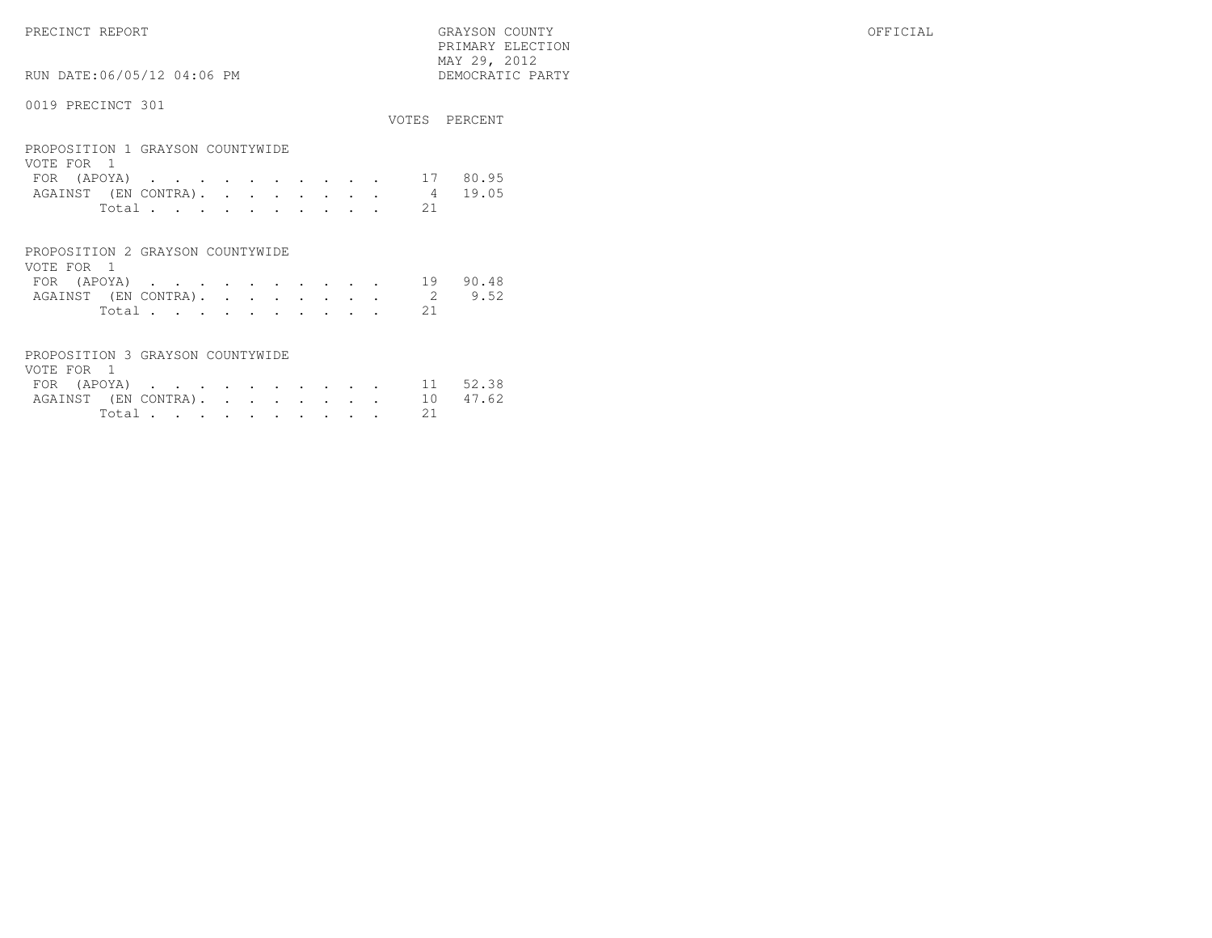PRECINCT REPORT

GRAYSON COUNTY
PRIMARY ELECTION
MAY 29, 2012
DEMOCRATIC PARTY

OFFICIAL

RUN DATE:06/05/12 04:06 PM

0019 PRECINCT 301

**PROPOSITION 1 GRAYSON COUNTYWIDE**
VOTE FOR 1

| | VOTES | PERCENT |
|---|---|---|
| FOR (APOYA) | 17 | 80.95 |
| AGAINST (EN CONTRA) | 4 | 19.05 |
| Total | 21 | |

**PROPOSITION 2 GRAYSON COUNTYWIDE**
VOTE FOR 1

| | VOTES | PERCENT |
|---|---|---|
| FOR (APOYA) | 19 | 90.48 |
| AGAINST (EN CONTRA) | 2 | 9.52 |
| Total | 21 | |

**PROPOSITION 3 GRAYSON COUNTYWIDE**
VOTE FOR 1

| | VOTES | PERCENT |
|---|---|---|
| FOR (APOYA) | 11 | 52.38 |
| AGAINST (EN CONTRA) | 10 | 47.62 |
| Total | 21 | |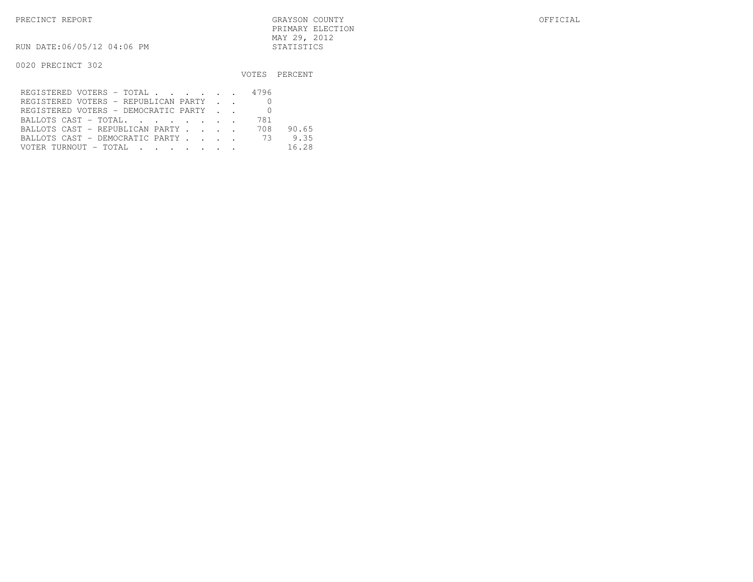PRECINCT REPORT

GRAYSON COUNTY
PRIMARY ELECTION
MAY 29, 2012
STATISTICS

OFFICIAL

RUN DATE:06/05/12 04:06 PM

0020 PRECINCT 302

| | VOTES | PERCENT |
|---|---|---|
| REGISTERED VOTERS - TOTAL . . . . . . | 4796 | |
| REGISTERED VOTERS - REPUBLICAN PARTY . . | 0 | |
| REGISTERED VOTERS - DEMOCRATIC PARTY . . | 0 | |
| BALLOTS CAST - TOTAL. . . . . . . . | 781 | |
| BALLOTS CAST - REPUBLICAN PARTY . . . . | 708 | 90.65 |
| BALLOTS CAST - DEMOCRATIC PARTY . . . . | 73 | 9.35 |
| VOTER TURNOUT - TOTAL . . . . . . . | | 16.28 |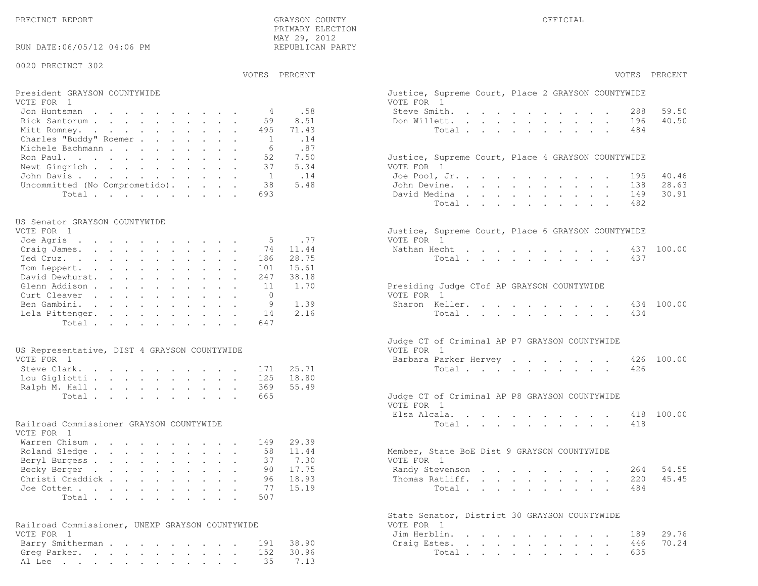PRECINCT REPORT

GRAYSON COUNTY
PRIMARY ELECTION
MAY 29, 2012
REPUBLICAN PARTY

OFFICIAL

RUN DATE:06/05/12 04:06 PM

0020 PRECINCT 302

### President GRAYSON COUNTYWIDE
VOTE FOR 1

| | VOTES | PERCENT |
|---|---|---|
| Jon Huntsman | 4 | .58 |
| Rick Santorum | 59 | 8.51 |
| Mitt Romney | 495 | 71.43 |
| Charles "Buddy" Roemer | 1 | .14 |
| Michele Bachmann | 6 | .87 |
| Ron Paul | 52 | 7.50 |
| Newt Gingrich | 37 | 5.34 |
| John Davis | 1 | .14 |
| Uncommitted (No Comprometido) | 38 | 5.48 |
| Total | 693 | |

### US Senator GRAYSON COUNTYWIDE
VOTE FOR 1

| | VOTES | PERCENT |
|---|---|---|
| Joe Agris | 5 | .77 |
| Craig James | 74 | 11.44 |
| Ted Cruz | 186 | 28.75 |
| Tom Leppert | 101 | 15.61 |
| David Dewhurst | 247 | 38.18 |
| Glenn Addison | 11 | 1.70 |
| Curt Cleaver | 0 | |
| Ben Gambini | 9 | 1.39 |
| Lela Pittenger | 14 | 2.16 |
| Total | 647 | |

### US Representative, DIST 4 GRAYSON COUNTYWIDE
VOTE FOR 1

| | VOTES | PERCENT |
|---|---|---|
| Steve Clark | 171 | 25.71 |
| Lou Gigliotti | 125 | 18.80 |
| Ralph M. Hall | 369 | 55.49 |
| Total | 665 | |

### Railroad Commissioner GRAYSON COUNTYWIDE
VOTE FOR 1

| | VOTES | PERCENT |
|---|---|---|
| Warren Chisum | 149 | 29.39 |
| Roland Sledge | 58 | 11.44 |
| Beryl Burgess | 37 | 7.30 |
| Becky Berger | 90 | 17.75 |
| Christi Craddick | 96 | 18.93 |
| Joe Cotten | 77 | 15.19 |
| Total | 507 | |

### Railroad Commissioner, UNEXP GRAYSON COUNTYWIDE
VOTE FOR 1

| | VOTES | PERCENT |
|---|---|---|
| Barry Smitherman | 191 | 38.90 |
| Greg Parker | 152 | 30.96 |
| Al Lee | 35 | 7.13 |

### Justice, Supreme Court, Place 2 GRAYSON COUNTYWIDE
VOTE FOR 1

| | VOTES | PERCENT |
|---|---|---|
| Steve Smith | 288 | 59.50 |
| Don Willett | 196 | 40.50 |
| Total | 484 | |

### Justice, Supreme Court, Place 4 GRAYSON COUNTYWIDE
VOTE FOR 1

| | VOTES | PERCENT |
|---|---|---|
| Joe Pool, Jr. | 195 | 40.46 |
| John Devine | 138 | 28.63 |
| David Medina | 149 | 30.91 |
| Total | 482 | |

### Justice, Supreme Court, Place 6 GRAYSON COUNTYWIDE
VOTE FOR 1

| | VOTES | PERCENT |
|---|---|---|
| Nathan Hecht | 437 | 100.00 |
| Total | 437 | |

### Presiding Judge CTof AP GRAYSON COUNTYWIDE
VOTE FOR 1

| | VOTES | PERCENT |
|---|---|---|
| Sharon Keller | 434 | 100.00 |
| Total | 434 | |

### Judge CT of Criminal AP P7 GRAYSON COUNTYWIDE
VOTE FOR 1

| | VOTES | PERCENT |
|---|---|---|
| Barbara Parker Hervey | 426 | 100.00 |
| Total | 426 | |

### Judge CT of Criminal AP P8 GRAYSON COUNTYWIDE
VOTE FOR 1

| | VOTES | PERCENT |
|---|---|---|
| Elsa Alcala | 418 | 100.00 |
| Total | 418 | |

### Member, State BoE Dist 9 GRAYSON COUNTYWIDE
VOTE FOR 1

| | VOTES | PERCENT |
|---|---|---|
| Randy Stevenson | 264 | 54.55 |
| Thomas Ratliff | 220 | 45.45 |
| Total | 484 | |

### State Senator, District 30 GRAYSON COUNTYWIDE
VOTE FOR 1

| | VOTES | PERCENT |
|---|---|---|
| Jim Herblin | 189 | 29.76 |
| Craig Estes | 446 | 70.24 |
| Total | 635 | |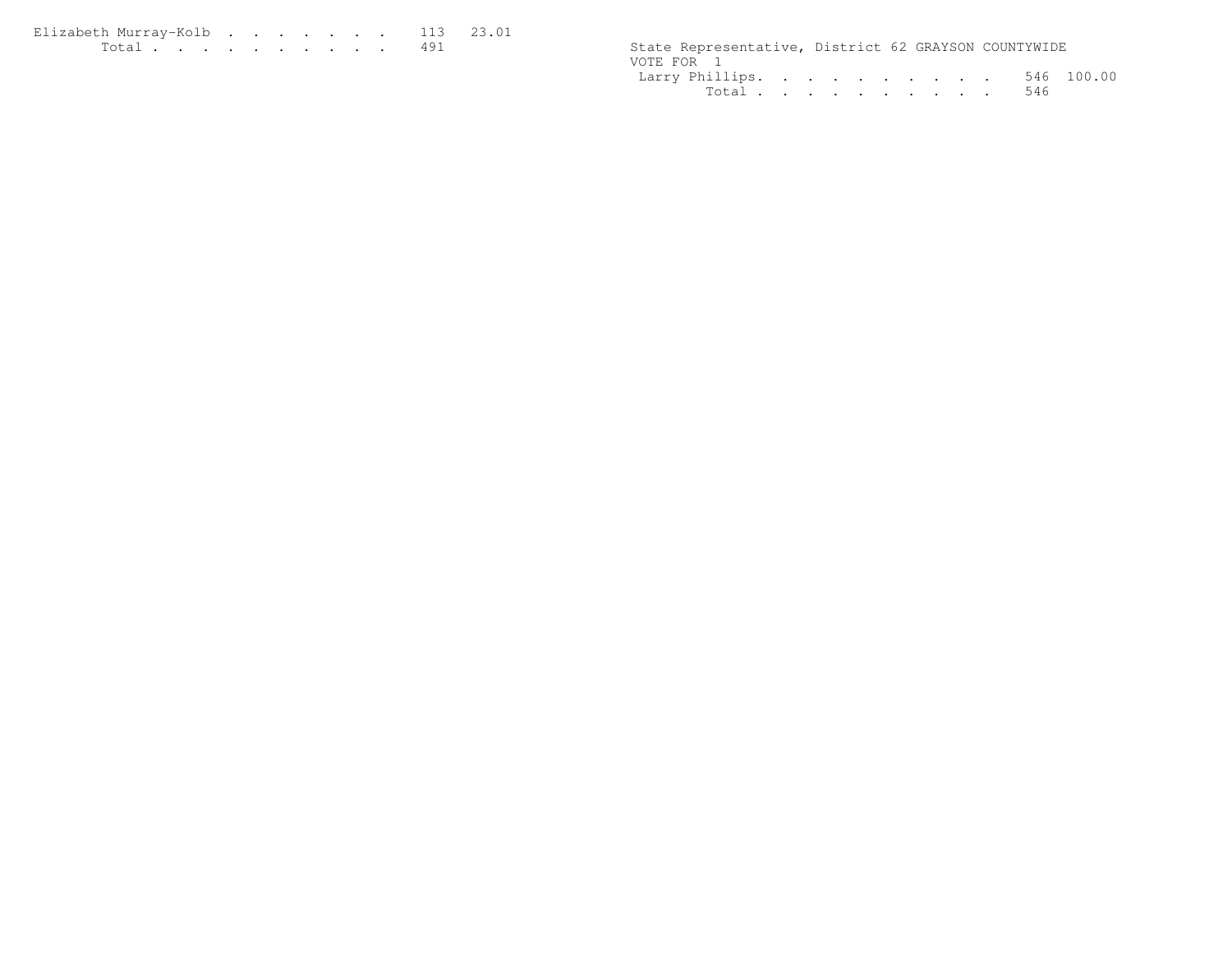| Candidate | Votes | Percent |
|---|---|---|
| Elizabeth Murray-Kolb | 113 | 23.01 |
| Total | 491 | |

State Representative, District 62 GRAYSON COUNTYWIDE
VOTE FOR 1

| Candidate | Votes | Percent |
|---|---|---|
| Larry Phillips | 546 | 100.00 |
| Total | 546 | |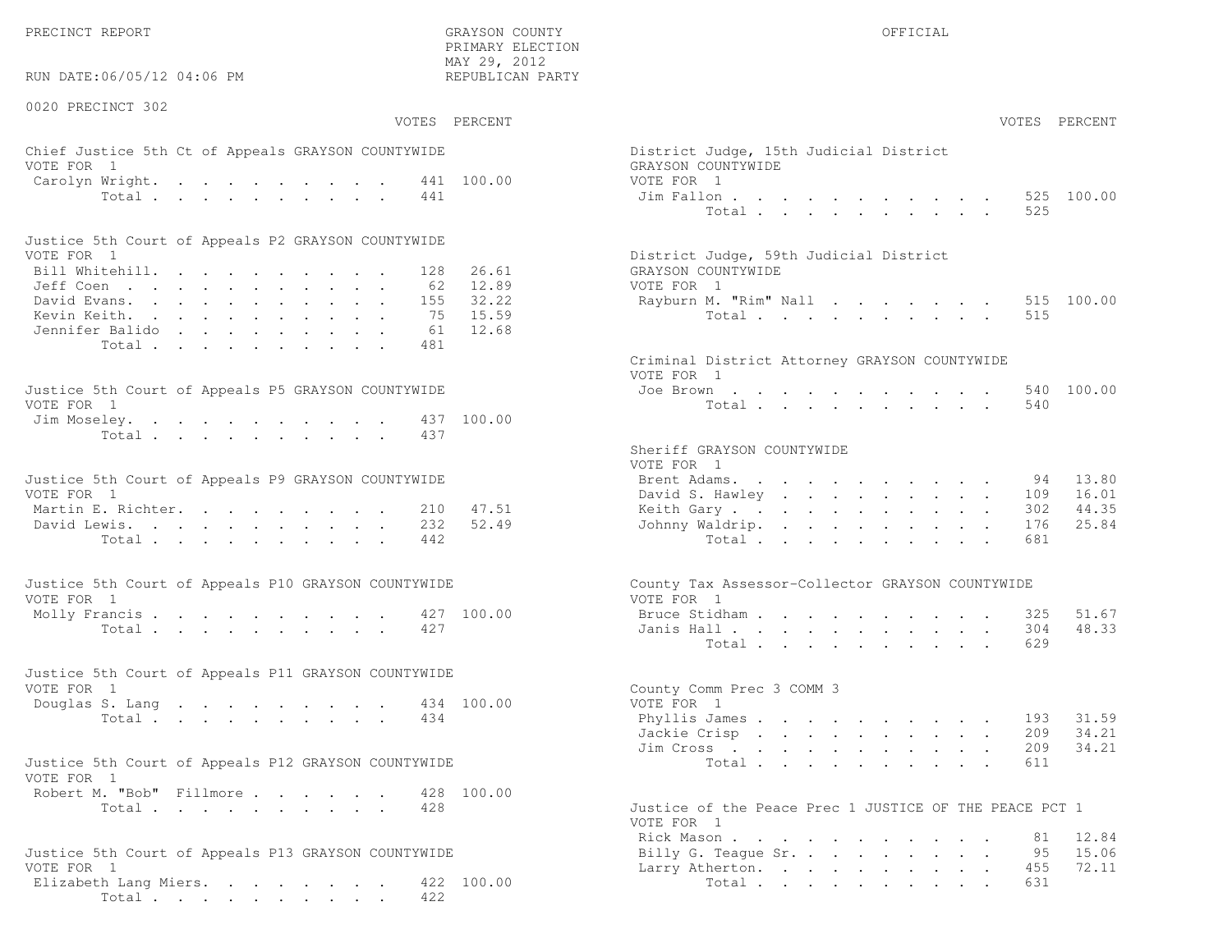PRECINCT REPORT

GRAYSON COUNTY
PRIMARY ELECTION
MAY 29, 2012
REPUBLICAN PARTY

OFFICIAL

RUN DATE:06/05/12 04:06 PM

0020 PRECINCT 302

**Chief Justice 5th Ct of Appeals GRAYSON COUNTYWIDE**
VOTE FOR 1

| | VOTES | PERCENT |
|---|---|---|
| Carolyn Wright | 441 | 100.00 |
| Total | 441 | |

**Justice 5th Court of Appeals P2 GRAYSON COUNTYWIDE**
VOTE FOR 1

| | VOTES | PERCENT |
|---|---|---|
| Bill Whitehill | 128 | 26.61 |
| Jeff Coen | 62 | 12.89 |
| David Evans | 155 | 32.22 |
| Kevin Keith | 75 | 15.59 |
| Jennifer Balido | 61 | 12.68 |
| Total | 481 | |

**Justice 5th Court of Appeals P5 GRAYSON COUNTYWIDE**
VOTE FOR 1

| | VOTES | PERCENT |
|---|---|---|
| Jim Moseley | 437 | 100.00 |
| Total | 437 | |

**Justice 5th Court of Appeals P9 GRAYSON COUNTYWIDE**
VOTE FOR 1

| | VOTES | PERCENT |
|---|---|---|
| Martin E. Richter | 210 | 47.51 |
| David Lewis | 232 | 52.49 |
| Total | 442 | |

**Justice 5th Court of Appeals P10 GRAYSON COUNTYWIDE**
VOTE FOR 1

| | VOTES | PERCENT |
|---|---|---|
| Molly Francis | 427 | 100.00 |
| Total | 427 | |

**Justice 5th Court of Appeals P11 GRAYSON COUNTYWIDE**
VOTE FOR 1

| | VOTES | PERCENT |
|---|---|---|
| Douglas S. Lang | 434 | 100.00 |
| Total | 434 | |

**Justice 5th Court of Appeals P12 GRAYSON COUNTYWIDE**
VOTE FOR 1

| | VOTES | PERCENT |
|---|---|---|
| Robert M. "Bob" Fillmore | 428 | 100.00 |
| Total | 428 | |

**Justice 5th Court of Appeals P13 GRAYSON COUNTYWIDE**
VOTE FOR 1

| | VOTES | PERCENT |
|---|---|---|
| Elizabeth Lang Miers | 422 | 100.00 |
| Total | 422 | |

**District Judge, 15th Judicial District GRAYSON COUNTYWIDE**
VOTE FOR 1

| | VOTES | PERCENT |
|---|---|---|
| Jim Fallon | 525 | 100.00 |
| Total | 525 | |

**District Judge, 59th Judicial District GRAYSON COUNTYWIDE**
VOTE FOR 1

| | VOTES | PERCENT |
|---|---|---|
| Rayburn M. "Rim" Nall | 515 | 100.00 |
| Total | 515 | |

**Criminal District Attorney GRAYSON COUNTYWIDE**
VOTE FOR 1

| | VOTES | PERCENT |
|---|---|---|
| Joe Brown | 540 | 100.00 |
| Total | 540 | |

**Sheriff GRAYSON COUNTYWIDE**
VOTE FOR 1

| | VOTES | PERCENT |
|---|---|---|
| Brent Adams | 94 | 13.80 |
| David S. Hawley | 109 | 16.01 |
| Keith Gary | 302 | 44.35 |
| Johnny Waldrip | 176 | 25.84 |
| Total | 681 | |

**County Tax Assessor-Collector GRAYSON COUNTYWIDE**
VOTE FOR 1

| | VOTES | PERCENT |
|---|---|---|
| Bruce Stidham | 325 | 51.67 |
| Janis Hall | 304 | 48.33 |
| Total | 629 | |

**County Comm Prec 3 COMM 3**
VOTE FOR 1

| | VOTES | PERCENT |
|---|---|---|
| Phyllis James | 193 | 31.59 |
| Jackie Crisp | 209 | 34.21 |
| Jim Cross | 209 | 34.21 |
| Total | 611 | |

**Justice of the Peace Prec 1 JUSTICE OF THE PEACE PCT 1**
VOTE FOR 1

| | VOTES | PERCENT |
|---|---|---|
| Rick Mason | 81 | 12.84 |
| Billy G. Teague Sr. | 95 | 15.06 |
| Larry Atherton | 455 | 72.11 |
| Total | 631 | |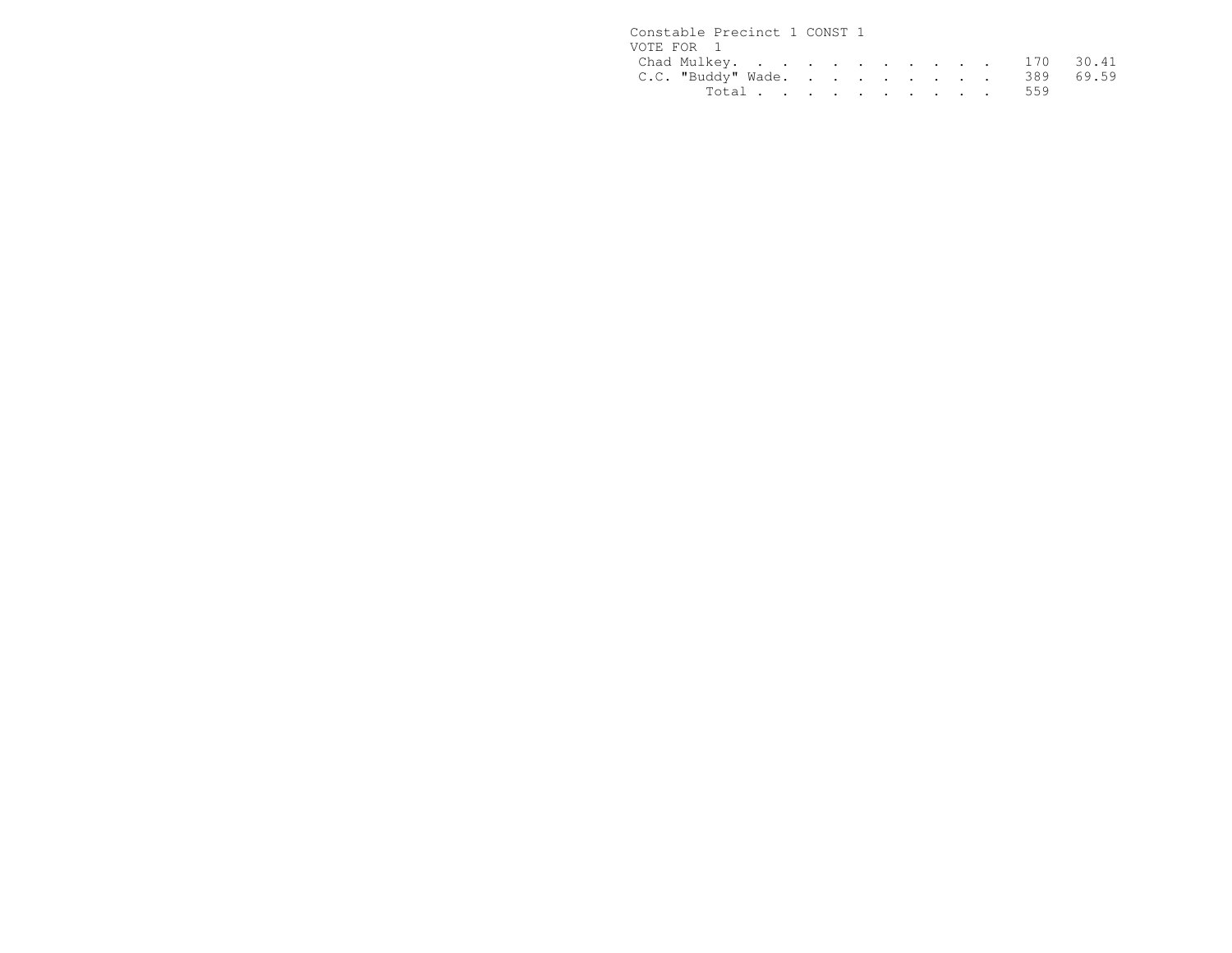Constable Precinct 1 CONST 1

VOTE FOR 1

| Candidate | Votes | Percent |
| --- | --- | --- |
| Chad Mulkey | 170 | 30.41 |
| C.C. "Buddy" Wade | 389 | 69.59 |
| Total | 559 | |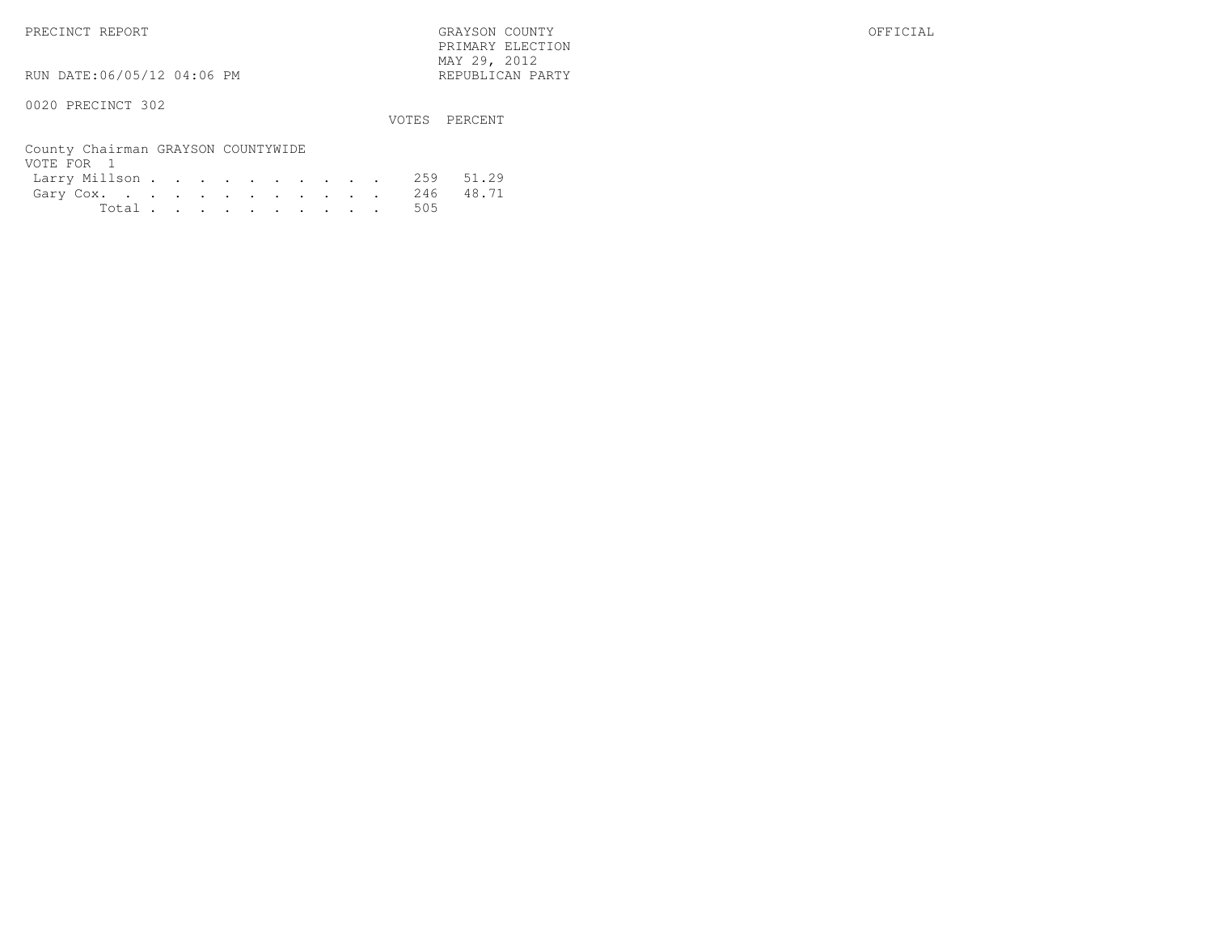PRECINCT REPORT

GRAYSON COUNTY
PRIMARY ELECTION
MAY 29, 2012
REPUBLICAN PARTY

OFFICIAL

RUN DATE:06/05/12 04:06 PM

0020 PRECINCT 302

County Chairman GRAYSON COUNTYWIDE
VOTE FOR 1

| | VOTES | PERCENT |
|---|---|---|
| Larry Millson | 259 | 51.29 |
| Gary Cox | 246 | 48.71 |
| Total | 505 | |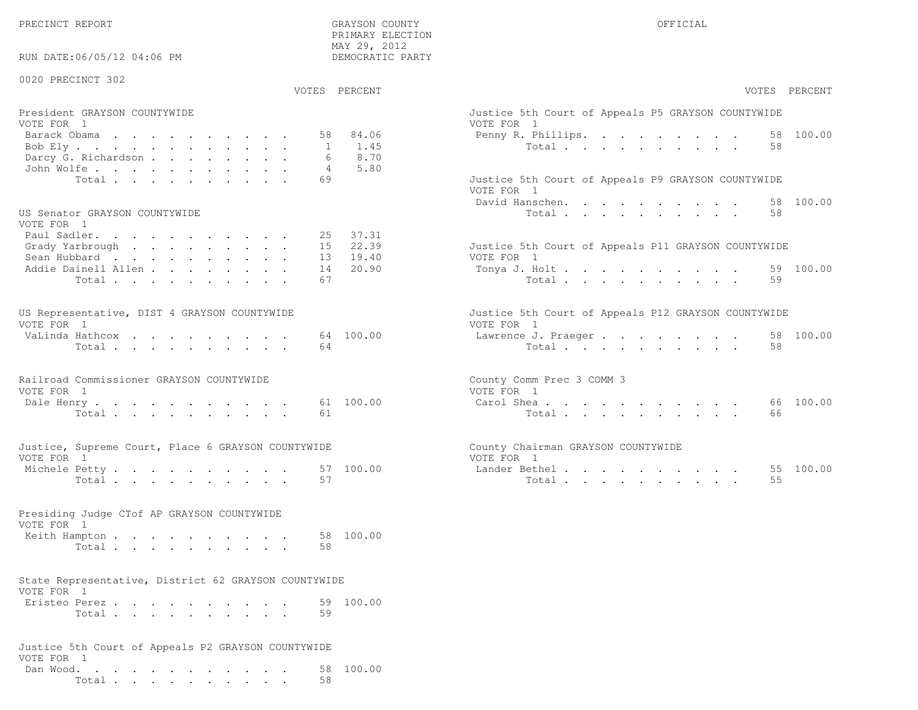PRECINCT REPORT

GRAYSON COUNTY
PRIMARY ELECTION
MAY 29, 2012
DEMOCRATIC PARTY

OFFICIAL

RUN DATE:06/05/12 04:06 PM

0020 PRECINCT 302

### President GRAYSON COUNTYWIDE
VOTE FOR 1

| | VOTES | PERCENT |
|---|---|---|
| Barack Obama | 58 | 84.06 |
| Bob Ely | 1 | 1.45 |
| Darcy G. Richardson | 6 | 8.70 |
| John Wolfe | 4 | 5.80 |
| Total | 69 | |

### US Senator GRAYSON COUNTYWIDE
VOTE FOR 1

| | VOTES | PERCENT |
|---|---|---|
| Paul Sadler | 25 | 37.31 |
| Grady Yarbrough | 15 | 22.39 |
| Sean Hubbard | 13 | 19.40 |
| Addie Dainell Allen | 14 | 20.90 |
| Total | 67 | |

### US Representative, DIST 4 GRAYSON COUNTYWIDE
VOTE FOR 1

| | VOTES | PERCENT |
|---|---|---|
| VaLinda Hathcox | 64 | 100.00 |
| Total | 64 | |

### Railroad Commissioner GRAYSON COUNTYWIDE
VOTE FOR 1

| | VOTES | PERCENT |
|---|---|---|
| Dale Henry | 61 | 100.00 |
| Total | 61 | |

### Justice, Supreme Court, Place 6 GRAYSON COUNTYWIDE
VOTE FOR 1

| | VOTES | PERCENT |
|---|---|---|
| Michele Petty | 57 | 100.00 |
| Total | 57 | |

### Presiding Judge CTof AP GRAYSON COUNTYWIDE
VOTE FOR 1

| | VOTES | PERCENT |
|---|---|---|
| Keith Hampton | 58 | 100.00 |
| Total | 58 | |

### State Representative, District 62 GRAYSON COUNTYWIDE
VOTE FOR 1

| | VOTES | PERCENT |
|---|---|---|
| Eristeo Perez | 59 | 100.00 |
| Total | 59 | |

### Justice 5th Court of Appeals P2 GRAYSON COUNTYWIDE
VOTE FOR 1

| | VOTES | PERCENT |
|---|---|---|
| Dan Wood | 58 | 100.00 |
| Total | 58 | |

### Justice 5th Court of Appeals P5 GRAYSON COUNTYWIDE
VOTE FOR 1

| | VOTES | PERCENT |
|---|---|---|
| Penny R. Phillips | 58 | 100.00 |
| Total | 58 | |

### Justice 5th Court of Appeals P9 GRAYSON COUNTYWIDE
VOTE FOR 1

| | VOTES | PERCENT |
|---|---|---|
| David Hanschen | 58 | 100.00 |
| Total | 58 | |

### Justice 5th Court of Appeals P11 GRAYSON COUNTYWIDE
VOTE FOR 1

| | VOTES | PERCENT |
|---|---|---|
| Tonya J. Holt | 59 | 100.00 |
| Total | 59 | |

### Justice 5th Court of Appeals P12 GRAYSON COUNTYWIDE
VOTE FOR 1

| | VOTES | PERCENT |
|---|---|---|
| Lawrence J. Praeger | 58 | 100.00 |
| Total | 58 | |

### County Comm Prec 3 COMM 3
VOTE FOR 1

| | VOTES | PERCENT |
|---|---|---|
| Carol Shea | 66 | 100.00 |
| Total | 66 | |

### County Chairman GRAYSON COUNTYWIDE
VOTE FOR 1

| | VOTES | PERCENT |
|---|---|---|
| Lander Bethel | 55 | 100.00 |
| Total | 55 | |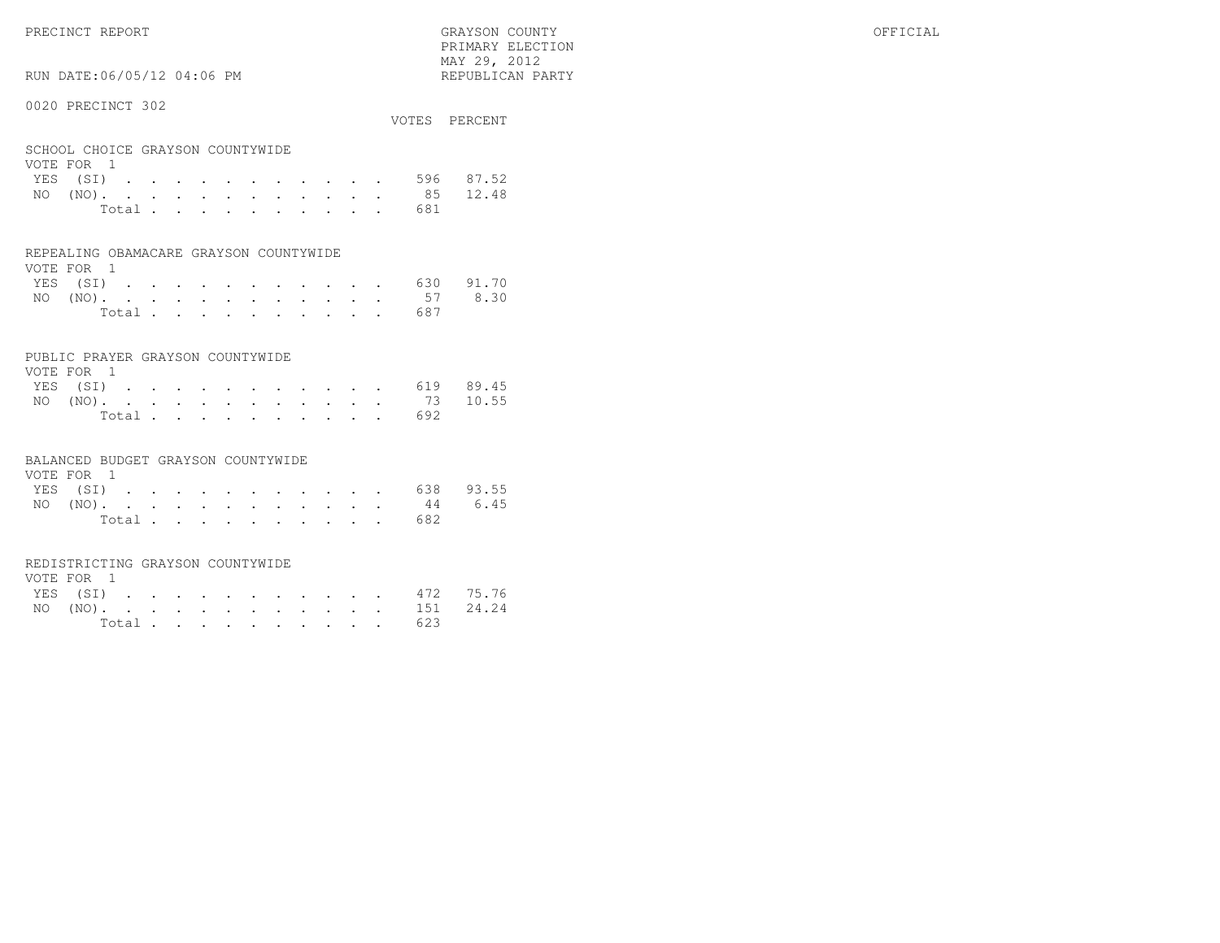PRECINCT REPORT

GRAYSON COUNTY
PRIMARY ELECTION
MAY 29, 2012
REPUBLICAN PARTY

OFFICIAL

RUN DATE:06/05/12 04:06 PM

0020 PRECINCT 302

## SCHOOL CHOICE GRAYSON COUNTYWIDE

VOTE FOR 1

| | VOTES | PERCENT |
|---|---|---|
| YES (SI) | 596 | 87.52 |
| NO (NO) | 85 | 12.48 |
| Total | 681 | |

## REPEALING OBAMACARE GRAYSON COUNTYWIDE

VOTE FOR 1

| | VOTES | PERCENT |
|---|---|---|
| YES (SI) | 630 | 91.70 |
| NO (NO) | 57 | 8.30 |
| Total | 687 | |

## PUBLIC PRAYER GRAYSON COUNTYWIDE

VOTE FOR 1

| | VOTES | PERCENT |
|---|---|---|
| YES (SI) | 619 | 89.45 |
| NO (NO) | 73 | 10.55 |
| Total | 692 | |

## BALANCED BUDGET GRAYSON COUNTYWIDE

VOTE FOR 1

| | VOTES | PERCENT |
|---|---|---|
| YES (SI) | 638 | 93.55 |
| NO (NO) | 44 | 6.45 |
| Total | 682 | |

## REDISTRICTING GRAYSON COUNTYWIDE

VOTE FOR 1

| | VOTES | PERCENT |
|---|---|---|
| YES (SI) | 472 | 75.76 |
| NO (NO) | 151 | 24.24 |
| Total | 623 | |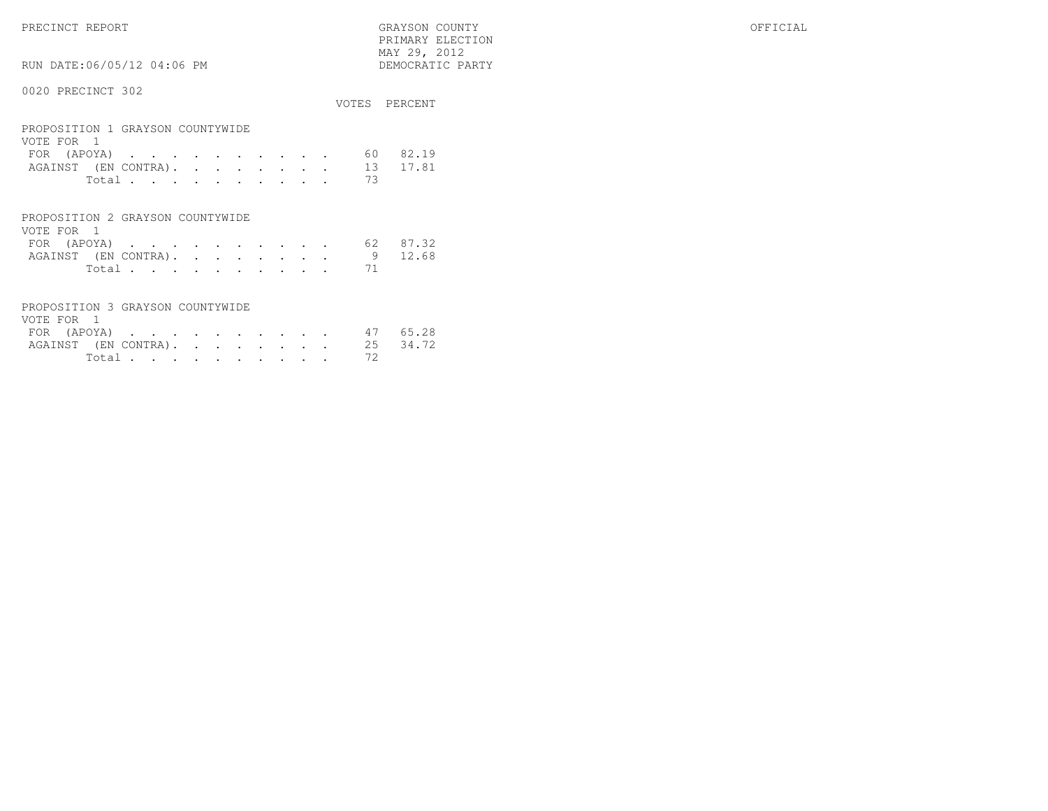PRECINCT REPORT

GRAYSON COUNTY
PRIMARY ELECTION
MAY 29, 2012
DEMOCRATIC PARTY

OFFICIAL

RUN DATE:06/05/12 04:06 PM

0020 PRECINCT 302

## PROPOSITION 1 GRAYSON COUNTYWIDE

VOTE FOR 1

| | VOTES | PERCENT |
|---|---|---|
| FOR (APOYA) | 60 | 82.19 |
| AGAINST (EN CONTRA) | 13 | 17.81 |
| Total | 73 | |

## PROPOSITION 2 GRAYSON COUNTYWIDE

VOTE FOR 1

| | VOTES | PERCENT |
|---|---|---|
| FOR (APOYA) | 62 | 87.32 |
| AGAINST (EN CONTRA) | 9 | 12.68 |
| Total | 71 | |

## PROPOSITION 3 GRAYSON COUNTYWIDE

VOTE FOR 1

| | VOTES | PERCENT |
|---|---|---|
| FOR (APOYA) | 47 | 65.28 |
| AGAINST (EN CONTRA) | 25 | 34.72 |
| Total | 72 | |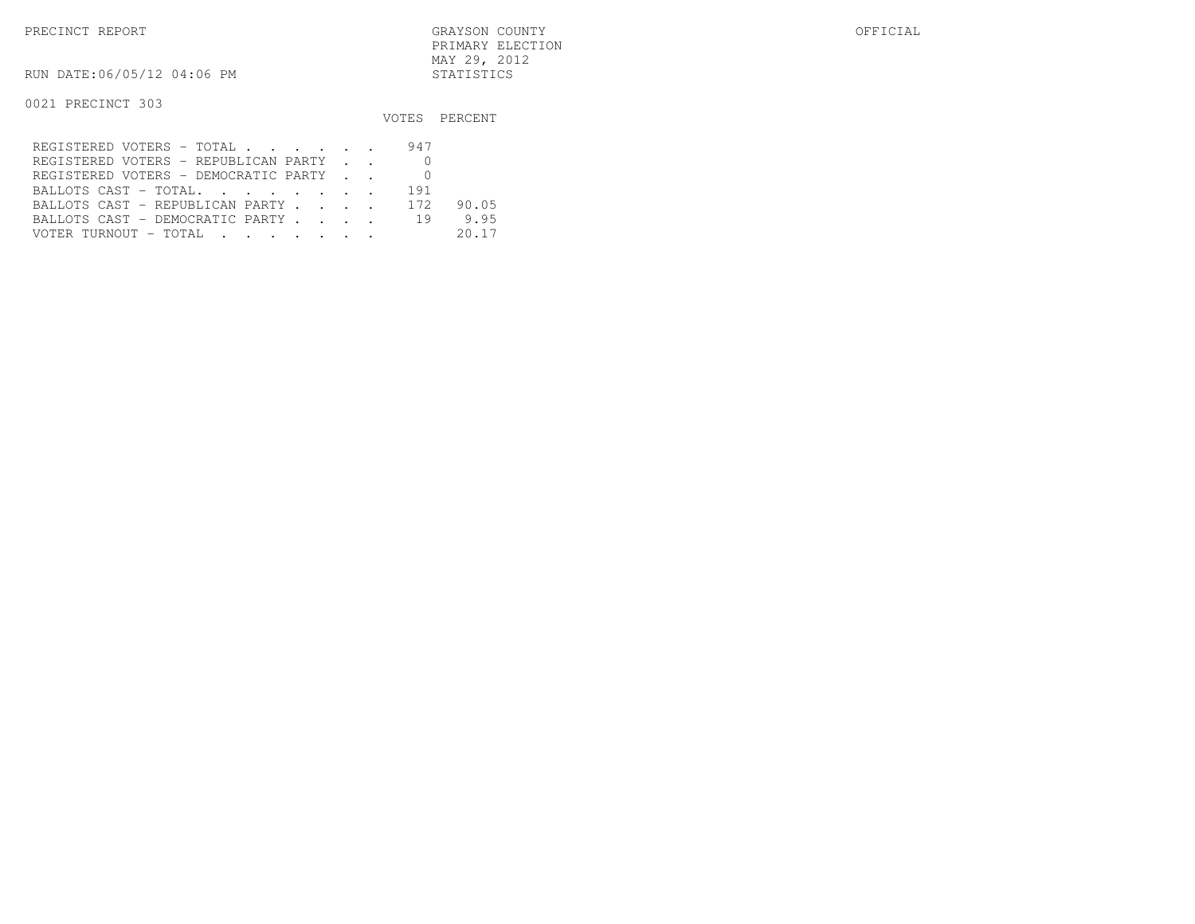PRECINCT REPORT

GRAYSON COUNTY
PRIMARY ELECTION
MAY 29, 2012
STATISTICS

OFFICIAL

RUN DATE:06/05/12 04:06 PM

0021 PRECINCT 303

| | VOTES | PERCENT |
|---|---|---|
| REGISTERED VOTERS - TOTAL . . . . . . | 947 | |
| REGISTERED VOTERS - REPUBLICAN PARTY . . | 0 | |
| REGISTERED VOTERS - DEMOCRATIC PARTY . . | 0 | |
| BALLOTS CAST - TOTAL. . . . . . . . | 191 | |
| BALLOTS CAST - REPUBLICAN PARTY . . . . | 172 | 90.05 |
| BALLOTS CAST - DEMOCRATIC PARTY . . . . | 19 | 9.95 |
| VOTER TURNOUT - TOTAL . . . . . . . | | 20.17 |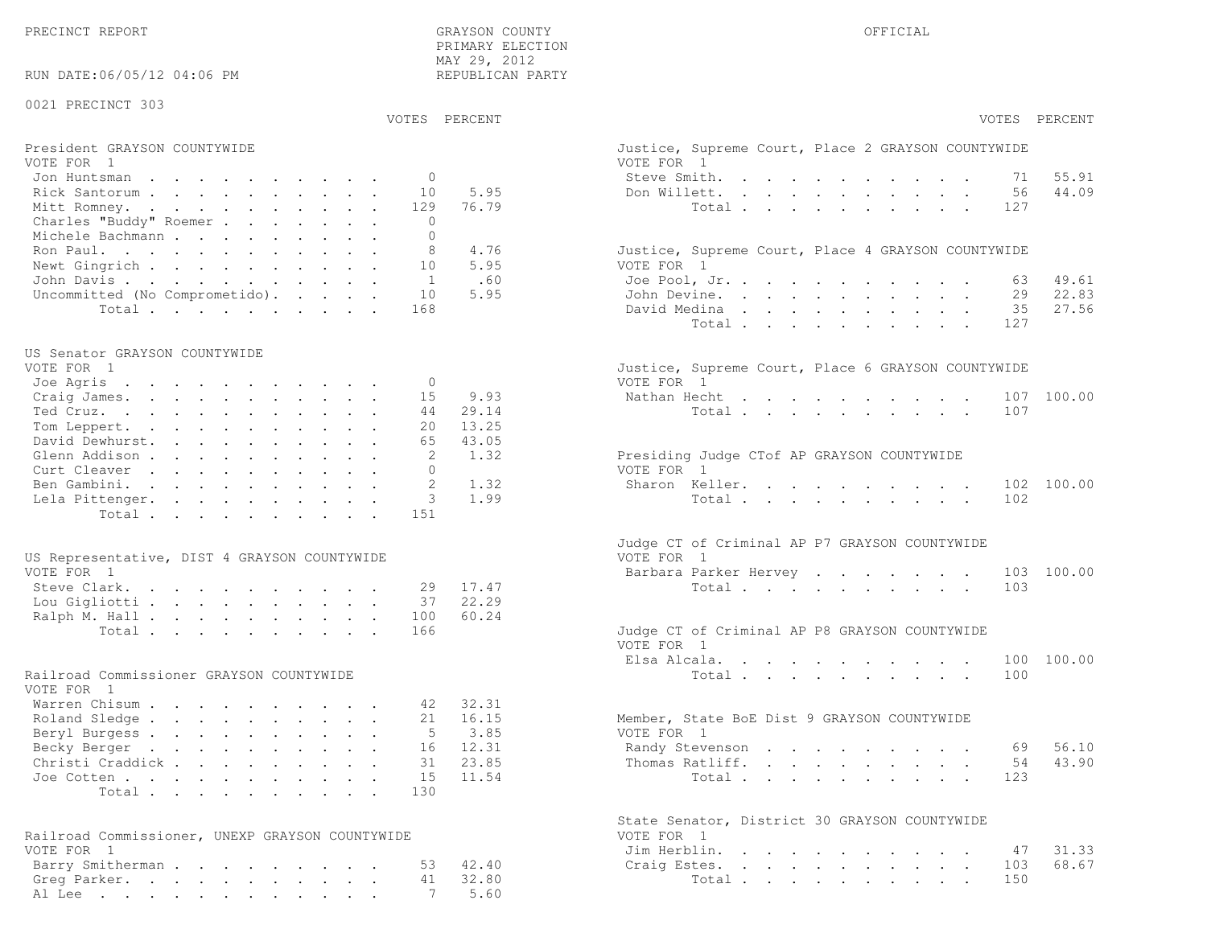PRECINCT REPORT

GRAYSON COUNTY
PRIMARY ELECTION
MAY 29, 2012
REPUBLICAN PARTY

OFFICIAL

RUN DATE:06/05/12 04:06 PM

0021 PRECINCT 303

**President GRAYSON COUNTYWIDE**
VOTE FOR 1

| Candidate | VOTES | PERCENT |
|---|---|---|
| Jon Huntsman | 0 | |
| Rick Santorum | 10 | 5.95 |
| Mitt Romney | 129 | 76.79 |
| Charles "Buddy" Roemer | 0 | |
| Michele Bachmann | 0 | |
| Ron Paul | 8 | 4.76 |
| Newt Gingrich | 10 | 5.95 |
| John Davis | 1 | .60 |
| Uncommitted (No Comprometido) | 10 | 5.95 |
| Total | 168 | |

**US Senator GRAYSON COUNTYWIDE**
VOTE FOR 1

| Candidate | VOTES | PERCENT |
|---|---|---|
| Joe Agris | 0 | |
| Craig James | 15 | 9.93 |
| Ted Cruz | 44 | 29.14 |
| Tom Leppert | 20 | 13.25 |
| David Dewhurst | 65 | 43.05 |
| Glenn Addison | 2 | 1.32 |
| Curt Cleaver | 0 | |
| Ben Gambini | 2 | 1.32 |
| Lela Pittenger | 3 | 1.99 |
| Total | 151 | |

**US Representative, DIST 4 GRAYSON COUNTYWIDE**
VOTE FOR 1

| Candidate | VOTES | PERCENT |
|---|---|---|
| Steve Clark | 29 | 17.47 |
| Lou Gigliotti | 37 | 22.29 |
| Ralph M. Hall | 100 | 60.24 |
| Total | 166 | |

**Railroad Commissioner GRAYSON COUNTYWIDE**
VOTE FOR 1

| Candidate | VOTES | PERCENT |
|---|---|---|
| Warren Chisum | 42 | 32.31 |
| Roland Sledge | 21 | 16.15 |
| Beryl Burgess | 5 | 3.85 |
| Becky Berger | 16 | 12.31 |
| Christi Craddick | 31 | 23.85 |
| Joe Cotten | 15 | 11.54 |
| Total | 130 | |

**Railroad Commissioner, UNEXP GRAYSON COUNTYWIDE**
VOTE FOR 1

| Candidate | VOTES | PERCENT |
|---|---|---|
| Barry Smitherman | 53 | 42.40 |
| Greg Parker | 41 | 32.80 |
| Al Lee | 7 | 5.60 |

**Justice, Supreme Court, Place 2 GRAYSON COUNTYWIDE**
VOTE FOR 1

| Candidate | VOTES | PERCENT |
|---|---|---|
| Steve Smith | 71 | 55.91 |
| Don Willett | 56 | 44.09 |
| Total | 127 | |

**Justice, Supreme Court, Place 4 GRAYSON COUNTYWIDE**
VOTE FOR 1

| Candidate | VOTES | PERCENT |
|---|---|---|
| Joe Pool, Jr. | 63 | 49.61 |
| John Devine | 29 | 22.83 |
| David Medina | 35 | 27.56 |
| Total | 127 | |

**Justice, Supreme Court, Place 6 GRAYSON COUNTYWIDE**
VOTE FOR 1

| Candidate | VOTES | PERCENT |
|---|---|---|
| Nathan Hecht | 107 | 100.00 |
| Total | 107 | |

**Presiding Judge CTof AP GRAYSON COUNTYWIDE**
VOTE FOR 1

| Candidate | VOTES | PERCENT |
|---|---|---|
| Sharon Keller | 102 | 100.00 |
| Total | 102 | |

**Judge CT of Criminal AP P7 GRAYSON COUNTYWIDE**
VOTE FOR 1

| Candidate | VOTES | PERCENT |
|---|---|---|
| Barbara Parker Hervey | 103 | 100.00 |
| Total | 103 | |

**Judge CT of Criminal AP P8 GRAYSON COUNTYWIDE**
VOTE FOR 1

| Candidate | VOTES | PERCENT |
|---|---|---|
| Elsa Alcala | 100 | 100.00 |
| Total | 100 | |

**Member, State BoE Dist 9 GRAYSON COUNTYWIDE**
VOTE FOR 1

| Candidate | VOTES | PERCENT |
|---|---|---|
| Randy Stevenson | 69 | 56.10 |
| Thomas Ratliff | 54 | 43.90 |
| Total | 123 | |

**State Senator, District 30 GRAYSON COUNTYWIDE**
VOTE FOR 1

| Candidate | VOTES | PERCENT |
|---|---|---|
| Jim Herblin | 47 | 31.33 |
| Craig Estes | 103 | 68.67 |
| Total | 150 | |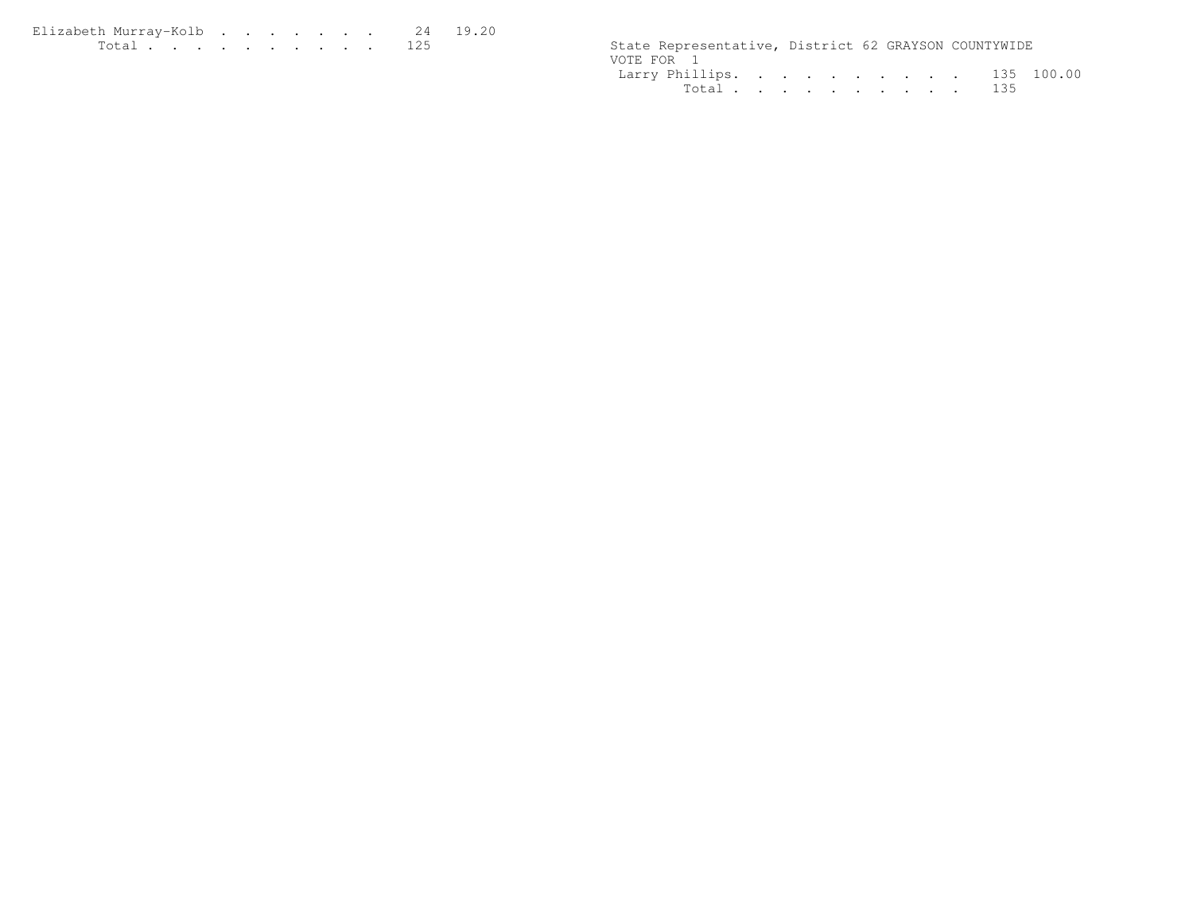| | | |
|---|---|---|
| Elizabeth Murray-Kolb | 24 | 19.20 |
| Total | 125 | |

State Representative, District 62 GRAYSON COUNTYWIDE

VOTE FOR 1

| | | |
|---|---|---|
| Larry Phillips | 135 | 100.00 |
| Total | 135 | |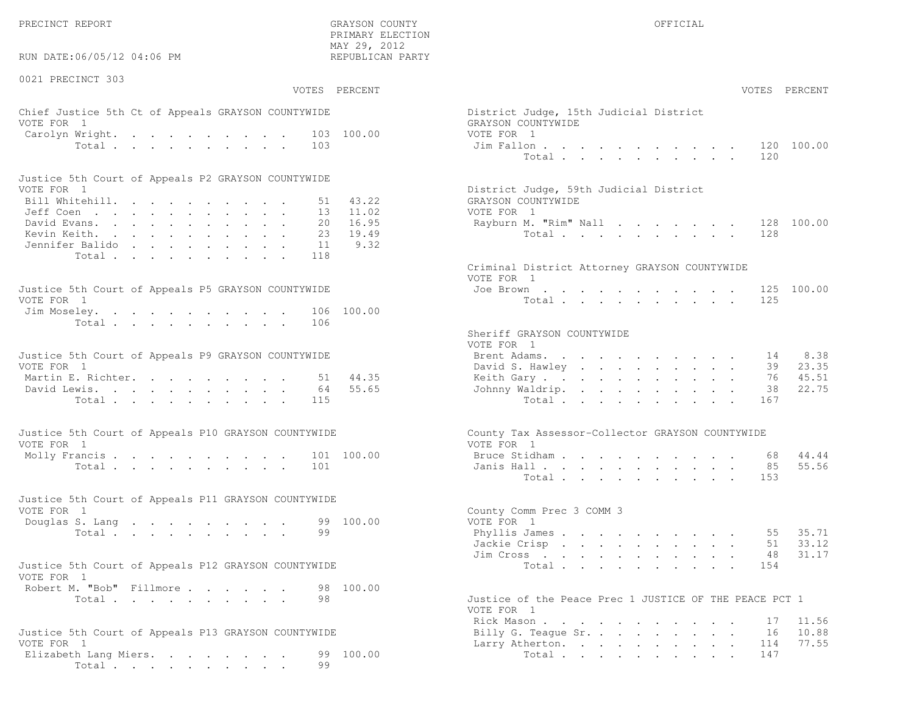PRECINCT REPORT — GRAYSON COUNTY — PRIMARY ELECTION — MAY 29, 2012 — REPUBLICAN PARTY — OFFICIAL

RUN DATE:06/05/12 04:06 PM

## 0021 PRECINCT 303

### Chief Justice 5th Ct of Appeals GRAYSON COUNTYWIDE
VOTE FOR 1

| Candidate | VOTES | PERCENT |
|---|---|---|
| Carolyn Wright | 103 | 100.00 |
| Total | 103 | |

### Justice 5th Court of Appeals P2 GRAYSON COUNTYWIDE
VOTE FOR 1

| Candidate | VOTES | PERCENT |
|---|---|---|
| Bill Whitehill | 51 | 43.22 |
| Jeff Coen | 13 | 11.02 |
| David Evans | 20 | 16.95 |
| Kevin Keith | 23 | 19.49 |
| Jennifer Balido | 11 | 9.32 |
| Total | 118 | |

### Justice 5th Court of Appeals P5 GRAYSON COUNTYWIDE
VOTE FOR 1

| Candidate | VOTES | PERCENT |
|---|---|---|
| Jim Moseley | 106 | 100.00 |
| Total | 106 | |

### Justice 5th Court of Appeals P9 GRAYSON COUNTYWIDE
VOTE FOR 1

| Candidate | VOTES | PERCENT |
|---|---|---|
| Martin E. Richter | 51 | 44.35 |
| David Lewis | 64 | 55.65 |
| Total | 115 | |

### Justice 5th Court of Appeals P10 GRAYSON COUNTYWIDE
VOTE FOR 1

| Candidate | VOTES | PERCENT |
|---|---|---|
| Molly Francis | 101 | 100.00 |
| Total | 101 | |

### Justice 5th Court of Appeals P11 GRAYSON COUNTYWIDE
VOTE FOR 1

| Candidate | VOTES | PERCENT |
|---|---|---|
| Douglas S. Lang | 99 | 100.00 |
| Total | 99 | |

### Justice 5th Court of Appeals P12 GRAYSON COUNTYWIDE
VOTE FOR 1

| Candidate | VOTES | PERCENT |
|---|---|---|
| Robert M. "Bob" Fillmore | 98 | 100.00 |
| Total | 98 | |

### Justice 5th Court of Appeals P13 GRAYSON COUNTYWIDE
VOTE FOR 1

| Candidate | VOTES | PERCENT |
|---|---|---|
| Elizabeth Lang Miers | 99 | 100.00 |
| Total | 99 | |

### District Judge, 15th Judicial District GRAYSON COUNTYWIDE
VOTE FOR 1

| Candidate | VOTES | PERCENT |
|---|---|---|
| Jim Fallon | 120 | 100.00 |
| Total | 120 | |

### District Judge, 59th Judicial District GRAYSON COUNTYWIDE
VOTE FOR 1

| Candidate | VOTES | PERCENT |
|---|---|---|
| Rayburn M. "Rim" Nall | 128 | 100.00 |
| Total | 128 | |

### Criminal District Attorney GRAYSON COUNTYWIDE
VOTE FOR 1

| Candidate | VOTES | PERCENT |
|---|---|---|
| Joe Brown | 125 | 100.00 |
| Total | 125 | |

### Sheriff GRAYSON COUNTYWIDE
VOTE FOR 1

| Candidate | VOTES | PERCENT |
|---|---|---|
| Brent Adams | 14 | 8.38 |
| David S. Hawley | 39 | 23.35 |
| Keith Gary | 76 | 45.51 |
| Johnny Waldrip | 38 | 22.75 |
| Total | 167 | |

### County Tax Assessor-Collector GRAYSON COUNTYWIDE
VOTE FOR 1

| Candidate | VOTES | PERCENT |
|---|---|---|
| Bruce Stidham | 68 | 44.44 |
| Janis Hall | 85 | 55.56 |
| Total | 153 | |

### County Comm Prec 3 COMM 3
VOTE FOR 1

| Candidate | VOTES | PERCENT |
|---|---|---|
| Phyllis James | 55 | 35.71 |
| Jackie Crisp | 51 | 33.12 |
| Jim Cross | 48 | 31.17 |
| Total | 154 | |

### Justice of the Peace Prec 1 JUSTICE OF THE PEACE PCT 1
VOTE FOR 1

| Candidate | VOTES | PERCENT |
|---|---|---|
| Rick Mason | 17 | 11.56 |
| Billy G. Teague Sr. | 16 | 10.88 |
| Larry Atherton | 114 | 77.55 |
| Total | 147 | |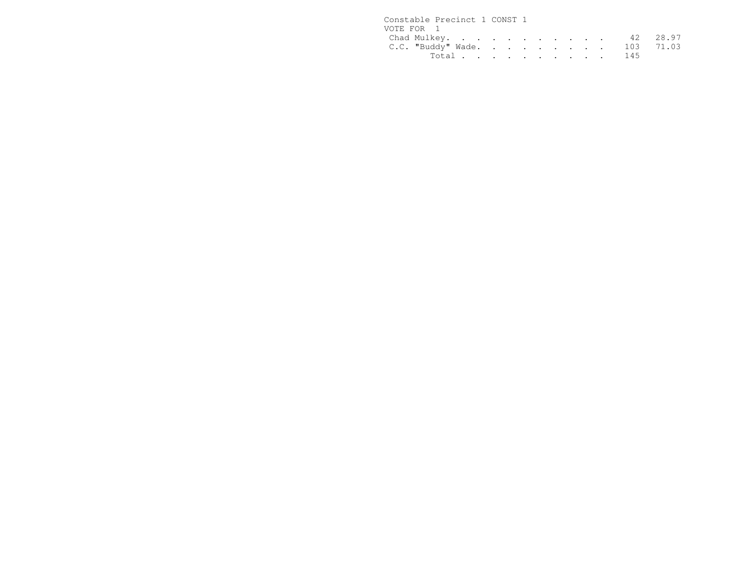Constable Precinct 1 CONST 1

VOTE FOR 1

| Candidate | Votes | Percent |
|---|---|---|
| Chad Mulkey | 42 | 28.97 |
| C.C. "Buddy" Wade | 103 | 71.03 |
| Total | 145 | |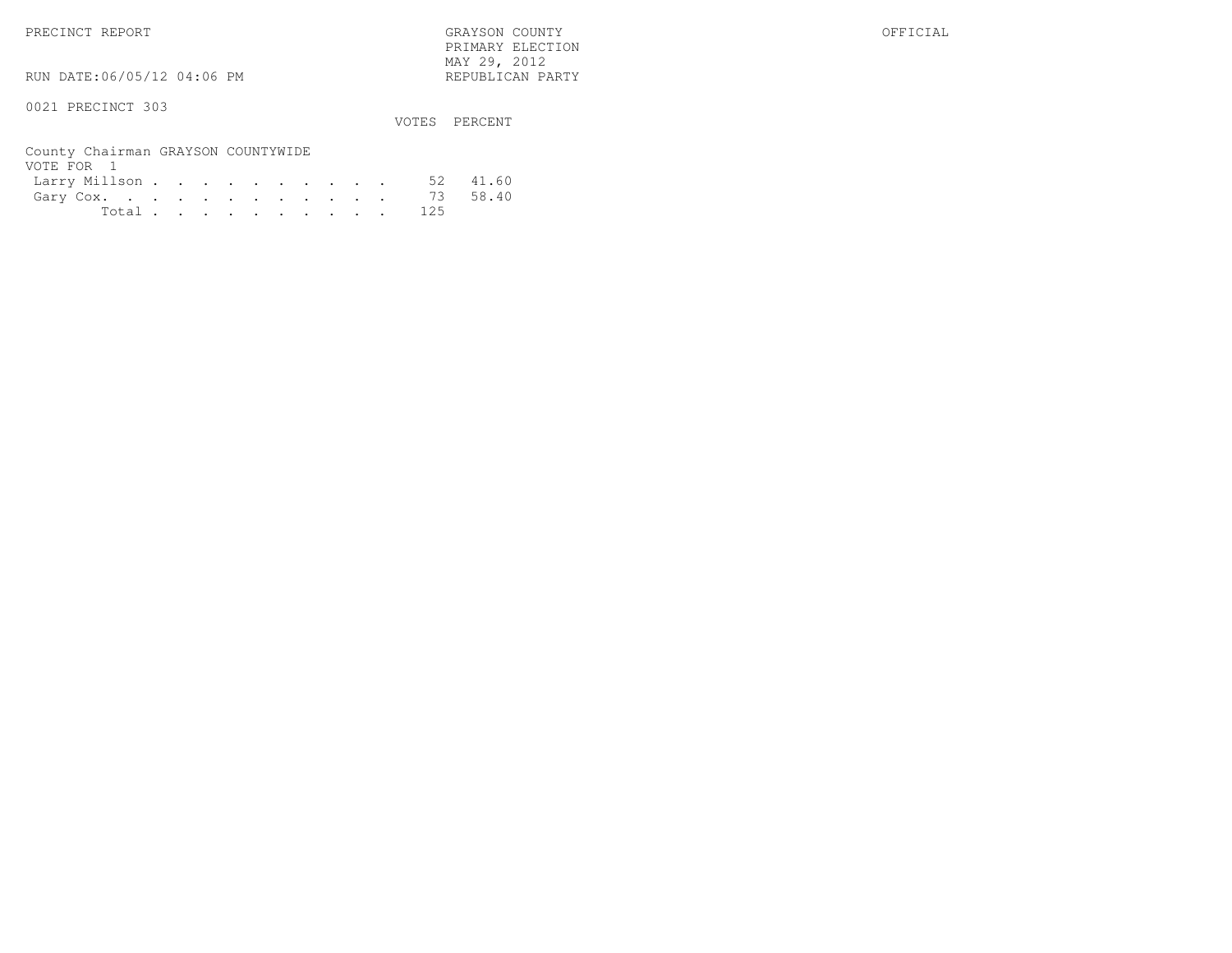PRECINCT REPORT

GRAYSON COUNTY
PRIMARY ELECTION
MAY 29, 2012
REPUBLICAN PARTY

OFFICIAL

RUN DATE:06/05/12 04:06 PM

0021 PRECINCT 303

County Chairman GRAYSON COUNTYWIDE
VOTE FOR 1

| | VOTES | PERCENT |
|---|---|---|
| Larry Millson | 52 | 41.60 |
| Gary Cox | 73 | 58.40 |
| Total | 125 | |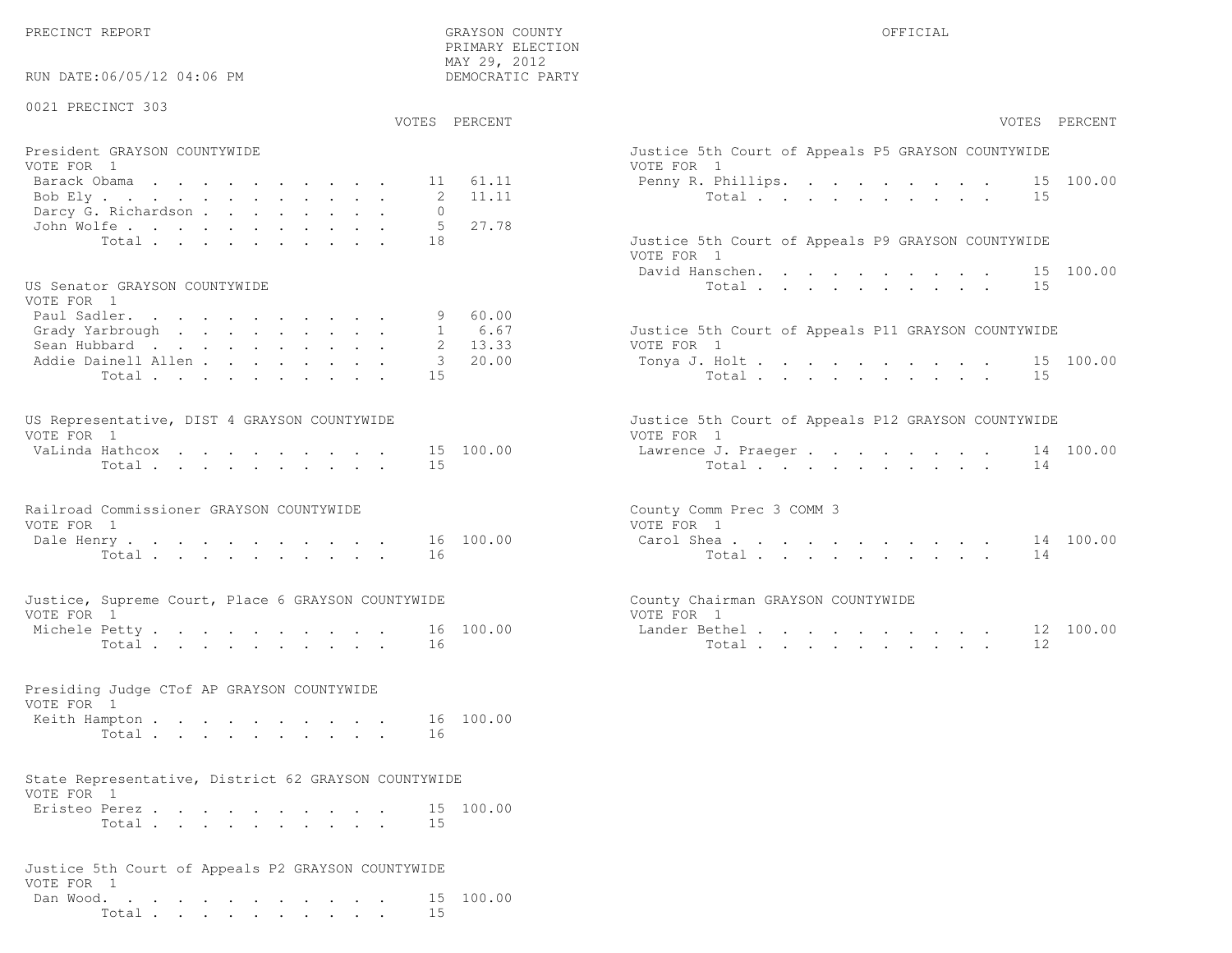PRECINCT REPORT

GRAYSON COUNTY
PRIMARY ELECTION
MAY 29, 2012
DEMOCRATIC PARTY

OFFICIAL

RUN DATE:06/05/12 04:06 PM

0021 PRECINCT 303

### President GRAYSON COUNTYWIDE
VOTE FOR 1

| Candidate | VOTES | PERCENT |
|---|---|---|
| Barack Obama | 11 | 61.11 |
| Bob Ely | 2 | 11.11 |
| Darcy G. Richardson | 0 | |
| John Wolfe | 5 | 27.78 |
| Total | 18 | |

### US Senator GRAYSON COUNTYWIDE
VOTE FOR 1

| Candidate | VOTES | PERCENT |
|---|---|---|
| Paul Sadler | 9 | 60.00 |
| Grady Yarbrough | 1 | 6.67 |
| Sean Hubbard | 2 | 13.33 |
| Addie Dainell Allen | 3 | 20.00 |
| Total | 15 | |

### US Representative, DIST 4 GRAYSON COUNTYWIDE
VOTE FOR 1

| Candidate | VOTES | PERCENT |
|---|---|---|
| VaLinda Hathcox | 15 | 100.00 |
| Total | 15 | |

### Railroad Commissioner GRAYSON COUNTYWIDE
VOTE FOR 1

| Candidate | VOTES | PERCENT |
|---|---|---|
| Dale Henry | 16 | 100.00 |
| Total | 16 | |

### Justice, Supreme Court, Place 6 GRAYSON COUNTYWIDE
VOTE FOR 1

| Candidate | VOTES | PERCENT |
|---|---|---|
| Michele Petty | 16 | 100.00 |
| Total | 16 | |

### Presiding Judge CTof AP GRAYSON COUNTYWIDE
VOTE FOR 1

| Candidate | VOTES | PERCENT |
|---|---|---|
| Keith Hampton | 16 | 100.00 |
| Total | 16 | |

### State Representative, District 62 GRAYSON COUNTYWIDE
VOTE FOR 1

| Candidate | VOTES | PERCENT |
|---|---|---|
| Eristeo Perez | 15 | 100.00 |
| Total | 15 | |

### Justice 5th Court of Appeals P2 GRAYSON COUNTYWIDE
VOTE FOR 1

| Candidate | VOTES | PERCENT |
|---|---|---|
| Dan Wood | 15 | 100.00 |
| Total | 15 | |

### Justice 5th Court of Appeals P5 GRAYSON COUNTYWIDE
VOTE FOR 1

| Candidate | VOTES | PERCENT |
|---|---|---|
| Penny R. Phillips | 15 | 100.00 |
| Total | 15 | |

### Justice 5th Court of Appeals P9 GRAYSON COUNTYWIDE
VOTE FOR 1

| Candidate | VOTES | PERCENT |
|---|---|---|
| David Hanschen | 15 | 100.00 |
| Total | 15 | |

### Justice 5th Court of Appeals P11 GRAYSON COUNTYWIDE
VOTE FOR 1

| Candidate | VOTES | PERCENT |
|---|---|---|
| Tonya J. Holt | 15 | 100.00 |
| Total | 15 | |

### Justice 5th Court of Appeals P12 GRAYSON COUNTYWIDE
VOTE FOR 1

| Candidate | VOTES | PERCENT |
|---|---|---|
| Lawrence J. Praeger | 14 | 100.00 |
| Total | 14 | |

### County Comm Prec 3 COMM 3
VOTE FOR 1

| Candidate | VOTES | PERCENT |
|---|---|---|
| Carol Shea | 14 | 100.00 |
| Total | 14 | |

### County Chairman GRAYSON COUNTYWIDE
VOTE FOR 1

| Candidate | VOTES | PERCENT |
|---|---|---|
| Lander Bethel | 12 | 100.00 |
| Total | 12 | |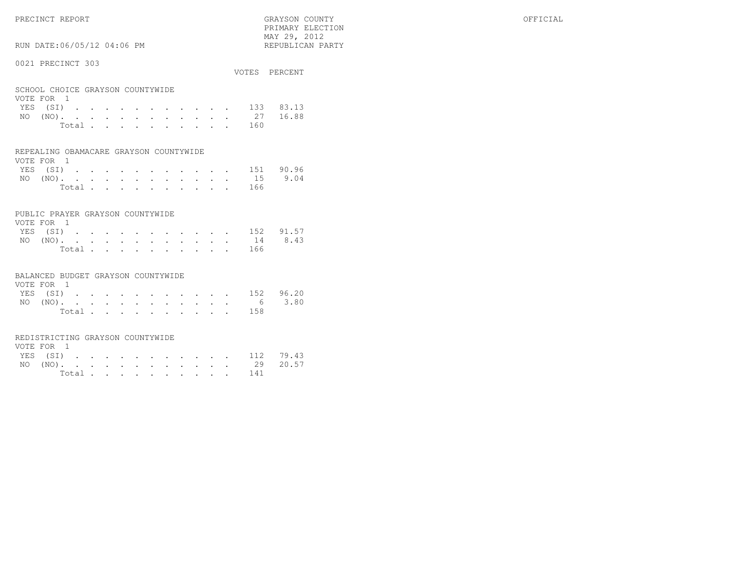PRECINCT REPORT — GRAYSON COUNTY — PRIMARY ELECTION — MAY 29, 2012 — REPUBLICAN PARTY — OFFICIAL

RUN DATE:06/05/12 04:06 PM

## 0021 PRECINCT 303

### SCHOOL CHOICE GRAYSON COUNTYWIDE

VOTE FOR 1

| | VOTES | PERCENT |
|---|---|---|
| YES (SI) | 133 | 83.13 |
| NO (NO) | 27 | 16.88 |
| Total | 160 | |

### REPEALING OBAMACARE GRAYSON COUNTYWIDE

VOTE FOR 1

| | VOTES | PERCENT |
|---|---|---|
| YES (SI) | 151 | 90.96 |
| NO (NO) | 15 | 9.04 |
| Total | 166 | |

### PUBLIC PRAYER GRAYSON COUNTYWIDE

VOTE FOR 1

| | VOTES | PERCENT |
|---|---|---|
| YES (SI) | 152 | 91.57 |
| NO (NO) | 14 | 8.43 |
| Total | 166 | |

### BALANCED BUDGET GRAYSON COUNTYWIDE

VOTE FOR 1

| | VOTES | PERCENT |
|---|---|---|
| YES (SI) | 152 | 96.20 |
| NO (NO) | 6 | 3.80 |
| Total | 158 | |

### REDISTRICTING GRAYSON COUNTYWIDE

VOTE FOR 1

| | VOTES | PERCENT |
|---|---|---|
| YES (SI) | 112 | 79.43 |
| NO (NO) | 29 | 20.57 |
| Total | 141 | |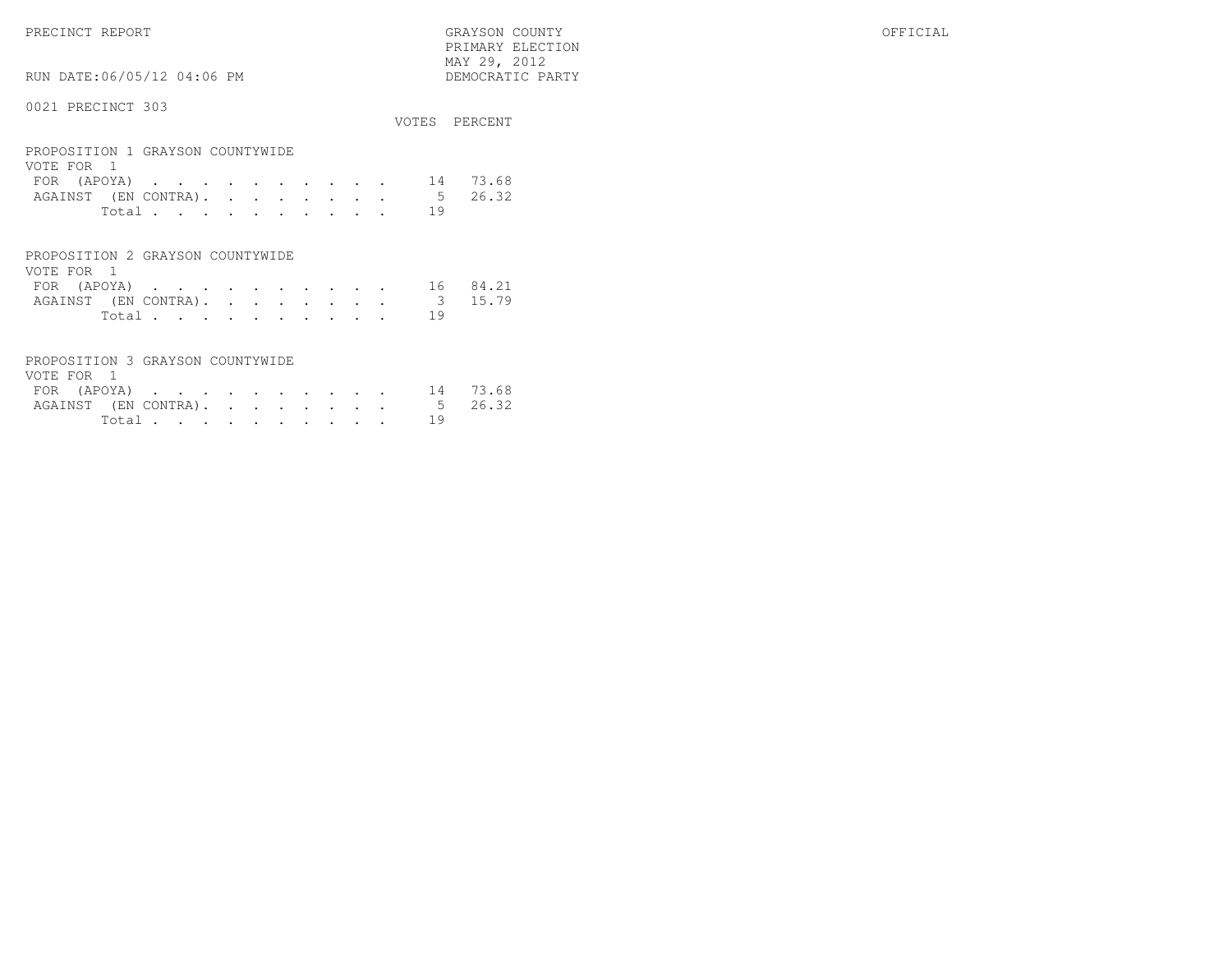PRECINCT REPORT

GRAYSON COUNTY
PRIMARY ELECTION
MAY 29, 2012
DEMOCRATIC PARTY

OFFICIAL

RUN DATE:06/05/12 04:06 PM

0021 PRECINCT 303

## PROPOSITION 1 GRAYSON COUNTYWIDE

VOTE FOR 1

| | VOTES | PERCENT |
|---|---|---|
| FOR (APOYA) | 14 | 73.68 |
| AGAINST (EN CONTRA) | 5 | 26.32 |
| Total | 19 | |

## PROPOSITION 2 GRAYSON COUNTYWIDE

VOTE FOR 1

| | VOTES | PERCENT |
|---|---|---|
| FOR (APOYA) | 16 | 84.21 |
| AGAINST (EN CONTRA) | 3 | 15.79 |
| Total | 19 | |

## PROPOSITION 3 GRAYSON COUNTYWIDE

VOTE FOR 1

| | VOTES | PERCENT |
|---|---|---|
| FOR (APOYA) | 14 | 73.68 |
| AGAINST (EN CONTRA) | 5 | 26.32 |
| Total | 19 | |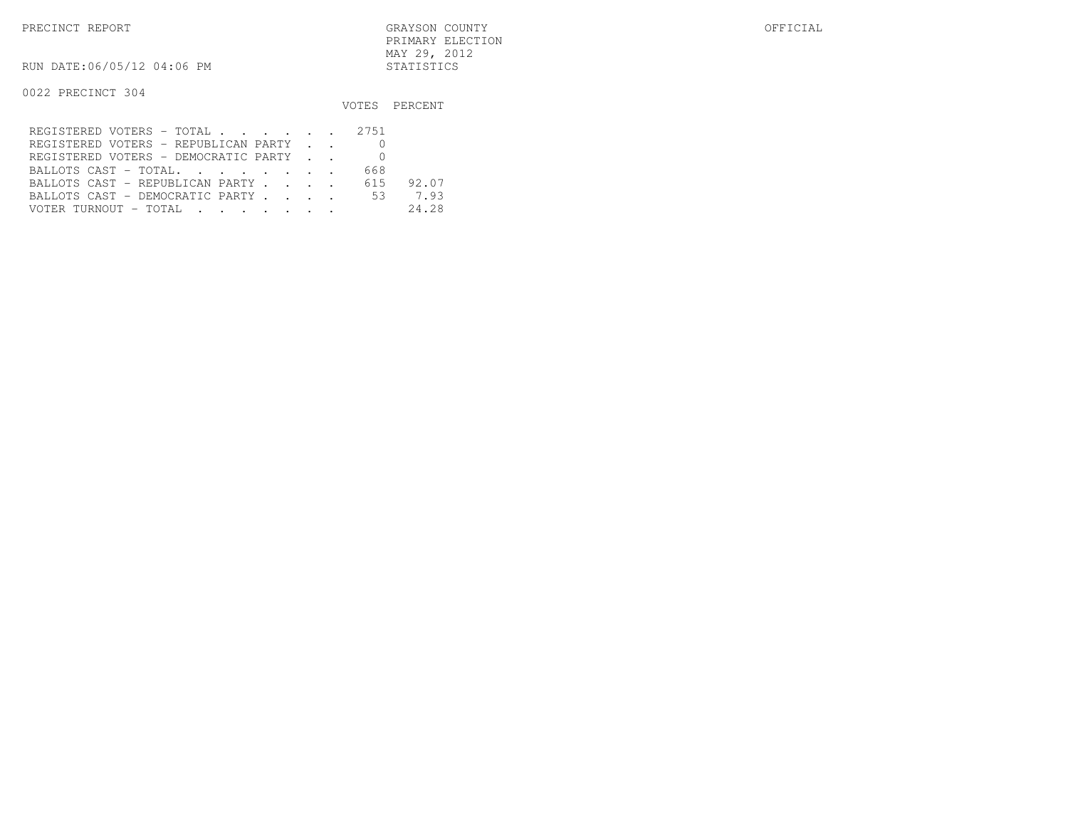PRECINCT REPORT

GRAYSON COUNTY
PRIMARY ELECTION
MAY 29, 2012
STATISTICS

OFFICIAL

RUN DATE:06/05/12 04:06 PM

0022 PRECINCT 304

| | VOTES | PERCENT |
|---|---|---|
| REGISTERED VOTERS - TOTAL . . . . . . | 2751 | |
| REGISTERED VOTERS - REPUBLICAN PARTY . . | 0 | |
| REGISTERED VOTERS - DEMOCRATIC PARTY . . | 0 | |
| BALLOTS CAST - TOTAL. . . . . . . . | 668 | |
| BALLOTS CAST - REPUBLICAN PARTY . . . . | 615 | 92.07 |
| BALLOTS CAST - DEMOCRATIC PARTY . . . . | 53 | 7.93 |
| VOTER TURNOUT - TOTAL . . . . . . . | | 24.28 |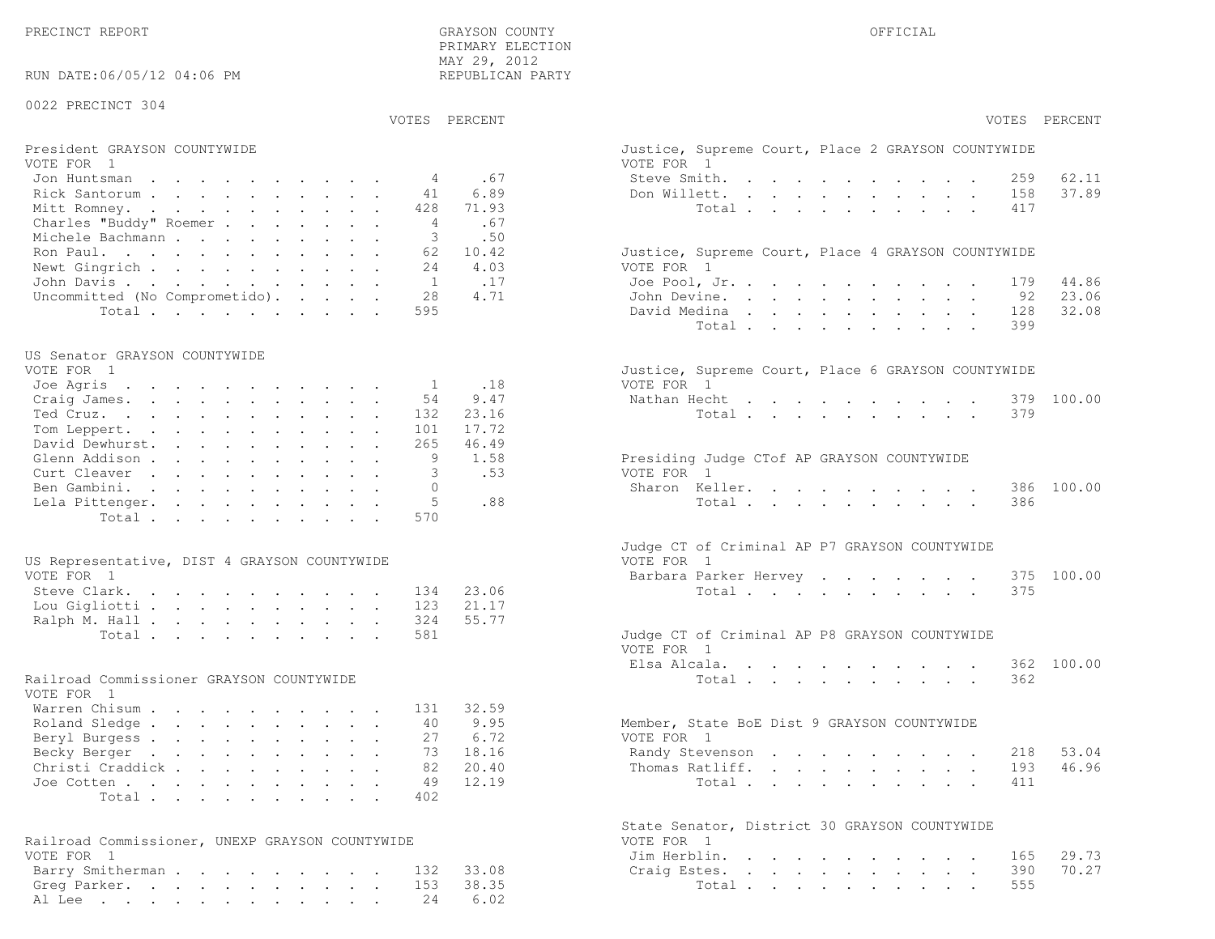PRECINCT REPORT

GRAYSON COUNTY
PRIMARY ELECTION
MAY 29, 2012
REPUBLICAN PARTY

OFFICIAL

RUN DATE:06/05/12 04:06 PM

0022 PRECINCT 304

### President GRAYSON COUNTYWIDE
VOTE FOR 1

| | VOTES | PERCENT |
|---|---|---|
| Jon Huntsman | 4 | .67 |
| Rick Santorum | 41 | 6.89 |
| Mitt Romney | 428 | 71.93 |
| Charles "Buddy" Roemer | 4 | .67 |
| Michele Bachmann | 3 | .50 |
| Ron Paul | 62 | 10.42 |
| Newt Gingrich | 24 | 4.03 |
| John Davis | 1 | .17 |
| Uncommitted (No Comprometido) | 28 | 4.71 |
| Total | 595 | |

### US Senator GRAYSON COUNTYWIDE
VOTE FOR 1

| | VOTES | PERCENT |
|---|---|---|
| Joe Agris | 1 | .18 |
| Craig James | 54 | 9.47 |
| Ted Cruz | 132 | 23.16 |
| Tom Leppert | 101 | 17.72 |
| David Dewhurst | 265 | 46.49 |
| Glenn Addison | 9 | 1.58 |
| Curt Cleaver | 3 | .53 |
| Ben Gambini | 0 | |
| Lela Pittenger | 5 | .88 |
| Total | 570 | |

### US Representative, DIST 4 GRAYSON COUNTYWIDE
VOTE FOR 1

| | VOTES | PERCENT |
|---|---|---|
| Steve Clark | 134 | 23.06 |
| Lou Gigliotti | 123 | 21.17 |
| Ralph M. Hall | 324 | 55.77 |
| Total | 581 | |

### Railroad Commissioner GRAYSON COUNTYWIDE
VOTE FOR 1

| | VOTES | PERCENT |
|---|---|---|
| Warren Chisum | 131 | 32.59 |
| Roland Sledge | 40 | 9.95 |
| Beryl Burgess | 27 | 6.72 |
| Becky Berger | 73 | 18.16 |
| Christi Craddick | 82 | 20.40 |
| Joe Cotten | 49 | 12.19 |
| Total | 402 | |

### Railroad Commissioner, UNEXP GRAYSON COUNTYWIDE
VOTE FOR 1

| | VOTES | PERCENT |
|---|---|---|
| Barry Smitherman | 132 | 33.08 |
| Greg Parker | 153 | 38.35 |
| Al Lee | 24 | 6.02 |

### Justice, Supreme Court, Place 2 GRAYSON COUNTYWIDE
VOTE FOR 1

| | VOTES | PERCENT |
|---|---|---|
| Steve Smith | 259 | 62.11 |
| Don Willett | 158 | 37.89 |
| Total | 417 | |

### Justice, Supreme Court, Place 4 GRAYSON COUNTYWIDE
VOTE FOR 1

| | VOTES | PERCENT |
|---|---|---|
| Joe Pool, Jr. | 179 | 44.86 |
| John Devine | 92 | 23.06 |
| David Medina | 128 | 32.08 |
| Total | 399 | |

### Justice, Supreme Court, Place 6 GRAYSON COUNTYWIDE
VOTE FOR 1

| | VOTES | PERCENT |
|---|---|---|
| Nathan Hecht | 379 | 100.00 |
| Total | 379 | |

### Presiding Judge CTof AP GRAYSON COUNTYWIDE
VOTE FOR 1

| | VOTES | PERCENT |
|---|---|---|
| Sharon Keller | 386 | 100.00 |
| Total | 386 | |

### Judge CT of Criminal AP P7 GRAYSON COUNTYWIDE
VOTE FOR 1

| | VOTES | PERCENT |
|---|---|---|
| Barbara Parker Hervey | 375 | 100.00 |
| Total | 375 | |

### Judge CT of Criminal AP P8 GRAYSON COUNTYWIDE
VOTE FOR 1

| | VOTES | PERCENT |
|---|---|---|
| Elsa Alcala | 362 | 100.00 |
| Total | 362 | |

### Member, State BoE Dist 9 GRAYSON COUNTYWIDE
VOTE FOR 1

| | VOTES | PERCENT |
|---|---|---|
| Randy Stevenson | 218 | 53.04 |
| Thomas Ratliff | 193 | 46.96 |
| Total | 411 | |

### State Senator, District 30 GRAYSON COUNTYWIDE
VOTE FOR 1

| | VOTES | PERCENT |
|---|---|---|
| Jim Herblin | 165 | 29.73 |
| Craig Estes | 390 | 70.27 |
| Total | 555 | |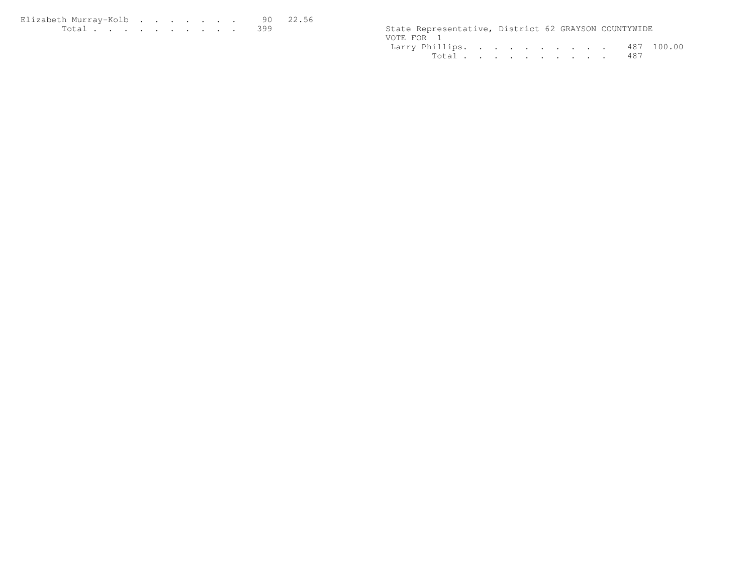| Candidate | Votes | Percent |
|---|---|---|
| Elizabeth Murray-Kolb | 90 | 22.56 |
| Total | 399 | |

State Representative, District 62 GRAYSON COUNTYWIDE
VOTE FOR 1

| Candidate | Votes | Percent |
|---|---|---|
| Larry Phillips | 487 | 100.00 |
| Total | 487 | |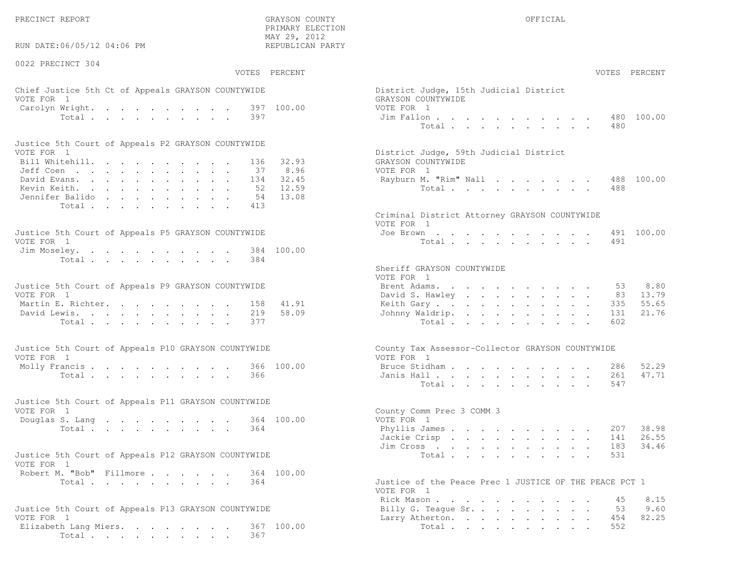PRECINCT REPORT — GRAYSON COUNTY — PRIMARY ELECTION — MAY 29, 2012 — REPUBLICAN PARTY — OFFICIAL

RUN DATE:06/05/12 04:06 PM

## 0022 PRECINCT 304

### Chief Justice 5th Ct of Appeals GRAYSON COUNTYWIDE
VOTE FOR 1

| Candidate | VOTES | PERCENT |
|---|---|---|
| Carolyn Wright | 397 | 100.00 |
| Total | 397 | |

### Justice 5th Court of Appeals P2 GRAYSON COUNTYWIDE
VOTE FOR 1

| Candidate | VOTES | PERCENT |
|---|---|---|
| Bill Whitehill | 136 | 32.93 |
| Jeff Coen | 37 | 8.96 |
| David Evans | 134 | 32.45 |
| Kevin Keith | 52 | 12.59 |
| Jennifer Balido | 54 | 13.08 |
| Total | 413 | |

### Justice 5th Court of Appeals P5 GRAYSON COUNTYWIDE
VOTE FOR 1

| Candidate | VOTES | PERCENT |
|---|---|---|
| Jim Moseley | 384 | 100.00 |
| Total | 384 | |

### Justice 5th Court of Appeals P9 GRAYSON COUNTYWIDE
VOTE FOR 1

| Candidate | VOTES | PERCENT |
|---|---|---|
| Martin E. Richter | 158 | 41.91 |
| David Lewis | 219 | 58.09 |
| Total | 377 | |

### Justice 5th Court of Appeals P10 GRAYSON COUNTYWIDE
VOTE FOR 1

| Candidate | VOTES | PERCENT |
|---|---|---|
| Molly Francis | 366 | 100.00 |
| Total | 366 | |

### Justice 5th Court of Appeals P11 GRAYSON COUNTYWIDE
VOTE FOR 1

| Candidate | VOTES | PERCENT |
|---|---|---|
| Douglas S. Lang | 364 | 100.00 |
| Total | 364 | |

### Justice 5th Court of Appeals P12 GRAYSON COUNTYWIDE
VOTE FOR 1

| Candidate | VOTES | PERCENT |
|---|---|---|
| Robert M. "Bob" Fillmore | 364 | 100.00 |
| Total | 364 | |

### Justice 5th Court of Appeals P13 GRAYSON COUNTYWIDE
VOTE FOR 1

| Candidate | VOTES | PERCENT |
|---|---|---|
| Elizabeth Lang Miers | 367 | 100.00 |
| Total | 367 | |

### District Judge, 15th Judicial District GRAYSON COUNTYWIDE
VOTE FOR 1

| Candidate | VOTES | PERCENT |
|---|---|---|
| Jim Fallon | 480 | 100.00 |
| Total | 480 | |

### District Judge, 59th Judicial District GRAYSON COUNTYWIDE
VOTE FOR 1

| Candidate | VOTES | PERCENT |
|---|---|---|
| Rayburn M. "Rim" Nall | 488 | 100.00 |
| Total | 488 | |

### Criminal District Attorney GRAYSON COUNTYWIDE
VOTE FOR 1

| Candidate | VOTES | PERCENT |
|---|---|---|
| Joe Brown | 491 | 100.00 |
| Total | 491 | |

### Sheriff GRAYSON COUNTYWIDE
VOTE FOR 1

| Candidate | VOTES | PERCENT |
|---|---|---|
| Brent Adams | 53 | 8.80 |
| David S. Hawley | 83 | 13.79 |
| Keith Gary | 335 | 55.65 |
| Johnny Waldrip | 131 | 21.76 |
| Total | 602 | |

### County Tax Assessor-Collector GRAYSON COUNTYWIDE
VOTE FOR 1

| Candidate | VOTES | PERCENT |
|---|---|---|
| Bruce Stidham | 286 | 52.29 |
| Janis Hall | 261 | 47.71 |
| Total | 547 | |

### County Comm Prec 3 COMM 3
VOTE FOR 1

| Candidate | VOTES | PERCENT |
|---|---|---|
| Phyllis James | 207 | 38.98 |
| Jackie Crisp | 141 | 26.55 |
| Jim Cross | 183 | 34.46 |
| Total | 531 | |

### Justice of the Peace Prec 1 JUSTICE OF THE PEACE PCT 1
VOTE FOR 1

| Candidate | VOTES | PERCENT |
|---|---|---|
| Rick Mason | 45 | 8.15 |
| Billy G. Teague Sr. | 53 | 9.60 |
| Larry Atherton | 454 | 82.25 |
| Total | 552 | |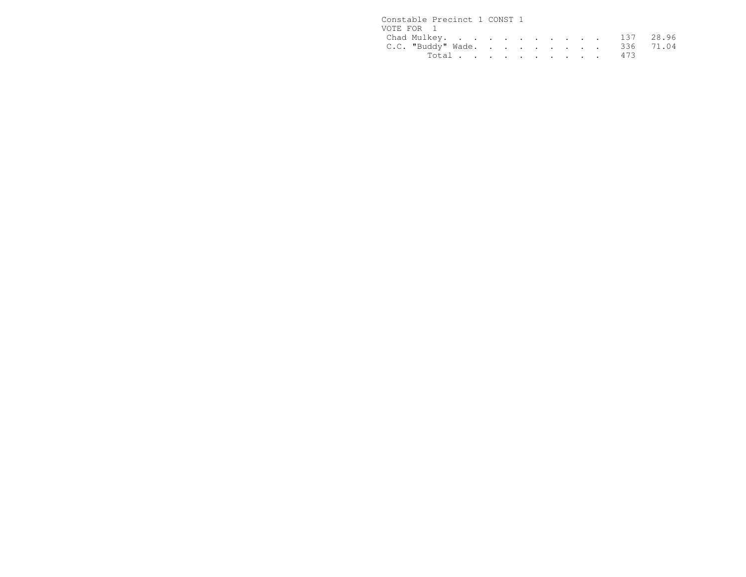Constable Precinct 1 CONST 1

VOTE FOR 1

| Candidate | Votes | Percent |
|---|---|---|
| Chad Mulkey | 137 | 28.96 |
| C.C. "Buddy" Wade | 336 | 71.04 |
| Total | 473 | |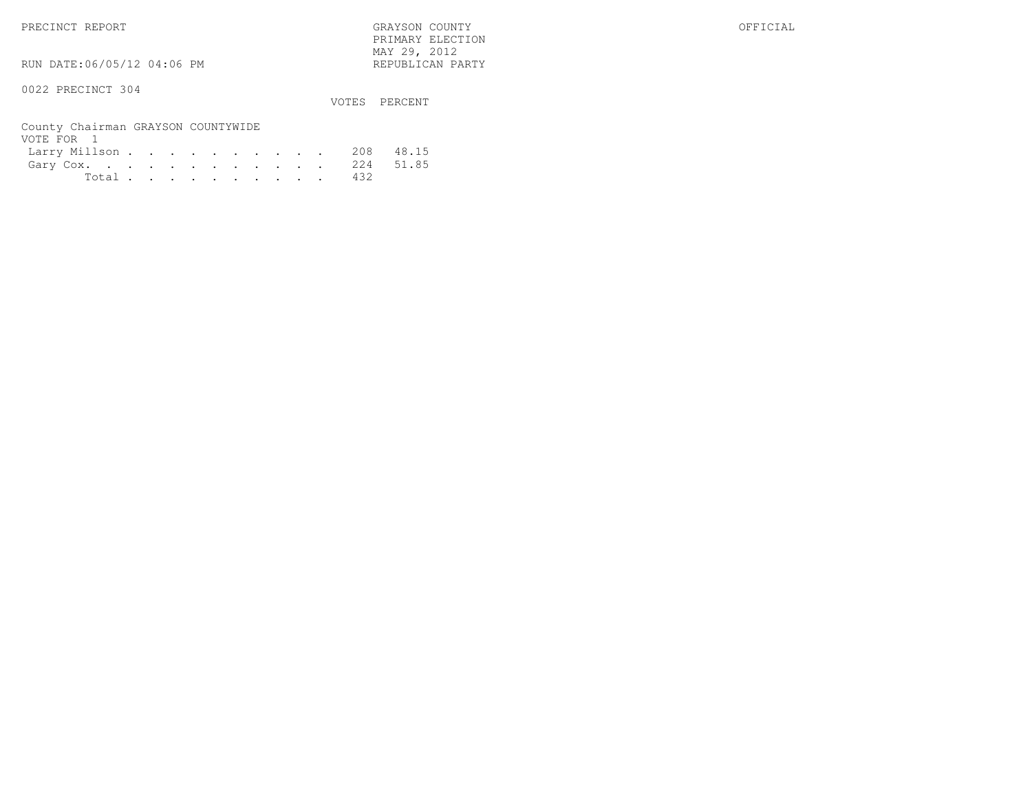PRECINCT REPORT — GRAYSON COUNTY — OFFICIAL

PRIMARY ELECTION
MAY 29, 2012
REPUBLICAN PARTY

RUN DATE:06/05/12 04:06 PM

0022 PRECINCT 304

County Chairman GRAYSON COUNTYWIDE
VOTE FOR 1

| | VOTES | PERCENT |
|---|---|---|
| Larry Millson | 208 | 48.15 |
| Gary Cox | 224 | 51.85 |
| Total | 432 | |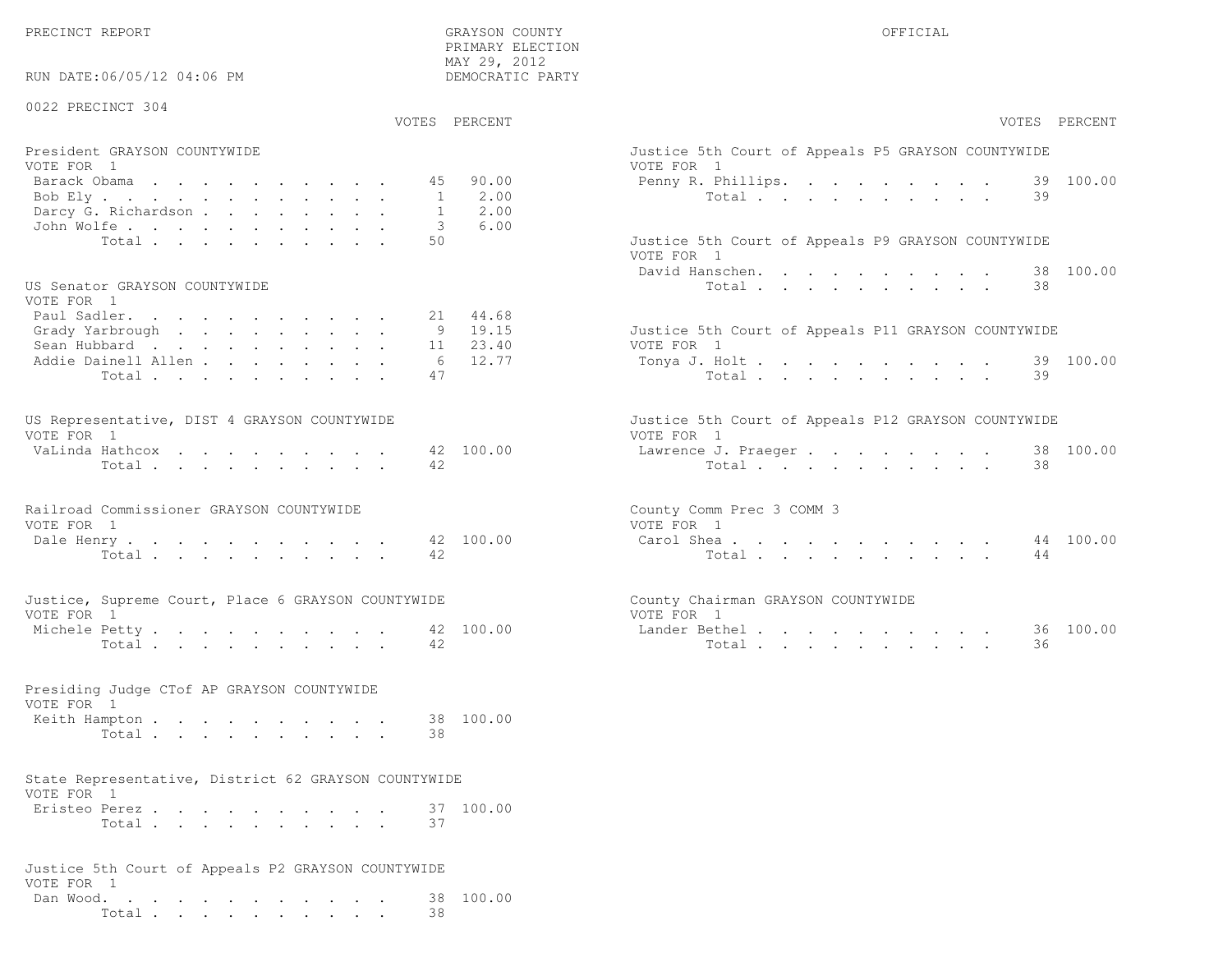PRECINCT REPORT

GRAYSON COUNTY
PRIMARY ELECTION
MAY 29, 2012
DEMOCRATIC PARTY

OFFICIAL

RUN DATE:06/05/12 04:06 PM

0022 PRECINCT 304

**President GRAYSON COUNTYWIDE**
VOTE FOR 1

| Candidate | VOTES | PERCENT |
|---|---|---|
| Barack Obama | 45 | 90.00 |
| Bob Ely | 1 | 2.00 |
| Darcy G. Richardson | 1 | 2.00 |
| John Wolfe | 3 | 6.00 |
| Total | 50 | |

**US Senator GRAYSON COUNTYWIDE**
VOTE FOR 1

| Candidate | VOTES | PERCENT |
|---|---|---|
| Paul Sadler | 21 | 44.68 |
| Grady Yarbrough | 9 | 19.15 |
| Sean Hubbard | 11 | 23.40 |
| Addie Dainell Allen | 6 | 12.77 |
| Total | 47 | |

**US Representative, DIST 4 GRAYSON COUNTYWIDE**
VOTE FOR 1

| Candidate | VOTES | PERCENT |
|---|---|---|
| VaLinda Hathcox | 42 | 100.00 |
| Total | 42 | |

**Railroad Commissioner GRAYSON COUNTYWIDE**
VOTE FOR 1

| Candidate | VOTES | PERCENT |
|---|---|---|
| Dale Henry | 42 | 100.00 |
| Total | 42 | |

**Justice, Supreme Court, Place 6 GRAYSON COUNTYWIDE**
VOTE FOR 1

| Candidate | VOTES | PERCENT |
|---|---|---|
| Michele Petty | 42 | 100.00 |
| Total | 42 | |

**Presiding Judge CTof AP GRAYSON COUNTYWIDE**
VOTE FOR 1

| Candidate | VOTES | PERCENT |
|---|---|---|
| Keith Hampton | 38 | 100.00 |
| Total | 38 | |

**State Representative, District 62 GRAYSON COUNTYWIDE**
VOTE FOR 1

| Candidate | VOTES | PERCENT |
|---|---|---|
| Eristeo Perez | 37 | 100.00 |
| Total | 37 | |

**Justice 5th Court of Appeals P2 GRAYSON COUNTYWIDE**
VOTE FOR 1

| Candidate | VOTES | PERCENT |
|---|---|---|
| Dan Wood | 38 | 100.00 |
| Total | 38 | |

**Justice 5th Court of Appeals P5 GRAYSON COUNTYWIDE**
VOTE FOR 1

| Candidate | VOTES | PERCENT |
|---|---|---|
| Penny R. Phillips | 39 | 100.00 |
| Total | 39 | |

**Justice 5th Court of Appeals P9 GRAYSON COUNTYWIDE**
VOTE FOR 1

| Candidate | VOTES | PERCENT |
|---|---|---|
| David Hanschen | 38 | 100.00 |
| Total | 38 | |

**Justice 5th Court of Appeals P11 GRAYSON COUNTYWIDE**
VOTE FOR 1

| Candidate | VOTES | PERCENT |
|---|---|---|
| Tonya J. Holt | 39 | 100.00 |
| Total | 39 | |

**Justice 5th Court of Appeals P12 GRAYSON COUNTYWIDE**
VOTE FOR 1

| Candidate | VOTES | PERCENT |
|---|---|---|
| Lawrence J. Praeger | 38 | 100.00 |
| Total | 38 | |

**County Comm Prec 3 COMM 3**
VOTE FOR 1

| Candidate | VOTES | PERCENT |
|---|---|---|
| Carol Shea | 44 | 100.00 |
| Total | 44 | |

**County Chairman GRAYSON COUNTYWIDE**
VOTE FOR 1

| Candidate | VOTES | PERCENT |
|---|---|---|
| Lander Bethel | 36 | 100.00 |
| Total | 36 | |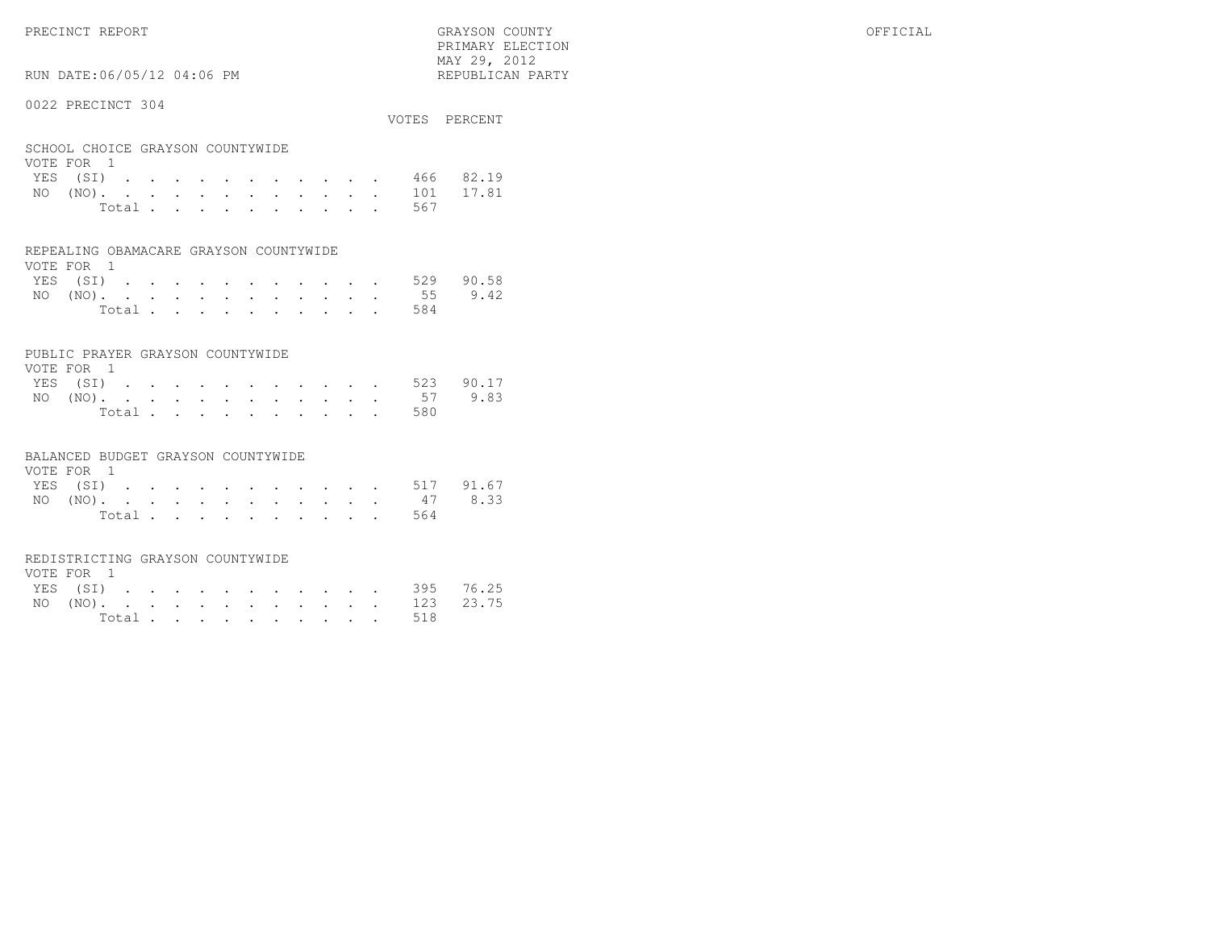PRECINCT REPORT

GRAYSON COUNTY
PRIMARY ELECTION
MAY 29, 2012
REPUBLICAN PARTY

OFFICIAL

RUN DATE:06/05/12 04:06 PM

0022 PRECINCT 304

### SCHOOL CHOICE GRAYSON COUNTYWIDE
VOTE FOR 1

| | VOTES | PERCENT |
|---|---|---|
| YES (SI) | 466 | 82.19 |
| NO (NO) | 101 | 17.81 |
| Total | 567 | |

### REPEALING OBAMACARE GRAYSON COUNTYWIDE
VOTE FOR 1

| | VOTES | PERCENT |
|---|---|---|
| YES (SI) | 529 | 90.58 |
| NO (NO) | 55 | 9.42 |
| Total | 584 | |

### PUBLIC PRAYER GRAYSON COUNTYWIDE
VOTE FOR 1

| | VOTES | PERCENT |
|---|---|---|
| YES (SI) | 523 | 90.17 |
| NO (NO) | 57 | 9.83 |
| Total | 580 | |

### BALANCED BUDGET GRAYSON COUNTYWIDE
VOTE FOR 1

| | VOTES | PERCENT |
|---|---|---|
| YES (SI) | 517 | 91.67 |
| NO (NO) | 47 | 8.33 |
| Total | 564 | |

### REDISTRICTING GRAYSON COUNTYWIDE
VOTE FOR 1

| | VOTES | PERCENT |
|---|---|---|
| YES (SI) | 395 | 76.25 |
| NO (NO) | 123 | 23.75 |
| Total | 518 | |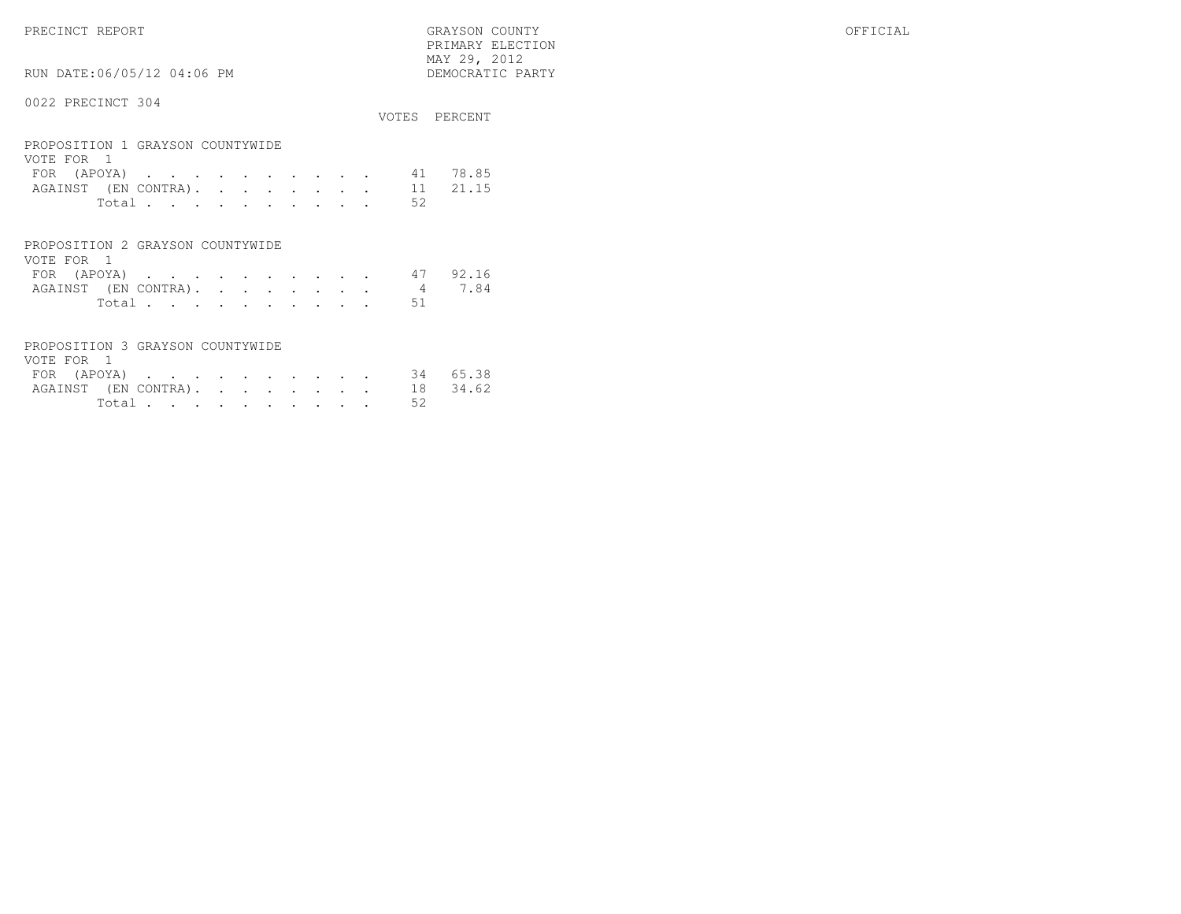PRECINCT REPORT — GRAYSON COUNTY — OFFICIAL

PRIMARY ELECTION
MAY 29, 2012
DEMOCRATIC PARTY

RUN DATE:06/05/12 04:06 PM

0022 PRECINCT 304

**PROPOSITION 1 GRAYSON COUNTYWIDE**
VOTE FOR 1

| | VOTES | PERCENT |
|---|---|---|
| FOR (APOYA) | 41 | 78.85 |
| AGAINST (EN CONTRA) | 11 | 21.15 |
| Total | 52 | |

**PROPOSITION 2 GRAYSON COUNTYWIDE**
VOTE FOR 1

| | VOTES | PERCENT |
|---|---|---|
| FOR (APOYA) | 47 | 92.16 |
| AGAINST (EN CONTRA) | 4 | 7.84 |
| Total | 51 | |

**PROPOSITION 3 GRAYSON COUNTYWIDE**
VOTE FOR 1

| | VOTES | PERCENT |
|---|---|---|
| FOR (APOYA) | 34 | 65.38 |
| AGAINST (EN CONTRA) | 18 | 34.62 |
| Total | 52 | |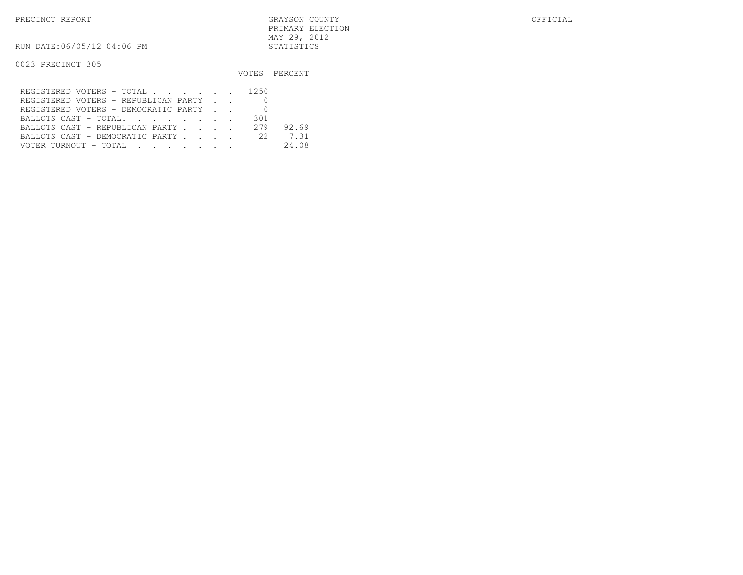PRECINCT REPORT

GRAYSON COUNTY
PRIMARY ELECTION
MAY 29, 2012
STATISTICS

OFFICIAL

RUN DATE:06/05/12 04:06 PM

0023 PRECINCT 305

| | VOTES | PERCENT |
|---|---|---|
| REGISTERED VOTERS - TOTAL . . . . . . | 1250 | |
| REGISTERED VOTERS - REPUBLICAN PARTY . . | 0 | |
| REGISTERED VOTERS - DEMOCRATIC PARTY . . | 0 | |
| BALLOTS CAST - TOTAL. . . . . . . . | 301 | |
| BALLOTS CAST - REPUBLICAN PARTY . . . . | 279 | 92.69 |
| BALLOTS CAST - DEMOCRATIC PARTY . . . . | 22 | 7.31 |
| VOTER TURNOUT - TOTAL . . . . . . . | | 24.08 |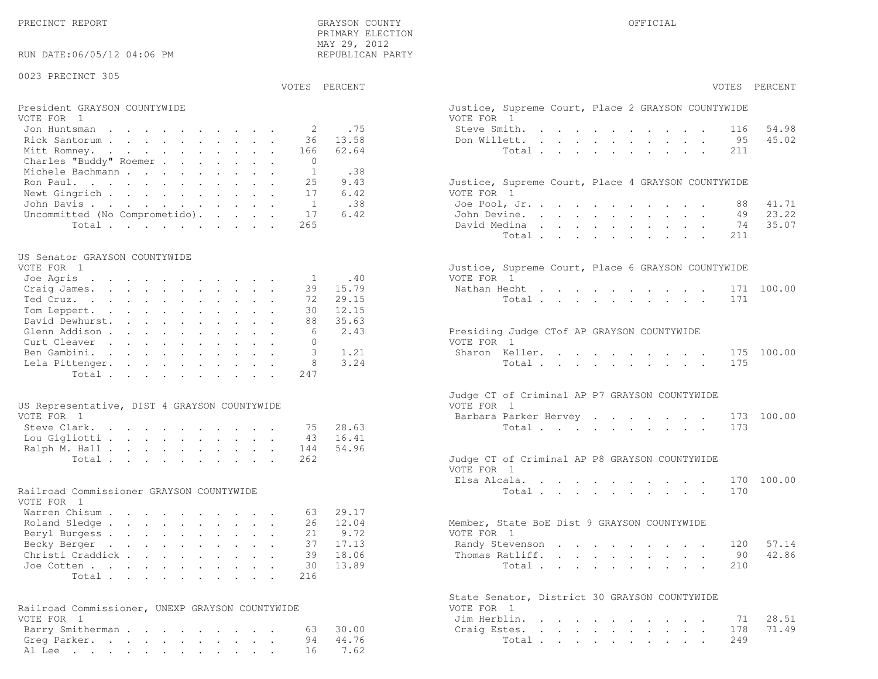PRECINCT REPORT

GRAYSON COUNTY
PRIMARY ELECTION
MAY 29, 2012
REPUBLICAN PARTY

OFFICIAL

RUN DATE:06/05/12 04:06 PM

0023 PRECINCT 305

**President GRAYSON COUNTYWIDE**
VOTE FOR 1

| Candidate | VOTES | PERCENT |
|---|---|---|
| Jon Huntsman | 2 | .75 |
| Rick Santorum | 36 | 13.58 |
| Mitt Romney | 166 | 62.64 |
| Charles "Buddy" Roemer | 0 | |
| Michele Bachmann | 1 | .38 |
| Ron Paul | 25 | 9.43 |
| Newt Gingrich | 17 | 6.42 |
| John Davis | 1 | .38 |
| Uncommitted (No Comprometido) | 17 | 6.42 |
| Total | 265 | |

**US Senator GRAYSON COUNTYWIDE**
VOTE FOR 1

| Candidate | VOTES | PERCENT |
|---|---|---|
| Joe Agris | 1 | .40 |
| Craig James | 39 | 15.79 |
| Ted Cruz | 72 | 29.15 |
| Tom Leppert | 30 | 12.15 |
| David Dewhurst | 88 | 35.63 |
| Glenn Addison | 6 | 2.43 |
| Curt Cleaver | 0 | |
| Ben Gambini | 3 | 1.21 |
| Lela Pittenger | 8 | 3.24 |
| Total | 247 | |

**US Representative, DIST 4 GRAYSON COUNTYWIDE**
VOTE FOR 1

| Candidate | VOTES | PERCENT |
|---|---|---|
| Steve Clark | 75 | 28.63 |
| Lou Gigliotti | 43 | 16.41 |
| Ralph M. Hall | 144 | 54.96 |
| Total | 262 | |

**Railroad Commissioner GRAYSON COUNTYWIDE**
VOTE FOR 1

| Candidate | VOTES | PERCENT |
|---|---|---|
| Warren Chisum | 63 | 29.17 |
| Roland Sledge | 26 | 12.04 |
| Beryl Burgess | 21 | 9.72 |
| Becky Berger | 37 | 17.13 |
| Christi Craddick | 39 | 18.06 |
| Joe Cotten | 30 | 13.89 |
| Total | 216 | |

**Railroad Commissioner, UNEXP GRAYSON COUNTYWIDE**
VOTE FOR 1

| Candidate | VOTES | PERCENT |
|---|---|---|
| Barry Smitherman | 63 | 30.00 |
| Greg Parker | 94 | 44.76 |
| Al Lee | 16 | 7.62 |

**Justice, Supreme Court, Place 2 GRAYSON COUNTYWIDE**
VOTE FOR 1

| Candidate | VOTES | PERCENT |
|---|---|---|
| Steve Smith | 116 | 54.98 |
| Don Willett | 95 | 45.02 |
| Total | 211 | |

**Justice, Supreme Court, Place 4 GRAYSON COUNTYWIDE**
VOTE FOR 1

| Candidate | VOTES | PERCENT |
|---|---|---|
| Joe Pool, Jr. | 88 | 41.71 |
| John Devine | 49 | 23.22 |
| David Medina | 74 | 35.07 |
| Total | 211 | |

**Justice, Supreme Court, Place 6 GRAYSON COUNTYWIDE**
VOTE FOR 1

| Candidate | VOTES | PERCENT |
|---|---|---|
| Nathan Hecht | 171 | 100.00 |
| Total | 171 | |

**Presiding Judge CTof AP GRAYSON COUNTYWIDE**
VOTE FOR 1

| Candidate | VOTES | PERCENT |
|---|---|---|
| Sharon Keller | 175 | 100.00 |
| Total | 175 | |

**Judge CT of Criminal AP P7 GRAYSON COUNTYWIDE**
VOTE FOR 1

| Candidate | VOTES | PERCENT |
|---|---|---|
| Barbara Parker Hervey | 173 | 100.00 |
| Total | 173 | |

**Judge CT of Criminal AP P8 GRAYSON COUNTYWIDE**
VOTE FOR 1

| Candidate | VOTES | PERCENT |
|---|---|---|
| Elsa Alcala | 170 | 100.00 |
| Total | 170 | |

**Member, State BoE Dist 9 GRAYSON COUNTYWIDE**
VOTE FOR 1

| Candidate | VOTES | PERCENT |
|---|---|---|
| Randy Stevenson | 120 | 57.14 |
| Thomas Ratliff | 90 | 42.86 |
| Total | 210 | |

**State Senator, District 30 GRAYSON COUNTYWIDE**
VOTE FOR 1

| Candidate | VOTES | PERCENT |
|---|---|---|
| Jim Herblin | 71 | 28.51 |
| Craig Estes | 178 | 71.49 |
| Total | 249 | |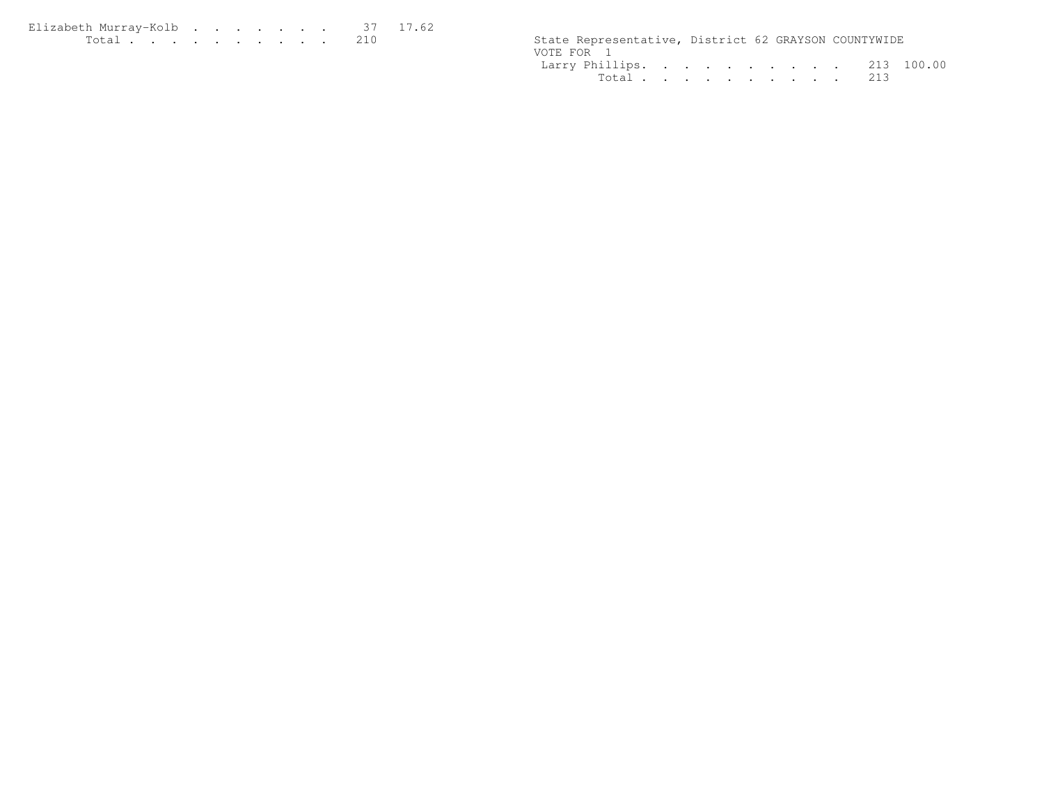| | | |
|---|---|---|
| Elizabeth Murray-Kolb | 37 | 17.62 |
| Total | 210 | |

State Representative, District 62 GRAYSON COUNTYWIDE
VOTE FOR 1

| | | |
|---|---|---|
| Larry Phillips | 213 | 100.00 |
| Total | 213 | |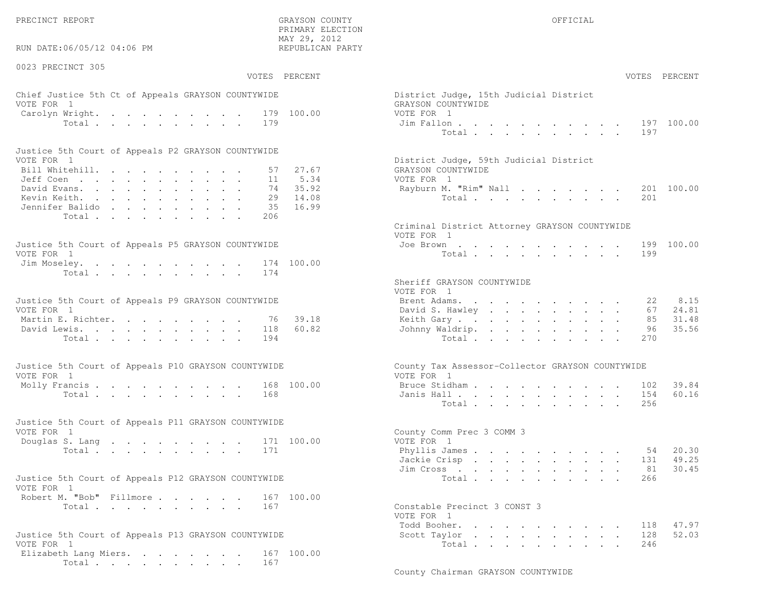PRECINCT REPORT

GRAYSON COUNTY
PRIMARY ELECTION
MAY 29, 2012
REPUBLICAN PARTY

OFFICIAL

RUN DATE:06/05/12 04:06 PM

0023 PRECINCT 305

### Chief Justice 5th Ct of Appeals GRAYSON COUNTYWIDE
VOTE FOR 1

| | VOTES | PERCENT |
|---|---|---|
| Carolyn Wright | 179 | 100.00 |
| Total | 179 | |

### Justice 5th Court of Appeals P2 GRAYSON COUNTYWIDE
VOTE FOR 1

| | VOTES | PERCENT |
|---|---|---|
| Bill Whitehill | 57 | 27.67 |
| Jeff Coen | 11 | 5.34 |
| David Evans | 74 | 35.92 |
| Kevin Keith | 29 | 14.08 |
| Jennifer Balido | 35 | 16.99 |
| Total | 206 | |

### Justice 5th Court of Appeals P5 GRAYSON COUNTYWIDE
VOTE FOR 1

| | VOTES | PERCENT |
|---|---|---|
| Jim Moseley | 174 | 100.00 |
| Total | 174 | |

### Justice 5th Court of Appeals P9 GRAYSON COUNTYWIDE
VOTE FOR 1

| | VOTES | PERCENT |
|---|---|---|
| Martin E. Richter | 76 | 39.18 |
| David Lewis | 118 | 60.82 |
| Total | 194 | |

### Justice 5th Court of Appeals P10 GRAYSON COUNTYWIDE
VOTE FOR 1

| | VOTES | PERCENT |
|---|---|---|
| Molly Francis | 168 | 100.00 |
| Total | 168 | |

### Justice 5th Court of Appeals P11 GRAYSON COUNTYWIDE
VOTE FOR 1

| | VOTES | PERCENT |
|---|---|---|
| Douglas S. Lang | 171 | 100.00 |
| Total | 171 | |

### Justice 5th Court of Appeals P12 GRAYSON COUNTYWIDE
VOTE FOR 1

| | VOTES | PERCENT |
|---|---|---|
| Robert M. "Bob" Fillmore | 167 | 100.00 |
| Total | 167 | |

### Justice 5th Court of Appeals P13 GRAYSON COUNTYWIDE
VOTE FOR 1

| | VOTES | PERCENT |
|---|---|---|
| Elizabeth Lang Miers | 167 | 100.00 |
| Total | 167 | |

### District Judge, 15th Judicial District
GRAYSON COUNTYWIDE
VOTE FOR 1

| | VOTES | PERCENT |
|---|---|---|
| Jim Fallon | 197 | 100.00 |
| Total | 197 | |

### District Judge, 59th Judicial District
GRAYSON COUNTYWIDE
VOTE FOR 1

| | VOTES | PERCENT |
|---|---|---|
| Rayburn M. "Rim" Nall | 201 | 100.00 |
| Total | 201 | |

### Criminal District Attorney GRAYSON COUNTYWIDE
VOTE FOR 1

| | VOTES | PERCENT |
|---|---|---|
| Joe Brown | 199 | 100.00 |
| Total | 199 | |

### Sheriff GRAYSON COUNTYWIDE
VOTE FOR 1

| | VOTES | PERCENT |
|---|---|---|
| Brent Adams | 22 | 8.15 |
| David S. Hawley | 67 | 24.81 |
| Keith Gary | 85 | 31.48 |
| Johnny Waldrip | 96 | 35.56 |
| Total | 270 | |

### County Tax Assessor-Collector GRAYSON COUNTYWIDE
VOTE FOR 1

| | VOTES | PERCENT |
|---|---|---|
| Bruce Stidham | 102 | 39.84 |
| Janis Hall | 154 | 60.16 |
| Total | 256 | |

### County Comm Prec 3 COMM 3
VOTE FOR 1

| | VOTES | PERCENT |
|---|---|---|
| Phyllis James | 54 | 20.30 |
| Jackie Crisp | 131 | 49.25 |
| Jim Cross | 81 | 30.45 |
| Total | 266 | |

### Constable Precinct 3 CONST 3
VOTE FOR 1

| | VOTES | PERCENT |
|---|---|---|
| Todd Booher | 118 | 47.97 |
| Scott Taylor | 128 | 52.03 |
| Total | 246 | |

### County Chairman GRAYSON COUNTYWIDE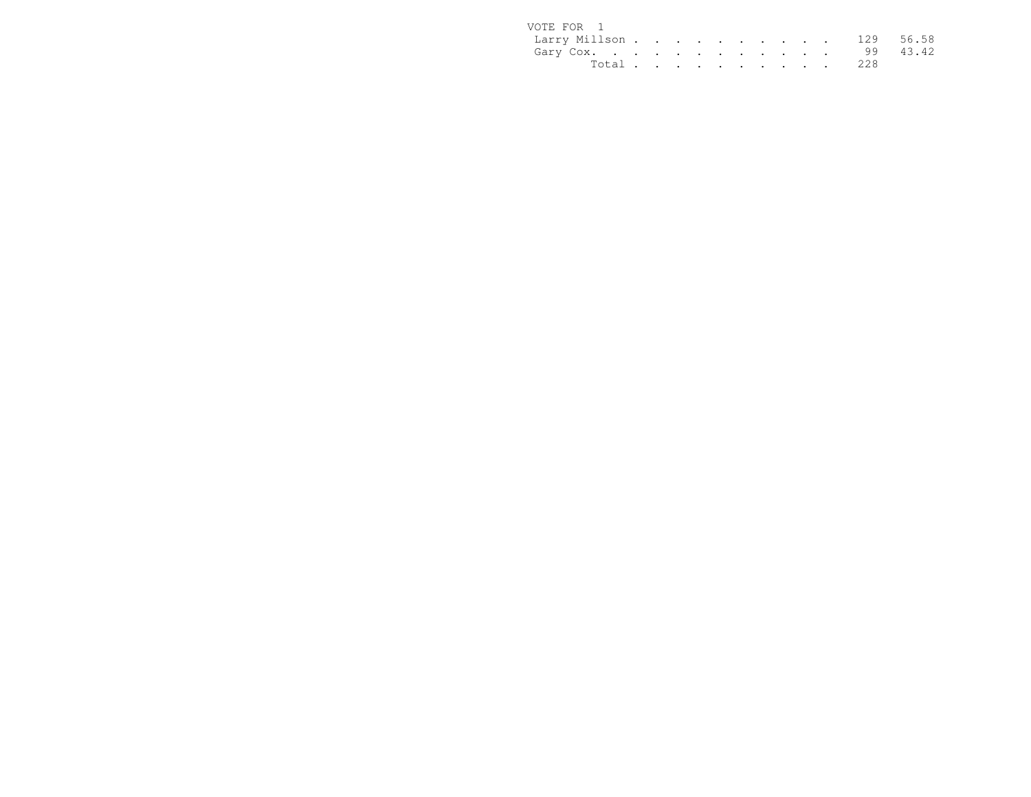VOTE FOR 1

| | Votes | Percent |
|---|---|---|
| Larry Millson | 129 | 56.58 |
| Gary Cox | 99 | 43.42 |
| Total | 228 | |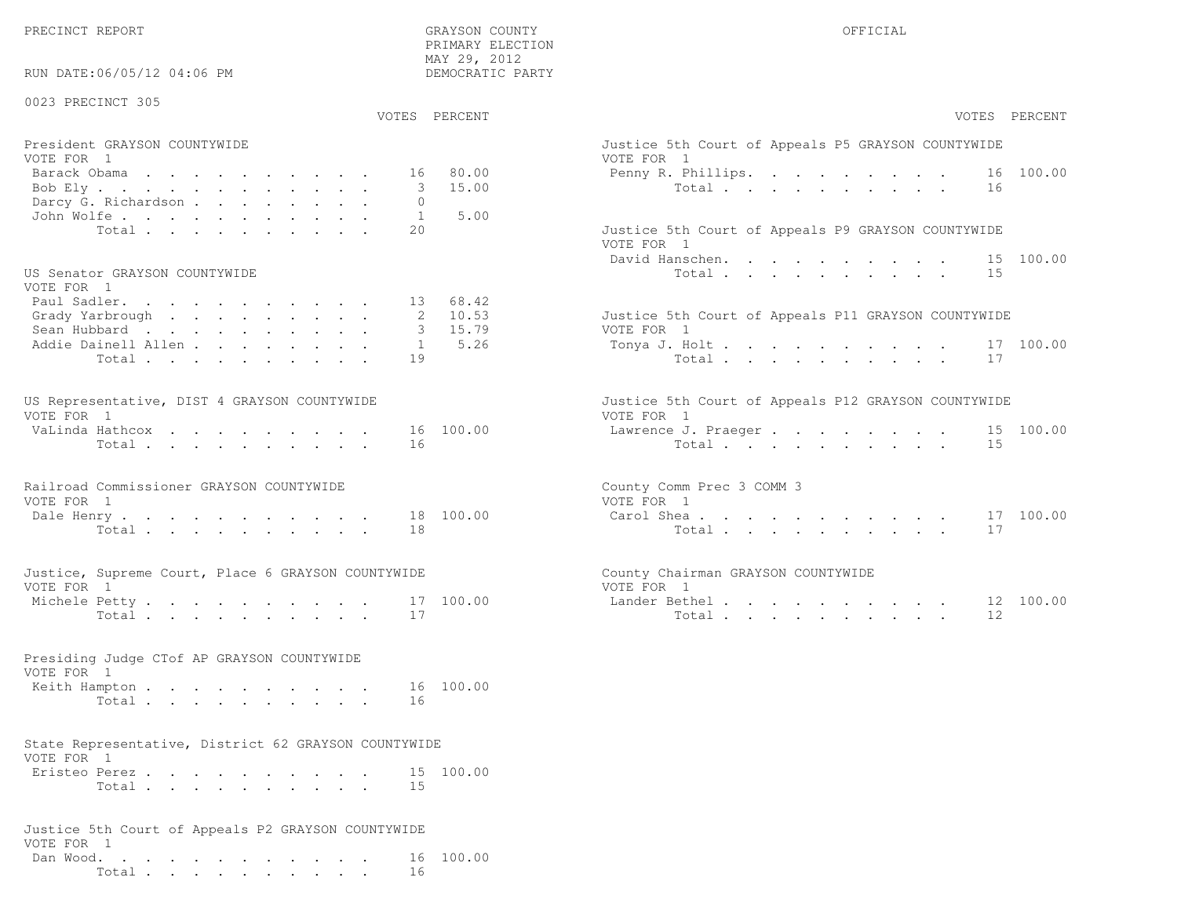PRECINCT REPORT

GRAYSON COUNTY
PRIMARY ELECTION
MAY 29, 2012
DEMOCRATIC PARTY

OFFICIAL

RUN DATE:06/05/12 04:06 PM

0023 PRECINCT 305

**President GRAYSON COUNTYWIDE**
VOTE FOR 1

| | VOTES | PERCENT |
|---|---|---|
| Barack Obama | 16 | 80.00 |
| Bob Ely | 3 | 15.00 |
| Darcy G. Richardson | 0 | |
| John Wolfe | 1 | 5.00 |
| Total | 20 | |

**US Senator GRAYSON COUNTYWIDE**
VOTE FOR 1

| | VOTES | PERCENT |
|---|---|---|
| Paul Sadler | 13 | 68.42 |
| Grady Yarbrough | 2 | 10.53 |
| Sean Hubbard | 3 | 15.79 |
| Addie Dainell Allen | 1 | 5.26 |
| Total | 19 | |

**US Representative, DIST 4 GRAYSON COUNTYWIDE**
VOTE FOR 1

| | VOTES | PERCENT |
|---|---|---|
| VaLinda Hathcox | 16 | 100.00 |
| Total | 16 | |

**Railroad Commissioner GRAYSON COUNTYWIDE**
VOTE FOR 1

| | VOTES | PERCENT |
|---|---|---|
| Dale Henry | 18 | 100.00 |
| Total | 18 | |

**Justice, Supreme Court, Place 6 GRAYSON COUNTYWIDE**
VOTE FOR 1

| | VOTES | PERCENT |
|---|---|---|
| Michele Petty | 17 | 100.00 |
| Total | 17 | |

**Presiding Judge CTof AP GRAYSON COUNTYWIDE**
VOTE FOR 1

| | VOTES | PERCENT |
|---|---|---|
| Keith Hampton | 16 | 100.00 |
| Total | 16 | |

**State Representative, District 62 GRAYSON COUNTYWIDE**
VOTE FOR 1

| | VOTES | PERCENT |
|---|---|---|
| Eristeo Perez | 15 | 100.00 |
| Total | 15 | |

**Justice 5th Court of Appeals P2 GRAYSON COUNTYWIDE**
VOTE FOR 1

| | VOTES | PERCENT |
|---|---|---|
| Dan Wood | 16 | 100.00 |
| Total | 16 | |

**Justice 5th Court of Appeals P5 GRAYSON COUNTYWIDE**
VOTE FOR 1

| | VOTES | PERCENT |
|---|---|---|
| Penny R. Phillips | 16 | 100.00 |
| Total | 16 | |

**Justice 5th Court of Appeals P9 GRAYSON COUNTYWIDE**
VOTE FOR 1

| | VOTES | PERCENT |
|---|---|---|
| David Hanschen | 15 | 100.00 |
| Total | 15 | |

**Justice 5th Court of Appeals P11 GRAYSON COUNTYWIDE**
VOTE FOR 1

| | VOTES | PERCENT |
|---|---|---|
| Tonya J. Holt | 17 | 100.00 |
| Total | 17 | |

**Justice 5th Court of Appeals P12 GRAYSON COUNTYWIDE**
VOTE FOR 1

| | VOTES | PERCENT |
|---|---|---|
| Lawrence J. Praeger | 15 | 100.00 |
| Total | 15 | |

**County Comm Prec 3 COMM 3**
VOTE FOR 1

| | VOTES | PERCENT |
|---|---|---|
| Carol Shea | 17 | 100.00 |
| Total | 17 | |

**County Chairman GRAYSON COUNTYWIDE**
VOTE FOR 1

| | VOTES | PERCENT |
|---|---|---|
| Lander Bethel | 12 | 100.00 |
| Total | 12 | |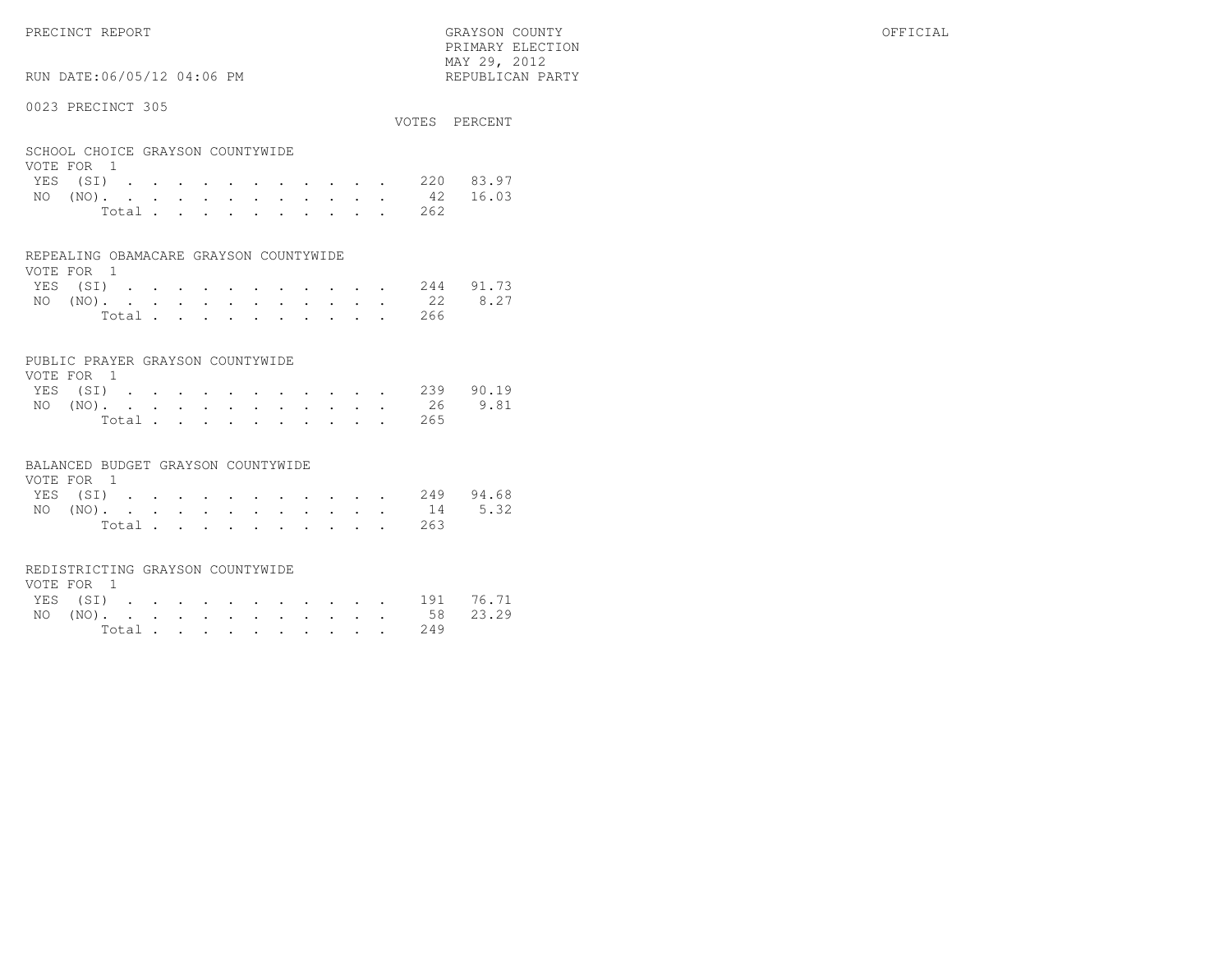PRECINCT REPORT — GRAYSON COUNTY — PRIMARY ELECTION — MAY 29, 2012 — REPUBLICAN PARTY — OFFICIAL

RUN DATE:06/05/12 04:06 PM

## 0023 PRECINCT 305

### SCHOOL CHOICE GRAYSON COUNTYWIDE
VOTE FOR 1

| | VOTES | PERCENT |
|---|---|---|
| YES (SI) | 220 | 83.97 |
| NO (NO) | 42 | 16.03 |
| Total | 262 | |

### REPEALING OBAMACARE GRAYSON COUNTYWIDE
VOTE FOR 1

| | VOTES | PERCENT |
|---|---|---|
| YES (SI) | 244 | 91.73 |
| NO (NO) | 22 | 8.27 |
| Total | 266 | |

### PUBLIC PRAYER GRAYSON COUNTYWIDE
VOTE FOR 1

| | VOTES | PERCENT |
|---|---|---|
| YES (SI) | 239 | 90.19 |
| NO (NO) | 26 | 9.81 |
| Total | 265 | |

### BALANCED BUDGET GRAYSON COUNTYWIDE
VOTE FOR 1

| | VOTES | PERCENT |
|---|---|---|
| YES (SI) | 249 | 94.68 |
| NO (NO) | 14 | 5.32 |
| Total | 263 | |

### REDISTRICTING GRAYSON COUNTYWIDE
VOTE FOR 1

| | VOTES | PERCENT |
|---|---|---|
| YES (SI) | 191 | 76.71 |
| NO (NO) | 58 | 23.29 |
| Total | 249 | |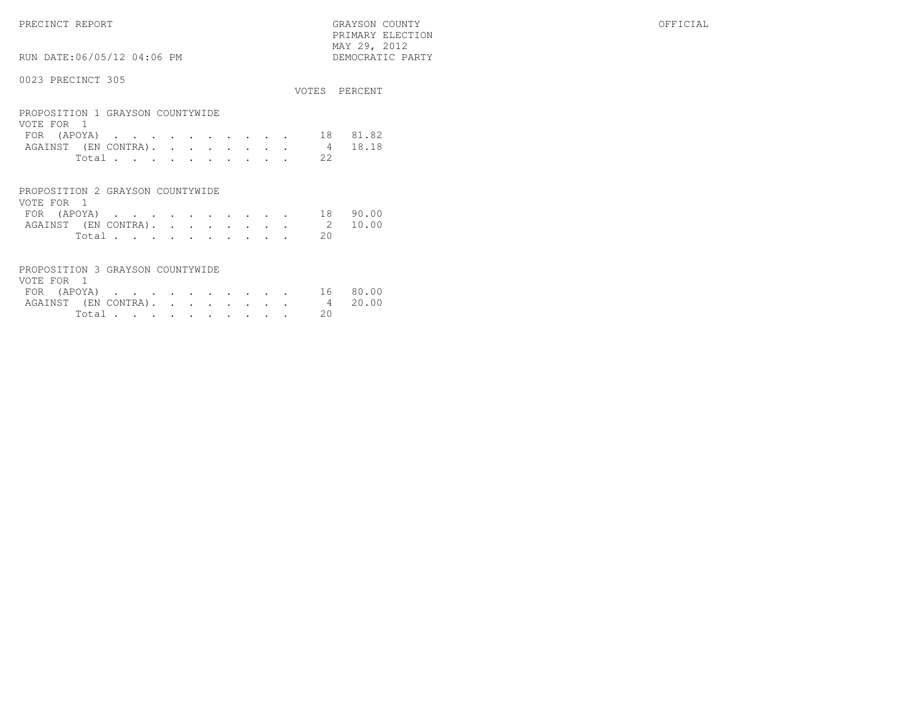PRECINCT REPORT

GRAYSON COUNTY
PRIMARY ELECTION
MAY 29, 2012
DEMOCRATIC PARTY

OFFICIAL

RUN DATE:06/05/12 04:06 PM

0023 PRECINCT 305

### PROPOSITION 1 GRAYSON COUNTYWIDE
VOTE FOR 1

| | VOTES | PERCENT |
|---|---|---|
| FOR (APOYA) | 18 | 81.82 |
| AGAINST (EN CONTRA) | 4 | 18.18 |
| Total | 22 | |

### PROPOSITION 2 GRAYSON COUNTYWIDE
VOTE FOR 1

| | VOTES | PERCENT |
|---|---|---|
| FOR (APOYA) | 18 | 90.00 |
| AGAINST (EN CONTRA) | 2 | 10.00 |
| Total | 20 | |

### PROPOSITION 3 GRAYSON COUNTYWIDE
VOTE FOR 1

| | VOTES | PERCENT |
|---|---|---|
| FOR (APOYA) | 16 | 80.00 |
| AGAINST (EN CONTRA) | 4 | 20.00 |
| Total | 20 | |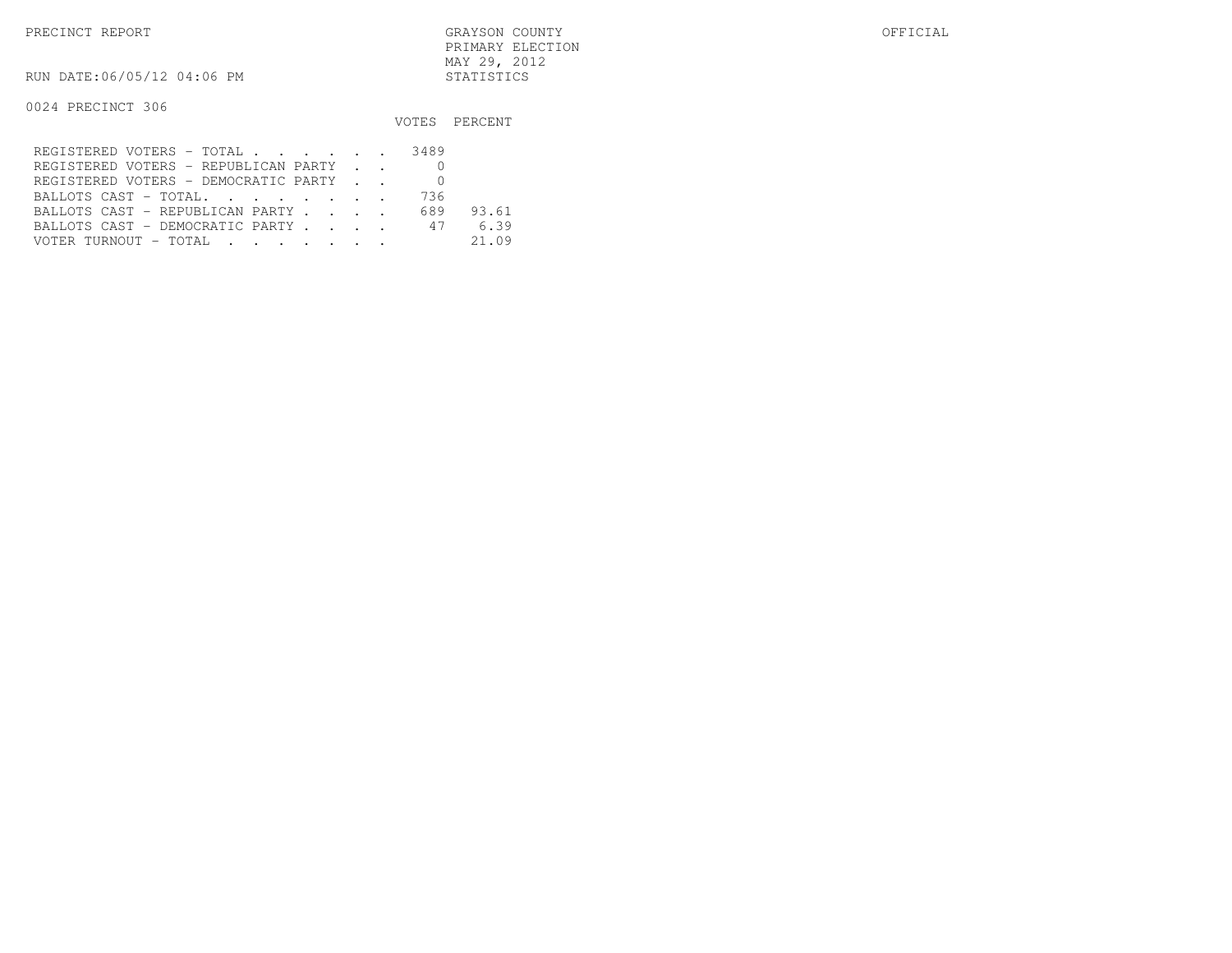PRECINCT REPORT

GRAYSON COUNTY
PRIMARY ELECTION
MAY 29, 2012
STATISTICS

OFFICIAL

RUN DATE:06/05/12 04:06 PM

0024 PRECINCT 306

| | VOTES | PERCENT |
|---|---|---|
| REGISTERED VOTERS - TOTAL . . . . . . | 3489 | |
| REGISTERED VOTERS - REPUBLICAN PARTY . . | 0 | |
| REGISTERED VOTERS - DEMOCRATIC PARTY . . | 0 | |
| BALLOTS CAST - TOTAL. . . . . . . . | 736 | |
| BALLOTS CAST - REPUBLICAN PARTY . . . . | 689 | 93.61 |
| BALLOTS CAST - DEMOCRATIC PARTY . . . . | 47 | 6.39 |
| VOTER TURNOUT - TOTAL . . . . . . . | | 21.09 |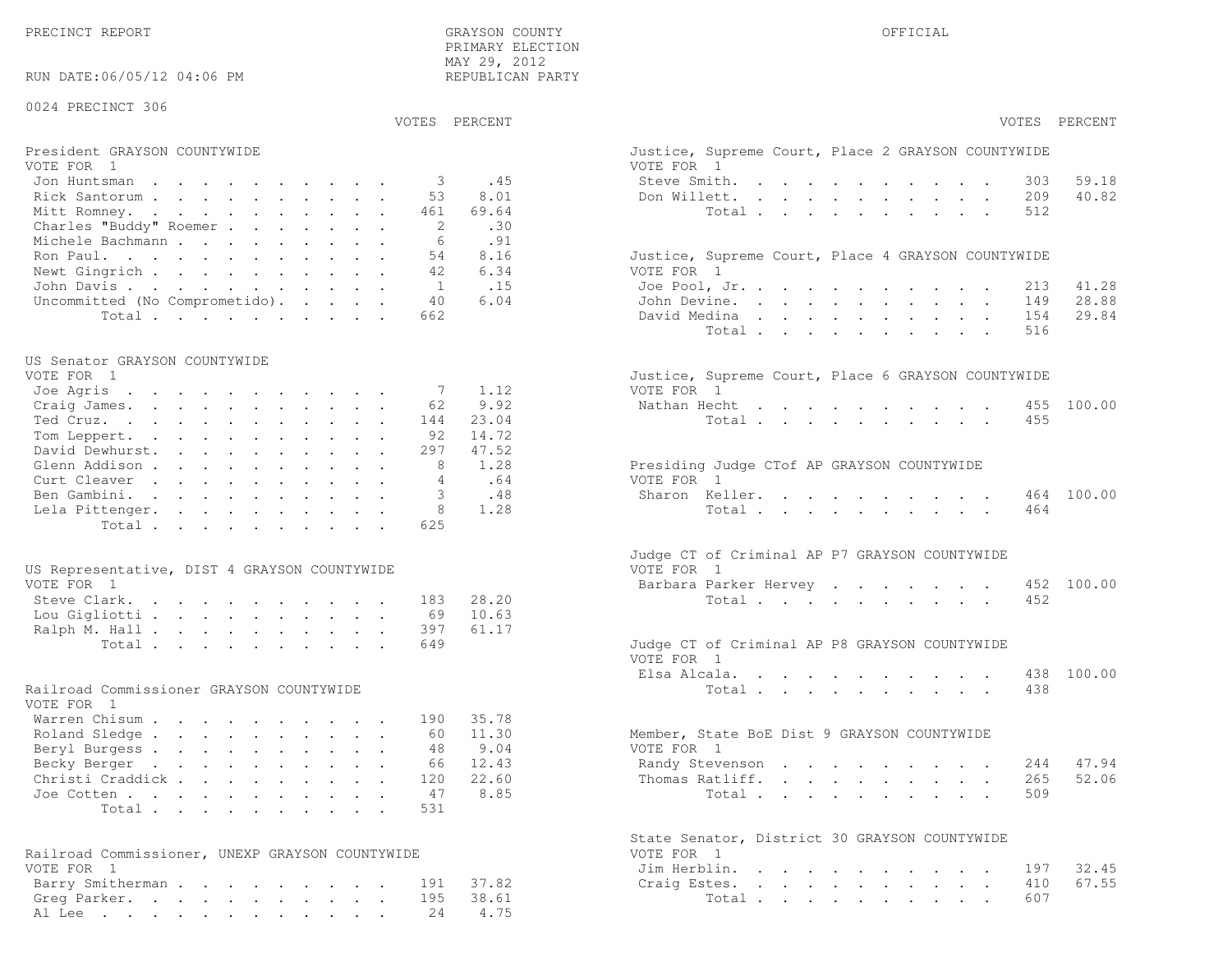PRECINCT REPORT

GRAYSON COUNTY
PRIMARY ELECTION
MAY 29, 2012
REPUBLICAN PARTY

OFFICIAL

RUN DATE:06/05/12 04:06 PM

0024 PRECINCT 306

**President GRAYSON COUNTYWIDE**
VOTE FOR 1

| | VOTES | PERCENT |
|---|---|---|
| Jon Huntsman | 3 | .45 |
| Rick Santorum | 53 | 8.01 |
| Mitt Romney | 461 | 69.64 |
| Charles "Buddy" Roemer | 2 | .30 |
| Michele Bachmann | 6 | .91 |
| Ron Paul | 54 | 8.16 |
| Newt Gingrich | 42 | 6.34 |
| John Davis | 1 | .15 |
| Uncommitted (No Comprometido) | 40 | 6.04 |
| Total | 662 | |

**US Senator GRAYSON COUNTYWIDE**
VOTE FOR 1

| | VOTES | PERCENT |
|---|---|---|
| Joe Agris | 7 | 1.12 |
| Craig James | 62 | 9.92 |
| Ted Cruz | 144 | 23.04 |
| Tom Leppert | 92 | 14.72 |
| David Dewhurst | 297 | 47.52 |
| Glenn Addison | 8 | 1.28 |
| Curt Cleaver | 4 | .64 |
| Ben Gambini | 3 | .48 |
| Lela Pittenger | 8 | 1.28 |
| Total | 625 | |

**US Representative, DIST 4 GRAYSON COUNTYWIDE**
VOTE FOR 1

| | VOTES | PERCENT |
|---|---|---|
| Steve Clark | 183 | 28.20 |
| Lou Gigliotti | 69 | 10.63 |
| Ralph M. Hall | 397 | 61.17 |
| Total | 649 | |

**Railroad Commissioner GRAYSON COUNTYWIDE**
VOTE FOR 1

| | VOTES | PERCENT |
|---|---|---|
| Warren Chisum | 190 | 35.78 |
| Roland Sledge | 60 | 11.30 |
| Beryl Burgess | 48 | 9.04 |
| Becky Berger | 66 | 12.43 |
| Christi Craddick | 120 | 22.60 |
| Joe Cotten | 47 | 8.85 |
| Total | 531 | |

**Railroad Commissioner, UNEXP GRAYSON COUNTYWIDE**
VOTE FOR 1

| | VOTES | PERCENT |
|---|---|---|
| Barry Smitherman | 191 | 37.82 |
| Greg Parker | 195 | 38.61 |
| Al Lee | 24 | 4.75 |

**Justice, Supreme Court, Place 2 GRAYSON COUNTYWIDE**
VOTE FOR 1

| | VOTES | PERCENT |
|---|---|---|
| Steve Smith | 303 | 59.18 |
| Don Willett | 209 | 40.82 |
| Total | 512 | |

**Justice, Supreme Court, Place 4 GRAYSON COUNTYWIDE**
VOTE FOR 1

| | VOTES | PERCENT |
|---|---|---|
| Joe Pool, Jr. | 213 | 41.28 |
| John Devine | 149 | 28.88 |
| David Medina | 154 | 29.84 |
| Total | 516 | |

**Justice, Supreme Court, Place 6 GRAYSON COUNTYWIDE**
VOTE FOR 1

| | VOTES | PERCENT |
|---|---|---|
| Nathan Hecht | 455 | 100.00 |
| Total | 455 | |

**Presiding Judge CTof AP GRAYSON COUNTYWIDE**
VOTE FOR 1

| | VOTES | PERCENT |
|---|---|---|
| Sharon Keller | 464 | 100.00 |
| Total | 464 | |

**Judge CT of Criminal AP P7 GRAYSON COUNTYWIDE**
VOTE FOR 1

| | VOTES | PERCENT |
|---|---|---|
| Barbara Parker Hervey | 452 | 100.00 |
| Total | 452 | |

**Judge CT of Criminal AP P8 GRAYSON COUNTYWIDE**
VOTE FOR 1

| | VOTES | PERCENT |
|---|---|---|
| Elsa Alcala | 438 | 100.00 |
| Total | 438 | |

**Member, State BoE Dist 9 GRAYSON COUNTYWIDE**
VOTE FOR 1

| | VOTES | PERCENT |
|---|---|---|
| Randy Stevenson | 244 | 47.94 |
| Thomas Ratliff | 265 | 52.06 |
| Total | 509 | |

**State Senator, District 30 GRAYSON COUNTYWIDE**
VOTE FOR 1

| | VOTES | PERCENT |
|---|---|---|
| Jim Herblin | 197 | 32.45 |
| Craig Estes | 410 | 67.55 |
| Total | 607 | |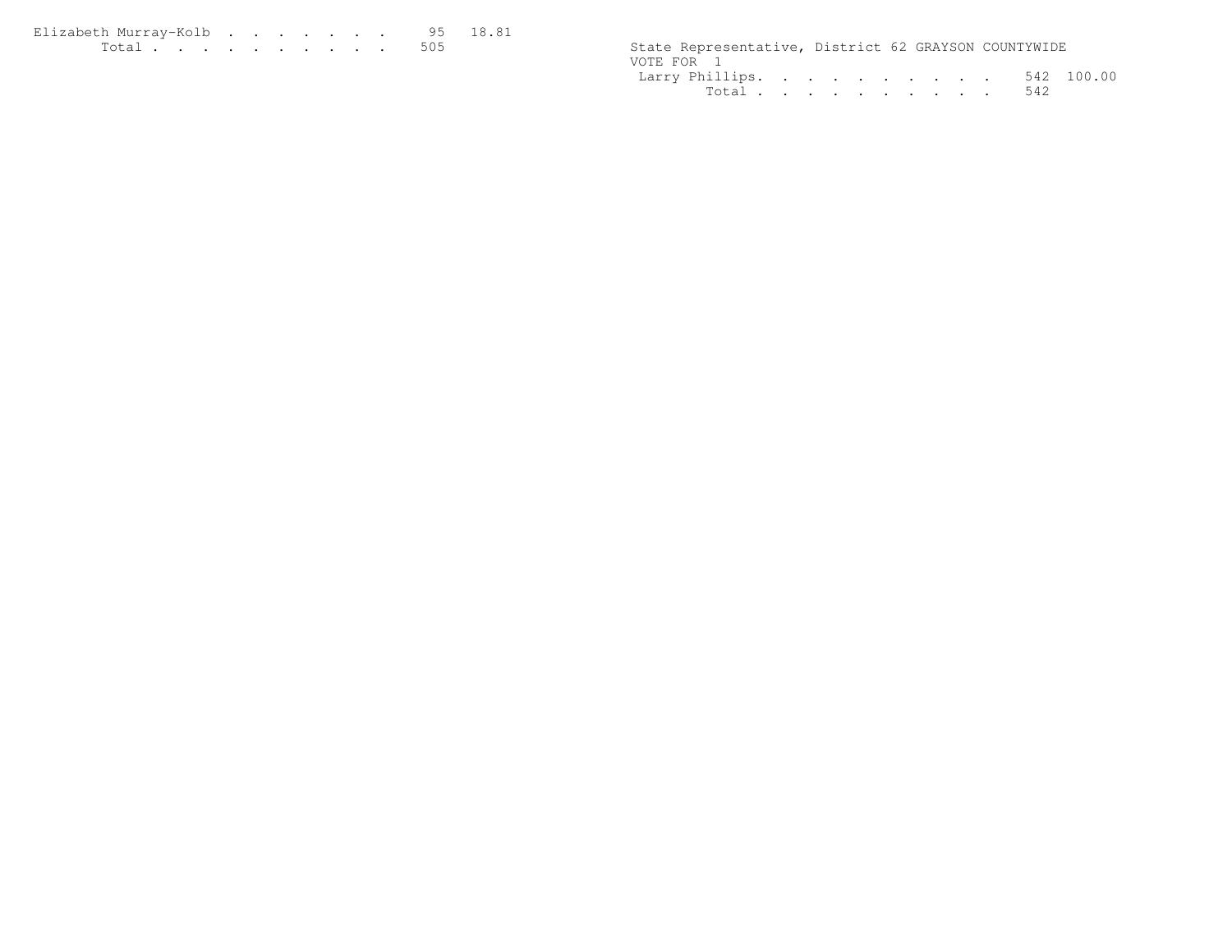| | | |
|---|---|---|
| Elizabeth Murray-Kolb | 95 | 18.81 |
| Total | 505 | |

State Representative, District 62 GRAYSON COUNTYWIDE
VOTE FOR 1

| | | |
|---|---|---|
| Larry Phillips | 542 | 100.00 |
| Total | 542 | |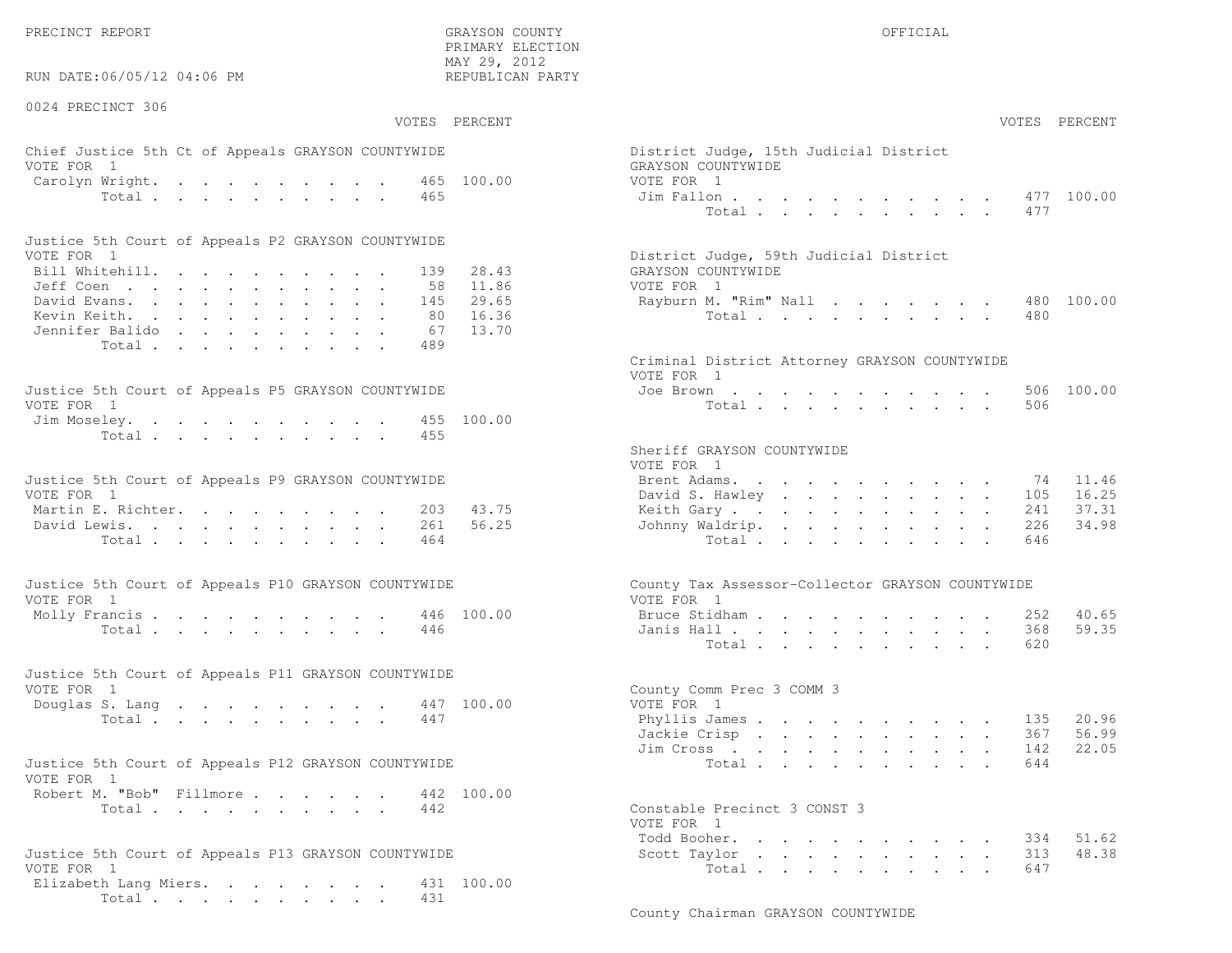PRECINCT REPORT

GRAYSON COUNTY
PRIMARY ELECTION
MAY 29, 2012
REPUBLICAN PARTY

OFFICIAL

RUN DATE:06/05/12 04:06 PM

0024 PRECINCT 306

**Chief Justice 5th Ct of Appeals GRAYSON COUNTYWIDE**
VOTE FOR 1

| | VOTES | PERCENT |
|---|---|---|
| Carolyn Wright | 465 | 100.00 |
| Total | 465 | |

**Justice 5th Court of Appeals P2 GRAYSON COUNTYWIDE**
VOTE FOR 1

| | VOTES | PERCENT |
|---|---|---|
| Bill Whitehill | 139 | 28.43 |
| Jeff Coen | 58 | 11.86 |
| David Evans | 145 | 29.65 |
| Kevin Keith | 80 | 16.36 |
| Jennifer Balido | 67 | 13.70 |
| Total | 489 | |

**Justice 5th Court of Appeals P5 GRAYSON COUNTYWIDE**
VOTE FOR 1

| | VOTES | PERCENT |
|---|---|---|
| Jim Moseley | 455 | 100.00 |
| Total | 455 | |

**Justice 5th Court of Appeals P9 GRAYSON COUNTYWIDE**
VOTE FOR 1

| | VOTES | PERCENT |
|---|---|---|
| Martin E. Richter | 203 | 43.75 |
| David Lewis | 261 | 56.25 |
| Total | 464 | |

**Justice 5th Court of Appeals P10 GRAYSON COUNTYWIDE**
VOTE FOR 1

| | VOTES | PERCENT |
|---|---|---|
| Molly Francis | 446 | 100.00 |
| Total | 446 | |

**Justice 5th Court of Appeals P11 GRAYSON COUNTYWIDE**
VOTE FOR 1

| | VOTES | PERCENT |
|---|---|---|
| Douglas S. Lang | 447 | 100.00 |
| Total | 447 | |

**Justice 5th Court of Appeals P12 GRAYSON COUNTYWIDE**
VOTE FOR 1

| | VOTES | PERCENT |
|---|---|---|
| Robert M. "Bob" Fillmore | 442 | 100.00 |
| Total | 442 | |

**Justice 5th Court of Appeals P13 GRAYSON COUNTYWIDE**
VOTE FOR 1

| | VOTES | PERCENT |
|---|---|---|
| Elizabeth Lang Miers | 431 | 100.00 |
| Total | 431 | |

**District Judge, 15th Judicial District GRAYSON COUNTYWIDE**
VOTE FOR 1

| | VOTES | PERCENT |
|---|---|---|
| Jim Fallon | 477 | 100.00 |
| Total | 477 | |

**District Judge, 59th Judicial District GRAYSON COUNTYWIDE**
VOTE FOR 1

| | VOTES | PERCENT |
|---|---|---|
| Rayburn M. "Rim" Nall | 480 | 100.00 |
| Total | 480 | |

**Criminal District Attorney GRAYSON COUNTYWIDE**
VOTE FOR 1

| | VOTES | PERCENT |
|---|---|---|
| Joe Brown | 506 | 100.00 |
| Total | 506 | |

**Sheriff GRAYSON COUNTYWIDE**
VOTE FOR 1

| | VOTES | PERCENT |
|---|---|---|
| Brent Adams | 74 | 11.46 |
| David S. Hawley | 105 | 16.25 |
| Keith Gary | 241 | 37.31 |
| Johnny Waldrip | 226 | 34.98 |
| Total | 646 | |

**County Tax Assessor-Collector GRAYSON COUNTYWIDE**
VOTE FOR 1

| | VOTES | PERCENT |
|---|---|---|
| Bruce Stidham | 252 | 40.65 |
| Janis Hall | 368 | 59.35 |
| Total | 620 | |

**County Comm Prec 3 COMM 3**
VOTE FOR 1

| | VOTES | PERCENT |
|---|---|---|
| Phyllis James | 135 | 20.96 |
| Jackie Crisp | 367 | 56.99 |
| Jim Cross | 142 | 22.05 |
| Total | 644 | |

**Constable Precinct 3 CONST 3**
VOTE FOR 1

| | VOTES | PERCENT |
|---|---|---|
| Todd Booher | 334 | 51.62 |
| Scott Taylor | 313 | 48.38 |
| Total | 647 | |

**County Chairman GRAYSON COUNTYWIDE**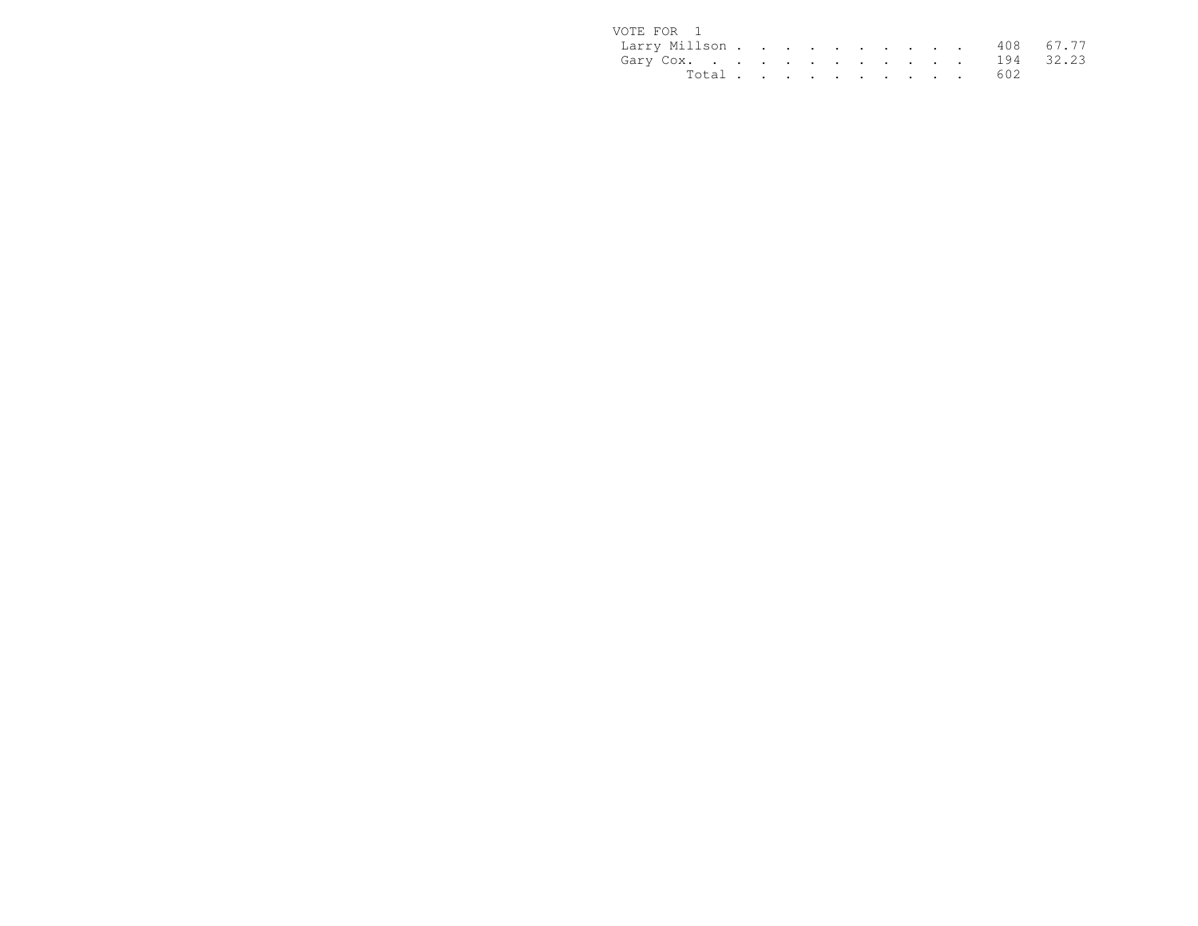VOTE FOR 1

| | | |
|---|---|---|
| Larry Millson | 408 | 67.77 |
| Gary Cox | 194 | 32.23 |
| Total | 602 | |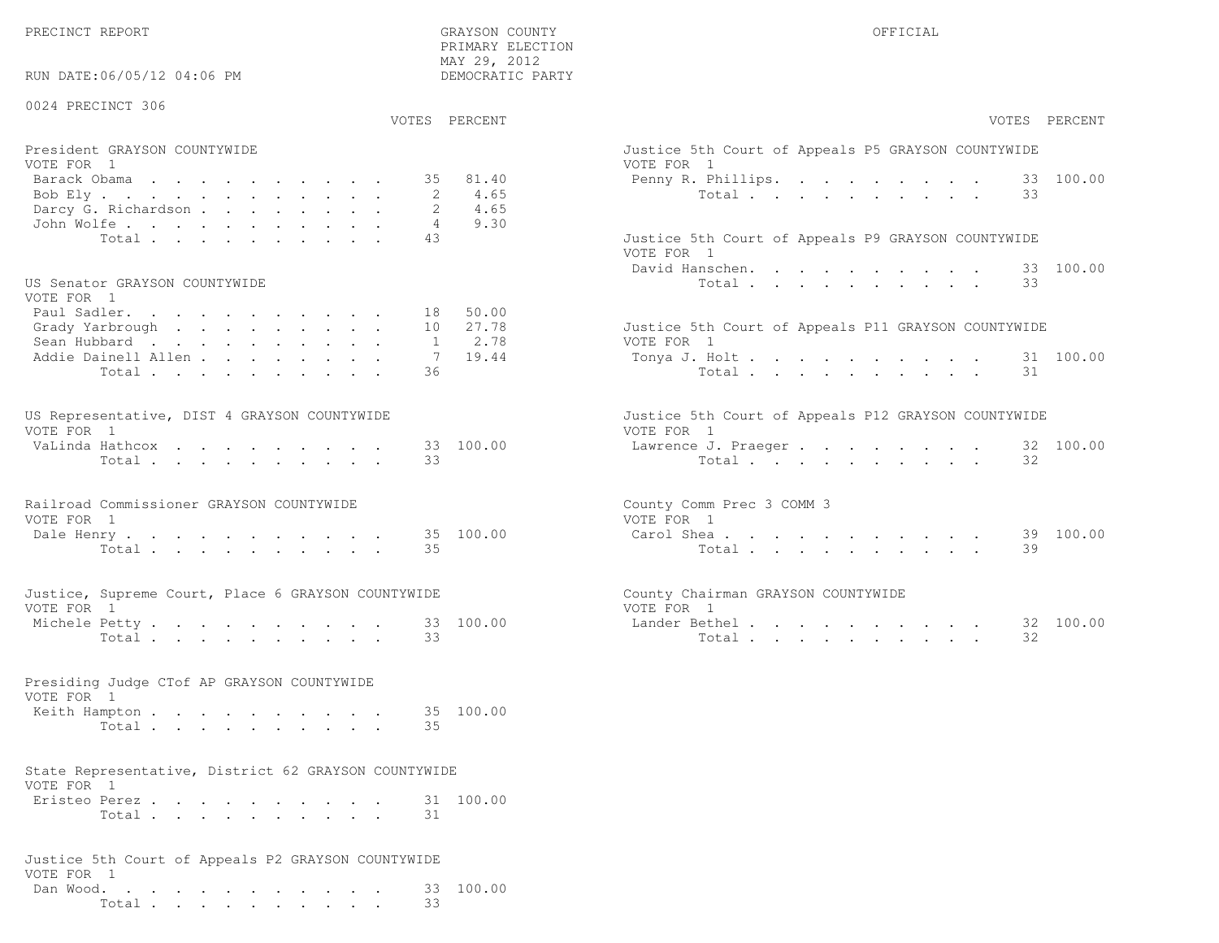PRECINCT REPORT

GRAYSON COUNTY
PRIMARY ELECTION
MAY 29, 2012
DEMOCRATIC PARTY

OFFICIAL

RUN DATE:06/05/12 04:06 PM

0024 PRECINCT 306

**President GRAYSON COUNTYWIDE**
VOTE FOR 1

| Candidate | VOTES | PERCENT |
|---|---|---|
| Barack Obama | 35 | 81.40 |
| Bob Ely | 2 | 4.65 |
| Darcy G. Richardson | 2 | 4.65 |
| John Wolfe | 4 | 9.30 |
| Total | 43 | |

**US Senator GRAYSON COUNTYWIDE**
VOTE FOR 1

| Candidate | VOTES | PERCENT |
|---|---|---|
| Paul Sadler | 18 | 50.00 |
| Grady Yarbrough | 10 | 27.78 |
| Sean Hubbard | 1 | 2.78 |
| Addie Dainell Allen | 7 | 19.44 |
| Total | 36 | |

**US Representative, DIST 4 GRAYSON COUNTYWIDE**
VOTE FOR 1

| Candidate | VOTES | PERCENT |
|---|---|---|
| VaLinda Hathcox | 33 | 100.00 |
| Total | 33 | |

**Railroad Commissioner GRAYSON COUNTYWIDE**
VOTE FOR 1

| Candidate | VOTES | PERCENT |
|---|---|---|
| Dale Henry | 35 | 100.00 |
| Total | 35 | |

**Justice, Supreme Court, Place 6 GRAYSON COUNTYWIDE**
VOTE FOR 1

| Candidate | VOTES | PERCENT |
|---|---|---|
| Michele Petty | 33 | 100.00 |
| Total | 33 | |

**Presiding Judge CTof AP GRAYSON COUNTYWIDE**
VOTE FOR 1

| Candidate | VOTES | PERCENT |
|---|---|---|
| Keith Hampton | 35 | 100.00 |
| Total | 35 | |

**State Representative, District 62 GRAYSON COUNTYWIDE**
VOTE FOR 1

| Candidate | VOTES | PERCENT |
|---|---|---|
| Eristeo Perez | 31 | 100.00 |
| Total | 31 | |

**Justice 5th Court of Appeals P2 GRAYSON COUNTYWIDE**
VOTE FOR 1

| Candidate | VOTES | PERCENT |
|---|---|---|
| Dan Wood | 33 | 100.00 |
| Total | 33 | |

**Justice 5th Court of Appeals P5 GRAYSON COUNTYWIDE**
VOTE FOR 1

| Candidate | VOTES | PERCENT |
|---|---|---|
| Penny R. Phillips | 33 | 100.00 |
| Total | 33 | |

**Justice 5th Court of Appeals P9 GRAYSON COUNTYWIDE**
VOTE FOR 1

| Candidate | VOTES | PERCENT |
|---|---|---|
| David Hanschen | 33 | 100.00 |
| Total | 33 | |

**Justice 5th Court of Appeals P11 GRAYSON COUNTYWIDE**
VOTE FOR 1

| Candidate | VOTES | PERCENT |
|---|---|---|
| Tonya J. Holt | 31 | 100.00 |
| Total | 31 | |

**Justice 5th Court of Appeals P12 GRAYSON COUNTYWIDE**
VOTE FOR 1

| Candidate | VOTES | PERCENT |
|---|---|---|
| Lawrence J. Praeger | 32 | 100.00 |
| Total | 32 | |

**County Comm Prec 3 COMM 3**
VOTE FOR 1

| Candidate | VOTES | PERCENT |
|---|---|---|
| Carol Shea | 39 | 100.00 |
| Total | 39 | |

**County Chairman GRAYSON COUNTYWIDE**
VOTE FOR 1

| Candidate | VOTES | PERCENT |
|---|---|---|
| Lander Bethel | 32 | 100.00 |
| Total | 32 | |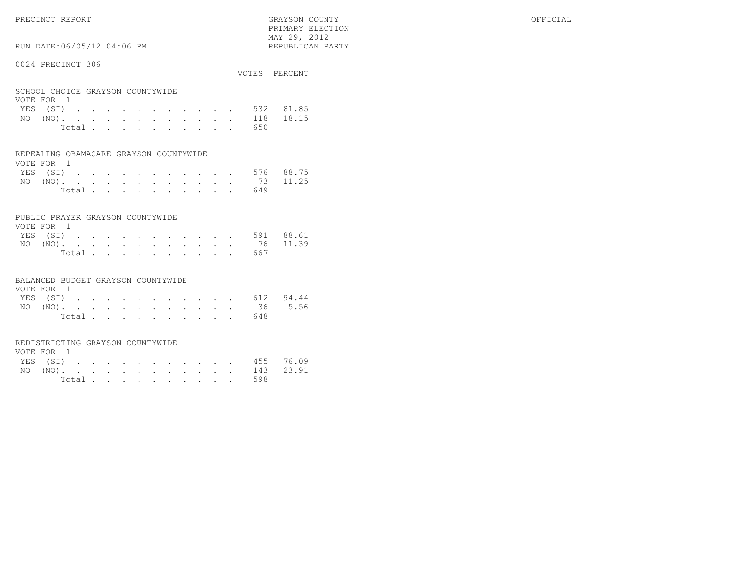PRECINCT REPORT — GRAYSON COUNTY — PRIMARY ELECTION — MAY 29, 2012 — REPUBLICAN PARTY — OFFICIAL

RUN DATE:06/05/12 04:06 PM

## 0024 PRECINCT 306

### SCHOOL CHOICE GRAYSON COUNTYWIDE

VOTE FOR 1

| | VOTES | PERCENT |
|---|---|---|
| YES (SI) | 532 | 81.85 |
| NO (NO) | 118 | 18.15 |
| Total | 650 | |

### REPEALING OBAMACARE GRAYSON COUNTYWIDE

VOTE FOR 1

| | VOTES | PERCENT |
|---|---|---|
| YES (SI) | 576 | 88.75 |
| NO (NO) | 73 | 11.25 |
| Total | 649 | |

### PUBLIC PRAYER GRAYSON COUNTYWIDE

VOTE FOR 1

| | VOTES | PERCENT |
|---|---|---|
| YES (SI) | 591 | 88.61 |
| NO (NO) | 76 | 11.39 |
| Total | 667 | |

### BALANCED BUDGET GRAYSON COUNTYWIDE

VOTE FOR 1

| | VOTES | PERCENT |
|---|---|---|
| YES (SI) | 612 | 94.44 |
| NO (NO) | 36 | 5.56 |
| Total | 648 | |

### REDISTRICTING GRAYSON COUNTYWIDE

VOTE FOR 1

| | VOTES | PERCENT |
|---|---|---|
| YES (SI) | 455 | 76.09 |
| NO (NO) | 143 | 23.91 |
| Total | 598 | |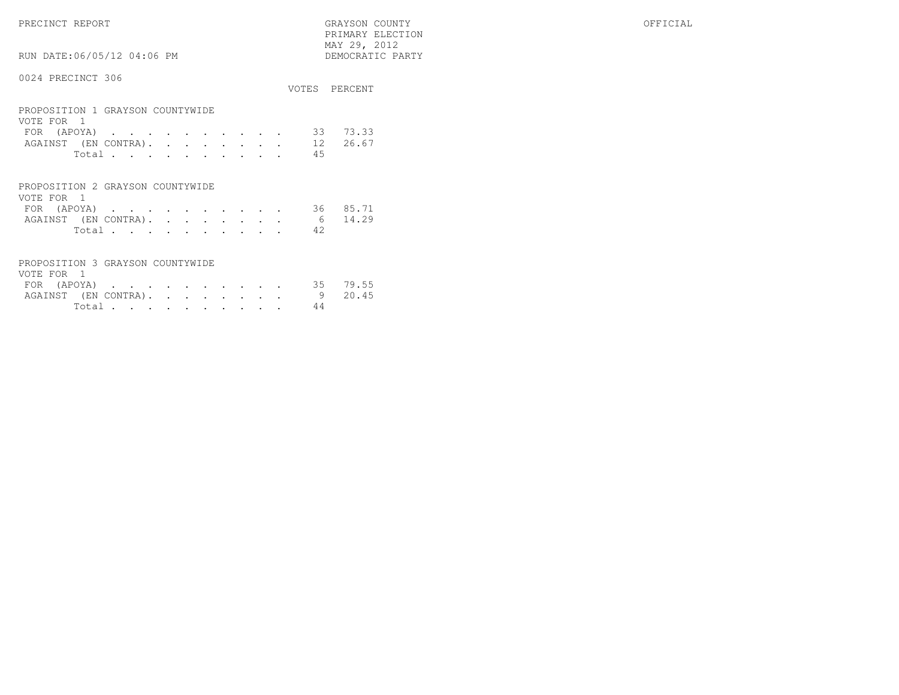PRECINCT REPORT

GRAYSON COUNTY
PRIMARY ELECTION
MAY 29, 2012
DEMOCRATIC PARTY

OFFICIAL

RUN DATE:06/05/12 04:06 PM

0024 PRECINCT 306

## PROPOSITION 1 GRAYSON COUNTYWIDE

VOTE FOR 1

| | VOTES | PERCENT |
|---|---|---|
| FOR (APOYA) | 33 | 73.33 |
| AGAINST (EN CONTRA) | 12 | 26.67 |
| Total | 45 | |

## PROPOSITION 2 GRAYSON COUNTYWIDE

VOTE FOR 1

| | VOTES | PERCENT |
|---|---|---|
| FOR (APOYA) | 36 | 85.71 |
| AGAINST (EN CONTRA) | 6 | 14.29 |
| Total | 42 | |

## PROPOSITION 3 GRAYSON COUNTYWIDE

VOTE FOR 1

| | VOTES | PERCENT |
|---|---|---|
| FOR (APOYA) | 35 | 79.55 |
| AGAINST (EN CONTRA) | 9 | 20.45 |
| Total | 44 | |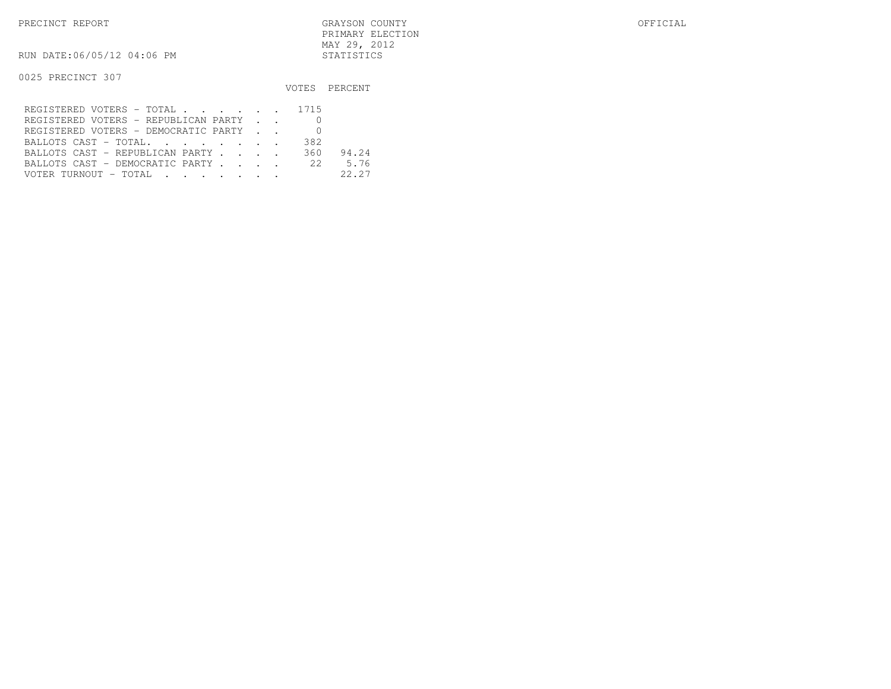PRECINCT REPORT

GRAYSON COUNTY
PRIMARY ELECTION
MAY 29, 2012
STATISTICS

OFFICIAL

RUN DATE:06/05/12 04:06 PM

0025 PRECINCT 307

| | VOTES | PERCENT |
|---|---|---|
| REGISTERED VOTERS - TOTAL . . . . . . | 1715 | |
| REGISTERED VOTERS - REPUBLICAN PARTY . . | 0 | |
| REGISTERED VOTERS - DEMOCRATIC PARTY . . | 0 | |
| BALLOTS CAST - TOTAL. . . . . . . . | 382 | |
| BALLOTS CAST - REPUBLICAN PARTY . . . . | 360 | 94.24 |
| BALLOTS CAST - DEMOCRATIC PARTY . . . . | 22 | 5.76 |
| VOTER TURNOUT - TOTAL . . . . . . . | | 22.27 |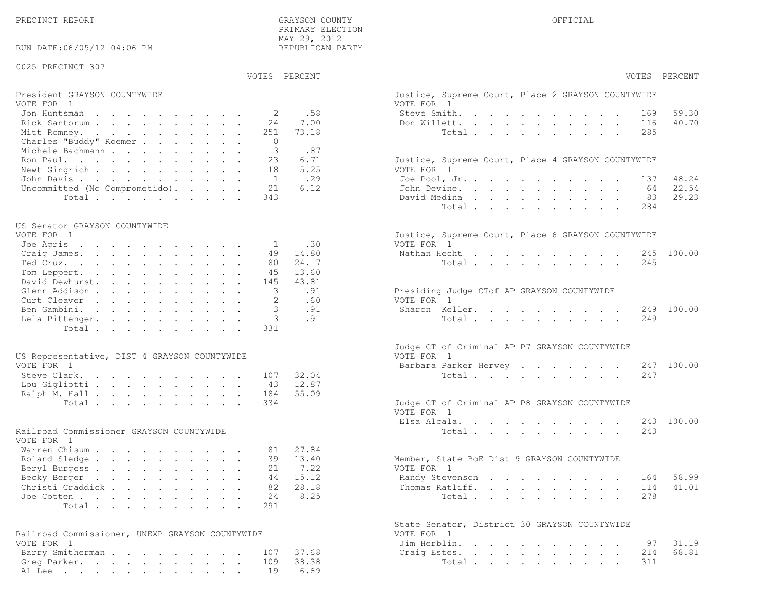PRECINCT REPORT

GRAYSON COUNTY
PRIMARY ELECTION
MAY 29, 2012
REPUBLICAN PARTY

OFFICIAL

RUN DATE:06/05/12 04:06 PM

0025 PRECINCT 307

**President GRAYSON COUNTYWIDE**
VOTE FOR 1

| | VOTES | PERCENT |
|---|---|---|
| Jon Huntsman | 2 | .58 |
| Rick Santorum | 24 | 7.00 |
| Mitt Romney | 251 | 73.18 |
| Charles "Buddy" Roemer | 0 | |
| Michele Bachmann | 3 | .87 |
| Ron Paul | 23 | 6.71 |
| Newt Gingrich | 18 | 5.25 |
| John Davis | 1 | .29 |
| Uncommitted (No Comprometido) | 21 | 6.12 |
| Total | 343 | |

**US Senator GRAYSON COUNTYWIDE**
VOTE FOR 1

| | VOTES | PERCENT |
|---|---|---|
| Joe Agris | 1 | .30 |
| Craig James | 49 | 14.80 |
| Ted Cruz | 80 | 24.17 |
| Tom Leppert | 45 | 13.60 |
| David Dewhurst | 145 | 43.81 |
| Glenn Addison | 3 | .91 |
| Curt Cleaver | 2 | .60 |
| Ben Gambini | 3 | .91 |
| Lela Pittenger | 3 | .91 |
| Total | 331 | |

**US Representative, DIST 4 GRAYSON COUNTYWIDE**
VOTE FOR 1

| | VOTES | PERCENT |
|---|---|---|
| Steve Clark | 107 | 32.04 |
| Lou Gigliotti | 43 | 12.87 |
| Ralph M. Hall | 184 | 55.09 |
| Total | 334 | |

**Railroad Commissioner GRAYSON COUNTYWIDE**
VOTE FOR 1

| | VOTES | PERCENT |
|---|---|---|
| Warren Chisum | 81 | 27.84 |
| Roland Sledge | 39 | 13.40 |
| Beryl Burgess | 21 | 7.22 |
| Becky Berger | 44 | 15.12 |
| Christi Craddick | 82 | 28.18 |
| Joe Cotten | 24 | 8.25 |
| Total | 291 | |

**Railroad Commissioner, UNEXP GRAYSON COUNTYWIDE**
VOTE FOR 1

| | VOTES | PERCENT |
|---|---|---|
| Barry Smitherman | 107 | 37.68 |
| Greg Parker | 109 | 38.38 |
| Al Lee | 19 | 6.69 |

**Justice, Supreme Court, Place 2 GRAYSON COUNTYWIDE**
VOTE FOR 1

| | VOTES | PERCENT |
|---|---|---|
| Steve Smith | 169 | 59.30 |
| Don Willett | 116 | 40.70 |
| Total | 285 | |

**Justice, Supreme Court, Place 4 GRAYSON COUNTYWIDE**
VOTE FOR 1

| | VOTES | PERCENT |
|---|---|---|
| Joe Pool, Jr. | 137 | 48.24 |
| John Devine | 64 | 22.54 |
| David Medina | 83 | 29.23 |
| Total | 284 | |

**Justice, Supreme Court, Place 6 GRAYSON COUNTYWIDE**
VOTE FOR 1

| | VOTES | PERCENT |
|---|---|---|
| Nathan Hecht | 245 | 100.00 |
| Total | 245 | |

**Presiding Judge CTof AP GRAYSON COUNTYWIDE**
VOTE FOR 1

| | VOTES | PERCENT |
|---|---|---|
| Sharon Keller | 249 | 100.00 |
| Total | 249 | |

**Judge CT of Criminal AP P7 GRAYSON COUNTYWIDE**
VOTE FOR 1

| | VOTES | PERCENT |
|---|---|---|
| Barbara Parker Hervey | 247 | 100.00 |
| Total | 247 | |

**Judge CT of Criminal AP P8 GRAYSON COUNTYWIDE**
VOTE FOR 1

| | VOTES | PERCENT |
|---|---|---|
| Elsa Alcala | 243 | 100.00 |
| Total | 243 | |

**Member, State BoE Dist 9 GRAYSON COUNTYWIDE**
VOTE FOR 1

| | VOTES | PERCENT |
|---|---|---|
| Randy Stevenson | 164 | 58.99 |
| Thomas Ratliff | 114 | 41.01 |
| Total | 278 | |

**State Senator, District 30 GRAYSON COUNTYWIDE**
VOTE FOR 1

| | VOTES | PERCENT |
|---|---|---|
| Jim Herblin | 97 | 31.19 |
| Craig Estes | 214 | 68.81 |
| Total | 311 | |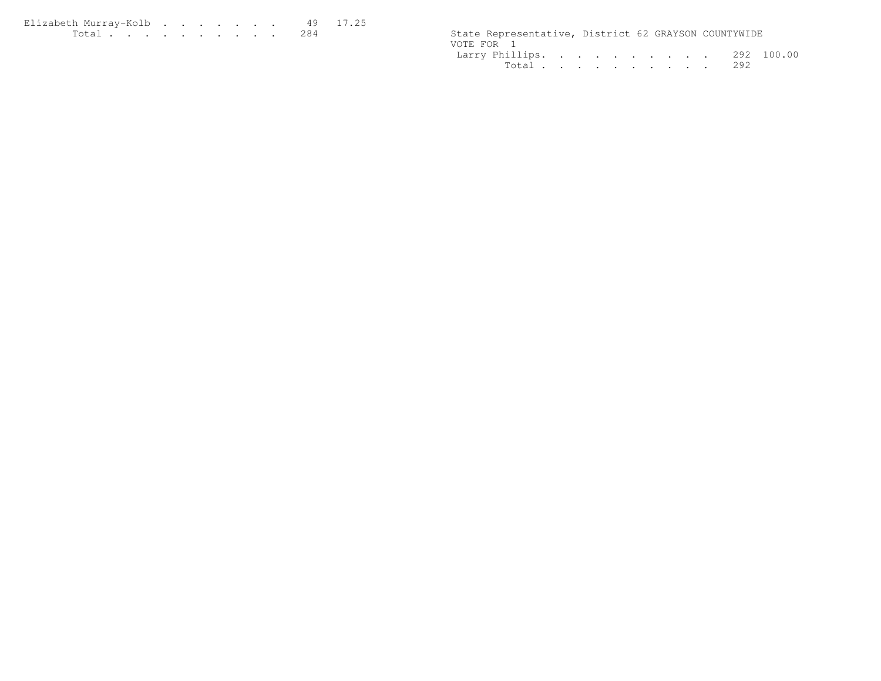| | | |
|---|---|---|
| Elizabeth Murray-Kolb | 49 | 17.25 |
| Total | 284 | |

State Representative, District 62 GRAYSON COUNTYWIDE
VOTE FOR 1

| | | |
|---|---|---|
| Larry Phillips | 292 | 100.00 |
| Total | 292 | |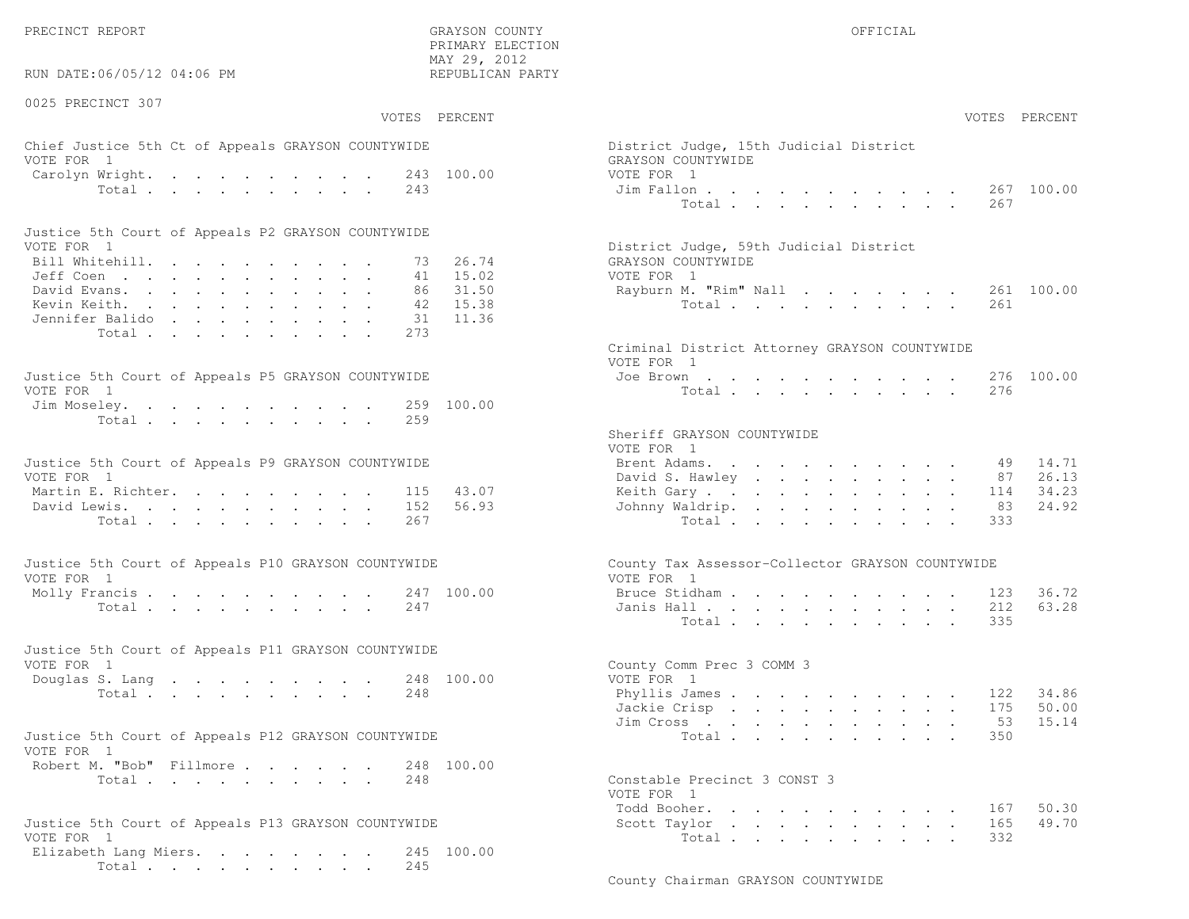PRECINCT REPORT

GRAYSON COUNTY
PRIMARY ELECTION
MAY 29, 2012
REPUBLICAN PARTY

OFFICIAL

RUN DATE:06/05/12 04:06 PM

0025 PRECINCT 307

**Chief Justice 5th Ct of Appeals GRAYSON COUNTYWIDE**
VOTE FOR 1

| | VOTES | PERCENT |
|---|---|---|
| Carolyn Wright | 243 | 100.00 |
| Total | 243 | |

**Justice 5th Court of Appeals P2 GRAYSON COUNTYWIDE**
VOTE FOR 1

| | VOTES | PERCENT |
|---|---|---|
| Bill Whitehill | 73 | 26.74 |
| Jeff Coen | 41 | 15.02 |
| David Evans | 86 | 31.50 |
| Kevin Keith | 42 | 15.38 |
| Jennifer Balido | 31 | 11.36 |
| Total | 273 | |

**Justice 5th Court of Appeals P5 GRAYSON COUNTYWIDE**
VOTE FOR 1

| | VOTES | PERCENT |
|---|---|---|
| Jim Moseley | 259 | 100.00 |
| Total | 259 | |

**Justice 5th Court of Appeals P9 GRAYSON COUNTYWIDE**
VOTE FOR 1

| | VOTES | PERCENT |
|---|---|---|
| Martin E. Richter | 115 | 43.07 |
| David Lewis | 152 | 56.93 |
| Total | 267 | |

**Justice 5th Court of Appeals P10 GRAYSON COUNTYWIDE**
VOTE FOR 1

| | VOTES | PERCENT |
|---|---|---|
| Molly Francis | 247 | 100.00 |
| Total | 247 | |

**Justice 5th Court of Appeals P11 GRAYSON COUNTYWIDE**
VOTE FOR 1

| | VOTES | PERCENT |
|---|---|---|
| Douglas S. Lang | 248 | 100.00 |
| Total | 248 | |

**Justice 5th Court of Appeals P12 GRAYSON COUNTYWIDE**
VOTE FOR 1

| | VOTES | PERCENT |
|---|---|---|
| Robert M. "Bob" Fillmore | 248 | 100.00 |
| Total | 248 | |

**Justice 5th Court of Appeals P13 GRAYSON COUNTYWIDE**
VOTE FOR 1

| | VOTES | PERCENT |
|---|---|---|
| Elizabeth Lang Miers | 245 | 100.00 |
| Total | 245 | |

**District Judge, 15th Judicial District GRAYSON COUNTYWIDE**
VOTE FOR 1

| | VOTES | PERCENT |
|---|---|---|
| Jim Fallon | 267 | 100.00 |
| Total | 267 | |

**District Judge, 59th Judicial District GRAYSON COUNTYWIDE**
VOTE FOR 1

| | VOTES | PERCENT |
|---|---|---|
| Rayburn M. "Rim" Nall | 261 | 100.00 |
| Total | 261 | |

**Criminal District Attorney GRAYSON COUNTYWIDE**
VOTE FOR 1

| | VOTES | PERCENT |
|---|---|---|
| Joe Brown | 276 | 100.00 |
| Total | 276 | |

**Sheriff GRAYSON COUNTYWIDE**
VOTE FOR 1

| | VOTES | PERCENT |
|---|---|---|
| Brent Adams | 49 | 14.71 |
| David S. Hawley | 87 | 26.13 |
| Keith Gary | 114 | 34.23 |
| Johnny Waldrip | 83 | 24.92 |
| Total | 333 | |

**County Tax Assessor-Collector GRAYSON COUNTYWIDE**
VOTE FOR 1

| | VOTES | PERCENT |
|---|---|---|
| Bruce Stidham | 123 | 36.72 |
| Janis Hall | 212 | 63.28 |
| Total | 335 | |

**County Comm Prec 3 COMM 3**
VOTE FOR 1

| | VOTES | PERCENT |
|---|---|---|
| Phyllis James | 122 | 34.86 |
| Jackie Crisp | 175 | 50.00 |
| Jim Cross | 53 | 15.14 |
| Total | 350 | |

**Constable Precinct 3 CONST 3**
VOTE FOR 1

| | VOTES | PERCENT |
|---|---|---|
| Todd Booher | 167 | 50.30 |
| Scott Taylor | 165 | 49.70 |
| Total | 332 | |

**County Chairman GRAYSON COUNTYWIDE**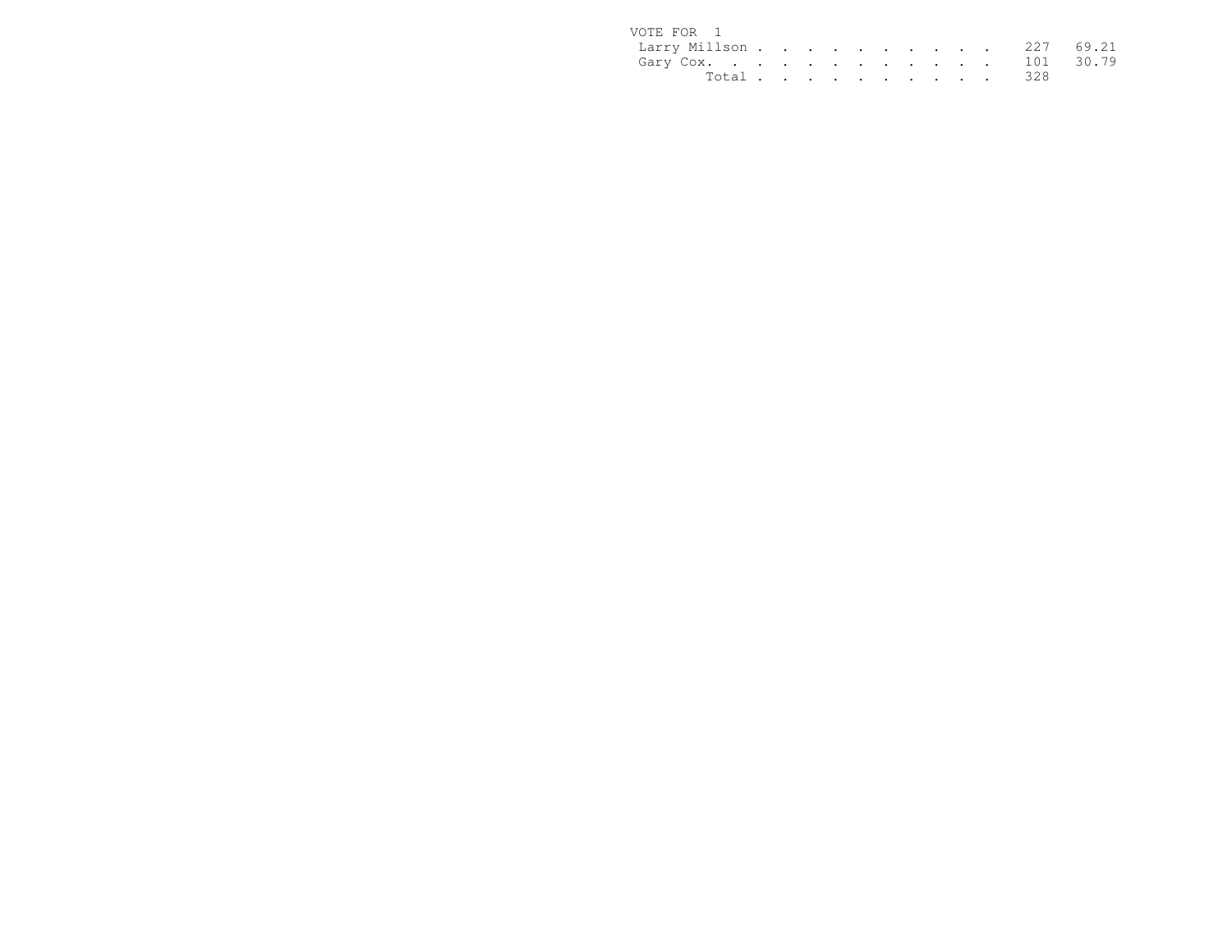VOTE FOR 1

| Candidate | Votes | Percent |
|---|---|---|
| Larry Millson | 227 | 69.21 |
| Gary Cox | 101 | 30.79 |
| Total | 328 | |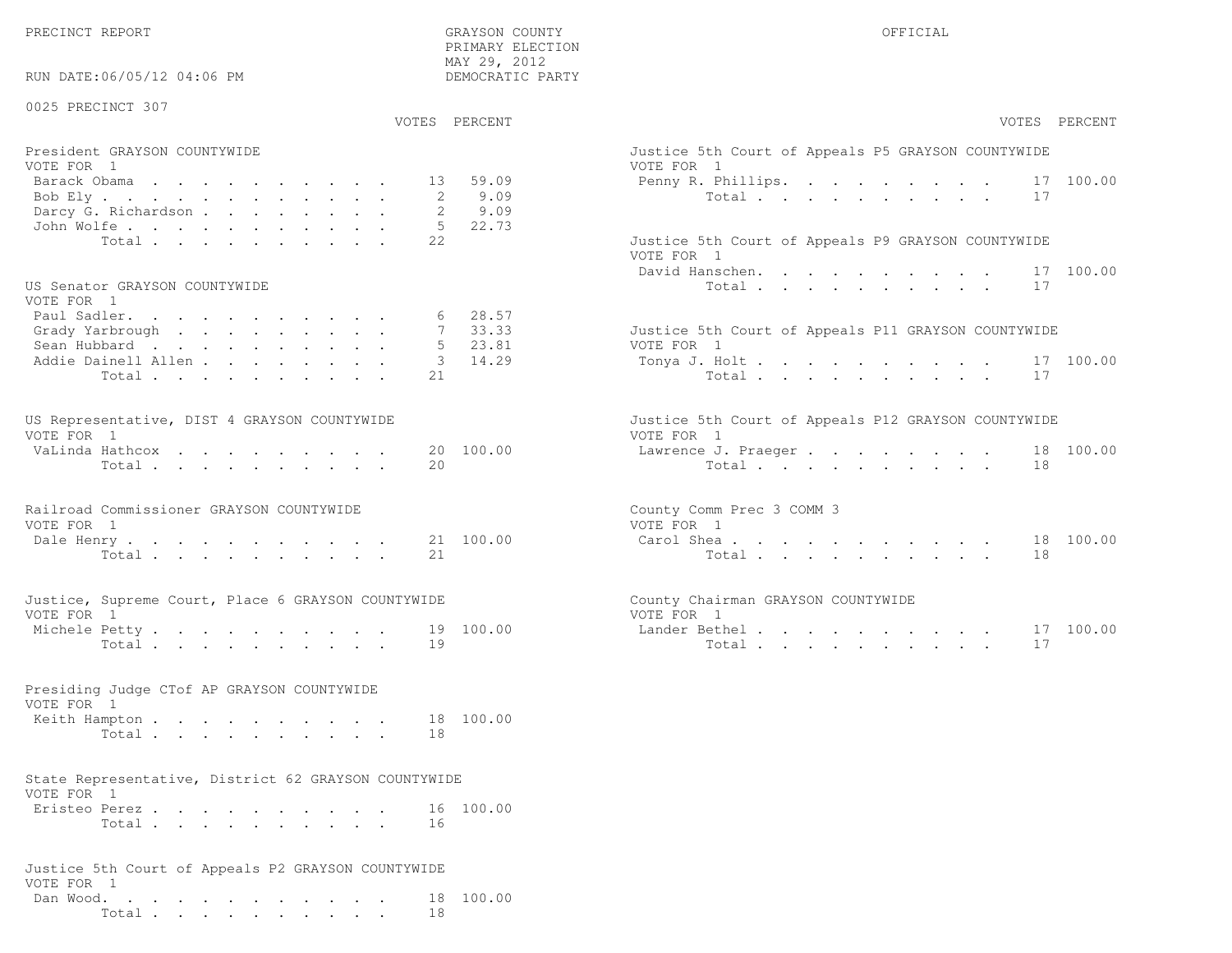PRECINCT REPORT

GRAYSON COUNTY
PRIMARY ELECTION
MAY 29, 2012
DEMOCRATIC PARTY

OFFICIAL

RUN DATE:06/05/12 04:06 PM

0025 PRECINCT 307

**President GRAYSON COUNTYWIDE**
VOTE FOR 1

| Candidate | VOTES | PERCENT |
|---|---|---|
| Barack Obama | 13 | 59.09 |
| Bob Ely | 2 | 9.09 |
| Darcy G. Richardson | 2 | 9.09 |
| John Wolfe | 5 | 22.73 |
| Total | 22 | |

**US Senator GRAYSON COUNTYWIDE**
VOTE FOR 1

| Candidate | VOTES | PERCENT |
|---|---|---|
| Paul Sadler | 6 | 28.57 |
| Grady Yarbrough | 7 | 33.33 |
| Sean Hubbard | 5 | 23.81 |
| Addie Dainell Allen | 3 | 14.29 |
| Total | 21 | |

**US Representative, DIST 4 GRAYSON COUNTYWIDE**
VOTE FOR 1

| Candidate | VOTES | PERCENT |
|---|---|---|
| VaLinda Hathcox | 20 | 100.00 |
| Total | 20 | |

**Railroad Commissioner GRAYSON COUNTYWIDE**
VOTE FOR 1

| Candidate | VOTES | PERCENT |
|---|---|---|
| Dale Henry | 21 | 100.00 |
| Total | 21 | |

**Justice, Supreme Court, Place 6 GRAYSON COUNTYWIDE**
VOTE FOR 1

| Candidate | VOTES | PERCENT |
|---|---|---|
| Michele Petty | 19 | 100.00 |
| Total | 19 | |

**Presiding Judge CTof AP GRAYSON COUNTYWIDE**
VOTE FOR 1

| Candidate | VOTES | PERCENT |
|---|---|---|
| Keith Hampton | 18 | 100.00 |
| Total | 18 | |

**State Representative, District 62 GRAYSON COUNTYWIDE**
VOTE FOR 1

| Candidate | VOTES | PERCENT |
|---|---|---|
| Eristeo Perez | 16 | 100.00 |
| Total | 16 | |

**Justice 5th Court of Appeals P2 GRAYSON COUNTYWIDE**
VOTE FOR 1

| Candidate | VOTES | PERCENT |
|---|---|---|
| Dan Wood | 18 | 100.00 |
| Total | 18 | |

**Justice 5th Court of Appeals P5 GRAYSON COUNTYWIDE**
VOTE FOR 1

| Candidate | VOTES | PERCENT |
|---|---|---|
| Penny R. Phillips | 17 | 100.00 |
| Total | 17 | |

**Justice 5th Court of Appeals P9 GRAYSON COUNTYWIDE**
VOTE FOR 1

| Candidate | VOTES | PERCENT |
|---|---|---|
| David Hanschen | 17 | 100.00 |
| Total | 17 | |

**Justice 5th Court of Appeals P11 GRAYSON COUNTYWIDE**
VOTE FOR 1

| Candidate | VOTES | PERCENT |
|---|---|---|
| Tonya J. Holt | 17 | 100.00 |
| Total | 17 | |

**Justice 5th Court of Appeals P12 GRAYSON COUNTYWIDE**
VOTE FOR 1

| Candidate | VOTES | PERCENT |
|---|---|---|
| Lawrence J. Praeger | 18 | 100.00 |
| Total | 18 | |

**County Comm Prec 3 COMM 3**
VOTE FOR 1

| Candidate | VOTES | PERCENT |
|---|---|---|
| Carol Shea | 18 | 100.00 |
| Total | 18 | |

**County Chairman GRAYSON COUNTYWIDE**
VOTE FOR 1

| Candidate | VOTES | PERCENT |
|---|---|---|
| Lander Bethel | 17 | 100.00 |
| Total | 17 | |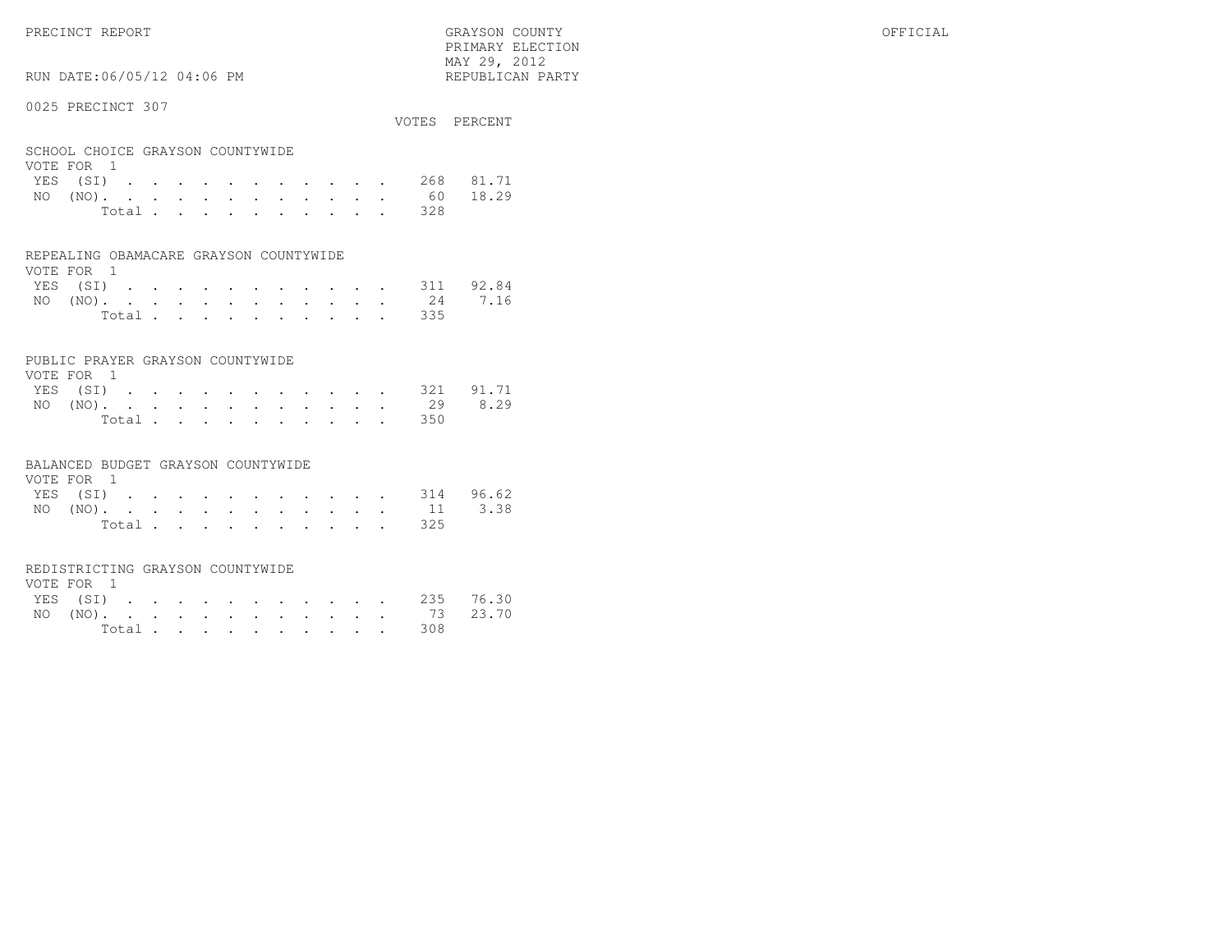PRECINCT REPORT

GRAYSON COUNTY
PRIMARY ELECTION
MAY 29, 2012
REPUBLICAN PARTY

OFFICIAL

RUN DATE:06/05/12 04:06 PM

0025 PRECINCT 307

## SCHOOL CHOICE GRAYSON COUNTYWIDE

VOTE FOR 1

| | VOTES | PERCENT |
|---|---|---|
| YES (SI) | 268 | 81.71 |
| NO (NO) | 60 | 18.29 |
| Total | 328 | |

## REPEALING OBAMACARE GRAYSON COUNTYWIDE

VOTE FOR 1

| | VOTES | PERCENT |
|---|---|---|
| YES (SI) | 311 | 92.84 |
| NO (NO) | 24 | 7.16 |
| Total | 335 | |

## PUBLIC PRAYER GRAYSON COUNTYWIDE

VOTE FOR 1

| | VOTES | PERCENT |
|---|---|---|
| YES (SI) | 321 | 91.71 |
| NO (NO) | 29 | 8.29 |
| Total | 350 | |

## BALANCED BUDGET GRAYSON COUNTYWIDE

VOTE FOR 1

| | VOTES | PERCENT |
|---|---|---|
| YES (SI) | 314 | 96.62 |
| NO (NO) | 11 | 3.38 |
| Total | 325 | |

## REDISTRICTING GRAYSON COUNTYWIDE

VOTE FOR 1

| | VOTES | PERCENT |
|---|---|---|
| YES (SI) | 235 | 76.30 |
| NO (NO) | 73 | 23.70 |
| Total | 308 | |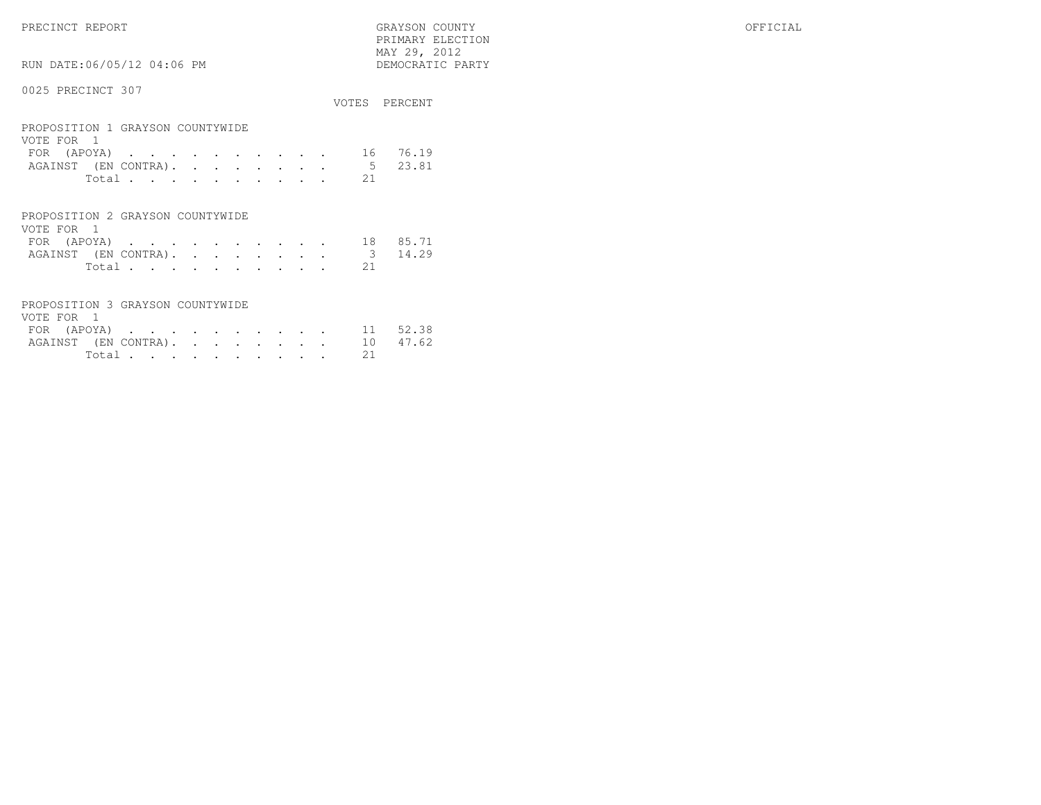PRECINCT REPORT — GRAYSON COUNTY — OFFICIAL

PRIMARY ELECTION
MAY 29, 2012
DEMOCRATIC PARTY

RUN DATE:06/05/12 04:06 PM

0025 PRECINCT 307

## PROPOSITION 1 GRAYSON COUNTYWIDE

VOTE FOR 1

| | VOTES | PERCENT |
|---|---|---|
| FOR (APOYA) | 16 | 76.19 |
| AGAINST (EN CONTRA) | 5 | 23.81 |
| Total | 21 | |

## PROPOSITION 2 GRAYSON COUNTYWIDE

VOTE FOR 1

| | VOTES | PERCENT |
|---|---|---|
| FOR (APOYA) | 18 | 85.71 |
| AGAINST (EN CONTRA) | 3 | 14.29 |
| Total | 21 | |

## PROPOSITION 3 GRAYSON COUNTYWIDE

VOTE FOR 1

| | VOTES | PERCENT |
|---|---|---|
| FOR (APOYA) | 11 | 52.38 |
| AGAINST (EN CONTRA) | 10 | 47.62 |
| Total | 21 | |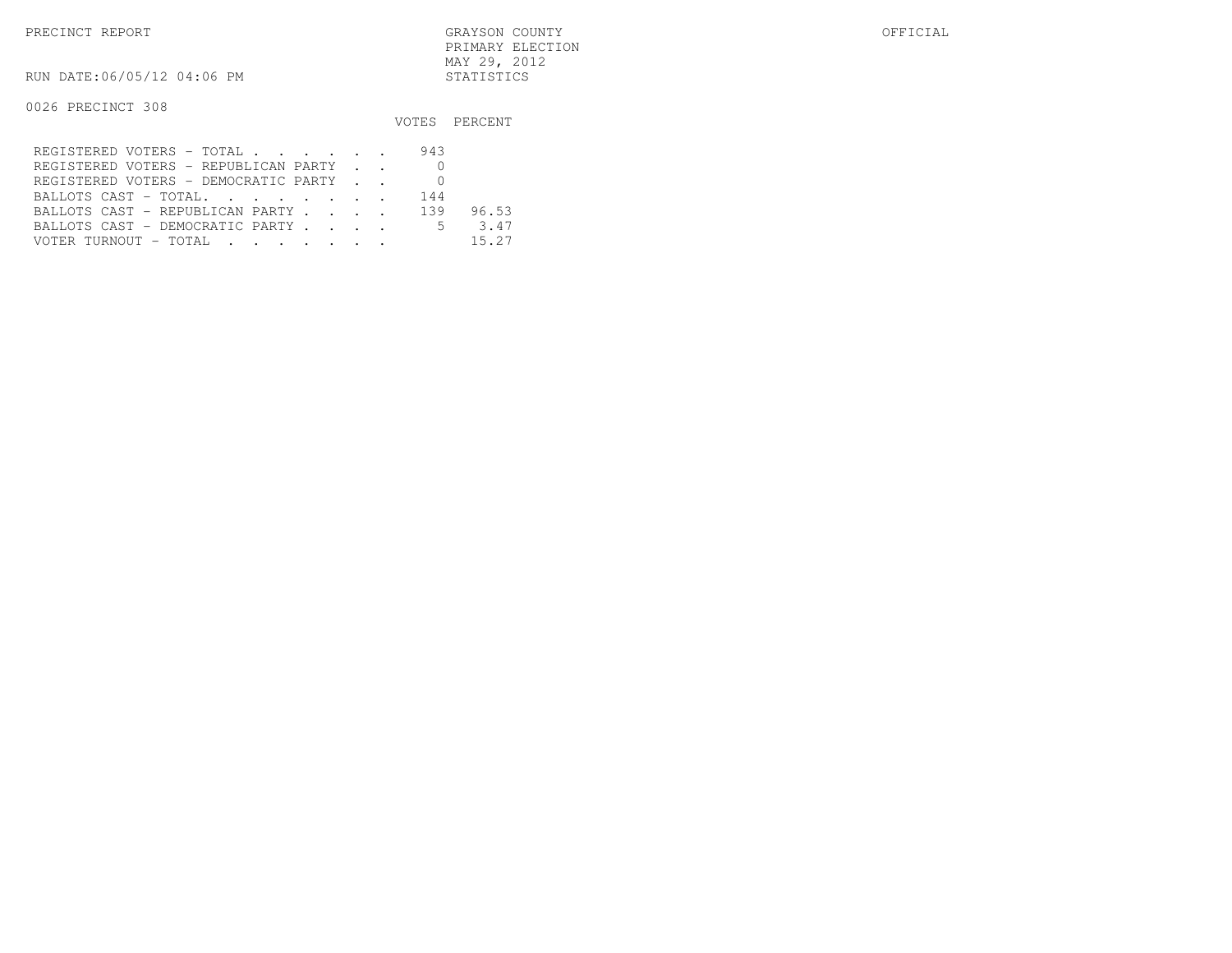PRECINCT REPORT

GRAYSON COUNTY
PRIMARY ELECTION
MAY 29, 2012
STATISTICS

OFFICIAL

RUN DATE:06/05/12 04:06 PM

0026 PRECINCT 308

| | VOTES | PERCENT |
|---|---|---|
| REGISTERED VOTERS - TOTAL . . . . . . | 943 | |
| REGISTERED VOTERS - REPUBLICAN PARTY . . | 0 | |
| REGISTERED VOTERS - DEMOCRATIC PARTY . . | 0 | |
| BALLOTS CAST - TOTAL. . . . . . . . | 144 | |
| BALLOTS CAST - REPUBLICAN PARTY . . . . | 139 | 96.53 |
| BALLOTS CAST - DEMOCRATIC PARTY . . . . | 5 | 3.47 |
| VOTER TURNOUT - TOTAL . . . . . . . | | 15.27 |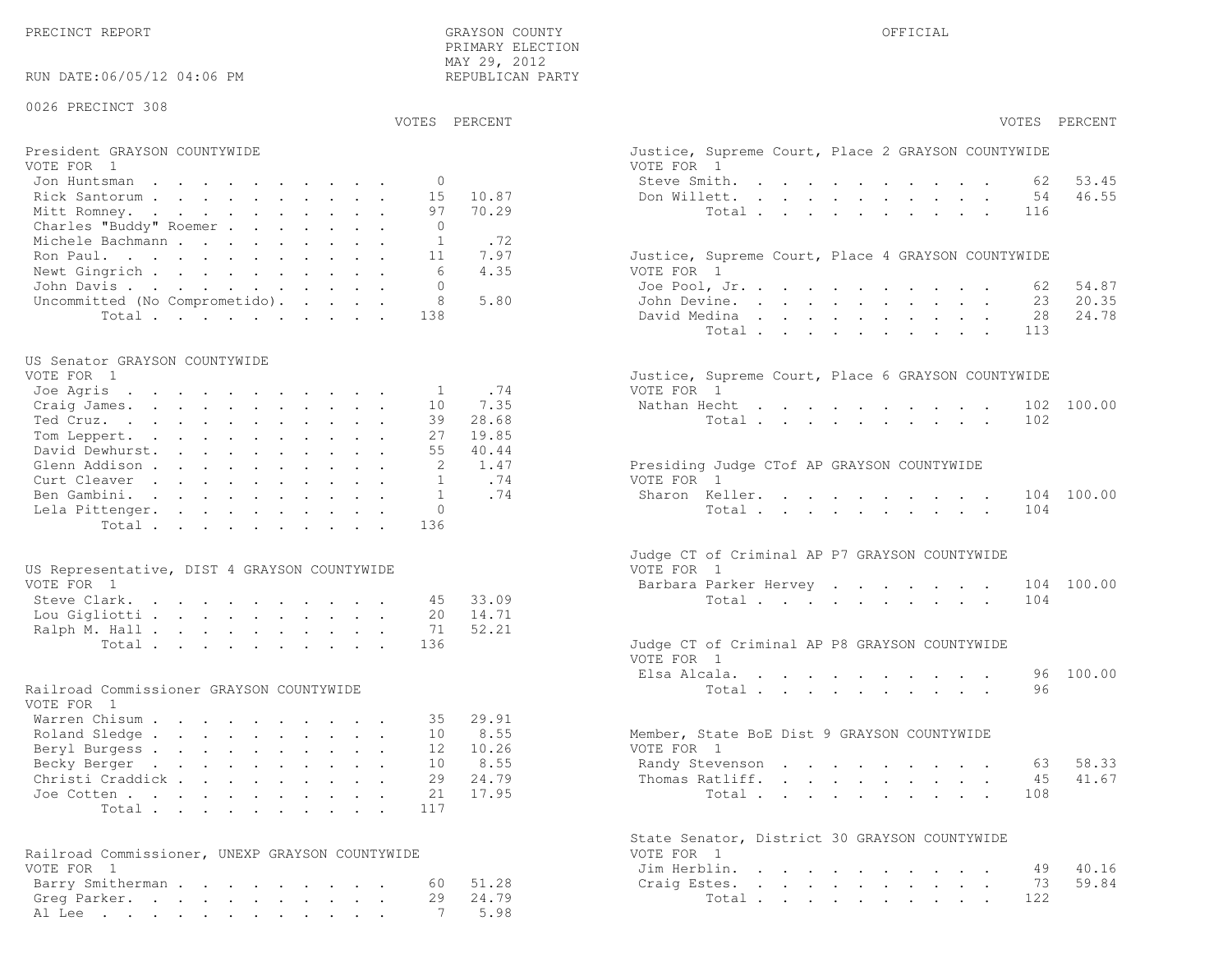PRECINCT REPORT

GRAYSON COUNTY
PRIMARY ELECTION
MAY 29, 2012
REPUBLICAN PARTY

OFFICIAL

RUN DATE:06/05/12 04:06 PM

0026 PRECINCT 308

### President GRAYSON COUNTYWIDE
VOTE FOR 1

| Candidate | VOTES | PERCENT |
|---|---|---|
| Jon Huntsman | 0 | |
| Rick Santorum | 15 | 10.87 |
| Mitt Romney | 97 | 70.29 |
| Charles "Buddy" Roemer | 0 | |
| Michele Bachmann | 1 | .72 |
| Ron Paul | 11 | 7.97 |
| Newt Gingrich | 6 | 4.35 |
| John Davis | 0 | |
| Uncommitted (No Comprometido) | 8 | 5.80 |
| Total | 138 | |

### US Senator GRAYSON COUNTYWIDE
VOTE FOR 1

| Candidate | VOTES | PERCENT |
|---|---|---|
| Joe Agris | 1 | .74 |
| Craig James | 10 | 7.35 |
| Ted Cruz | 39 | 28.68 |
| Tom Leppert | 27 | 19.85 |
| David Dewhurst | 55 | 40.44 |
| Glenn Addison | 2 | 1.47 |
| Curt Cleaver | 1 | .74 |
| Ben Gambini | 1 | .74 |
| Lela Pittenger | 0 | |
| Total | 136 | |

### US Representative, DIST 4 GRAYSON COUNTYWIDE
VOTE FOR 1

| Candidate | VOTES | PERCENT |
|---|---|---|
| Steve Clark | 45 | 33.09 |
| Lou Gigliotti | 20 | 14.71 |
| Ralph M. Hall | 71 | 52.21 |
| Total | 136 | |

### Railroad Commissioner GRAYSON COUNTYWIDE
VOTE FOR 1

| Candidate | VOTES | PERCENT |
|---|---|---|
| Warren Chisum | 35 | 29.91 |
| Roland Sledge | 10 | 8.55 |
| Beryl Burgess | 12 | 10.26 |
| Becky Berger | 10 | 8.55 |
| Christi Craddick | 29 | 24.79 |
| Joe Cotten | 21 | 17.95 |
| Total | 117 | |

### Railroad Commissioner, UNEXP GRAYSON COUNTYWIDE
VOTE FOR 1

| Candidate | VOTES | PERCENT |
|---|---|---|
| Barry Smitherman | 60 | 51.28 |
| Greg Parker | 29 | 24.79 |
| Al Lee | 7 | 5.98 |

### Justice, Supreme Court, Place 2 GRAYSON COUNTYWIDE
VOTE FOR 1

| Candidate | VOTES | PERCENT |
|---|---|---|
| Steve Smith | 62 | 53.45 |
| Don Willett | 54 | 46.55 |
| Total | 116 | |

### Justice, Supreme Court, Place 4 GRAYSON COUNTYWIDE
VOTE FOR 1

| Candidate | VOTES | PERCENT |
|---|---|---|
| Joe Pool, Jr. | 62 | 54.87 |
| John Devine | 23 | 20.35 |
| David Medina | 28 | 24.78 |
| Total | 113 | |

### Justice, Supreme Court, Place 6 GRAYSON COUNTYWIDE
VOTE FOR 1

| Candidate | VOTES | PERCENT |
|---|---|---|
| Nathan Hecht | 102 | 100.00 |
| Total | 102 | |

### Presiding Judge CTof AP GRAYSON COUNTYWIDE
VOTE FOR 1

| Candidate | VOTES | PERCENT |
|---|---|---|
| Sharon Keller | 104 | 100.00 |
| Total | 104 | |

### Judge CT of Criminal AP P7 GRAYSON COUNTYWIDE
VOTE FOR 1

| Candidate | VOTES | PERCENT |
|---|---|---|
| Barbara Parker Hervey | 104 | 100.00 |
| Total | 104 | |

### Judge CT of Criminal AP P8 GRAYSON COUNTYWIDE
VOTE FOR 1

| Candidate | VOTES | PERCENT |
|---|---|---|
| Elsa Alcala | 96 | 100.00 |
| Total | 96 | |

### Member, State BoE Dist 9 GRAYSON COUNTYWIDE
VOTE FOR 1

| Candidate | VOTES | PERCENT |
|---|---|---|
| Randy Stevenson | 63 | 58.33 |
| Thomas Ratliff | 45 | 41.67 |
| Total | 108 | |

### State Senator, District 30 GRAYSON COUNTYWIDE
VOTE FOR 1

| Candidate | VOTES | PERCENT |
|---|---|---|
| Jim Herblin | 49 | 40.16 |
| Craig Estes | 73 | 59.84 |
| Total | 122 | |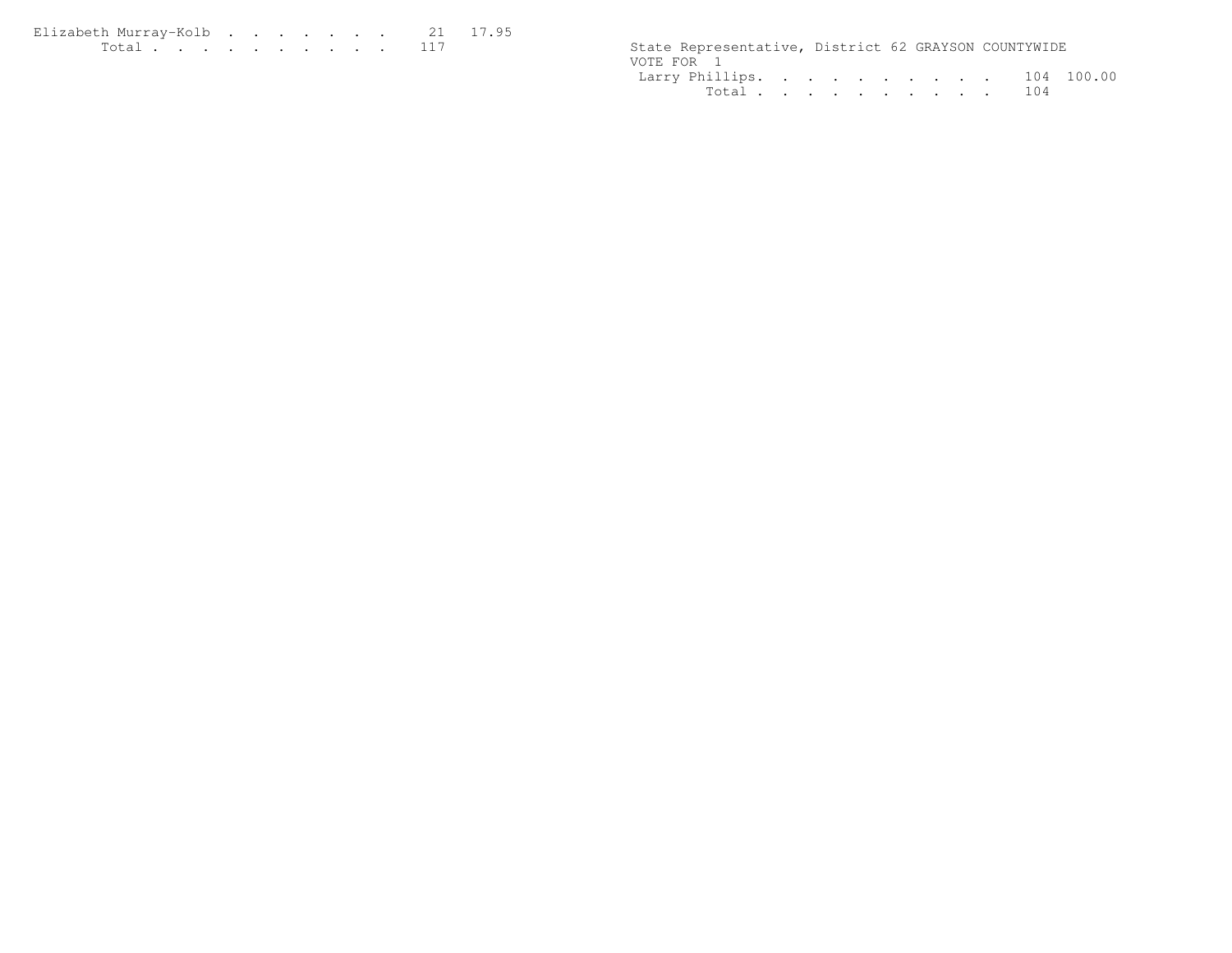| | | |
|---|---|---|
| Elizabeth Murray-Kolb | 21 | 17.95 |
| Total | 117 | |

State Representative, District 62 GRAYSON COUNTYWIDE
VOTE FOR 1

| | | |
|---|---|---|
| Larry Phillips | 104 | 100.00 |
| Total | 104 | |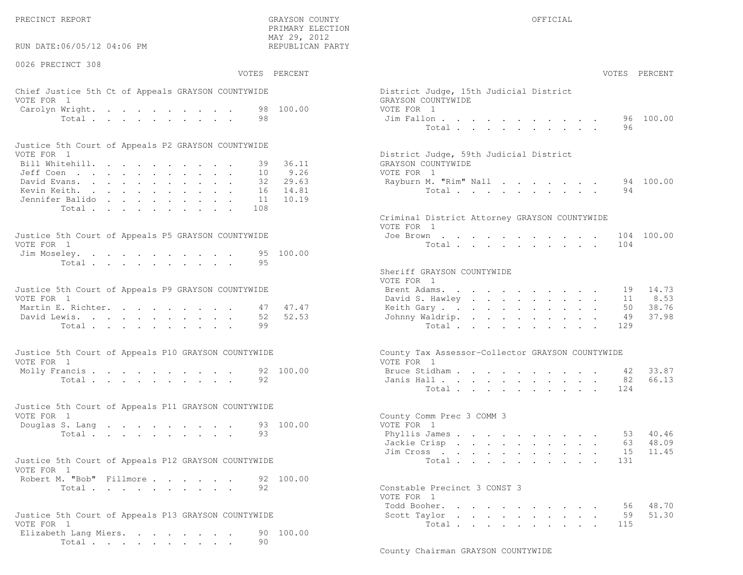PRECINCT REPORT

GRAYSON COUNTY
PRIMARY ELECTION
MAY 29, 2012
REPUBLICAN PARTY

OFFICIAL

RUN DATE:06/05/12 04:06 PM

0026 PRECINCT 308

**Chief Justice 5th Ct of Appeals GRAYSON COUNTYWIDE**
VOTE FOR 1

| | VOTES | PERCENT |
|---|---|---|
| Carolyn Wright | 98 | 100.00 |
| Total | 98 | |

**Justice 5th Court of Appeals P2 GRAYSON COUNTYWIDE**
VOTE FOR 1

| | VOTES | PERCENT |
|---|---|---|
| Bill Whitehill | 39 | 36.11 |
| Jeff Coen | 10 | 9.26 |
| David Evans | 32 | 29.63 |
| Kevin Keith | 16 | 14.81 |
| Jennifer Balido | 11 | 10.19 |
| Total | 108 | |

**Justice 5th Court of Appeals P5 GRAYSON COUNTYWIDE**
VOTE FOR 1

| | VOTES | PERCENT |
|---|---|---|
| Jim Moseley | 95 | 100.00 |
| Total | 95 | |

**Justice 5th Court of Appeals P9 GRAYSON COUNTYWIDE**
VOTE FOR 1

| | VOTES | PERCENT |
|---|---|---|
| Martin E. Richter | 47 | 47.47 |
| David Lewis | 52 | 52.53 |
| Total | 99 | |

**Justice 5th Court of Appeals P10 GRAYSON COUNTYWIDE**
VOTE FOR 1

| | VOTES | PERCENT |
|---|---|---|
| Molly Francis | 92 | 100.00 |
| Total | 92 | |

**Justice 5th Court of Appeals P11 GRAYSON COUNTYWIDE**
VOTE FOR 1

| | VOTES | PERCENT |
|---|---|---|
| Douglas S. Lang | 93 | 100.00 |
| Total | 93 | |

**Justice 5th Court of Appeals P12 GRAYSON COUNTYWIDE**
VOTE FOR 1

| | VOTES | PERCENT |
|---|---|---|
| Robert M. "Bob" Fillmore | 92 | 100.00 |
| Total | 92 | |

**Justice 5th Court of Appeals P13 GRAYSON COUNTYWIDE**
VOTE FOR 1

| | VOTES | PERCENT |
|---|---|---|
| Elizabeth Lang Miers | 90 | 100.00 |
| Total | 90 | |

**District Judge, 15th Judicial District GRAYSON COUNTYWIDE**
VOTE FOR 1

| | VOTES | PERCENT |
|---|---|---|
| Jim Fallon | 96 | 100.00 |
| Total | 96 | |

**District Judge, 59th Judicial District GRAYSON COUNTYWIDE**
VOTE FOR 1

| | VOTES | PERCENT |
|---|---|---|
| Rayburn M. "Rim" Nall | 94 | 100.00 |
| Total | 94 | |

**Criminal District Attorney GRAYSON COUNTYWIDE**
VOTE FOR 1

| | VOTES | PERCENT |
|---|---|---|
| Joe Brown | 104 | 100.00 |
| Total | 104 | |

**Sheriff GRAYSON COUNTYWIDE**
VOTE FOR 1

| | VOTES | PERCENT |
|---|---|---|
| Brent Adams | 19 | 14.73 |
| David S. Hawley | 11 | 8.53 |
| Keith Gary | 50 | 38.76 |
| Johnny Waldrip | 49 | 37.98 |
| Total | 129 | |

**County Tax Assessor-Collector GRAYSON COUNTYWIDE**
VOTE FOR 1

| | VOTES | PERCENT |
|---|---|---|
| Bruce Stidham | 42 | 33.87 |
| Janis Hall | 82 | 66.13 |
| Total | 124 | |

**County Comm Prec 3 COMM 3**
VOTE FOR 1

| | VOTES | PERCENT |
|---|---|---|
| Phyllis James | 53 | 40.46 |
| Jackie Crisp | 63 | 48.09 |
| Jim Cross | 15 | 11.45 |
| Total | 131 | |

**Constable Precinct 3 CONST 3**
VOTE FOR 1

| | VOTES | PERCENT |
|---|---|---|
| Todd Booher | 56 | 48.70 |
| Scott Taylor | 59 | 51.30 |
| Total | 115 | |

**County Chairman GRAYSON COUNTYWIDE**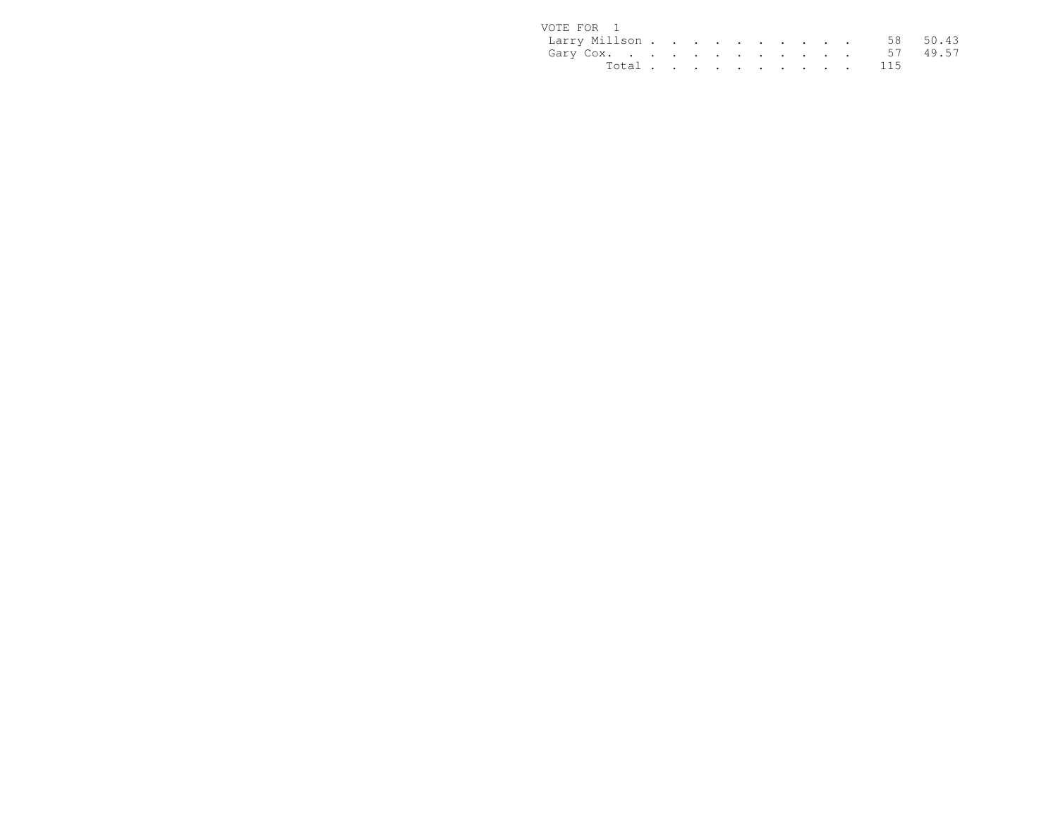VOTE FOR 1

| | | |
|---|---|---|
| Larry Millson | 58 | 50.43 |
| Gary Cox | 57 | 49.57 |
| Total | 115 | |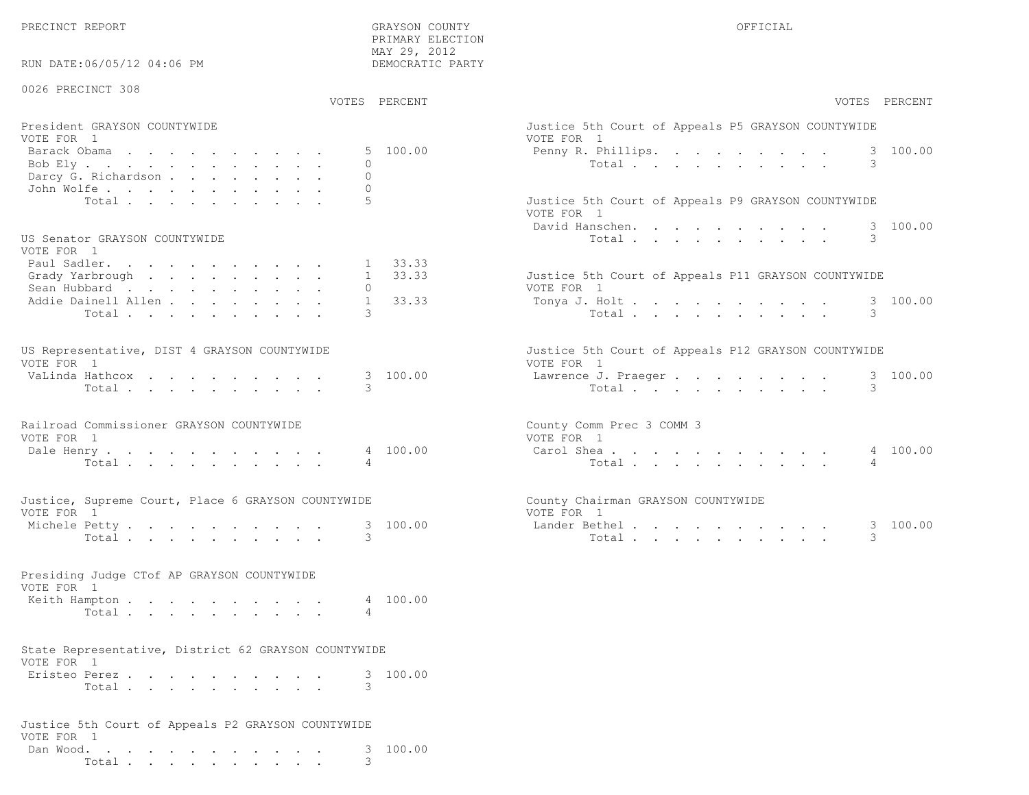PRECINCT REPORT

GRAYSON COUNTY
PRIMARY ELECTION
MAY 29, 2012
DEMOCRATIC PARTY

OFFICIAL

RUN DATE:06/05/12 04:06 PM

## 0026 PRECINCT 308

### President GRAYSON COUNTYWIDE
VOTE FOR 1

| Candidate | VOTES | PERCENT |
|---|---|---|
| Barack Obama | 5 | 100.00 |
| Bob Ely | 0 | |
| Darcy G. Richardson | 0 | |
| John Wolfe | 0 | |
| Total | 5 | |

### US Senator GRAYSON COUNTYWIDE
VOTE FOR 1

| Candidate | VOTES | PERCENT |
|---|---|---|
| Paul Sadler | 1 | 33.33 |
| Grady Yarbrough | 1 | 33.33 |
| Sean Hubbard | 0 | |
| Addie Dainell Allen | 1 | 33.33 |
| Total | 3 | |

### US Representative, DIST 4 GRAYSON COUNTYWIDE
VOTE FOR 1

| Candidate | VOTES | PERCENT |
|---|---|---|
| VaLinda Hathcox | 3 | 100.00 |
| Total | 3 | |

### Railroad Commissioner GRAYSON COUNTYWIDE
VOTE FOR 1

| Candidate | VOTES | PERCENT |
|---|---|---|
| Dale Henry | 4 | 100.00 |
| Total | 4 | |

### Justice, Supreme Court, Place 6 GRAYSON COUNTYWIDE
VOTE FOR 1

| Candidate | VOTES | PERCENT |
|---|---|---|
| Michele Petty | 3 | 100.00 |
| Total | 3 | |

### Presiding Judge CTof AP GRAYSON COUNTYWIDE
VOTE FOR 1

| Candidate | VOTES | PERCENT |
|---|---|---|
| Keith Hampton | 4 | 100.00 |
| Total | 4 | |

### State Representative, District 62 GRAYSON COUNTYWIDE
VOTE FOR 1

| Candidate | VOTES | PERCENT |
|---|---|---|
| Eristeo Perez | 3 | 100.00 |
| Total | 3 | |

### Justice 5th Court of Appeals P2 GRAYSON COUNTYWIDE
VOTE FOR 1

| Candidate | VOTES | PERCENT |
|---|---|---|
| Dan Wood | 3 | 100.00 |
| Total | 3 | |

### Justice 5th Court of Appeals P5 GRAYSON COUNTYWIDE
VOTE FOR 1

| Candidate | VOTES | PERCENT |
|---|---|---|
| Penny R. Phillips | 3 | 100.00 |
| Total | 3 | |

### Justice 5th Court of Appeals P9 GRAYSON COUNTYWIDE
VOTE FOR 1

| Candidate | VOTES | PERCENT |
|---|---|---|
| David Hanschen | 3 | 100.00 |
| Total | 3 | |

### Justice 5th Court of Appeals P11 GRAYSON COUNTYWIDE
VOTE FOR 1

| Candidate | VOTES | PERCENT |
|---|---|---|
| Tonya J. Holt | 3 | 100.00 |
| Total | 3 | |

### Justice 5th Court of Appeals P12 GRAYSON COUNTYWIDE
VOTE FOR 1

| Candidate | VOTES | PERCENT |
|---|---|---|
| Lawrence J. Praeger | 3 | 100.00 |
| Total | 3 | |

### County Comm Prec 3 COMM 3
VOTE FOR 1

| Candidate | VOTES | PERCENT |
|---|---|---|
| Carol Shea | 4 | 100.00 |
| Total | 4 | |

### County Chairman GRAYSON COUNTYWIDE
VOTE FOR 1

| Candidate | VOTES | PERCENT |
|---|---|---|
| Lander Bethel | 3 | 100.00 |
| Total | 3 | |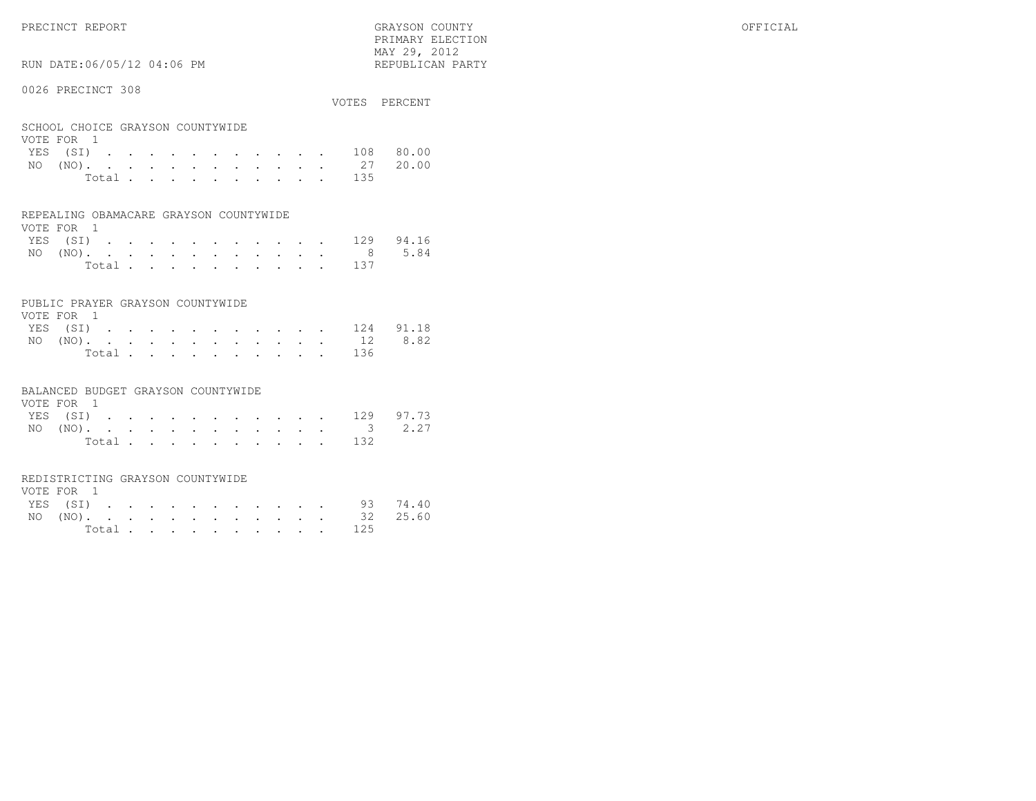PRECINCT REPORT

GRAYSON COUNTY
PRIMARY ELECTION
MAY 29, 2012
REPUBLICAN PARTY

OFFICIAL

RUN DATE:06/05/12 04:06 PM

0026 PRECINCT 308

### SCHOOL CHOICE GRAYSON COUNTYWIDE

VOTE FOR 1

| | VOTES | PERCENT |
|---|---|---|
| YES (SI) | 108 | 80.00 |
| NO (NO) | 27 | 20.00 |
| Total | 135 | |

### REPEALING OBAMACARE GRAYSON COUNTYWIDE

VOTE FOR 1

| | VOTES | PERCENT |
|---|---|---|
| YES (SI) | 129 | 94.16 |
| NO (NO) | 8 | 5.84 |
| Total | 137 | |

### PUBLIC PRAYER GRAYSON COUNTYWIDE

VOTE FOR 1

| | VOTES | PERCENT |
|---|---|---|
| YES (SI) | 124 | 91.18 |
| NO (NO) | 12 | 8.82 |
| Total | 136 | |

### BALANCED BUDGET GRAYSON COUNTYWIDE

VOTE FOR 1

| | VOTES | PERCENT |
|---|---|---|
| YES (SI) | 129 | 97.73 |
| NO (NO) | 3 | 2.27 |
| Total | 132 | |

### REDISTRICTING GRAYSON COUNTYWIDE

VOTE FOR 1

| | VOTES | PERCENT |
|---|---|---|
| YES (SI) | 93 | 74.40 |
| NO (NO) | 32 | 25.60 |
| Total | 125 | |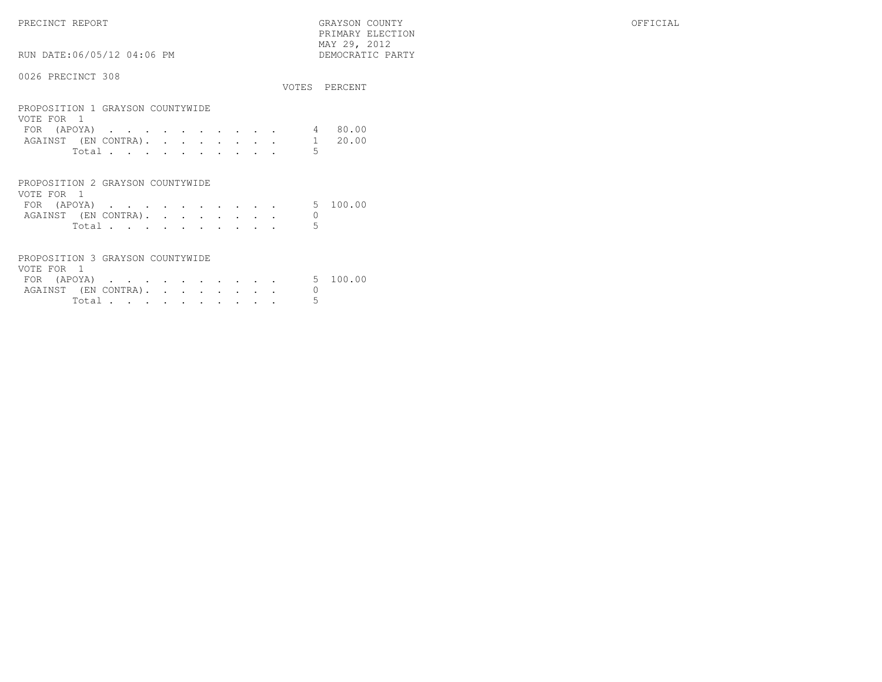PRECINCT REPORT | GRAYSON COUNTY | OFFICIAL

PRIMARY ELECTION

MAY 29, 2012

RUN DATE:06/05/12 04:06 PM | DEMOCRATIC PARTY

0026 PRECINCT 308

## PROPOSITION 1 GRAYSON COUNTYWIDE

VOTE FOR 1

| | VOTES | PERCENT |
|---|---|---|
| FOR (APOYA) | 4 | 80.00 |
| AGAINST (EN CONTRA) | 1 | 20.00 |
| Total | 5 | |

## PROPOSITION 2 GRAYSON COUNTYWIDE

VOTE FOR 1

| | VOTES | PERCENT |
|---|---|---|
| FOR (APOYA) | 5 | 100.00 |
| AGAINST (EN CONTRA) | 0 | |
| Total | 5 | |

## PROPOSITION 3 GRAYSON COUNTYWIDE

VOTE FOR 1

| | VOTES | PERCENT |
|---|---|---|
| FOR (APOYA) | 5 | 100.00 |
| AGAINST (EN CONTRA) | 0 | |
| Total | 5 | |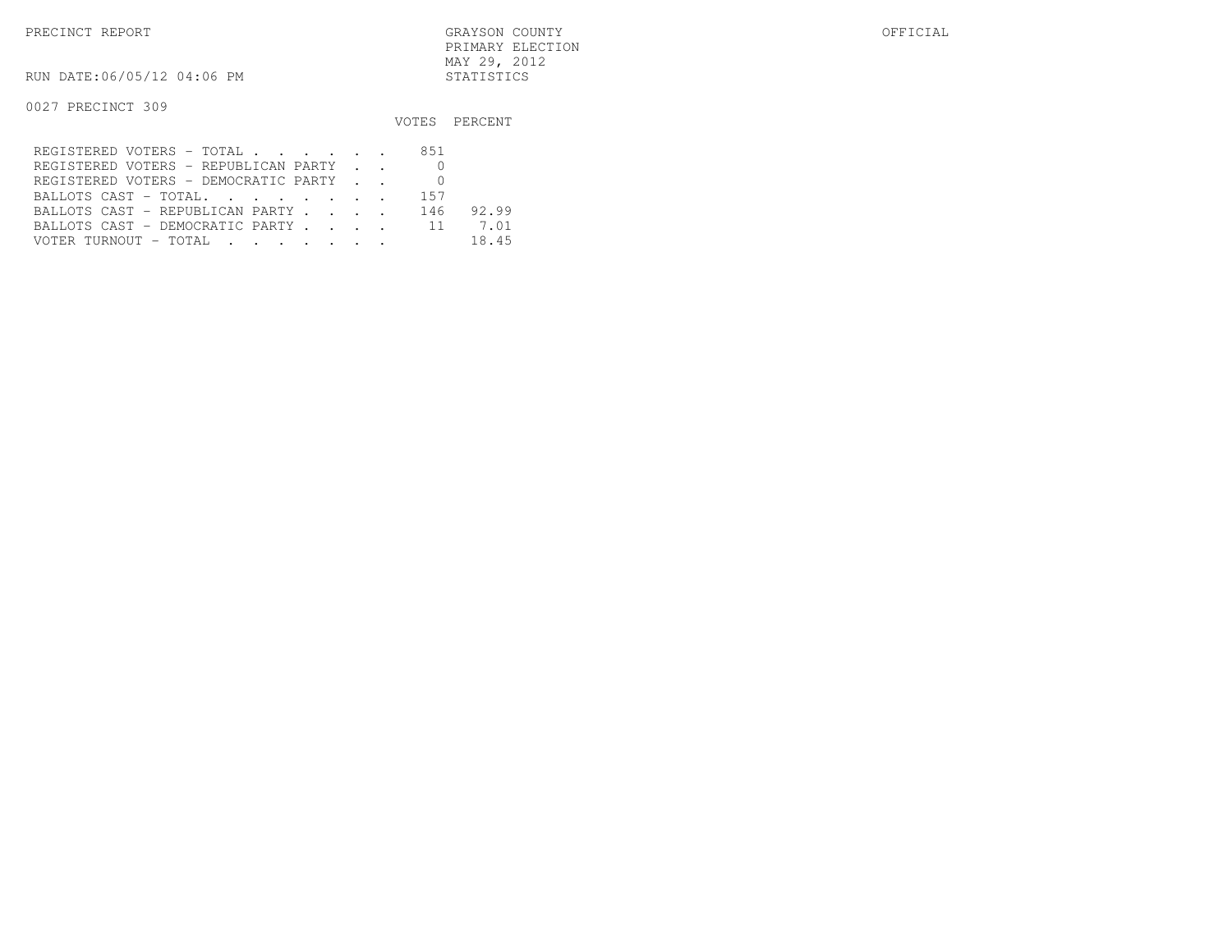PRECINCT REPORT

GRAYSON COUNTY
PRIMARY ELECTION
MAY 29, 2012
STATISTICS

OFFICIAL

RUN DATE:06/05/12 04:06 PM

0027 PRECINCT 309

| | VOTES | PERCENT |
|---|---|---|
| REGISTERED VOTERS - TOTAL . . . . . . | 851 | |
| REGISTERED VOTERS - REPUBLICAN PARTY . . | 0 | |
| REGISTERED VOTERS - DEMOCRATIC PARTY . . | 0 | |
| BALLOTS CAST - TOTAL. . . . . . . . | 157 | |
| BALLOTS CAST - REPUBLICAN PARTY . . . . | 146 | 92.99 |
| BALLOTS CAST - DEMOCRATIC PARTY . . . . | 11 | 7.01 |
| VOTER TURNOUT - TOTAL . . . . . . . | | 18.45 |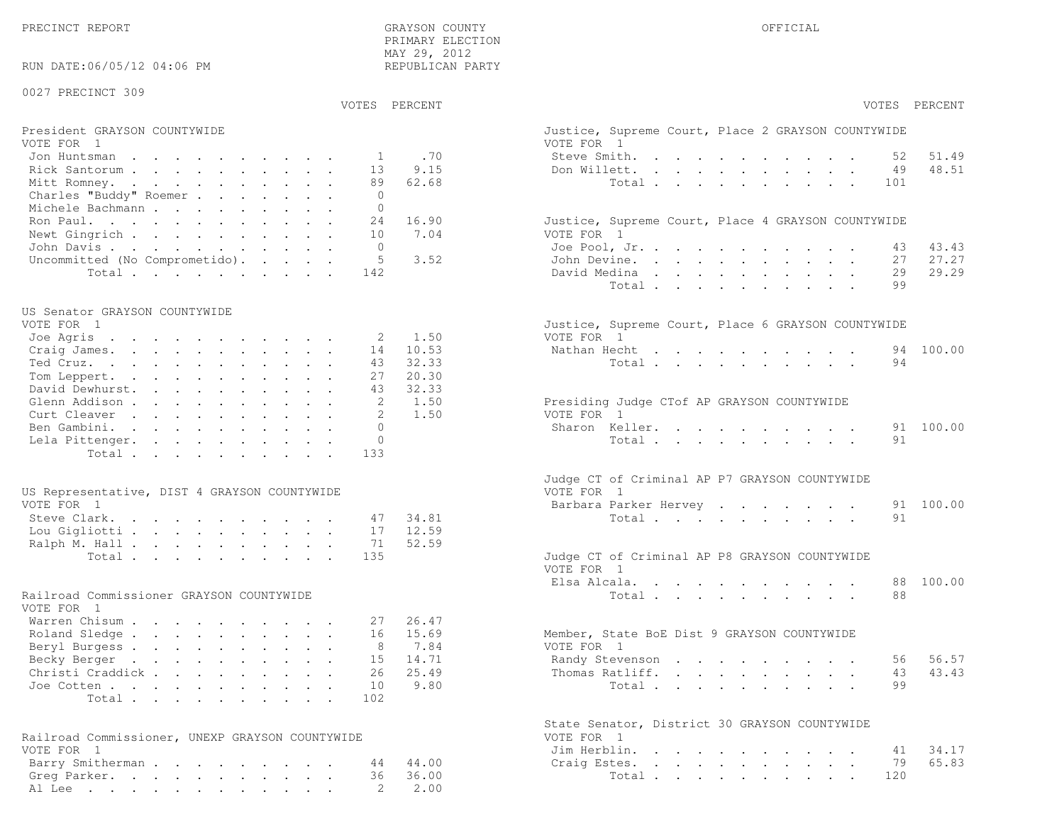PRECINCT REPORT

GRAYSON COUNTY
PRIMARY ELECTION
MAY 29, 2012
REPUBLICAN PARTY

OFFICIAL

RUN DATE:06/05/12 04:06 PM

0027 PRECINCT 309

**President GRAYSON COUNTYWIDE**
VOTE FOR 1

| Candidate | VOTES | PERCENT |
|---|---|---|
| Jon Huntsman | 1 | .70 |
| Rick Santorum | 13 | 9.15 |
| Mitt Romney | 89 | 62.68 |
| Charles "Buddy" Roemer | 0 | |
| Michele Bachmann | 0 | |
| Ron Paul | 24 | 16.90 |
| Newt Gingrich | 10 | 7.04 |
| John Davis | 0 | |
| Uncommitted (No Comprometido) | 5 | 3.52 |
| Total | 142 | |

**US Senator GRAYSON COUNTYWIDE**
VOTE FOR 1

| Candidate | VOTES | PERCENT |
|---|---|---|
| Joe Agris | 2 | 1.50 |
| Craig James | 14 | 10.53 |
| Ted Cruz | 43 | 32.33 |
| Tom Leppert | 27 | 20.30 |
| David Dewhurst | 43 | 32.33 |
| Glenn Addison | 2 | 1.50 |
| Curt Cleaver | 2 | 1.50 |
| Ben Gambini | 0 | |
| Lela Pittenger | 0 | |
| Total | 133 | |

**US Representative, DIST 4 GRAYSON COUNTYWIDE**
VOTE FOR 1

| Candidate | VOTES | PERCENT |
|---|---|---|
| Steve Clark | 47 | 34.81 |
| Lou Gigliotti | 17 | 12.59 |
| Ralph M. Hall | 71 | 52.59 |
| Total | 135 | |

**Railroad Commissioner GRAYSON COUNTYWIDE**
VOTE FOR 1

| Candidate | VOTES | PERCENT |
|---|---|---|
| Warren Chisum | 27 | 26.47 |
| Roland Sledge | 16 | 15.69 |
| Beryl Burgess | 8 | 7.84 |
| Becky Berger | 15 | 14.71 |
| Christi Craddick | 26 | 25.49 |
| Joe Cotten | 10 | 9.80 |
| Total | 102 | |

**Railroad Commissioner, UNEXP GRAYSON COUNTYWIDE**
VOTE FOR 1

| Candidate | VOTES | PERCENT |
|---|---|---|
| Barry Smitherman | 44 | 44.00 |
| Greg Parker | 36 | 36.00 |
| Al Lee | 2 | 2.00 |

**Justice, Supreme Court, Place 2 GRAYSON COUNTYWIDE**
VOTE FOR 1

| Candidate | VOTES | PERCENT |
|---|---|---|
| Steve Smith | 52 | 51.49 |
| Don Willett | 49 | 48.51 |
| Total | 101 | |

**Justice, Supreme Court, Place 4 GRAYSON COUNTYWIDE**
VOTE FOR 1

| Candidate | VOTES | PERCENT |
|---|---|---|
| Joe Pool, Jr. | 43 | 43.43 |
| John Devine | 27 | 27.27 |
| David Medina | 29 | 29.29 |
| Total | 99 | |

**Justice, Supreme Court, Place 6 GRAYSON COUNTYWIDE**
VOTE FOR 1

| Candidate | VOTES | PERCENT |
|---|---|---|
| Nathan Hecht | 94 | 100.00 |
| Total | 94 | |

**Presiding Judge CTof AP GRAYSON COUNTYWIDE**
VOTE FOR 1

| Candidate | VOTES | PERCENT |
|---|---|---|
| Sharon Keller | 91 | 100.00 |
| Total | 91 | |

**Judge CT of Criminal AP P7 GRAYSON COUNTYWIDE**
VOTE FOR 1

| Candidate | VOTES | PERCENT |
|---|---|---|
| Barbara Parker Hervey | 91 | 100.00 |
| Total | 91 | |

**Judge CT of Criminal AP P8 GRAYSON COUNTYWIDE**
VOTE FOR 1

| Candidate | VOTES | PERCENT |
|---|---|---|
| Elsa Alcala | 88 | 100.00 |
| Total | 88 | |

**Member, State BoE Dist 9 GRAYSON COUNTYWIDE**
VOTE FOR 1

| Candidate | VOTES | PERCENT |
|---|---|---|
| Randy Stevenson | 56 | 56.57 |
| Thomas Ratliff | 43 | 43.43 |
| Total | 99 | |

**State Senator, District 30 GRAYSON COUNTYWIDE**
VOTE FOR 1

| Candidate | VOTES | PERCENT |
|---|---|---|
| Jim Herblin | 41 | 34.17 |
| Craig Estes | 79 | 65.83 |
| Total | 120 | |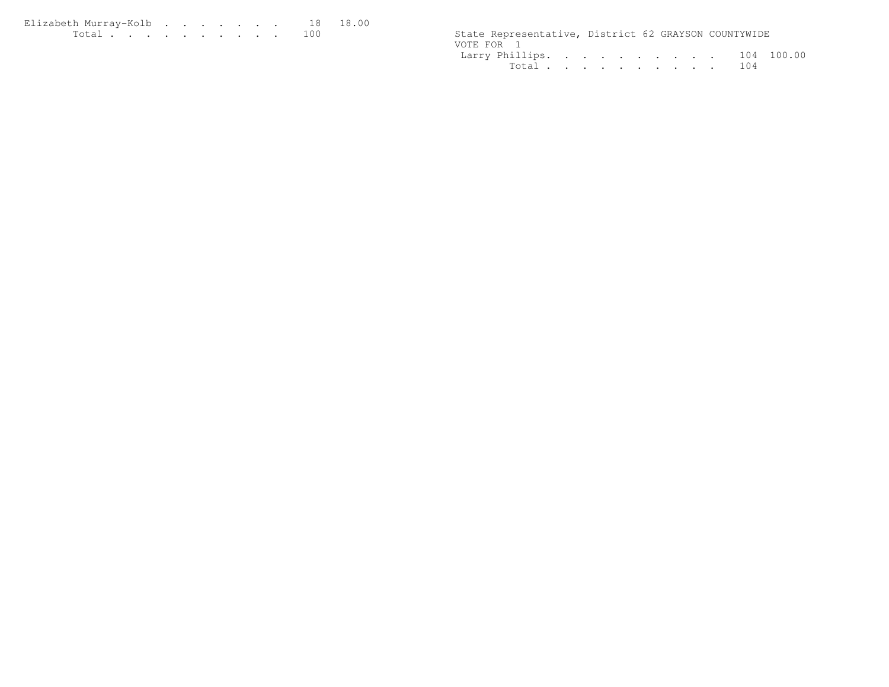Elizabeth Murray-Kolb . . . . . . . . 18 18.00
Total . . . . . . . . . . 100

State Representative, District 62 GRAYSON COUNTYWIDE
VOTE FOR 1
Larry Phillips. . . . . . . . . . . 104 100.00
Total . . . . . . . . . . 104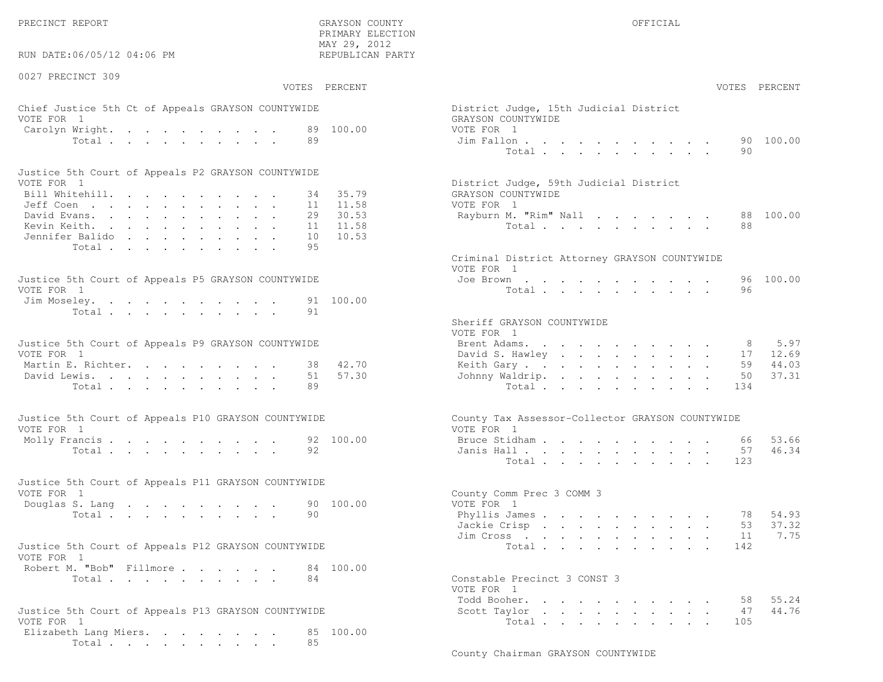PRECINCT REPORT — GRAYSON COUNTY PRIMARY ELECTION — MAY 29, 2012 — REPUBLICAN PARTY — OFFICIAL

RUN DATE:06/05/12 04:06 PM

## 0027 PRECINCT 309

### Chief Justice 5th Ct of Appeals GRAYSON COUNTYWIDE
VOTE FOR 1

| Candidate | VOTES | PERCENT |
|---|---|---|
| Carolyn Wright | 89 | 100.00 |
| Total | 89 | |

### Justice 5th Court of Appeals P2 GRAYSON COUNTYWIDE
VOTE FOR 1

| Candidate | VOTES | PERCENT |
|---|---|---|
| Bill Whitehill | 34 | 35.79 |
| Jeff Coen | 11 | 11.58 |
| David Evans | 29 | 30.53 |
| Kevin Keith | 11 | 11.58 |
| Jennifer Balido | 10 | 10.53 |
| Total | 95 | |

### Justice 5th Court of Appeals P5 GRAYSON COUNTYWIDE
VOTE FOR 1

| Candidate | VOTES | PERCENT |
|---|---|---|
| Jim Moseley | 91 | 100.00 |
| Total | 91 | |

### Justice 5th Court of Appeals P9 GRAYSON COUNTYWIDE
VOTE FOR 1

| Candidate | VOTES | PERCENT |
|---|---|---|
| Martin E. Richter | 38 | 42.70 |
| David Lewis | 51 | 57.30 |
| Total | 89 | |

### Justice 5th Court of Appeals P10 GRAYSON COUNTYWIDE
VOTE FOR 1

| Candidate | VOTES | PERCENT |
|---|---|---|
| Molly Francis | 92 | 100.00 |
| Total | 92 | |

### Justice 5th Court of Appeals P11 GRAYSON COUNTYWIDE
VOTE FOR 1

| Candidate | VOTES | PERCENT |
|---|---|---|
| Douglas S. Lang | 90 | 100.00 |
| Total | 90 | |

### Justice 5th Court of Appeals P12 GRAYSON COUNTYWIDE
VOTE FOR 1

| Candidate | VOTES | PERCENT |
|---|---|---|
| Robert M. "Bob" Fillmore | 84 | 100.00 |
| Total | 84 | |

### Justice 5th Court of Appeals P13 GRAYSON COUNTYWIDE
VOTE FOR 1

| Candidate | VOTES | PERCENT |
|---|---|---|
| Elizabeth Lang Miers | 85 | 100.00 |
| Total | 85 | |

### District Judge, 15th Judicial District GRAYSON COUNTYWIDE
VOTE FOR 1

| Candidate | VOTES | PERCENT |
|---|---|---|
| Jim Fallon | 90 | 100.00 |
| Total | 90 | |

### District Judge, 59th Judicial District GRAYSON COUNTYWIDE
VOTE FOR 1

| Candidate | VOTES | PERCENT |
|---|---|---|
| Rayburn M. "Rim" Nall | 88 | 100.00 |
| Total | 88 | |

### Criminal District Attorney GRAYSON COUNTYWIDE
VOTE FOR 1

| Candidate | VOTES | PERCENT |
|---|---|---|
| Joe Brown | 96 | 100.00 |
| Total | 96 | |

### Sheriff GRAYSON COUNTYWIDE
VOTE FOR 1

| Candidate | VOTES | PERCENT |
|---|---|---|
| Brent Adams | 8 | 5.97 |
| David S. Hawley | 17 | 12.69 |
| Keith Gary | 59 | 44.03 |
| Johnny Waldrip | 50 | 37.31 |
| Total | 134 | |

### County Tax Assessor-Collector GRAYSON COUNTYWIDE
VOTE FOR 1

| Candidate | VOTES | PERCENT |
|---|---|---|
| Bruce Stidham | 66 | 53.66 |
| Janis Hall | 57 | 46.34 |
| Total | 123 | |

### County Comm Prec 3 COMM 3
VOTE FOR 1

| Candidate | VOTES | PERCENT |
|---|---|---|
| Phyllis James | 78 | 54.93 |
| Jackie Crisp | 53 | 37.32 |
| Jim Cross | 11 | 7.75 |
| Total | 142 | |

### Constable Precinct 3 CONST 3
VOTE FOR 1

| Candidate | VOTES | PERCENT |
|---|---|---|
| Todd Booher | 58 | 55.24 |
| Scott Taylor | 47 | 44.76 |
| Total | 105 | |

### County Chairman GRAYSON COUNTYWIDE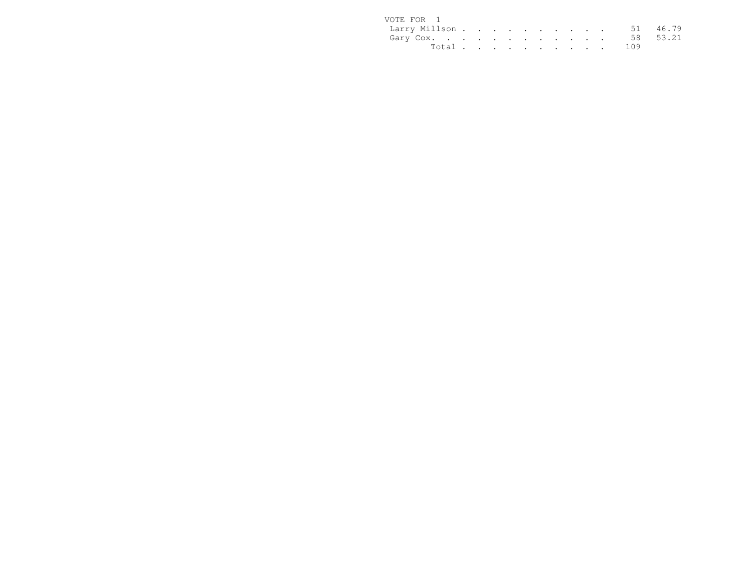VOTE FOR 1

| | | |
|---|---|---|
| Larry Millson | 51 | 46.79 |
| Gary Cox. | 58 | 53.21 |
| Total | 109 | |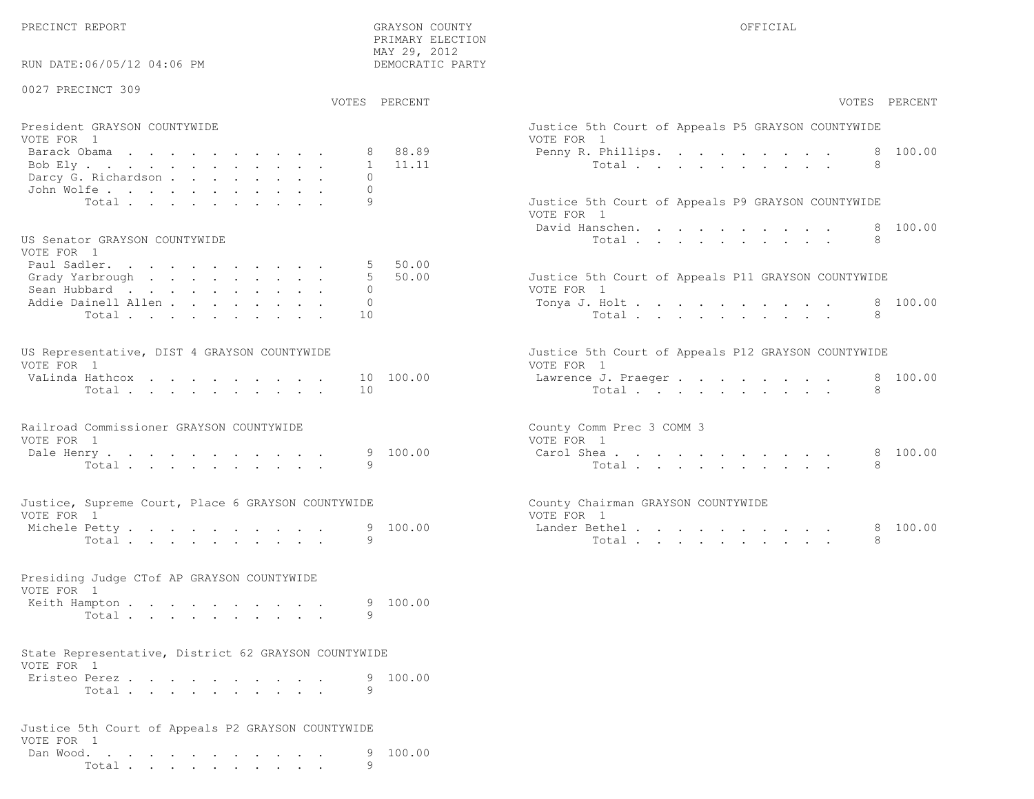PRECINCT REPORT

GRAYSON COUNTY
PRIMARY ELECTION
MAY 29, 2012
DEMOCRATIC PARTY

OFFICIAL

RUN DATE:06/05/12 04:06 PM

0027 PRECINCT 309

**President GRAYSON COUNTYWIDE**
VOTE FOR 1

| Candidate | VOTES | PERCENT |
|---|---|---|
| Barack Obama | 8 | 88.89 |
| Bob Ely | 1 | 11.11 |
| Darcy G. Richardson | 0 | |
| John Wolfe | 0 | |
| Total | 9 | |

**US Senator GRAYSON COUNTYWIDE**
VOTE FOR 1

| Candidate | VOTES | PERCENT |
|---|---|---|
| Paul Sadler | 5 | 50.00 |
| Grady Yarbrough | 5 | 50.00 |
| Sean Hubbard | 0 | |
| Addie Dainell Allen | 0 | |
| Total | 10 | |

**US Representative, DIST 4 GRAYSON COUNTYWIDE**
VOTE FOR 1

| Candidate | VOTES | PERCENT |
|---|---|---|
| VaLinda Hathcox | 10 | 100.00 |
| Total | 10 | |

**Railroad Commissioner GRAYSON COUNTYWIDE**
VOTE FOR 1

| Candidate | VOTES | PERCENT |
|---|---|---|
| Dale Henry | 9 | 100.00 |
| Total | 9 | |

**Justice, Supreme Court, Place 6 GRAYSON COUNTYWIDE**
VOTE FOR 1

| Candidate | VOTES | PERCENT |
|---|---|---|
| Michele Petty | 9 | 100.00 |
| Total | 9 | |

**Presiding Judge CTof AP GRAYSON COUNTYWIDE**
VOTE FOR 1

| Candidate | VOTES | PERCENT |
|---|---|---|
| Keith Hampton | 9 | 100.00 |
| Total | 9 | |

**State Representative, District 62 GRAYSON COUNTYWIDE**
VOTE FOR 1

| Candidate | VOTES | PERCENT |
|---|---|---|
| Eristeo Perez | 9 | 100.00 |
| Total | 9 | |

**Justice 5th Court of Appeals P2 GRAYSON COUNTYWIDE**
VOTE FOR 1

| Candidate | VOTES | PERCENT |
|---|---|---|
| Dan Wood | 9 | 100.00 |
| Total | 9 | |

**Justice 5th Court of Appeals P5 GRAYSON COUNTYWIDE**
VOTE FOR 1

| Candidate | VOTES | PERCENT |
|---|---|---|
| Penny R. Phillips | 8 | 100.00 |
| Total | 8 | |

**Justice 5th Court of Appeals P9 GRAYSON COUNTYWIDE**
VOTE FOR 1

| Candidate | VOTES | PERCENT |
|---|---|---|
| David Hanschen | 8 | 100.00 |
| Total | 8 | |

**Justice 5th Court of Appeals P11 GRAYSON COUNTYWIDE**
VOTE FOR 1

| Candidate | VOTES | PERCENT |
|---|---|---|
| Tonya J. Holt | 8 | 100.00 |
| Total | 8 | |

**Justice 5th Court of Appeals P12 GRAYSON COUNTYWIDE**
VOTE FOR 1

| Candidate | VOTES | PERCENT |
|---|---|---|
| Lawrence J. Praeger | 8 | 100.00 |
| Total | 8 | |

**County Comm Prec 3 COMM 3**
VOTE FOR 1

| Candidate | VOTES | PERCENT |
|---|---|---|
| Carol Shea | 8 | 100.00 |
| Total | 8 | |

**County Chairman GRAYSON COUNTYWIDE**
VOTE FOR 1

| Candidate | VOTES | PERCENT |
|---|---|---|
| Lander Bethel | 8 | 100.00 |
| Total | 8 | |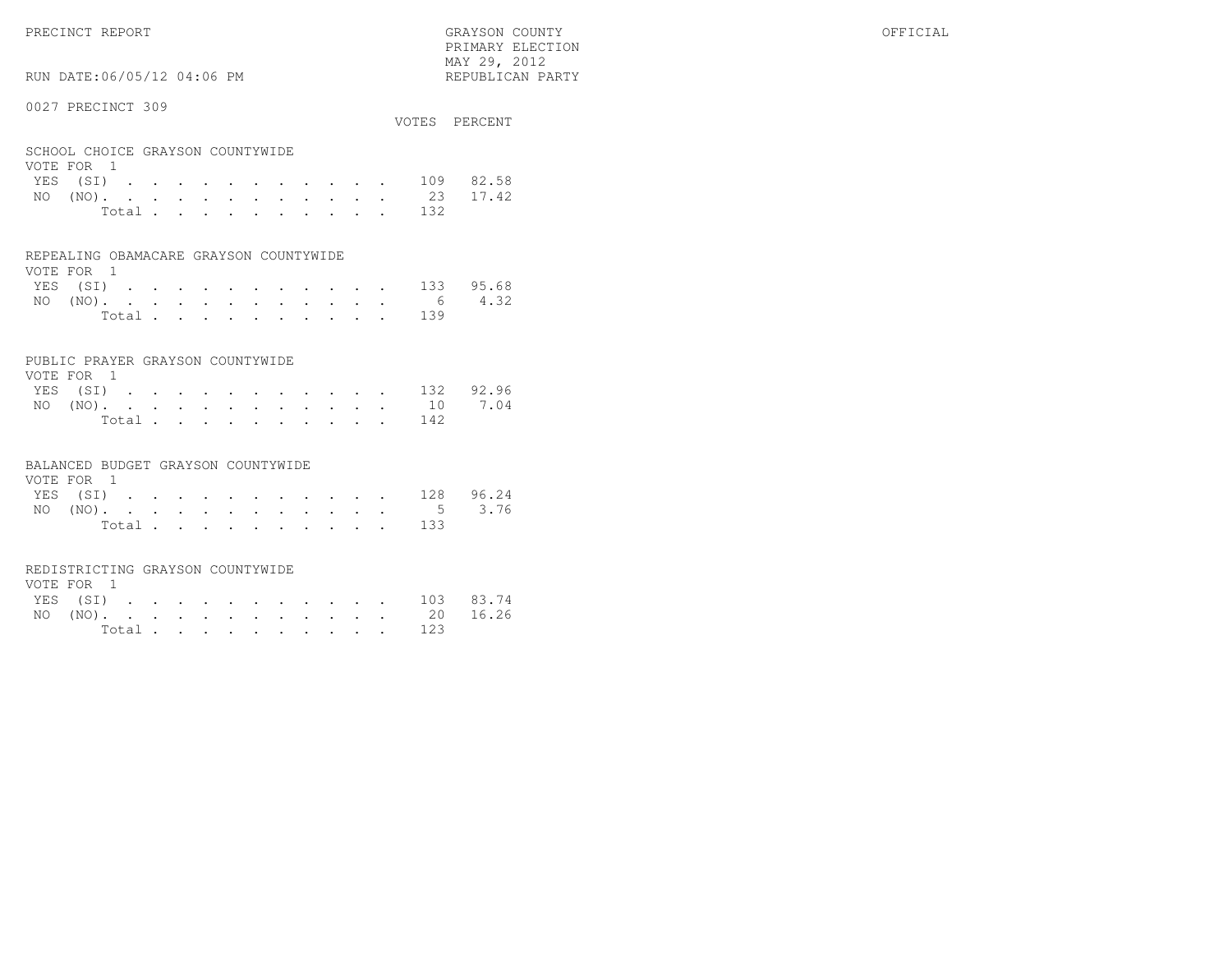PRECINCT REPORT

GRAYSON COUNTY
PRIMARY ELECTION
MAY 29, 2012
REPUBLICAN PARTY

OFFICIAL

RUN DATE:06/05/12 04:06 PM

0027 PRECINCT 309

### SCHOOL CHOICE GRAYSON COUNTYWIDE

VOTE FOR 1

| | VOTES | PERCENT |
|---|---|---|
| YES (SI) | 109 | 82.58 |
| NO (NO) | 23 | 17.42 |
| Total | 132 | |

### REPEALING OBAMACARE GRAYSON COUNTYWIDE

VOTE FOR 1

| | VOTES | PERCENT |
|---|---|---|
| YES (SI) | 133 | 95.68 |
| NO (NO) | 6 | 4.32 |
| Total | 139 | |

### PUBLIC PRAYER GRAYSON COUNTYWIDE

VOTE FOR 1

| | VOTES | PERCENT |
|---|---|---|
| YES (SI) | 132 | 92.96 |
| NO (NO) | 10 | 7.04 |
| Total | 142 | |

### BALANCED BUDGET GRAYSON COUNTYWIDE

VOTE FOR 1

| | VOTES | PERCENT |
|---|---|---|
| YES (SI) | 128 | 96.24 |
| NO (NO) | 5 | 3.76 |
| Total | 133 | |

### REDISTRICTING GRAYSON COUNTYWIDE

VOTE FOR 1

| | VOTES | PERCENT |
|---|---|---|
| YES (SI) | 103 | 83.74 |
| NO (NO) | 20 | 16.26 |
| Total | 123 | |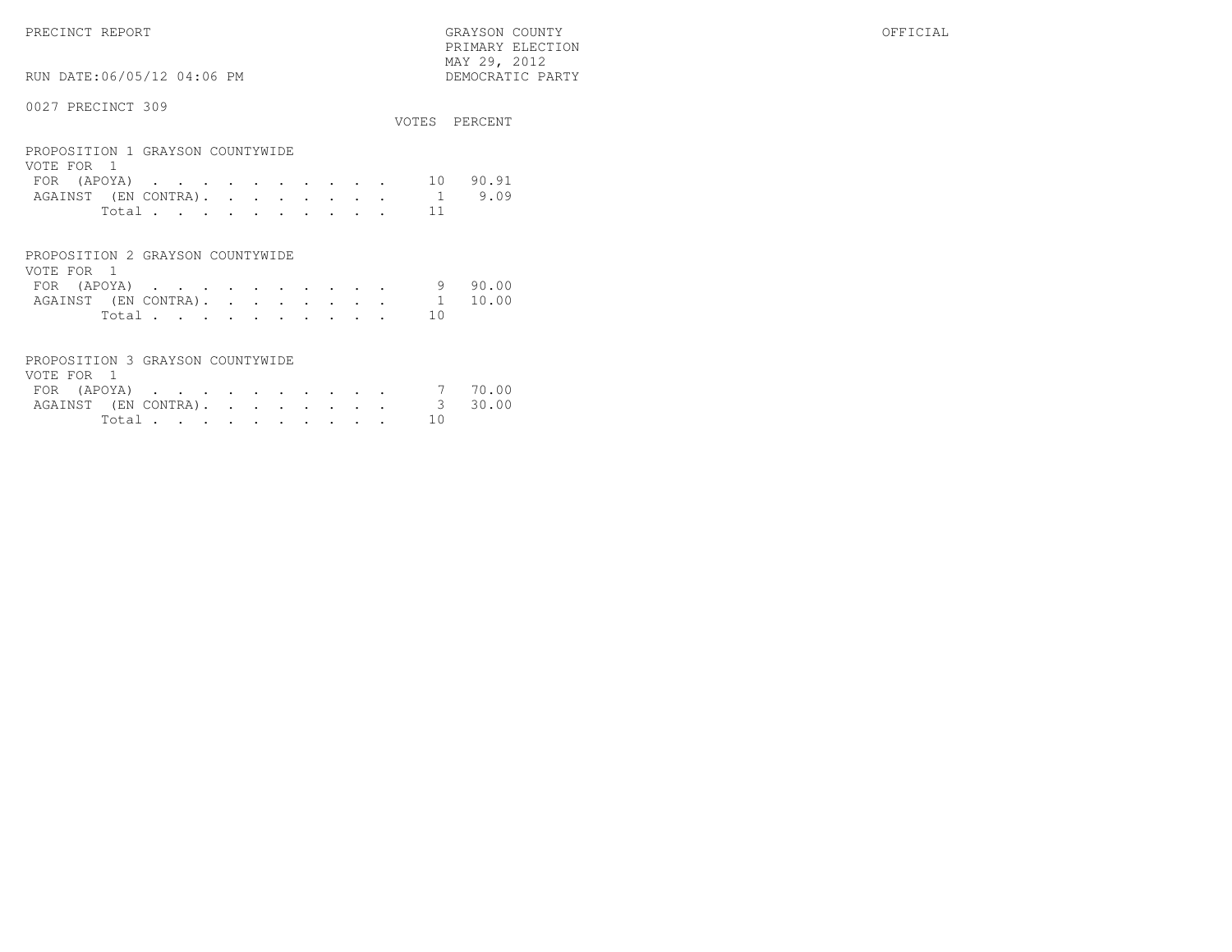PRECINCT REPORT

GRAYSON COUNTY
PRIMARY ELECTION
MAY 29, 2012
DEMOCRATIC PARTY

OFFICIAL

RUN DATE:06/05/12 04:06 PM

0027 PRECINCT 309

## PROPOSITION 1 GRAYSON COUNTYWIDE

VOTE FOR 1

| | VOTES | PERCENT |
|---|---|---|
| FOR (APOYA) | 10 | 90.91 |
| AGAINST (EN CONTRA) | 1 | 9.09 |
| Total | 11 | |

## PROPOSITION 2 GRAYSON COUNTYWIDE

VOTE FOR 1

| | VOTES | PERCENT |
|---|---|---|
| FOR (APOYA) | 9 | 90.00 |
| AGAINST (EN CONTRA) | 1 | 10.00 |
| Total | 10 | |

## PROPOSITION 3 GRAYSON COUNTYWIDE

VOTE FOR 1

| | VOTES | PERCENT |
|---|---|---|
| FOR (APOYA) | 7 | 70.00 |
| AGAINST (EN CONTRA) | 3 | 30.00 |
| Total | 10 | |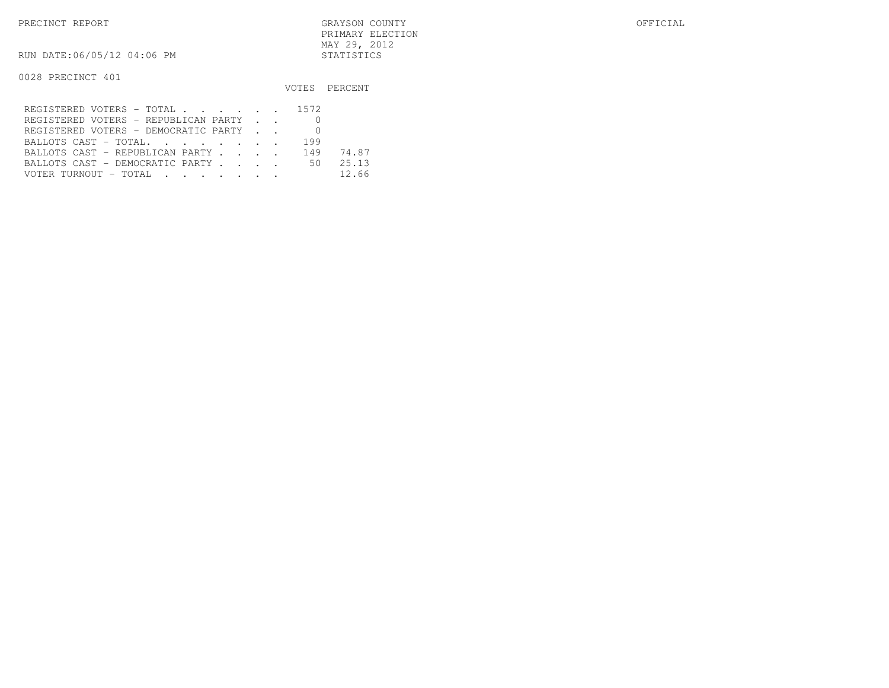PRECINCT REPORT

GRAYSON COUNTY
PRIMARY ELECTION
MAY 29, 2012
STATISTICS

OFFICIAL

RUN DATE:06/05/12 04:06 PM

0028 PRECINCT 401

| | VOTES | PERCENT |
|---|---|---|
| REGISTERED VOTERS - TOTAL | 1572 | |
| REGISTERED VOTERS - REPUBLICAN PARTY | 0 | |
| REGISTERED VOTERS - DEMOCRATIC PARTY | 0 | |
| BALLOTS CAST - TOTAL | 199 | |
| BALLOTS CAST - REPUBLICAN PARTY | 149 | 74.87 |
| BALLOTS CAST - DEMOCRATIC PARTY | 50 | 25.13 |
| VOTER TURNOUT - TOTAL | | 12.66 |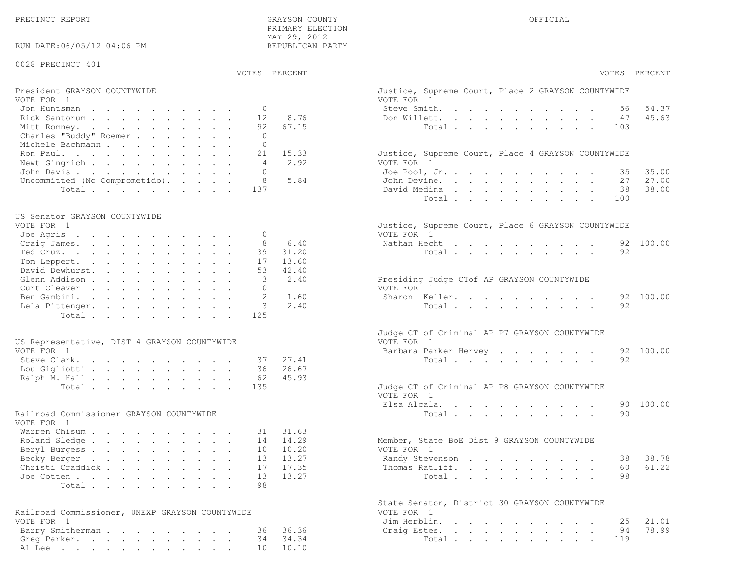PRECINCT REPORT

GRAYSON COUNTY
PRIMARY ELECTION
MAY 29, 2012
REPUBLICAN PARTY

OFFICIAL

RUN DATE:06/05/12 04:06 PM

0028 PRECINCT 401

**President GRAYSON COUNTYWIDE**
VOTE FOR 1

| | VOTES | PERCENT |
|---|---|---|
| Jon Huntsman | 0 | |
| Rick Santorum | 12 | 8.76 |
| Mitt Romney | 92 | 67.15 |
| Charles "Buddy" Roemer | 0 | |
| Michele Bachmann | 0 | |
| Ron Paul | 21 | 15.33 |
| Newt Gingrich | 4 | 2.92 |
| John Davis | 0 | |
| Uncommitted (No Comprometido) | 8 | 5.84 |
| Total | 137 | |

**US Senator GRAYSON COUNTYWIDE**
VOTE FOR 1

| | VOTES | PERCENT |
|---|---|---|
| Joe Agris | 0 | |
| Craig James | 8 | 6.40 |
| Ted Cruz | 39 | 31.20 |
| Tom Leppert | 17 | 13.60 |
| David Dewhurst | 53 | 42.40 |
| Glenn Addison | 3 | 2.40 |
| Curt Cleaver | 0 | |
| Ben Gambini | 2 | 1.60 |
| Lela Pittenger | 3 | 2.40 |
| Total | 125 | |

**US Representative, DIST 4 GRAYSON COUNTYWIDE**
VOTE FOR 1

| | VOTES | PERCENT |
|---|---|---|
| Steve Clark | 37 | 27.41 |
| Lou Gigliotti | 36 | 26.67 |
| Ralph M. Hall | 62 | 45.93 |
| Total | 135 | |

**Railroad Commissioner GRAYSON COUNTYWIDE**
VOTE FOR 1

| | VOTES | PERCENT |
|---|---|---|
| Warren Chisum | 31 | 31.63 |
| Roland Sledge | 14 | 14.29 |
| Beryl Burgess | 10 | 10.20 |
| Becky Berger | 13 | 13.27 |
| Christi Craddick | 17 | 17.35 |
| Joe Cotten | 13 | 13.27 |
| Total | 98 | |

**Railroad Commissioner, UNEXP GRAYSON COUNTYWIDE**
VOTE FOR 1

| | VOTES | PERCENT |
|---|---|---|
| Barry Smitherman | 36 | 36.36 |
| Greg Parker | 34 | 34.34 |
| Al Lee | 10 | 10.10 |

**Justice, Supreme Court, Place 2 GRAYSON COUNTYWIDE**
VOTE FOR 1

| | VOTES | PERCENT |
|---|---|---|
| Steve Smith | 56 | 54.37 |
| Don Willett | 47 | 45.63 |
| Total | 103 | |

**Justice, Supreme Court, Place 4 GRAYSON COUNTYWIDE**
VOTE FOR 1

| | VOTES | PERCENT |
|---|---|---|
| Joe Pool, Jr. | 35 | 35.00 |
| John Devine | 27 | 27.00 |
| David Medina | 38 | 38.00 |
| Total | 100 | |

**Justice, Supreme Court, Place 6 GRAYSON COUNTYWIDE**
VOTE FOR 1

| | VOTES | PERCENT |
|---|---|---|
| Nathan Hecht | 92 | 100.00 |
| Total | 92 | |

**Presiding Judge CTof AP GRAYSON COUNTYWIDE**
VOTE FOR 1

| | VOTES | PERCENT |
|---|---|---|
| Sharon Keller | 92 | 100.00 |
| Total | 92 | |

**Judge CT of Criminal AP P7 GRAYSON COUNTYWIDE**
VOTE FOR 1

| | VOTES | PERCENT |
|---|---|---|
| Barbara Parker Hervey | 92 | 100.00 |
| Total | 92 | |

**Judge CT of Criminal AP P8 GRAYSON COUNTYWIDE**
VOTE FOR 1

| | VOTES | PERCENT |
|---|---|---|
| Elsa Alcala | 90 | 100.00 |
| Total | 90 | |

**Member, State BoE Dist 9 GRAYSON COUNTYWIDE**
VOTE FOR 1

| | VOTES | PERCENT |
|---|---|---|
| Randy Stevenson | 38 | 38.78 |
| Thomas Ratliff | 60 | 61.22 |
| Total | 98 | |

**State Senator, District 30 GRAYSON COUNTYWIDE**
VOTE FOR 1

| | VOTES | PERCENT |
|---|---|---|
| Jim Herblin | 25 | 21.01 |
| Craig Estes | 94 | 78.99 |
| Total | 119 | |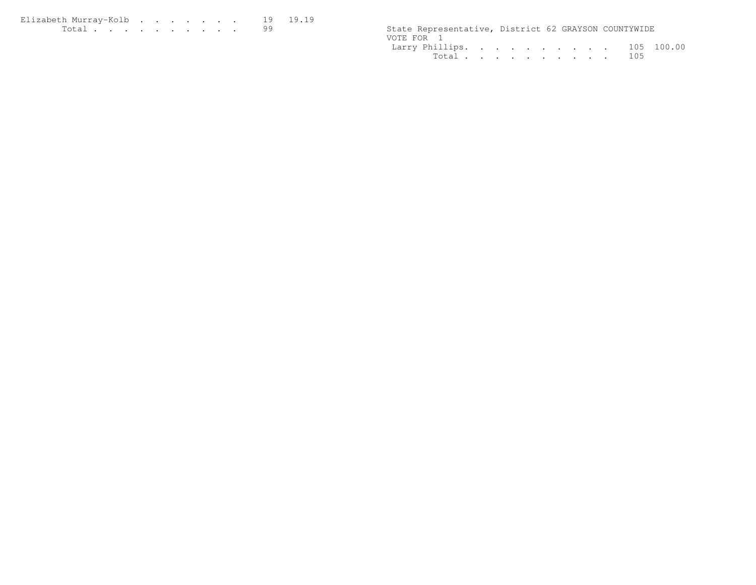| | | |
|---|---|---|
| Elizabeth Murray-Kolb . . . . . . . . | 19 | 19.19 |
| Total . . . . . . . . . . | 99 | |

State Representative, District 62 GRAYSON COUNTYWIDE
VOTE FOR 1

| | | |
|---|---|---|
| Larry Phillips. . . . . . . . . . | 105 | 100.00 |
| Total . . . . . . . . . . | 105 | |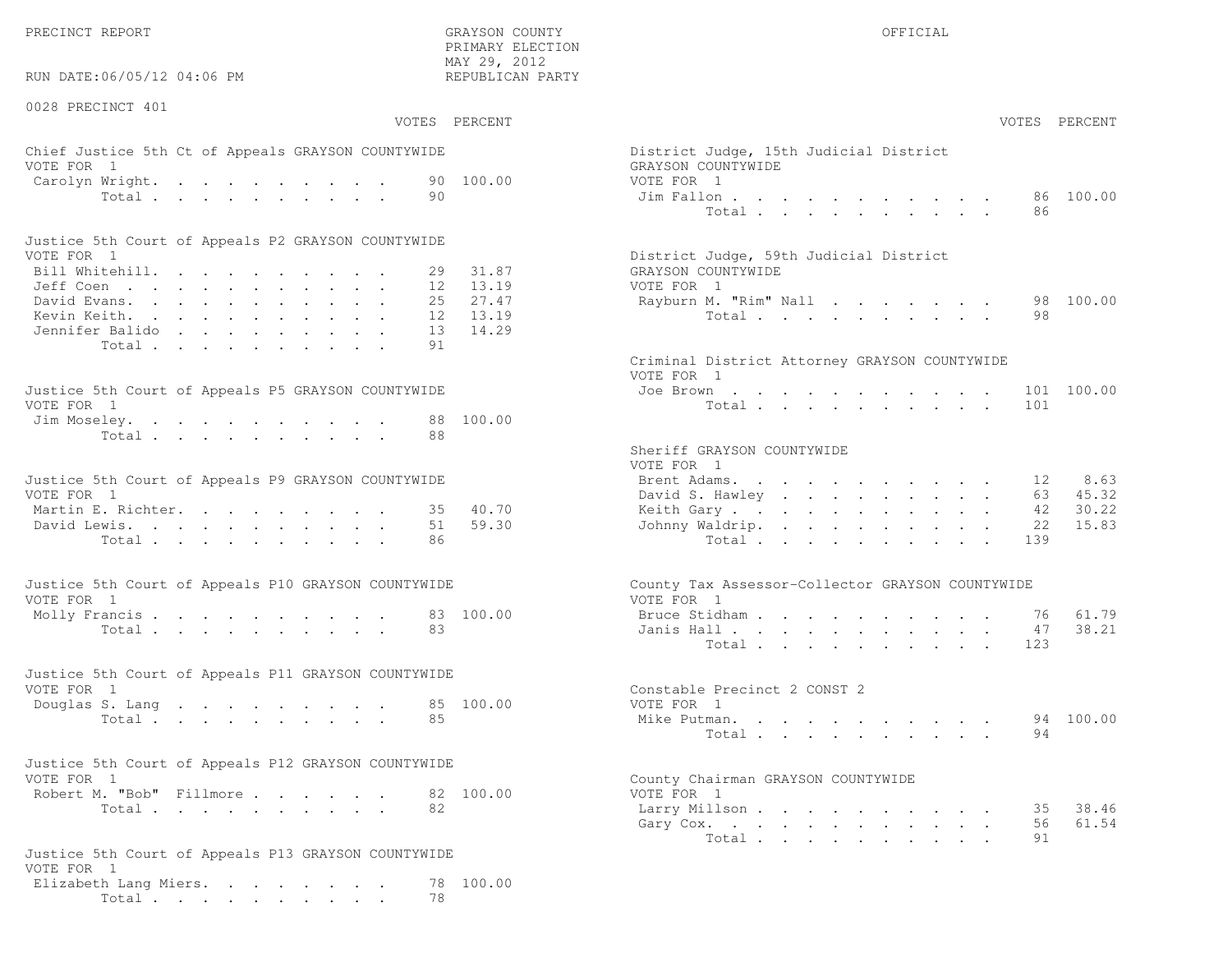PRECINCT REPORT

GRAYSON COUNTY
PRIMARY ELECTION
MAY 29, 2012
REPUBLICAN PARTY

OFFICIAL

RUN DATE:06/05/12 04:06 PM

0028 PRECINCT 401

**Chief Justice 5th Ct of Appeals GRAYSON COUNTYWIDE**
VOTE FOR 1

| Candidate | VOTES | PERCENT |
|---|---|---|
| Carolyn Wright | 90 | 100.00 |
| Total | 90 | |

**Justice 5th Court of Appeals P2 GRAYSON COUNTYWIDE**
VOTE FOR 1

| Candidate | VOTES | PERCENT |
|---|---|---|
| Bill Whitehill | 29 | 31.87 |
| Jeff Coen | 12 | 13.19 |
| David Evans | 25 | 27.47 |
| Kevin Keith | 12 | 13.19 |
| Jennifer Balido | 13 | 14.29 |
| Total | 91 | |

**Justice 5th Court of Appeals P5 GRAYSON COUNTYWIDE**
VOTE FOR 1

| Candidate | VOTES | PERCENT |
|---|---|---|
| Jim Moseley | 88 | 100.00 |
| Total | 88 | |

**Justice 5th Court of Appeals P9 GRAYSON COUNTYWIDE**
VOTE FOR 1

| Candidate | VOTES | PERCENT |
|---|---|---|
| Martin E. Richter | 35 | 40.70 |
| David Lewis | 51 | 59.30 |
| Total | 86 | |

**Justice 5th Court of Appeals P10 GRAYSON COUNTYWIDE**
VOTE FOR 1

| Candidate | VOTES | PERCENT |
|---|---|---|
| Molly Francis | 83 | 100.00 |
| Total | 83 | |

**Justice 5th Court of Appeals P11 GRAYSON COUNTYWIDE**
VOTE FOR 1

| Candidate | VOTES | PERCENT |
|---|---|---|
| Douglas S. Lang | 85 | 100.00 |
| Total | 85 | |

**Justice 5th Court of Appeals P12 GRAYSON COUNTYWIDE**
VOTE FOR 1

| Candidate | VOTES | PERCENT |
|---|---|---|
| Robert M. "Bob" Fillmore | 82 | 100.00 |
| Total | 82 | |

**Justice 5th Court of Appeals P13 GRAYSON COUNTYWIDE**
VOTE FOR 1

| Candidate | VOTES | PERCENT |
|---|---|---|
| Elizabeth Lang Miers | 78 | 100.00 |
| Total | 78 | |

**District Judge, 15th Judicial District GRAYSON COUNTYWIDE**
VOTE FOR 1

| Candidate | VOTES | PERCENT |
|---|---|---|
| Jim Fallon | 86 | 100.00 |
| Total | 86 | |

**District Judge, 59th Judicial District GRAYSON COUNTYWIDE**
VOTE FOR 1

| Candidate | VOTES | PERCENT |
|---|---|---|
| Rayburn M. "Rim" Nall | 98 | 100.00 |
| Total | 98 | |

**Criminal District Attorney GRAYSON COUNTYWIDE**
VOTE FOR 1

| Candidate | VOTES | PERCENT |
|---|---|---|
| Joe Brown | 101 | 100.00 |
| Total | 101 | |

**Sheriff GRAYSON COUNTYWIDE**
VOTE FOR 1

| Candidate | VOTES | PERCENT |
|---|---|---|
| Brent Adams | 12 | 8.63 |
| David S. Hawley | 63 | 45.32 |
| Keith Gary | 42 | 30.22 |
| Johnny Waldrip | 22 | 15.83 |
| Total | 139 | |

**County Tax Assessor-Collector GRAYSON COUNTYWIDE**
VOTE FOR 1

| Candidate | VOTES | PERCENT |
|---|---|---|
| Bruce Stidham | 76 | 61.79 |
| Janis Hall | 47 | 38.21 |
| Total | 123 | |

**Constable Precinct 2 CONST 2**
VOTE FOR 1

| Candidate | VOTES | PERCENT |
|---|---|---|
| Mike Putman | 94 | 100.00 |
| Total | 94 | |

**County Chairman GRAYSON COUNTYWIDE**
VOTE FOR 1

| Candidate | VOTES | PERCENT |
|---|---|---|
| Larry Millson | 35 | 38.46 |
| Gary Cox | 56 | 61.54 |
| Total | 91 | |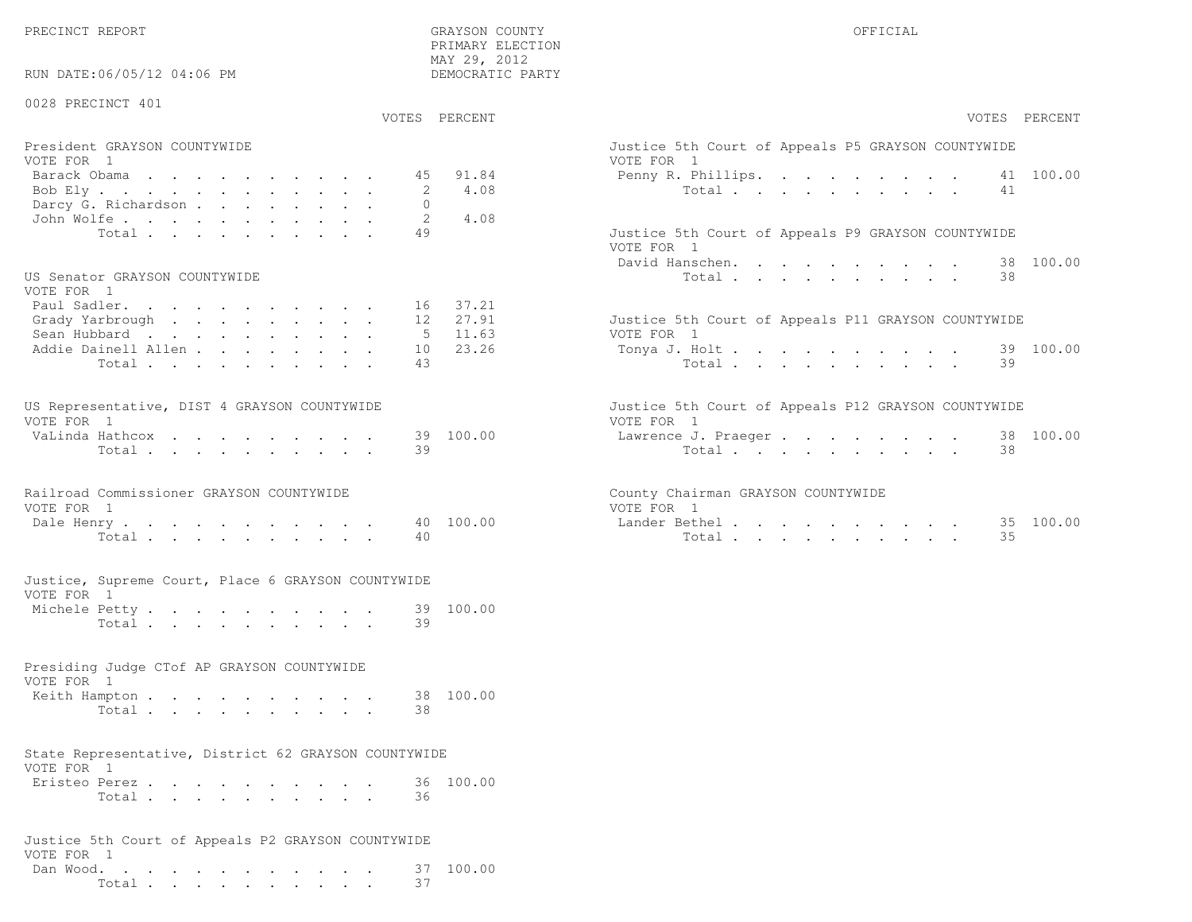PRECINCT REPORT

GRAYSON COUNTY
PRIMARY ELECTION
MAY 29, 2012
DEMOCRATIC PARTY

OFFICIAL

RUN DATE:06/05/12 04:06 PM

0028 PRECINCT 401

**President GRAYSON COUNTYWIDE**
VOTE FOR 1

| Candidate | VOTES | PERCENT |
|---|---|---|
| Barack Obama | 45 | 91.84 |
| Bob Ely | 2 | 4.08 |
| Darcy G. Richardson | 0 | |
| John Wolfe | 2 | 4.08 |
| Total | 49 | |

**US Senator GRAYSON COUNTYWIDE**
VOTE FOR 1

| Candidate | VOTES | PERCENT |
|---|---|---|
| Paul Sadler. | 16 | 37.21 |
| Grady Yarbrough | 12 | 27.91 |
| Sean Hubbard | 5 | 11.63 |
| Addie Dainell Allen | 10 | 23.26 |
| Total | 43 | |

**US Representative, DIST 4 GRAYSON COUNTYWIDE**
VOTE FOR 1

| Candidate | VOTES | PERCENT |
|---|---|---|
| VaLinda Hathcox | 39 | 100.00 |
| Total | 39 | |

**Railroad Commissioner GRAYSON COUNTYWIDE**
VOTE FOR 1

| Candidate | VOTES | PERCENT |
|---|---|---|
| Dale Henry | 40 | 100.00 |
| Total | 40 | |

**Justice, Supreme Court, Place 6 GRAYSON COUNTYWIDE**
VOTE FOR 1

| Candidate | VOTES | PERCENT |
|---|---|---|
| Michele Petty | 39 | 100.00 |
| Total | 39 | |

**Presiding Judge CTof AP GRAYSON COUNTYWIDE**
VOTE FOR 1

| Candidate | VOTES | PERCENT |
|---|---|---|
| Keith Hampton | 38 | 100.00 |
| Total | 38 | |

**State Representative, District 62 GRAYSON COUNTYWIDE**
VOTE FOR 1

| Candidate | VOTES | PERCENT |
|---|---|---|
| Eristeo Perez | 36 | 100.00 |
| Total | 36 | |

**Justice 5th Court of Appeals P2 GRAYSON COUNTYWIDE**
VOTE FOR 1

| Candidate | VOTES | PERCENT |
|---|---|---|
| Dan Wood. | 37 | 100.00 |
| Total | 37 | |

**Justice 5th Court of Appeals P5 GRAYSON COUNTYWIDE**
VOTE FOR 1

| Candidate | VOTES | PERCENT |
|---|---|---|
| Penny R. Phillips. | 41 | 100.00 |
| Total | 41 | |

**Justice 5th Court of Appeals P9 GRAYSON COUNTYWIDE**
VOTE FOR 1

| Candidate | VOTES | PERCENT |
|---|---|---|
| David Hanschen. | 38 | 100.00 |
| Total | 38 | |

**Justice 5th Court of Appeals P11 GRAYSON COUNTYWIDE**
VOTE FOR 1

| Candidate | VOTES | PERCENT |
|---|---|---|
| Tonya J. Holt | 39 | 100.00 |
| Total | 39 | |

**Justice 5th Court of Appeals P12 GRAYSON COUNTYWIDE**
VOTE FOR 1

| Candidate | VOTES | PERCENT |
|---|---|---|
| Lawrence J. Praeger | 38 | 100.00 |
| Total | 38 | |

**County Chairman GRAYSON COUNTYWIDE**
VOTE FOR 1

| Candidate | VOTES | PERCENT |
|---|---|---|
| Lander Bethel | 35 | 100.00 |
| Total | 35 | |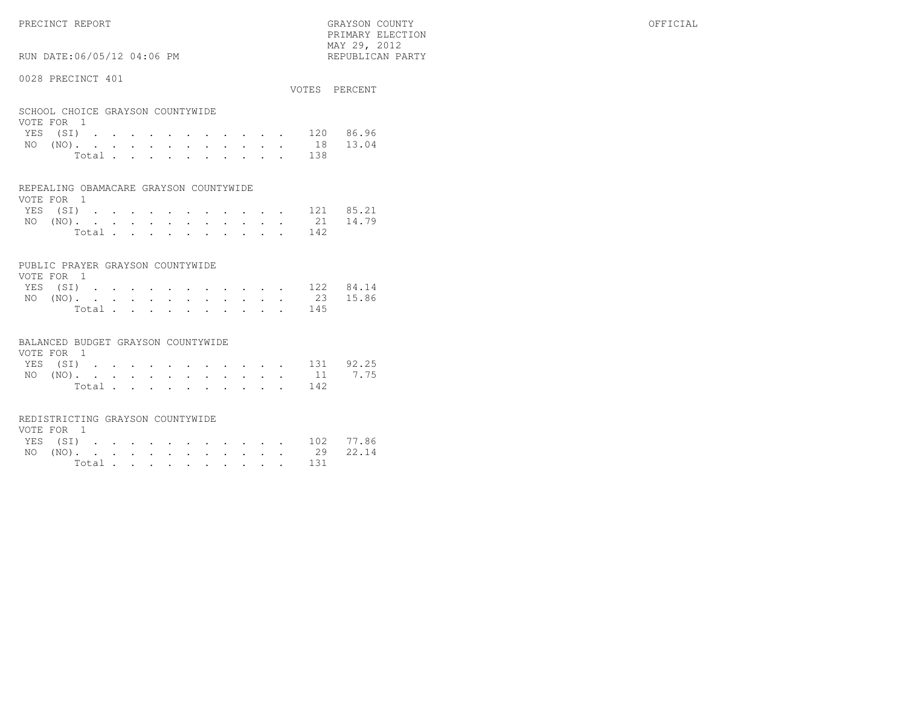PRECINCT REPORT

GRAYSON COUNTY
PRIMARY ELECTION
MAY 29, 2012
REPUBLICAN PARTY

OFFICIAL

RUN DATE:06/05/12 04:06 PM

0028 PRECINCT 401

### SCHOOL CHOICE GRAYSON COUNTYWIDE
VOTE FOR 1

| | VOTES | PERCENT |
|---|---|---|
| YES (SI) | 120 | 86.96 |
| NO (NO) | 18 | 13.04 |
| Total | 138 | |

### REPEALING OBAMACARE GRAYSON COUNTYWIDE
VOTE FOR 1

| | VOTES | PERCENT |
|---|---|---|
| YES (SI) | 121 | 85.21 |
| NO (NO) | 21 | 14.79 |
| Total | 142 | |

### PUBLIC PRAYER GRAYSON COUNTYWIDE
VOTE FOR 1

| | VOTES | PERCENT |
|---|---|---|
| YES (SI) | 122 | 84.14 |
| NO (NO) | 23 | 15.86 |
| Total | 145 | |

### BALANCED BUDGET GRAYSON COUNTYWIDE
VOTE FOR 1

| | VOTES | PERCENT |
|---|---|---|
| YES (SI) | 131 | 92.25 |
| NO (NO) | 11 | 7.75 |
| Total | 142 | |

### REDISTRICTING GRAYSON COUNTYWIDE
VOTE FOR 1

| | VOTES | PERCENT |
|---|---|---|
| YES (SI) | 102 | 77.86 |
| NO (NO) | 29 | 22.14 |
| Total | 131 | |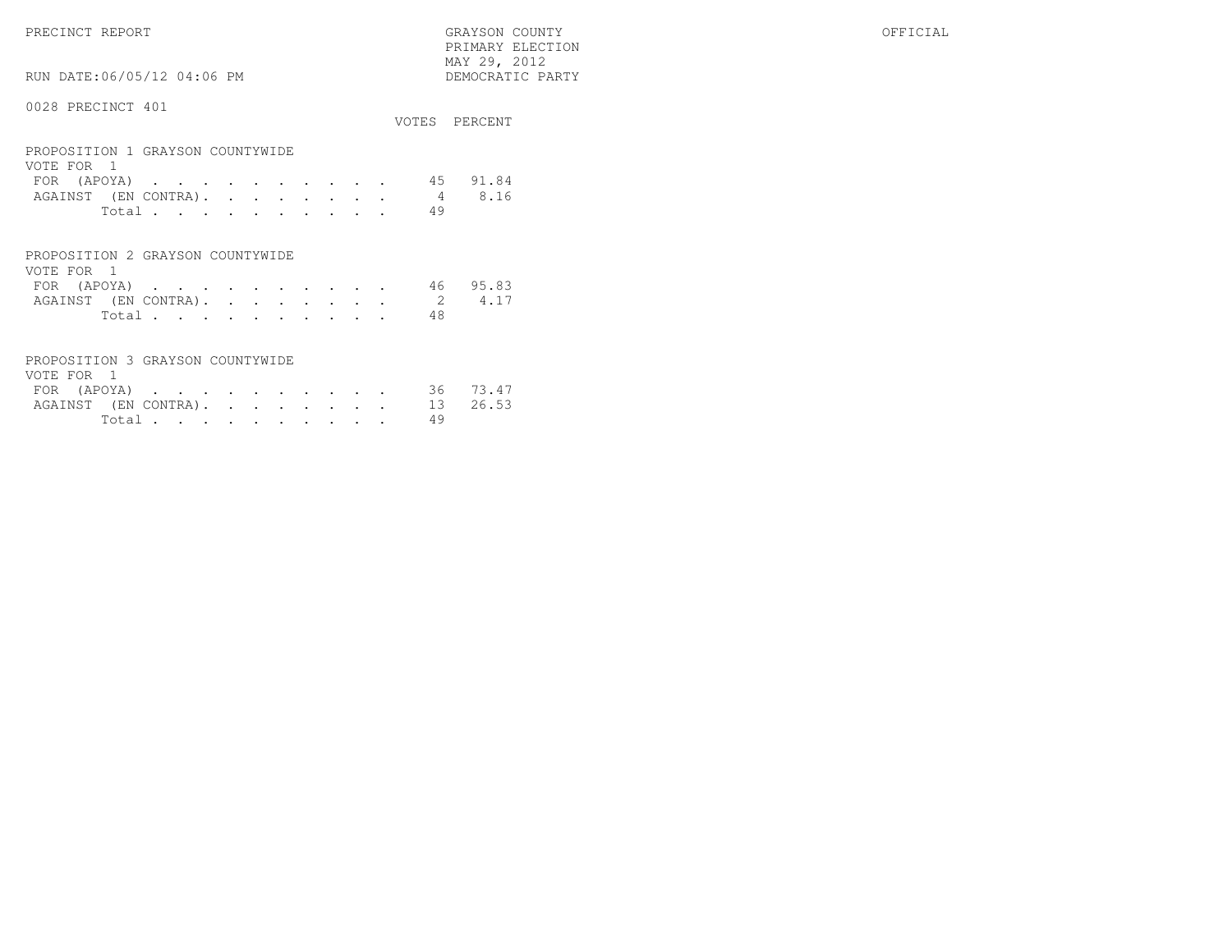PRECINCT REPORT — GRAYSON COUNTY — OFFICIAL
PRIMARY ELECTION
MAY 29, 2012
RUN DATE:06/05/12 04:06 PM — DEMOCRATIC PARTY

## 0028 PRECINCT 401

### PROPOSITION 1 GRAYSON COUNTYWIDE
VOTE FOR 1

| | VOTES | PERCENT |
|---|---|---|
| FOR (APOYA) | 45 | 91.84 |
| AGAINST (EN CONTRA) | 4 | 8.16 |
| Total | 49 | |

### PROPOSITION 2 GRAYSON COUNTYWIDE
VOTE FOR 1

| | VOTES | PERCENT |
|---|---|---|
| FOR (APOYA) | 46 | 95.83 |
| AGAINST (EN CONTRA) | 2 | 4.17 |
| Total | 48 | |

### PROPOSITION 3 GRAYSON COUNTYWIDE
VOTE FOR 1

| | VOTES | PERCENT |
|---|---|---|
| FOR (APOYA) | 36 | 73.47 |
| AGAINST (EN CONTRA) | 13 | 26.53 |
| Total | 49 | |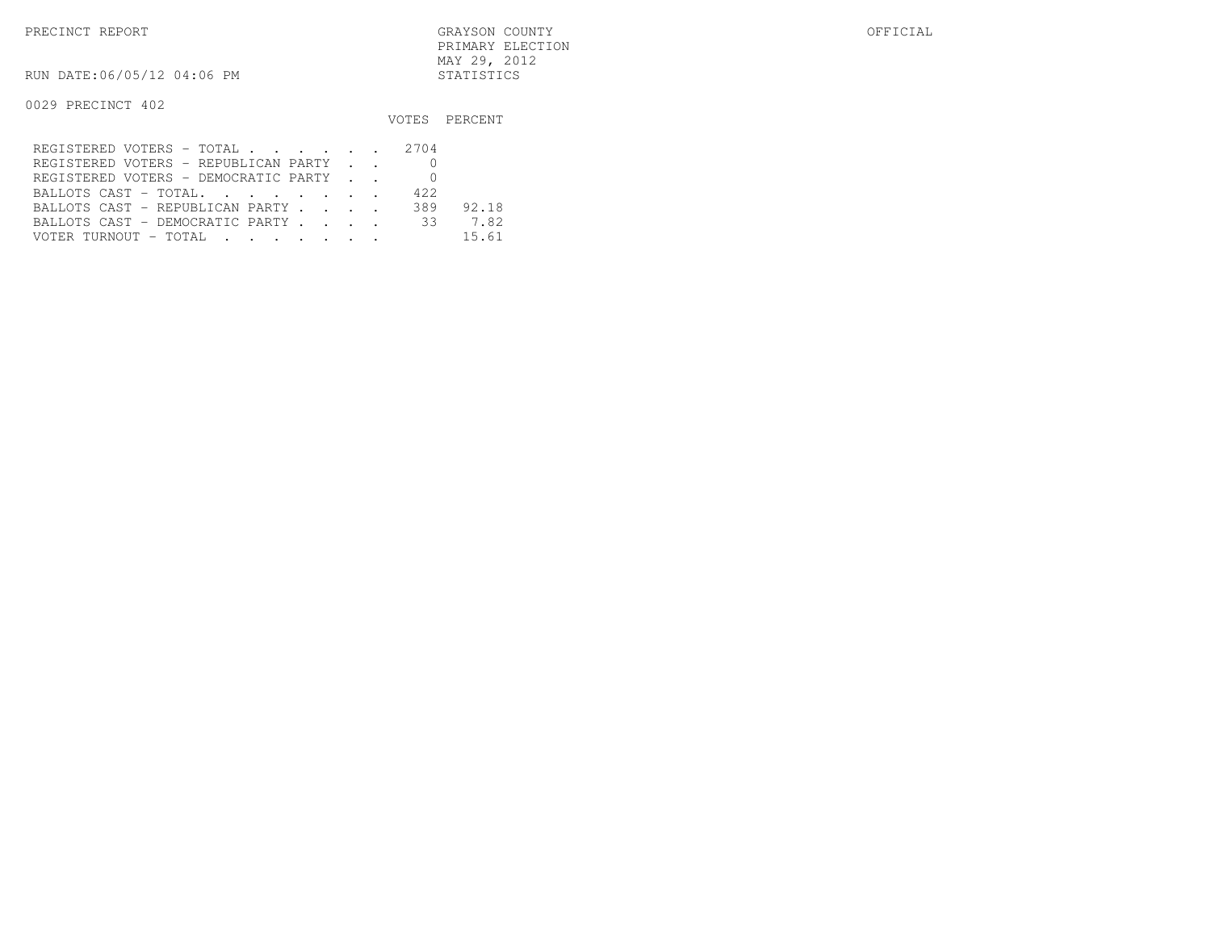PRECINCT REPORT

GRAYSON COUNTY
PRIMARY ELECTION
MAY 29, 2012
STATISTICS

OFFICIAL

RUN DATE:06/05/12 04:06 PM

0029 PRECINCT 402

| | VOTES | PERCENT |
|---|---|---|
| REGISTERED VOTERS - TOTAL . . . . . . | 2704 | |
| REGISTERED VOTERS - REPUBLICAN PARTY . . | 0 | |
| REGISTERED VOTERS - DEMOCRATIC PARTY . . | 0 | |
| BALLOTS CAST - TOTAL. . . . . . . . | 422 | |
| BALLOTS CAST - REPUBLICAN PARTY . . . . | 389 | 92.18 |
| BALLOTS CAST - DEMOCRATIC PARTY . . . . | 33 | 7.82 |
| VOTER TURNOUT - TOTAL . . . . . . . | | 15.61 |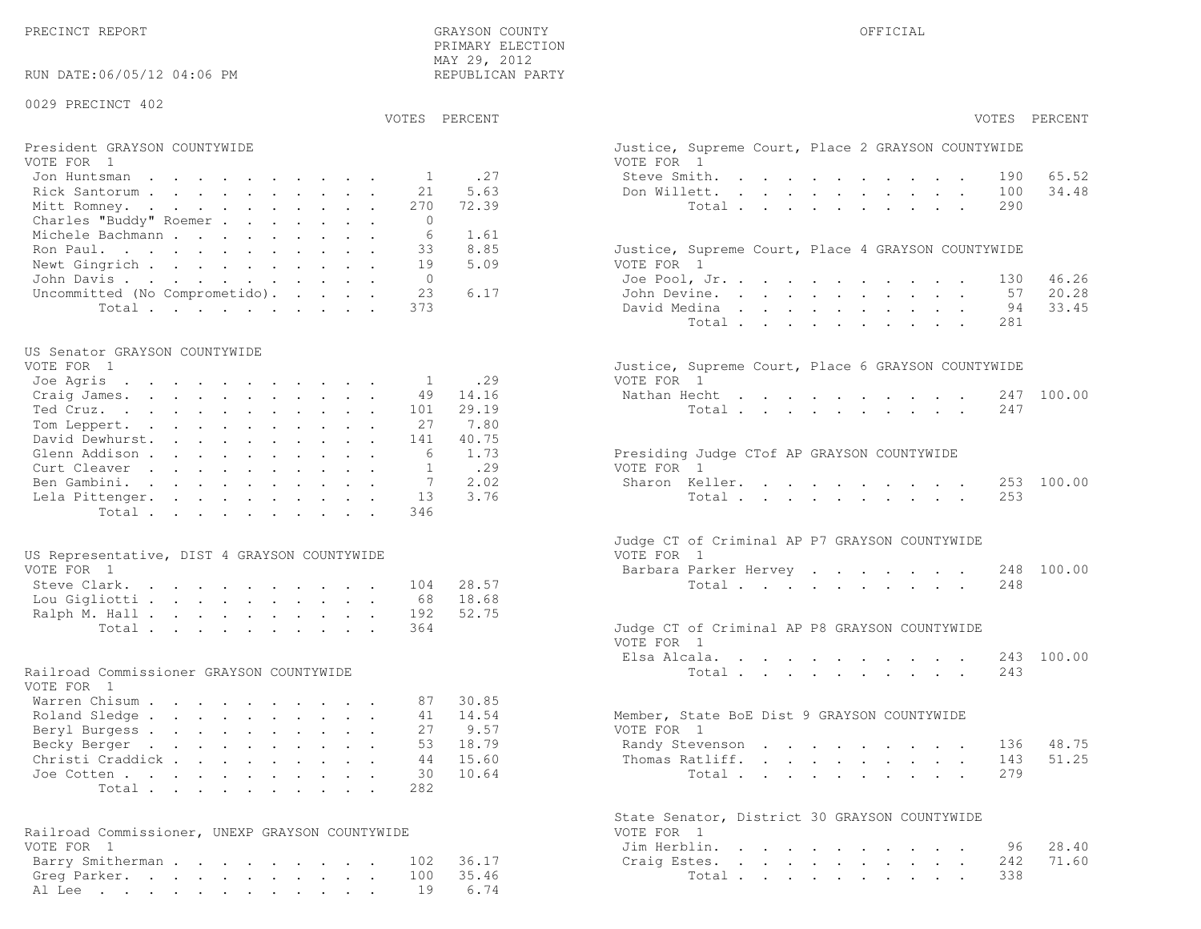PRECINCT REPORT

GRAYSON COUNTY
PRIMARY ELECTION
MAY 29, 2012
REPUBLICAN PARTY

OFFICIAL

RUN DATE:06/05/12 04:06 PM

0029 PRECINCT 402

**President GRAYSON COUNTYWIDE**
VOTE FOR 1

| | VOTES | PERCENT |
|---|---|---|
| Jon Huntsman | 1 | .27 |
| Rick Santorum | 21 | 5.63 |
| Mitt Romney | 270 | 72.39 |
| Charles "Buddy" Roemer | 0 | |
| Michele Bachmann | 6 | 1.61 |
| Ron Paul | 33 | 8.85 |
| Newt Gingrich | 19 | 5.09 |
| John Davis | 0 | |
| Uncommitted (No Comprometido) | 23 | 6.17 |
| Total | 373 | |

**US Senator GRAYSON COUNTYWIDE**
VOTE FOR 1

| | VOTES | PERCENT |
|---|---|---|
| Joe Agris | 1 | .29 |
| Craig James | 49 | 14.16 |
| Ted Cruz | 101 | 29.19 |
| Tom Leppert | 27 | 7.80 |
| David Dewhurst | 141 | 40.75 |
| Glenn Addison | 6 | 1.73 |
| Curt Cleaver | 1 | .29 |
| Ben Gambini | 7 | 2.02 |
| Lela Pittenger | 13 | 3.76 |
| Total | 346 | |

**US Representative, DIST 4 GRAYSON COUNTYWIDE**
VOTE FOR 1

| | VOTES | PERCENT |
|---|---|---|
| Steve Clark | 104 | 28.57 |
| Lou Gigliotti | 68 | 18.68 |
| Ralph M. Hall | 192 | 52.75 |
| Total | 364 | |

**Railroad Commissioner GRAYSON COUNTYWIDE**
VOTE FOR 1

| | VOTES | PERCENT |
|---|---|---|
| Warren Chisum | 87 | 30.85 |
| Roland Sledge | 41 | 14.54 |
| Beryl Burgess | 27 | 9.57 |
| Becky Berger | 53 | 18.79 |
| Christi Craddick | 44 | 15.60 |
| Joe Cotten | 30 | 10.64 |
| Total | 282 | |

**Railroad Commissioner, UNEXP GRAYSON COUNTYWIDE**
VOTE FOR 1

| | VOTES | PERCENT |
|---|---|---|
| Barry Smitherman | 102 | 36.17 |
| Greg Parker | 100 | 35.46 |
| Al Lee | 19 | 6.74 |

**Justice, Supreme Court, Place 2 GRAYSON COUNTYWIDE**
VOTE FOR 1

| | VOTES | PERCENT |
|---|---|---|
| Steve Smith | 190 | 65.52 |
| Don Willett | 100 | 34.48 |
| Total | 290 | |

**Justice, Supreme Court, Place 4 GRAYSON COUNTYWIDE**
VOTE FOR 1

| | VOTES | PERCENT |
|---|---|---|
| Joe Pool, Jr. | 130 | 46.26 |
| John Devine | 57 | 20.28 |
| David Medina | 94 | 33.45 |
| Total | 281 | |

**Justice, Supreme Court, Place 6 GRAYSON COUNTYWIDE**
VOTE FOR 1

| | VOTES | PERCENT |
|---|---|---|
| Nathan Hecht | 247 | 100.00 |
| Total | 247 | |

**Presiding Judge CTof AP GRAYSON COUNTYWIDE**
VOTE FOR 1

| | VOTES | PERCENT |
|---|---|---|
| Sharon Keller | 253 | 100.00 |
| Total | 253 | |

**Judge CT of Criminal AP P7 GRAYSON COUNTYWIDE**
VOTE FOR 1

| | VOTES | PERCENT |
|---|---|---|
| Barbara Parker Hervey | 248 | 100.00 |
| Total | 248 | |

**Judge CT of Criminal AP P8 GRAYSON COUNTYWIDE**
VOTE FOR 1

| | VOTES | PERCENT |
|---|---|---|
| Elsa Alcala | 243 | 100.00 |
| Total | 243 | |

**Member, State BoE Dist 9 GRAYSON COUNTYWIDE**
VOTE FOR 1

| | VOTES | PERCENT |
|---|---|---|
| Randy Stevenson | 136 | 48.75 |
| Thomas Ratliff | 143 | 51.25 |
| Total | 279 | |

**State Senator, District 30 GRAYSON COUNTYWIDE**
VOTE FOR 1

| | VOTES | PERCENT |
|---|---|---|
| Jim Herblin | 96 | 28.40 |
| Craig Estes | 242 | 71.60 |
| Total | 338 | |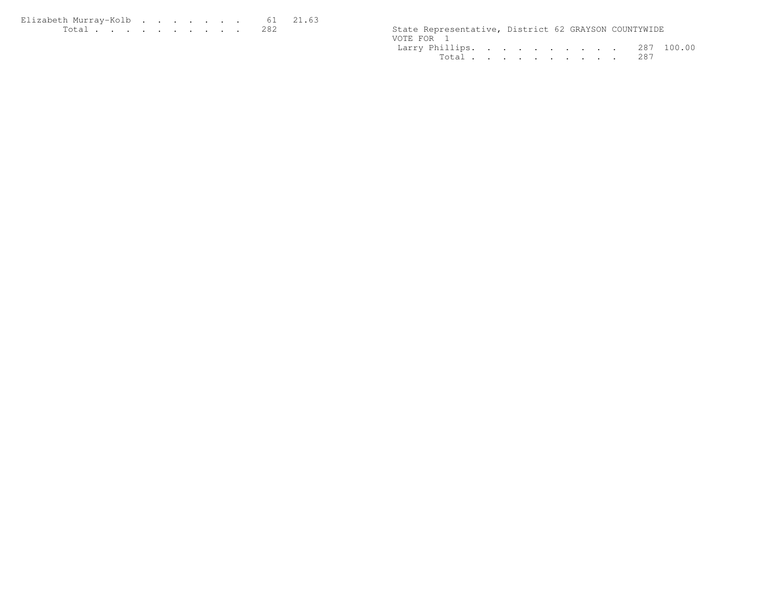| Candidate | Votes | Percent |
|---|---|---|
| Elizabeth Murray-Kolb | 61 | 21.63 |
| Total | 282 | |

State Representative, District 62 GRAYSON COUNTYWIDE
VOTE FOR 1

| Candidate | Votes | Percent |
|---|---|---|
| Larry Phillips | 287 | 100.00 |
| Total | 287 | |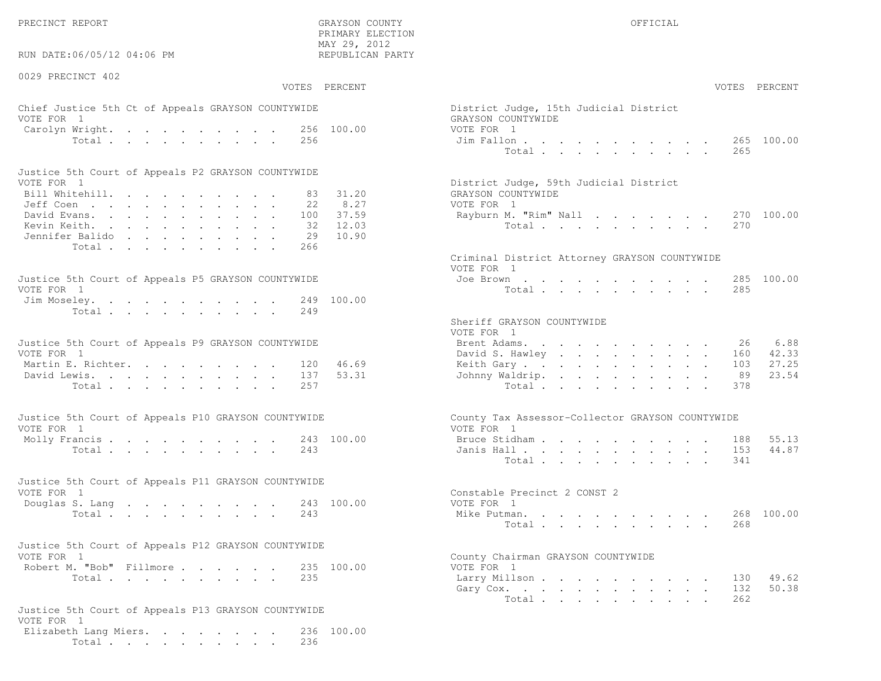PRECINCT REPORT — GRAYSON COUNTY PRIMARY ELECTION, MAY 29, 2012, REPUBLICAN PARTY — OFFICIAL

RUN DATE:06/05/12 04:06 PM

## 0029 PRECINCT 402

### Chief Justice 5th Ct of Appeals GRAYSON COUNTYWIDE
VOTE FOR 1

| Candidate | VOTES | PERCENT |
|---|---|---|
| Carolyn Wright | 256 | 100.00 |
| Total | 256 | |

### Justice 5th Court of Appeals P2 GRAYSON COUNTYWIDE
VOTE FOR 1

| Candidate | VOTES | PERCENT |
|---|---|---|
| Bill Whitehill | 83 | 31.20 |
| Jeff Coen | 22 | 8.27 |
| David Evans | 100 | 37.59 |
| Kevin Keith | 32 | 12.03 |
| Jennifer Balido | 29 | 10.90 |
| Total | 266 | |

### Justice 5th Court of Appeals P5 GRAYSON COUNTYWIDE
VOTE FOR 1

| Candidate | VOTES | PERCENT |
|---|---|---|
| Jim Moseley | 249 | 100.00 |
| Total | 249 | |

### Justice 5th Court of Appeals P9 GRAYSON COUNTYWIDE
VOTE FOR 1

| Candidate | VOTES | PERCENT |
|---|---|---|
| Martin E. Richter | 120 | 46.69 |
| David Lewis | 137 | 53.31 |
| Total | 257 | |

### Justice 5th Court of Appeals P10 GRAYSON COUNTYWIDE
VOTE FOR 1

| Candidate | VOTES | PERCENT |
|---|---|---|
| Molly Francis | 243 | 100.00 |
| Total | 243 | |

### Justice 5th Court of Appeals P11 GRAYSON COUNTYWIDE
VOTE FOR 1

| Candidate | VOTES | PERCENT |
|---|---|---|
| Douglas S. Lang | 243 | 100.00 |
| Total | 243 | |

### Justice 5th Court of Appeals P12 GRAYSON COUNTYWIDE
VOTE FOR 1

| Candidate | VOTES | PERCENT |
|---|---|---|
| Robert M. "Bob" Fillmore | 235 | 100.00 |
| Total | 235 | |

### Justice 5th Court of Appeals P13 GRAYSON COUNTYWIDE
VOTE FOR 1

| Candidate | VOTES | PERCENT |
|---|---|---|
| Elizabeth Lang Miers | 236 | 100.00 |
| Total | 236 | |

### District Judge, 15th Judicial District GRAYSON COUNTYWIDE
VOTE FOR 1

| Candidate | VOTES | PERCENT |
|---|---|---|
| Jim Fallon | 265 | 100.00 |
| Total | 265 | |

### District Judge, 59th Judicial District GRAYSON COUNTYWIDE
VOTE FOR 1

| Candidate | VOTES | PERCENT |
|---|---|---|
| Rayburn M. "Rim" Nall | 270 | 100.00 |
| Total | 270 | |

### Criminal District Attorney GRAYSON COUNTYWIDE
VOTE FOR 1

| Candidate | VOTES | PERCENT |
|---|---|---|
| Joe Brown | 285 | 100.00 |
| Total | 285 | |

### Sheriff GRAYSON COUNTYWIDE
VOTE FOR 1

| Candidate | VOTES | PERCENT |
|---|---|---|
| Brent Adams | 26 | 6.88 |
| David S. Hawley | 160 | 42.33 |
| Keith Gary | 103 | 27.25 |
| Johnny Waldrip | 89 | 23.54 |
| Total | 378 | |

### County Tax Assessor-Collector GRAYSON COUNTYWIDE
VOTE FOR 1

| Candidate | VOTES | PERCENT |
|---|---|---|
| Bruce Stidham | 188 | 55.13 |
| Janis Hall | 153 | 44.87 |
| Total | 341 | |

### Constable Precinct 2 CONST 2
VOTE FOR 1

| Candidate | VOTES | PERCENT |
|---|---|---|
| Mike Putman | 268 | 100.00 |
| Total | 268 | |

### County Chairman GRAYSON COUNTYWIDE
VOTE FOR 1

| Candidate | VOTES | PERCENT |
|---|---|---|
| Larry Millson | 130 | 49.62 |
| Gary Cox | 132 | 50.38 |
| Total | 262 | |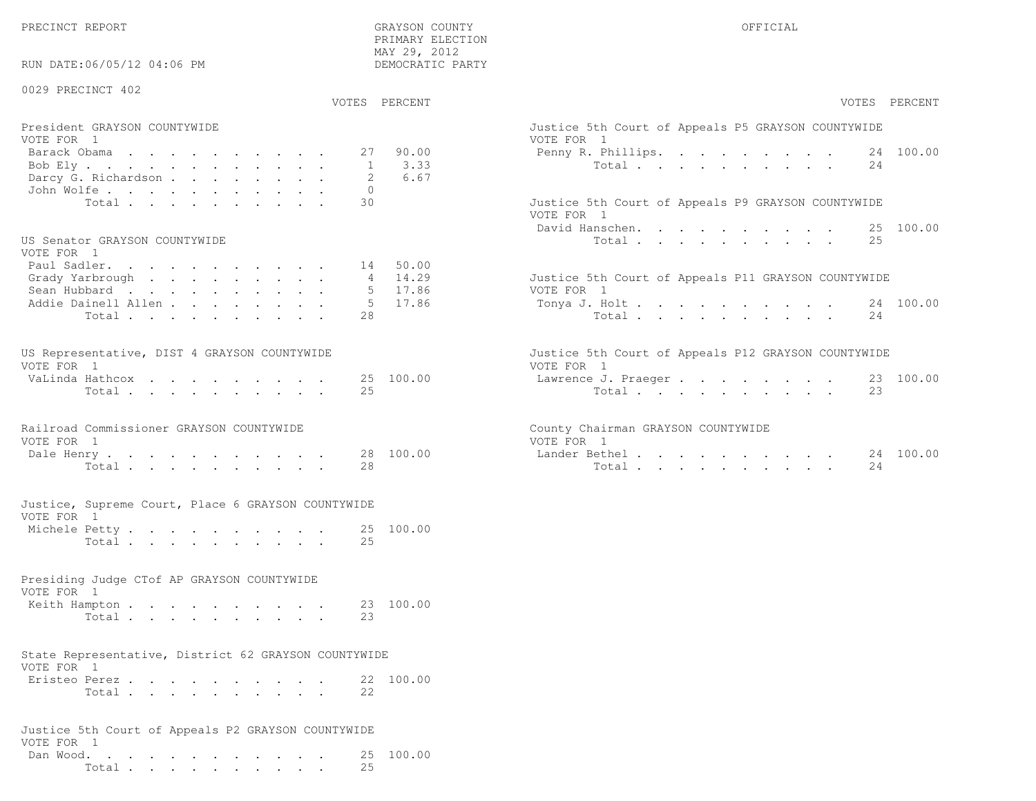PRECINCT REPORT

GRAYSON COUNTY
PRIMARY ELECTION
MAY 29, 2012
DEMOCRATIC PARTY

OFFICIAL

RUN DATE:06/05/12 04:06 PM

0029 PRECINCT 402

**President GRAYSON COUNTYWIDE**
VOTE FOR 1

| | VOTES | PERCENT |
|---|---|---|
| Barack Obama | 27 | 90.00 |
| Bob Ely | 1 | 3.33 |
| Darcy G. Richardson | 2 | 6.67 |
| John Wolfe | 0 | |
| Total | 30 | |

**US Senator GRAYSON COUNTYWIDE**
VOTE FOR 1

| | VOTES | PERCENT |
|---|---|---|
| Paul Sadler | 14 | 50.00 |
| Grady Yarbrough | 4 | 14.29 |
| Sean Hubbard | 5 | 17.86 |
| Addie Dainell Allen | 5 | 17.86 |
| Total | 28 | |

**US Representative, DIST 4 GRAYSON COUNTYWIDE**
VOTE FOR 1

| | VOTES | PERCENT |
|---|---|---|
| VaLinda Hathcox | 25 | 100.00 |
| Total | 25 | |

**Railroad Commissioner GRAYSON COUNTYWIDE**
VOTE FOR 1

| | VOTES | PERCENT |
|---|---|---|
| Dale Henry | 28 | 100.00 |
| Total | 28 | |

**Justice, Supreme Court, Place 6 GRAYSON COUNTYWIDE**
VOTE FOR 1

| | VOTES | PERCENT |
|---|---|---|
| Michele Petty | 25 | 100.00 |
| Total | 25 | |

**Presiding Judge CTof AP GRAYSON COUNTYWIDE**
VOTE FOR 1

| | VOTES | PERCENT |
|---|---|---|
| Keith Hampton | 23 | 100.00 |
| Total | 23 | |

**State Representative, District 62 GRAYSON COUNTYWIDE**
VOTE FOR 1

| | VOTES | PERCENT |
|---|---|---|
| Eristeo Perez | 22 | 100.00 |
| Total | 22 | |

**Justice 5th Court of Appeals P2 GRAYSON COUNTYWIDE**
VOTE FOR 1

| | VOTES | PERCENT |
|---|---|---|
| Dan Wood | 25 | 100.00 |
| Total | 25 | |

**Justice 5th Court of Appeals P5 GRAYSON COUNTYWIDE**
VOTE FOR 1

| | VOTES | PERCENT |
|---|---|---|
| Penny R. Phillips | 24 | 100.00 |
| Total | 24 | |

**Justice 5th Court of Appeals P9 GRAYSON COUNTYWIDE**
VOTE FOR 1

| | VOTES | PERCENT |
|---|---|---|
| David Hanschen | 25 | 100.00 |
| Total | 25 | |

**Justice 5th Court of Appeals P11 GRAYSON COUNTYWIDE**
VOTE FOR 1

| | VOTES | PERCENT |
|---|---|---|
| Tonya J. Holt | 24 | 100.00 |
| Total | 24 | |

**Justice 5th Court of Appeals P12 GRAYSON COUNTYWIDE**
VOTE FOR 1

| | VOTES | PERCENT |
|---|---|---|
| Lawrence J. Praeger | 23 | 100.00 |
| Total | 23 | |

**County Chairman GRAYSON COUNTYWIDE**
VOTE FOR 1

| | VOTES | PERCENT |
|---|---|---|
| Lander Bethel | 24 | 100.00 |
| Total | 24 | |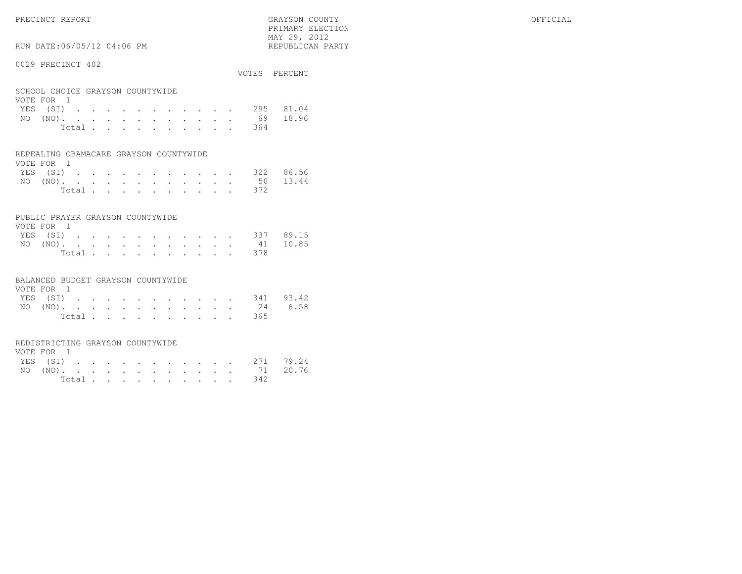PRECINCT REPORT

GRAYSON COUNTY
PRIMARY ELECTION
MAY 29, 2012
REPUBLICAN PARTY

OFFICIAL

RUN DATE:06/05/12 04:06 PM

0029 PRECINCT 402

## SCHOOL CHOICE GRAYSON COUNTYWIDE

VOTE FOR 1

| | VOTES | PERCENT |
|---|---|---|
| YES (SI) | 295 | 81.04 |
| NO (NO) | 69 | 18.96 |
| Total | 364 | |

## REPEALING OBAMACARE GRAYSON COUNTYWIDE

VOTE FOR 1

| | VOTES | PERCENT |
|---|---|---|
| YES (SI) | 322 | 86.56 |
| NO (NO) | 50 | 13.44 |
| Total | 372 | |

## PUBLIC PRAYER GRAYSON COUNTYWIDE

VOTE FOR 1

| | VOTES | PERCENT |
|---|---|---|
| YES (SI) | 337 | 89.15 |
| NO (NO) | 41 | 10.85 |
| Total | 378 | |

## BALANCED BUDGET GRAYSON COUNTYWIDE

VOTE FOR 1

| | VOTES | PERCENT |
|---|---|---|
| YES (SI) | 341 | 93.42 |
| NO (NO) | 24 | 6.58 |
| Total | 365 | |

## REDISTRICTING GRAYSON COUNTYWIDE

VOTE FOR 1

| | VOTES | PERCENT |
|---|---|---|
| YES (SI) | 271 | 79.24 |
| NO (NO) | 71 | 20.76 |
| Total | 342 | |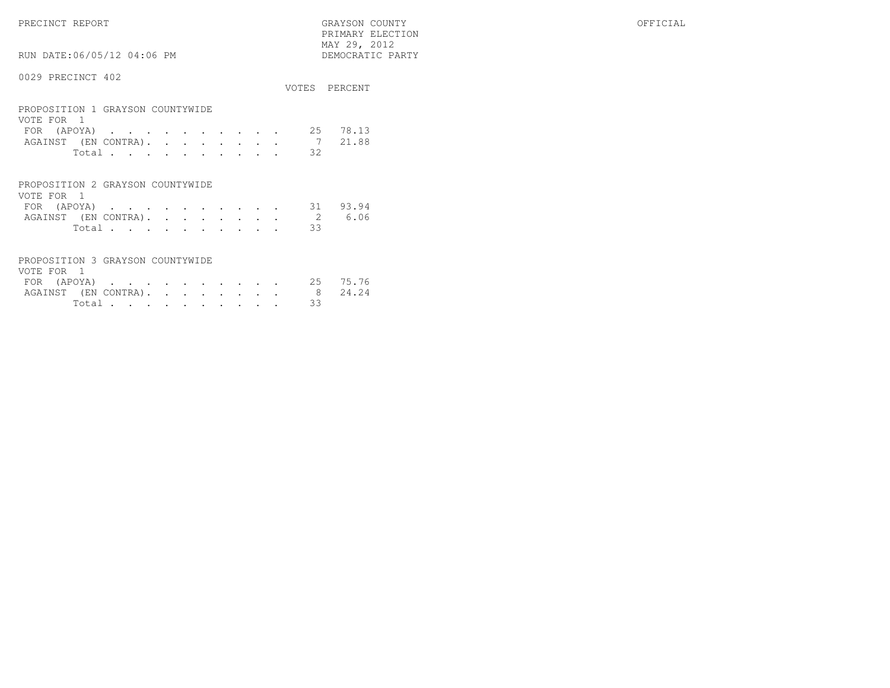PRECINCT REPORT

GRAYSON COUNTY
PRIMARY ELECTION
MAY 29, 2012
DEMOCRATIC PARTY

OFFICIAL

RUN DATE:06/05/12 04:06 PM

## 0029 PRECINCT 402

### PROPOSITION 1 GRAYSON COUNTYWIDE

VOTE FOR 1

| | VOTES | PERCENT |
|---|---|---|
| FOR (APOYA) | 25 | 78.13 |
| AGAINST (EN CONTRA) | 7 | 21.88 |
| Total | 32 | |

### PROPOSITION 2 GRAYSON COUNTYWIDE

VOTE FOR 1

| | VOTES | PERCENT |
|---|---|---|
| FOR (APOYA) | 31 | 93.94 |
| AGAINST (EN CONTRA) | 2 | 6.06 |
| Total | 33 | |

### PROPOSITION 3 GRAYSON COUNTYWIDE

VOTE FOR 1

| | VOTES | PERCENT |
|---|---|---|
| FOR (APOYA) | 25 | 75.76 |
| AGAINST (EN CONTRA) | 8 | 24.24 |
| Total | 33 | |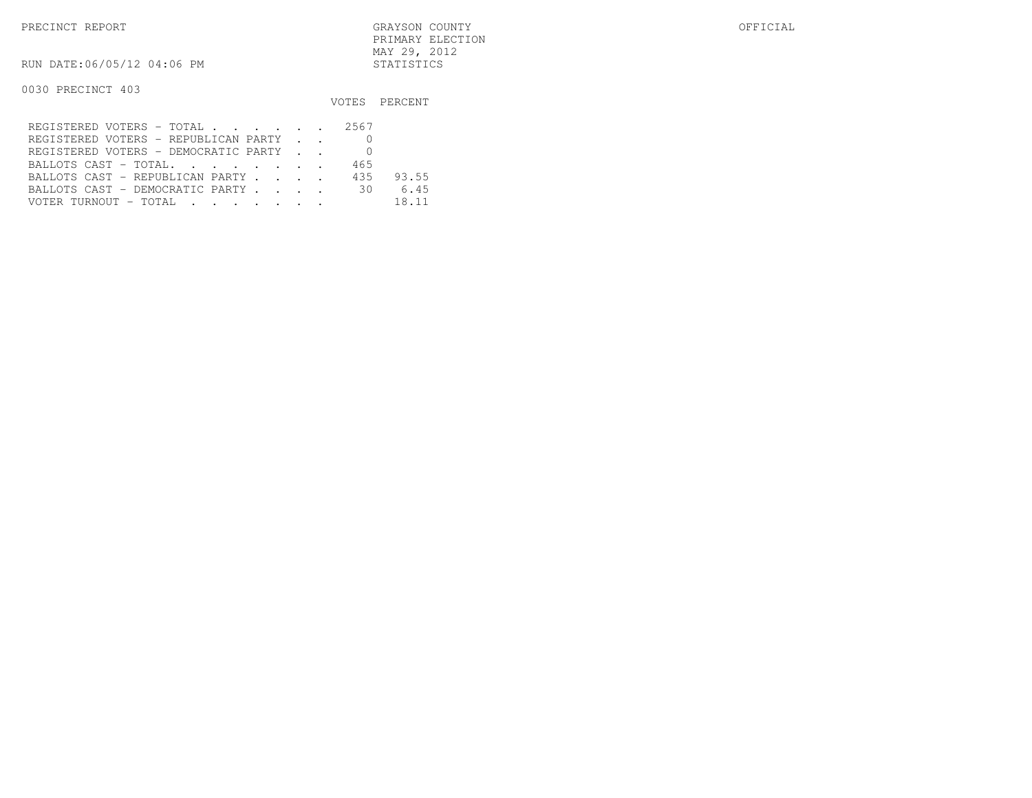PRECINCT REPORT

GRAYSON COUNTY
PRIMARY ELECTION
MAY 29, 2012
STATISTICS

OFFICIAL

RUN DATE:06/05/12 04:06 PM

0030 PRECINCT 403

| | VOTES | PERCENT |
|---|---|---|
| REGISTERED VOTERS - TOTAL | 2567 | |
| REGISTERED VOTERS - REPUBLICAN PARTY | 0 | |
| REGISTERED VOTERS - DEMOCRATIC PARTY | 0 | |
| BALLOTS CAST - TOTAL. | 465 | |
| BALLOTS CAST - REPUBLICAN PARTY | 435 | 93.55 |
| BALLOTS CAST - DEMOCRATIC PARTY | 30 | 6.45 |
| VOTER TURNOUT - TOTAL | | 18.11 |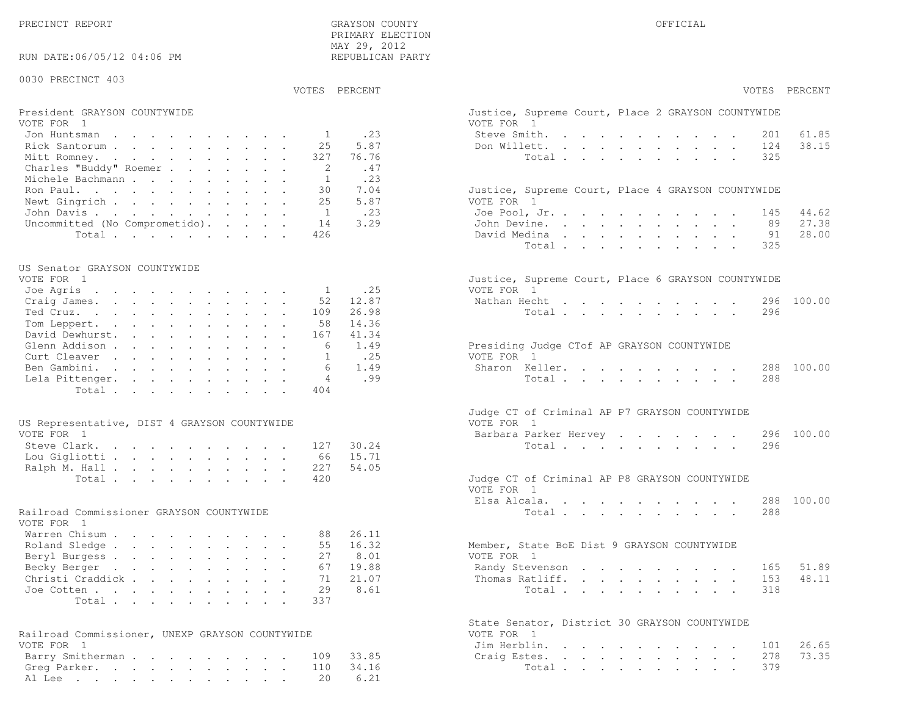PRECINCT REPORT

GRAYSON COUNTY
PRIMARY ELECTION
MAY 29, 2012
REPUBLICAN PARTY

OFFICIAL

RUN DATE:06/05/12 04:06 PM

0030 PRECINCT 403

**President GRAYSON COUNTYWIDE**
VOTE FOR 1

| | VOTES | PERCENT |
|---|---|---|
| Jon Huntsman | 1 | .23 |
| Rick Santorum | 25 | 5.87 |
| Mitt Romney | 327 | 76.76 |
| Charles "Buddy" Roemer | 2 | .47 |
| Michele Bachmann | 1 | .23 |
| Ron Paul | 30 | 7.04 |
| Newt Gingrich | 25 | 5.87 |
| John Davis | 1 | .23 |
| Uncommitted (No Comprometido) | 14 | 3.29 |
| Total | 426 | |

**US Senator GRAYSON COUNTYWIDE**
VOTE FOR 1

| | VOTES | PERCENT |
|---|---|---|
| Joe Agris | 1 | .25 |
| Craig James | 52 | 12.87 |
| Ted Cruz | 109 | 26.98 |
| Tom Leppert | 58 | 14.36 |
| David Dewhurst | 167 | 41.34 |
| Glenn Addison | 6 | 1.49 |
| Curt Cleaver | 1 | .25 |
| Ben Gambini | 6 | 1.49 |
| Lela Pittenger | 4 | .99 |
| Total | 404 | |

**US Representative, DIST 4 GRAYSON COUNTYWIDE**
VOTE FOR 1

| | VOTES | PERCENT |
|---|---|---|
| Steve Clark | 127 | 30.24 |
| Lou Gigliotti | 66 | 15.71 |
| Ralph M. Hall | 227 | 54.05 |
| Total | 420 | |

**Railroad Commissioner GRAYSON COUNTYWIDE**
VOTE FOR 1

| | VOTES | PERCENT |
|---|---|---|
| Warren Chisum | 88 | 26.11 |
| Roland Sledge | 55 | 16.32 |
| Beryl Burgess | 27 | 8.01 |
| Becky Berger | 67 | 19.88 |
| Christi Craddick | 71 | 21.07 |
| Joe Cotten | 29 | 8.61 |
| Total | 337 | |

**Railroad Commissioner, UNEXP GRAYSON COUNTYWIDE**
VOTE FOR 1

| | VOTES | PERCENT |
|---|---|---|
| Barry Smitherman | 109 | 33.85 |
| Greg Parker | 110 | 34.16 |
| Al Lee | 20 | 6.21 |

**Justice, Supreme Court, Place 2 GRAYSON COUNTYWIDE**
VOTE FOR 1

| | VOTES | PERCENT |
|---|---|---|
| Steve Smith | 201 | 61.85 |
| Don Willett | 124 | 38.15 |
| Total | 325 | |

**Justice, Supreme Court, Place 4 GRAYSON COUNTYWIDE**
VOTE FOR 1

| | VOTES | PERCENT |
|---|---|---|
| Joe Pool, Jr. | 145 | 44.62 |
| John Devine | 89 | 27.38 |
| David Medina | 91 | 28.00 |
| Total | 325 | |

**Justice, Supreme Court, Place 6 GRAYSON COUNTYWIDE**
VOTE FOR 1

| | VOTES | PERCENT |
|---|---|---|
| Nathan Hecht | 296 | 100.00 |
| Total | 296 | |

**Presiding Judge CTof AP GRAYSON COUNTYWIDE**
VOTE FOR 1

| | VOTES | PERCENT |
|---|---|---|
| Sharon Keller | 288 | 100.00 |
| Total | 288 | |

**Judge CT of Criminal AP P7 GRAYSON COUNTYWIDE**
VOTE FOR 1

| | VOTES | PERCENT |
|---|---|---|
| Barbara Parker Hervey | 296 | 100.00 |
| Total | 296 | |

**Judge CT of Criminal AP P8 GRAYSON COUNTYWIDE**
VOTE FOR 1

| | VOTES | PERCENT |
|---|---|---|
| Elsa Alcala | 288 | 100.00 |
| Total | 288 | |

**Member, State BoE Dist 9 GRAYSON COUNTYWIDE**
VOTE FOR 1

| | VOTES | PERCENT |
|---|---|---|
| Randy Stevenson | 165 | 51.89 |
| Thomas Ratliff | 153 | 48.11 |
| Total | 318 | |

**State Senator, District 30 GRAYSON COUNTYWIDE**
VOTE FOR 1

| | VOTES | PERCENT |
|---|---|---|
| Jim Herblin | 101 | 26.65 |
| Craig Estes | 278 | 73.35 |
| Total | 379 | |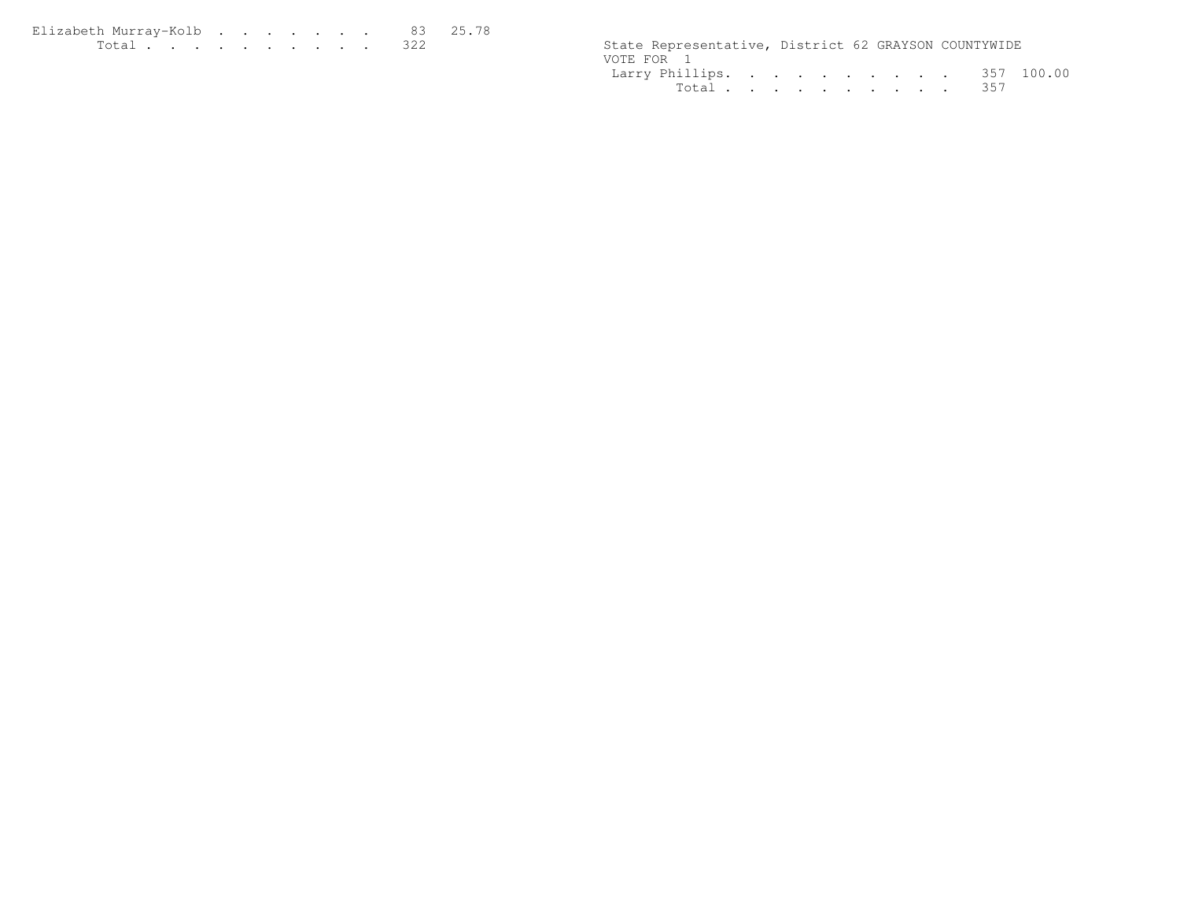| | | |
|---|---|---|
| Elizabeth Murray-Kolb | 83 | 25.78 |
| Total | 322 | |

State Representative, District 62 GRAYSON COUNTYWIDE
VOTE FOR 1

| | | |
|---|---|---|
| Larry Phillips | 357 | 100.00 |
| Total | 357 | |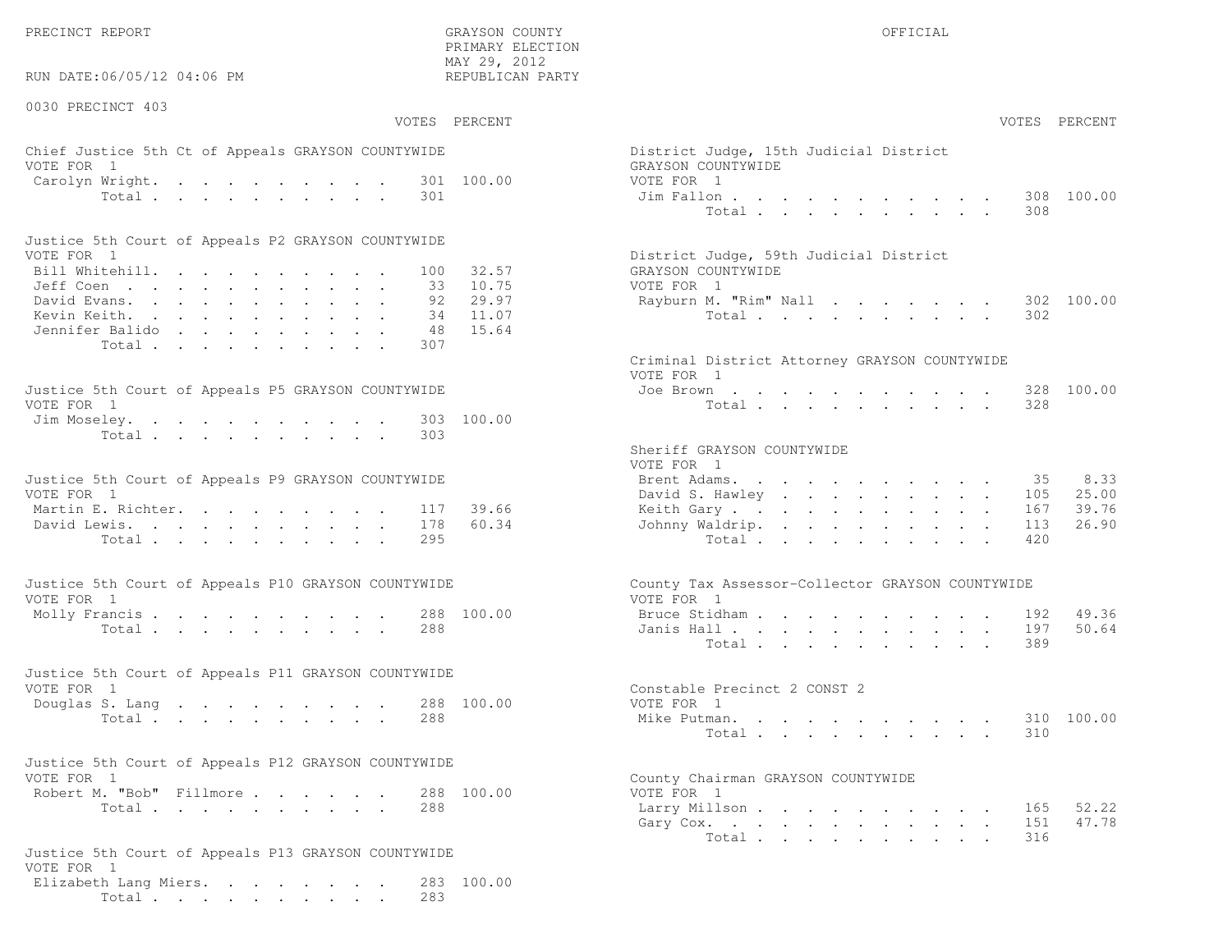PRECINCT REPORT

GRAYSON COUNTY
PRIMARY ELECTION
MAY 29, 2012
REPUBLICAN PARTY

OFFICIAL

RUN DATE:06/05/12 04:06 PM

0030 PRECINCT 403

### Chief Justice 5th Ct of Appeals GRAYSON COUNTYWIDE

VOTE FOR 1

| | VOTES | PERCENT |
|---|---|---|
| Carolyn Wright | 301 | 100.00 |
| Total | 301 | |

### Justice 5th Court of Appeals P2 GRAYSON COUNTYWIDE

VOTE FOR 1

| | VOTES | PERCENT |
|---|---|---|
| Bill Whitehill | 100 | 32.57 |
| Jeff Coen | 33 | 10.75 |
| David Evans | 92 | 29.97 |
| Kevin Keith | 34 | 11.07 |
| Jennifer Balido | 48 | 15.64 |
| Total | 307 | |

### Justice 5th Court of Appeals P5 GRAYSON COUNTYWIDE

VOTE FOR 1

| | VOTES | PERCENT |
|---|---|---|
| Jim Moseley | 303 | 100.00 |
| Total | 303 | |

### Justice 5th Court of Appeals P9 GRAYSON COUNTYWIDE

VOTE FOR 1

| | VOTES | PERCENT |
|---|---|---|
| Martin E. Richter | 117 | 39.66 |
| David Lewis | 178 | 60.34 |
| Total | 295 | |

### Justice 5th Court of Appeals P10 GRAYSON COUNTYWIDE

VOTE FOR 1

| | VOTES | PERCENT |
|---|---|---|
| Molly Francis | 288 | 100.00 |
| Total | 288 | |

### Justice 5th Court of Appeals P11 GRAYSON COUNTYWIDE

VOTE FOR 1

| | VOTES | PERCENT |
|---|---|---|
| Douglas S. Lang | 288 | 100.00 |
| Total | 288 | |

### Justice 5th Court of Appeals P12 GRAYSON COUNTYWIDE

VOTE FOR 1

| | VOTES | PERCENT |
|---|---|---|
| Robert M. "Bob" Fillmore | 288 | 100.00 |
| Total | 288 | |

### Justice 5th Court of Appeals P13 GRAYSON COUNTYWIDE

VOTE FOR 1

| | VOTES | PERCENT |
|---|---|---|
| Elizabeth Lang Miers | 283 | 100.00 |
| Total | 283 | |

### District Judge, 15th Judicial District GRAYSON COUNTYWIDE

VOTE FOR 1

| | VOTES | PERCENT |
|---|---|---|
| Jim Fallon | 308 | 100.00 |
| Total | 308 | |

### District Judge, 59th Judicial District GRAYSON COUNTYWIDE

VOTE FOR 1

| | VOTES | PERCENT |
|---|---|---|
| Rayburn M. "Rim" Nall | 302 | 100.00 |
| Total | 302 | |

### Criminal District Attorney GRAYSON COUNTYWIDE

VOTE FOR 1

| | VOTES | PERCENT |
|---|---|---|
| Joe Brown | 328 | 100.00 |
| Total | 328 | |

### Sheriff GRAYSON COUNTYWIDE

VOTE FOR 1

| | VOTES | PERCENT |
|---|---|---|
| Brent Adams | 35 | 8.33 |
| David S. Hawley | 105 | 25.00 |
| Keith Gary | 167 | 39.76 |
| Johnny Waldrip | 113 | 26.90 |
| Total | 420 | |

### County Tax Assessor-Collector GRAYSON COUNTYWIDE

VOTE FOR 1

| | VOTES | PERCENT |
|---|---|---|
| Bruce Stidham | 192 | 49.36 |
| Janis Hall | 197 | 50.64 |
| Total | 389 | |

### Constable Precinct 2 CONST 2

VOTE FOR 1

| | VOTES | PERCENT |
|---|---|---|
| Mike Putman | 310 | 100.00 |
| Total | 310 | |

### County Chairman GRAYSON COUNTYWIDE

VOTE FOR 1

| | VOTES | PERCENT |
|---|---|---|
| Larry Millson | 165 | 52.22 |
| Gary Cox | 151 | 47.78 |
| Total | 316 | |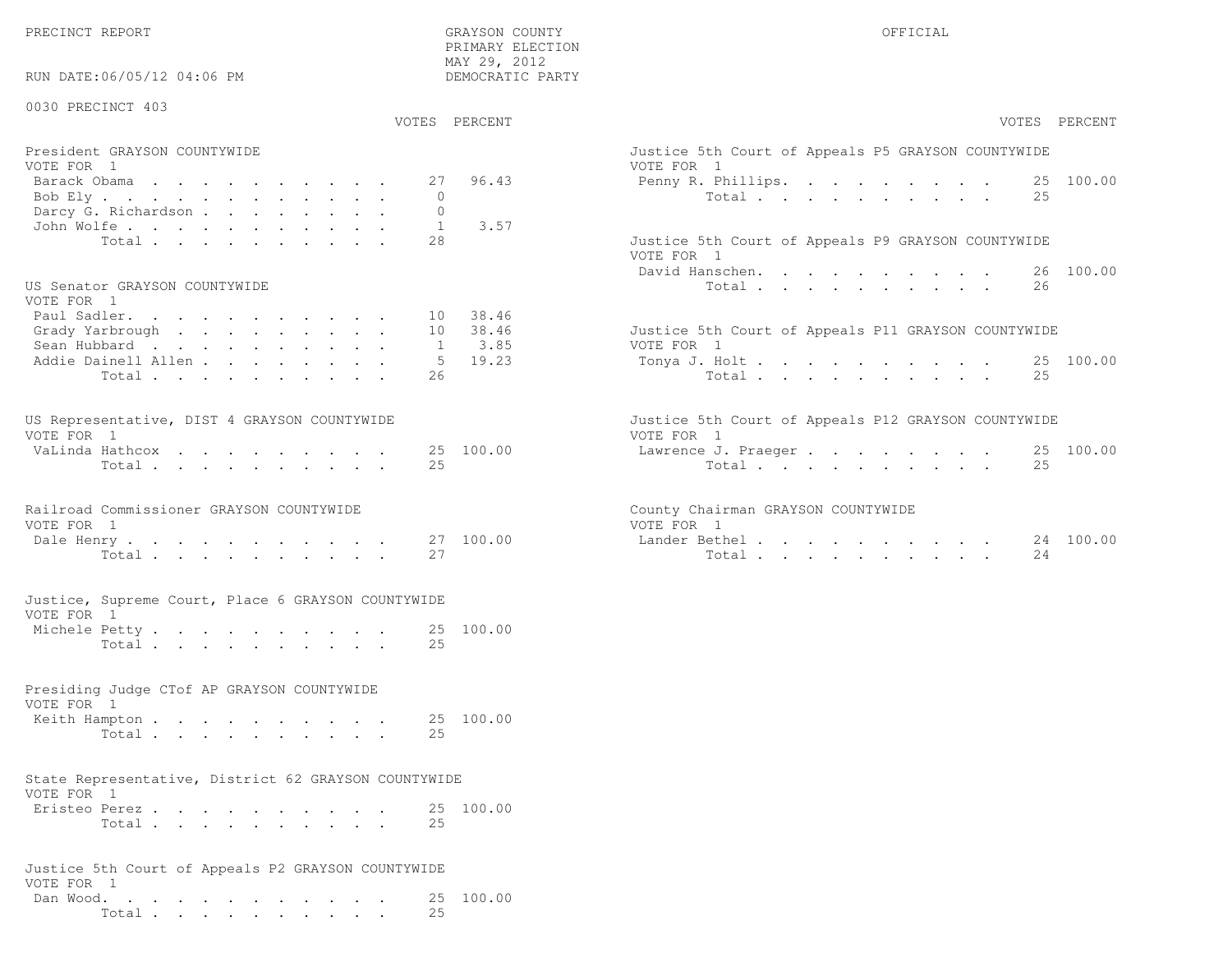PRECINCT REPORT — GRAYSON COUNTY — PRIMARY ELECTION — MAY 29, 2012 — DEMOCRATIC PARTY — OFFICIAL

RUN DATE:06/05/12 04:06 PM

## 0030 PRECINCT 403

### President GRAYSON COUNTYWIDE
VOTE FOR 1

| Candidate | VOTES | PERCENT |
|---|---|---|
| Barack Obama | 27 | 96.43 |
| Bob Ely | 0 | |
| Darcy G. Richardson | 0 | |
| John Wolfe | 1 | 3.57 |
| Total | 28 | |

### US Senator GRAYSON COUNTYWIDE
VOTE FOR 1

| Candidate | VOTES | PERCENT |
|---|---|---|
| Paul Sadler | 10 | 38.46 |
| Grady Yarbrough | 10 | 38.46 |
| Sean Hubbard | 1 | 3.85 |
| Addie Dainell Allen | 5 | 19.23 |
| Total | 26 | |

### US Representative, DIST 4 GRAYSON COUNTYWIDE
VOTE FOR 1

| Candidate | VOTES | PERCENT |
|---|---|---|
| VaLinda Hathcox | 25 | 100.00 |
| Total | 25 | |

### Railroad Commissioner GRAYSON COUNTYWIDE
VOTE FOR 1

| Candidate | VOTES | PERCENT |
|---|---|---|
| Dale Henry | 27 | 100.00 |
| Total | 27 | |

### Justice, Supreme Court, Place 6 GRAYSON COUNTYWIDE
VOTE FOR 1

| Candidate | VOTES | PERCENT |
|---|---|---|
| Michele Petty | 25 | 100.00 |
| Total | 25 | |

### Presiding Judge CTof AP GRAYSON COUNTYWIDE
VOTE FOR 1

| Candidate | VOTES | PERCENT |
|---|---|---|
| Keith Hampton | 25 | 100.00 |
| Total | 25 | |

### State Representative, District 62 GRAYSON COUNTYWIDE
VOTE FOR 1

| Candidate | VOTES | PERCENT |
|---|---|---|
| Eristeo Perez | 25 | 100.00 |
| Total | 25 | |

### Justice 5th Court of Appeals P2 GRAYSON COUNTYWIDE
VOTE FOR 1

| Candidate | VOTES | PERCENT |
|---|---|---|
| Dan Wood | 25 | 100.00 |
| Total | 25 | |

### Justice 5th Court of Appeals P5 GRAYSON COUNTYWIDE
VOTE FOR 1

| Candidate | VOTES | PERCENT |
|---|---|---|
| Penny R. Phillips | 25 | 100.00 |
| Total | 25 | |

### Justice 5th Court of Appeals P9 GRAYSON COUNTYWIDE
VOTE FOR 1

| Candidate | VOTES | PERCENT |
|---|---|---|
| David Hanschen | 26 | 100.00 |
| Total | 26 | |

### Justice 5th Court of Appeals P11 GRAYSON COUNTYWIDE
VOTE FOR 1

| Candidate | VOTES | PERCENT |
|---|---|---|
| Tonya J. Holt | 25 | 100.00 |
| Total | 25 | |

### Justice 5th Court of Appeals P12 GRAYSON COUNTYWIDE
VOTE FOR 1

| Candidate | VOTES | PERCENT |
|---|---|---|
| Lawrence J. Praeger | 25 | 100.00 |
| Total | 25 | |

### County Chairman GRAYSON COUNTYWIDE
VOTE FOR 1

| Candidate | VOTES | PERCENT |
|---|---|---|
| Lander Bethel | 24 | 100.00 |
| Total | 24 | |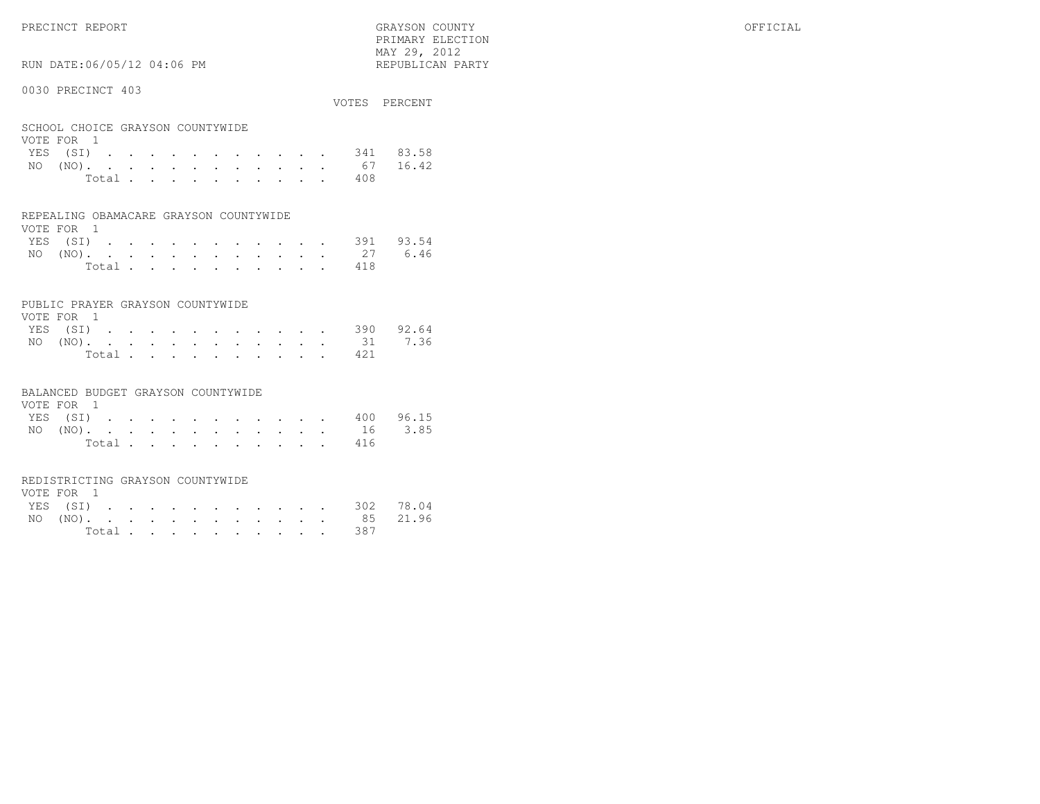PRECINCT REPORT

GRAYSON COUNTY
PRIMARY ELECTION
MAY 29, 2012
REPUBLICAN PARTY

OFFICIAL

RUN DATE:06/05/12 04:06 PM

## 0030 PRECINCT 403

### SCHOOL CHOICE GRAYSON COUNTYWIDE
VOTE FOR 1

| | VOTES | PERCENT |
|---|---|---|
| YES (SI) | 341 | 83.58 |
| NO (NO) | 67 | 16.42 |
| Total | 408 | |

### REPEALING OBAMACARE GRAYSON COUNTYWIDE
VOTE FOR 1

| | VOTES | PERCENT |
|---|---|---|
| YES (SI) | 391 | 93.54 |
| NO (NO) | 27 | 6.46 |
| Total | 418 | |

### PUBLIC PRAYER GRAYSON COUNTYWIDE
VOTE FOR 1

| | VOTES | PERCENT |
|---|---|---|
| YES (SI) | 390 | 92.64 |
| NO (NO) | 31 | 7.36 |
| Total | 421 | |

### BALANCED BUDGET GRAYSON COUNTYWIDE
VOTE FOR 1

| | VOTES | PERCENT |
|---|---|---|
| YES (SI) | 400 | 96.15 |
| NO (NO) | 16 | 3.85 |
| Total | 416 | |

### REDISTRICTING GRAYSON COUNTYWIDE
VOTE FOR 1

| | VOTES | PERCENT |
|---|---|---|
| YES (SI) | 302 | 78.04 |
| NO (NO) | 85 | 21.96 |
| Total | 387 | |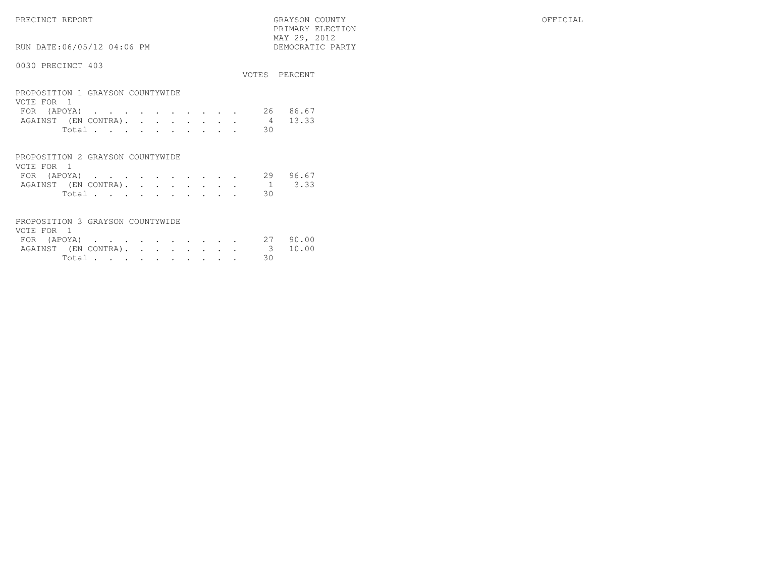PRECINCT REPORT

GRAYSON COUNTY
PRIMARY ELECTION
MAY 29, 2012
DEMOCRATIC PARTY

OFFICIAL

RUN DATE:06/05/12 04:06 PM

0030 PRECINCT 403

## PROPOSITION 1 GRAYSON COUNTYWIDE

VOTE FOR 1

| | VOTES | PERCENT |
|---|---|---|
| FOR (APOYA) | 26 | 86.67 |
| AGAINST (EN CONTRA) | 4 | 13.33 |
| Total | 30 | |

## PROPOSITION 2 GRAYSON COUNTYWIDE

VOTE FOR 1

| | VOTES | PERCENT |
|---|---|---|
| FOR (APOYA) | 29 | 96.67 |
| AGAINST (EN CONTRA) | 1 | 3.33 |
| Total | 30 | |

## PROPOSITION 3 GRAYSON COUNTYWIDE

VOTE FOR 1

| | VOTES | PERCENT |
|---|---|---|
| FOR (APOYA) | 27 | 90.00 |
| AGAINST (EN CONTRA) | 3 | 10.00 |
| Total | 30 | |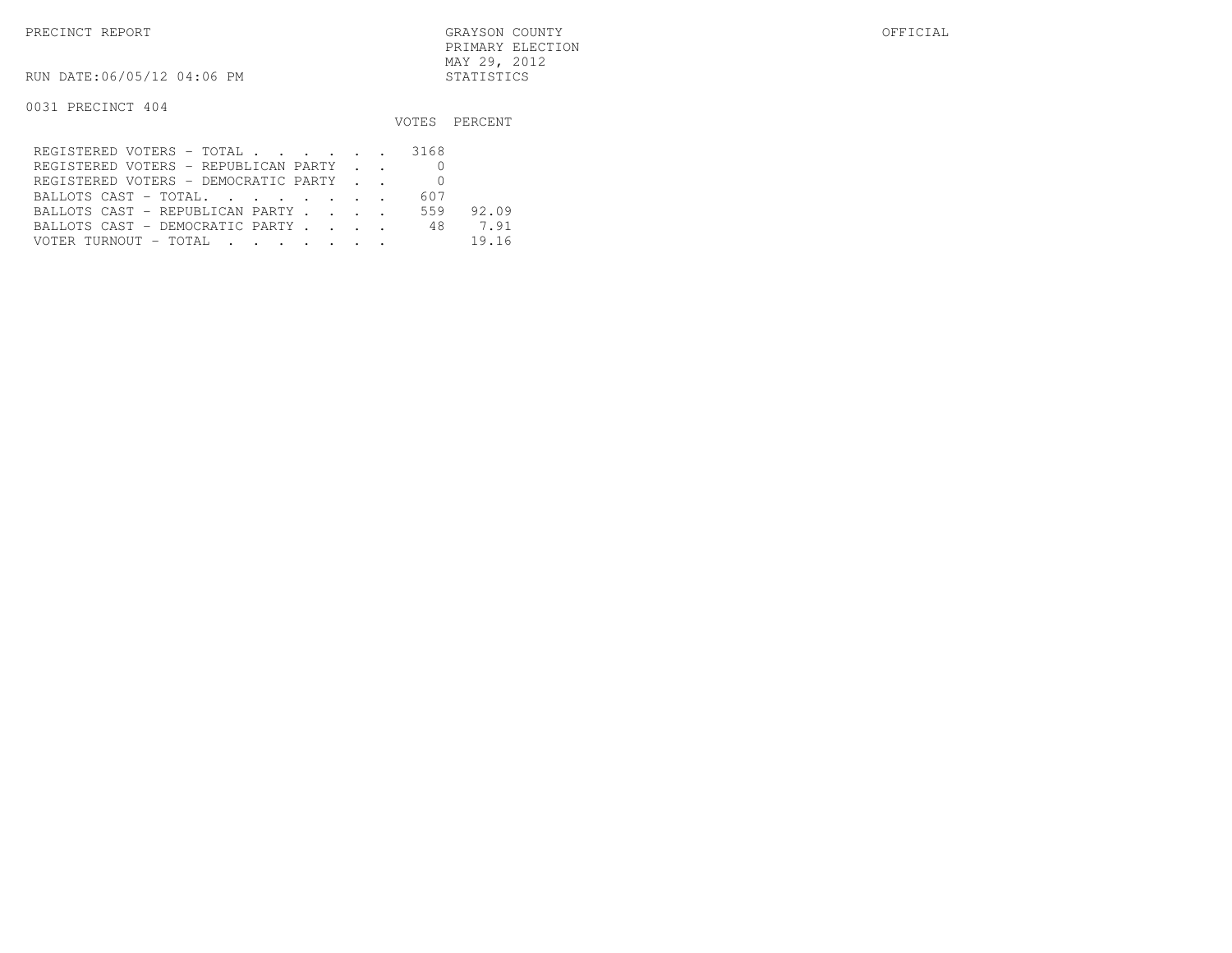PRECINCT REPORT

GRAYSON COUNTY
PRIMARY ELECTION
MAY 29, 2012
STATISTICS

OFFICIAL

RUN DATE:06/05/12 04:06 PM

0031 PRECINCT 404

| | VOTES | PERCENT |
|---|---|---|
| REGISTERED VOTERS - TOTAL . . . . . . | 3168 | |
| REGISTERED VOTERS - REPUBLICAN PARTY . . | 0 | |
| REGISTERED VOTERS - DEMOCRATIC PARTY . . | 0 | |
| BALLOTS CAST - TOTAL. . . . . . . . | 607 | |
| BALLOTS CAST - REPUBLICAN PARTY . . . . | 559 | 92.09 |
| BALLOTS CAST - DEMOCRATIC PARTY . . . . | 48 | 7.91 |
| VOTER TURNOUT - TOTAL . . . . . . . | | 19.16 |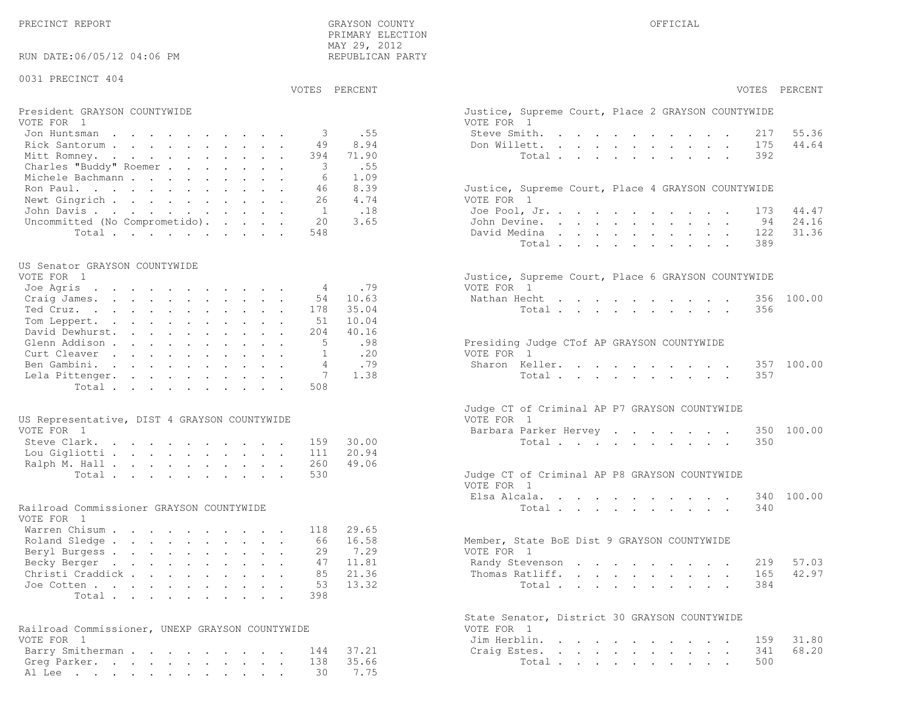PRECINCT REPORT GRAYSON COUNTY OFFICIAL
PRIMARY ELECTION
MAY 29, 2012
RUN DATE:06/05/12 04:06 PM REPUBLICAN PARTY

0031 PRECINCT 404

### President GRAYSON COUNTYWIDE
VOTE FOR 1

| Candidate | VOTES | PERCENT |
|---|---|---|
| Jon Huntsman | 3 | .55 |
| Rick Santorum | 49 | 8.94 |
| Mitt Romney | 394 | 71.90 |
| Charles "Buddy" Roemer | 3 | .55 |
| Michele Bachmann | 6 | 1.09 |
| Ron Paul | 46 | 8.39 |
| Newt Gingrich | 26 | 4.74 |
| John Davis | 1 | .18 |
| Uncommitted (No Comprometido) | 20 | 3.65 |
| Total | 548 | |

### US Senator GRAYSON COUNTYWIDE
VOTE FOR 1

| Candidate | VOTES | PERCENT |
|---|---|---|
| Joe Agris | 4 | .79 |
| Craig James | 54 | 10.63 |
| Ted Cruz | 178 | 35.04 |
| Tom Leppert | 51 | 10.04 |
| David Dewhurst | 204 | 40.16 |
| Glenn Addison | 5 | .98 |
| Curt Cleaver | 1 | .20 |
| Ben Gambini | 4 | .79 |
| Lela Pittenger | 7 | 1.38 |
| Total | 508 | |

### US Representative, DIST 4 GRAYSON COUNTYWIDE
VOTE FOR 1

| Candidate | VOTES | PERCENT |
|---|---|---|
| Steve Clark | 159 | 30.00 |
| Lou Gigliotti | 111 | 20.94 |
| Ralph M. Hall | 260 | 49.06 |
| Total | 530 | |

### Railroad Commissioner GRAYSON COUNTYWIDE
VOTE FOR 1

| Candidate | VOTES | PERCENT |
|---|---|---|
| Warren Chisum | 118 | 29.65 |
| Roland Sledge | 66 | 16.58 |
| Beryl Burgess | 29 | 7.29 |
| Becky Berger | 47 | 11.81 |
| Christi Craddick | 85 | 21.36 |
| Joe Cotten | 53 | 13.32 |
| Total | 398 | |

### Railroad Commissioner, UNEXP GRAYSON COUNTYWIDE
VOTE FOR 1

| Candidate | VOTES | PERCENT |
|---|---|---|
| Barry Smitherman | 144 | 37.21 |
| Greg Parker | 138 | 35.66 |
| Al Lee | 30 | 7.75 |

### Justice, Supreme Court, Place 2 GRAYSON COUNTYWIDE
VOTE FOR 1

| Candidate | VOTES | PERCENT |
|---|---|---|
| Steve Smith | 217 | 55.36 |
| Don Willett | 175 | 44.64 |
| Total | 392 | |

### Justice, Supreme Court, Place 4 GRAYSON COUNTYWIDE
VOTE FOR 1

| Candidate | VOTES | PERCENT |
|---|---|---|
| Joe Pool, Jr. | 173 | 44.47 |
| John Devine | 94 | 24.16 |
| David Medina | 122 | 31.36 |
| Total | 389 | |

### Justice, Supreme Court, Place 6 GRAYSON COUNTYWIDE
VOTE FOR 1

| Candidate | VOTES | PERCENT |
|---|---|---|
| Nathan Hecht | 356 | 100.00 |
| Total | 356 | |

### Presiding Judge CTof AP GRAYSON COUNTYWIDE
VOTE FOR 1

| Candidate | VOTES | PERCENT |
|---|---|---|
| Sharon Keller | 357 | 100.00 |
| Total | 357 | |

### Judge CT of Criminal AP P7 GRAYSON COUNTYWIDE
VOTE FOR 1

| Candidate | VOTES | PERCENT |
|---|---|---|
| Barbara Parker Hervey | 350 | 100.00 |
| Total | 350 | |

### Judge CT of Criminal AP P8 GRAYSON COUNTYWIDE
VOTE FOR 1

| Candidate | VOTES | PERCENT |
|---|---|---|
| Elsa Alcala | 340 | 100.00 |
| Total | 340 | |

### Member, State BoE Dist 9 GRAYSON COUNTYWIDE
VOTE FOR 1

| Candidate | VOTES | PERCENT |
|---|---|---|
| Randy Stevenson | 219 | 57.03 |
| Thomas Ratliff | 165 | 42.97 |
| Total | 384 | |

### State Senator, District 30 GRAYSON COUNTYWIDE
VOTE FOR 1

| Candidate | VOTES | PERCENT |
|---|---|---|
| Jim Herblin | 159 | 31.80 |
| Craig Estes | 341 | 68.20 |
| Total | 500 | |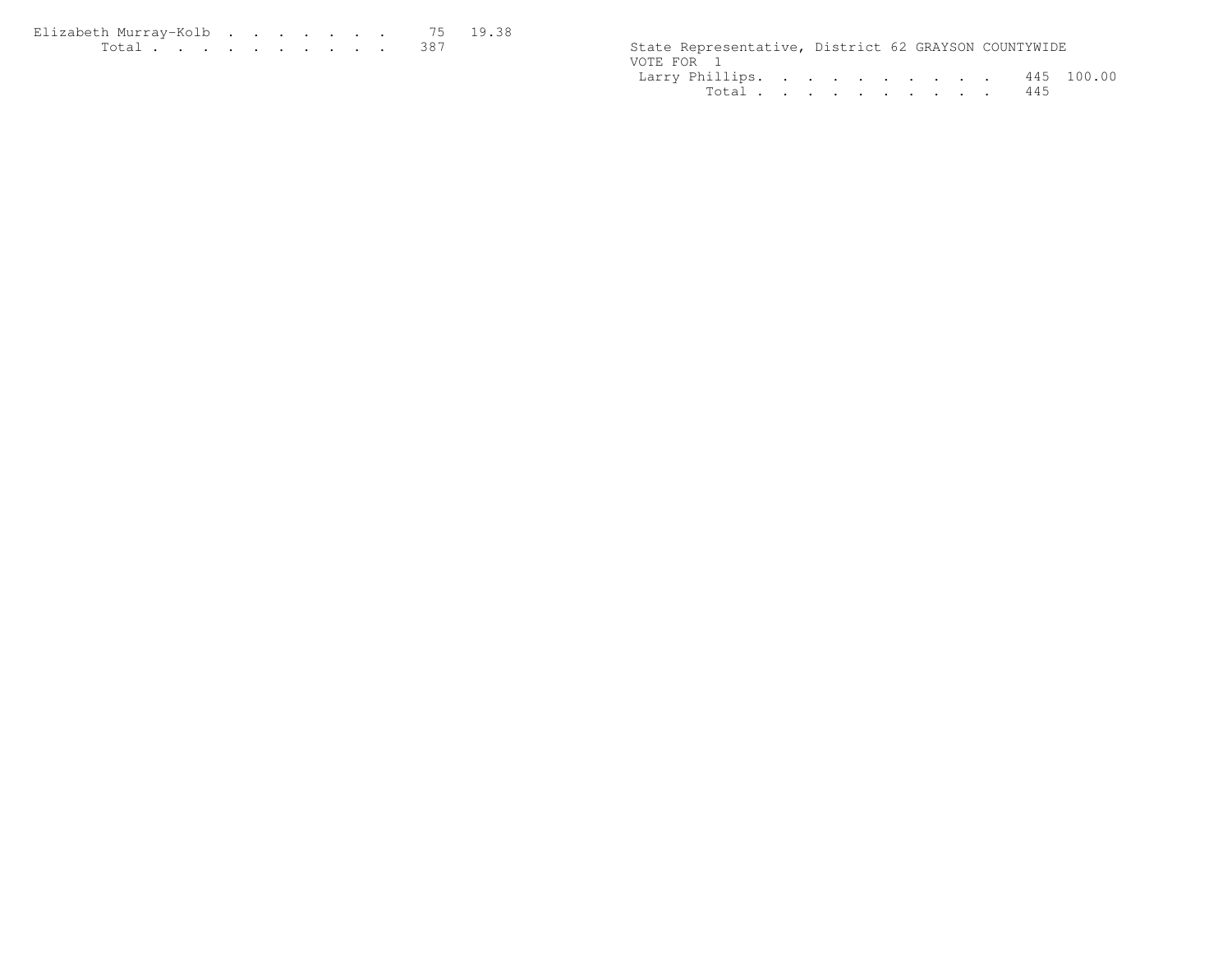| | | |
|---|---|---|
| Elizabeth Murray-Kolb | 75 | 19.38 |
| Total | 387 | |

State Representative, District 62 GRAYSON COUNTYWIDE

VOTE FOR 1

| | | |
|---|---|---|
| Larry Phillips | 445 | 100.00 |
| Total | 445 | |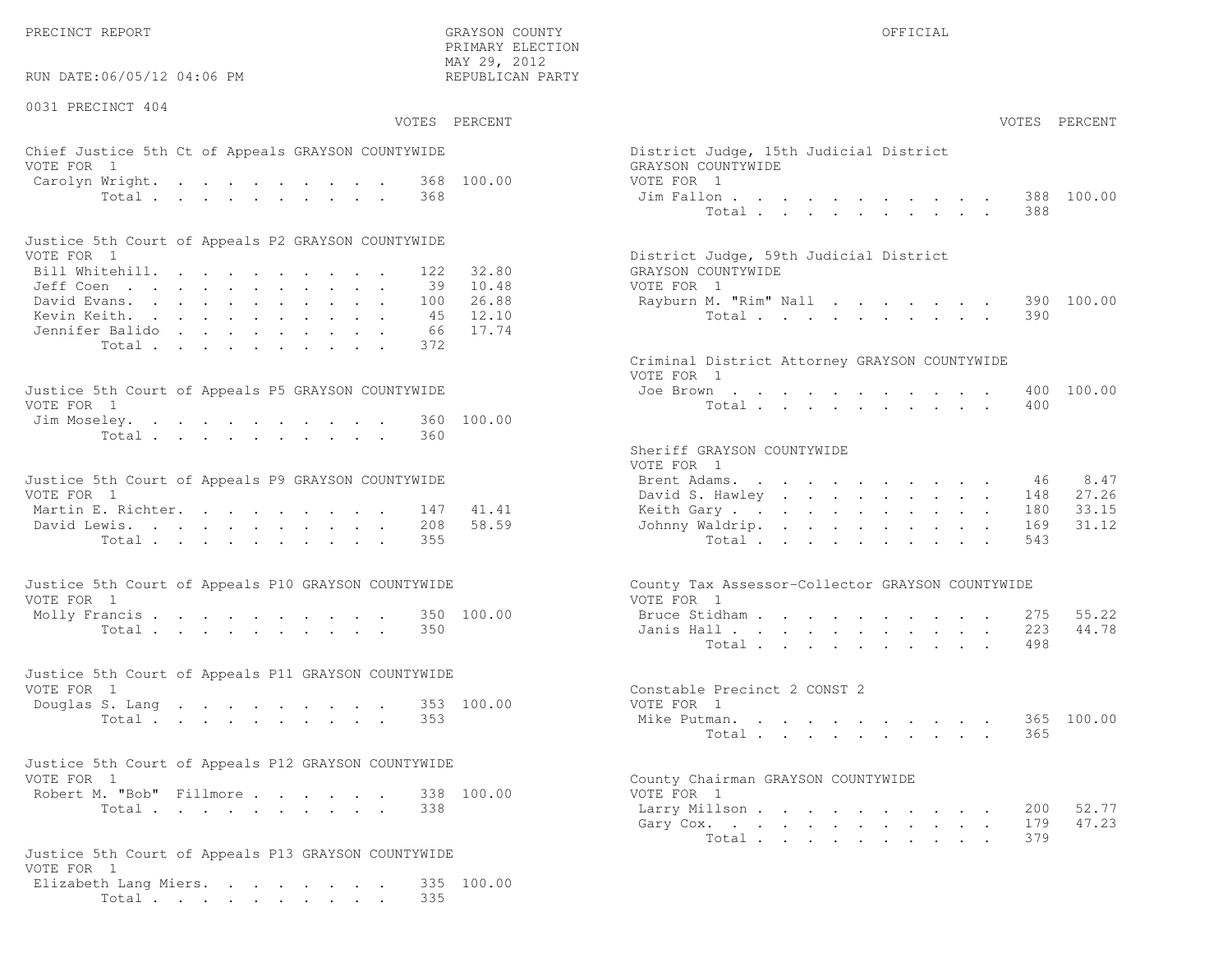PRECINCT REPORT — GRAYSON COUNTY — OFFICIAL

PRIMARY ELECTION
MAY 29, 2012
REPUBLICAN PARTY

RUN DATE:06/05/12 04:06 PM

## 0031 PRECINCT 404

### Chief Justice 5th Ct of Appeals GRAYSON COUNTYWIDE
VOTE FOR 1

| Candidate | VOTES | PERCENT |
|---|---|---|
| Carolyn Wright | 368 | 100.00 |
| Total | 368 | |

### Justice 5th Court of Appeals P2 GRAYSON COUNTYWIDE
VOTE FOR 1

| Candidate | VOTES | PERCENT |
|---|---|---|
| Bill Whitehill | 122 | 32.80 |
| Jeff Coen | 39 | 10.48 |
| David Evans | 100 | 26.88 |
| Kevin Keith | 45 | 12.10 |
| Jennifer Balido | 66 | 17.74 |
| Total | 372 | |

### Justice 5th Court of Appeals P5 GRAYSON COUNTYWIDE
VOTE FOR 1

| Candidate | VOTES | PERCENT |
|---|---|---|
| Jim Moseley | 360 | 100.00 |
| Total | 360 | |

### Justice 5th Court of Appeals P9 GRAYSON COUNTYWIDE
VOTE FOR 1

| Candidate | VOTES | PERCENT |
|---|---|---|
| Martin E. Richter | 147 | 41.41 |
| David Lewis | 208 | 58.59 |
| Total | 355 | |

### Justice 5th Court of Appeals P10 GRAYSON COUNTYWIDE
VOTE FOR 1

| Candidate | VOTES | PERCENT |
|---|---|---|
| Molly Francis | 350 | 100.00 |
| Total | 350 | |

### Justice 5th Court of Appeals P11 GRAYSON COUNTYWIDE
VOTE FOR 1

| Candidate | VOTES | PERCENT |
|---|---|---|
| Douglas S. Lang | 353 | 100.00 |
| Total | 353 | |

### Justice 5th Court of Appeals P12 GRAYSON COUNTYWIDE
VOTE FOR 1

| Candidate | VOTES | PERCENT |
|---|---|---|
| Robert M. "Bob" Fillmore | 338 | 100.00 |
| Total | 338 | |

### Justice 5th Court of Appeals P13 GRAYSON COUNTYWIDE
VOTE FOR 1

| Candidate | VOTES | PERCENT |
|---|---|---|
| Elizabeth Lang Miers | 335 | 100.00 |
| Total | 335 | |

### District Judge, 15th Judicial District GRAYSON COUNTYWIDE
VOTE FOR 1

| Candidate | VOTES | PERCENT |
|---|---|---|
| Jim Fallon | 388 | 100.00 |
| Total | 388 | |

### District Judge, 59th Judicial District GRAYSON COUNTYWIDE
VOTE FOR 1

| Candidate | VOTES | PERCENT |
|---|---|---|
| Rayburn M. "Rim" Nall | 390 | 100.00 |
| Total | 390 | |

### Criminal District Attorney GRAYSON COUNTYWIDE
VOTE FOR 1

| Candidate | VOTES | PERCENT |
|---|---|---|
| Joe Brown | 400 | 100.00 |
| Total | 400 | |

### Sheriff GRAYSON COUNTYWIDE
VOTE FOR 1

| Candidate | VOTES | PERCENT |
|---|---|---|
| Brent Adams | 46 | 8.47 |
| David S. Hawley | 148 | 27.26 |
| Keith Gary | 180 | 33.15 |
| Johnny Waldrip | 169 | 31.12 |
| Total | 543 | |

### County Tax Assessor-Collector GRAYSON COUNTYWIDE
VOTE FOR 1

| Candidate | VOTES | PERCENT |
|---|---|---|
| Bruce Stidham | 275 | 55.22 |
| Janis Hall | 223 | 44.78 |
| Total | 498 | |

### Constable Precinct 2 CONST 2
VOTE FOR 1

| Candidate | VOTES | PERCENT |
|---|---|---|
| Mike Putman | 365 | 100.00 |
| Total | 365 | |

### County Chairman GRAYSON COUNTYWIDE
VOTE FOR 1

| Candidate | VOTES | PERCENT |
|---|---|---|
| Larry Millson | 200 | 52.77 |
| Gary Cox | 179 | 47.23 |
| Total | 379 | |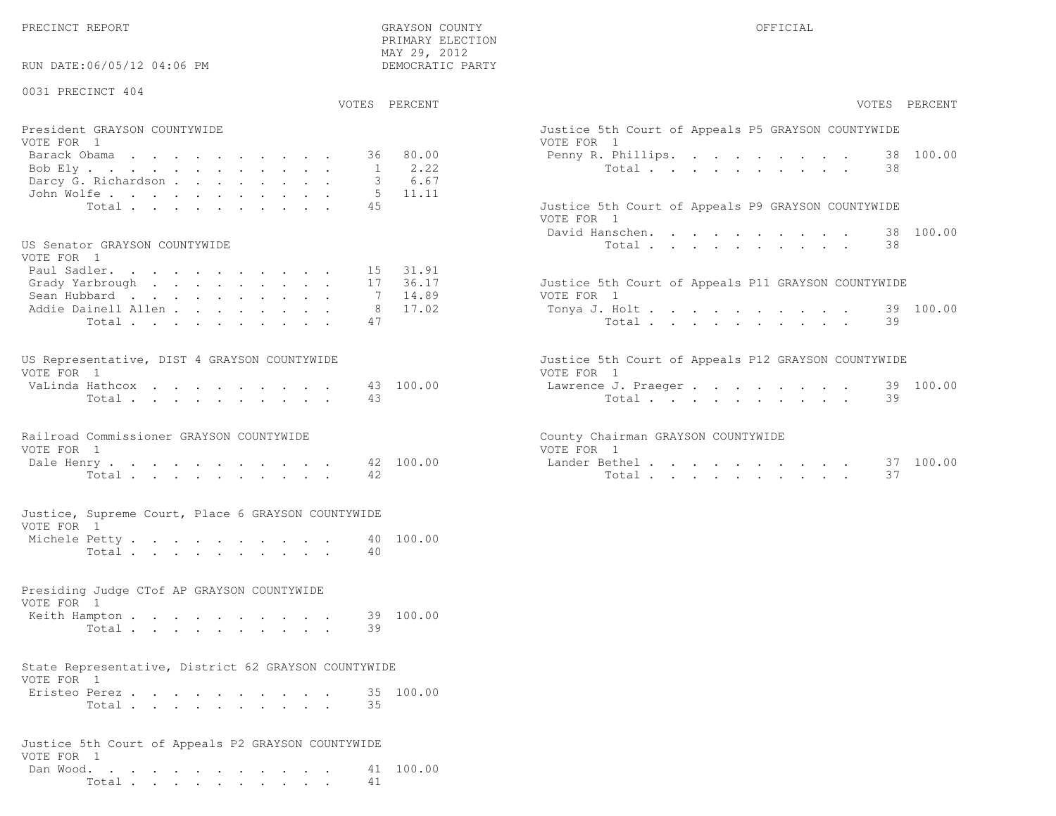PRECINCT REPORT

GRAYSON COUNTY
PRIMARY ELECTION
MAY 29, 2012
DEMOCRATIC PARTY

OFFICIAL

RUN DATE:06/05/12 04:06 PM

0031 PRECINCT 404

### President GRAYSON COUNTYWIDE
VOTE FOR 1

| | VOTES | PERCENT |
|---|---|---|
| Barack Obama | 36 | 80.00 |
| Bob Ely | 1 | 2.22 |
| Darcy G. Richardson | 3 | 6.67 |
| John Wolfe | 5 | 11.11 |
| Total | 45 | |

### US Senator GRAYSON COUNTYWIDE
VOTE FOR 1

| | VOTES | PERCENT |
|---|---|---|
| Paul Sadler | 15 | 31.91 |
| Grady Yarbrough | 17 | 36.17 |
| Sean Hubbard | 7 | 14.89 |
| Addie Dainell Allen | 8 | 17.02 |
| Total | 47 | |

### US Representative, DIST 4 GRAYSON COUNTYWIDE
VOTE FOR 1

| | VOTES | PERCENT |
|---|---|---|
| VaLinda Hathcox | 43 | 100.00 |
| Total | 43 | |

### Railroad Commissioner GRAYSON COUNTYWIDE
VOTE FOR 1

| | VOTES | PERCENT |
|---|---|---|
| Dale Henry | 42 | 100.00 |
| Total | 42 | |

### Justice, Supreme Court, Place 6 GRAYSON COUNTYWIDE
VOTE FOR 1

| | VOTES | PERCENT |
|---|---|---|
| Michele Petty | 40 | 100.00 |
| Total | 40 | |

### Presiding Judge CTof AP GRAYSON COUNTYWIDE
VOTE FOR 1

| | VOTES | PERCENT |
|---|---|---|
| Keith Hampton | 39 | 100.00 |
| Total | 39 | |

### State Representative, District 62 GRAYSON COUNTYWIDE
VOTE FOR 1

| | VOTES | PERCENT |
|---|---|---|
| Eristeo Perez | 35 | 100.00 |
| Total | 35 | |

### Justice 5th Court of Appeals P2 GRAYSON COUNTYWIDE
VOTE FOR 1

| | VOTES | PERCENT |
|---|---|---|
| Dan Wood | 41 | 100.00 |
| Total | 41 | |

### Justice 5th Court of Appeals P5 GRAYSON COUNTYWIDE
VOTE FOR 1

| | VOTES | PERCENT |
|---|---|---|
| Penny R. Phillips | 38 | 100.00 |
| Total | 38 | |

### Justice 5th Court of Appeals P9 GRAYSON COUNTYWIDE
VOTE FOR 1

| | VOTES | PERCENT |
|---|---|---|
| David Hanschen | 38 | 100.00 |
| Total | 38 | |

### Justice 5th Court of Appeals P11 GRAYSON COUNTYWIDE
VOTE FOR 1

| | VOTES | PERCENT |
|---|---|---|
| Tonya J. Holt | 39 | 100.00 |
| Total | 39 | |

### Justice 5th Court of Appeals P12 GRAYSON COUNTYWIDE
VOTE FOR 1

| | VOTES | PERCENT |
|---|---|---|
| Lawrence J. Praeger | 39 | 100.00 |
| Total | 39 | |

### County Chairman GRAYSON COUNTYWIDE
VOTE FOR 1

| | VOTES | PERCENT |
|---|---|---|
| Lander Bethel | 37 | 100.00 |
| Total | 37 | |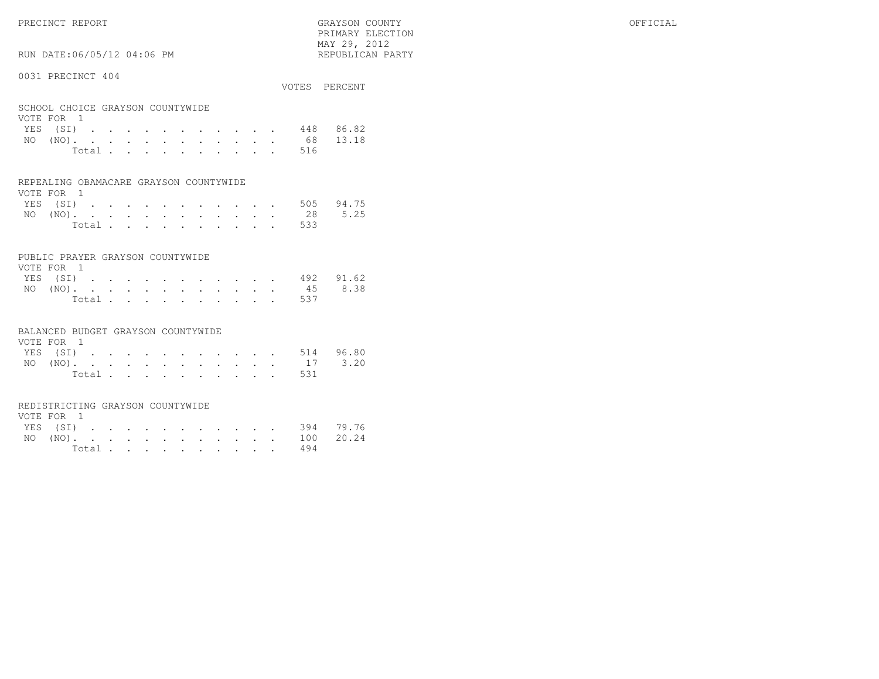PRECINCT REPORT — GRAYSON COUNTY — PRIMARY ELECTION — MAY 29, 2012 — REPUBLICAN PARTY — OFFICIAL

RUN DATE:06/05/12 04:06 PM

## 0031 PRECINCT 404

### SCHOOL CHOICE GRAYSON COUNTYWIDE

VOTE FOR 1

| | VOTES | PERCENT |
|---|---|---|
| YES (SI) | 448 | 86.82 |
| NO (NO) | 68 | 13.18 |
| Total | 516 | |

### REPEALING OBAMACARE GRAYSON COUNTYWIDE

VOTE FOR 1

| | VOTES | PERCENT |
|---|---|---|
| YES (SI) | 505 | 94.75 |
| NO (NO) | 28 | 5.25 |
| Total | 533 | |

### PUBLIC PRAYER GRAYSON COUNTYWIDE

VOTE FOR 1

| | VOTES | PERCENT |
|---|---|---|
| YES (SI) | 492 | 91.62 |
| NO (NO) | 45 | 8.38 |
| Total | 537 | |

### BALANCED BUDGET GRAYSON COUNTYWIDE

VOTE FOR 1

| | VOTES | PERCENT |
|---|---|---|
| YES (SI) | 514 | 96.80 |
| NO (NO) | 17 | 3.20 |
| Total | 531 | |

### REDISTRICTING GRAYSON COUNTYWIDE

VOTE FOR 1

| | VOTES | PERCENT |
|---|---|---|
| YES (SI) | 394 | 79.76 |
| NO (NO) | 100 | 20.24 |
| Total | 494 | |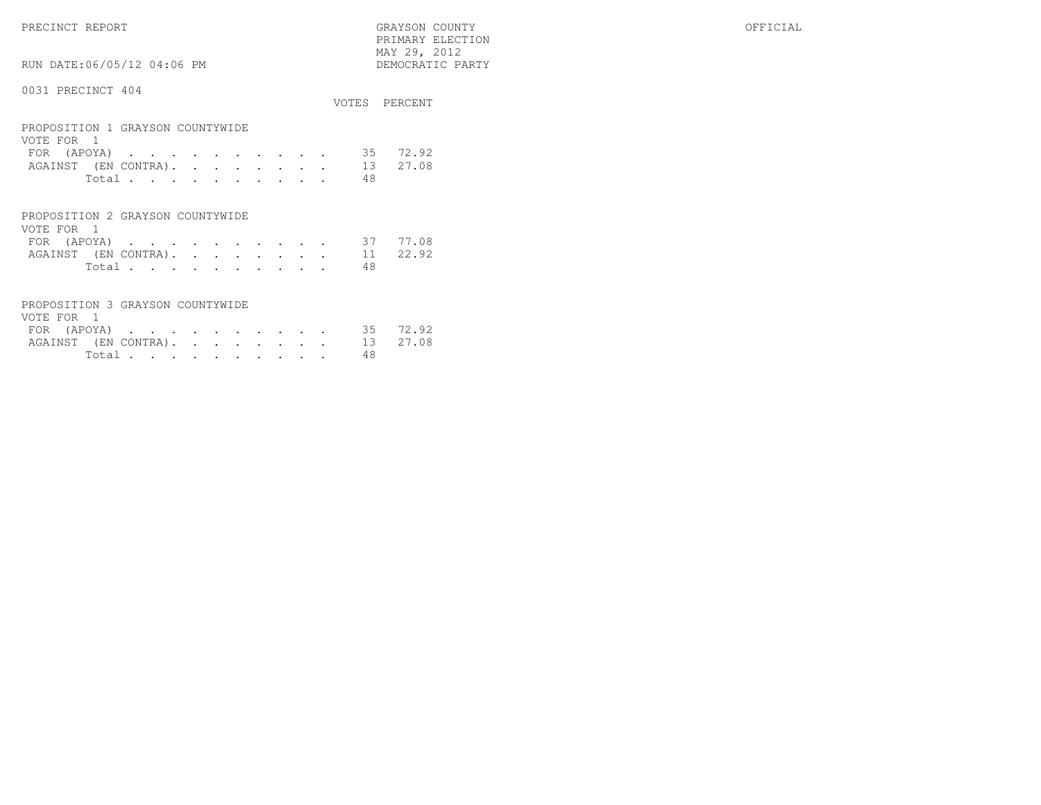PRECINCT REPORT

GRAYSON COUNTY
PRIMARY ELECTION
MAY 29, 2012
DEMOCRATIC PARTY

OFFICIAL

RUN DATE:06/05/12 04:06 PM

0031 PRECINCT 404

**PROPOSITION 1 GRAYSON COUNTYWIDE**
VOTE FOR 1

| | VOTES | PERCENT |
|---|---|---|
| FOR (APOYA) | 35 | 72.92 |
| AGAINST (EN CONTRA) | 13 | 27.08 |
| Total | 48 | |

**PROPOSITION 2 GRAYSON COUNTYWIDE**
VOTE FOR 1

| | VOTES | PERCENT |
|---|---|---|
| FOR (APOYA) | 37 | 77.08 |
| AGAINST (EN CONTRA) | 11 | 22.92 |
| Total | 48 | |

**PROPOSITION 3 GRAYSON COUNTYWIDE**
VOTE FOR 1

| | VOTES | PERCENT |
|---|---|---|
| FOR (APOYA) | 35 | 72.92 |
| AGAINST (EN CONTRA) | 13 | 27.08 |
| Total | 48 | |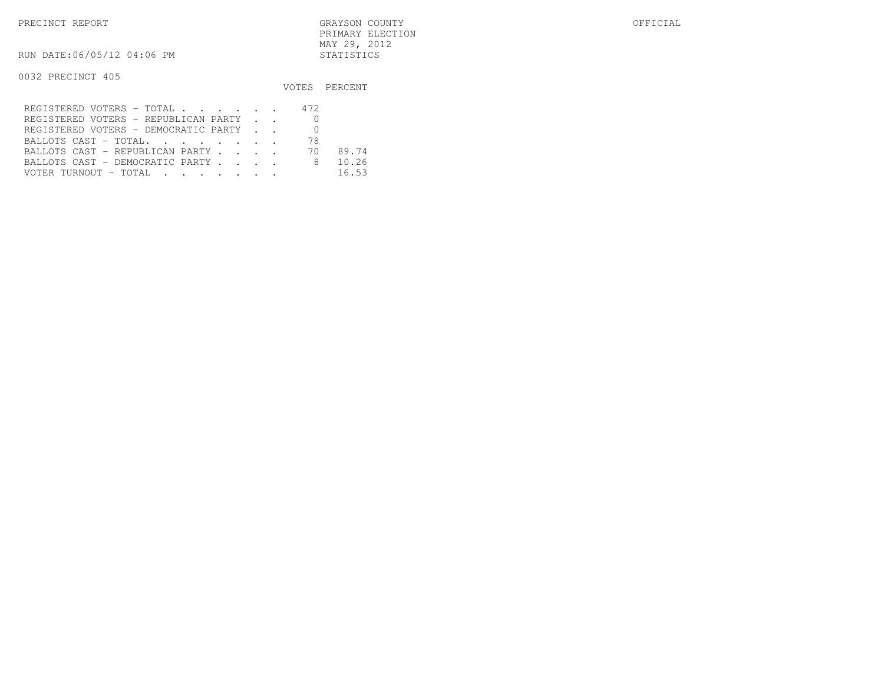PRECINCT REPORT GRAYSON COUNTY OFFICIAL
PRIMARY ELECTION
MAY 29, 2012
RUN DATE:06/05/12 04:06 PM STATISTICS

0032 PRECINCT 405

| | VOTES | PERCENT |
|---|---|---|
| REGISTERED VOTERS - TOTAL . . . . . . | 472 | |
| REGISTERED VOTERS - REPUBLICAN PARTY . . | 0 | |
| REGISTERED VOTERS - DEMOCRATIC PARTY . . | 0 | |
| BALLOTS CAST - TOTAL. . . . . . . . | 78 | |
| BALLOTS CAST - REPUBLICAN PARTY . . . . | 70 | 89.74 |
| BALLOTS CAST - DEMOCRATIC PARTY . . . . | 8 | 10.26 |
| VOTER TURNOUT - TOTAL . . . . . . . | | 16.53 |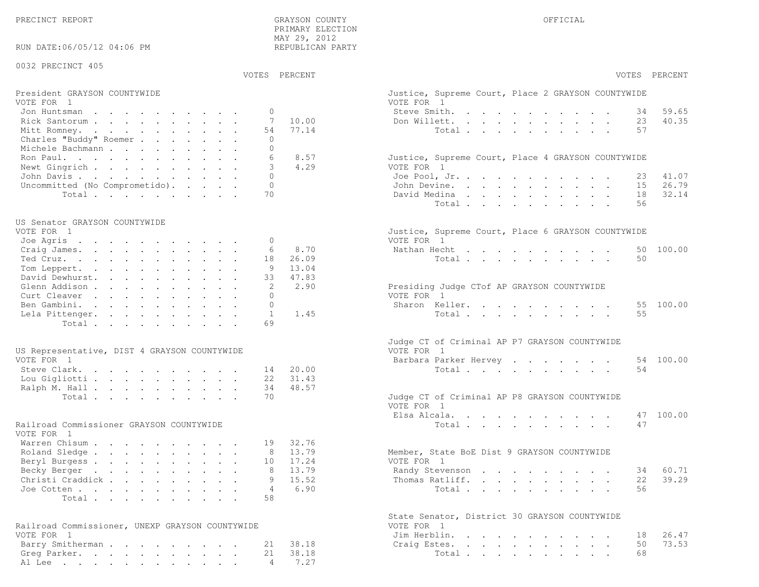PRECINCT REPORT

GRAYSON COUNTY
PRIMARY ELECTION
MAY 29, 2012
REPUBLICAN PARTY

OFFICIAL

RUN DATE:06/05/12 04:06 PM

0032 PRECINCT 405

**President GRAYSON COUNTYWIDE**
VOTE FOR 1

| | VOTES | PERCENT |
|---|---|---|
| Jon Huntsman | 0 | |
| Rick Santorum | 7 | 10.00 |
| Mitt Romney | 54 | 77.14 |
| Charles "Buddy" Roemer | 0 | |
| Michele Bachmann | 0 | |
| Ron Paul | 6 | 8.57 |
| Newt Gingrich | 3 | 4.29 |
| John Davis | 0 | |
| Uncommitted (No Comprometido) | 0 | |
| Total | 70 | |

**US Senator GRAYSON COUNTYWIDE**
VOTE FOR 1

| | VOTES | PERCENT |
|---|---|---|
| Joe Agris | 0 | |
| Craig James | 6 | 8.70 |
| Ted Cruz | 18 | 26.09 |
| Tom Leppert | 9 | 13.04 |
| David Dewhurst | 33 | 47.83 |
| Glenn Addison | 2 | 2.90 |
| Curt Cleaver | 0 | |
| Ben Gambini | 0 | |
| Lela Pittenger | 1 | 1.45 |
| Total | 69 | |

**US Representative, DIST 4 GRAYSON COUNTYWIDE**
VOTE FOR 1

| | VOTES | PERCENT |
|---|---|---|
| Steve Clark | 14 | 20.00 |
| Lou Gigliotti | 22 | 31.43 |
| Ralph M. Hall | 34 | 48.57 |
| Total | 70 | |

**Railroad Commissioner GRAYSON COUNTYWIDE**
VOTE FOR 1

| | VOTES | PERCENT |
|---|---|---|
| Warren Chisum | 19 | 32.76 |
| Roland Sledge | 8 | 13.79 |
| Beryl Burgess | 10 | 17.24 |
| Becky Berger | 8 | 13.79 |
| Christi Craddick | 9 | 15.52 |
| Joe Cotten | 4 | 6.90 |
| Total | 58 | |

**Railroad Commissioner, UNEXP GRAYSON COUNTYWIDE**
VOTE FOR 1

| | VOTES | PERCENT |
|---|---|---|
| Barry Smitherman | 21 | 38.18 |
| Greg Parker | 21 | 38.18 |
| Al Lee | 4 | 7.27 |

**Justice, Supreme Court, Place 2 GRAYSON COUNTYWIDE**
VOTE FOR 1

| | VOTES | PERCENT |
|---|---|---|
| Steve Smith | 34 | 59.65 |
| Don Willett | 23 | 40.35 |
| Total | 57 | |

**Justice, Supreme Court, Place 4 GRAYSON COUNTYWIDE**
VOTE FOR 1

| | VOTES | PERCENT |
|---|---|---|
| Joe Pool, Jr. | 23 | 41.07 |
| John Devine | 15 | 26.79 |
| David Medina | 18 | 32.14 |
| Total | 56 | |

**Justice, Supreme Court, Place 6 GRAYSON COUNTYWIDE**
VOTE FOR 1

| | VOTES | PERCENT |
|---|---|---|
| Nathan Hecht | 50 | 100.00 |
| Total | 50 | |

**Presiding Judge CTof AP GRAYSON COUNTYWIDE**
VOTE FOR 1

| | VOTES | PERCENT |
|---|---|---|
| Sharon Keller | 55 | 100.00 |
| Total | 55 | |

**Judge CT of Criminal AP P7 GRAYSON COUNTYWIDE**
VOTE FOR 1

| | VOTES | PERCENT |
|---|---|---|
| Barbara Parker Hervey | 54 | 100.00 |
| Total | 54 | |

**Judge CT of Criminal AP P8 GRAYSON COUNTYWIDE**
VOTE FOR 1

| | VOTES | PERCENT |
|---|---|---|
| Elsa Alcala | 47 | 100.00 |
| Total | 47 | |

**Member, State BoE Dist 9 GRAYSON COUNTYWIDE**
VOTE FOR 1

| | VOTES | PERCENT |
|---|---|---|
| Randy Stevenson | 34 | 60.71 |
| Thomas Ratliff | 22 | 39.29 |
| Total | 56 | |

**State Senator, District 30 GRAYSON COUNTYWIDE**
VOTE FOR 1

| | VOTES | PERCENT |
|---|---|---|
| Jim Herblin | 18 | 26.47 |
| Craig Estes | 50 | 73.53 |
| Total | 68 | |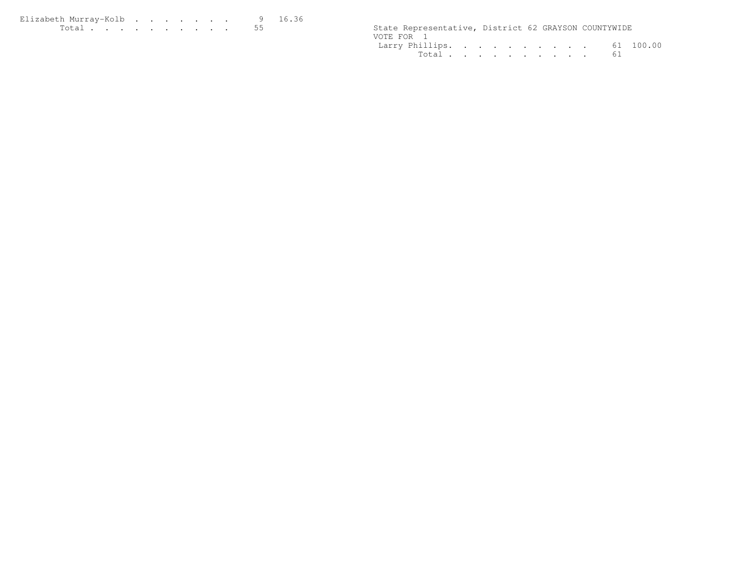| Candidate | Votes | Percent |
| --- | --- | --- |
| Elizabeth Murray-Kolb | 9 | 16.36 |
| Total | 55 | |

State Representative, District 62 GRAYSON COUNTYWIDE

VOTE FOR 1

| Candidate | Votes | Percent |
| --- | --- | --- |
| Larry Phillips | 61 | 100.00 |
| Total | 61 | |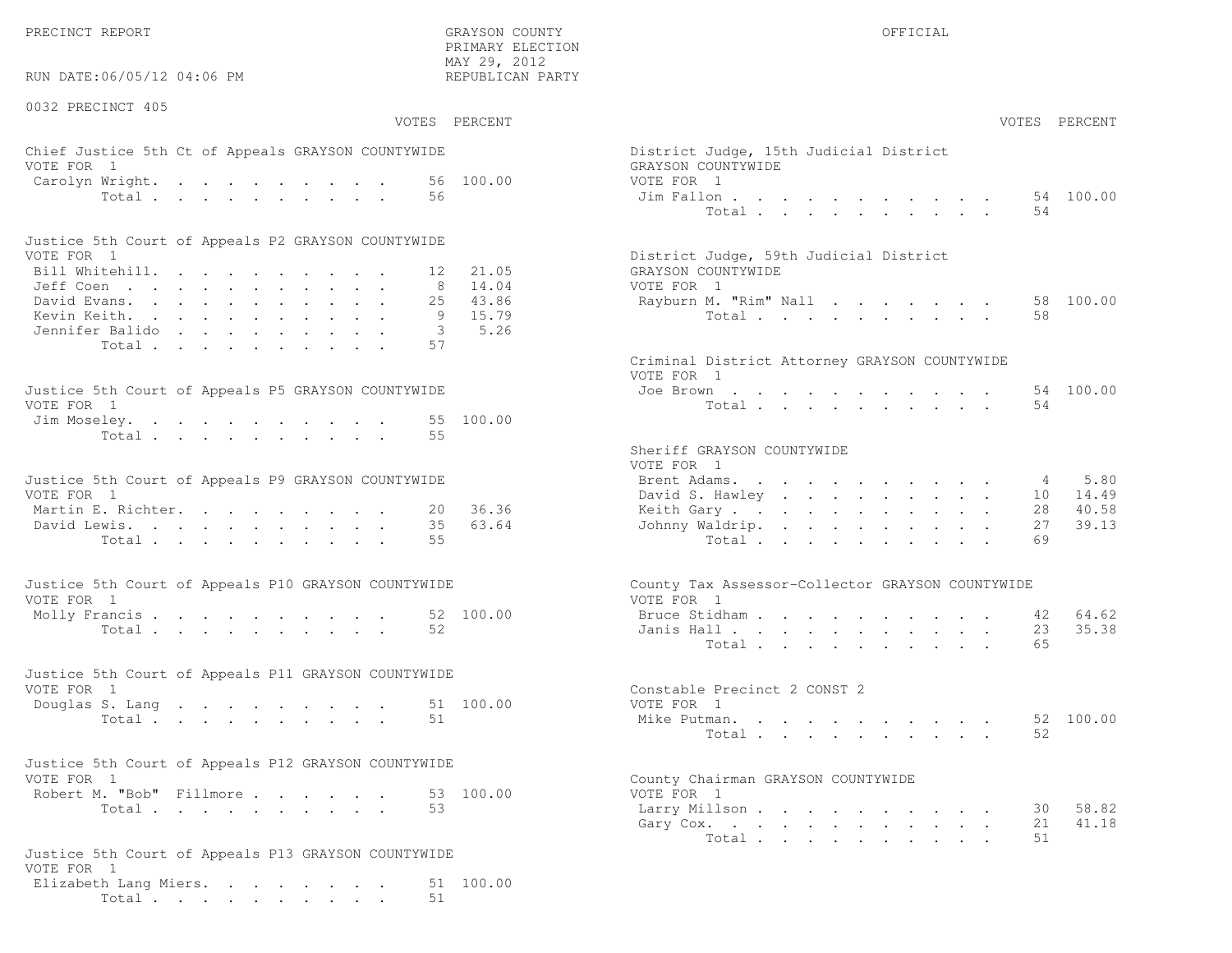PRECINCT REPORT | GRAYSON COUNTY PRIMARY ELECTION MAY 29, 2012 REPUBLICAN PARTY | OFFICIAL

RUN DATE:06/05/12 04:06 PM

## 0032 PRECINCT 405

### Chief Justice 5th Ct of Appeals GRAYSON COUNTYWIDE
VOTE FOR 1

| Candidate | VOTES | PERCENT |
|---|---|---|
| Carolyn Wright | 56 | 100.00 |
| Total | 56 | |

### Justice 5th Court of Appeals P2 GRAYSON COUNTYWIDE
VOTE FOR 1

| Candidate | VOTES | PERCENT |
|---|---|---|
| Bill Whitehill | 12 | 21.05 |
| Jeff Coen | 8 | 14.04 |
| David Evans | 25 | 43.86 |
| Kevin Keith | 9 | 15.79 |
| Jennifer Balido | 3 | 5.26 |
| Total | 57 | |

### Justice 5th Court of Appeals P5 GRAYSON COUNTYWIDE
VOTE FOR 1

| Candidate | VOTES | PERCENT |
|---|---|---|
| Jim Moseley | 55 | 100.00 |
| Total | 55 | |

### Justice 5th Court of Appeals P9 GRAYSON COUNTYWIDE
VOTE FOR 1

| Candidate | VOTES | PERCENT |
|---|---|---|
| Martin E. Richter | 20 | 36.36 |
| David Lewis | 35 | 63.64 |
| Total | 55 | |

### Justice 5th Court of Appeals P10 GRAYSON COUNTYWIDE
VOTE FOR 1

| Candidate | VOTES | PERCENT |
|---|---|---|
| Molly Francis | 52 | 100.00 |
| Total | 52 | |

### Justice 5th Court of Appeals P11 GRAYSON COUNTYWIDE
VOTE FOR 1

| Candidate | VOTES | PERCENT |
|---|---|---|
| Douglas S. Lang | 51 | 100.00 |
| Total | 51 | |

### Justice 5th Court of Appeals P12 GRAYSON COUNTYWIDE
VOTE FOR 1

| Candidate | VOTES | PERCENT |
|---|---|---|
| Robert M. "Bob" Fillmore | 53 | 100.00 |
| Total | 53 | |

### Justice 5th Court of Appeals P13 GRAYSON COUNTYWIDE
VOTE FOR 1

| Candidate | VOTES | PERCENT |
|---|---|---|
| Elizabeth Lang Miers | 51 | 100.00 |
| Total | 51 | |

### District Judge, 15th Judicial District GRAYSON COUNTYWIDE
VOTE FOR 1

| Candidate | VOTES | PERCENT |
|---|---|---|
| Jim Fallon | 54 | 100.00 |
| Total | 54 | |

### District Judge, 59th Judicial District GRAYSON COUNTYWIDE
VOTE FOR 1

| Candidate | VOTES | PERCENT |
|---|---|---|
| Rayburn M. "Rim" Nall | 58 | 100.00 |
| Total | 58 | |

### Criminal District Attorney GRAYSON COUNTYWIDE
VOTE FOR 1

| Candidate | VOTES | PERCENT |
|---|---|---|
| Joe Brown | 54 | 100.00 |
| Total | 54 | |

### Sheriff GRAYSON COUNTYWIDE
VOTE FOR 1

| Candidate | VOTES | PERCENT |
|---|---|---|
| Brent Adams | 4 | 5.80 |
| David S. Hawley | 10 | 14.49 |
| Keith Gary | 28 | 40.58 |
| Johnny Waldrip | 27 | 39.13 |
| Total | 69 | |

### County Tax Assessor-Collector GRAYSON COUNTYWIDE
VOTE FOR 1

| Candidate | VOTES | PERCENT |
|---|---|---|
| Bruce Stidham | 42 | 64.62 |
| Janis Hall | 23 | 35.38 |
| Total | 65 | |

### Constable Precinct 2 CONST 2
VOTE FOR 1

| Candidate | VOTES | PERCENT |
|---|---|---|
| Mike Putman | 52 | 100.00 |
| Total | 52 | |

### County Chairman GRAYSON COUNTYWIDE
VOTE FOR 1

| Candidate | VOTES | PERCENT |
|---|---|---|
| Larry Millson | 30 | 58.82 |
| Gary Cox | 21 | 41.18 |
| Total | 51 | |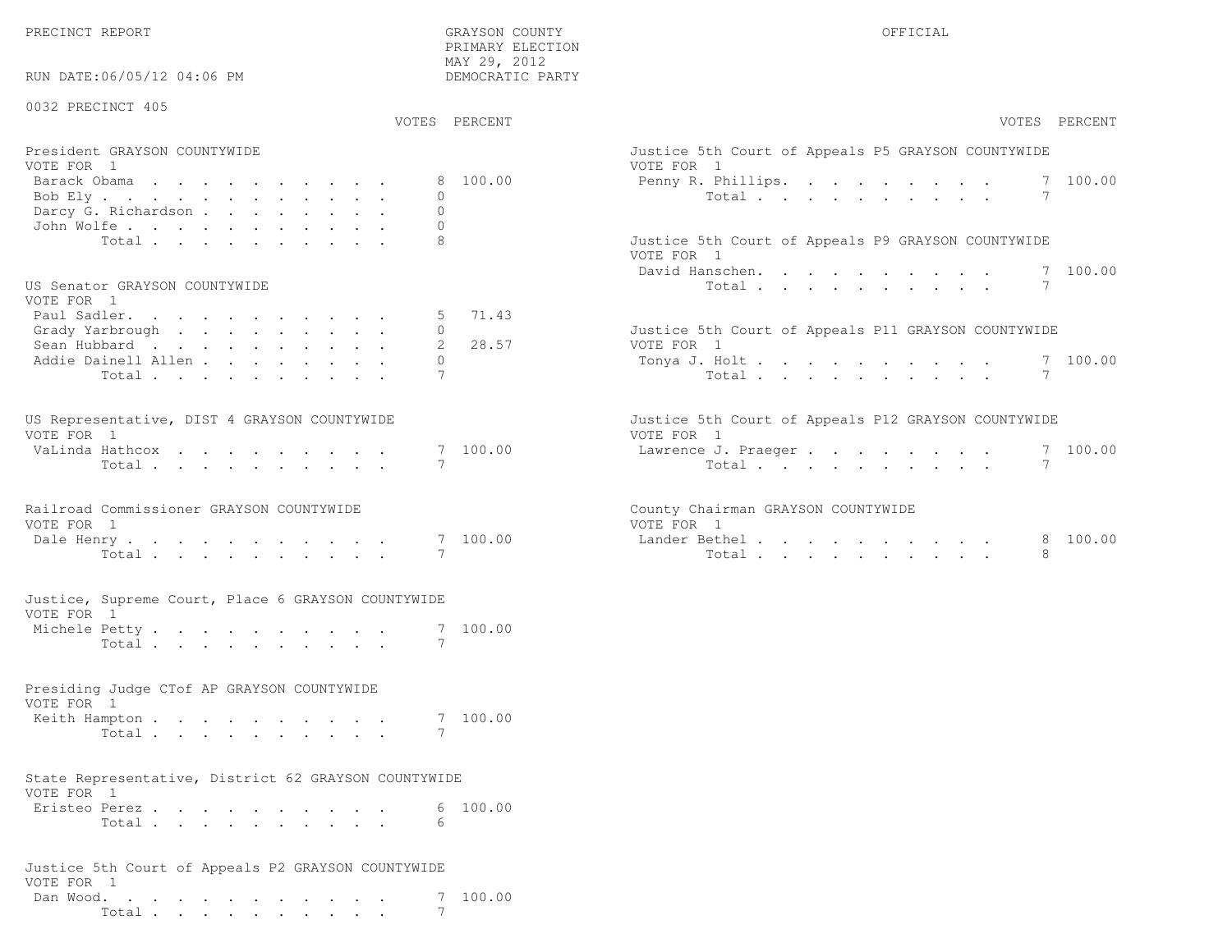PRECINCT REPORT

GRAYSON COUNTY
PRIMARY ELECTION
MAY 29, 2012
DEMOCRATIC PARTY

OFFICIAL

RUN DATE:06/05/12 04:06 PM

0032 PRECINCT 405

### President GRAYSON COUNTYWIDE
VOTE FOR 1

| Candidate | VOTES | PERCENT |
|---|---|---|
| Barack Obama | 8 | 100.00 |
| Bob Ely | 0 | |
| Darcy G. Richardson | 0 | |
| John Wolfe | 0 | |
| Total | 8 | |

### US Senator GRAYSON COUNTYWIDE
VOTE FOR 1

| Candidate | VOTES | PERCENT |
|---|---|---|
| Paul Sadler | 5 | 71.43 |
| Grady Yarbrough | 0 | |
| Sean Hubbard | 2 | 28.57 |
| Addie Dainell Allen | 0 | |
| Total | 7 | |

### US Representative, DIST 4 GRAYSON COUNTYWIDE
VOTE FOR 1

| Candidate | VOTES | PERCENT |
|---|---|---|
| VaLinda Hathcox | 7 | 100.00 |
| Total | 7 | |

### Railroad Commissioner GRAYSON COUNTYWIDE
VOTE FOR 1

| Candidate | VOTES | PERCENT |
|---|---|---|
| Dale Henry | 7 | 100.00 |
| Total | 7 | |

### Justice, Supreme Court, Place 6 GRAYSON COUNTYWIDE
VOTE FOR 1

| Candidate | VOTES | PERCENT |
|---|---|---|
| Michele Petty | 7 | 100.00 |
| Total | 7 | |

### Presiding Judge CTof AP GRAYSON COUNTYWIDE
VOTE FOR 1

| Candidate | VOTES | PERCENT |
|---|---|---|
| Keith Hampton | 7 | 100.00 |
| Total | 7 | |

### State Representative, District 62 GRAYSON COUNTYWIDE
VOTE FOR 1

| Candidate | VOTES | PERCENT |
|---|---|---|
| Eristeo Perez | 6 | 100.00 |
| Total | 6 | |

### Justice 5th Court of Appeals P2 GRAYSON COUNTYWIDE
VOTE FOR 1

| Candidate | VOTES | PERCENT |
|---|---|---|
| Dan Wood | 7 | 100.00 |
| Total | 7 | |

### Justice 5th Court of Appeals P5 GRAYSON COUNTYWIDE
VOTE FOR 1

| Candidate | VOTES | PERCENT |
|---|---|---|
| Penny R. Phillips | 7 | 100.00 |
| Total | 7 | |

### Justice 5th Court of Appeals P9 GRAYSON COUNTYWIDE
VOTE FOR 1

| Candidate | VOTES | PERCENT |
|---|---|---|
| David Hanschen | 7 | 100.00 |
| Total | 7 | |

### Justice 5th Court of Appeals P11 GRAYSON COUNTYWIDE
VOTE FOR 1

| Candidate | VOTES | PERCENT |
|---|---|---|
| Tonya J. Holt | 7 | 100.00 |
| Total | 7 | |

### Justice 5th Court of Appeals P12 GRAYSON COUNTYWIDE
VOTE FOR 1

| Candidate | VOTES | PERCENT |
|---|---|---|
| Lawrence J. Praeger | 7 | 100.00 |
| Total | 7 | |

### County Chairman GRAYSON COUNTYWIDE
VOTE FOR 1

| Candidate | VOTES | PERCENT |
|---|---|---|
| Lander Bethel | 8 | 100.00 |
| Total | 8 | |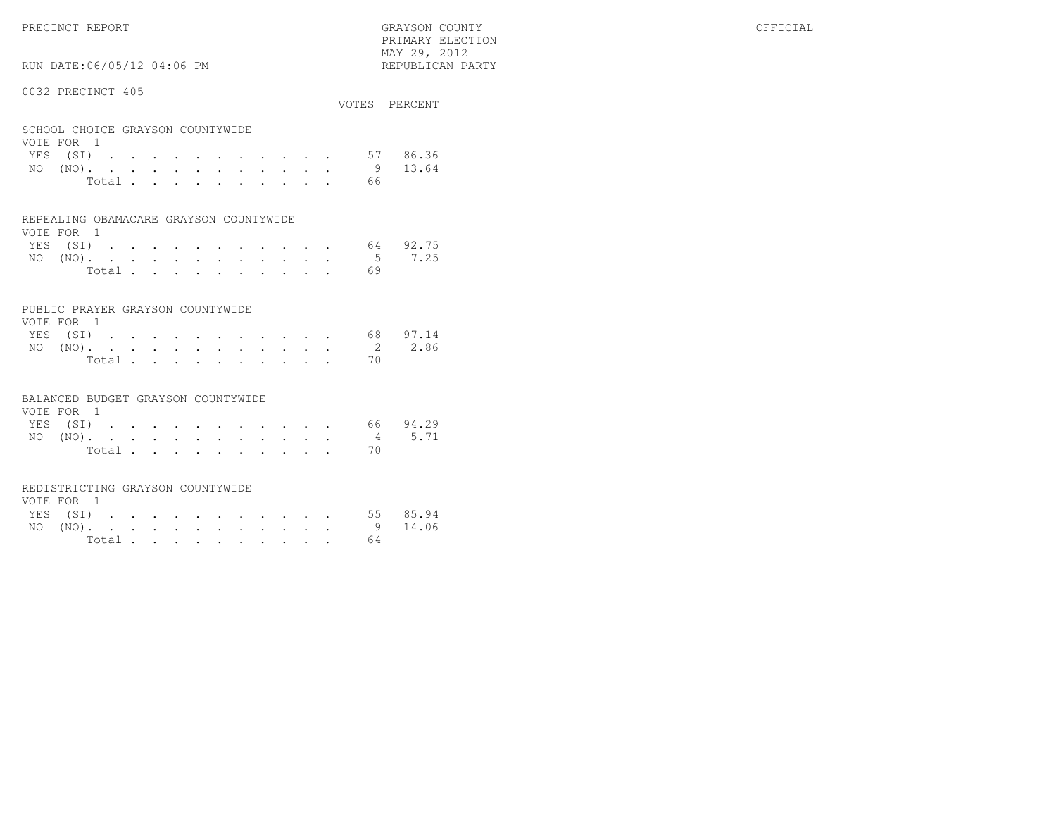PRECINCT REPORT

GRAYSON COUNTY
PRIMARY ELECTION
MAY 29, 2012
REPUBLICAN PARTY

OFFICIAL

RUN DATE:06/05/12 04:06 PM

0032 PRECINCT 405

### SCHOOL CHOICE GRAYSON COUNTYWIDE

VOTE FOR 1

| | VOTES | PERCENT |
|---|---|---|
| YES (SI) | 57 | 86.36 |
| NO (NO) | 9 | 13.64 |
| Total | 66 | |

### REPEALING OBAMACARE GRAYSON COUNTYWIDE

VOTE FOR 1

| | VOTES | PERCENT |
|---|---|---|
| YES (SI) | 64 | 92.75 |
| NO (NO) | 5 | 7.25 |
| Total | 69 | |

### PUBLIC PRAYER GRAYSON COUNTYWIDE

VOTE FOR 1

| | VOTES | PERCENT |
|---|---|---|
| YES (SI) | 68 | 97.14 |
| NO (NO) | 2 | 2.86 |
| Total | 70 | |

### BALANCED BUDGET GRAYSON COUNTYWIDE

VOTE FOR 1

| | VOTES | PERCENT |
|---|---|---|
| YES (SI) | 66 | 94.29 |
| NO (NO) | 4 | 5.71 |
| Total | 70 | |

### REDISTRICTING GRAYSON COUNTYWIDE

VOTE FOR 1

| | VOTES | PERCENT |
|---|---|---|
| YES (SI) | 55 | 85.94 |
| NO (NO) | 9 | 14.06 |
| Total | 64 | |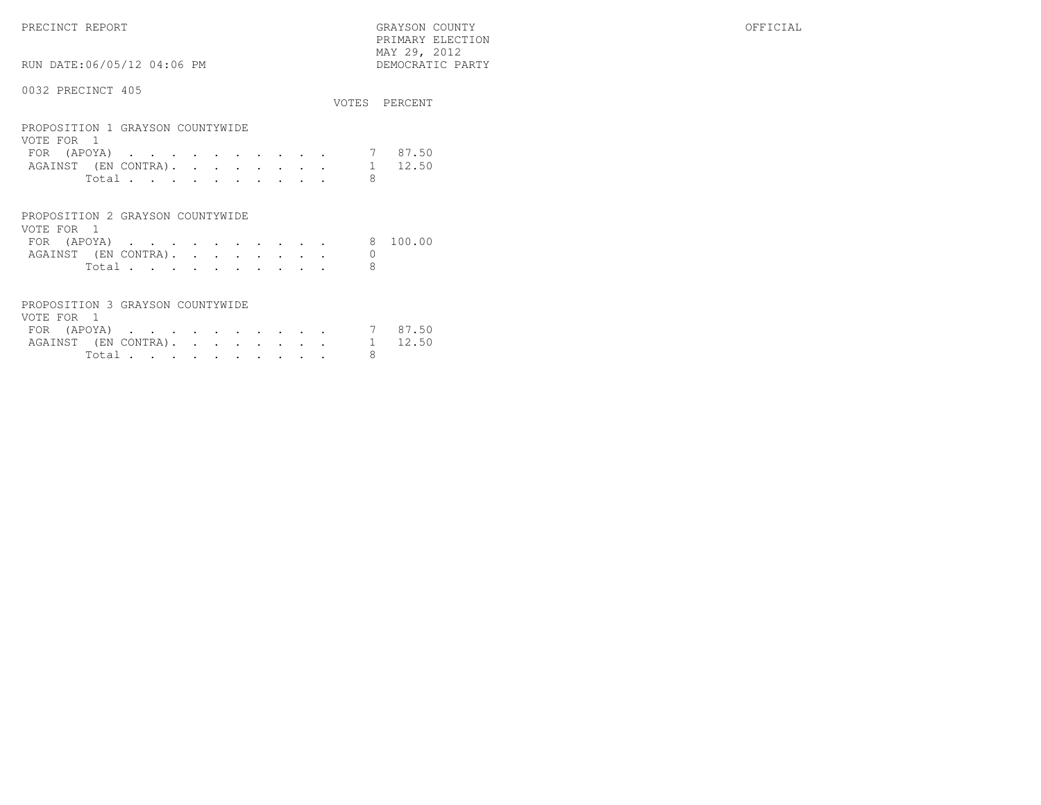PRECINCT REPORT

GRAYSON COUNTY
PRIMARY ELECTION
MAY 29, 2012
DEMOCRATIC PARTY

OFFICIAL

RUN DATE:06/05/12 04:06 PM

0032 PRECINCT 405

## PROPOSITION 1 GRAYSON COUNTYWIDE

VOTE FOR 1

| | VOTES | PERCENT |
|---|---|---|
| FOR (APOYA) | 7 | 87.50 |
| AGAINST (EN CONTRA) | 1 | 12.50 |
| Total | 8 | |

## PROPOSITION 2 GRAYSON COUNTYWIDE

VOTE FOR 1

| | VOTES | PERCENT |
|---|---|---|
| FOR (APOYA) | 8 | 100.00 |
| AGAINST (EN CONTRA) | 0 | |
| Total | 8 | |

## PROPOSITION 3 GRAYSON COUNTYWIDE

VOTE FOR 1

| | VOTES | PERCENT |
|---|---|---|
| FOR (APOYA) | 7 | 87.50 |
| AGAINST (EN CONTRA) | 1 | 12.50 |
| Total | 8 | |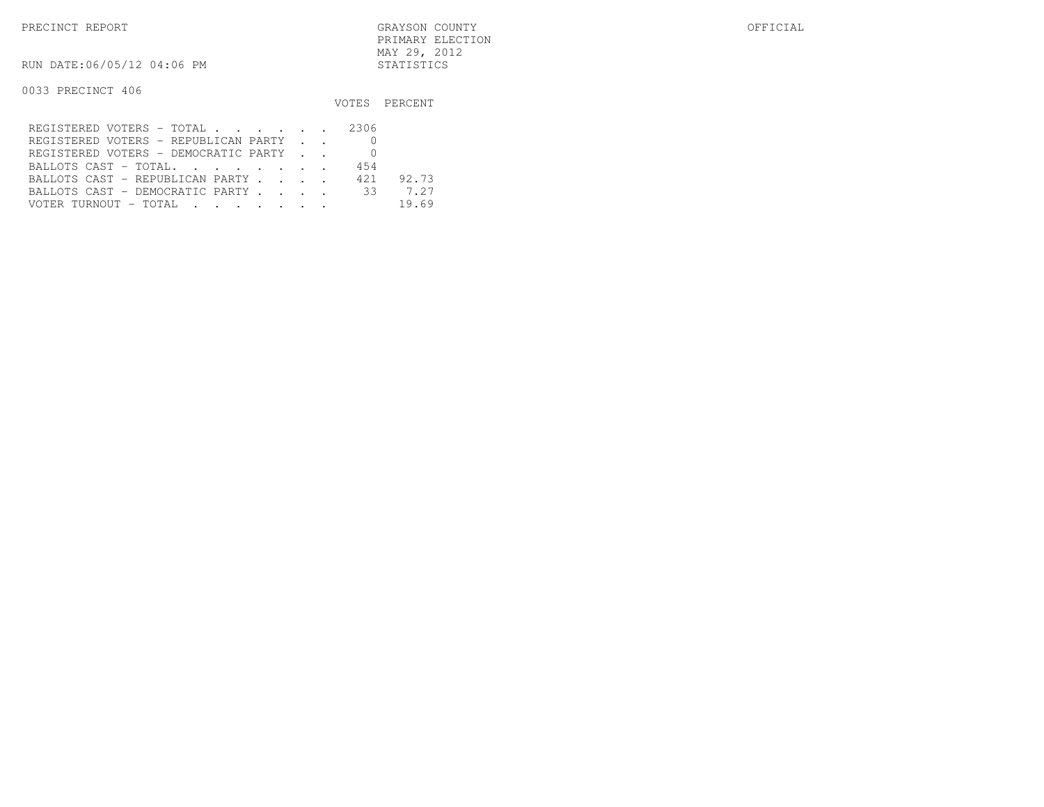PRECINCT REPORT

GRAYSON COUNTY
PRIMARY ELECTION
MAY 29, 2012
STATISTICS

OFFICIAL

RUN DATE:06/05/12 04:06 PM

0033 PRECINCT 406

| | VOTES | PERCENT |
|---|---|---|
| REGISTERED VOTERS - TOTAL . . . . . . | 2306 | |
| REGISTERED VOTERS - REPUBLICAN PARTY . . | 0 | |
| REGISTERED VOTERS - DEMOCRATIC PARTY . . | 0 | |
| BALLOTS CAST - TOTAL. . . . . . . . | 454 | |
| BALLOTS CAST - REPUBLICAN PARTY . . . . | 421 | 92.73 |
| BALLOTS CAST - DEMOCRATIC PARTY . . . . | 33 | 7.27 |
| VOTER TURNOUT - TOTAL . . . . . . . | | 19.69 |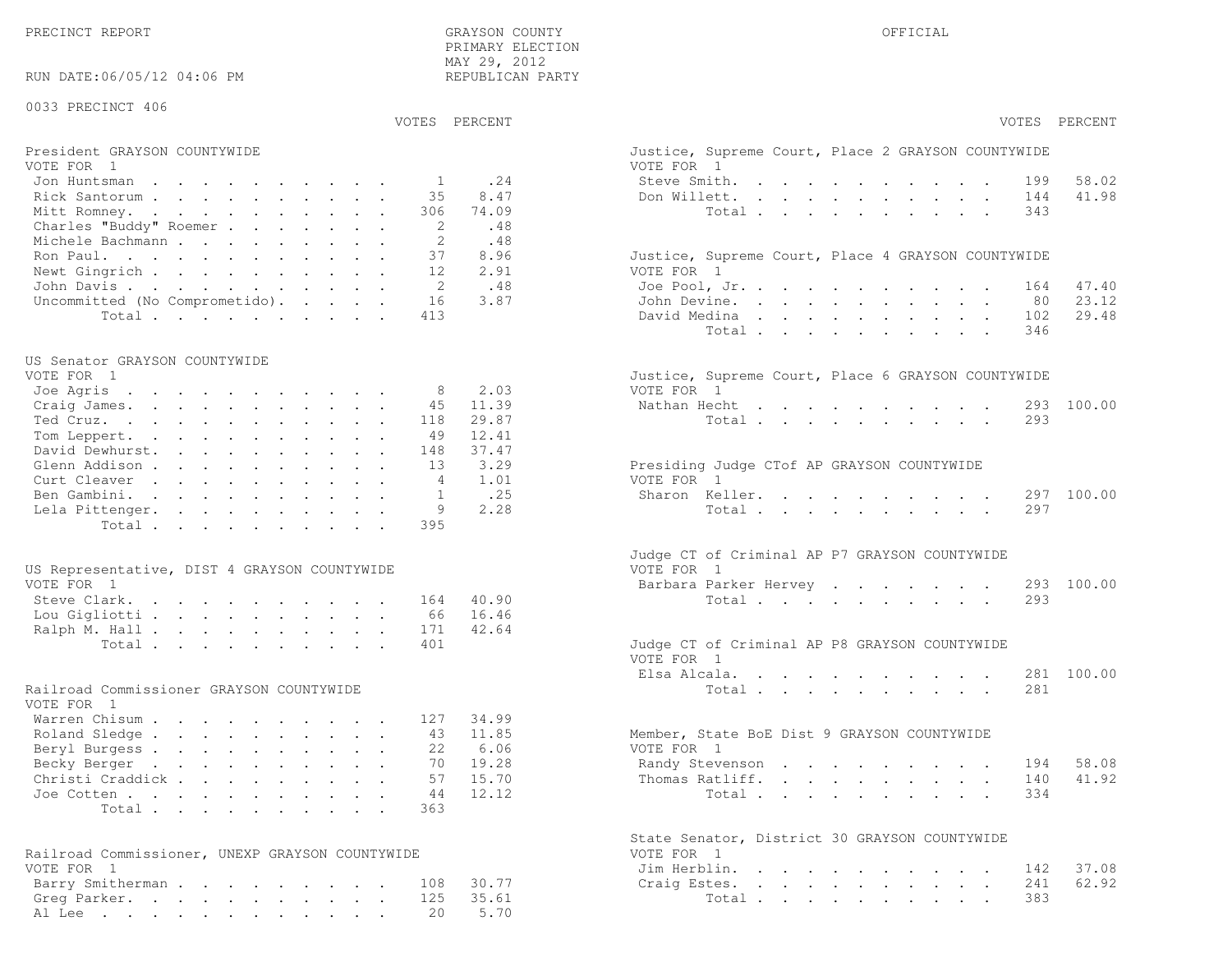PRECINCT REPORT

GRAYSON COUNTY
PRIMARY ELECTION
MAY 29, 2012
REPUBLICAN PARTY

OFFICIAL

RUN DATE:06/05/12 04:06 PM

0033 PRECINCT 406

**President GRAYSON COUNTYWIDE**
VOTE FOR 1

| | VOTES | PERCENT |
|---|---|---|
| Jon Huntsman | 1 | .24 |
| Rick Santorum | 35 | 8.47 |
| Mitt Romney | 306 | 74.09 |
| Charles "Buddy" Roemer | 2 | .48 |
| Michele Bachmann | 2 | .48 |
| Ron Paul | 37 | 8.96 |
| Newt Gingrich | 12 | 2.91 |
| John Davis | 2 | .48 |
| Uncommitted (No Comprometido) | 16 | 3.87 |
| Total | 413 | |

**US Senator GRAYSON COUNTYWIDE**
VOTE FOR 1

| | VOTES | PERCENT |
|---|---|---|
| Joe Agris | 8 | 2.03 |
| Craig James | 45 | 11.39 |
| Ted Cruz | 118 | 29.87 |
| Tom Leppert | 49 | 12.41 |
| David Dewhurst | 148 | 37.47 |
| Glenn Addison | 13 | 3.29 |
| Curt Cleaver | 4 | 1.01 |
| Ben Gambini | 1 | .25 |
| Lela Pittenger | 9 | 2.28 |
| Total | 395 | |

**US Representative, DIST 4 GRAYSON COUNTYWIDE**
VOTE FOR 1

| | VOTES | PERCENT |
|---|---|---|
| Steve Clark | 164 | 40.90 |
| Lou Gigliotti | 66 | 16.46 |
| Ralph M. Hall | 171 | 42.64 |
| Total | 401 | |

**Railroad Commissioner GRAYSON COUNTYWIDE**
VOTE FOR 1

| | VOTES | PERCENT |
|---|---|---|
| Warren Chisum | 127 | 34.99 |
| Roland Sledge | 43 | 11.85 |
| Beryl Burgess | 22 | 6.06 |
| Becky Berger | 70 | 19.28 |
| Christi Craddick | 57 | 15.70 |
| Joe Cotten | 44 | 12.12 |
| Total | 363 | |

**Railroad Commissioner, UNEXP GRAYSON COUNTYWIDE**
VOTE FOR 1

| | VOTES | PERCENT |
|---|---|---|
| Barry Smitherman | 108 | 30.77 |
| Greg Parker | 125 | 35.61 |
| Al Lee | 20 | 5.70 |

**Justice, Supreme Court, Place 2 GRAYSON COUNTYWIDE**
VOTE FOR 1

| | VOTES | PERCENT |
|---|---|---|
| Steve Smith | 199 | 58.02 |
| Don Willett | 144 | 41.98 |
| Total | 343 | |

**Justice, Supreme Court, Place 4 GRAYSON COUNTYWIDE**
VOTE FOR 1

| | VOTES | PERCENT |
|---|---|---|
| Joe Pool, Jr. | 164 | 47.40 |
| John Devine | 80 | 23.12 |
| David Medina | 102 | 29.48 |
| Total | 346 | |

**Justice, Supreme Court, Place 6 GRAYSON COUNTYWIDE**
VOTE FOR 1

| | VOTES | PERCENT |
|---|---|---|
| Nathan Hecht | 293 | 100.00 |
| Total | 293 | |

**Presiding Judge CTof AP GRAYSON COUNTYWIDE**
VOTE FOR 1

| | VOTES | PERCENT |
|---|---|---|
| Sharon Keller | 297 | 100.00 |
| Total | 297 | |

**Judge CT of Criminal AP P7 GRAYSON COUNTYWIDE**
VOTE FOR 1

| | VOTES | PERCENT |
|---|---|---|
| Barbara Parker Hervey | 293 | 100.00 |
| Total | 293 | |

**Judge CT of Criminal AP P8 GRAYSON COUNTYWIDE**
VOTE FOR 1

| | VOTES | PERCENT |
|---|---|---|
| Elsa Alcala | 281 | 100.00 |
| Total | 281 | |

**Member, State BoE Dist 9 GRAYSON COUNTYWIDE**
VOTE FOR 1

| | VOTES | PERCENT |
|---|---|---|
| Randy Stevenson | 194 | 58.08 |
| Thomas Ratliff | 140 | 41.92 |
| Total | 334 | |

**State Senator, District 30 GRAYSON COUNTYWIDE**
VOTE FOR 1

| | VOTES | PERCENT |
|---|---|---|
| Jim Herblin | 142 | 37.08 |
| Craig Estes | 241 | 62.92 |
| Total | 383 | |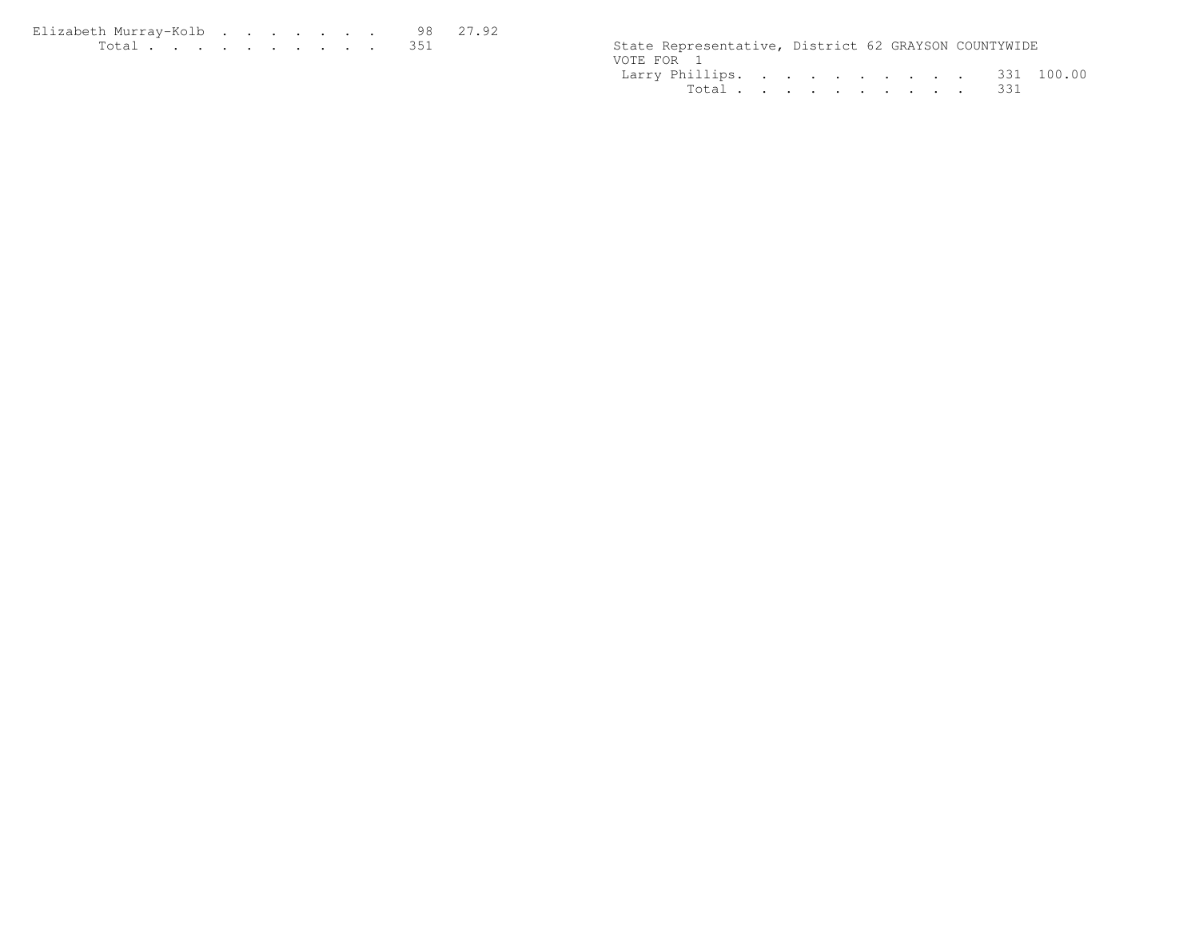| | | |
|---|---|---|
| Elizabeth Murray-Kolb | 98 | 27.92 |
| Total | 351 | |

State Representative, District 62 GRAYSON COUNTYWIDE

VOTE FOR 1

| | | |
|---|---|---|
| Larry Phillips | 331 | 100.00 |
| Total | 331 | |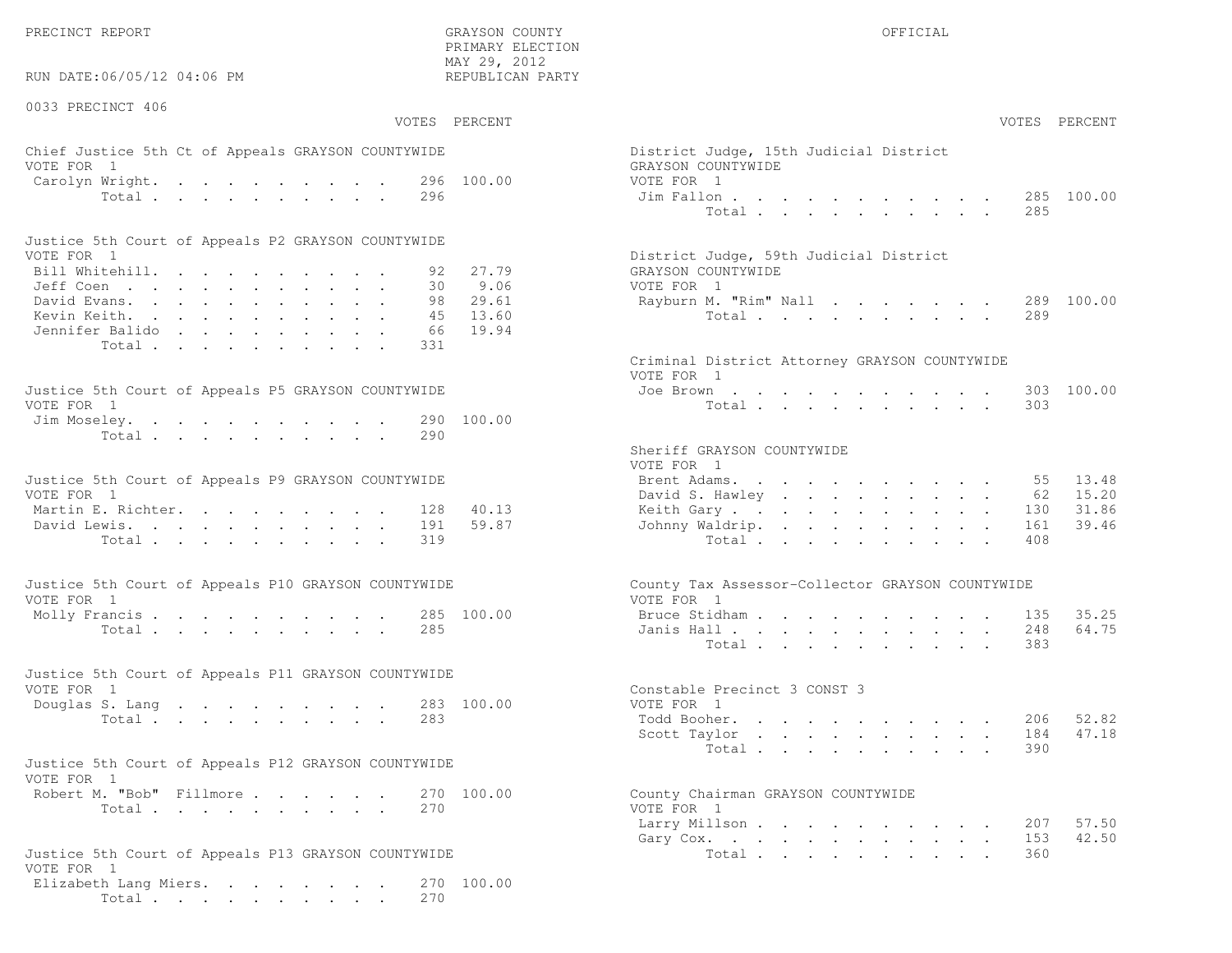PRECINCT REPORT — GRAYSON COUNTY — PRIMARY ELECTION — MAY 29, 2012 — REPUBLICAN PARTY — OFFICIAL

RUN DATE:06/05/12 04:06 PM

## 0033 PRECINCT 406

### Chief Justice 5th Ct of Appeals GRAYSON COUNTYWIDE
VOTE FOR 1

| Candidate | VOTES | PERCENT |
|---|---|---|
| Carolyn Wright | 296 | 100.00 |
| Total | 296 | |

### Justice 5th Court of Appeals P2 GRAYSON COUNTYWIDE
VOTE FOR 1

| Candidate | VOTES | PERCENT |
|---|---|---|
| Bill Whitehill | 92 | 27.79 |
| Jeff Coen | 30 | 9.06 |
| David Evans | 98 | 29.61 |
| Kevin Keith | 45 | 13.60 |
| Jennifer Balido | 66 | 19.94 |
| Total | 331 | |

### Justice 5th Court of Appeals P5 GRAYSON COUNTYWIDE
VOTE FOR 1

| Candidate | VOTES | PERCENT |
|---|---|---|
| Jim Moseley | 290 | 100.00 |
| Total | 290 | |

### Justice 5th Court of Appeals P9 GRAYSON COUNTYWIDE
VOTE FOR 1

| Candidate | VOTES | PERCENT |
|---|---|---|
| Martin E. Richter | 128 | 40.13 |
| David Lewis | 191 | 59.87 |
| Total | 319 | |

### Justice 5th Court of Appeals P10 GRAYSON COUNTYWIDE
VOTE FOR 1

| Candidate | VOTES | PERCENT |
|---|---|---|
| Molly Francis | 285 | 100.00 |
| Total | 285 | |

### Justice 5th Court of Appeals P11 GRAYSON COUNTYWIDE
VOTE FOR 1

| Candidate | VOTES | PERCENT |
|---|---|---|
| Douglas S. Lang | 283 | 100.00 |
| Total | 283 | |

### Justice 5th Court of Appeals P12 GRAYSON COUNTYWIDE
VOTE FOR 1

| Candidate | VOTES | PERCENT |
|---|---|---|
| Robert M. "Bob" Fillmore | 270 | 100.00 |
| Total | 270 | |

### Justice 5th Court of Appeals P13 GRAYSON COUNTYWIDE
VOTE FOR 1

| Candidate | VOTES | PERCENT |
|---|---|---|
| Elizabeth Lang Miers | 270 | 100.00 |
| Total | 270 | |

### District Judge, 15th Judicial District GRAYSON COUNTYWIDE
VOTE FOR 1

| Candidate | VOTES | PERCENT |
|---|---|---|
| Jim Fallon | 285 | 100.00 |
| Total | 285 | |

### District Judge, 59th Judicial District GRAYSON COUNTYWIDE
VOTE FOR 1

| Candidate | VOTES | PERCENT |
|---|---|---|
| Rayburn M. "Rim" Nall | 289 | 100.00 |
| Total | 289 | |

### Criminal District Attorney GRAYSON COUNTYWIDE
VOTE FOR 1

| Candidate | VOTES | PERCENT |
|---|---|---|
| Joe Brown | 303 | 100.00 |
| Total | 303 | |

### Sheriff GRAYSON COUNTYWIDE
VOTE FOR 1

| Candidate | VOTES | PERCENT |
|---|---|---|
| Brent Adams | 55 | 13.48 |
| David S. Hawley | 62 | 15.20 |
| Keith Gary | 130 | 31.86 |
| Johnny Waldrip | 161 | 39.46 |
| Total | 408 | |

### County Tax Assessor-Collector GRAYSON COUNTYWIDE
VOTE FOR 1

| Candidate | VOTES | PERCENT |
|---|---|---|
| Bruce Stidham | 135 | 35.25 |
| Janis Hall | 248 | 64.75 |
| Total | 383 | |

### Constable Precinct 3 CONST 3
VOTE FOR 1

| Candidate | VOTES | PERCENT |
|---|---|---|
| Todd Booher | 206 | 52.82 |
| Scott Taylor | 184 | 47.18 |
| Total | 390 | |

### County Chairman GRAYSON COUNTYWIDE
VOTE FOR 1

| Candidate | VOTES | PERCENT |
|---|---|---|
| Larry Millson | 207 | 57.50 |
| Gary Cox | 153 | 42.50 |
| Total | 360 | |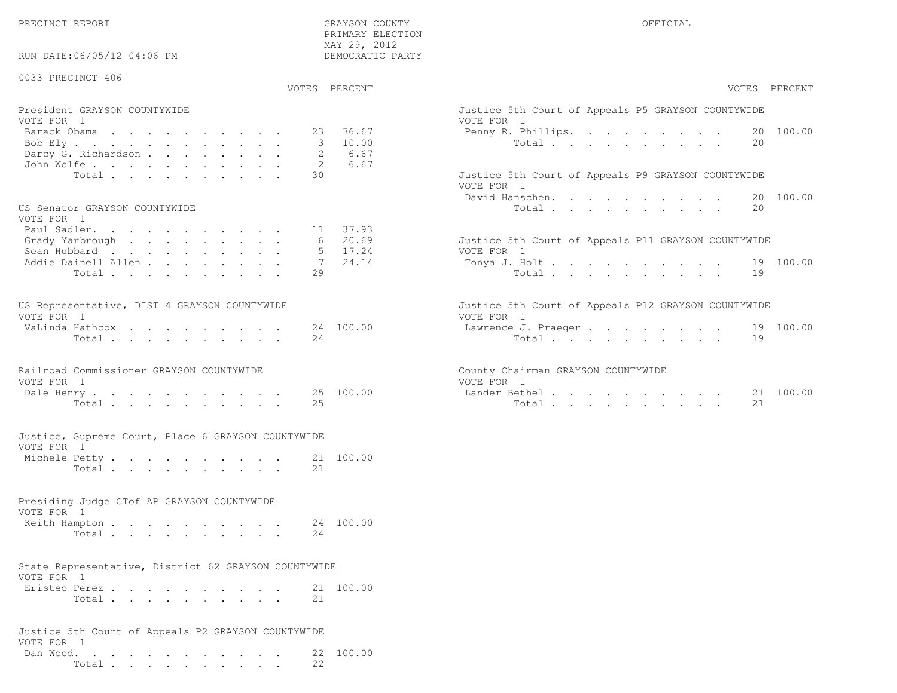PRECINCT REPORT

GRAYSON COUNTY
PRIMARY ELECTION
MAY 29, 2012
DEMOCRATIC PARTY

OFFICIAL

RUN DATE:06/05/12 04:06 PM

0033 PRECINCT 406

**President GRAYSON COUNTYWIDE**
VOTE FOR 1

| | VOTES | PERCENT |
|---|---|---|
| Barack Obama | 23 | 76.67 |
| Bob Ely | 3 | 10.00 |
| Darcy G. Richardson | 2 | 6.67 |
| John Wolfe | 2 | 6.67 |
| Total | 30 | |

**US Senator GRAYSON COUNTYWIDE**
VOTE FOR 1

| | VOTES | PERCENT |
|---|---|---|
| Paul Sadler | 11 | 37.93 |
| Grady Yarbrough | 6 | 20.69 |
| Sean Hubbard | 5 | 17.24 |
| Addie Dainell Allen | 7 | 24.14 |
| Total | 29 | |

**US Representative, DIST 4 GRAYSON COUNTYWIDE**
VOTE FOR 1

| | VOTES | PERCENT |
|---|---|---|
| VaLinda Hathcox | 24 | 100.00 |
| Total | 24 | |

**Railroad Commissioner GRAYSON COUNTYWIDE**
VOTE FOR 1

| | VOTES | PERCENT |
|---|---|---|
| Dale Henry | 25 | 100.00 |
| Total | 25 | |

**Justice, Supreme Court, Place 6 GRAYSON COUNTYWIDE**
VOTE FOR 1

| | VOTES | PERCENT |
|---|---|---|
| Michele Petty | 21 | 100.00 |
| Total | 21 | |

**Presiding Judge CTof AP GRAYSON COUNTYWIDE**
VOTE FOR 1

| | VOTES | PERCENT |
|---|---|---|
| Keith Hampton | 24 | 100.00 |
| Total | 24 | |

**State Representative, District 62 GRAYSON COUNTYWIDE**
VOTE FOR 1

| | VOTES | PERCENT |
|---|---|---|
| Eristeo Perez | 21 | 100.00 |
| Total | 21 | |

**Justice 5th Court of Appeals P2 GRAYSON COUNTYWIDE**
VOTE FOR 1

| | VOTES | PERCENT |
|---|---|---|
| Dan Wood | 22 | 100.00 |
| Total | 22 | |

**Justice 5th Court of Appeals P5 GRAYSON COUNTYWIDE**
VOTE FOR 1

| | VOTES | PERCENT |
|---|---|---|
| Penny R. Phillips | 20 | 100.00 |
| Total | 20 | |

**Justice 5th Court of Appeals P9 GRAYSON COUNTYWIDE**
VOTE FOR 1

| | VOTES | PERCENT |
|---|---|---|
| David Hanschen | 20 | 100.00 |
| Total | 20 | |

**Justice 5th Court of Appeals P11 GRAYSON COUNTYWIDE**
VOTE FOR 1

| | VOTES | PERCENT |
|---|---|---|
| Tonya J. Holt | 19 | 100.00 |
| Total | 19 | |

**Justice 5th Court of Appeals P12 GRAYSON COUNTYWIDE**
VOTE FOR 1

| | VOTES | PERCENT |
|---|---|---|
| Lawrence J. Praeger | 19 | 100.00 |
| Total | 19 | |

**County Chairman GRAYSON COUNTYWIDE**
VOTE FOR 1

| | VOTES | PERCENT |
|---|---|---|
| Lander Bethel | 21 | 100.00 |
| Total | 21 | |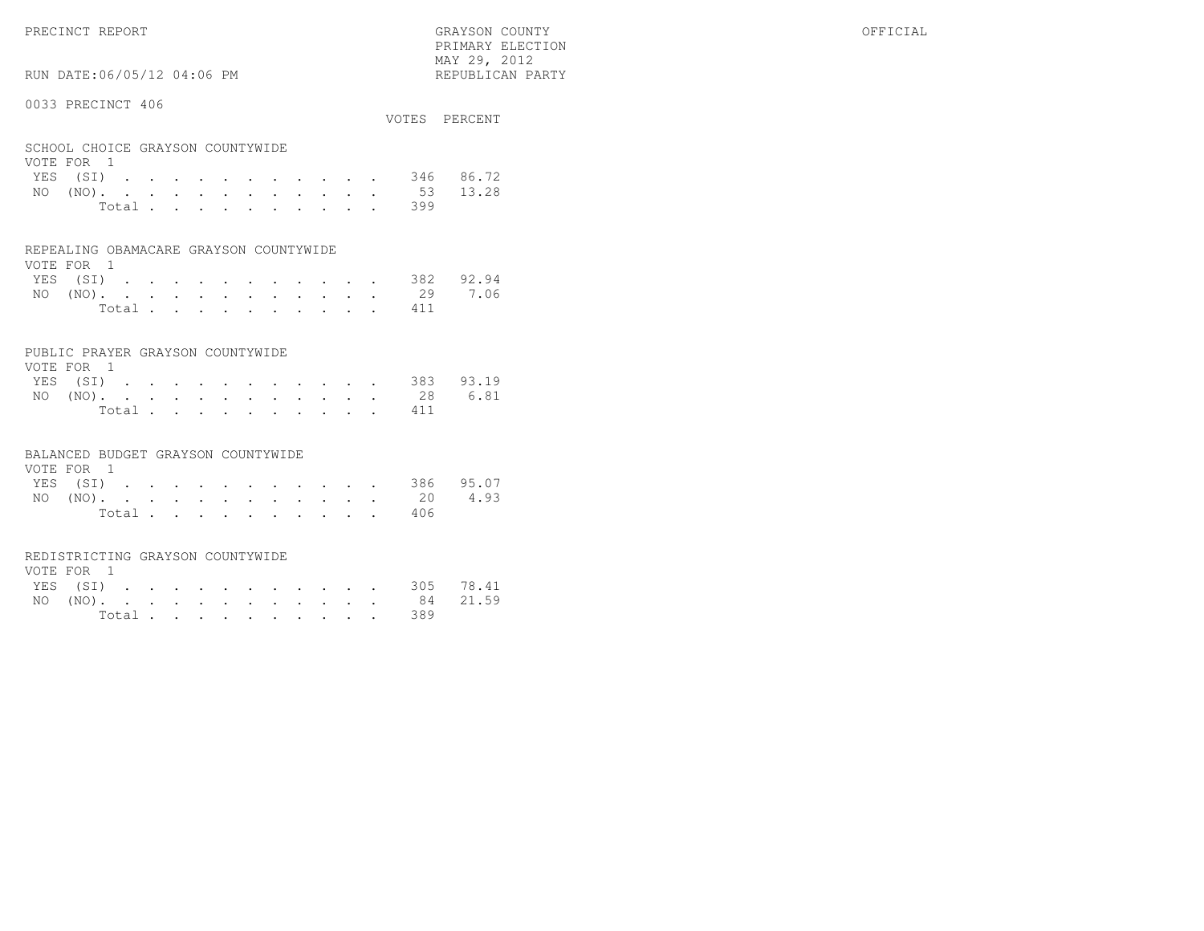PRECINCT REPORT

GRAYSON COUNTY
PRIMARY ELECTION
MAY 29, 2012
REPUBLICAN PARTY

OFFICIAL

RUN DATE:06/05/12 04:06 PM

## 0033 PRECINCT 406

### SCHOOL CHOICE GRAYSON COUNTYWIDE

VOTE FOR 1

| | VOTES | PERCENT |
|---|---|---|
| YES (SI) | 346 | 86.72 |
| NO (NO) | 53 | 13.28 |
| Total | 399 | |

### REPEALING OBAMACARE GRAYSON COUNTYWIDE

VOTE FOR 1

| | VOTES | PERCENT |
|---|---|---|
| YES (SI) | 382 | 92.94 |
| NO (NO) | 29 | 7.06 |
| Total | 411 | |

### PUBLIC PRAYER GRAYSON COUNTYWIDE

VOTE FOR 1

| | VOTES | PERCENT |
|---|---|---|
| YES (SI) | 383 | 93.19 |
| NO (NO) | 28 | 6.81 |
| Total | 411 | |

### BALANCED BUDGET GRAYSON COUNTYWIDE

VOTE FOR 1

| | VOTES | PERCENT |
|---|---|---|
| YES (SI) | 386 | 95.07 |
| NO (NO) | 20 | 4.93 |
| Total | 406 | |

### REDISTRICTING GRAYSON COUNTYWIDE

VOTE FOR 1

| | VOTES | PERCENT |
|---|---|---|
| YES (SI) | 305 | 78.41 |
| NO (NO) | 84 | 21.59 |
| Total | 389 | |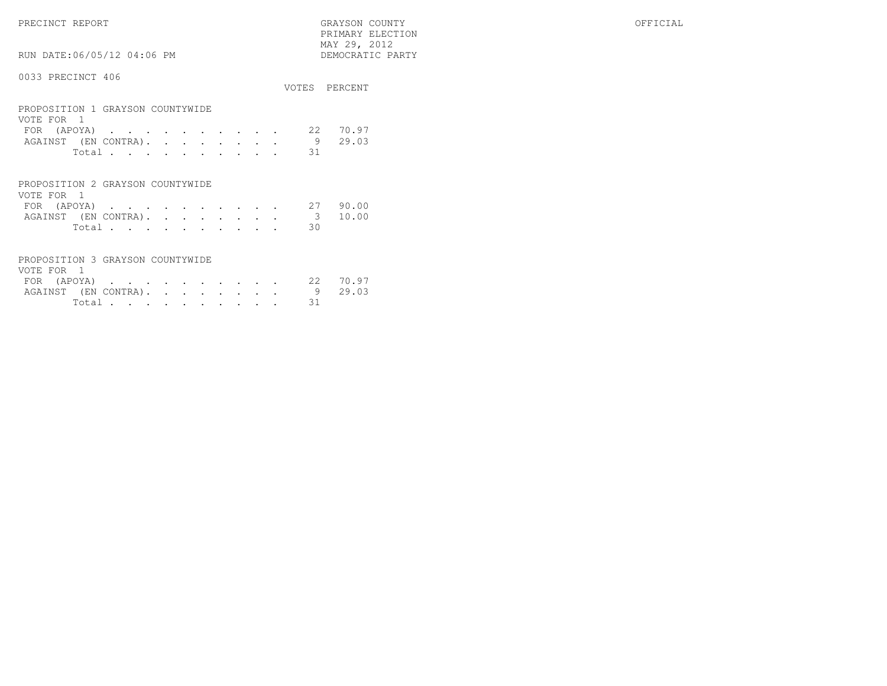PRECINCT REPORT

GRAYSON COUNTY
PRIMARY ELECTION
MAY 29, 2012
DEMOCRATIC PARTY

OFFICIAL

RUN DATE:06/05/12 04:06 PM

0033 PRECINCT 406

PROPOSITION 1 GRAYSON COUNTYWIDE
VOTE FOR 1

| | VOTES | PERCENT |
|---|---|---|
| FOR (APOYA) | 22 | 70.97 |
| AGAINST (EN CONTRA) | 9 | 29.03 |
| Total | 31 | |

PROPOSITION 2 GRAYSON COUNTYWIDE
VOTE FOR 1

| | VOTES | PERCENT |
|---|---|---|
| FOR (APOYA) | 27 | 90.00 |
| AGAINST (EN CONTRA) | 3 | 10.00 |
| Total | 30 | |

PROPOSITION 3 GRAYSON COUNTYWIDE
VOTE FOR 1

| | VOTES | PERCENT |
|---|---|---|
| FOR (APOYA) | 22 | 70.97 |
| AGAINST (EN CONTRA) | 9 | 29.03 |
| Total | 31 | |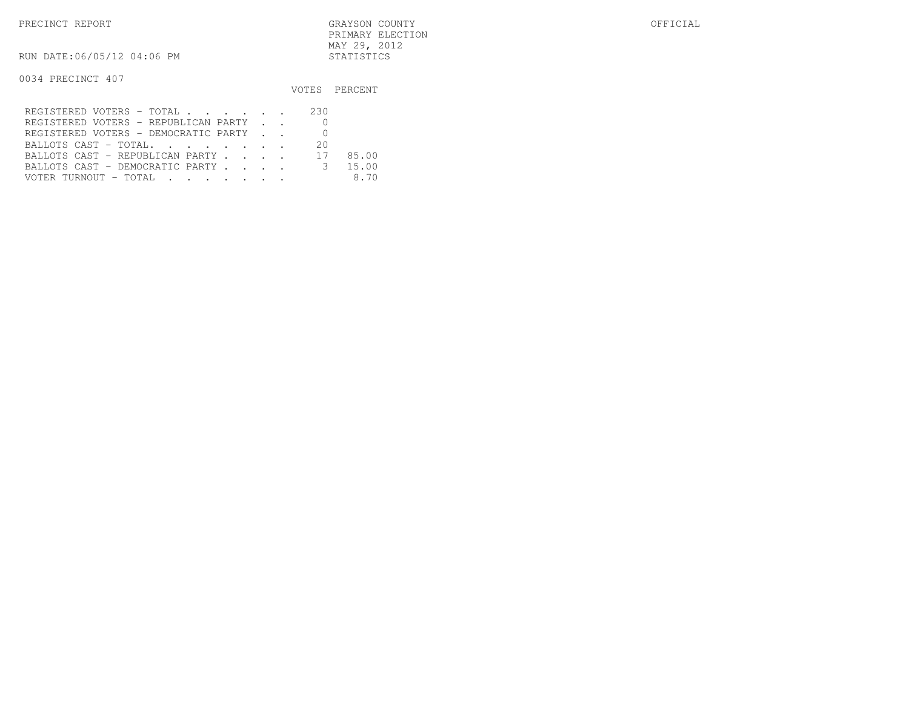PRECINCT REPORT

GRAYSON COUNTY
PRIMARY ELECTION
MAY 29, 2012
STATISTICS

OFFICIAL

RUN DATE:06/05/12 04:06 PM

0034 PRECINCT 407

| | VOTES | PERCENT |
|---|---|---|
| REGISTERED VOTERS - TOTAL | 230 | |
| REGISTERED VOTERS - REPUBLICAN PARTY | 0 | |
| REGISTERED VOTERS - DEMOCRATIC PARTY | 0 | |
| BALLOTS CAST - TOTAL. | 20 | |
| BALLOTS CAST - REPUBLICAN PARTY | 17 | 85.00 |
| BALLOTS CAST - DEMOCRATIC PARTY | 3 | 15.00 |
| VOTER TURNOUT - TOTAL | | 8.70 |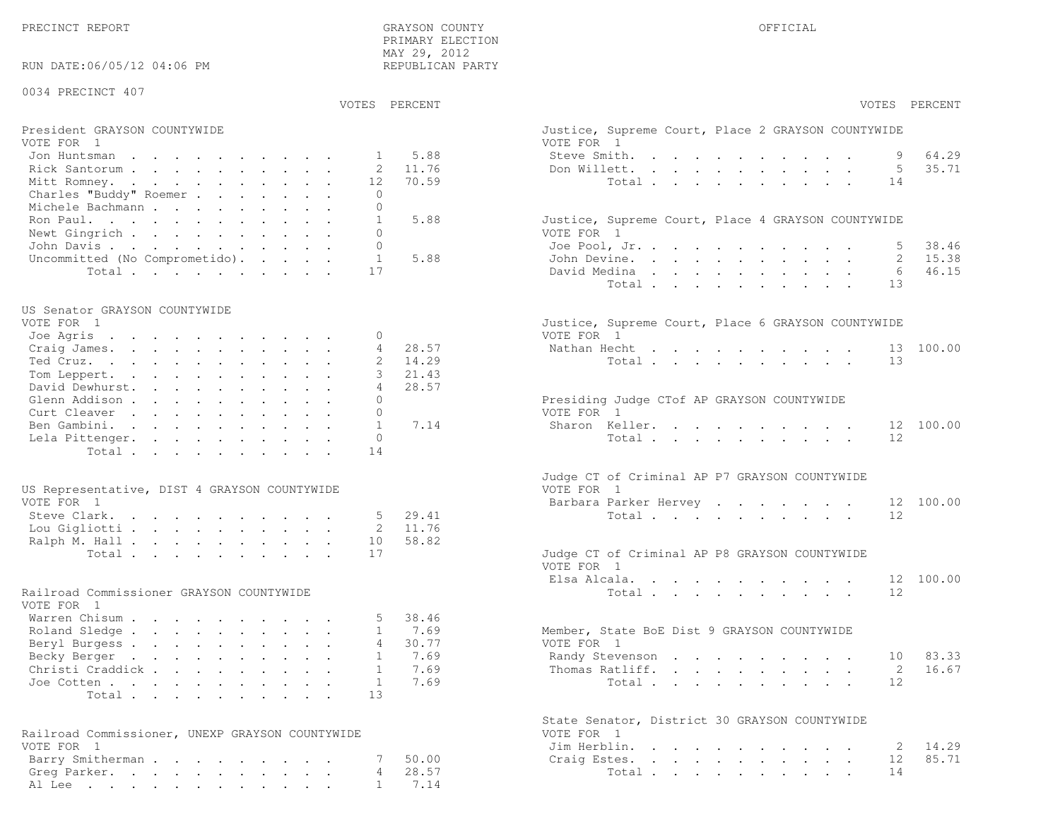PRECINCT REPORT

GRAYSON COUNTY
PRIMARY ELECTION
MAY 29, 2012
REPUBLICAN PARTY

OFFICIAL

RUN DATE:06/05/12 04:06 PM

0034 PRECINCT 407

## President GRAYSON COUNTYWIDE

VOTE FOR 1

| Candidate | VOTES | PERCENT |
|---|---|---|
| Jon Huntsman | 1 | 5.88 |
| Rick Santorum | 2 | 11.76 |
| Mitt Romney | 12 | 70.59 |
| Charles "Buddy" Roemer | 0 | |
| Michele Bachmann | 0 | |
| Ron Paul | 1 | 5.88 |
| Newt Gingrich | 0 | |
| John Davis | 0 | |
| Uncommitted (No Comprometido) | 1 | 5.88 |
| Total | 17 | |

## US Senator GRAYSON COUNTYWIDE

VOTE FOR 1

| Candidate | VOTES | PERCENT |
|---|---|---|
| Joe Agris | 0 | |
| Craig James | 4 | 28.57 |
| Ted Cruz | 2 | 14.29 |
| Tom Leppert | 3 | 21.43 |
| David Dewhurst | 4 | 28.57 |
| Glenn Addison | 0 | |
| Curt Cleaver | 0 | |
| Ben Gambini | 1 | 7.14 |
| Lela Pittenger | 0 | |
| Total | 14 | |

## US Representative, DIST 4 GRAYSON COUNTYWIDE

VOTE FOR 1

| Candidate | VOTES | PERCENT |
|---|---|---|
| Steve Clark | 5 | 29.41 |
| Lou Gigliotti | 2 | 11.76 |
| Ralph M. Hall | 10 | 58.82 |
| Total | 17 | |

## Railroad Commissioner GRAYSON COUNTYWIDE

VOTE FOR 1

| Candidate | VOTES | PERCENT |
|---|---|---|
| Warren Chisum | 5 | 38.46 |
| Roland Sledge | 1 | 7.69 |
| Beryl Burgess | 4 | 30.77 |
| Becky Berger | 1 | 7.69 |
| Christi Craddick | 1 | 7.69 |
| Joe Cotten | 1 | 7.69 |
| Total | 13 | |

## Railroad Commissioner, UNEXP GRAYSON COUNTYWIDE

VOTE FOR 1

| Candidate | VOTES | PERCENT |
|---|---|---|
| Barry Smitherman | 7 | 50.00 |
| Greg Parker | 4 | 28.57 |
| Al Lee | 1 | 7.14 |

## Justice, Supreme Court, Place 2 GRAYSON COUNTYWIDE

VOTE FOR 1

| Candidate | VOTES | PERCENT |
|---|---|---|
| Steve Smith | 9 | 64.29 |
| Don Willett | 5 | 35.71 |
| Total | 14 | |

## Justice, Supreme Court, Place 4 GRAYSON COUNTYWIDE

VOTE FOR 1

| Candidate | VOTES | PERCENT |
|---|---|---|
| Joe Pool, Jr. | 5 | 38.46 |
| John Devine | 2 | 15.38 |
| David Medina | 6 | 46.15 |
| Total | 13 | |

## Justice, Supreme Court, Place 6 GRAYSON COUNTYWIDE

VOTE FOR 1

| Candidate | VOTES | PERCENT |
|---|---|---|
| Nathan Hecht | 13 | 100.00 |
| Total | 13 | |

## Presiding Judge CTof AP GRAYSON COUNTYWIDE

VOTE FOR 1

| Candidate | VOTES | PERCENT |
|---|---|---|
| Sharon Keller | 12 | 100.00 |
| Total | 12 | |

## Judge CT of Criminal AP P7 GRAYSON COUNTYWIDE

VOTE FOR 1

| Candidate | VOTES | PERCENT |
|---|---|---|
| Barbara Parker Hervey | 12 | 100.00 |
| Total | 12 | |

## Judge CT of Criminal AP P8 GRAYSON COUNTYWIDE

VOTE FOR 1

| Candidate | VOTES | PERCENT |
|---|---|---|
| Elsa Alcala | 12 | 100.00 |
| Total | 12 | |

## Member, State BoE Dist 9 GRAYSON COUNTYWIDE

VOTE FOR 1

| Candidate | VOTES | PERCENT |
|---|---|---|
| Randy Stevenson | 10 | 83.33 |
| Thomas Ratliff | 2 | 16.67 |
| Total | 12 | |

## State Senator, District 30 GRAYSON COUNTYWIDE

VOTE FOR 1

| Candidate | VOTES | PERCENT |
|---|---|---|
| Jim Herblin | 2 | 14.29 |
| Craig Estes | 12 | 85.71 |
| Total | 14 | |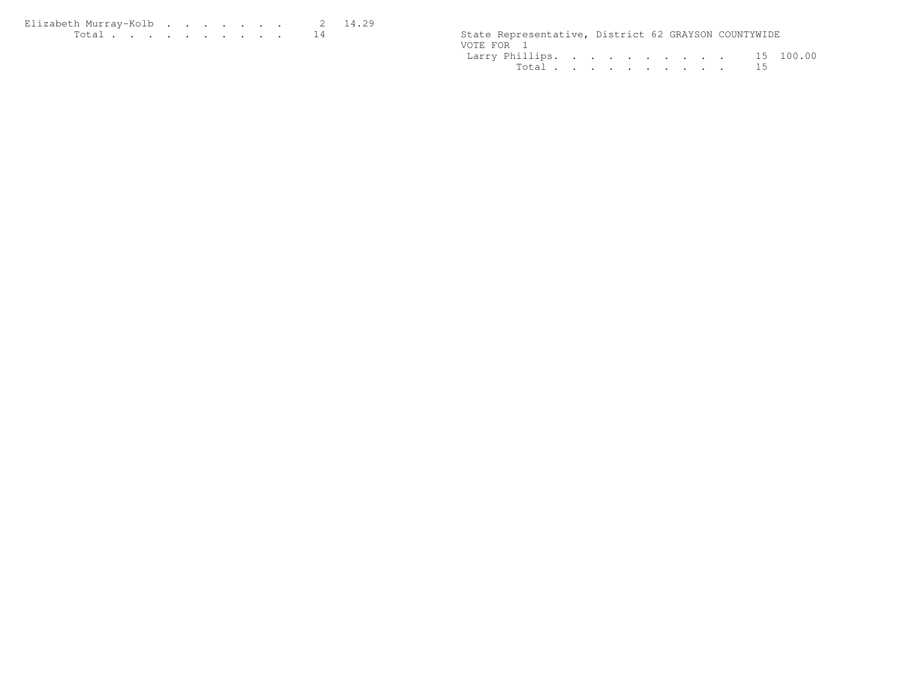Elizabeth Murray-Kolb . . . . . . . . 2 14.29
Total . . . . . . . . . . 14

State Representative, District 62 GRAYSON COUNTYWIDE
VOTE FOR 1
Larry Phillips. . . . . . . . . . . 15 100.00
Total . . . . . . . . . . 15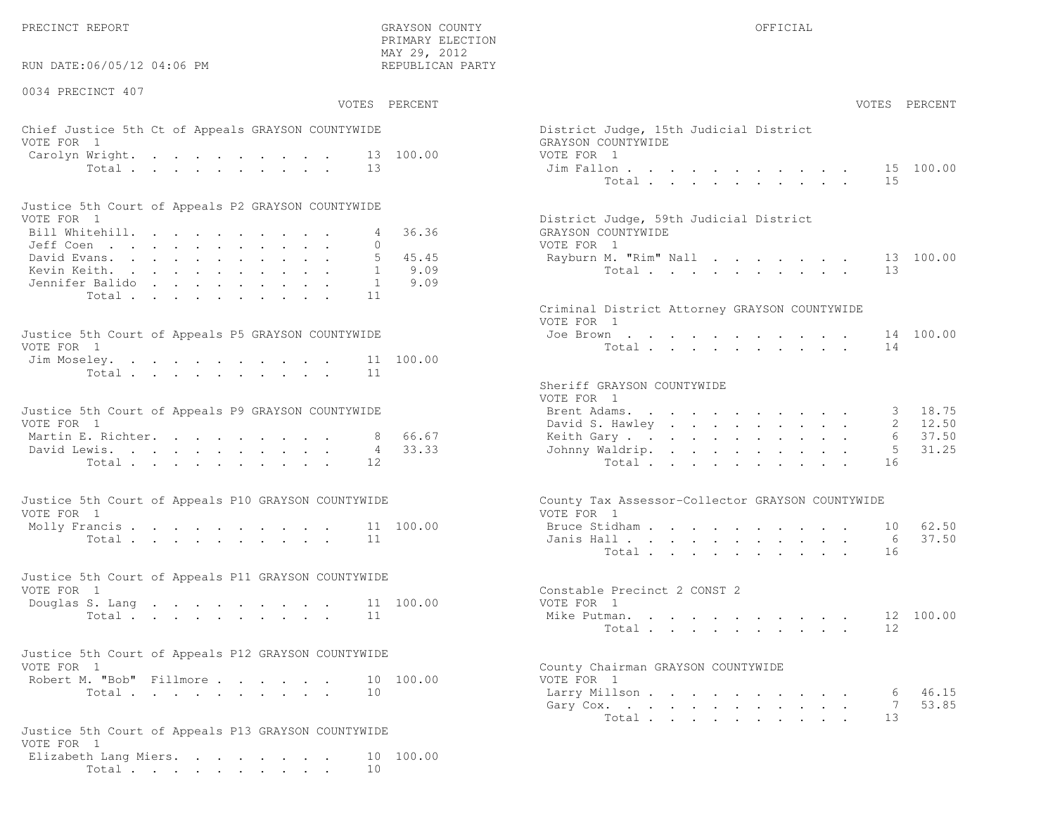PRECINCT REPORT — GRAYSON COUNTY PRIMARY ELECTION — MAY 29, 2012 — REPUBLICAN PARTY — OFFICIAL

RUN DATE:06/05/12 04:06 PM

## 0034 PRECINCT 407

### Chief Justice 5th Ct of Appeals GRAYSON COUNTYWIDE
VOTE FOR 1

| Candidate | VOTES | PERCENT |
|---|---|---|
| Carolyn Wright | 13 | 100.00 |
| Total | 13 | |

### Justice 5th Court of Appeals P2 GRAYSON COUNTYWIDE
VOTE FOR 1

| Candidate | VOTES | PERCENT |
|---|---|---|
| Bill Whitehill | 4 | 36.36 |
| Jeff Coen | 0 | |
| David Evans | 5 | 45.45 |
| Kevin Keith | 1 | 9.09 |
| Jennifer Balido | 1 | 9.09 |
| Total | 11 | |

### Justice 5th Court of Appeals P5 GRAYSON COUNTYWIDE
VOTE FOR 1

| Candidate | VOTES | PERCENT |
|---|---|---|
| Jim Moseley | 11 | 100.00 |
| Total | 11 | |

### Justice 5th Court of Appeals P9 GRAYSON COUNTYWIDE
VOTE FOR 1

| Candidate | VOTES | PERCENT |
|---|---|---|
| Martin E. Richter | 8 | 66.67 |
| David Lewis | 4 | 33.33 |
| Total | 12 | |

### Justice 5th Court of Appeals P10 GRAYSON COUNTYWIDE
VOTE FOR 1

| Candidate | VOTES | PERCENT |
|---|---|---|
| Molly Francis | 11 | 100.00 |
| Total | 11 | |

### Justice 5th Court of Appeals P11 GRAYSON COUNTYWIDE
VOTE FOR 1

| Candidate | VOTES | PERCENT |
|---|---|---|
| Douglas S. Lang | 11 | 100.00 |
| Total | 11 | |

### Justice 5th Court of Appeals P12 GRAYSON COUNTYWIDE
VOTE FOR 1

| Candidate | VOTES | PERCENT |
|---|---|---|
| Robert M. "Bob" Fillmore | 10 | 100.00 |
| Total | 10 | |

### Justice 5th Court of Appeals P13 GRAYSON COUNTYWIDE
VOTE FOR 1

| Candidate | VOTES | PERCENT |
|---|---|---|
| Elizabeth Lang Miers | 10 | 100.00 |
| Total | 10 | |

### District Judge, 15th Judicial District GRAYSON COUNTYWIDE
VOTE FOR 1

| Candidate | VOTES | PERCENT |
|---|---|---|
| Jim Fallon | 15 | 100.00 |
| Total | 15 | |

### District Judge, 59th Judicial District GRAYSON COUNTYWIDE
VOTE FOR 1

| Candidate | VOTES | PERCENT |
|---|---|---|
| Rayburn M. "Rim" Nall | 13 | 100.00 |
| Total | 13 | |

### Criminal District Attorney GRAYSON COUNTYWIDE
VOTE FOR 1

| Candidate | VOTES | PERCENT |
|---|---|---|
| Joe Brown | 14 | 100.00 |
| Total | 14 | |

### Sheriff GRAYSON COUNTYWIDE
VOTE FOR 1

| Candidate | VOTES | PERCENT |
|---|---|---|
| Brent Adams | 3 | 18.75 |
| David S. Hawley | 2 | 12.50 |
| Keith Gary | 6 | 37.50 |
| Johnny Waldrip | 5 | 31.25 |
| Total | 16 | |

### County Tax Assessor-Collector GRAYSON COUNTYWIDE
VOTE FOR 1

| Candidate | VOTES | PERCENT |
|---|---|---|
| Bruce Stidham | 10 | 62.50 |
| Janis Hall | 6 | 37.50 |
| Total | 16 | |

### Constable Precinct 2 CONST 2
VOTE FOR 1

| Candidate | VOTES | PERCENT |
|---|---|---|
| Mike Putman | 12 | 100.00 |
| Total | 12 | |

### County Chairman GRAYSON COUNTYWIDE
VOTE FOR 1

| Candidate | VOTES | PERCENT |
|---|---|---|
| Larry Millson | 6 | 46.15 |
| Gary Cox | 7 | 53.85 |
| Total | 13 | |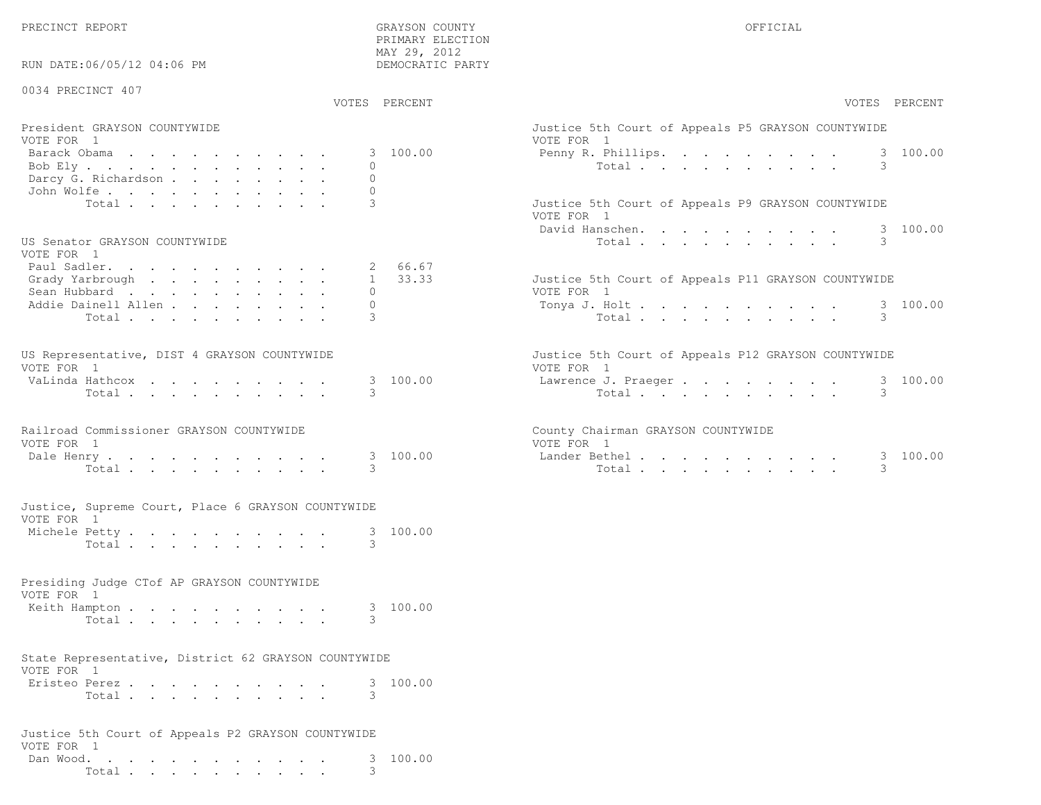PRECINCT REPORT

GRAYSON COUNTY
PRIMARY ELECTION
MAY 29, 2012
DEMOCRATIC PARTY

OFFICIAL

RUN DATE:06/05/12 04:06 PM

0034 PRECINCT 407

### President GRAYSON COUNTYWIDE
VOTE FOR 1

| Candidate | VOTES | PERCENT |
|---|---|---|
| Barack Obama | 3 | 100.00 |
| Bob Ely | 0 | |
| Darcy G. Richardson | 0 | |
| John Wolfe | 0 | |
| Total | 3 | |

### US Senator GRAYSON COUNTYWIDE
VOTE FOR 1

| Candidate | VOTES | PERCENT |
|---|---|---|
| Paul Sadler | 2 | 66.67 |
| Grady Yarbrough | 1 | 33.33 |
| Sean Hubbard | 0 | |
| Addie Dainell Allen | 0 | |
| Total | 3 | |

### US Representative, DIST 4 GRAYSON COUNTYWIDE
VOTE FOR 1

| Candidate | VOTES | PERCENT |
|---|---|---|
| VaLinda Hathcox | 3 | 100.00 |
| Total | 3 | |

### Railroad Commissioner GRAYSON COUNTYWIDE
VOTE FOR 1

| Candidate | VOTES | PERCENT |
|---|---|---|
| Dale Henry | 3 | 100.00 |
| Total | 3 | |

### Justice, Supreme Court, Place 6 GRAYSON COUNTYWIDE
VOTE FOR 1

| Candidate | VOTES | PERCENT |
|---|---|---|
| Michele Petty | 3 | 100.00 |
| Total | 3 | |

### Presiding Judge CTof AP GRAYSON COUNTYWIDE
VOTE FOR 1

| Candidate | VOTES | PERCENT |
|---|---|---|
| Keith Hampton | 3 | 100.00 |
| Total | 3 | |

### State Representative, District 62 GRAYSON COUNTYWIDE
VOTE FOR 1

| Candidate | VOTES | PERCENT |
|---|---|---|
| Eristeo Perez | 3 | 100.00 |
| Total | 3 | |

### Justice 5th Court of Appeals P2 GRAYSON COUNTYWIDE
VOTE FOR 1

| Candidate | VOTES | PERCENT |
|---|---|---|
| Dan Wood | 3 | 100.00 |
| Total | 3 | |

### Justice 5th Court of Appeals P5 GRAYSON COUNTYWIDE
VOTE FOR 1

| Candidate | VOTES | PERCENT |
|---|---|---|
| Penny R. Phillips | 3 | 100.00 |
| Total | 3 | |

### Justice 5th Court of Appeals P9 GRAYSON COUNTYWIDE
VOTE FOR 1

| Candidate | VOTES | PERCENT |
|---|---|---|
| David Hanschen | 3 | 100.00 |
| Total | 3 | |

### Justice 5th Court of Appeals P11 GRAYSON COUNTYWIDE
VOTE FOR 1

| Candidate | VOTES | PERCENT |
|---|---|---|
| Tonya J. Holt | 3 | 100.00 |
| Total | 3 | |

### Justice 5th Court of Appeals P12 GRAYSON COUNTYWIDE
VOTE FOR 1

| Candidate | VOTES | PERCENT |
|---|---|---|
| Lawrence J. Praeger | 3 | 100.00 |
| Total | 3 | |

### County Chairman GRAYSON COUNTYWIDE
VOTE FOR 1

| Candidate | VOTES | PERCENT |
|---|---|---|
| Lander Bethel | 3 | 100.00 |
| Total | 3 | |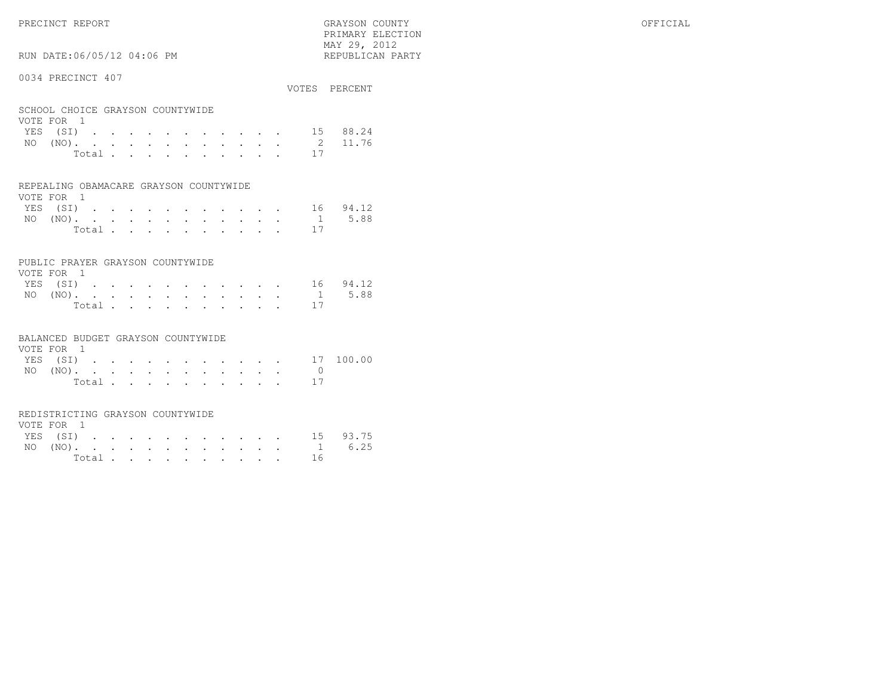PRECINCT REPORT

GRAYSON COUNTY
PRIMARY ELECTION
MAY 29, 2012
REPUBLICAN PARTY

OFFICIAL

RUN DATE:06/05/12 04:06 PM

0034 PRECINCT 407

**SCHOOL CHOICE GRAYSON COUNTYWIDE**
VOTE FOR 1

| | VOTES | PERCENT |
|---|---|---|
| YES (SI) | 15 | 88.24 |
| NO (NO) | 2 | 11.76 |
| Total | 17 | |

**REPEALING OBAMACARE GRAYSON COUNTYWIDE**
VOTE FOR 1

| | VOTES | PERCENT |
|---|---|---|
| YES (SI) | 16 | 94.12 |
| NO (NO) | 1 | 5.88 |
| Total | 17 | |

**PUBLIC PRAYER GRAYSON COUNTYWIDE**
VOTE FOR 1

| | VOTES | PERCENT |
|---|---|---|
| YES (SI) | 16 | 94.12 |
| NO (NO) | 1 | 5.88 |
| Total | 17 | |

**BALANCED BUDGET GRAYSON COUNTYWIDE**
VOTE FOR 1

| | VOTES | PERCENT |
|---|---|---|
| YES (SI) | 17 | 100.00 |
| NO (NO) | 0 | |
| Total | 17 | |

**REDISTRICTING GRAYSON COUNTYWIDE**
VOTE FOR 1

| | VOTES | PERCENT |
|---|---|---|
| YES (SI) | 15 | 93.75 |
| NO (NO) | 1 | 6.25 |
| Total | 16 | |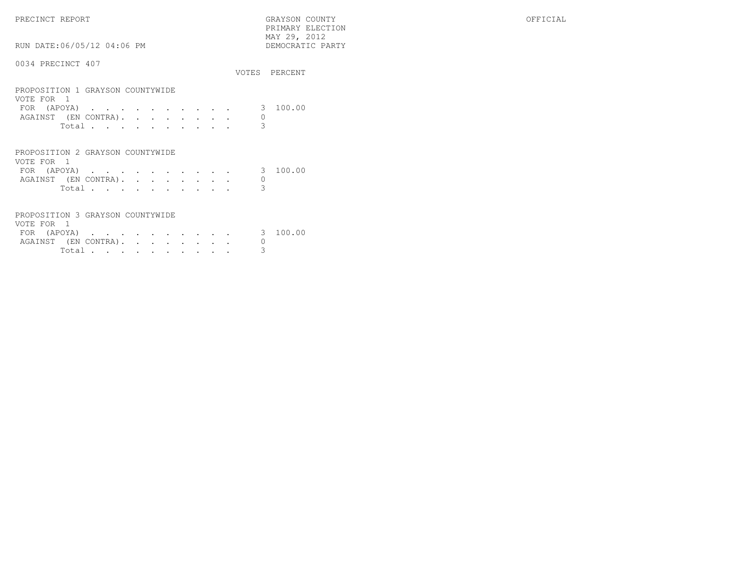PRECINCT REPORT

GRAYSON COUNTY
PRIMARY ELECTION
MAY 29, 2012
DEMOCRATIC PARTY

OFFICIAL

RUN DATE:06/05/12 04:06 PM

0034 PRECINCT 407

**PROPOSITION 1 GRAYSON COUNTYWIDE**
VOTE FOR 1

| | VOTES | PERCENT |
|---|---|---|
| FOR (APOYA) | 3 | 100.00 |
| AGAINST (EN CONTRA) | 0 | |
| Total | 3 | |

**PROPOSITION 2 GRAYSON COUNTYWIDE**
VOTE FOR 1

| | VOTES | PERCENT |
|---|---|---|
| FOR (APOYA) | 3 | 100.00 |
| AGAINST (EN CONTRA) | 0 | |
| Total | 3 | |

**PROPOSITION 3 GRAYSON COUNTYWIDE**
VOTE FOR 1

| | VOTES | PERCENT |
|---|---|---|
| FOR (APOYA) | 3 | 100.00 |
| AGAINST (EN CONTRA) | 0 | |
| Total | 3 | |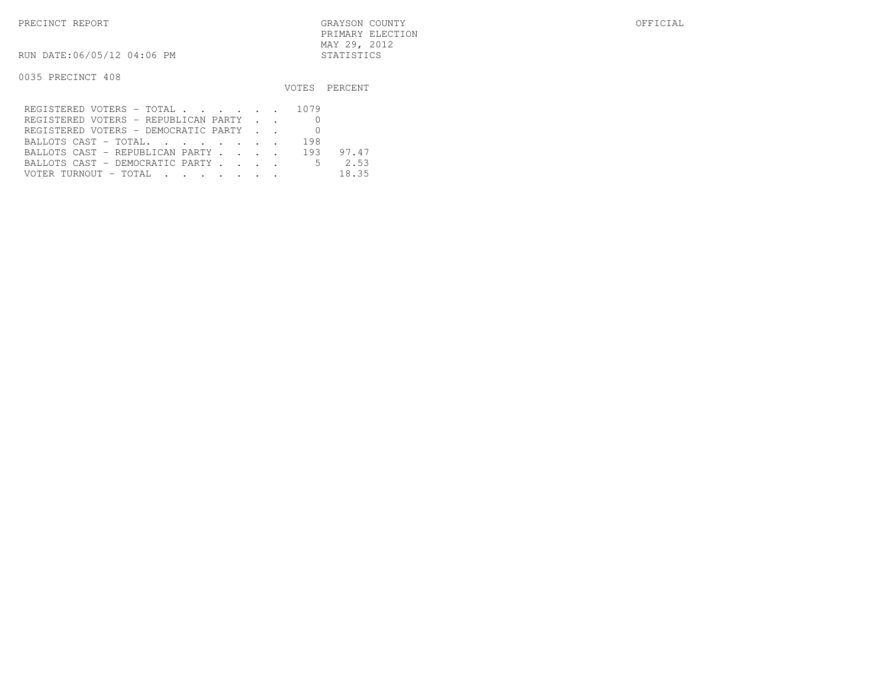PRECINCT REPORT

GRAYSON COUNTY
PRIMARY ELECTION
MAY 29, 2012
STATISTICS

OFFICIAL

RUN DATE:06/05/12 04:06 PM

0035 PRECINCT 408

| | VOTES | PERCENT |
|---|---|---|
| REGISTERED VOTERS - TOTAL . . . . . . | 1079 | |
| REGISTERED VOTERS - REPUBLICAN PARTY . . | 0 | |
| REGISTERED VOTERS - DEMOCRATIC PARTY . . | 0 | |
| BALLOTS CAST - TOTAL. . . . . . . . | 198 | |
| BALLOTS CAST - REPUBLICAN PARTY . . . . | 193 | 97.47 |
| BALLOTS CAST - DEMOCRATIC PARTY . . . . | 5 | 2.53 |
| VOTER TURNOUT - TOTAL . . . . . . . | | 18.35 |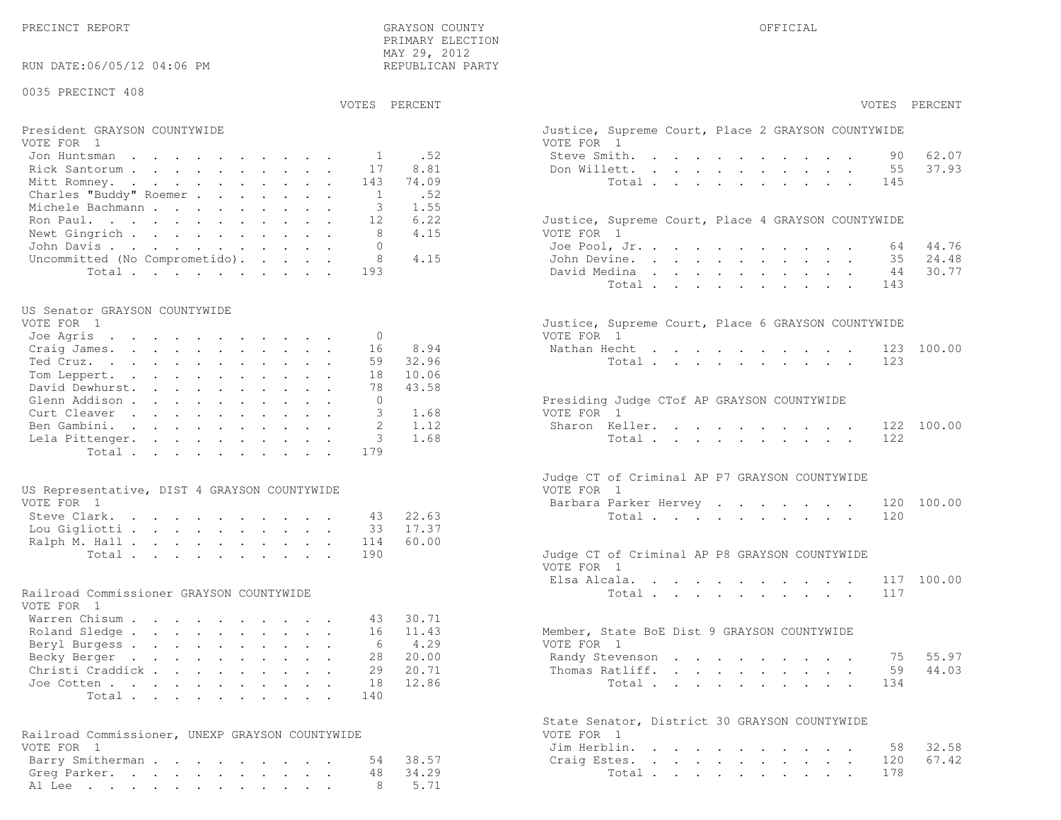PRECINCT REPORT

GRAYSON COUNTY
PRIMARY ELECTION
MAY 29, 2012
REPUBLICAN PARTY

OFFICIAL

RUN DATE:06/05/12 04:06 PM

0035 PRECINCT 408

**President GRAYSON COUNTYWIDE**
VOTE FOR 1

| Candidate | VOTES | PERCENT |
|---|---|---|
| Jon Huntsman | 1 | .52 |
| Rick Santorum | 17 | 8.81 |
| Mitt Romney | 143 | 74.09 |
| Charles "Buddy" Roemer | 1 | .52 |
| Michele Bachmann | 3 | 1.55 |
| Ron Paul | 12 | 6.22 |
| Newt Gingrich | 8 | 4.15 |
| John Davis | 0 | |
| Uncommitted (No Comprometido) | 8 | 4.15 |
| Total | 193 | |

**US Senator GRAYSON COUNTYWIDE**
VOTE FOR 1

| Candidate | VOTES | PERCENT |
|---|---|---|
| Joe Agris | 0 | |
| Craig James | 16 | 8.94 |
| Ted Cruz | 59 | 32.96 |
| Tom Leppert | 18 | 10.06 |
| David Dewhurst | 78 | 43.58 |
| Glenn Addison | 0 | |
| Curt Cleaver | 3 | 1.68 |
| Ben Gambini | 2 | 1.12 |
| Lela Pittenger | 3 | 1.68 |
| Total | 179 | |

**US Representative, DIST 4 GRAYSON COUNTYWIDE**
VOTE FOR 1

| Candidate | VOTES | PERCENT |
|---|---|---|
| Steve Clark | 43 | 22.63 |
| Lou Gigliotti | 33 | 17.37 |
| Ralph M. Hall | 114 | 60.00 |
| Total | 190 | |

**Railroad Commissioner GRAYSON COUNTYWIDE**
VOTE FOR 1

| Candidate | VOTES | PERCENT |
|---|---|---|
| Warren Chisum | 43 | 30.71 |
| Roland Sledge | 16 | 11.43 |
| Beryl Burgess | 6 | 4.29 |
| Becky Berger | 28 | 20.00 |
| Christi Craddick | 29 | 20.71 |
| Joe Cotten | 18 | 12.86 |
| Total | 140 | |

**Railroad Commissioner, UNEXP GRAYSON COUNTYWIDE**
VOTE FOR 1

| Candidate | VOTES | PERCENT |
|---|---|---|
| Barry Smitherman | 54 | 38.57 |
| Greg Parker | 48 | 34.29 |
| Al Lee | 8 | 5.71 |

**Justice, Supreme Court, Place 2 GRAYSON COUNTYWIDE**
VOTE FOR 1

| Candidate | VOTES | PERCENT |
|---|---|---|
| Steve Smith | 90 | 62.07 |
| Don Willett | 55 | 37.93 |
| Total | 145 | |

**Justice, Supreme Court, Place 4 GRAYSON COUNTYWIDE**
VOTE FOR 1

| Candidate | VOTES | PERCENT |
|---|---|---|
| Joe Pool, Jr. | 64 | 44.76 |
| John Devine | 35 | 24.48 |
| David Medina | 44 | 30.77 |
| Total | 143 | |

**Justice, Supreme Court, Place 6 GRAYSON COUNTYWIDE**
VOTE FOR 1

| Candidate | VOTES | PERCENT |
|---|---|---|
| Nathan Hecht | 123 | 100.00 |
| Total | 123 | |

**Presiding Judge CTof AP GRAYSON COUNTYWIDE**
VOTE FOR 1

| Candidate | VOTES | PERCENT |
|---|---|---|
| Sharon Keller | 122 | 100.00 |
| Total | 122 | |

**Judge CT of Criminal AP P7 GRAYSON COUNTYWIDE**
VOTE FOR 1

| Candidate | VOTES | PERCENT |
|---|---|---|
| Barbara Parker Hervey | 120 | 100.00 |
| Total | 120 | |

**Judge CT of Criminal AP P8 GRAYSON COUNTYWIDE**
VOTE FOR 1

| Candidate | VOTES | PERCENT |
|---|---|---|
| Elsa Alcala | 117 | 100.00 |
| Total | 117 | |

**Member, State BoE Dist 9 GRAYSON COUNTYWIDE**
VOTE FOR 1

| Candidate | VOTES | PERCENT |
|---|---|---|
| Randy Stevenson | 75 | 55.97 |
| Thomas Ratliff | 59 | 44.03 |
| Total | 134 | |

**State Senator, District 30 GRAYSON COUNTYWIDE**
VOTE FOR 1

| Candidate | VOTES | PERCENT |
|---|---|---|
| Jim Herblin | 58 | 32.58 |
| Craig Estes | 120 | 67.42 |
| Total | 178 | |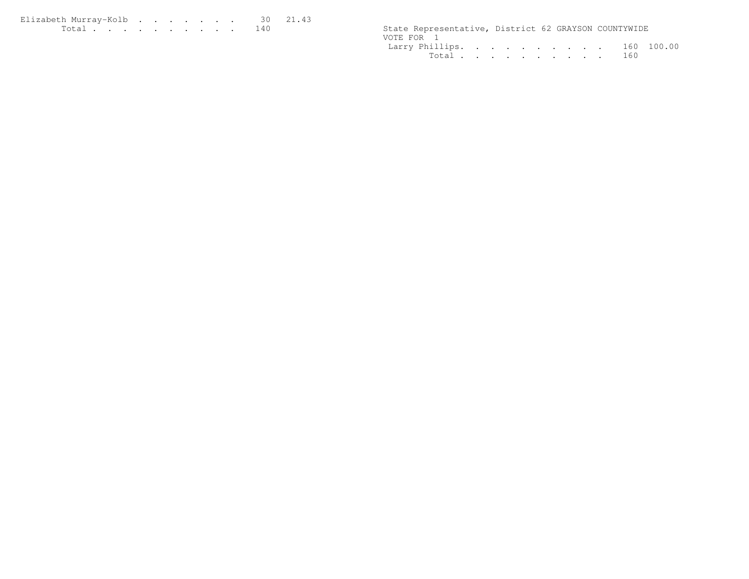| Candidate | Votes | Percent |
|---|---|---|
| Elizabeth Murray-Kolb | 30 | 21.43 |
| Total | 140 | |

State Representative, District 62 GRAYSON COUNTYWIDE
VOTE FOR 1

| Candidate | Votes | Percent |
|---|---|---|
| Larry Phillips | 160 | 100.00 |
| Total | 160 | |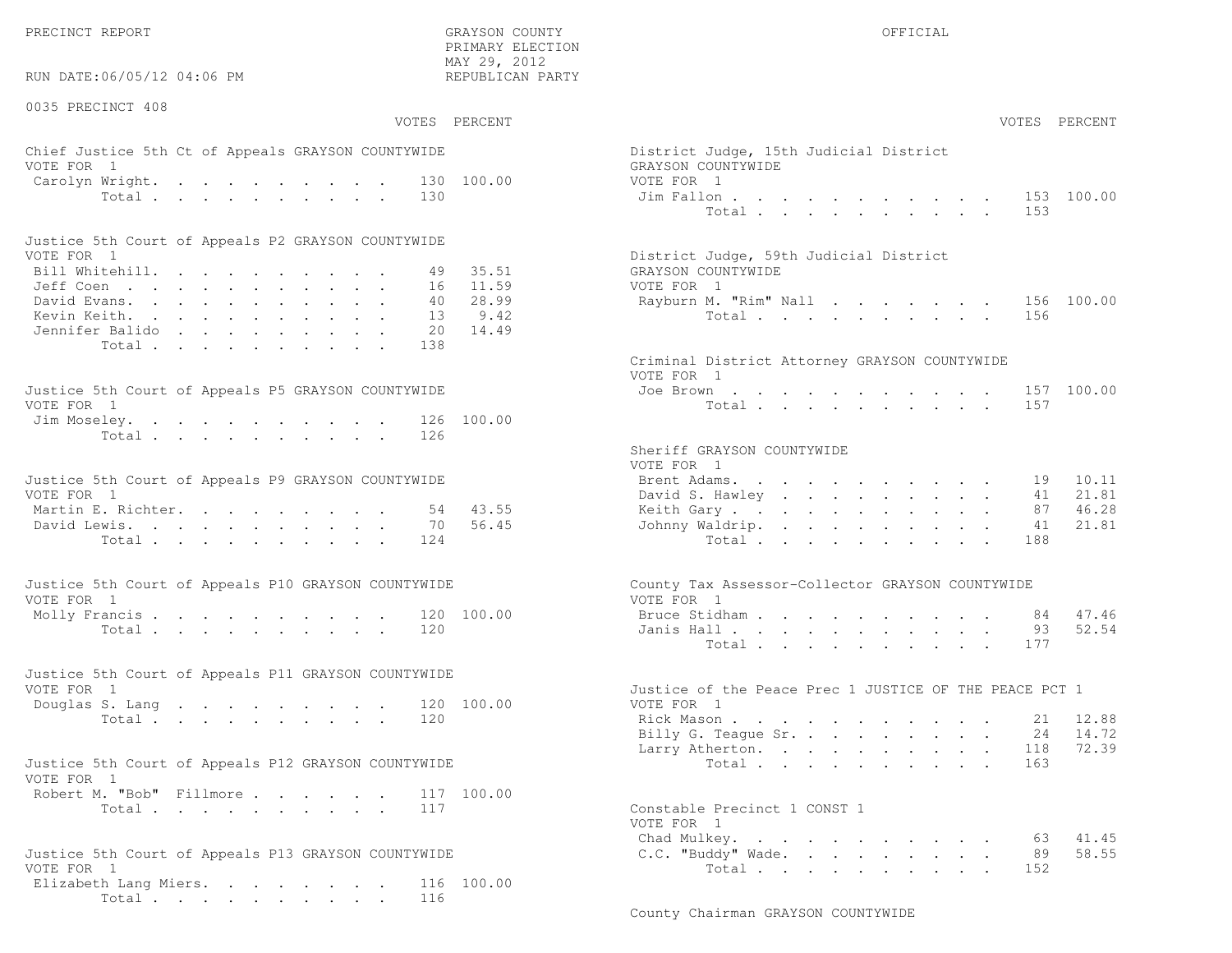PRECINCT REPORT — GRAYSON COUNTY — PRIMARY ELECTION — MAY 29, 2012 — REPUBLICAN PARTY — OFFICIAL

RUN DATE:06/05/12 04:06 PM

## 0035 PRECINCT 408

### Chief Justice 5th Ct of Appeals GRAYSON COUNTYWIDE
VOTE FOR 1

| | VOTES | PERCENT |
|---|---|---|
| Carolyn Wright | 130 | 100.00 |
| Total | 130 | |

### Justice 5th Court of Appeals P2 GRAYSON COUNTYWIDE
VOTE FOR 1

| | VOTES | PERCENT |
|---|---|---|
| Bill Whitehill | 49 | 35.51 |
| Jeff Coen | 16 | 11.59 |
| David Evans | 40 | 28.99 |
| Kevin Keith | 13 | 9.42 |
| Jennifer Balido | 20 | 14.49 |
| Total | 138 | |

### Justice 5th Court of Appeals P5 GRAYSON COUNTYWIDE
VOTE FOR 1

| | VOTES | PERCENT |
|---|---|---|
| Jim Moseley | 126 | 100.00 |
| Total | 126 | |

### Justice 5th Court of Appeals P9 GRAYSON COUNTYWIDE
VOTE FOR 1

| | VOTES | PERCENT |
|---|---|---|
| Martin E. Richter | 54 | 43.55 |
| David Lewis | 70 | 56.45 |
| Total | 124 | |

### Justice 5th Court of Appeals P10 GRAYSON COUNTYWIDE
VOTE FOR 1

| | VOTES | PERCENT |
|---|---|---|
| Molly Francis | 120 | 100.00 |
| Total | 120 | |

### Justice 5th Court of Appeals P11 GRAYSON COUNTYWIDE
VOTE FOR 1

| | VOTES | PERCENT |
|---|---|---|
| Douglas S. Lang | 120 | 100.00 |
| Total | 120 | |

### Justice 5th Court of Appeals P12 GRAYSON COUNTYWIDE
VOTE FOR 1

| | VOTES | PERCENT |
|---|---|---|
| Robert M. "Bob" Fillmore | 117 | 100.00 |
| Total | 117 | |

### Justice 5th Court of Appeals P13 GRAYSON COUNTYWIDE
VOTE FOR 1

| | VOTES | PERCENT |
|---|---|---|
| Elizabeth Lang Miers | 116 | 100.00 |
| Total | 116 | |

### District Judge, 15th Judicial District GRAYSON COUNTYWIDE
VOTE FOR 1

| | VOTES | PERCENT |
|---|---|---|
| Jim Fallon | 153 | 100.00 |
| Total | 153 | |

### District Judge, 59th Judicial District GRAYSON COUNTYWIDE
VOTE FOR 1

| | VOTES | PERCENT |
|---|---|---|
| Rayburn M. "Rim" Nall | 156 | 100.00 |
| Total | 156 | |

### Criminal District Attorney GRAYSON COUNTYWIDE
VOTE FOR 1

| | VOTES | PERCENT |
|---|---|---|
| Joe Brown | 157 | 100.00 |
| Total | 157 | |

### Sheriff GRAYSON COUNTYWIDE
VOTE FOR 1

| | VOTES | PERCENT |
|---|---|---|
| Brent Adams | 19 | 10.11 |
| David S. Hawley | 41 | 21.81 |
| Keith Gary | 87 | 46.28 |
| Johnny Waldrip | 41 | 21.81 |
| Total | 188 | |

### County Tax Assessor-Collector GRAYSON COUNTYWIDE
VOTE FOR 1

| | VOTES | PERCENT |
|---|---|---|
| Bruce Stidham | 84 | 47.46 |
| Janis Hall | 93 | 52.54 |
| Total | 177 | |

### Justice of the Peace Prec 1 JUSTICE OF THE PEACE PCT 1
VOTE FOR 1

| | VOTES | PERCENT |
|---|---|---|
| Rick Mason | 21 | 12.88 |
| Billy G. Teague Sr. | 24 | 14.72 |
| Larry Atherton | 118 | 72.39 |
| Total | 163 | |

### Constable Precinct 1 CONST 1
VOTE FOR 1

| | VOTES | PERCENT |
|---|---|---|
| Chad Mulkey | 63 | 41.45 |
| C.C. "Buddy" Wade | 89 | 58.55 |
| Total | 152 | |

### County Chairman GRAYSON COUNTYWIDE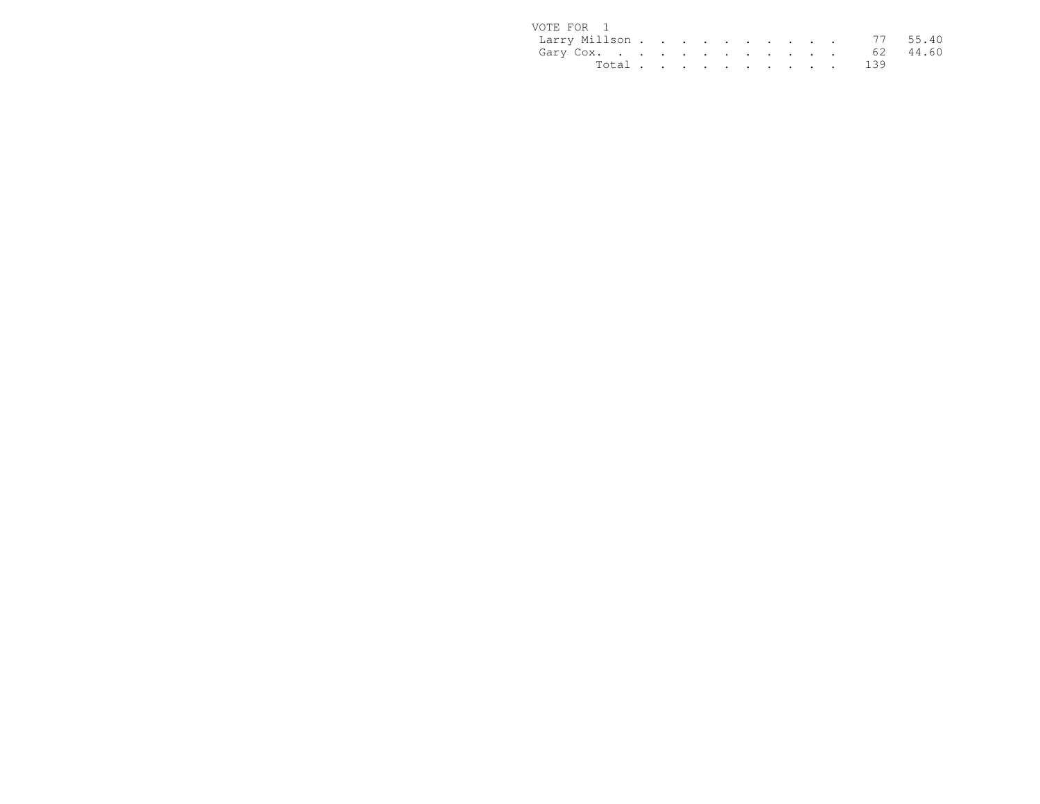VOTE FOR 1

| | | |
|---|---|---|
| Larry Millson | 77 | 55.40 |
| Gary Cox. | 62 | 44.60 |
| Total | 139 | |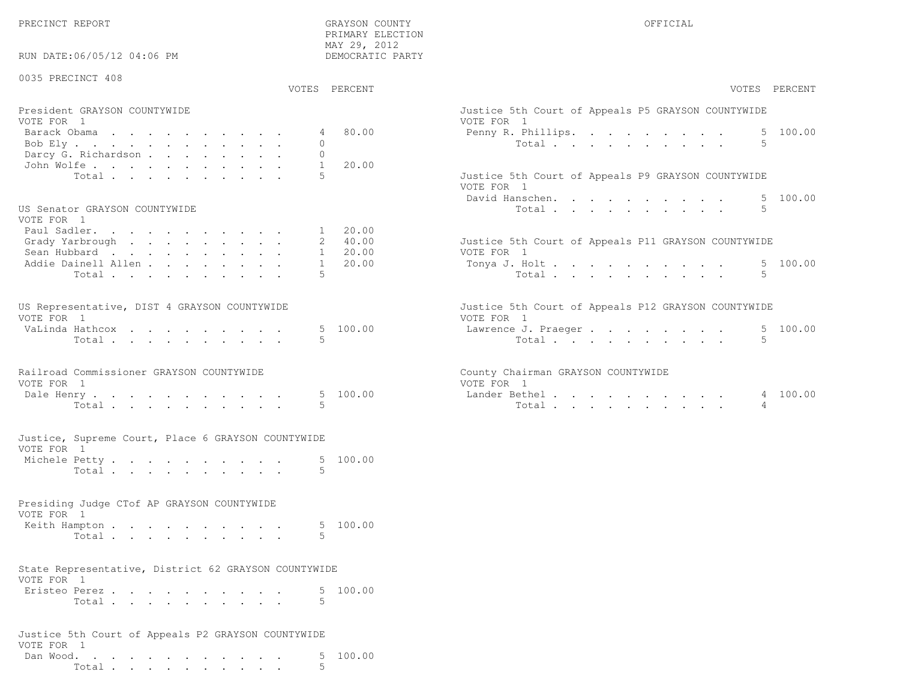PRECINCT REPORT

GRAYSON COUNTY
PRIMARY ELECTION
MAY 29, 2012
DEMOCRATIC PARTY

OFFICIAL

RUN DATE:06/05/12 04:06 PM

0035 PRECINCT 408

### President GRAYSON COUNTYWIDE
VOTE FOR 1

| Candidate | VOTES | PERCENT |
|---|---|---|
| Barack Obama | 4 | 80.00 |
| Bob Ely | 0 | |
| Darcy G. Richardson | 0 | |
| John Wolfe | 1 | 20.00 |
| Total | 5 | |

### US Senator GRAYSON COUNTYWIDE
VOTE FOR 1

| Candidate | VOTES | PERCENT |
|---|---|---|
| Paul Sadler | 1 | 20.00 |
| Grady Yarbrough | 2 | 40.00 |
| Sean Hubbard | 1 | 20.00 |
| Addie Dainell Allen | 1 | 20.00 |
| Total | 5 | |

### US Representative, DIST 4 GRAYSON COUNTYWIDE
VOTE FOR 1

| Candidate | VOTES | PERCENT |
|---|---|---|
| VaLinda Hathcox | 5 | 100.00 |
| Total | 5 | |

### Railroad Commissioner GRAYSON COUNTYWIDE
VOTE FOR 1

| Candidate | VOTES | PERCENT |
|---|---|---|
| Dale Henry | 5 | 100.00 |
| Total | 5 | |

### Justice, Supreme Court, Place 6 GRAYSON COUNTYWIDE
VOTE FOR 1

| Candidate | VOTES | PERCENT |
|---|---|---|
| Michele Petty | 5 | 100.00 |
| Total | 5 | |

### Presiding Judge CTof AP GRAYSON COUNTYWIDE
VOTE FOR 1

| Candidate | VOTES | PERCENT |
|---|---|---|
| Keith Hampton | 5 | 100.00 |
| Total | 5 | |

### State Representative, District 62 GRAYSON COUNTYWIDE
VOTE FOR 1

| Candidate | VOTES | PERCENT |
|---|---|---|
| Eristeo Perez | 5 | 100.00 |
| Total | 5 | |

### Justice 5th Court of Appeals P2 GRAYSON COUNTYWIDE
VOTE FOR 1

| Candidate | VOTES | PERCENT |
|---|---|---|
| Dan Wood | 5 | 100.00 |
| Total | 5 | |

### Justice 5th Court of Appeals P5 GRAYSON COUNTYWIDE
VOTE FOR 1

| Candidate | VOTES | PERCENT |
|---|---|---|
| Penny R. Phillips | 5 | 100.00 |
| Total | 5 | |

### Justice 5th Court of Appeals P9 GRAYSON COUNTYWIDE
VOTE FOR 1

| Candidate | VOTES | PERCENT |
|---|---|---|
| David Hanschen | 5 | 100.00 |
| Total | 5 | |

### Justice 5th Court of Appeals P11 GRAYSON COUNTYWIDE
VOTE FOR 1

| Candidate | VOTES | PERCENT |
|---|---|---|
| Tonya J. Holt | 5 | 100.00 |
| Total | 5 | |

### Justice 5th Court of Appeals P12 GRAYSON COUNTYWIDE
VOTE FOR 1

| Candidate | VOTES | PERCENT |
|---|---|---|
| Lawrence J. Praeger | 5 | 100.00 |
| Total | 5 | |

### County Chairman GRAYSON COUNTYWIDE
VOTE FOR 1

| Candidate | VOTES | PERCENT |
|---|---|---|
| Lander Bethel | 4 | 100.00 |
| Total | 4 | |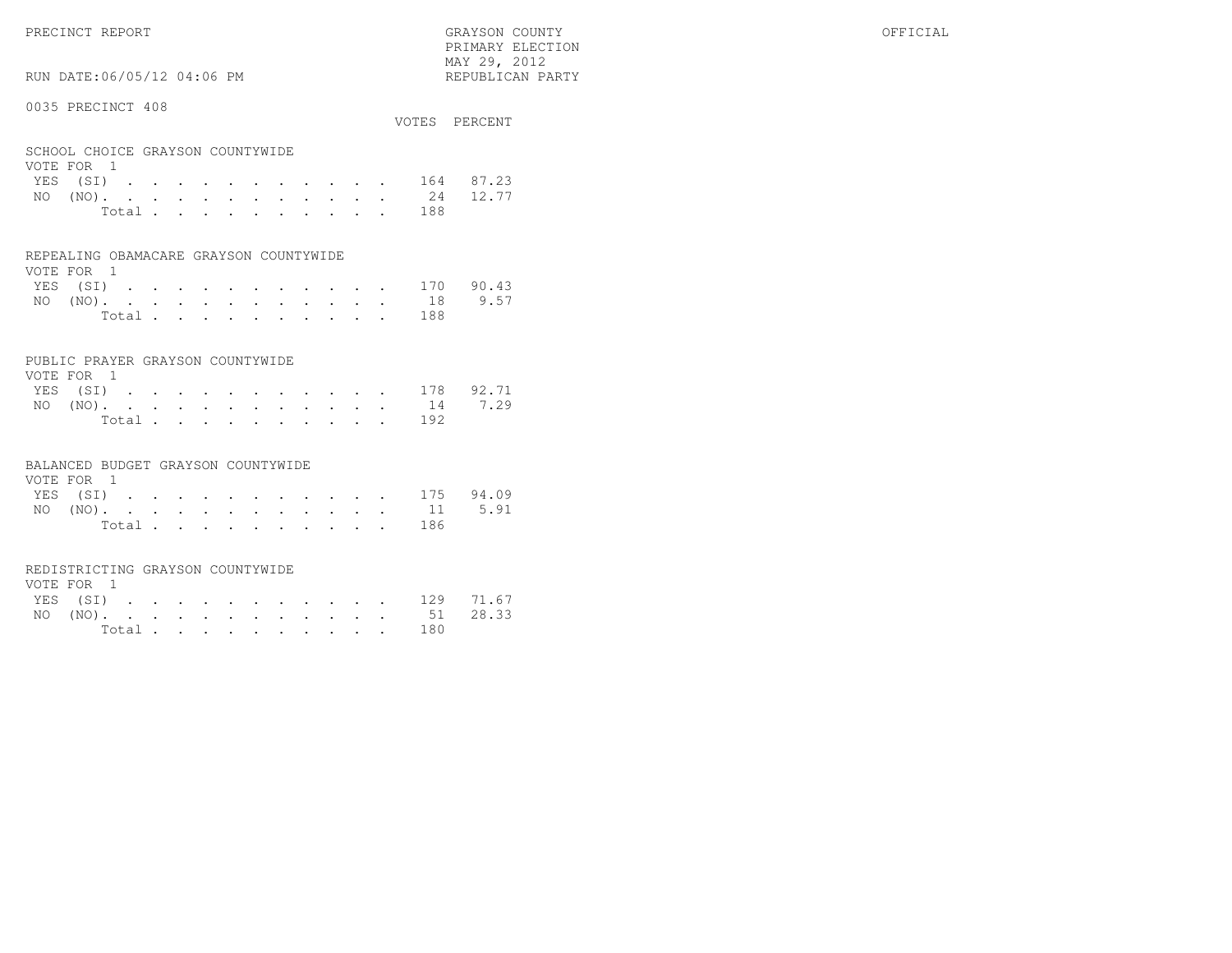PRECINCT REPORT — GRAYSON COUNTY — PRIMARY ELECTION — MAY 29, 2012 — REPUBLICAN PARTY — OFFICIAL

RUN DATE:06/05/12 04:06 PM

## 0035 PRECINCT 408

### SCHOOL CHOICE GRAYSON COUNTYWIDE

VOTE FOR 1

| | VOTES | PERCENT |
|---|---|---|
| YES (SI) | 164 | 87.23 |
| NO (NO) | 24 | 12.77 |
| Total | 188 | |

### REPEALING OBAMACARE GRAYSON COUNTYWIDE

VOTE FOR 1

| | VOTES | PERCENT |
|---|---|---|
| YES (SI) | 170 | 90.43 |
| NO (NO) | 18 | 9.57 |
| Total | 188 | |

### PUBLIC PRAYER GRAYSON COUNTYWIDE

VOTE FOR 1

| | VOTES | PERCENT |
|---|---|---|
| YES (SI) | 178 | 92.71 |
| NO (NO) | 14 | 7.29 |
| Total | 192 | |

### BALANCED BUDGET GRAYSON COUNTYWIDE

VOTE FOR 1

| | VOTES | PERCENT |
|---|---|---|
| YES (SI) | 175 | 94.09 |
| NO (NO) | 11 | 5.91 |
| Total | 186 | |

### REDISTRICTING GRAYSON COUNTYWIDE

VOTE FOR 1

| | VOTES | PERCENT |
|---|---|---|
| YES (SI) | 129 | 71.67 |
| NO (NO) | 51 | 28.33 |
| Total | 180 | |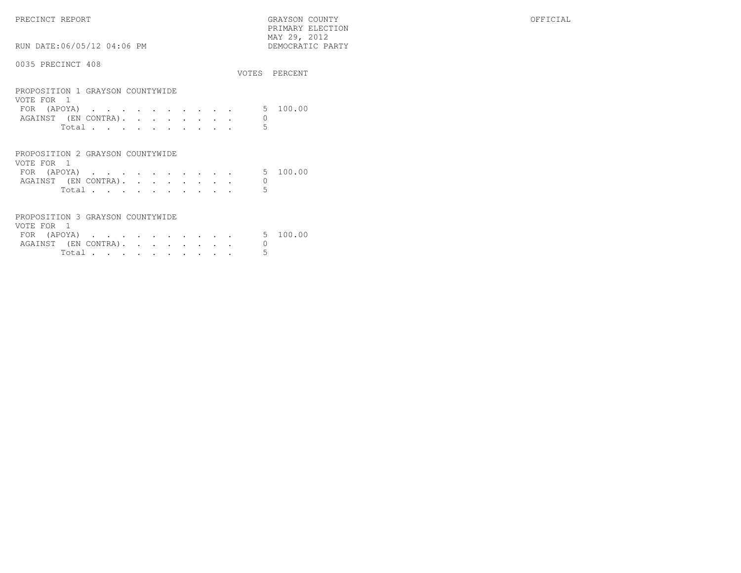PRECINCT REPORT

GRAYSON COUNTY
PRIMARY ELECTION
MAY 29, 2012
DEMOCRATIC PARTY

OFFICIAL

RUN DATE:06/05/12 04:06 PM

0035 PRECINCT 408

### PROPOSITION 1 GRAYSON COUNTYWIDE

VOTE FOR 1

| | VOTES | PERCENT |
|---|---|---|
| FOR (APOYA) | 5 | 100.00 |
| AGAINST (EN CONTRA) | 0 | |
| Total | 5 | |

### PROPOSITION 2 GRAYSON COUNTYWIDE

VOTE FOR 1

| | VOTES | PERCENT |
|---|---|---|
| FOR (APOYA) | 5 | 100.00 |
| AGAINST (EN CONTRA) | 0 | |
| Total | 5 | |

### PROPOSITION 3 GRAYSON COUNTYWIDE

VOTE FOR 1

| | VOTES | PERCENT |
|---|---|---|
| FOR (APOYA) | 5 | 100.00 |
| AGAINST (EN CONTRA) | 0 | |
| Total | 5 | |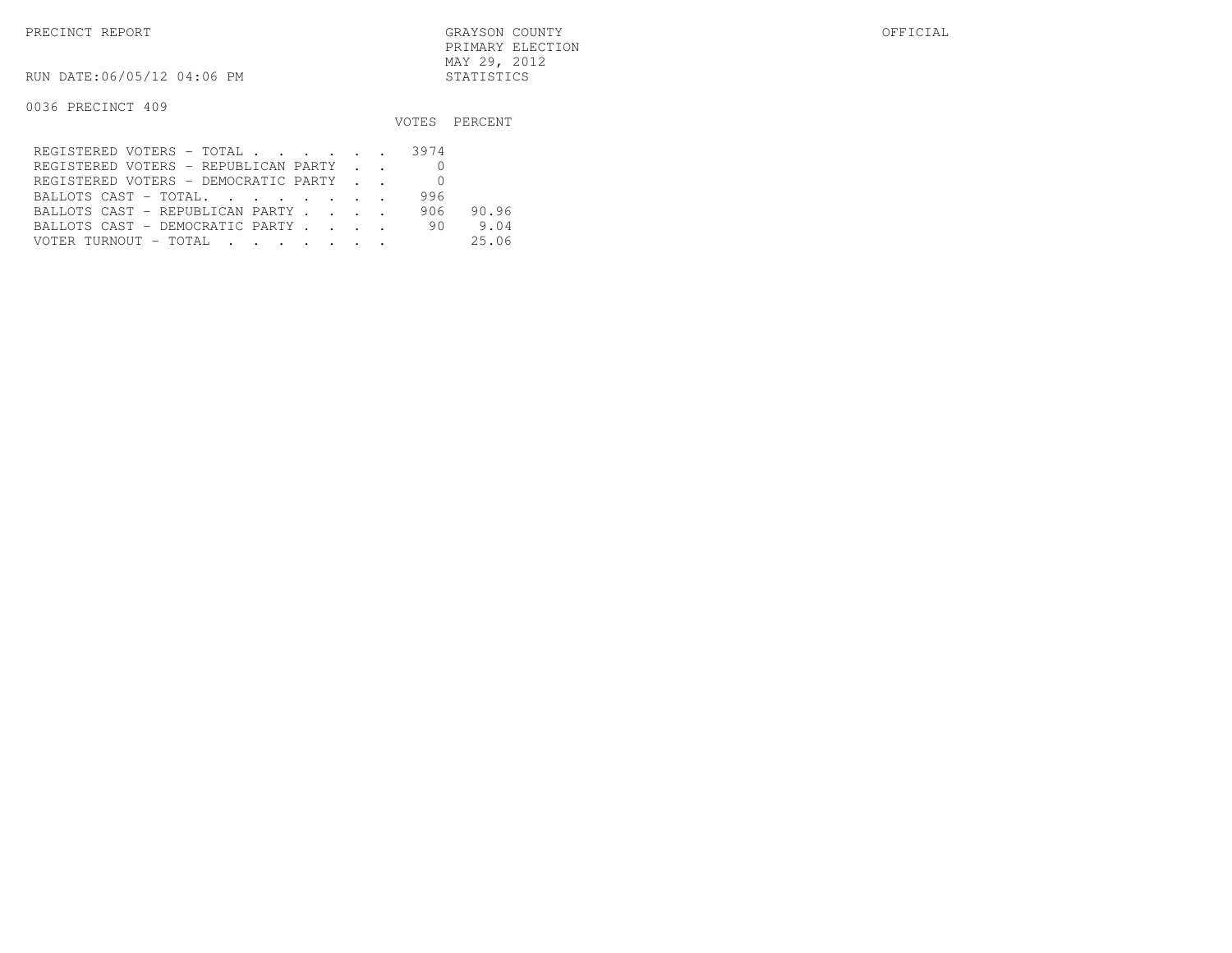PRECINCT REPORT

GRAYSON COUNTY
PRIMARY ELECTION
MAY 29, 2012
STATISTICS

OFFICIAL

RUN DATE:06/05/12 04:06 PM

0036 PRECINCT 409

| | VOTES | PERCENT |
|---|---|---|
| REGISTERED VOTERS - TOTAL . . . . . . | 3974 | |
| REGISTERED VOTERS - REPUBLICAN PARTY . . | 0 | |
| REGISTERED VOTERS - DEMOCRATIC PARTY . . | 0 | |
| BALLOTS CAST - TOTAL. . . . . . . . | 996 | |
| BALLOTS CAST - REPUBLICAN PARTY . . . . | 906 | 90.96 |
| BALLOTS CAST - DEMOCRATIC PARTY . . . . | 90 | 9.04 |
| VOTER TURNOUT - TOTAL . . . . . . . | | 25.06 |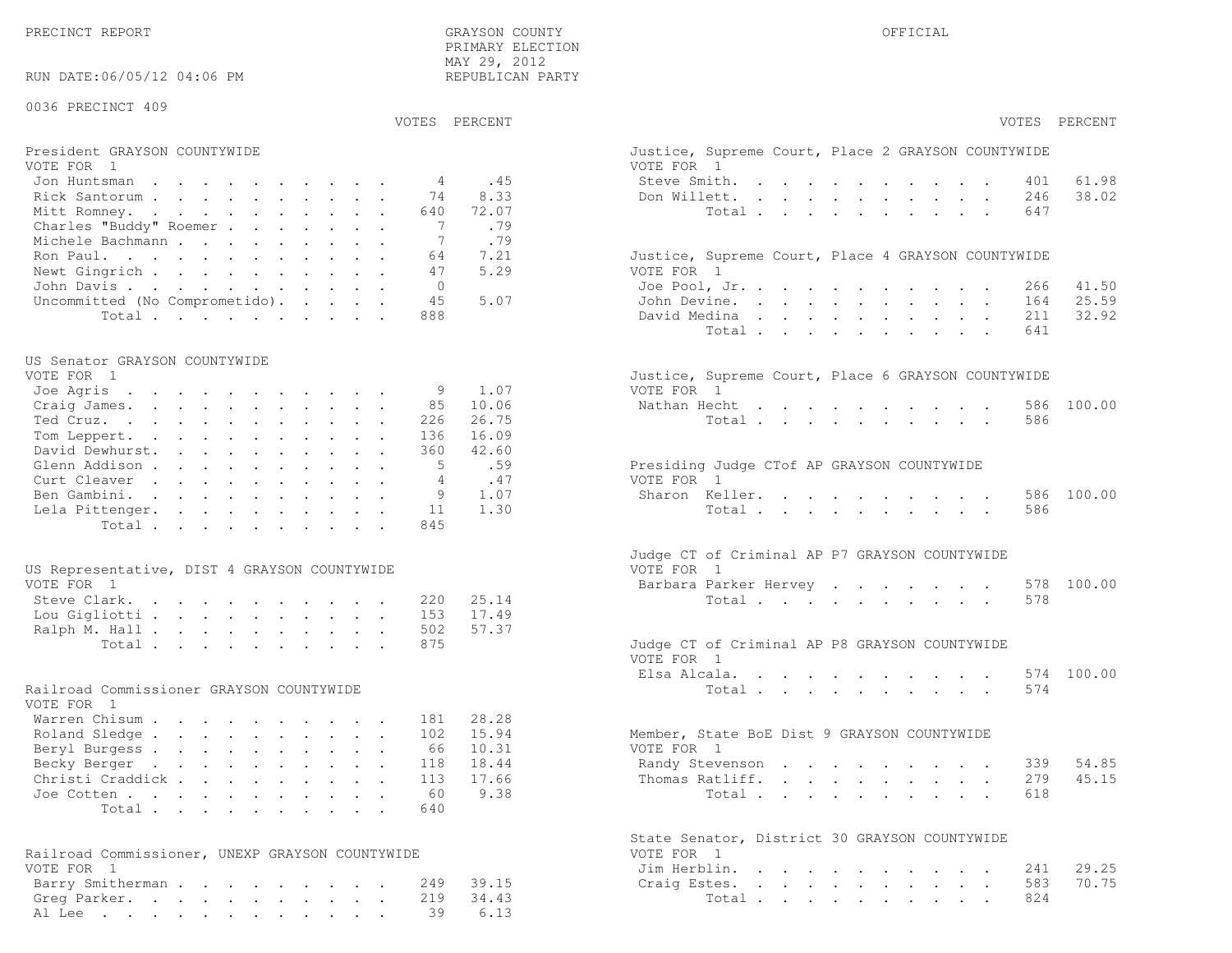PRECINCT REPORT

GRAYSON COUNTY
PRIMARY ELECTION
MAY 29, 2012
REPUBLICAN PARTY

OFFICIAL

RUN DATE:06/05/12 04:06 PM

0036 PRECINCT 409

**President GRAYSON COUNTYWIDE**
VOTE FOR 1

| | VOTES | PERCENT |
|---|---|---|
| Jon Huntsman | 4 | .45 |
| Rick Santorum | 74 | 8.33 |
| Mitt Romney | 640 | 72.07 |
| Charles "Buddy" Roemer | 7 | .79 |
| Michele Bachmann | 7 | .79 |
| Ron Paul | 64 | 7.21 |
| Newt Gingrich | 47 | 5.29 |
| John Davis | 0 | |
| Uncommitted (No Comprometido) | 45 | 5.07 |
| Total | 888 | |

**US Senator GRAYSON COUNTYWIDE**
VOTE FOR 1

| | VOTES | PERCENT |
|---|---|---|
| Joe Agris | 9 | 1.07 |
| Craig James | 85 | 10.06 |
| Ted Cruz | 226 | 26.75 |
| Tom Leppert | 136 | 16.09 |
| David Dewhurst | 360 | 42.60 |
| Glenn Addison | 5 | .59 |
| Curt Cleaver | 4 | .47 |
| Ben Gambini | 9 | 1.07 |
| Lela Pittenger | 11 | 1.30 |
| Total | 845 | |

**US Representative, DIST 4 GRAYSON COUNTYWIDE**
VOTE FOR 1

| | VOTES | PERCENT |
|---|---|---|
| Steve Clark | 220 | 25.14 |
| Lou Gigliotti | 153 | 17.49 |
| Ralph M. Hall | 502 | 57.37 |
| Total | 875 | |

**Railroad Commissioner GRAYSON COUNTYWIDE**
VOTE FOR 1

| | VOTES | PERCENT |
|---|---|---|
| Warren Chisum | 181 | 28.28 |
| Roland Sledge | 102 | 15.94 |
| Beryl Burgess | 66 | 10.31 |
| Becky Berger | 118 | 18.44 |
| Christi Craddick | 113 | 17.66 |
| Joe Cotten | 60 | 9.38 |
| Total | 640 | |

**Railroad Commissioner, UNEXP GRAYSON COUNTYWIDE**
VOTE FOR 1

| | VOTES | PERCENT |
|---|---|---|
| Barry Smitherman | 249 | 39.15 |
| Greg Parker | 219 | 34.43 |
| Al Lee | 39 | 6.13 |

**Justice, Supreme Court, Place 2 GRAYSON COUNTYWIDE**
VOTE FOR 1

| | VOTES | PERCENT |
|---|---|---|
| Steve Smith | 401 | 61.98 |
| Don Willett | 246 | 38.02 |
| Total | 647 | |

**Justice, Supreme Court, Place 4 GRAYSON COUNTYWIDE**
VOTE FOR 1

| | VOTES | PERCENT |
|---|---|---|
| Joe Pool, Jr. | 266 | 41.50 |
| John Devine | 164 | 25.59 |
| David Medina | 211 | 32.92 |
| Total | 641 | |

**Justice, Supreme Court, Place 6 GRAYSON COUNTYWIDE**
VOTE FOR 1

| | VOTES | PERCENT |
|---|---|---|
| Nathan Hecht | 586 | 100.00 |
| Total | 586 | |

**Presiding Judge CTof AP GRAYSON COUNTYWIDE**
VOTE FOR 1

| | VOTES | PERCENT |
|---|---|---|
| Sharon Keller | 586 | 100.00 |
| Total | 586 | |

**Judge CT of Criminal AP P7 GRAYSON COUNTYWIDE**
VOTE FOR 1

| | VOTES | PERCENT |
|---|---|---|
| Barbara Parker Hervey | 578 | 100.00 |
| Total | 578 | |

**Judge CT of Criminal AP P8 GRAYSON COUNTYWIDE**
VOTE FOR 1

| | VOTES | PERCENT |
|---|---|---|
| Elsa Alcala | 574 | 100.00 |
| Total | 574 | |

**Member, State BoE Dist 9 GRAYSON COUNTYWIDE**
VOTE FOR 1

| | VOTES | PERCENT |
|---|---|---|
| Randy Stevenson | 339 | 54.85 |
| Thomas Ratliff | 279 | 45.15 |
| Total | 618 | |

**State Senator, District 30 GRAYSON COUNTYWIDE**
VOTE FOR 1

| | VOTES | PERCENT |
|---|---|---|
| Jim Herblin | 241 | 29.25 |
| Craig Estes | 583 | 70.75 |
| Total | 824 | |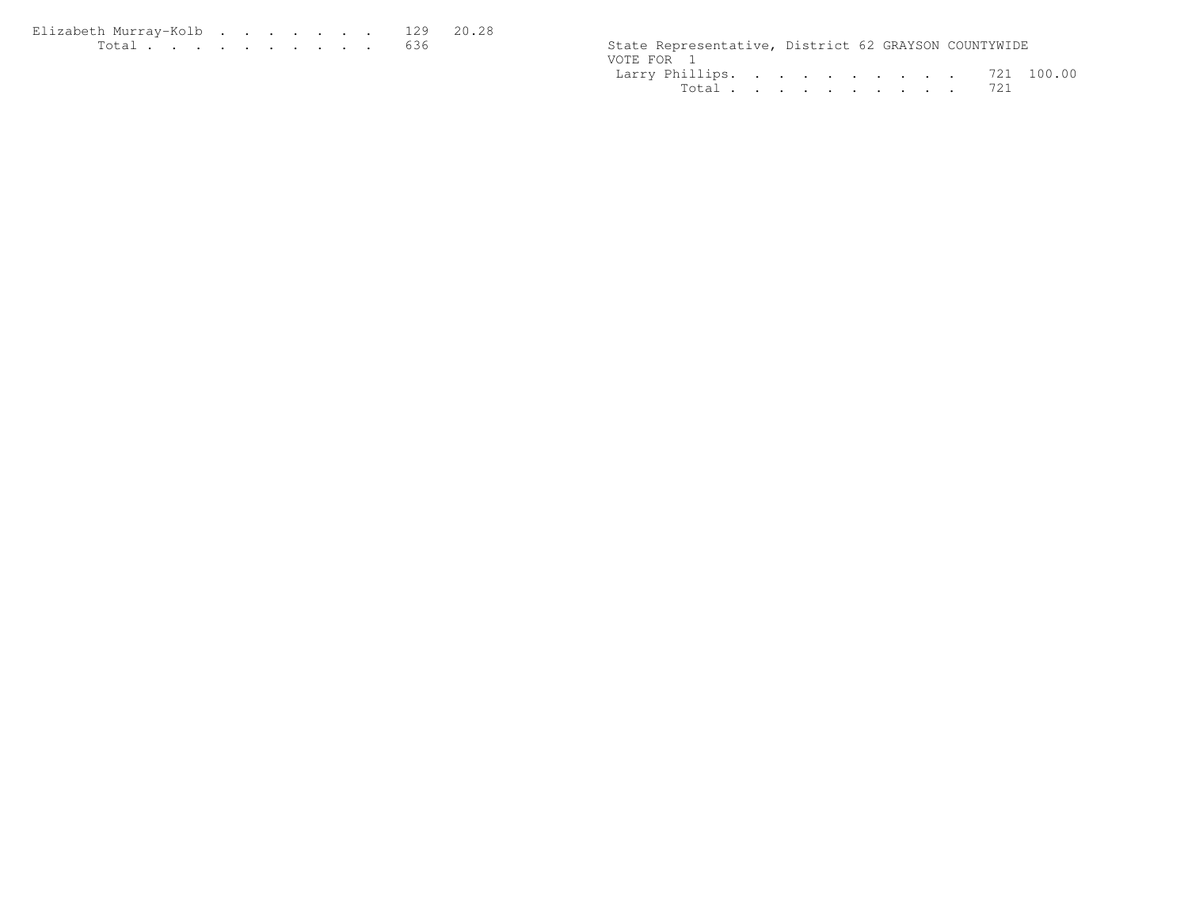| Candidate | Votes | Percent |
|---|---|---|
| Elizabeth Murray-Kolb | 129 | 20.28 |
| Total | 636 | |

State Representative, District 62 GRAYSON COUNTYWIDE
VOTE FOR 1

| Candidate | Votes | Percent |
|---|---|---|
| Larry Phillips | 721 | 100.00 |
| Total | 721 | |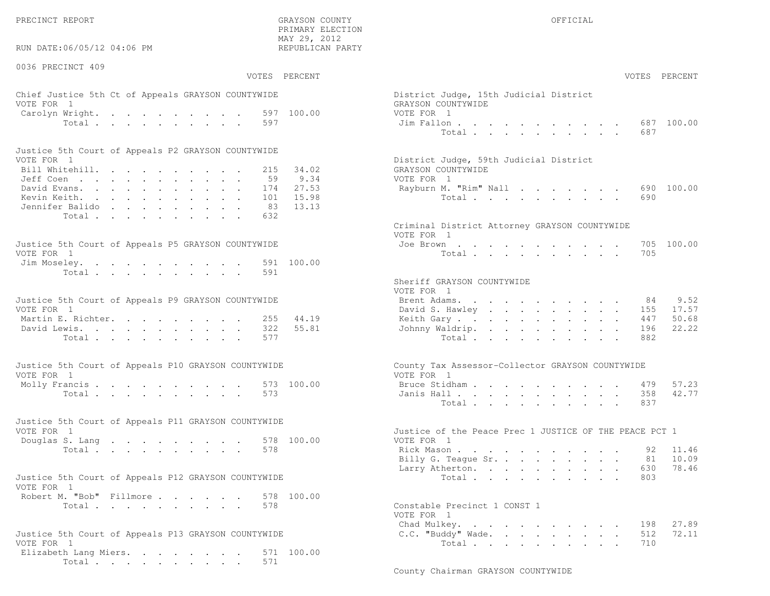PRECINCT REPORT — GRAYSON COUNTY — PRIMARY ELECTION — MAY 29, 2012 — REPUBLICAN PARTY — OFFICIAL

RUN DATE:06/05/12 04:06 PM

0036 PRECINCT 409

### Chief Justice 5th Ct of Appeals GRAYSON COUNTYWIDE
VOTE FOR 1

| | VOTES | PERCENT |
|---|---|---|
| Carolyn Wright | 597 | 100.00 |
| Total | 597 | |

### Justice 5th Court of Appeals P2 GRAYSON COUNTYWIDE
VOTE FOR 1

| | VOTES | PERCENT |
|---|---|---|
| Bill Whitehill | 215 | 34.02 |
| Jeff Coen | 59 | 9.34 |
| David Evans | 174 | 27.53 |
| Kevin Keith | 101 | 15.98 |
| Jennifer Balido | 83 | 13.13 |
| Total | 632 | |

### Justice 5th Court of Appeals P5 GRAYSON COUNTYWIDE
VOTE FOR 1

| | VOTES | PERCENT |
|---|---|---|
| Jim Moseley | 591 | 100.00 |
| Total | 591 | |

### Justice 5th Court of Appeals P9 GRAYSON COUNTYWIDE
VOTE FOR 1

| | VOTES | PERCENT |
|---|---|---|
| Martin E. Richter | 255 | 44.19 |
| David Lewis | 322 | 55.81 |
| Total | 577 | |

### Justice 5th Court of Appeals P10 GRAYSON COUNTYWIDE
VOTE FOR 1

| | VOTES | PERCENT |
|---|---|---|
| Molly Francis | 573 | 100.00 |
| Total | 573 | |

### Justice 5th Court of Appeals P11 GRAYSON COUNTYWIDE
VOTE FOR 1

| | VOTES | PERCENT |
|---|---|---|
| Douglas S. Lang | 578 | 100.00 |
| Total | 578 | |

### Justice 5th Court of Appeals P12 GRAYSON COUNTYWIDE
VOTE FOR 1

| | VOTES | PERCENT |
|---|---|---|
| Robert M. "Bob" Fillmore | 578 | 100.00 |
| Total | 578 | |

### Justice 5th Court of Appeals P13 GRAYSON COUNTYWIDE
VOTE FOR 1

| | VOTES | PERCENT |
|---|---|---|
| Elizabeth Lang Miers | 571 | 100.00 |
| Total | 571 | |

### District Judge, 15th Judicial District GRAYSON COUNTYWIDE
VOTE FOR 1

| | VOTES | PERCENT |
|---|---|---|
| Jim Fallon | 687 | 100.00 |
| Total | 687 | |

### District Judge, 59th Judicial District GRAYSON COUNTYWIDE
VOTE FOR 1

| | VOTES | PERCENT |
|---|---|---|
| Rayburn M. "Rim" Nall | 690 | 100.00 |
| Total | 690 | |

### Criminal District Attorney GRAYSON COUNTYWIDE
VOTE FOR 1

| | VOTES | PERCENT |
|---|---|---|
| Joe Brown | 705 | 100.00 |
| Total | 705 | |

### Sheriff GRAYSON COUNTYWIDE
VOTE FOR 1

| | VOTES | PERCENT |
|---|---|---|
| Brent Adams | 84 | 9.52 |
| David S. Hawley | 155 | 17.57 |
| Keith Gary | 447 | 50.68 |
| Johnny Waldrip | 196 | 22.22 |
| Total | 882 | |

### County Tax Assessor-Collector GRAYSON COUNTYWIDE
VOTE FOR 1

| | VOTES | PERCENT |
|---|---|---|
| Bruce Stidham | 479 | 57.23 |
| Janis Hall | 358 | 42.77 |
| Total | 837 | |

### Justice of the Peace Prec 1 JUSTICE OF THE PEACE PCT 1
VOTE FOR 1

| | VOTES | PERCENT |
|---|---|---|
| Rick Mason | 92 | 11.46 |
| Billy G. Teague Sr. | 81 | 10.09 |
| Larry Atherton | 630 | 78.46 |
| Total | 803 | |

### Constable Precinct 1 CONST 1
VOTE FOR 1

| | VOTES | PERCENT |
|---|---|---|
| Chad Mulkey | 198 | 27.89 |
| C.C. "Buddy" Wade | 512 | 72.11 |
| Total | 710 | |

### County Chairman GRAYSON COUNTYWIDE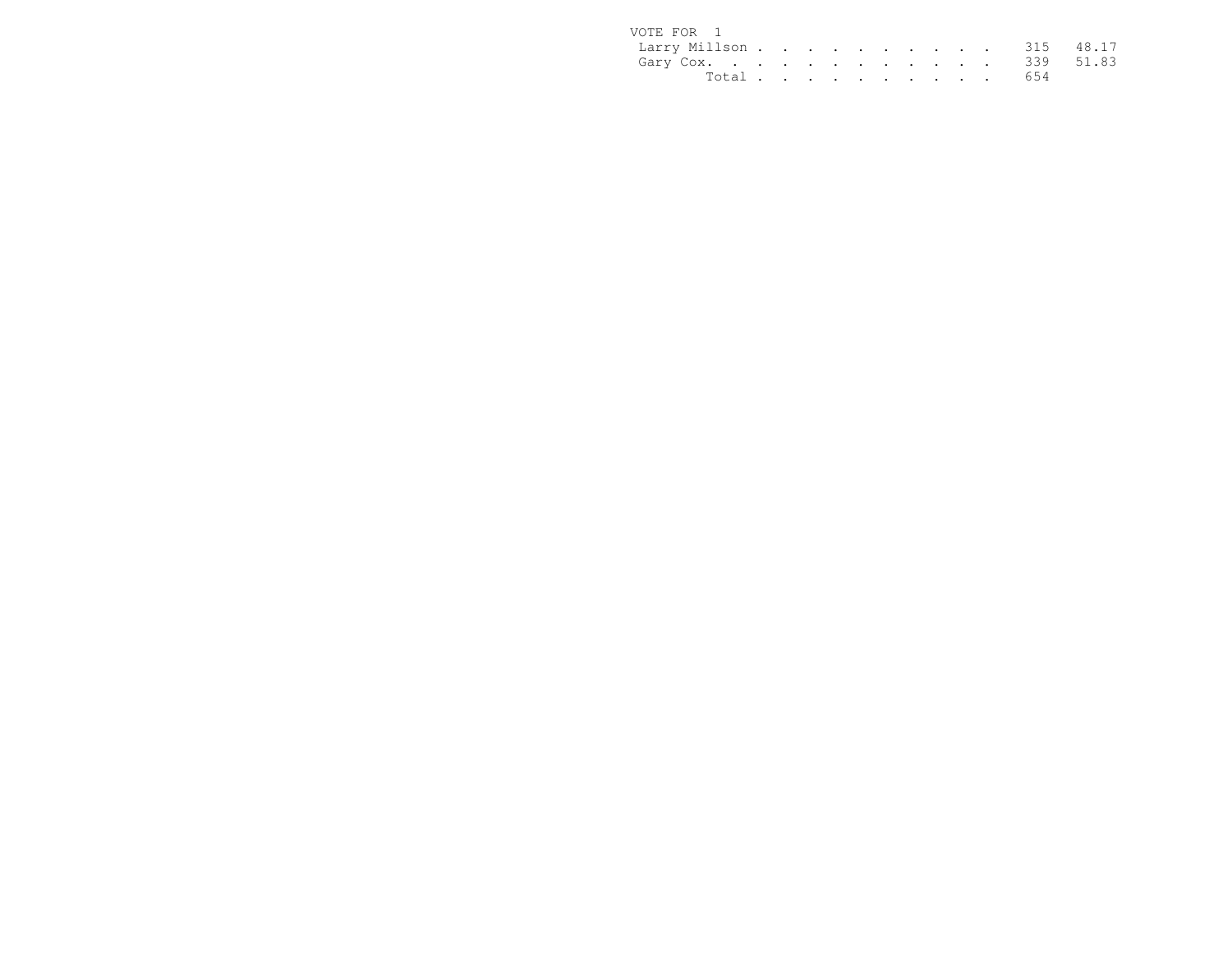VOTE FOR 1

| Candidate | Votes | Percent |
| --- | --- | --- |
| Larry Millson | 315 | 48.17 |
| Gary Cox | 339 | 51.83 |
| Total | 654 | |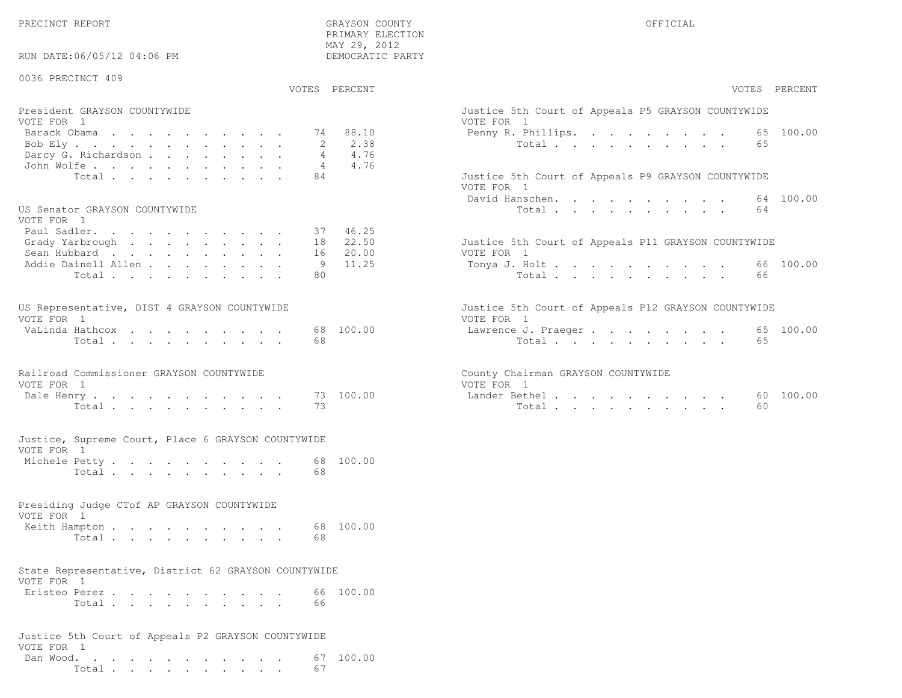PRECINCT REPORT

GRAYSON COUNTY
PRIMARY ELECTION
MAY 29, 2012
DEMOCRATIC PARTY

OFFICIAL

RUN DATE:06/05/12 04:06 PM

0036 PRECINCT 409

### President GRAYSON COUNTYWIDE
VOTE FOR 1

| Candidate | VOTES | PERCENT |
|---|---|---|
| Barack Obama | 74 | 88.10 |
| Bob Ely | 2 | 2.38 |
| Darcy G. Richardson | 4 | 4.76 |
| John Wolfe | 4 | 4.76 |
| Total | 84 | |

### US Senator GRAYSON COUNTYWIDE
VOTE FOR 1

| Candidate | VOTES | PERCENT |
|---|---|---|
| Paul Sadler | 37 | 46.25 |
| Grady Yarbrough | 18 | 22.50 |
| Sean Hubbard | 16 | 20.00 |
| Addie Dainell Allen | 9 | 11.25 |
| Total | 80 | |

### US Representative, DIST 4 GRAYSON COUNTYWIDE
VOTE FOR 1

| Candidate | VOTES | PERCENT |
|---|---|---|
| VaLinda Hathcox | 68 | 100.00 |
| Total | 68 | |

### Railroad Commissioner GRAYSON COUNTYWIDE
VOTE FOR 1

| Candidate | VOTES | PERCENT |
|---|---|---|
| Dale Henry | 73 | 100.00 |
| Total | 73 | |

### Justice, Supreme Court, Place 6 GRAYSON COUNTYWIDE
VOTE FOR 1

| Candidate | VOTES | PERCENT |
|---|---|---|
| Michele Petty | 68 | 100.00 |
| Total | 68 | |

### Presiding Judge CTof AP GRAYSON COUNTYWIDE
VOTE FOR 1

| Candidate | VOTES | PERCENT |
|---|---|---|
| Keith Hampton | 68 | 100.00 |
| Total | 68 | |

### State Representative, District 62 GRAYSON COUNTYWIDE
VOTE FOR 1

| Candidate | VOTES | PERCENT |
|---|---|---|
| Eristeo Perez | 66 | 100.00 |
| Total | 66 | |

### Justice 5th Court of Appeals P2 GRAYSON COUNTYWIDE
VOTE FOR 1

| Candidate | VOTES | PERCENT |
|---|---|---|
| Dan Wood | 67 | 100.00 |
| Total | 67 | |

### Justice 5th Court of Appeals P5 GRAYSON COUNTYWIDE
VOTE FOR 1

| Candidate | VOTES | PERCENT |
|---|---|---|
| Penny R. Phillips | 65 | 100.00 |
| Total | 65 | |

### Justice 5th Court of Appeals P9 GRAYSON COUNTYWIDE
VOTE FOR 1

| Candidate | VOTES | PERCENT |
|---|---|---|
| David Hanschen | 64 | 100.00 |
| Total | 64 | |

### Justice 5th Court of Appeals P11 GRAYSON COUNTYWIDE
VOTE FOR 1

| Candidate | VOTES | PERCENT |
|---|---|---|
| Tonya J. Holt | 66 | 100.00 |
| Total | 66 | |

### Justice 5th Court of Appeals P12 GRAYSON COUNTYWIDE
VOTE FOR 1

| Candidate | VOTES | PERCENT |
|---|---|---|
| Lawrence J. Praeger | 65 | 100.00 |
| Total | 65 | |

### County Chairman GRAYSON COUNTYWIDE
VOTE FOR 1

| Candidate | VOTES | PERCENT |
|---|---|---|
| Lander Bethel | 60 | 100.00 |
| Total | 60 | |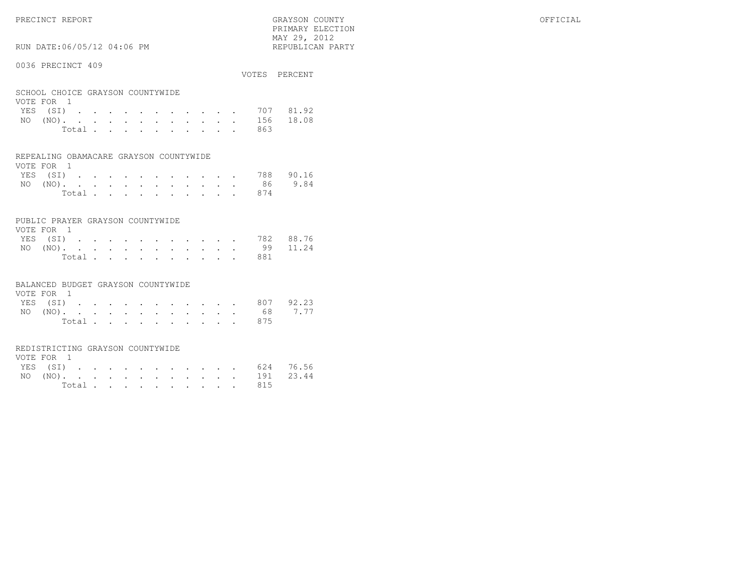PRECINCT REPORT — GRAYSON COUNTY — PRIMARY ELECTION — MAY 29, 2012 — REPUBLICAN PARTY — OFFICIAL

RUN DATE:06/05/12 04:06 PM

## 0036 PRECINCT 409

### SCHOOL CHOICE GRAYSON COUNTYWIDE
VOTE FOR 1

| | VOTES | PERCENT |
|---|---|---|
| YES (SI) | 707 | 81.92 |
| NO (NO) | 156 | 18.08 |
| Total | 863 | |

### REPEALING OBAMACARE GRAYSON COUNTYWIDE
VOTE FOR 1

| | VOTES | PERCENT |
|---|---|---|
| YES (SI) | 788 | 90.16 |
| NO (NO) | 86 | 9.84 |
| Total | 874 | |

### PUBLIC PRAYER GRAYSON COUNTYWIDE
VOTE FOR 1

| | VOTES | PERCENT |
|---|---|---|
| YES (SI) | 782 | 88.76 |
| NO (NO) | 99 | 11.24 |
| Total | 881 | |

### BALANCED BUDGET GRAYSON COUNTYWIDE
VOTE FOR 1

| | VOTES | PERCENT |
|---|---|---|
| YES (SI) | 807 | 92.23 |
| NO (NO) | 68 | 7.77 |
| Total | 875 | |

### REDISTRICTING GRAYSON COUNTYWIDE
VOTE FOR 1

| | VOTES | PERCENT |
|---|---|---|
| YES (SI) | 624 | 76.56 |
| NO (NO) | 191 | 23.44 |
| Total | 815 | |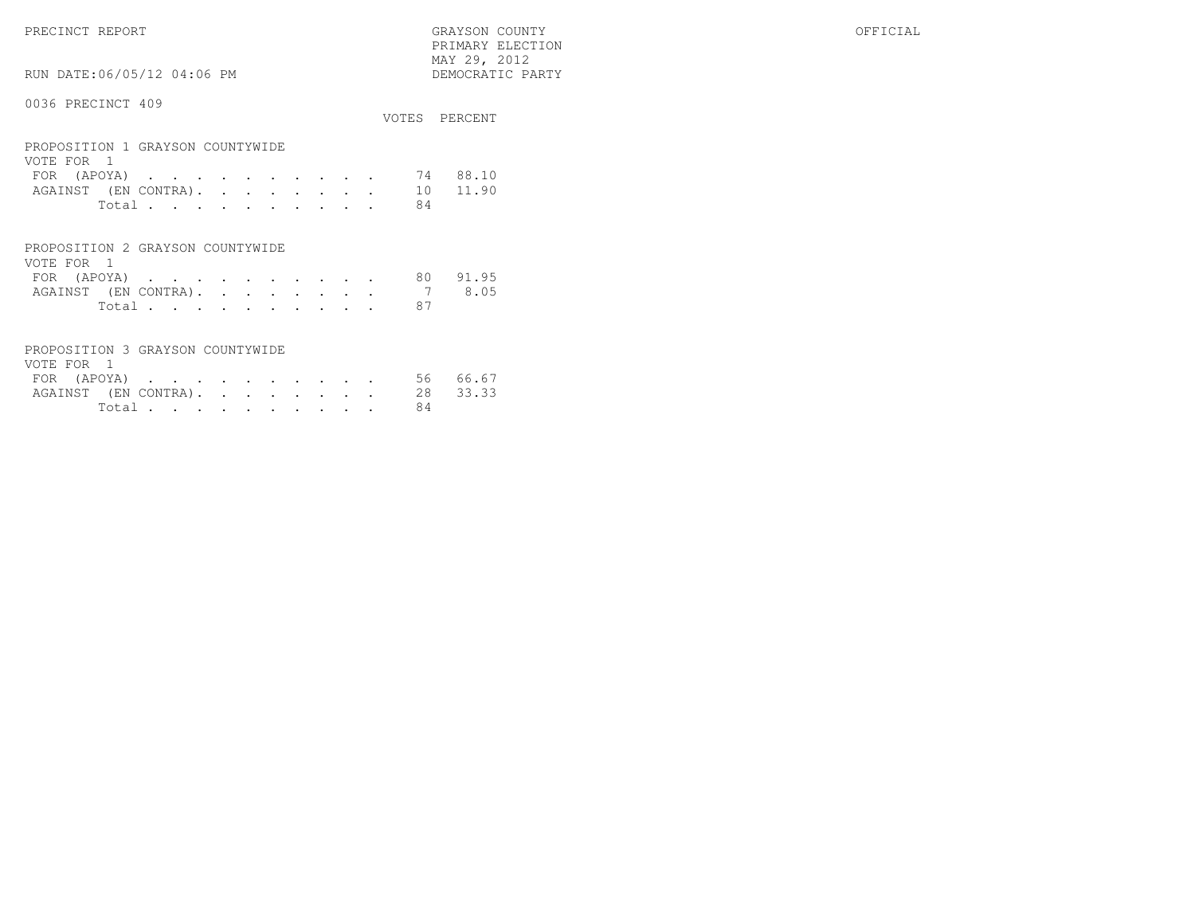PRECINCT REPORT

GRAYSON COUNTY
PRIMARY ELECTION
MAY 29, 2012
DEMOCRATIC PARTY

OFFICIAL

RUN DATE:06/05/12 04:06 PM

0036 PRECINCT 409

**PROPOSITION 1 GRAYSON COUNTYWIDE**
VOTE FOR 1

| | VOTES | PERCENT |
|---|---|---|
| FOR (APOYA) | 74 | 88.10 |
| AGAINST (EN CONTRA) | 10 | 11.90 |
| Total | 84 | |

**PROPOSITION 2 GRAYSON COUNTYWIDE**
VOTE FOR 1

| | VOTES | PERCENT |
|---|---|---|
| FOR (APOYA) | 80 | 91.95 |
| AGAINST (EN CONTRA) | 7 | 8.05 |
| Total | 87 | |

**PROPOSITION 3 GRAYSON COUNTYWIDE**
VOTE FOR 1

| | VOTES | PERCENT |
|---|---|---|
| FOR (APOYA) | 56 | 66.67 |
| AGAINST (EN CONTRA) | 28 | 33.33 |
| Total | 84 | |